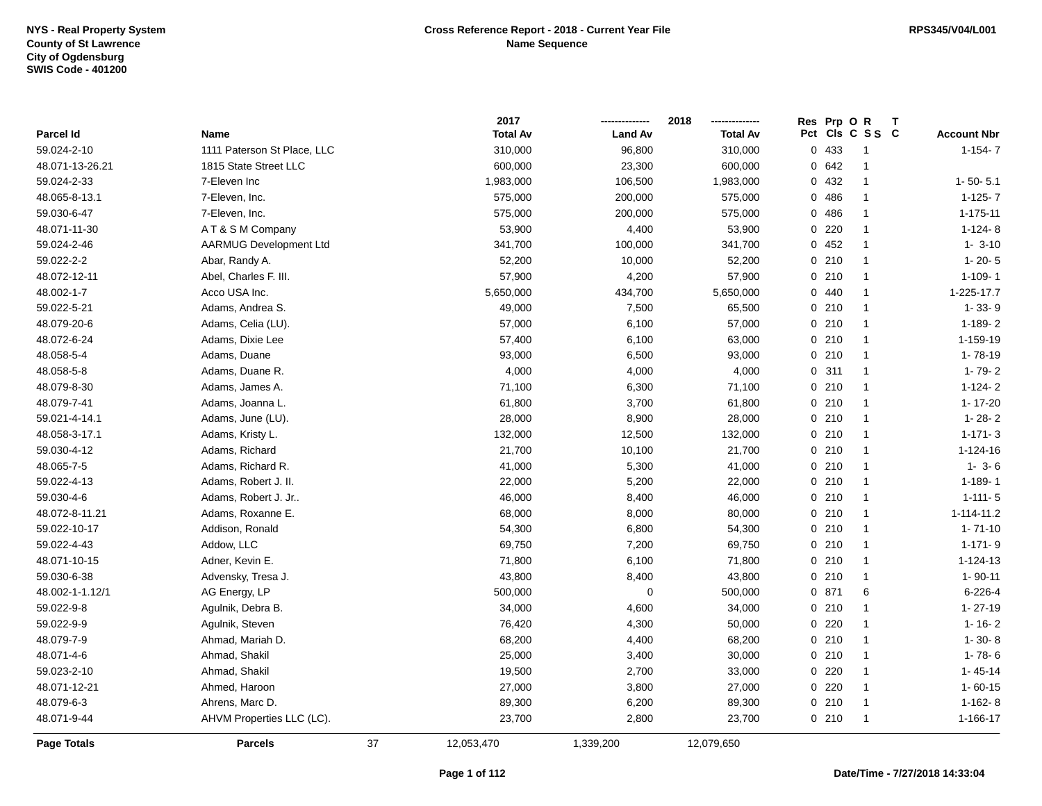NYS - Real Property System
County of St Lawrence
City of Ogdensburg
SWIS Code - 401200

**Cross Reference Report - 2018 - Current Year File**
**Name Sequence**

RPS345/V04/L001

| Parcel Id | Name | 2017 Total Av | 2018 Land Av | 2018 Total Av | Res Pct | Prp Cls | O C | R S S | T C | Account Nbr |
|---|---|---|---|---|---|---|---|---|---|---|
| 59.024-2-10 | 1111 Paterson St Place, LLC | 310,000 | 96,800 | 310,000 | 0 | 433 | | 1 | | 1-154- 7 |
| 48.071-13-26.21 | 1815 State Street LLC | 600,000 | 23,300 | 600,000 | 0 | 642 | | 1 | | |
| 59.024-2-33 | 7-Eleven Inc | 1,983,000 | 106,500 | 1,983,000 | 0 | 432 | | 1 | | 1- 50- 5.1 |
| 48.065-8-13.1 | 7-Eleven, Inc. | 575,000 | 200,000 | 575,000 | 0 | 486 | | 1 | | 1-125- 7 |
| 59.030-6-47 | 7-Eleven, Inc. | 575,000 | 200,000 | 575,000 | 0 | 486 | | 1 | | 1-175-11 |
| 48.071-11-30 | A T & S M Company | 53,900 | 4,400 | 53,900 | 0 | 220 | | 1 | | 1-124- 8 |
| 59.024-2-46 | AARMUG Development Ltd | 341,700 | 100,000 | 341,700 | 0 | 452 | | 1 | | 1- 3-10 |
| 59.022-2-2 | Abar, Randy A. | 52,200 | 10,000 | 52,200 | 0 | 210 | | 1 | | 1- 20- 5 |
| 48.072-12-11 | Abel, Charles F. III. | 57,900 | 4,200 | 57,900 | 0 | 210 | | 1 | | 1-109- 1 |
| 48.002-1-7 | Acco USA Inc. | 5,650,000 | 434,700 | 5,650,000 | 0 | 440 | | 1 | | 1-225-17.7 |
| 59.022-5-21 | Adams, Andrea S. | 49,000 | 7,500 | 65,500 | 0 | 210 | | 1 | | 1- 33- 9 |
| 48.079-20-6 | Adams, Celia (LU). | 57,000 | 6,100 | 57,000 | 0 | 210 | | 1 | | 1-189- 2 |
| 48.072-6-24 | Adams, Dixie Lee | 57,400 | 6,100 | 63,000 | 0 | 210 | | 1 | | 1-159-19 |
| 48.058-5-4 | Adams, Duane | 93,000 | 6,500 | 93,000 | 0 | 210 | | 1 | | 1- 78-19 |
| 48.058-5-8 | Adams, Duane R. | 4,000 | 4,000 | 4,000 | 0 | 311 | | 1 | | 1- 79- 2 |
| 48.079-8-30 | Adams, James A. | 71,100 | 6,300 | 71,100 | 0 | 210 | | 1 | | 1-124- 2 |
| 48.079-7-41 | Adams, Joanna L. | 61,800 | 3,700 | 61,800 | 0 | 210 | | 1 | | 1- 17-20 |
| 59.021-4-14.1 | Adams, June (LU). | 28,000 | 8,900 | 28,000 | 0 | 210 | | 1 | | 1- 28- 2 |
| 48.058-3-17.1 | Adams, Kristy L. | 132,000 | 12,500 | 132,000 | 0 | 210 | | 1 | | 1-171- 3 |
| 59.030-4-12 | Adams, Richard | 21,700 | 10,100 | 21,700 | 0 | 210 | | 1 | | 1-124-16 |
| 48.065-7-5 | Adams, Richard R. | 41,000 | 5,300 | 41,000 | 0 | 210 | | 1 | | 1- 3- 6 |
| 59.022-4-13 | Adams, Robert J. II. | 22,000 | 5,200 | 22,000 | 0 | 210 | | 1 | | 1-189- 1 |
| 59.030-4-6 | Adams, Robert J. Jr.. | 46,000 | 8,400 | 46,000 | 0 | 210 | | 1 | | 1-111- 5 |
| 48.072-8-11.21 | Adams, Roxanne E. | 68,000 | 8,000 | 80,000 | 0 | 210 | | 1 | | 1-114-11.2 |
| 59.022-10-17 | Addison, Ronald | 54,300 | 6,800 | 54,300 | 0 | 210 | | 1 | | 1- 71-10 |
| 59.022-4-43 | Addow, LLC | 69,750 | 7,200 | 69,750 | 0 | 210 | | 1 | | 1-171- 9 |
| 48.071-10-15 | Adner, Kevin E. | 71,800 | 6,100 | 71,800 | 0 | 210 | | 1 | | 1-124-13 |
| 59.030-6-38 | Advensky, Tresa J. | 43,800 | 8,400 | 43,800 | 0 | 210 | | 1 | | 1- 90-11 |
| 48.002-1-1.12/1 | AG Energy, LP | 500,000 | 0 | 500,000 | 0 | 871 | | 6 | | 6-226-4 |
| 59.022-9-8 | Agulnik, Debra B. | 34,000 | 4,600 | 34,000 | 0 | 210 | | 1 | | 1- 27-19 |
| 59.022-9-9 | Agulnik, Steven | 76,420 | 4,300 | 50,000 | 0 | 220 | | 1 | | 1- 16- 2 |
| 48.079-7-9 | Ahmad, Mariah D. | 68,200 | 4,400 | 68,200 | 0 | 210 | | 1 | | 1- 30- 8 |
| 48.071-4-6 | Ahmad, Shakil | 25,000 | 3,400 | 30,000 | 0 | 210 | | 1 | | 1- 78- 6 |
| 59.023-2-10 | Ahmad, Shakil | 19,500 | 2,700 | 33,000 | 0 | 220 | | 1 | | 1- 45-14 |
| 48.071-12-21 | Ahmed, Haroon | 27,000 | 3,800 | 27,000 | 0 | 220 | | 1 | | 1- 60-15 |
| 48.079-6-3 | Ahrens, Marc D. | 89,300 | 6,200 | 89,300 | 0 | 210 | | 1 | | 1-162- 8 |
| 48.071-9-44 | AHVM Properties LLC (LC). | 23,700 | 2,800 | 23,700 | 0 | 210 | | 1 | | 1-166-17 |
| **Page Totals** | **Parcels** 37 | 12,053,470 | 1,339,200 | 12,079,650 | | | | | | |

**Date/Time - 7/27/2018 14:33:04**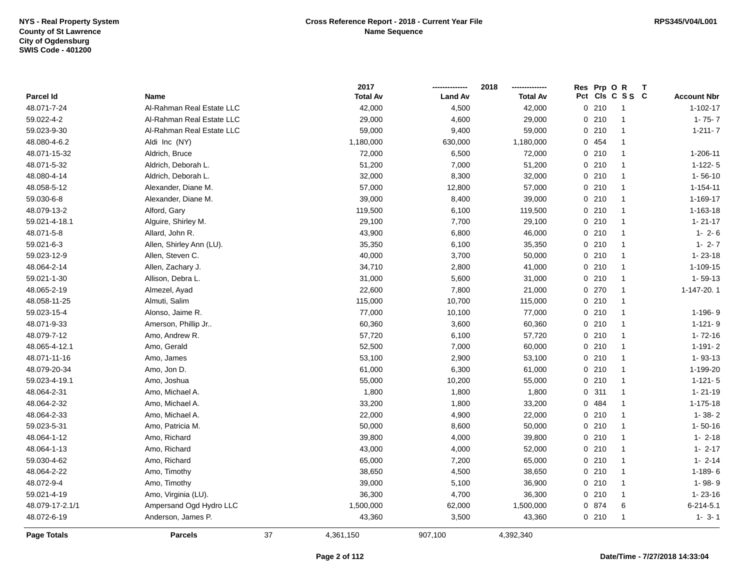NYS - Real Property System
County of St Lawrence
City of Ogdensburg
SWIS Code - 401200

**Cross Reference Report - 2018 - Current Year File**
**Name Sequence**

RPS345/V04/L001

| Parcel Id | Name | 2017 Total Av | 2018 Land Av | 2018 Total Av | Res Pct | Prp Cls | O C | R S S | T C | Account Nbr |
|---|---|---|---|---|---|---|---|---|---|---|
| 48.071-7-24 | Al-Rahman Real Estate LLC | 42,000 | 4,500 | 42,000 | 0 | 210 | | 1 | | 1-102-17 |
| 59.022-4-2 | Al-Rahman Real Estate LLC | 29,000 | 4,600 | 29,000 | 0 | 210 | | 1 | | 1- 75- 7 |
| 59.023-9-30 | Al-Rahman Real Estate LLC | 59,000 | 9,400 | 59,000 | 0 | 210 | | 1 | | 1-211- 7 |
| 48.080-4-6.2 | Aldi Inc (NY) | 1,180,000 | 630,000 | 1,180,000 | 0 | 454 | | 1 | | |
| 48.071-15-32 | Aldrich, Bruce | 72,000 | 6,500 | 72,000 | 0 | 210 | | 1 | | 1-206-11 |
| 48.071-5-32 | Aldrich, Deborah L. | 51,200 | 7,000 | 51,200 | 0 | 210 | | 1 | | 1-122- 5 |
| 48.080-4-14 | Aldrich, Deborah L. | 32,000 | 8,300 | 32,000 | 0 | 210 | | 1 | | 1- 56-10 |
| 48.058-5-12 | Alexander, Diane M. | 57,000 | 12,800 | 57,000 | 0 | 210 | | 1 | | 1-154-11 |
| 59.030-6-8 | Alexander, Diane M. | 39,000 | 8,400 | 39,000 | 0 | 210 | | 1 | | 1-169-17 |
| 48.079-13-2 | Alford, Gary | 119,500 | 6,100 | 119,500 | 0 | 210 | | 1 | | 1-163-18 |
| 59.021-4-18.1 | Alguire, Shirley M. | 29,100 | 7,700 | 29,100 | 0 | 210 | | 1 | | 1- 21-17 |
| 48.071-5-8 | Allard, John R. | 43,900 | 6,800 | 46,000 | 0 | 210 | | 1 | | 1- 2- 6 |
| 59.021-6-3 | Allen, Shirley Ann (LU). | 35,350 | 6,100 | 35,350 | 0 | 210 | | 1 | | 1- 2- 7 |
| 59.023-12-9 | Allen, Steven C. | 40,000 | 3,700 | 50,000 | 0 | 210 | | 1 | | 1- 23-18 |
| 48.064-2-14 | Allen, Zachary J. | 34,710 | 2,800 | 41,000 | 0 | 210 | | 1 | | 1-109-15 |
| 59.021-1-30 | Allison, Debra L. | 31,000 | 5,600 | 31,000 | 0 | 210 | | 1 | | 1- 59-13 |
| 48.065-2-19 | Almezel, Ayad | 22,600 | 7,800 | 21,000 | 0 | 270 | | 1 | | 1-147-20. 1 |
| 48.058-11-25 | Almuti, Salim | 115,000 | 10,700 | 115,000 | 0 | 210 | | 1 | | |
| 59.023-15-4 | Alonso, Jaime R. | 77,000 | 10,100 | 77,000 | 0 | 210 | | 1 | | 1-196- 9 |
| 48.071-9-33 | Amerson, Phillip Jr.. | 60,360 | 3,600 | 60,360 | 0 | 210 | | 1 | | 1-121- 9 |
| 48.079-7-12 | Amo, Andrew R. | 57,720 | 6,100 | 57,720 | 0 | 210 | | 1 | | 1- 72-16 |
| 48.065-4-12.1 | Amo, Gerald | 52,500 | 7,000 | 60,000 | 0 | 210 | | 1 | | 1-191- 2 |
| 48.071-11-16 | Amo, James | 53,100 | 2,900 | 53,100 | 0 | 210 | | 1 | | 1- 93-13 |
| 48.079-20-34 | Amo, Jon D. | 61,000 | 6,300 | 61,000 | 0 | 210 | | 1 | | 1-199-20 |
| 59.023-4-19.1 | Amo, Joshua | 55,000 | 10,200 | 55,000 | 0 | 210 | | 1 | | 1-121- 5 |
| 48.064-2-31 | Amo, Michael A. | 1,800 | 1,800 | 1,800 | 0 | 311 | | 1 | | 1- 21-19 |
| 48.064-2-32 | Amo, Michael A. | 33,200 | 1,800 | 33,200 | 0 | 484 | | 1 | | 1-175-18 |
| 48.064-2-33 | Amo, Michael A. | 22,000 | 4,900 | 22,000 | 0 | 210 | | 1 | | 1- 38- 2 |
| 59.023-5-31 | Amo, Patricia M. | 50,000 | 8,600 | 50,000 | 0 | 210 | | 1 | | 1- 50-16 |
| 48.064-1-12 | Amo, Richard | 39,800 | 4,000 | 39,800 | 0 | 210 | | 1 | | 1- 2-18 |
| 48.064-1-13 | Amo, Richard | 43,000 | 4,000 | 52,000 | 0 | 210 | | 1 | | 1- 2-17 |
| 59.030-4-62 | Amo, Richard | 65,000 | 7,200 | 65,000 | 0 | 210 | | 1 | | 1- 2-14 |
| 48.064-2-22 | Amo, Timothy | 38,650 | 4,500 | 38,650 | 0 | 210 | | 1 | | 1-189- 6 |
| 48.072-9-4 | Amo, Timothy | 39,000 | 5,100 | 36,900 | 0 | 210 | | 1 | | 1- 98- 9 |
| 59.021-4-19 | Amo, Virginia (LU). | 36,300 | 4,700 | 36,300 | 0 | 210 | | 1 | | 1- 23-16 |
| 48.079-17-2.1/1 | Ampersand Ogd Hydro LLC | 1,500,000 | 62,000 | 1,500,000 | 0 | 874 | | 6 | | 6-214-5.1 |
| 48.072-6-19 | Anderson, James P. | 43,360 | 3,500 | 43,360 | 0 | 210 | | 1 | | 1- 3- 1 |
| **Page Totals** | **Parcels** 37 | 4,361,150 | 907,100 | 4,392,340 | | | | | | |

Date/Time - 7/27/2018 14:33:04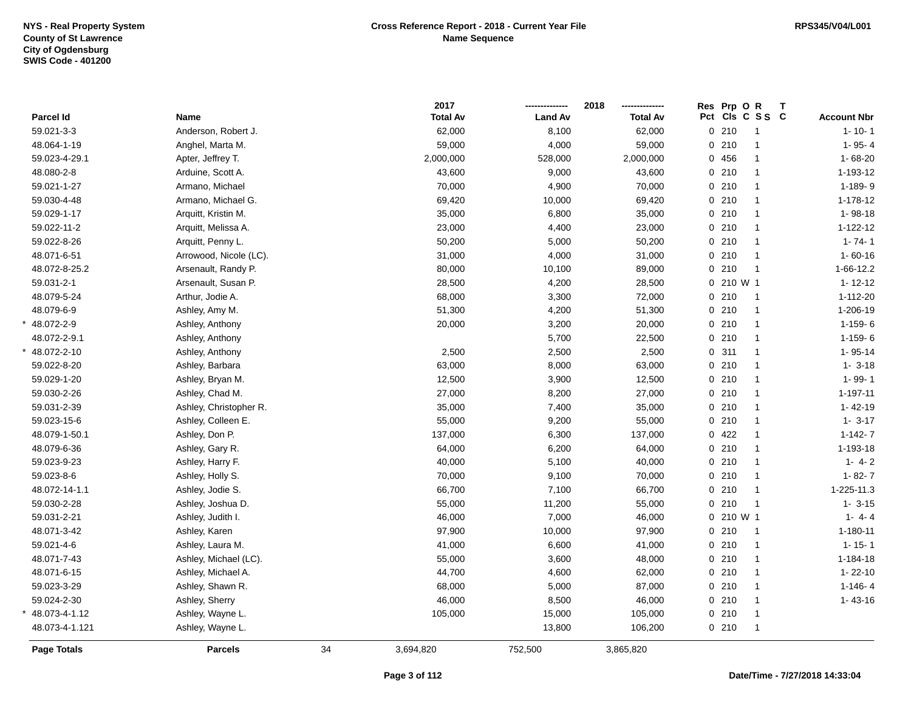**NYS - Real Property System**
**County of St Lawrence**
**City of Ogdensburg**
**SWIS Code - 401200**

**Cross Reference Report - 2018 - Current Year File**
**Name Sequence**

**RPS345/V04/L001**

| | Parcel Id | Name | 2017 Total Av | 2018 Land Av | 2018 Total Av | Res Pct | Prp Cls | O C | R S S | T C | Account Nbr |
|---|---|---|---|---|---|---|---|---|---|---|---|
| | 59.021-3-3 | Anderson, Robert J. | 62,000 | 8,100 | 62,000 | 0 | 210 | | 1 | | 1- 10- 1 |
| | 48.064-1-19 | Anghel, Marta M. | 59,000 | 4,000 | 59,000 | 0 | 210 | | 1 | | 1- 95- 4 |
| | 59.023-4-29.1 | Apter, Jeffrey T. | 2,000,000 | 528,000 | 2,000,000 | 0 | 456 | | 1 | | 1- 68-20 |
| | 48.080-2-8 | Arduine, Scott A. | 43,600 | 9,000 | 43,600 | 0 | 210 | | 1 | | 1-193-12 |
| | 59.021-1-27 | Armano, Michael | 70,000 | 4,900 | 70,000 | 0 | 210 | | 1 | | 1-189- 9 |
| | 59.030-4-48 | Armano, Michael G. | 69,420 | 10,000 | 69,420 | 0 | 210 | | 1 | | 1-178-12 |
| | 59.029-1-17 | Arquitt, Kristin M. | 35,000 | 6,800 | 35,000 | 0 | 210 | | 1 | | 1- 98-18 |
| | 59.022-11-2 | Arquitt, Melissa A. | 23,000 | 4,400 | 23,000 | 0 | 210 | | 1 | | 1-122-12 |
| | 59.022-8-26 | Arquitt, Penny L. | 50,200 | 5,000 | 50,200 | 0 | 210 | | 1 | | 1- 74- 1 |
| | 48.071-6-51 | Arrowood, Nicole (LC). | 31,000 | 4,000 | 31,000 | 0 | 210 | | 1 | | 1- 60-16 |
| | 48.072-8-25.2 | Arsenault, Randy P. | 80,000 | 10,100 | 89,000 | 0 | 210 | | 1 | | 1-66-12.2 |
| | 59.031-2-1 | Arsenault, Susan P. | 28,500 | 4,200 | 28,500 | 0 | 210 | W | 1 | | 1- 12-12 |
| | 48.079-5-24 | Arthur, Jodie A. | 68,000 | 3,300 | 72,000 | 0 | 210 | | 1 | | 1-112-20 |
| | 48.079-6-9 | Ashley, Amy M. | 51,300 | 4,200 | 51,300 | 0 | 210 | | 1 | | 1-206-19 |
| * | 48.072-2-9 | Ashley, Anthony | 20,000 | 3,200 | 20,000 | 0 | 210 | | 1 | | 1-159- 6 |
| | 48.072-2-9.1 | Ashley, Anthony | | 5,700 | 22,500 | 0 | 210 | | 1 | | 1-159- 6 |
| * | 48.072-2-10 | Ashley, Anthony | 2,500 | 2,500 | 2,500 | 0 | 311 | | 1 | | 1- 95-14 |
| | 59.022-8-20 | Ashley, Barbara | 63,000 | 8,000 | 63,000 | 0 | 210 | | 1 | | 1- 3-18 |
| | 59.029-1-20 | Ashley, Bryan M. | 12,500 | 3,900 | 12,500 | 0 | 210 | | 1 | | 1- 99- 1 |
| | 59.030-2-26 | Ashley, Chad M. | 27,000 | 8,200 | 27,000 | 0 | 210 | | 1 | | 1-197-11 |
| | 59.031-2-39 | Ashley, Christopher R. | 35,000 | 7,400 | 35,000 | 0 | 210 | | 1 | | 1- 42-19 |
| | 59.023-15-6 | Ashley, Colleen E. | 55,000 | 9,200 | 55,000 | 0 | 210 | | 1 | | 1- 3-17 |
| | 48.079-1-50.1 | Ashley, Don P. | 137,000 | 6,300 | 137,000 | 0 | 422 | | 1 | | 1-142- 7 |
| | 48.079-6-36 | Ashley, Gary R. | 64,000 | 6,200 | 64,000 | 0 | 210 | | 1 | | 1-193-18 |
| | 59.023-9-23 | Ashley, Harry F. | 40,000 | 5,100 | 40,000 | 0 | 210 | | 1 | | 1- 4- 2 |
| | 59.023-8-6 | Ashley, Holly S. | 70,000 | 9,100 | 70,000 | 0 | 210 | | 1 | | 1- 82- 7 |
| | 48.072-14-1.1 | Ashley, Jodie S. | 66,700 | 7,100 | 66,700 | 0 | 210 | | 1 | | 1-225-11.3 |
| | 59.030-2-28 | Ashley, Joshua D. | 55,000 | 11,200 | 55,000 | 0 | 210 | | 1 | | 1- 3-15 |
| | 59.031-2-21 | Ashley, Judith I. | 46,000 | 7,000 | 46,000 | 0 | 210 | W | 1 | | 1- 4- 4 |
| | 48.071-3-42 | Ashley, Karen | 97,900 | 10,000 | 97,900 | 0 | 210 | | 1 | | 1-180-11 |
| | 59.021-4-6 | Ashley, Laura M. | 41,000 | 6,600 | 41,000 | 0 | 210 | | 1 | | 1- 15- 1 |
| | 48.071-7-43 | Ashley, Michael (LC). | 55,000 | 3,600 | 48,000 | 0 | 210 | | 1 | | 1-184-18 |
| | 48.071-6-15 | Ashley, Michael A. | 44,700 | 4,600 | 62,000 | 0 | 210 | | 1 | | 1- 22-10 |
| | 59.023-3-29 | Ashley, Shawn R. | 68,000 | 5,000 | 87,000 | 0 | 210 | | 1 | | 1-146- 4 |
| | 59.024-2-30 | Ashley, Sherry | 46,000 | 8,500 | 46,000 | 0 | 210 | | 1 | | 1- 43-16 |
| * | 48.073-4-1.12 | Ashley, Wayne L. | 105,000 | 15,000 | 105,000 | 0 | 210 | | 1 | | |
| | 48.073-4-1.121 | Ashley, Wayne L. | | 13,800 | 106,200 | 0 | 210 | | 1 | | |

| Page Totals | Parcels | 34 | 3,694,820 | 752,500 | 3,865,820 |
|---|---|---|---|---|---|

**Date/Time - 7/27/2018 14:33:04**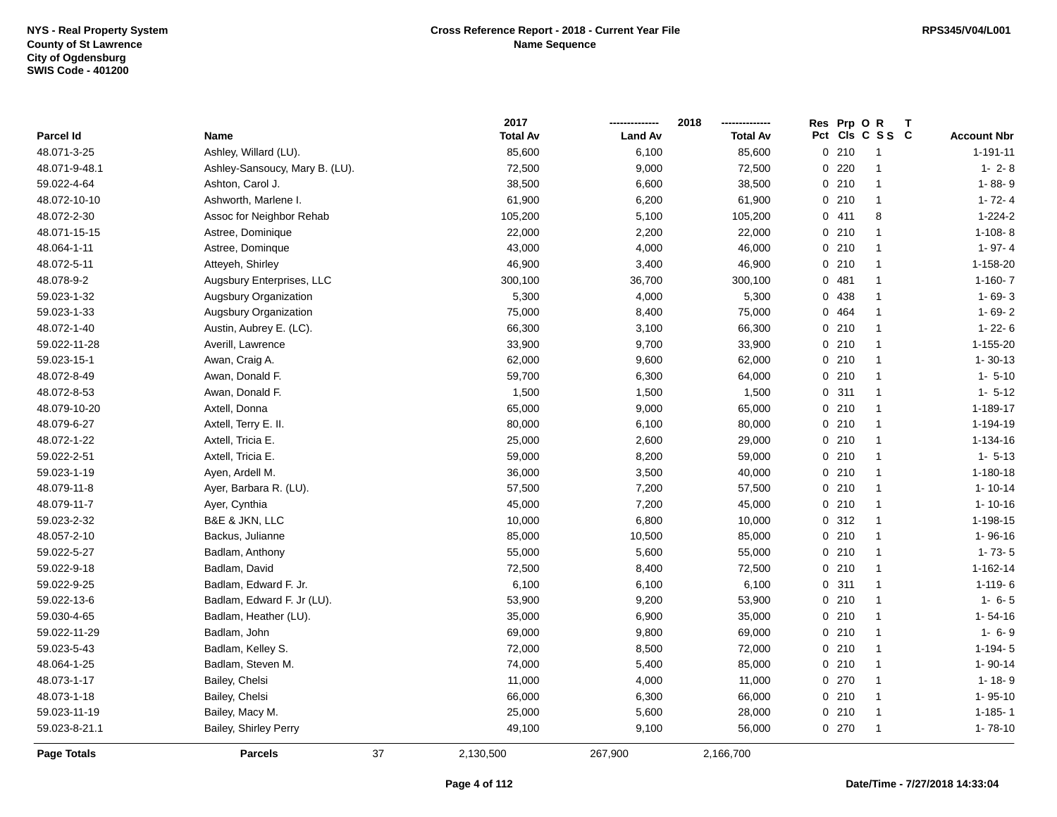NYS - Real Property System
County of St Lawrence
City of Ogdensburg
SWIS Code - 401200

**Cross Reference Report - 2018 - Current Year File**
**Name Sequence**

RPS345/V04/L001

| Parcel Id | Name | 2017 Total Av | 2018 Land Av | 2018 Total Av | Res Pct | Prp Cls | O C | R S S | T C | Account Nbr |
|---|---|---|---|---|---|---|---|---|---|---|
| 48.071-3-25 | Ashley, Willard (LU). | 85,600 | 6,100 | 85,600 | 0 | 210 | | 1 | | 1-191-11 |
| 48.071-9-48.1 | Ashley-Sansoucy, Mary B. (LU). | 72,500 | 9,000 | 72,500 | 0 | 220 | | 1 | | 1- 2- 8 |
| 59.022-4-64 | Ashton, Carol J. | 38,500 | 6,600 | 38,500 | 0 | 210 | | 1 | | 1- 88- 9 |
| 48.072-10-10 | Ashworth, Marlene I. | 61,900 | 6,200 | 61,900 | 0 | 210 | | 1 | | 1- 72- 4 |
| 48.072-2-30 | Assoc for Neighbor Rehab | 105,200 | 5,100 | 105,200 | 0 | 411 | | 8 | | 1-224-2 |
| 48.071-15-15 | Astree, Dominique | 22,000 | 2,200 | 22,000 | 0 | 210 | | 1 | | 1-108- 8 |
| 48.064-1-11 | Astree, Dominque | 43,000 | 4,000 | 46,000 | 0 | 210 | | 1 | | 1- 97- 4 |
| 48.072-5-11 | Atteyeh, Shirley | 46,900 | 3,400 | 46,900 | 0 | 210 | | 1 | | 1-158-20 |
| 48.078-9-2 | Augsbury Enterprises, LLC | 300,100 | 36,700 | 300,100 | 0 | 481 | | 1 | | 1-160- 7 |
| 59.023-1-32 | Augsbury Organization | 5,300 | 4,000 | 5,300 | 0 | 438 | | 1 | | 1- 69- 3 |
| 59.023-1-33 | Augsbury Organization | 75,000 | 8,400 | 75,000 | 0 | 464 | | 1 | | 1- 69- 2 |
| 48.072-1-40 | Austin, Aubrey E. (LC). | 66,300 | 3,100 | 66,300 | 0 | 210 | | 1 | | 1- 22- 6 |
| 59.022-11-28 | Averill, Lawrence | 33,900 | 9,700 | 33,900 | 0 | 210 | | 1 | | 1-155-20 |
| 59.023-15-1 | Awan, Craig A. | 62,000 | 9,600 | 62,000 | 0 | 210 | | 1 | | 1- 30-13 |
| 48.072-8-49 | Awan, Donald F. | 59,700 | 6,300 | 64,000 | 0 | 210 | | 1 | | 1- 5-10 |
| 48.072-8-53 | Awan, Donald F. | 1,500 | 1,500 | 1,500 | 0 | 311 | | 1 | | 1- 5-12 |
| 48.079-10-20 | Axtell, Donna | 65,000 | 9,000 | 65,000 | 0 | 210 | | 1 | | 1-189-17 |
| 48.079-6-27 | Axtell, Terry E. II. | 80,000 | 6,100 | 80,000 | 0 | 210 | | 1 | | 1-194-19 |
| 48.072-1-22 | Axtell, Tricia E. | 25,000 | 2,600 | 29,000 | 0 | 210 | | 1 | | 1-134-16 |
| 59.022-2-51 | Axtell, Tricia E. | 59,000 | 8,200 | 59,000 | 0 | 210 | | 1 | | 1- 5-13 |
| 59.023-1-19 | Ayen, Ardell M. | 36,000 | 3,500 | 40,000 | 0 | 210 | | 1 | | 1-180-18 |
| 48.079-11-8 | Ayer, Barbara R. (LU). | 57,500 | 7,200 | 57,500 | 0 | 210 | | 1 | | 1- 10-14 |
| 48.079-11-7 | Ayer, Cynthia | 45,000 | 7,200 | 45,000 | 0 | 210 | | 1 | | 1- 10-16 |
| 59.023-2-32 | B&E & JKN, LLC | 10,000 | 6,800 | 10,000 | 0 | 312 | | 1 | | 1-198-15 |
| 48.057-2-10 | Backus, Julianne | 85,000 | 10,500 | 85,000 | 0 | 210 | | 1 | | 1- 96-16 |
| 59.022-5-27 | Badlam, Anthony | 55,000 | 5,600 | 55,000 | 0 | 210 | | 1 | | 1- 73- 5 |
| 59.022-9-18 | Badlam, David | 72,500 | 8,400 | 72,500 | 0 | 210 | | 1 | | 1-162-14 |
| 59.022-9-25 | Badlam, Edward F. Jr. | 6,100 | 6,100 | 6,100 | 0 | 311 | | 1 | | 1-119- 6 |
| 59.022-13-6 | Badlam, Edward F. Jr (LU). | 53,900 | 9,200 | 53,900 | 0 | 210 | | 1 | | 1- 6- 5 |
| 59.030-4-65 | Badlam, Heather (LU). | 35,000 | 6,900 | 35,000 | 0 | 210 | | 1 | | 1- 54-16 |
| 59.022-11-29 | Badlam, John | 69,000 | 9,800 | 69,000 | 0 | 210 | | 1 | | 1- 6- 9 |
| 59.023-5-43 | Badlam, Kelley S. | 72,000 | 8,500 | 72,000 | 0 | 210 | | 1 | | 1-194- 5 |
| 48.064-1-25 | Badlam, Steven M. | 74,000 | 5,400 | 85,000 | 0 | 210 | | 1 | | 1- 90-14 |
| 48.073-1-17 | Bailey, Chelsi | 11,000 | 4,000 | 11,000 | 0 | 270 | | 1 | | 1- 18- 9 |
| 48.073-1-18 | Bailey, Chelsi | 66,000 | 6,300 | 66,000 | 0 | 210 | | 1 | | 1- 95-10 |
| 59.023-11-19 | Bailey, Macy M. | 25,000 | 5,600 | 28,000 | 0 | 210 | | 1 | | 1-185- 1 |
| 59.023-8-21.1 | Bailey, Shirley Perry | 49,100 | 9,100 | 56,000 | 0 | 270 | | 1 | | 1- 78-10 |
| **Page Totals** | **Parcels** 37 | 2,130,500 | 267,900 | 2,166,700 | | | | | | |

Date/Time - 7/27/2018 14:33:04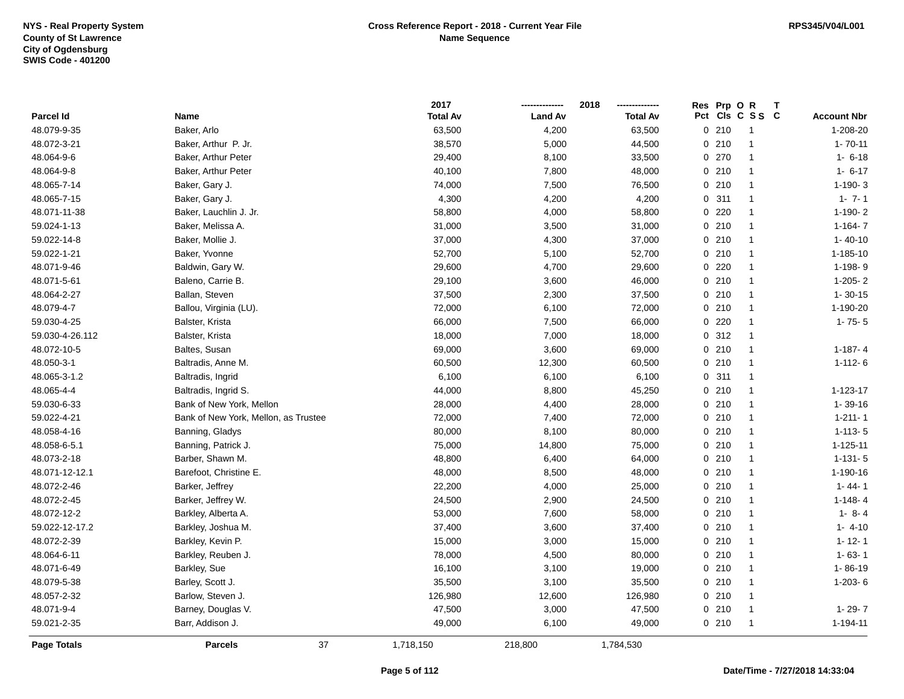NYS - Real Property System
County of St Lawrence
City of Ogdensburg
SWIS Code - 401200

**Cross Reference Report - 2018 - Current Year File**
**Name Sequence**

RPS345/V04/L001

| Parcel Id | Name | 2017 Total Av | 2018 Land Av | 2018 Total Av | Res Pct | Prp Cls | O C | R S S | T C | Account Nbr |
|---|---|---|---|---|---|---|---|---|---|---|
| 48.079-9-35 | Baker, Arlo | 63,500 | 4,200 | 63,500 | 0 | 210 | | 1 | | 1-208-20 |
| 48.072-3-21 | Baker, Arthur P. Jr. | 38,570 | 5,000 | 44,500 | 0 | 210 | | 1 | | 1- 70-11 |
| 48.064-9-6 | Baker, Arthur Peter | 29,400 | 8,100 | 33,500 | 0 | 270 | | 1 | | 1- 6-18 |
| 48.064-9-8 | Baker, Arthur Peter | 40,100 | 7,800 | 48,000 | 0 | 210 | | 1 | | 1- 6-17 |
| 48.065-7-14 | Baker, Gary J. | 74,000 | 7,500 | 76,500 | 0 | 210 | | 1 | | 1-190- 3 |
| 48.065-7-15 | Baker, Gary J. | 4,300 | 4,200 | 4,200 | 0 | 311 | | 1 | | 1- 7- 1 |
| 48.071-11-38 | Baker, Lauchlin J. Jr. | 58,800 | 4,000 | 58,800 | 0 | 220 | | 1 | | 1-190- 2 |
| 59.024-1-13 | Baker, Melissa A. | 31,000 | 3,500 | 31,000 | 0 | 210 | | 1 | | 1-164- 7 |
| 59.022-14-8 | Baker, Mollie J. | 37,000 | 4,300 | 37,000 | 0 | 210 | | 1 | | 1- 40-10 |
| 59.022-1-21 | Baker, Yvonne | 52,700 | 5,100 | 52,700 | 0 | 210 | | 1 | | 1-185-10 |
| 48.071-9-46 | Baldwin, Gary W. | 29,600 | 4,700 | 29,600 | 0 | 220 | | 1 | | 1-198- 9 |
| 48.071-5-61 | Baleno, Carrie B. | 29,100 | 3,600 | 46,000 | 0 | 210 | | 1 | | 1-205- 2 |
| 48.064-2-27 | Ballan, Steven | 37,500 | 2,300 | 37,500 | 0 | 210 | | 1 | | 1- 30-15 |
| 48.079-4-7 | Ballou, Virginia (LU). | 72,000 | 6,100 | 72,000 | 0 | 210 | | 1 | | 1-190-20 |
| 59.030-4-25 | Balster, Krista | 66,000 | 7,500 | 66,000 | 0 | 220 | | 1 | | 1- 75- 5 |
| 59.030-4-26.112 | Balster, Krista | 18,000 | 7,000 | 18,000 | 0 | 312 | | 1 | | |
| 48.072-10-5 | Baltes, Susan | 69,000 | 3,600 | 69,000 | 0 | 210 | | 1 | | 1-187- 4 |
| 48.050-3-1 | Baltradis, Anne M. | 60,500 | 12,300 | 60,500 | 0 | 210 | | 1 | | 1-112- 6 |
| 48.065-3-1.2 | Baltradis, Ingrid | 6,100 | 6,100 | 6,100 | 0 | 311 | | 1 | | |
| 48.065-4-4 | Baltradis, Ingrid S. | 44,000 | 8,800 | 45,250 | 0 | 210 | | 1 | | 1-123-17 |
| 59.030-6-33 | Bank of New York, Mellon | 28,000 | 4,400 | 28,000 | 0 | 210 | | 1 | | 1- 39-16 |
| 59.022-4-21 | Bank of New York, Mellon, as Trustee | 72,000 | 7,400 | 72,000 | 0 | 210 | | 1 | | 1-211- 1 |
| 48.058-4-16 | Banning, Gladys | 80,000 | 8,100 | 80,000 | 0 | 210 | | 1 | | 1-113- 5 |
| 48.058-6-5.1 | Banning, Patrick J. | 75,000 | 14,800 | 75,000 | 0 | 210 | | 1 | | 1-125-11 |
| 48.073-2-18 | Barber, Shawn M. | 48,800 | 6,400 | 64,000 | 0 | 210 | | 1 | | 1-131- 5 |
| 48.071-12-12.1 | Barefoot, Christine E. | 48,000 | 8,500 | 48,000 | 0 | 210 | | 1 | | 1-190-16 |
| 48.072-2-46 | Barker, Jeffrey | 22,200 | 4,000 | 25,000 | 0 | 210 | | 1 | | 1- 44- 1 |
| 48.072-2-45 | Barker, Jeffrey W. | 24,500 | 2,900 | 24,500 | 0 | 210 | | 1 | | 1-148- 4 |
| 48.072-12-2 | Barkley, Alberta A. | 53,000 | 7,600 | 58,000 | 0 | 210 | | 1 | | 1- 8- 4 |
| 59.022-12-17.2 | Barkley, Joshua M. | 37,400 | 3,600 | 37,400 | 0 | 210 | | 1 | | 1- 4-10 |
| 48.072-2-39 | Barkley, Kevin P. | 15,000 | 3,000 | 15,000 | 0 | 210 | | 1 | | 1- 12- 1 |
| 48.064-6-11 | Barkley, Reuben J. | 78,000 | 4,500 | 80,000 | 0 | 210 | | 1 | | 1- 63- 1 |
| 48.071-6-49 | Barkley, Sue | 16,100 | 3,100 | 19,000 | 0 | 210 | | 1 | | 1- 86-19 |
| 48.079-5-38 | Barley, Scott J. | 35,500 | 3,100 | 35,500 | 0 | 210 | | 1 | | 1-203- 6 |
| 48.057-2-32 | Barlow, Steven J. | 126,980 | 12,600 | 126,980 | 0 | 210 | | 1 | | |
| 48.071-9-4 | Barney, Douglas V. | 47,500 | 3,000 | 47,500 | 0 | 210 | | 1 | | 1- 29- 7 |
| 59.021-2-35 | Barr, Addison J. | 49,000 | 6,100 | 49,000 | 0 | 210 | | 1 | | 1-194-11 |
| **Page Totals** | **Parcels** 37 | 1,718,150 | 218,800 | 1,784,530 | | | | | | |

Date/Time - 7/27/2018 14:33:04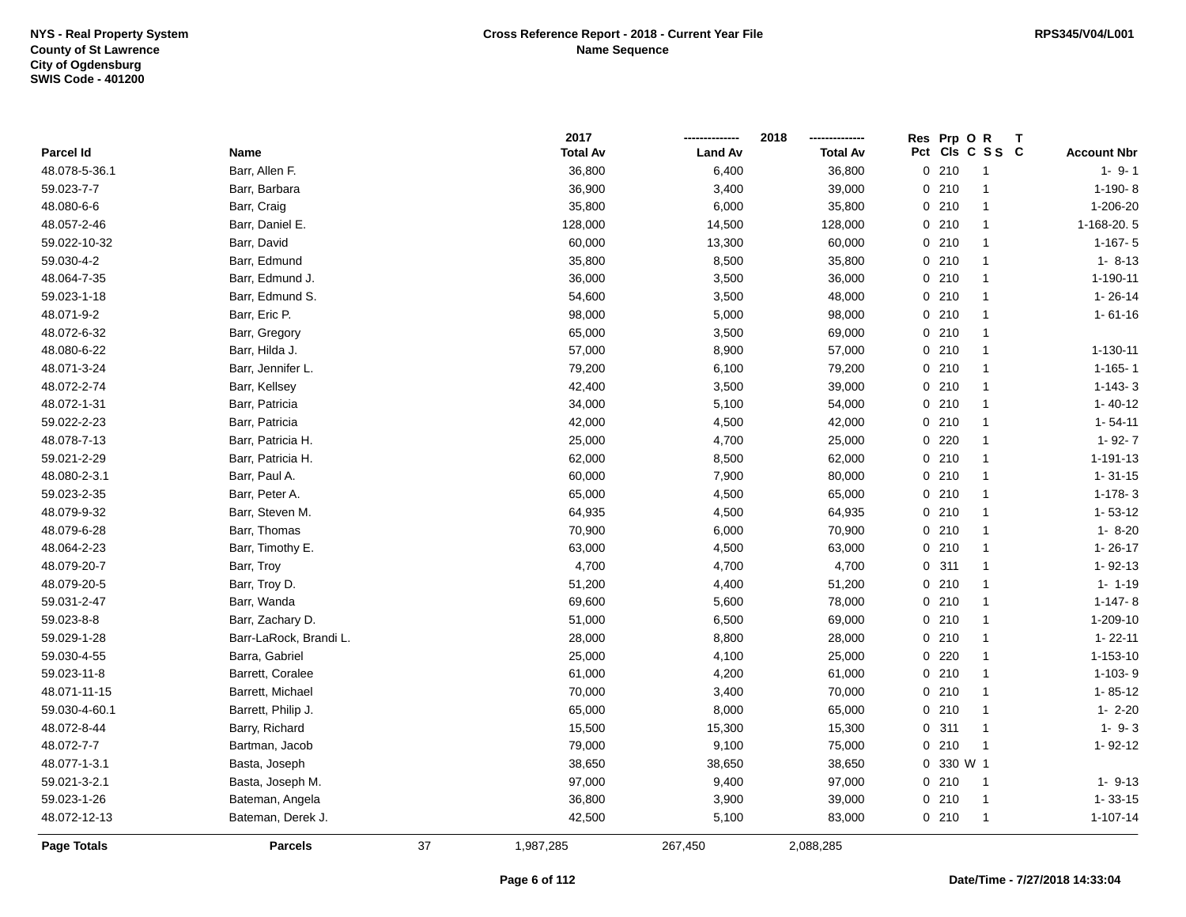NYS - Real Property System
County of St Lawrence
City of Ogdensburg
SWIS Code - 401200

**Cross Reference Report - 2018 - Current Year File**
**Name Sequence**

RPS345/V04/L001

| Parcel Id | Name | 2017 Total Av | 2018 Land Av | 2018 Total Av | Res Pct | Prp Cls | O C | R S S | T C | Account Nbr |
|---|---|---|---|---|---|---|---|---|---|---|
| 48.078-5-36.1 | Barr, Allen F. | 36,800 | 6,400 | 36,800 | 0 | 210 | | 1 | | 1- 9- 1 |
| 59.023-7-7 | Barr, Barbara | 36,900 | 3,400 | 39,000 | 0 | 210 | | 1 | | 1-190- 8 |
| 48.080-6-6 | Barr, Craig | 35,800 | 6,000 | 35,800 | 0 | 210 | | 1 | | 1-206-20 |
| 48.057-2-46 | Barr, Daniel E. | 128,000 | 14,500 | 128,000 | 0 | 210 | | 1 | | 1-168-20. 5 |
| 59.022-10-32 | Barr, David | 60,000 | 13,300 | 60,000 | 0 | 210 | | 1 | | 1-167- 5 |
| 59.030-4-2 | Barr, Edmund | 35,800 | 8,500 | 35,800 | 0 | 210 | | 1 | | 1- 8-13 |
| 48.064-7-35 | Barr, Edmund J. | 36,000 | 3,500 | 36,000 | 0 | 210 | | 1 | | 1-190-11 |
| 59.023-1-18 | Barr, Edmund S. | 54,600 | 3,500 | 48,000 | 0 | 210 | | 1 | | 1- 26-14 |
| 48.071-9-2 | Barr, Eric P. | 98,000 | 5,000 | 98,000 | 0 | 210 | | 1 | | 1- 61-16 |
| 48.072-6-32 | Barr, Gregory | 65,000 | 3,500 | 69,000 | 0 | 210 | | 1 | | |
| 48.080-6-22 | Barr, Hilda J. | 57,000 | 8,900 | 57,000 | 0 | 210 | | 1 | | 1-130-11 |
| 48.071-3-24 | Barr, Jennifer L. | 79,200 | 6,100 | 79,200 | 0 | 210 | | 1 | | 1-165- 1 |
| 48.072-2-74 | Barr, Kellsey | 42,400 | 3,500 | 39,000 | 0 | 210 | | 1 | | 1-143- 3 |
| 48.072-1-31 | Barr, Patricia | 34,000 | 5,100 | 54,000 | 0 | 210 | | 1 | | 1- 40-12 |
| 59.022-2-23 | Barr, Patricia | 42,000 | 4,500 | 42,000 | 0 | 210 | | 1 | | 1- 54-11 |
| 48.078-7-13 | Barr, Patricia H. | 25,000 | 4,700 | 25,000 | 0 | 220 | | 1 | | 1- 92- 7 |
| 59.021-2-29 | Barr, Patricia H. | 62,000 | 8,500 | 62,000 | 0 | 210 | | 1 | | 1-191-13 |
| 48.080-2-3.1 | Barr, Paul A. | 60,000 | 7,900 | 80,000 | 0 | 210 | | 1 | | 1- 31-15 |
| 59.023-2-35 | Barr, Peter A. | 65,000 | 4,500 | 65,000 | 0 | 210 | | 1 | | 1-178- 3 |
| 48.079-9-32 | Barr, Steven M. | 64,935 | 4,500 | 64,935 | 0 | 210 | | 1 | | 1- 53-12 |
| 48.079-6-28 | Barr, Thomas | 70,900 | 6,000 | 70,900 | 0 | 210 | | 1 | | 1- 8-20 |
| 48.064-2-23 | Barr, Timothy E. | 63,000 | 4,500 | 63,000 | 0 | 210 | | 1 | | 1- 26-17 |
| 48.079-20-7 | Barr, Troy | 4,700 | 4,700 | 4,700 | 0 | 311 | | 1 | | 1- 92-13 |
| 48.079-20-5 | Barr, Troy D. | 51,200 | 4,400 | 51,200 | 0 | 210 | | 1 | | 1- 1-19 |
| 59.031-2-47 | Barr, Wanda | 69,600 | 5,600 | 78,000 | 0 | 210 | | 1 | | 1-147- 8 |
| 59.023-8-8 | Barr, Zachary D. | 51,000 | 6,500 | 69,000 | 0 | 210 | | 1 | | 1-209-10 |
| 59.029-1-28 | Barr-LaRock, Brandi L. | 28,000 | 8,800 | 28,000 | 0 | 210 | | 1 | | 1- 22-11 |
| 59.030-4-55 | Barra, Gabriel | 25,000 | 4,100 | 25,000 | 0 | 220 | | 1 | | 1-153-10 |
| 59.023-11-8 | Barrett, Coralee | 61,000 | 4,200 | 61,000 | 0 | 210 | | 1 | | 1-103- 9 |
| 48.071-11-15 | Barrett, Michael | 70,000 | 3,400 | 70,000 | 0 | 210 | | 1 | | 1- 85-12 |
| 59.030-4-60.1 | Barrett, Philip J. | 65,000 | 8,000 | 65,000 | 0 | 210 | | 1 | | 1- 2-20 |
| 48.072-8-44 | Barry, Richard | 15,500 | 15,300 | 15,300 | 0 | 311 | | 1 | | 1- 9- 3 |
| 48.072-7-7 | Bartman, Jacob | 79,000 | 9,100 | 75,000 | 0 | 210 | | 1 | | 1- 92-12 |
| 48.077-1-3.1 | Basta, Joseph | 38,650 | 38,650 | 38,650 | 0 | 330 | W | 1 | | |
| 59.021-3-2.1 | Basta, Joseph M. | 97,000 | 9,400 | 97,000 | 0 | 210 | | 1 | | 1- 9-13 |
| 59.023-1-26 | Bateman, Angela | 36,800 | 3,900 | 39,000 | 0 | 210 | | 1 | | 1- 33-15 |
| 48.072-12-13 | Bateman, Derek J. | 42,500 | 5,100 | 83,000 | 0 | 210 | | 1 | | 1-107-14 |
| **Page Totals** | **Parcels** 37 | 1,987,285 | 267,450 | 2,088,285 | | | | | | |

Date/Time - 7/27/2018 14:33:04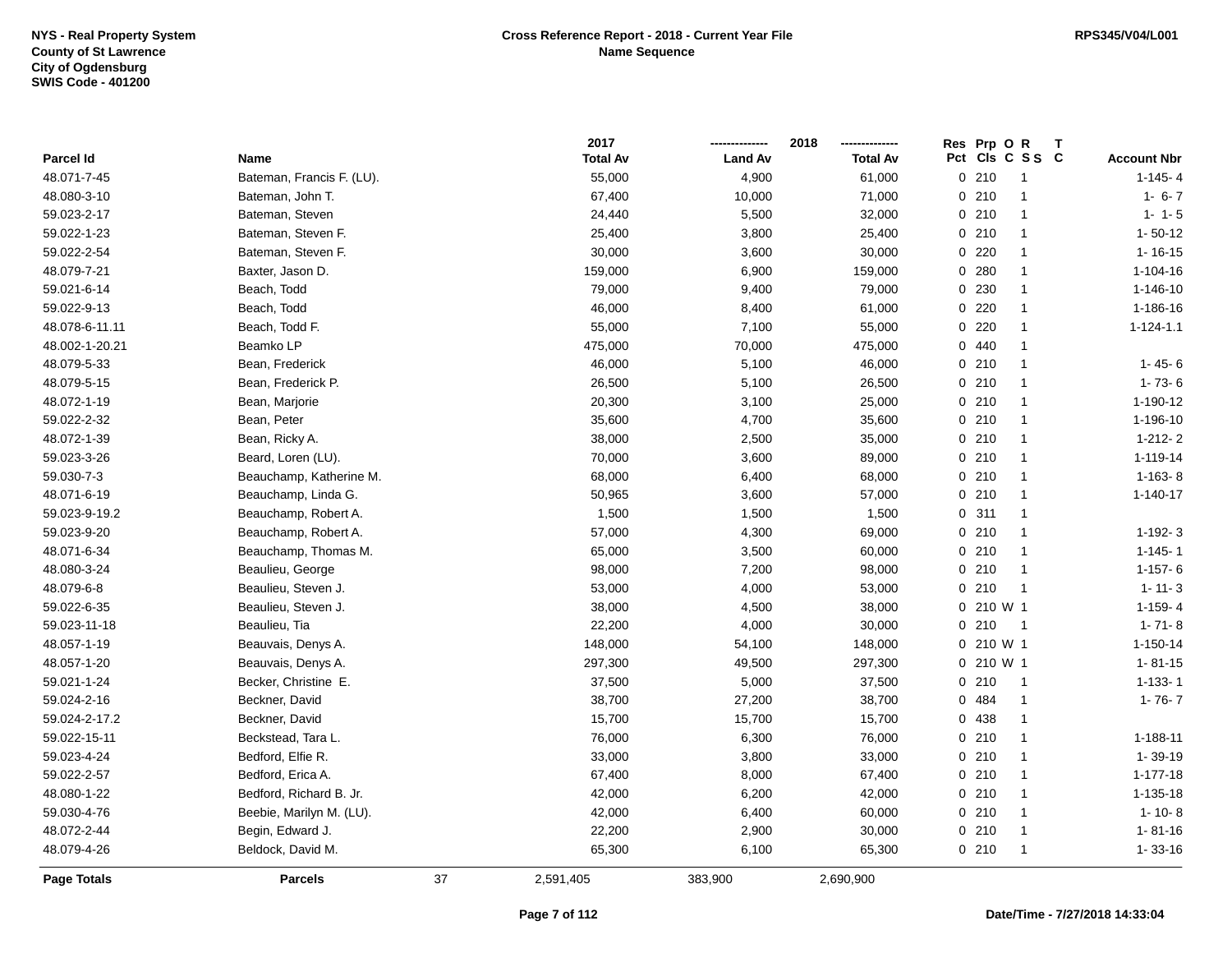NYS - Real Property System
County of St Lawrence
City of Ogdensburg
SWIS Code - 401200

**Cross Reference Report - 2018 - Current Year File**
**Name Sequence**

RPS345/V04/L001

| Parcel Id | Name | 2017 Total Av | 2018 Land Av | 2018 Total Av | Res Pct | Prp Cls | O C | R S S | T C | Account Nbr |
|---|---|---|---|---|---|---|---|---|---|---|
| 48.071-7-45 | Bateman, Francis F. (LU). | 55,000 | 4,900 | 61,000 | 0 | 210 | | 1 | | 1-145- 4 |
| 48.080-3-10 | Bateman, John T. | 67,400 | 10,000 | 71,000 | 0 | 210 | | 1 | | 1- 6- 7 |
| 59.023-2-17 | Bateman, Steven | 24,440 | 5,500 | 32,000 | 0 | 210 | | 1 | | 1- 1- 5 |
| 59.022-1-23 | Bateman, Steven F. | 25,400 | 3,800 | 25,400 | 0 | 210 | | 1 | | 1- 50-12 |
| 59.022-2-54 | Bateman, Steven F. | 30,000 | 3,600 | 30,000 | 0 | 220 | | 1 | | 1- 16-15 |
| 48.079-7-21 | Baxter, Jason D. | 159,000 | 6,900 | 159,000 | 0 | 280 | | 1 | | 1-104-16 |
| 59.021-6-14 | Beach, Todd | 79,000 | 9,400 | 79,000 | 0 | 230 | | 1 | | 1-146-10 |
| 59.022-9-13 | Beach, Todd | 46,000 | 8,400 | 61,000 | 0 | 220 | | 1 | | 1-186-16 |
| 48.078-6-11.11 | Beach, Todd F. | 55,000 | 7,100 | 55,000 | 0 | 220 | | 1 | | 1-124-1.1 |
| 48.002-1-20.21 | Beamko LP | 475,000 | 70,000 | 475,000 | 0 | 440 | | 1 | | |
| 48.079-5-33 | Bean, Frederick | 46,000 | 5,100 | 46,000 | 0 | 210 | | 1 | | 1- 45- 6 |
| 48.079-5-15 | Bean, Frederick P. | 26,500 | 5,100 | 26,500 | 0 | 210 | | 1 | | 1- 73- 6 |
| 48.072-1-19 | Bean, Marjorie | 20,300 | 3,100 | 25,000 | 0 | 210 | | 1 | | 1-190-12 |
| 59.022-2-32 | Bean, Peter | 35,600 | 4,700 | 35,600 | 0 | 210 | | 1 | | 1-196-10 |
| 48.072-1-39 | Bean, Ricky A. | 38,000 | 2,500 | 35,000 | 0 | 210 | | 1 | | 1-212- 2 |
| 59.023-3-26 | Beard, Loren (LU). | 70,000 | 3,600 | 89,000 | 0 | 210 | | 1 | | 1-119-14 |
| 59.030-7-3 | Beauchamp, Katherine M. | 68,000 | 6,400 | 68,000 | 0 | 210 | | 1 | | 1-163- 8 |
| 48.071-6-19 | Beauchamp, Linda G. | 50,965 | 3,600 | 57,000 | 0 | 210 | | 1 | | 1-140-17 |
| 59.023-9-19.2 | Beauchamp, Robert A. | 1,500 | 1,500 | 1,500 | 0 | 311 | | 1 | | |
| 59.023-9-20 | Beauchamp, Robert A. | 57,000 | 4,300 | 69,000 | 0 | 210 | | 1 | | 1-192- 3 |
| 48.071-6-34 | Beauchamp, Thomas M. | 65,000 | 3,500 | 60,000 | 0 | 210 | | 1 | | 1-145- 1 |
| 48.080-3-24 | Beaulieu, George | 98,000 | 7,200 | 98,000 | 0 | 210 | | 1 | | 1-157- 6 |
| 48.079-6-8 | Beaulieu, Steven J. | 53,000 | 4,000 | 53,000 | 0 | 210 | | 1 | | 1- 11- 3 |
| 59.022-6-35 | Beaulieu, Steven J. | 38,000 | 4,500 | 38,000 | 0 | 210 | W | 1 | | 1-159- 4 |
| 59.023-11-18 | Beaulieu, Tia | 22,200 | 4,000 | 30,000 | 0 | 210 | | 1 | | 1- 71- 8 |
| 48.057-1-19 | Beauvais, Denys A. | 148,000 | 54,100 | 148,000 | 0 | 210 | W | 1 | | 1-150-14 |
| 48.057-1-20 | Beauvais, Denys A. | 297,300 | 49,500 | 297,300 | 0 | 210 | W | 1 | | 1- 81-15 |
| 59.021-1-24 | Becker, Christine E. | 37,500 | 5,000 | 37,500 | 0 | 210 | | 1 | | 1-133- 1 |
| 59.024-2-16 | Beckner, David | 38,700 | 27,200 | 38,700 | 0 | 484 | | 1 | | 1- 76- 7 |
| 59.024-2-17.2 | Beckner, David | 15,700 | 15,700 | 15,700 | 0 | 438 | | 1 | | |
| 59.022-15-11 | Beckstead, Tara L. | 76,000 | 6,300 | 76,000 | 0 | 210 | | 1 | | 1-188-11 |
| 59.023-4-24 | Bedford, Elfie R. | 33,000 | 3,800 | 33,000 | 0 | 210 | | 1 | | 1- 39-19 |
| 59.022-2-57 | Bedford, Erica A. | 67,400 | 8,000 | 67,400 | 0 | 210 | | 1 | | 1-177-18 |
| 48.080-1-22 | Bedford, Richard B. Jr. | 42,000 | 6,200 | 42,000 | 0 | 210 | | 1 | | 1-135-18 |
| 59.030-4-76 | Beebie, Marilyn M. (LU). | 42,000 | 6,400 | 60,000 | 0 | 210 | | 1 | | 1- 10- 8 |
| 48.072-2-44 | Begin, Edward J. | 22,200 | 2,900 | 30,000 | 0 | 210 | | 1 | | 1- 81-16 |
| 48.079-4-26 | Beldock, David M. | 65,300 | 6,100 | 65,300 | 0 | 210 | | 1 | | 1- 33-16 |
| **Page Totals** | **Parcels** 37 | 2,591,405 | 383,900 | 2,690,900 | | | | | | |

Date/Time - 7/27/2018 14:33:04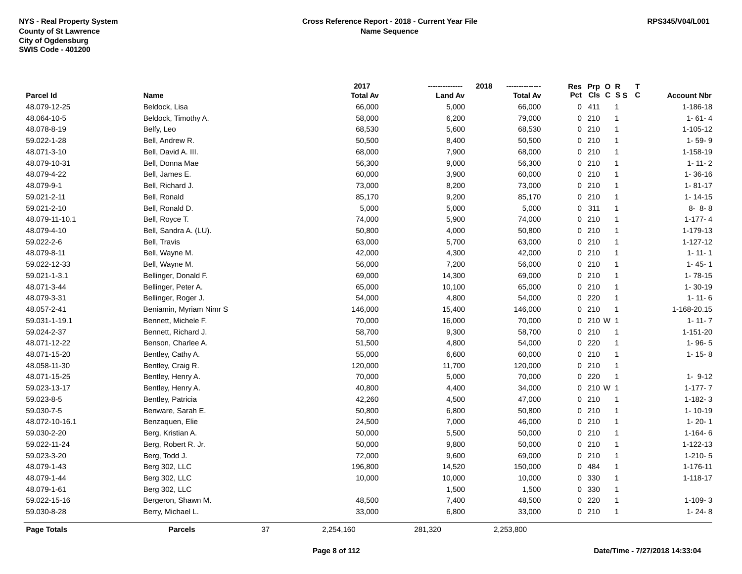NYS - Real Property System
County of St Lawrence
City of Ogdensburg
SWIS Code - 401200

**Cross Reference Report - 2018 - Current Year File**
**Name Sequence**

RPS345/V04/L001

| Parcel Id | Name | 2017 Total Av | 2018 Land Av | 2018 Total Av | Res Pct | Prp Cls | O C | R S S | T C | Account Nbr |
|---|---|---|---|---|---|---|---|---|---|---|
| 48.079-12-25 | Beldock, Lisa | 66,000 | 5,000 | 66,000 | 0 | 411 | | 1 | | 1-186-18 |
| 48.064-10-5 | Beldock, Timothy A. | 58,000 | 6,200 | 79,000 | 0 | 210 | | 1 | | 1- 61- 4 |
| 48.078-8-19 | Belfy, Leo | 68,530 | 5,600 | 68,530 | 0 | 210 | | 1 | | 1-105-12 |
| 59.022-1-28 | Bell, Andrew R. | 50,500 | 8,400 | 50,500 | 0 | 210 | | 1 | | 1- 59- 9 |
| 48.071-3-10 | Bell, David A. III. | 68,000 | 7,900 | 68,000 | 0 | 210 | | 1 | | 1-158-19 |
| 48.079-10-31 | Bell, Donna Mae | 56,300 | 9,000 | 56,300 | 0 | 210 | | 1 | | 1- 11- 2 |
| 48.079-4-22 | Bell, James E. | 60,000 | 3,900 | 60,000 | 0 | 210 | | 1 | | 1- 36-16 |
| 48.079-9-1 | Bell, Richard J. | 73,000 | 8,200 | 73,000 | 0 | 210 | | 1 | | 1- 81-17 |
| 59.021-2-11 | Bell, Ronald | 85,170 | 9,200 | 85,170 | 0 | 210 | | 1 | | 1- 14-15 |
| 59.021-2-10 | Bell, Ronald D. | 5,000 | 5,000 | 5,000 | 0 | 311 | | 1 | | 8- 8- 8 |
| 48.079-11-10.1 | Bell, Royce T. | 74,000 | 5,900 | 74,000 | 0 | 210 | | 1 | | 1-177- 4 |
| 48.079-4-10 | Bell, Sandra A. (LU). | 50,800 | 4,000 | 50,800 | 0 | 210 | | 1 | | 1-179-13 |
| 59.022-2-6 | Bell, Travis | 63,000 | 5,700 | 63,000 | 0 | 210 | | 1 | | 1-127-12 |
| 48.079-8-11 | Bell, Wayne M. | 42,000 | 4,300 | 42,000 | 0 | 210 | | 1 | | 1- 11- 1 |
| 59.022-12-33 | Bell, Wayne M. | 56,000 | 7,200 | 56,000 | 0 | 210 | | 1 | | 1- 45- 1 |
| 59.021-1-3.1 | Bellinger, Donald F. | 69,000 | 14,300 | 69,000 | 0 | 210 | | 1 | | 1- 78-15 |
| 48.071-3-44 | Bellinger, Peter A. | 65,000 | 10,100 | 65,000 | 0 | 210 | | 1 | | 1- 30-19 |
| 48.079-3-31 | Bellinger, Roger J. | 54,000 | 4,800 | 54,000 | 0 | 220 | | 1 | | 1- 11- 6 |
| 48.057-2-41 | Beniamin, Myriam Nimr S | 146,000 | 15,400 | 146,000 | 0 | 210 | | 1 | | 1-168-20.15 |
| 59.031-1-19.1 | Bennett, Michele F. | 70,000 | 16,000 | 70,000 | 0 | 210 | W | 1 | | 1- 11- 7 |
| 59.024-2-37 | Bennett, Richard J. | 58,700 | 9,300 | 58,700 | 0 | 210 | | 1 | | 1-151-20 |
| 48.071-12-22 | Benson, Charlee A. | 51,500 | 4,800 | 54,000 | 0 | 220 | | 1 | | 1- 96- 5 |
| 48.071-15-20 | Bentley, Cathy A. | 55,000 | 6,600 | 60,000 | 0 | 210 | | 1 | | 1- 15- 8 |
| 48.058-11-30 | Bentley, Craig R. | 120,000 | 11,700 | 120,000 | 0 | 210 | | 1 | | |
| 48.071-15-25 | Bentley, Henry A. | 70,000 | 5,000 | 70,000 | 0 | 220 | | 1 | | 1- 9-12 |
| 59.023-13-17 | Bentley, Henry A. | 40,800 | 4,400 | 34,000 | 0 | 210 | W | 1 | | 1-177- 7 |
| 59.023-8-5 | Bentley, Patricia | 42,260 | 4,500 | 47,000 | 0 | 210 | | 1 | | 1-182- 3 |
| 59.030-7-5 | Benware, Sarah E. | 50,800 | 6,800 | 50,800 | 0 | 210 | | 1 | | 1- 10-19 |
| 48.072-10-16.1 | Benzaquen, Elie | 24,500 | 7,000 | 46,000 | 0 | 210 | | 1 | | 1- 20- 1 |
| 59.030-2-20 | Berg, Kristian A. | 50,000 | 5,500 | 50,000 | 0 | 210 | | 1 | | 1-164- 6 |
| 59.022-11-24 | Berg, Robert R. Jr. | 50,000 | 9,800 | 50,000 | 0 | 210 | | 1 | | 1-122-13 |
| 59.023-3-20 | Berg, Todd J. | 72,000 | 9,600 | 69,000 | 0 | 210 | | 1 | | 1-210- 5 |
| 48.079-1-43 | Berg 302, LLC | 196,800 | 14,520 | 150,000 | 0 | 484 | | 1 | | 1-176-11 |
| 48.079-1-44 | Berg 302, LLC | 10,000 | 10,000 | 10,000 | 0 | 330 | | 1 | | 1-118-17 |
| 48.079-1-61 | Berg 302, LLC | | 1,500 | 1,500 | 0 | 330 | | 1 | | |
| 59.022-15-16 | Bergeron, Shawn M. | 48,500 | 7,400 | 48,500 | 0 | 220 | | 1 | | 1-109- 3 |
| 59.030-8-28 | Berry, Michael L. | 33,000 | 6,800 | 33,000 | 0 | 210 | | 1 | | 1- 24- 8 |
| **Page Totals** | **Parcels** 37 | 2,254,160 | 281,320 | 2,253,800 | | | | | | |

Date/Time - 7/27/2018 14:33:04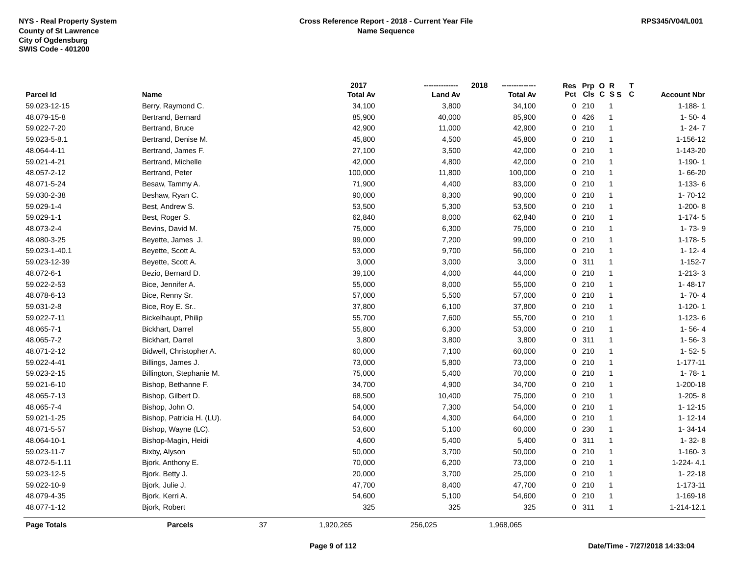NYS - Real Property System
County of St Lawrence
City of Ogdensburg
SWIS Code - 401200

**Cross Reference Report - 2018 - Current Year File**
**Name Sequence**

RPS345/V04/L001

| Parcel Id | Name | 2017 Total Av | 2018 Land Av | 2018 Total Av | Res Pct | Prp Cls | O C | R S S | T C | Account Nbr |
|---|---|---|---|---|---|---|---|---|---|---|
| 59.023-12-15 | Berry, Raymond C. | 34,100 | 3,800 | 34,100 | 0 | 210 | | 1 | | 1-188- 1 |
| 48.079-15-8 | Bertrand, Bernard | 85,900 | 40,000 | 85,900 | 0 | 426 | | 1 | | 1- 50- 4 |
| 59.022-7-20 | Bertrand, Bruce | 42,900 | 11,000 | 42,900 | 0 | 210 | | 1 | | 1- 24- 7 |
| 59.023-5-8.1 | Bertrand, Denise M. | 45,800 | 4,500 | 45,800 | 0 | 210 | | 1 | | 1-156-12 |
| 48.064-4-11 | Bertrand, James F. | 27,100 | 3,500 | 42,000 | 0 | 210 | | 1 | | 1-143-20 |
| 59.021-4-21 | Bertrand, Michelle | 42,000 | 4,800 | 42,000 | 0 | 210 | | 1 | | 1-190- 1 |
| 48.057-2-12 | Bertrand, Peter | 100,000 | 11,800 | 100,000 | 0 | 210 | | 1 | | 1- 66-20 |
| 48.071-5-24 | Besaw, Tammy A. | 71,900 | 4,400 | 83,000 | 0 | 210 | | 1 | | 1-133- 6 |
| 59.030-2-38 | Beshaw, Ryan C. | 90,000 | 8,300 | 90,000 | 0 | 210 | | 1 | | 1- 70-12 |
| 59.029-1-4 | Best, Andrew S. | 53,500 | 5,300 | 53,500 | 0 | 210 | | 1 | | 1-200- 8 |
| 59.029-1-1 | Best, Roger S. | 62,840 | 8,000 | 62,840 | 0 | 210 | | 1 | | 1-174- 5 |
| 48.073-2-4 | Bevins, David M. | 75,000 | 6,300 | 75,000 | 0 | 210 | | 1 | | 1- 73- 9 |
| 48.080-3-25 | Beyette, James J. | 99,000 | 7,200 | 99,000 | 0 | 210 | | 1 | | 1-178- 5 |
| 59.023-1-40.1 | Beyette, Scott A. | 53,000 | 9,700 | 56,000 | 0 | 210 | | 1 | | 1- 12- 4 |
| 59.023-12-39 | Beyette, Scott A. | 3,000 | 3,000 | 3,000 | 0 | 311 | | 1 | | 1-152-7 |
| 48.072-6-1 | Bezio, Bernard D. | 39,100 | 4,000 | 44,000 | 0 | 210 | | 1 | | 1-213- 3 |
| 59.022-2-53 | Bice, Jennifer A. | 55,000 | 8,000 | 55,000 | 0 | 210 | | 1 | | 1- 48-17 |
| 48.078-6-13 | Bice, Renny Sr. | 57,000 | 5,500 | 57,000 | 0 | 210 | | 1 | | 1- 70- 4 |
| 59.031-2-8 | Bice, Roy E. Sr.. | 37,800 | 6,100 | 37,800 | 0 | 210 | | 1 | | 1-120- 1 |
| 59.022-7-11 | Bickelhaupt, Philip | 55,700 | 7,600 | 55,700 | 0 | 210 | | 1 | | 1-123- 6 |
| 48.065-7-1 | Bickhart, Darrel | 55,800 | 6,300 | 53,000 | 0 | 210 | | 1 | | 1- 56- 4 |
| 48.065-7-2 | Bickhart, Darrel | 3,800 | 3,800 | 3,800 | 0 | 311 | | 1 | | 1- 56- 3 |
| 48.071-2-12 | Bidwell, Christopher A. | 60,000 | 7,100 | 60,000 | 0 | 210 | | 1 | | 1- 52- 5 |
| 59.022-4-41 | Billings, James J. | 73,000 | 5,800 | 73,000 | 0 | 210 | | 1 | | 1-177-11 |
| 59.023-2-15 | Billington, Stephanie M. | 75,000 | 5,400 | 70,000 | 0 | 210 | | 1 | | 1- 78- 1 |
| 59.021-6-10 | Bishop, Bethanne F. | 34,700 | 4,900 | 34,700 | 0 | 210 | | 1 | | 1-200-18 |
| 48.065-7-13 | Bishop, Gilbert D. | 68,500 | 10,400 | 75,000 | 0 | 210 | | 1 | | 1-205- 8 |
| 48.065-7-4 | Bishop, John O. | 54,000 | 7,300 | 54,000 | 0 | 210 | | 1 | | 1- 12-15 |
| 59.021-1-25 | Bishop, Patricia H. (LU). | 64,000 | 4,300 | 64,000 | 0 | 210 | | 1 | | 1- 12-14 |
| 48.071-5-57 | Bishop, Wayne (LC). | 53,600 | 5,100 | 60,000 | 0 | 230 | | 1 | | 1- 34-14 |
| 48.064-10-1 | Bishop-Magin, Heidi | 4,600 | 5,400 | 5,400 | 0 | 311 | | 1 | | 1- 32- 8 |
| 59.023-11-7 | Bixby, Alyson | 50,000 | 3,700 | 50,000 | 0 | 210 | | 1 | | 1-160- 3 |
| 48.072-5-1.11 | Bjork, Anthony E. | 70,000 | 6,200 | 73,000 | 0 | 210 | | 1 | | 1-224- 4.1 |
| 59.023-12-5 | Bjork, Betty J. | 20,000 | 3,700 | 25,000 | 0 | 210 | | 1 | | 1- 22-18 |
| 59.022-10-9 | Bjork, Julie J. | 47,700 | 8,400 | 47,700 | 0 | 210 | | 1 | | 1-173-11 |
| 48.079-4-35 | Bjork, Kerri A. | 54,600 | 5,100 | 54,600 | 0 | 210 | | 1 | | 1-169-18 |
| 48.077-1-12 | Bjork, Robert | 325 | 325 | 325 | 0 | 311 | | 1 | | 1-214-12.1 |
| **Page Totals** | **Parcels** 37 | 1,920,265 | 256,025 | 1,968,065 | | | | | | |

Date/Time - 7/27/2018 14:33:04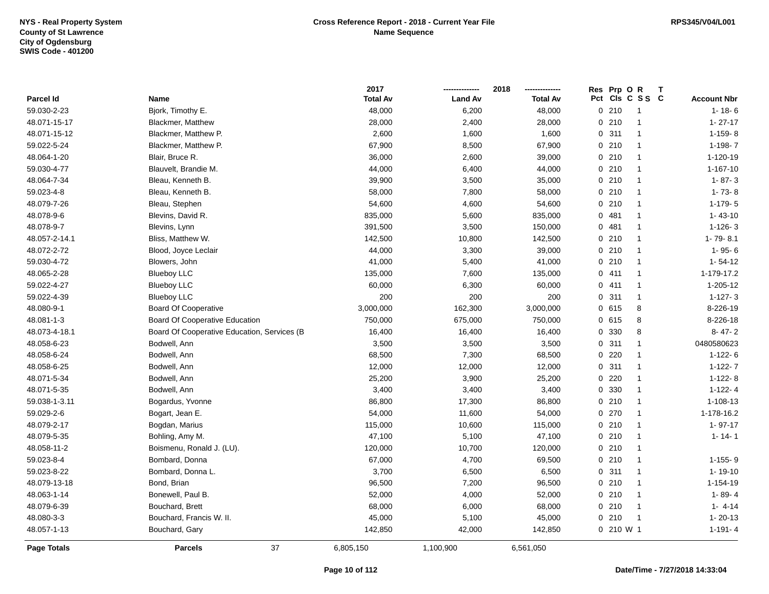**NYS - Real Property System**
**County of St Lawrence**
**City of Ogdensburg**
**SWIS Code - 401200**

**Cross Reference Report - 2018 - Current Year File**
**Name Sequence**

**RPS345/V04/L001**

| Parcel Id | Name | 2017 Total Av | 2018 Land Av | 2018 Total Av | Res Pct | Prp Cls | O C | R S S | T C | Account Nbr |
|---|---|---|---|---|---|---|---|---|---|---|
| 59.030-2-23 | Bjork, Timothy E. | 48,000 | 6,200 | 48,000 | 0 | 210 | | 1 | | 1- 18- 6 |
| 48.071-15-17 | Blackmer, Matthew | 28,000 | 2,400 | 28,000 | 0 | 210 | | 1 | | 1- 27-17 |
| 48.071-15-12 | Blackmer, Matthew P. | 2,600 | 1,600 | 1,600 | 0 | 311 | | 1 | | 1-159- 8 |
| 59.022-5-24 | Blackmer, Matthew P. | 67,900 | 8,500 | 67,900 | 0 | 210 | | 1 | | 1-198- 7 |
| 48.064-1-20 | Blair, Bruce R. | 36,000 | 2,600 | 39,000 | 0 | 210 | | 1 | | 1-120-19 |
| 59.030-4-77 | Blauvelt, Brandie M. | 44,000 | 6,400 | 44,000 | 0 | 210 | | 1 | | 1-167-10 |
| 48.064-7-34 | Bleau, Kenneth B. | 39,900 | 3,500 | 35,000 | 0 | 210 | | 1 | | 1- 87- 3 |
| 59.023-4-8 | Bleau, Kenneth B. | 58,000 | 7,800 | 58,000 | 0 | 210 | | 1 | | 1- 73- 8 |
| 48.079-7-26 | Bleau, Stephen | 54,600 | 4,600 | 54,600 | 0 | 210 | | 1 | | 1-179- 5 |
| 48.078-9-6 | Blevins, David R. | 835,000 | 5,600 | 835,000 | 0 | 481 | | 1 | | 1- 43-10 |
| 48.078-9-7 | Blevins, Lynn | 391,500 | 3,500 | 150,000 | 0 | 481 | | 1 | | 1-126- 3 |
| 48.057-2-14.1 | Bliss, Matthew W. | 142,500 | 10,800 | 142,500 | 0 | 210 | | 1 | | 1- 79- 8.1 |
| 48.072-2-72 | Blood, Joyce Leclair | 44,000 | 3,300 | 39,000 | 0 | 210 | | 1 | | 1- 95- 6 |
| 59.030-4-72 | Blowers, John | 41,000 | 5,400 | 41,000 | 0 | 210 | | 1 | | 1- 54-12 |
| 48.065-2-28 | Blueboy LLC | 135,000 | 7,600 | 135,000 | 0 | 411 | | 1 | | 1-179-17.2 |
| 59.022-4-27 | Blueboy LLC | 60,000 | 6,300 | 60,000 | 0 | 411 | | 1 | | 1-205-12 |
| 59.022-4-39 | Blueboy LLC | 200 | 200 | 200 | 0 | 311 | | 1 | | 1-127- 3 |
| 48.080-9-1 | Board Of Cooperative | 3,000,000 | 162,300 | 3,000,000 | 0 | 615 | | 8 | | 8-226-19 |
| 48.081-1-3 | Board Of Cooperative Education | 750,000 | 675,000 | 750,000 | 0 | 615 | | 8 | | 8-226-18 |
| 48.073-4-18.1 | Board Of Cooperative Education, Services (B | 16,400 | 16,400 | 16,400 | 0 | 330 | | 8 | | 8- 47- 2 |
| 48.058-6-23 | Bodwell, Ann | 3,500 | 3,500 | 3,500 | 0 | 311 | | 1 | | 0480580623 |
| 48.058-6-24 | Bodwell, Ann | 68,500 | 7,300 | 68,500 | 0 | 220 | | 1 | | 1-122- 6 |
| 48.058-6-25 | Bodwell, Ann | 12,000 | 12,000 | 12,000 | 0 | 311 | | 1 | | 1-122- 7 |
| 48.071-5-34 | Bodwell, Ann | 25,200 | 3,900 | 25,200 | 0 | 220 | | 1 | | 1-122- 8 |
| 48.071-5-35 | Bodwell, Ann | 3,400 | 3,400 | 3,400 | 0 | 330 | | 1 | | 1-122- 4 |
| 59.038-1-3.11 | Bogardus, Yvonne | 86,800 | 17,300 | 86,800 | 0 | 210 | | 1 | | 1-108-13 |
| 59.029-2-6 | Bogart, Jean E. | 54,000 | 11,600 | 54,000 | 0 | 270 | | 1 | | 1-178-16.2 |
| 48.079-2-17 | Bogdan, Marius | 115,000 | 10,600 | 115,000 | 0 | 210 | | 1 | | 1- 97-17 |
| 48.079-5-35 | Bohling, Amy M. | 47,100 | 5,100 | 47,100 | 0 | 210 | | 1 | | 1- 14- 1 |
| 48.058-11-2 | Boismenu, Ronald J. (LU). | 120,000 | 10,700 | 120,000 | 0 | 210 | | 1 | | |
| 59.023-8-4 | Bombard, Donna | 67,000 | 4,700 | 69,500 | 0 | 210 | | 1 | | 1-155- 9 |
| 59.023-8-22 | Bombard, Donna L. | 3,700 | 6,500 | 6,500 | 0 | 311 | | 1 | | 1- 19-10 |
| 48.079-13-18 | Bond, Brian | 96,500 | 7,200 | 96,500 | 0 | 210 | | 1 | | 1-154-19 |
| 48.063-1-14 | Bonewell, Paul B. | 52,000 | 4,000 | 52,000 | 0 | 210 | | 1 | | 1- 89- 4 |
| 48.079-6-39 | Bouchard, Brett | 68,000 | 6,000 | 68,000 | 0 | 210 | | 1 | | 1- 4-14 |
| 48.080-3-3 | Bouchard, Francis W. II. | 45,000 | 5,100 | 45,000 | 0 | 210 | | 1 | | 1- 20-13 |
| 48.057-1-13 | Bouchard, Gary | 142,850 | 42,000 | 142,850 | 0 | 210 | W | 1 | | 1-191- 4 |
| **Page Totals** | **Parcels** 37 | 6,805,150 | 1,100,900 | 6,561,050 | | | | | | |

**Date/Time - 7/27/2018 14:33:04**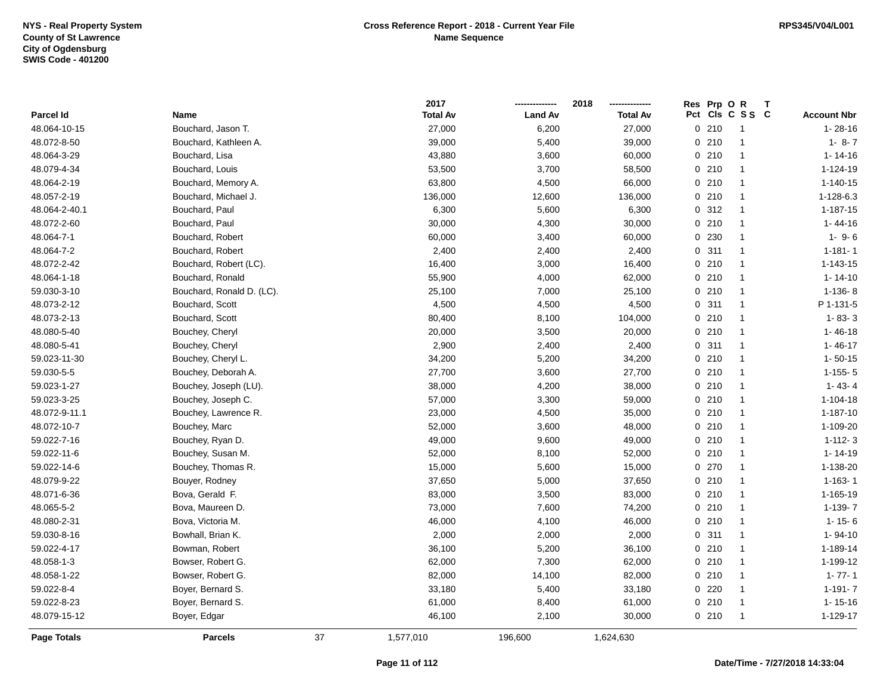NYS - Real Property System
County of St Lawrence
City of Ogdensburg
SWIS Code - 401200

**Cross Reference Report - 2018 - Current Year File**
**Name Sequence**

RPS345/V04/L001

| Parcel Id | Name | 2017 Total Av | 2018 Land Av | 2018 Total Av | Res Pct | Prp Cls | O C | R S S | T C | Account Nbr |
|---|---|---|---|---|---|---|---|---|---|---|
| 48.064-10-15 | Bouchard, Jason T. | 27,000 | 6,200 | 27,000 | 0 | 210 | | 1 | | 1- 28-16 |
| 48.072-8-50 | Bouchard, Kathleen A. | 39,000 | 5,400 | 39,000 | 0 | 210 | | 1 | | 1- 8- 7 |
| 48.064-3-29 | Bouchard, Lisa | 43,880 | 3,600 | 60,000 | 0 | 210 | | 1 | | 1- 14-16 |
| 48.079-4-34 | Bouchard, Louis | 53,500 | 3,700 | 58,500 | 0 | 210 | | 1 | | 1-124-19 |
| 48.064-2-19 | Bouchard, Memory A. | 63,800 | 4,500 | 66,000 | 0 | 210 | | 1 | | 1-140-15 |
| 48.057-2-19 | Bouchard, Michael J. | 136,000 | 12,600 | 136,000 | 0 | 210 | | 1 | | 1-128-6.3 |
| 48.064-2-40.1 | Bouchard, Paul | 6,300 | 5,600 | 6,300 | 0 | 312 | | 1 | | 1-187-15 |
| 48.072-2-60 | Bouchard, Paul | 30,000 | 4,300 | 30,000 | 0 | 210 | | 1 | | 1- 44-16 |
| 48.064-7-1 | Bouchard, Robert | 60,000 | 3,400 | 60,000 | 0 | 230 | | 1 | | 1- 9- 6 |
| 48.064-7-2 | Bouchard, Robert | 2,400 | 2,400 | 2,400 | 0 | 311 | | 1 | | 1-181- 1 |
| 48.072-2-42 | Bouchard, Robert (LC). | 16,400 | 3,000 | 16,400 | 0 | 210 | | 1 | | 1-143-15 |
| 48.064-1-18 | Bouchard, Ronald | 55,900 | 4,000 | 62,000 | 0 | 210 | | 1 | | 1- 14-10 |
| 59.030-3-10 | Bouchard, Ronald D. (LC). | 25,100 | 7,000 | 25,100 | 0 | 210 | | 1 | | 1-136- 8 |
| 48.073-2-12 | Bouchard, Scott | 4,500 | 4,500 | 4,500 | 0 | 311 | | 1 | | P 1-131-5 |
| 48.073-2-13 | Bouchard, Scott | 80,400 | 8,100 | 104,000 | 0 | 210 | | 1 | | 1- 83- 3 |
| 48.080-5-40 | Bouchey, Cheryl | 20,000 | 3,500 | 20,000 | 0 | 210 | | 1 | | 1- 46-18 |
| 48.080-5-41 | Bouchey, Cheryl | 2,900 | 2,400 | 2,400 | 0 | 311 | | 1 | | 1- 46-17 |
| 59.023-11-30 | Bouchey, Cheryl L. | 34,200 | 5,200 | 34,200 | 0 | 210 | | 1 | | 1- 50-15 |
| 59.030-5-5 | Bouchey, Deborah A. | 27,700 | 3,600 | 27,700 | 0 | 210 | | 1 | | 1-155- 5 |
| 59.023-1-27 | Bouchey, Joseph (LU). | 38,000 | 4,200 | 38,000 | 0 | 210 | | 1 | | 1- 43- 4 |
| 59.023-3-25 | Bouchey, Joseph C. | 57,000 | 3,300 | 59,000 | 0 | 210 | | 1 | | 1-104-18 |
| 48.072-9-11.1 | Bouchey, Lawrence R. | 23,000 | 4,500 | 35,000 | 0 | 210 | | 1 | | 1-187-10 |
| 48.072-10-7 | Bouchey, Marc | 52,000 | 3,600 | 48,000 | 0 | 210 | | 1 | | 1-109-20 |
| 59.022-7-16 | Bouchey, Ryan D. | 49,000 | 9,600 | 49,000 | 0 | 210 | | 1 | | 1-112- 3 |
| 59.022-11-6 | Bouchey, Susan M. | 52,000 | 8,100 | 52,000 | 0 | 210 | | 1 | | 1- 14-19 |
| 59.022-14-6 | Bouchey, Thomas R. | 15,000 | 5,600 | 15,000 | 0 | 270 | | 1 | | 1-138-20 |
| 48.079-9-22 | Bouyer, Rodney | 37,650 | 5,000 | 37,650 | 0 | 210 | | 1 | | 1-163- 1 |
| 48.071-6-36 | Bova, Gerald F. | 83,000 | 3,500 | 83,000 | 0 | 210 | | 1 | | 1-165-19 |
| 48.065-5-2 | Bova, Maureen D. | 73,000 | 7,600 | 74,200 | 0 | 210 | | 1 | | 1-139- 7 |
| 48.080-2-31 | Bova, Victoria M. | 46,000 | 4,100 | 46,000 | 0 | 210 | | 1 | | 1- 15- 6 |
| 59.030-8-16 | Bowhall, Brian K. | 2,000 | 2,000 | 2,000 | 0 | 311 | | 1 | | 1- 94-10 |
| 59.022-4-17 | Bowman, Robert | 36,100 | 5,200 | 36,100 | 0 | 210 | | 1 | | 1-189-14 |
| 48.058-1-3 | Bowser, Robert G. | 62,000 | 7,300 | 62,000 | 0 | 210 | | 1 | | 1-199-12 |
| 48.058-1-22 | Bowser, Robert G. | 82,000 | 14,100 | 82,000 | 0 | 210 | | 1 | | 1- 77- 1 |
| 59.022-8-4 | Boyer, Bernard S. | 33,180 | 5,400 | 33,180 | 0 | 220 | | 1 | | 1-191- 7 |
| 59.022-8-23 | Boyer, Bernard S. | 61,000 | 8,400 | 61,000 | 0 | 210 | | 1 | | 1- 15-16 |
| 48.079-15-12 | Boyer, Edgar | 46,100 | 2,100 | 30,000 | 0 | 210 | | 1 | | 1-129-17 |
| **Page Totals** | **Parcels** 37 | 1,577,010 | 196,600 | 1,624,630 | | | | | | |

**Date/Time - 7/27/2018 14:33:04**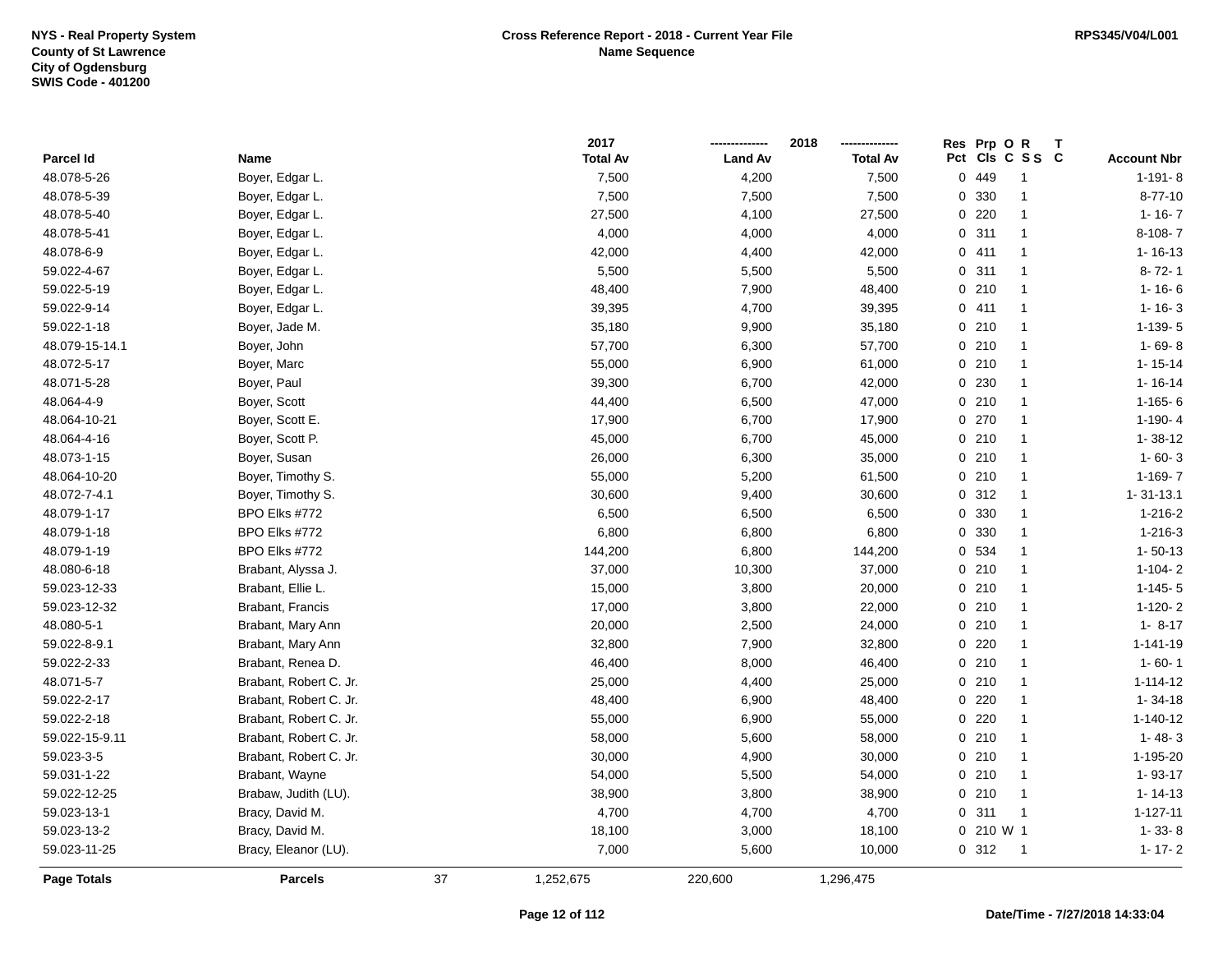NYS - Real Property System
County of St Lawrence
City of Ogdensburg
SWIS Code - 401200

**Cross Reference Report - 2018 - Current Year File**
**Name Sequence**

RPS345/V04/L001

| Parcel Id | Name | 2017 Total Av | 2018 Land Av | 2018 Total Av | Res Pct | Prp Cls | O C | R S S | T C | Account Nbr |
|---|---|---|---|---|---|---|---|---|---|---|
| 48.078-5-26 | Boyer, Edgar L. | 7,500 | 4,200 | 7,500 | 0 | 449 | | 1 | | 1-191- 8 |
| 48.078-5-39 | Boyer, Edgar L. | 7,500 | 7,500 | 7,500 | 0 | 330 | | 1 | | 8-77-10 |
| 48.078-5-40 | Boyer, Edgar L. | 27,500 | 4,100 | 27,500 | 0 | 220 | | 1 | | 1- 16- 7 |
| 48.078-5-41 | Boyer, Edgar L. | 4,000 | 4,000 | 4,000 | 0 | 311 | | 1 | | 8-108- 7 |
| 48.078-6-9 | Boyer, Edgar L. | 42,000 | 4,400 | 42,000 | 0 | 411 | | 1 | | 1- 16-13 |
| 59.022-4-67 | Boyer, Edgar L. | 5,500 | 5,500 | 5,500 | 0 | 311 | | 1 | | 8- 72- 1 |
| 59.022-5-19 | Boyer, Edgar L. | 48,400 | 7,900 | 48,400 | 0 | 210 | | 1 | | 1- 16- 6 |
| 59.022-9-14 | Boyer, Edgar L. | 39,395 | 4,700 | 39,395 | 0 | 411 | | 1 | | 1- 16- 3 |
| 59.022-1-18 | Boyer, Jade M. | 35,180 | 9,900 | 35,180 | 0 | 210 | | 1 | | 1-139- 5 |
| 48.079-15-14.1 | Boyer, John | 57,700 | 6,300 | 57,700 | 0 | 210 | | 1 | | 1- 69- 8 |
| 48.072-5-17 | Boyer, Marc | 55,000 | 6,900 | 61,000 | 0 | 210 | | 1 | | 1- 15-14 |
| 48.071-5-28 | Boyer, Paul | 39,300 | 6,700 | 42,000 | 0 | 230 | | 1 | | 1- 16-14 |
| 48.064-4-9 | Boyer, Scott | 44,400 | 6,500 | 47,000 | 0 | 210 | | 1 | | 1-165- 6 |
| 48.064-10-21 | Boyer, Scott E. | 17,900 | 6,700 | 17,900 | 0 | 270 | | 1 | | 1-190- 4 |
| 48.064-4-16 | Boyer, Scott P. | 45,000 | 6,700 | 45,000 | 0 | 210 | | 1 | | 1- 38-12 |
| 48.073-1-15 | Boyer, Susan | 26,000 | 6,300 | 35,000 | 0 | 210 | | 1 | | 1- 60- 3 |
| 48.064-10-20 | Boyer, Timothy S. | 55,000 | 5,200 | 61,500 | 0 | 210 | | 1 | | 1-169- 7 |
| 48.072-7-4.1 | Boyer, Timothy S. | 30,600 | 9,400 | 30,600 | 0 | 312 | | 1 | | 1- 31-13.1 |
| 48.079-1-17 | BPO Elks #772 | 6,500 | 6,500 | 6,500 | 0 | 330 | | 1 | | 1-216-2 |
| 48.079-1-18 | BPO Elks #772 | 6,800 | 6,800 | 6,800 | 0 | 330 | | 1 | | 1-216-3 |
| 48.079-1-19 | BPO Elks #772 | 144,200 | 6,800 | 144,200 | 0 | 534 | | 1 | | 1- 50-13 |
| 48.080-6-18 | Brabant, Alyssa J. | 37,000 | 10,300 | 37,000 | 0 | 210 | | 1 | | 1-104- 2 |
| 59.023-12-33 | Brabant, Ellie L. | 15,000 | 3,800 | 20,000 | 0 | 210 | | 1 | | 1-145- 5 |
| 59.023-12-32 | Brabant, Francis | 17,000 | 3,800 | 22,000 | 0 | 210 | | 1 | | 1-120- 2 |
| 48.080-5-1 | Brabant, Mary Ann | 20,000 | 2,500 | 24,000 | 0 | 210 | | 1 | | 1- 8-17 |
| 59.022-8-9.1 | Brabant, Mary Ann | 32,800 | 7,900 | 32,800 | 0 | 220 | | 1 | | 1-141-19 |
| 59.022-2-33 | Brabant, Renea D. | 46,400 | 8,000 | 46,400 | 0 | 210 | | 1 | | 1- 60- 1 |
| 48.071-5-7 | Brabant, Robert C. Jr. | 25,000 | 4,400 | 25,000 | 0 | 210 | | 1 | | 1-114-12 |
| 59.022-2-17 | Brabant, Robert C. Jr. | 48,400 | 6,900 | 48,400 | 0 | 220 | | 1 | | 1- 34-18 |
| 59.022-2-18 | Brabant, Robert C. Jr. | 55,000 | 6,900 | 55,000 | 0 | 220 | | 1 | | 1-140-12 |
| 59.022-15-9.11 | Brabant, Robert C. Jr. | 58,000 | 5,600 | 58,000 | 0 | 210 | | 1 | | 1- 48- 3 |
| 59.023-3-5 | Brabant, Robert C. Jr. | 30,000 | 4,900 | 30,000 | 0 | 210 | | 1 | | 1-195-20 |
| 59.031-1-22 | Brabant, Wayne | 54,000 | 5,500 | 54,000 | 0 | 210 | | 1 | | 1- 93-17 |
| 59.022-12-25 | Brabaw, Judith (LU). | 38,900 | 3,800 | 38,900 | 0 | 210 | | 1 | | 1- 14-13 |
| 59.023-13-1 | Bracy, David M. | 4,700 | 4,700 | 4,700 | 0 | 311 | | 1 | | 1-127-11 |
| 59.023-13-2 | Bracy, David M. | 18,100 | 3,000 | 18,100 | 0 | 210 | W | 1 | | 1- 33- 8 |
| 59.023-11-25 | Bracy, Eleanor (LU). | 7,000 | 5,600 | 10,000 | 0 | 312 | | 1 | | 1- 17- 2 |
| **Page Totals** | **Parcels** 37 | 1,252,675 | 220,600 | 1,296,475 | | | | | | |

**Date/Time - 7/27/2018 14:33:04**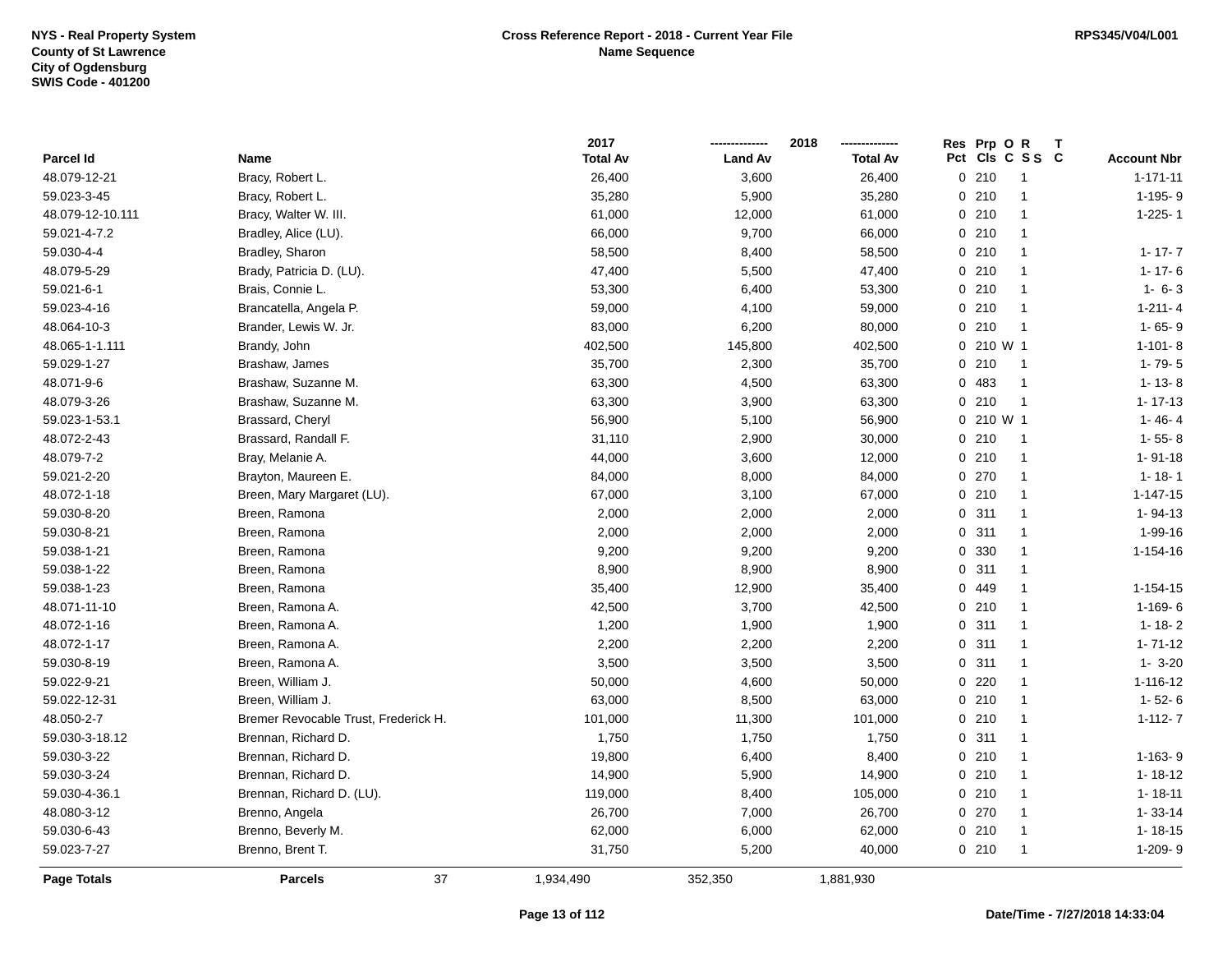NYS - Real Property System
County of St Lawrence
City of Ogdensburg
SWIS Code - 401200

**Cross Reference Report - 2018 - Current Year File**
**Name Sequence**

RPS345/V04/L001

| Parcel Id | Name | 2017 Total Av | 2018 Land Av | 2018 Total Av | Res Pct | Prp Cls | O C | R S S | T C | Account Nbr |
|---|---|---|---|---|---|---|---|---|---|---|
| 48.079-12-21 | Bracy, Robert L. | 26,400 | 3,600 | 26,400 | 0 | 210 | | 1 | | 1-171-11 |
| 59.023-3-45 | Bracy, Robert L. | 35,280 | 5,900 | 35,280 | 0 | 210 | | 1 | | 1-195- 9 |
| 48.079-12-10.111 | Bracy, Walter W. III. | 61,000 | 12,000 | 61,000 | 0 | 210 | | 1 | | 1-225- 1 |
| 59.021-4-7.2 | Bradley, Alice (LU). | 66,000 | 9,700 | 66,000 | 0 | 210 | | 1 | | |
| 59.030-4-4 | Bradley, Sharon | 58,500 | 8,400 | 58,500 | 0 | 210 | | 1 | | 1- 17- 7 |
| 48.079-5-29 | Brady, Patricia D. (LU). | 47,400 | 5,500 | 47,400 | 0 | 210 | | 1 | | 1- 17- 6 |
| 59.021-6-1 | Brais, Connie L. | 53,300 | 6,400 | 53,300 | 0 | 210 | | 1 | | 1- 6- 3 |
| 59.023-4-16 | Brancatella, Angela P. | 59,000 | 4,100 | 59,000 | 0 | 210 | | 1 | | 1-211- 4 |
| 48.064-10-3 | Brander, Lewis W. Jr. | 83,000 | 6,200 | 80,000 | 0 | 210 | | 1 | | 1- 65- 9 |
| 48.065-1-1.111 | Brandy, John | 402,500 | 145,800 | 402,500 | 0 | 210 | W | 1 | | 1-101- 8 |
| 59.029-1-27 | Brashaw, James | 35,700 | 2,300 | 35,700 | 0 | 210 | | 1 | | 1- 79- 5 |
| 48.071-9-6 | Brashaw, Suzanne M. | 63,300 | 4,500 | 63,300 | 0 | 483 | | 1 | | 1- 13- 8 |
| 48.079-3-26 | Brashaw, Suzanne M. | 63,300 | 3,900 | 63,300 | 0 | 210 | | 1 | | 1- 17-13 |
| 59.023-1-53.1 | Brassard, Cheryl | 56,900 | 5,100 | 56,900 | 0 | 210 | W | 1 | | 1- 46- 4 |
| 48.072-2-43 | Brassard, Randall F. | 31,110 | 2,900 | 30,000 | 0 | 210 | | 1 | | 1- 55- 8 |
| 48.079-7-2 | Bray, Melanie A. | 44,000 | 3,600 | 12,000 | 0 | 210 | | 1 | | 1- 91-18 |
| 59.021-2-20 | Brayton, Maureen E. | 84,000 | 8,000 | 84,000 | 0 | 270 | | 1 | | 1- 18- 1 |
| 48.072-1-18 | Breen, Mary Margaret (LU). | 67,000 | 3,100 | 67,000 | 0 | 210 | | 1 | | 1-147-15 |
| 59.030-8-20 | Breen, Ramona | 2,000 | 2,000 | 2,000 | 0 | 311 | | 1 | | 1- 94-13 |
| 59.030-8-21 | Breen, Ramona | 2,000 | 2,000 | 2,000 | 0 | 311 | | 1 | | 1-99-16 |
| 59.038-1-21 | Breen, Ramona | 9,200 | 9,200 | 9,200 | 0 | 330 | | 1 | | 1-154-16 |
| 59.038-1-22 | Breen, Ramona | 8,900 | 8,900 | 8,900 | 0 | 311 | | 1 | | |
| 59.038-1-23 | Breen, Ramona | 35,400 | 12,900 | 35,400 | 0 | 449 | | 1 | | 1-154-15 |
| 48.071-11-10 | Breen, Ramona A. | 42,500 | 3,700 | 42,500 | 0 | 210 | | 1 | | 1-169- 6 |
| 48.072-1-16 | Breen, Ramona A. | 1,200 | 1,900 | 1,900 | 0 | 311 | | 1 | | 1- 18- 2 |
| 48.072-1-17 | Breen, Ramona A. | 2,200 | 2,200 | 2,200 | 0 | 311 | | 1 | | 1- 71-12 |
| 59.030-8-19 | Breen, Ramona A. | 3,500 | 3,500 | 3,500 | 0 | 311 | | 1 | | 1- 3-20 |
| 59.022-9-21 | Breen, William J. | 50,000 | 4,600 | 50,000 | 0 | 220 | | 1 | | 1-116-12 |
| 59.022-12-31 | Breen, William J. | 63,000 | 8,500 | 63,000 | 0 | 210 | | 1 | | 1- 52- 6 |
| 48.050-2-7 | Bremer Revocable Trust, Frederick H. | 101,000 | 11,300 | 101,000 | 0 | 210 | | 1 | | 1-112- 7 |
| 59.030-3-18.12 | Brennan, Richard D. | 1,750 | 1,750 | 1,750 | 0 | 311 | | 1 | | |
| 59.030-3-22 | Brennan, Richard D. | 19,800 | 6,400 | 8,400 | 0 | 210 | | 1 | | 1-163- 9 |
| 59.030-3-24 | Brennan, Richard D. | 14,900 | 5,900 | 14,900 | 0 | 210 | | 1 | | 1- 18-12 |
| 59.030-4-36.1 | Brennan, Richard D. (LU). | 119,000 | 8,400 | 105,000 | 0 | 210 | | 1 | | 1- 18-11 |
| 48.080-3-12 | Brenno, Angela | 26,700 | 7,000 | 26,700 | 0 | 270 | | 1 | | 1- 33-14 |
| 59.030-6-43 | Brenno, Beverly M. | 62,000 | 6,000 | 62,000 | 0 | 210 | | 1 | | 1- 18-15 |
| 59.023-7-27 | Brenno, Brent T. | 31,750 | 5,200 | 40,000 | 0 | 210 | | 1 | | 1-209- 9 |
| **Page Totals** | **Parcels** 37 | 1,934,490 | 352,350 | 1,881,930 | | | | | | |

Date/Time - 7/27/2018 14:33:04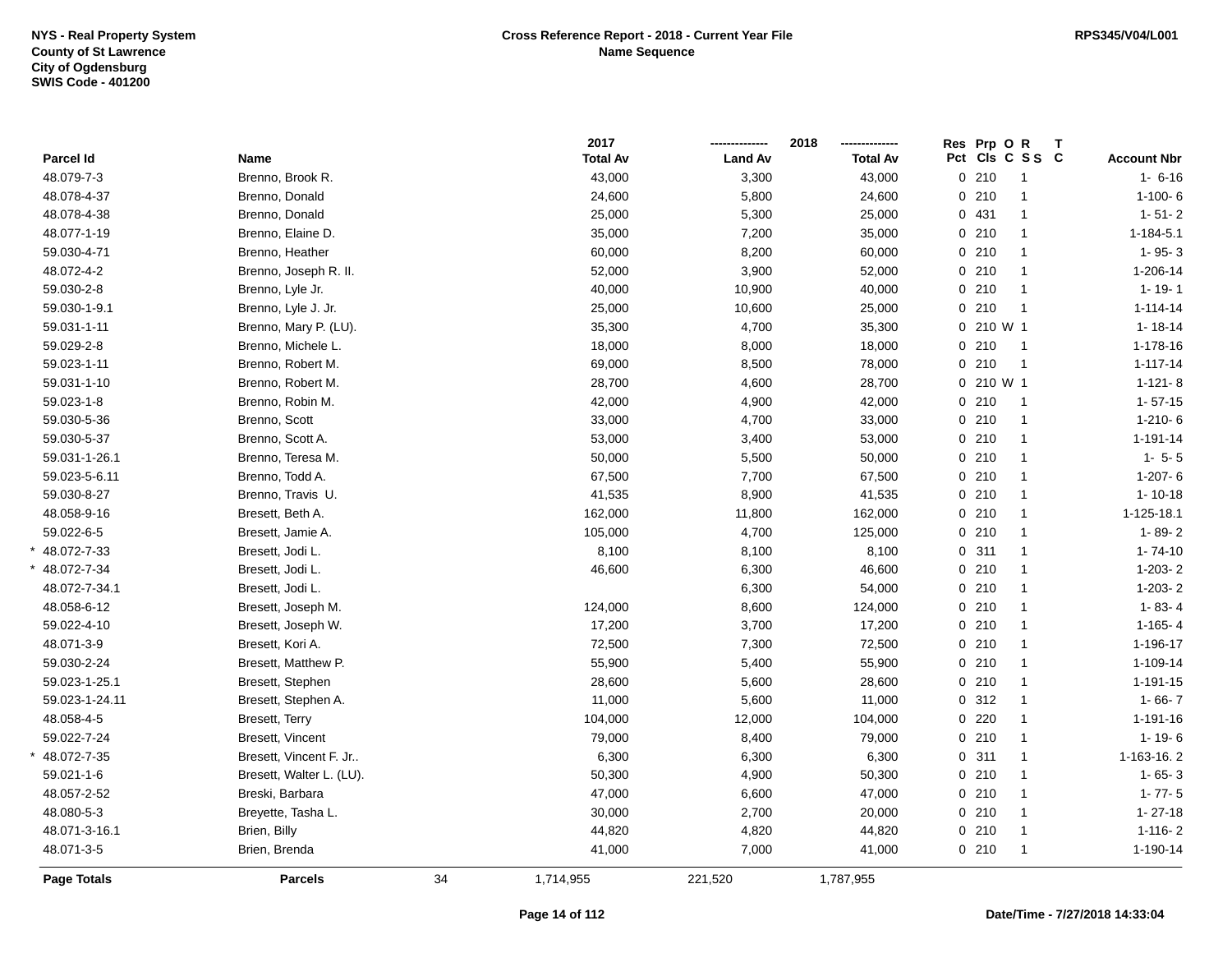NYS - Real Property System
County of St Lawrence
City of Ogdensburg
SWIS Code - 401200

**Cross Reference Report - 2018 - Current Year File**
**Name Sequence**

RPS345/V04/L001

| | Parcel Id | Name | 2017 Total Av | 2018 Land Av | 2018 Total Av | Res Pct | Prp Cls | O C | R S S | T C | Account Nbr |
|---|---|---|---|---|---|---|---|---|---|---|---|
| | 48.079-7-3 | Brenno, Brook R. | 43,000 | 3,300 | 43,000 | 0 | 210 | | 1 | | 1- 6-16 |
| | 48.078-4-37 | Brenno, Donald | 24,600 | 5,800 | 24,600 | 0 | 210 | | 1 | | 1-100- 6 |
| | 48.078-4-38 | Brenno, Donald | 25,000 | 5,300 | 25,000 | 0 | 431 | | 1 | | 1- 51- 2 |
| | 48.077-1-19 | Brenno, Elaine D. | 35,000 | 7,200 | 35,000 | 0 | 210 | | 1 | | 1-184-5.1 |
| | 59.030-4-71 | Brenno, Heather | 60,000 | 8,200 | 60,000 | 0 | 210 | | 1 | | 1- 95- 3 |
| | 48.072-4-2 | Brenno, Joseph R. II. | 52,000 | 3,900 | 52,000 | 0 | 210 | | 1 | | 1-206-14 |
| | 59.030-2-8 | Brenno, Lyle Jr. | 40,000 | 10,900 | 40,000 | 0 | 210 | | 1 | | 1- 19- 1 |
| | 59.030-1-9.1 | Brenno, Lyle J. Jr. | 25,000 | 10,600 | 25,000 | 0 | 210 | | 1 | | 1-114-14 |
| | 59.031-1-11 | Brenno, Mary P. (LU). | 35,300 | 4,700 | 35,300 | 0 | 210 | W | 1 | | 1- 18-14 |
| | 59.029-2-8 | Brenno, Michele L. | 18,000 | 8,000 | 18,000 | 0 | 210 | | 1 | | 1-178-16 |
| | 59.023-1-11 | Brenno, Robert M. | 69,000 | 8,500 | 78,000 | 0 | 210 | | 1 | | 1-117-14 |
| | 59.031-1-10 | Brenno, Robert M. | 28,700 | 4,600 | 28,700 | 0 | 210 | W | 1 | | 1-121- 8 |
| | 59.023-1-8 | Brenno, Robin M. | 42,000 | 4,900 | 42,000 | 0 | 210 | | 1 | | 1- 57-15 |
| | 59.030-5-36 | Brenno, Scott | 33,000 | 4,700 | 33,000 | 0 | 210 | | 1 | | 1-210- 6 |
| | 59.030-5-37 | Brenno, Scott A. | 53,000 | 3,400 | 53,000 | 0 | 210 | | 1 | | 1-191-14 |
| | 59.031-1-26.1 | Brenno, Teresa M. | 50,000 | 5,500 | 50,000 | 0 | 210 | | 1 | | 1- 5- 5 |
| | 59.023-5-6.11 | Brenno, Todd A. | 67,500 | 7,700 | 67,500 | 0 | 210 | | 1 | | 1-207- 6 |
| | 59.030-8-27 | Brenno, Travis U. | 41,535 | 8,900 | 41,535 | 0 | 210 | | 1 | | 1- 10-18 |
| | 48.058-9-16 | Bresett, Beth A. | 162,000 | 11,800 | 162,000 | 0 | 210 | | 1 | | 1-125-18.1 |
| | 59.022-6-5 | Bresett, Jamie A. | 105,000 | 4,700 | 125,000 | 0 | 210 | | 1 | | 1- 89- 2 |
| * | 48.072-7-33 | Bresett, Jodi L. | 8,100 | 8,100 | 8,100 | 0 | 311 | | 1 | | 1- 74-10 |
| * | 48.072-7-34 | Bresett, Jodi L. | 46,600 | 6,300 | 46,600 | 0 | 210 | | 1 | | 1-203- 2 |
| | 48.072-7-34.1 | Bresett, Jodi L. | | 6,300 | 54,000 | 0 | 210 | | 1 | | 1-203- 2 |
| | 48.058-6-12 | Bresett, Joseph M. | 124,000 | 8,600 | 124,000 | 0 | 210 | | 1 | | 1- 83- 4 |
| | 59.022-4-10 | Bresett, Joseph W. | 17,200 | 3,700 | 17,200 | 0 | 210 | | 1 | | 1-165- 4 |
| | 48.071-3-9 | Bresett, Kori A. | 72,500 | 7,300 | 72,500 | 0 | 210 | | 1 | | 1-196-17 |
| | 59.030-2-24 | Bresett, Matthew P. | 55,900 | 5,400 | 55,900 | 0 | 210 | | 1 | | 1-109-14 |
| | 59.023-1-25.1 | Bresett, Stephen | 28,600 | 5,600 | 28,600 | 0 | 210 | | 1 | | 1-191-15 |
| | 59.023-1-24.11 | Bresett, Stephen A. | 11,000 | 5,600 | 11,000 | 0 | 312 | | 1 | | 1- 66- 7 |
| | 48.058-4-5 | Bresett, Terry | 104,000 | 12,000 | 104,000 | 0 | 220 | | 1 | | 1-191-16 |
| | 59.022-7-24 | Bresett, Vincent | 79,000 | 8,400 | 79,000 | 0 | 210 | | 1 | | 1- 19- 6 |
| * | 48.072-7-35 | Bresett, Vincent F. Jr.. | 6,300 | 6,300 | 6,300 | 0 | 311 | | 1 | | 1-163-16. 2 |
| | 59.021-1-6 | Bresett, Walter L. (LU). | 50,300 | 4,900 | 50,300 | 0 | 210 | | 1 | | 1- 65- 3 |
| | 48.057-2-52 | Breski, Barbara | 47,000 | 6,600 | 47,000 | 0 | 210 | | 1 | | 1- 77- 5 |
| | 48.080-5-3 | Breyette, Tasha L. | 30,000 | 2,700 | 20,000 | 0 | 210 | | 1 | | 1- 27-18 |
| | 48.071-3-16.1 | Brien, Billy | 44,820 | 4,820 | 44,820 | 0 | 210 | | 1 | | 1-116- 2 |
| | 48.071-3-5 | Brien, Brenda | 41,000 | 7,000 | 41,000 | 0 | 210 | | 1 | | 1-190-14 |
| | **Page Totals** | **Parcels** 34 | 1,714,955 | 221,520 | 1,787,955 | | | | | | |

**Date/Time - 7/27/2018 14:33:04**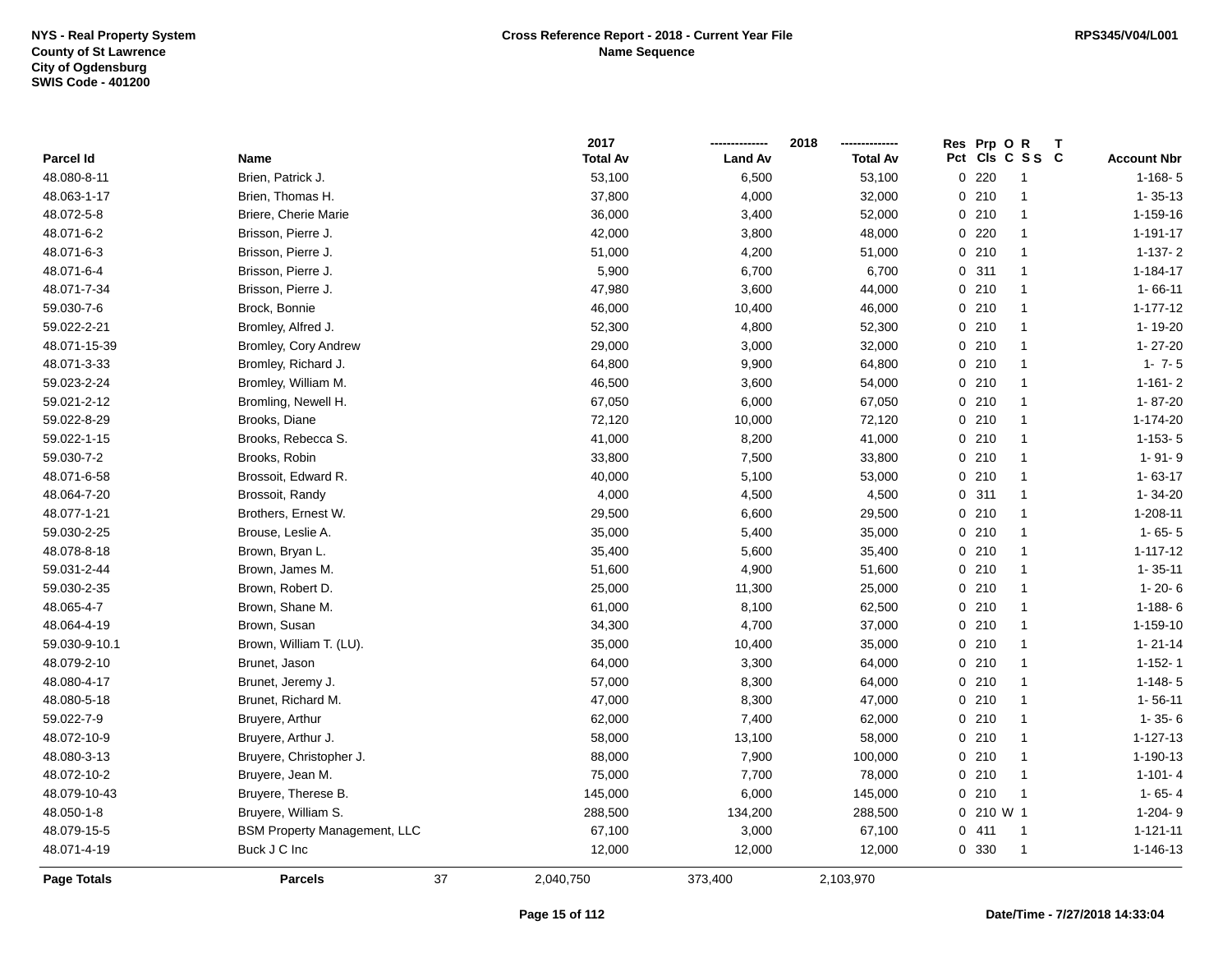NYS - Real Property System
County of St Lawrence
City of Ogdensburg
SWIS Code - 401200

**Cross Reference Report - 2018 - Current Year File**
**Name Sequence**

RPS345/V04/L001

| Parcel Id | Name | 2017 Total Av | 2018 Land Av | 2018 Total Av | Res Pct | Prp Cls | O C | R S S | T C | Account Nbr |
|---|---|---|---|---|---|---|---|---|---|---|
| 48.080-8-11 | Brien, Patrick J. | 53,100 | 6,500 | 53,100 | 0 | 220 | | 1 | | 1-168- 5 |
| 48.063-1-17 | Brien, Thomas H. | 37,800 | 4,000 | 32,000 | 0 | 210 | | 1 | | 1- 35-13 |
| 48.072-5-8 | Briere, Cherie Marie | 36,000 | 3,400 | 52,000 | 0 | 210 | | 1 | | 1-159-16 |
| 48.071-6-2 | Brisson, Pierre J. | 42,000 | 3,800 | 48,000 | 0 | 220 | | 1 | | 1-191-17 |
| 48.071-6-3 | Brisson, Pierre J. | 51,000 | 4,200 | 51,000 | 0 | 210 | | 1 | | 1-137- 2 |
| 48.071-6-4 | Brisson, Pierre J. | 5,900 | 6,700 | 6,700 | 0 | 311 | | 1 | | 1-184-17 |
| 48.071-7-34 | Brisson, Pierre J. | 47,980 | 3,600 | 44,000 | 0 | 210 | | 1 | | 1- 66-11 |
| 59.030-7-6 | Brock, Bonnie | 46,000 | 10,400 | 46,000 | 0 | 210 | | 1 | | 1-177-12 |
| 59.022-2-21 | Bromley, Alfred J. | 52,300 | 4,800 | 52,300 | 0 | 210 | | 1 | | 1- 19-20 |
| 48.071-15-39 | Bromley, Cory Andrew | 29,000 | 3,000 | 32,000 | 0 | 210 | | 1 | | 1- 27-20 |
| 48.071-3-33 | Bromley, Richard J. | 64,800 | 9,900 | 64,800 | 0 | 210 | | 1 | | 1- 7- 5 |
| 59.023-2-24 | Bromley, William M. | 46,500 | 3,600 | 54,000 | 0 | 210 | | 1 | | 1-161- 2 |
| 59.021-2-12 | Bromling, Newell H. | 67,050 | 6,000 | 67,050 | 0 | 210 | | 1 | | 1- 87-20 |
| 59.022-8-29 | Brooks, Diane | 72,120 | 10,000 | 72,120 | 0 | 210 | | 1 | | 1-174-20 |
| 59.022-1-15 | Brooks, Rebecca S. | 41,000 | 8,200 | 41,000 | 0 | 210 | | 1 | | 1-153- 5 |
| 59.030-7-2 | Brooks, Robin | 33,800 | 7,500 | 33,800 | 0 | 210 | | 1 | | 1- 91- 9 |
| 48.071-6-58 | Brossoit, Edward R. | 40,000 | 5,100 | 53,000 | 0 | 210 | | 1 | | 1- 63-17 |
| 48.064-7-20 | Brossoit, Randy | 4,000 | 4,500 | 4,500 | 0 | 311 | | 1 | | 1- 34-20 |
| 48.077-1-21 | Brothers, Ernest W. | 29,500 | 6,600 | 29,500 | 0 | 210 | | 1 | | 1-208-11 |
| 59.030-2-25 | Brouse, Leslie A. | 35,000 | 5,400 | 35,000 | 0 | 210 | | 1 | | 1- 65- 5 |
| 48.078-8-18 | Brown, Bryan L. | 35,400 | 5,600 | 35,400 | 0 | 210 | | 1 | | 1-117-12 |
| 59.031-2-44 | Brown, James M. | 51,600 | 4,900 | 51,600 | 0 | 210 | | 1 | | 1- 35-11 |
| 59.030-2-35 | Brown, Robert D. | 25,000 | 11,300 | 25,000 | 0 | 210 | | 1 | | 1- 20- 6 |
| 48.065-4-7 | Brown, Shane M. | 61,000 | 8,100 | 62,500 | 0 | 210 | | 1 | | 1-188- 6 |
| 48.064-4-19 | Brown, Susan | 34,300 | 4,700 | 37,000 | 0 | 210 | | 1 | | 1-159-10 |
| 59.030-9-10.1 | Brown, William T. (LU). | 35,000 | 10,400 | 35,000 | 0 | 210 | | 1 | | 1- 21-14 |
| 48.079-2-10 | Brunet, Jason | 64,000 | 3,300 | 64,000 | 0 | 210 | | 1 | | 1-152- 1 |
| 48.080-4-17 | Brunet, Jeremy J. | 57,000 | 8,300 | 64,000 | 0 | 210 | | 1 | | 1-148- 5 |
| 48.080-5-18 | Brunet, Richard M. | 47,000 | 8,300 | 47,000 | 0 | 210 | | 1 | | 1- 56-11 |
| 59.022-7-9 | Bruyere, Arthur | 62,000 | 7,400 | 62,000 | 0 | 210 | | 1 | | 1- 35- 6 |
| 48.072-10-9 | Bruyere, Arthur J. | 58,000 | 13,100 | 58,000 | 0 | 210 | | 1 | | 1-127-13 |
| 48.080-3-13 | Bruyere, Christopher J. | 88,000 | 7,900 | 100,000 | 0 | 210 | | 1 | | 1-190-13 |
| 48.072-10-2 | Bruyere, Jean M. | 75,000 | 7,700 | 78,000 | 0 | 210 | | 1 | | 1-101- 4 |
| 48.079-10-43 | Bruyere, Therese B. | 145,000 | 6,000 | 145,000 | 0 | 210 | | 1 | | 1- 65- 4 |
| 48.050-1-8 | Bruyere, William S. | 288,500 | 134,200 | 288,500 | 0 | 210 | W | 1 | | 1-204- 9 |
| 48.079-15-5 | BSM Property Management, LLC | 67,100 | 3,000 | 67,100 | 0 | 411 | | 1 | | 1-121-11 |
| 48.071-4-19 | Buck J C Inc | 12,000 | 12,000 | 12,000 | 0 | 330 | | 1 | | 1-146-13 |
| **Page Totals** | **Parcels** 37 | 2,040,750 | 373,400 | 2,103,970 | | | | | | |

Date/Time - 7/27/2018 14:33:04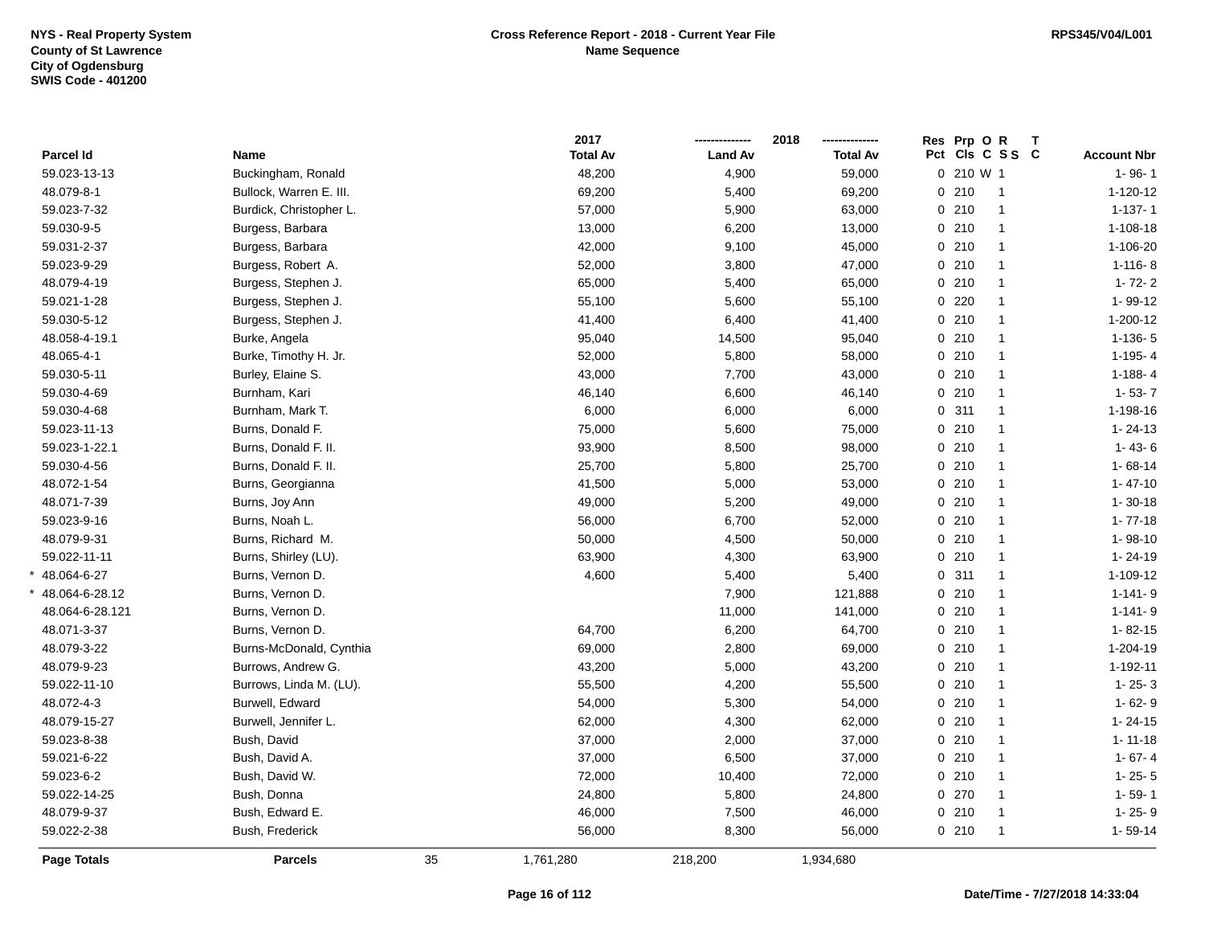NYS - Real Property System
County of St Lawrence
City of Ogdensburg
SWIS Code - 401200

**Cross Reference Report - 2018 - Current Year File**
**Name Sequence**

RPS345/V04/L001

| | Parcel Id | Name | 2017 Total Av | 2018 Land Av | 2018 Total Av | Res Pct | Prp Cls | O C | R S S | T C | Account Nbr |
|---|---|---|---|---|---|---|---|---|---|---|---|
| | 59.023-13-13 | Buckingham, Ronald | 48,200 | 4,900 | 59,000 | 0 | 210 | W | 1 | | 1- 96- 1 |
| | 48.079-8-1 | Bullock, Warren E. III. | 69,200 | 5,400 | 69,200 | 0 | 210 | | 1 | | 1-120-12 |
| | 59.023-7-32 | Burdick, Christopher L. | 57,000 | 5,900 | 63,000 | 0 | 210 | | 1 | | 1-137- 1 |
| | 59.030-9-5 | Burgess, Barbara | 13,000 | 6,200 | 13,000 | 0 | 210 | | 1 | | 1-108-18 |
| | 59.031-2-37 | Burgess, Barbara | 42,000 | 9,100 | 45,000 | 0 | 210 | | 1 | | 1-106-20 |
| | 59.023-9-29 | Burgess, Robert A. | 52,000 | 3,800 | 47,000 | 0 | 210 | | 1 | | 1-116- 8 |
| | 48.079-4-19 | Burgess, Stephen J. | 65,000 | 5,400 | 65,000 | 0 | 210 | | 1 | | 1- 72- 2 |
| | 59.021-1-28 | Burgess, Stephen J. | 55,100 | 5,600 | 55,100 | 0 | 220 | | 1 | | 1- 99-12 |
| | 59.030-5-12 | Burgess, Stephen J. | 41,400 | 6,400 | 41,400 | 0 | 210 | | 1 | | 1-200-12 |
| | 48.058-4-19.1 | Burke, Angela | 95,040 | 14,500 | 95,040 | 0 | 210 | | 1 | | 1-136- 5 |
| | 48.065-4-1 | Burke, Timothy H. Jr. | 52,000 | 5,800 | 58,000 | 0 | 210 | | 1 | | 1-195- 4 |
| | 59.030-5-11 | Burley, Elaine S. | 43,000 | 7,700 | 43,000 | 0 | 210 | | 1 | | 1-188- 4 |
| | 59.030-4-69 | Burnham, Kari | 46,140 | 6,600 | 46,140 | 0 | 210 | | 1 | | 1- 53- 7 |
| | 59.030-4-68 | Burnham, Mark T. | 6,000 | 6,000 | 6,000 | 0 | 311 | | 1 | | 1-198-16 |
| | 59.023-11-13 | Burns, Donald F. | 75,000 | 5,600 | 75,000 | 0 | 210 | | 1 | | 1- 24-13 |
| | 59.023-1-22.1 | Burns, Donald F. II. | 93,900 | 8,500 | 98,000 | 0 | 210 | | 1 | | 1- 43- 6 |
| | 59.030-4-56 | Burns, Donald F. II. | 25,700 | 5,800 | 25,700 | 0 | 210 | | 1 | | 1- 68-14 |
| | 48.072-1-54 | Burns, Georgianna | 41,500 | 5,000 | 53,000 | 0 | 210 | | 1 | | 1- 47-10 |
| | 48.071-7-39 | Burns, Joy Ann | 49,000 | 5,200 | 49,000 | 0 | 210 | | 1 | | 1- 30-18 |
| | 59.023-9-16 | Burns, Noah L. | 56,000 | 6,700 | 52,000 | 0 | 210 | | 1 | | 1- 77-18 |
| | 48.079-9-31 | Burns, Richard M. | 50,000 | 4,500 | 50,000 | 0 | 210 | | 1 | | 1- 98-10 |
| | 59.022-11-11 | Burns, Shirley (LU). | 63,900 | 4,300 | 63,900 | 0 | 210 | | 1 | | 1- 24-19 |
| * | 48.064-6-27 | Burns, Vernon D. | 4,600 | 5,400 | 5,400 | 0 | 311 | | 1 | | 1-109-12 |
| * | 48.064-6-28.12 | Burns, Vernon D. | | 7,900 | 121,888 | 0 | 210 | | 1 | | 1-141- 9 |
| | 48.064-6-28.121 | Burns, Vernon D. | | 11,000 | 141,000 | 0 | 210 | | 1 | | 1-141- 9 |
| | 48.071-3-37 | Burns, Vernon D. | 64,700 | 6,200 | 64,700 | 0 | 210 | | 1 | | 1- 82-15 |
| | 48.079-3-22 | Burns-McDonald, Cynthia | 69,000 | 2,800 | 69,000 | 0 | 210 | | 1 | | 1-204-19 |
| | 48.079-9-23 | Burrows, Andrew G. | 43,200 | 5,000 | 43,200 | 0 | 210 | | 1 | | 1-192-11 |
| | 59.022-11-10 | Burrows, Linda M. (LU). | 55,500 | 4,200 | 55,500 | 0 | 210 | | 1 | | 1- 25- 3 |
| | 48.072-4-3 | Burwell, Edward | 54,000 | 5,300 | 54,000 | 0 | 210 | | 1 | | 1- 62- 9 |
| | 48.079-15-27 | Burwell, Jennifer L. | 62,000 | 4,300 | 62,000 | 0 | 210 | | 1 | | 1- 24-15 |
| | 59.023-8-38 | Bush, David | 37,000 | 2,000 | 37,000 | 0 | 210 | | 1 | | 1- 11-18 |
| | 59.021-6-22 | Bush, David A. | 37,000 | 6,500 | 37,000 | 0 | 210 | | 1 | | 1- 67- 4 |
| | 59.023-6-2 | Bush, David W. | 72,000 | 10,400 | 72,000 | 0 | 210 | | 1 | | 1- 25- 5 |
| | 59.022-14-25 | Bush, Donna | 24,800 | 5,800 | 24,800 | 0 | 270 | | 1 | | 1- 59- 1 |
| | 48.079-9-37 | Bush, Edward E. | 46,000 | 7,500 | 46,000 | 0 | 210 | | 1 | | 1- 25- 9 |
| | 59.022-2-38 | Bush, Frederick | 56,000 | 8,300 | 56,000 | 0 | 210 | | 1 | | 1- 59-14 |

| Page Totals | Parcels | 35 | 1,761,280 | 218,200 | 1,934,680 |
|---|---|---|---|---|---|

Date/Time - 7/27/2018 14:33:04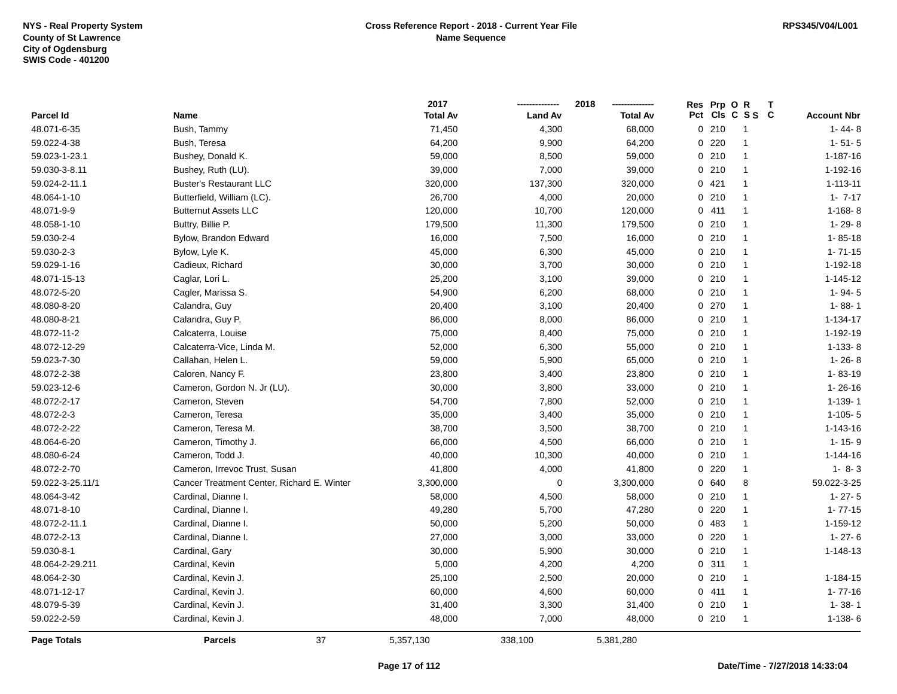NYS - Real Property System
County of St Lawrence
City of Ogdensburg
SWIS Code - 401200

**Cross Reference Report - 2018 - Current Year File**
**Name Sequence**

RPS345/V04/L001

| Parcel Id | Name | 2017 Total Av | 2018 Land Av | 2018 Total Av | Res Pct | Prp Cls | O C | R S S | T C | Account Nbr |
|---|---|---|---|---|---|---|---|---|---|---|
| 48.071-6-35 | Bush, Tammy | 71,450 | 4,300 | 68,000 | 0 | 210 | | 1 | | 1- 44- 8 |
| 59.022-4-38 | Bush, Teresa | 64,200 | 9,900 | 64,200 | 0 | 220 | | 1 | | 1- 51- 5 |
| 59.023-1-23.1 | Bushey, Donald K. | 59,000 | 8,500 | 59,000 | 0 | 210 | | 1 | | 1-187-16 |
| 59.030-3-8.11 | Bushey, Ruth (LU). | 39,000 | 7,000 | 39,000 | 0 | 210 | | 1 | | 1-192-16 |
| 59.024-2-11.1 | Buster's Restaurant LLC | 320,000 | 137,300 | 320,000 | 0 | 421 | | 1 | | 1-113-11 |
| 48.064-1-10 | Butterfield, William (LC). | 26,700 | 4,000 | 20,000 | 0 | 210 | | 1 | | 1- 7-17 |
| 48.071-9-9 | Butternut Assets LLC | 120,000 | 10,700 | 120,000 | 0 | 411 | | 1 | | 1-168- 8 |
| 48.058-1-10 | Buttry, Billie P. | 179,500 | 11,300 | 179,500 | 0 | 210 | | 1 | | 1- 29- 8 |
| 59.030-2-4 | Bylow, Brandon Edward | 16,000 | 7,500 | 16,000 | 0 | 210 | | 1 | | 1- 85-18 |
| 59.030-2-3 | Bylow, Lyle K. | 45,000 | 6,300 | 45,000 | 0 | 210 | | 1 | | 1- 71-15 |
| 59.029-1-16 | Cadieux, Richard | 30,000 | 3,700 | 30,000 | 0 | 210 | | 1 | | 1-192-18 |
| 48.071-15-13 | Caglar, Lori L. | 25,200 | 3,100 | 39,000 | 0 | 210 | | 1 | | 1-145-12 |
| 48.072-5-20 | Cagler, Marissa S. | 54,900 | 6,200 | 68,000 | 0 | 210 | | 1 | | 1- 94- 5 |
| 48.080-8-20 | Calandra, Guy | 20,400 | 3,100 | 20,400 | 0 | 270 | | 1 | | 1- 88- 1 |
| 48.080-8-21 | Calandra, Guy P. | 86,000 | 8,000 | 86,000 | 0 | 210 | | 1 | | 1-134-17 |
| 48.072-11-2 | Calcaterra, Louise | 75,000 | 8,400 | 75,000 | 0 | 210 | | 1 | | 1-192-19 |
| 48.072-12-29 | Calcaterra-Vice, Linda M. | 52,000 | 6,300 | 55,000 | 0 | 210 | | 1 | | 1-133- 8 |
| 59.023-7-30 | Callahan, Helen L. | 59,000 | 5,900 | 65,000 | 0 | 210 | | 1 | | 1- 26- 8 |
| 48.072-2-38 | Caloren, Nancy F. | 23,800 | 3,400 | 23,800 | 0 | 210 | | 1 | | 1- 83-19 |
| 59.023-12-6 | Cameron, Gordon N. Jr (LU). | 30,000 | 3,800 | 33,000 | 0 | 210 | | 1 | | 1- 26-16 |
| 48.072-2-17 | Cameron, Steven | 54,700 | 7,800 | 52,000 | 0 | 210 | | 1 | | 1-139- 1 |
| 48.072-2-3 | Cameron, Teresa | 35,000 | 3,400 | 35,000 | 0 | 210 | | 1 | | 1-105- 5 |
| 48.072-2-22 | Cameron, Teresa M. | 38,700 | 3,500 | 38,700 | 0 | 210 | | 1 | | 1-143-16 |
| 48.064-6-20 | Cameron, Timothy J. | 66,000 | 4,500 | 66,000 | 0 | 210 | | 1 | | 1- 15- 9 |
| 48.080-6-24 | Cameron, Todd J. | 40,000 | 10,300 | 40,000 | 0 | 210 | | 1 | | 1-144-16 |
| 48.072-2-70 | Cameron, Irrevoc Trust, Susan | 41,800 | 4,000 | 41,800 | 0 | 220 | | 1 | | 1- 8- 3 |
| 59.022-3-25.11/1 | Cancer Treatment Center, Richard E. Winter | 3,300,000 | 0 | 3,300,000 | 0 | 640 | | 8 | | 59.022-3-25 |
| 48.064-3-42 | Cardinal, Dianne I. | 58,000 | 4,500 | 58,000 | 0 | 210 | | 1 | | 1- 27- 5 |
| 48.071-8-10 | Cardinal, Dianne I. | 49,280 | 5,700 | 47,280 | 0 | 220 | | 1 | | 1- 77-15 |
| 48.072-2-11.1 | Cardinal, Dianne I. | 50,000 | 5,200 | 50,000 | 0 | 483 | | 1 | | 1-159-12 |
| 48.072-2-13 | Cardinal, Dianne I. | 27,000 | 3,000 | 33,000 | 0 | 220 | | 1 | | 1- 27- 6 |
| 59.030-8-1 | Cardinal, Gary | 30,000 | 5,900 | 30,000 | 0 | 210 | | 1 | | 1-148-13 |
| 48.064-2-29.211 | Cardinal, Kevin | 5,000 | 4,200 | 4,200 | 0 | 311 | | 1 | | |
| 48.064-2-30 | Cardinal, Kevin J. | 25,100 | 2,500 | 20,000 | 0 | 210 | | 1 | | 1-184-15 |
| 48.071-12-17 | Cardinal, Kevin J. | 60,000 | 4,600 | 60,000 | 0 | 411 | | 1 | | 1- 77-16 |
| 48.079-5-39 | Cardinal, Kevin J. | 31,400 | 3,300 | 31,400 | 0 | 210 | | 1 | | 1- 38- 1 |
| 59.022-2-59 | Cardinal, Kevin J. | 48,000 | 7,000 | 48,000 | 0 | 210 | | 1 | | 1-138- 6 |
| **Page Totals** | **Parcels** 37 | 5,357,130 | 338,100 | 5,381,280 | | | | | | |

**Date/Time - 7/27/2018 14:33:04**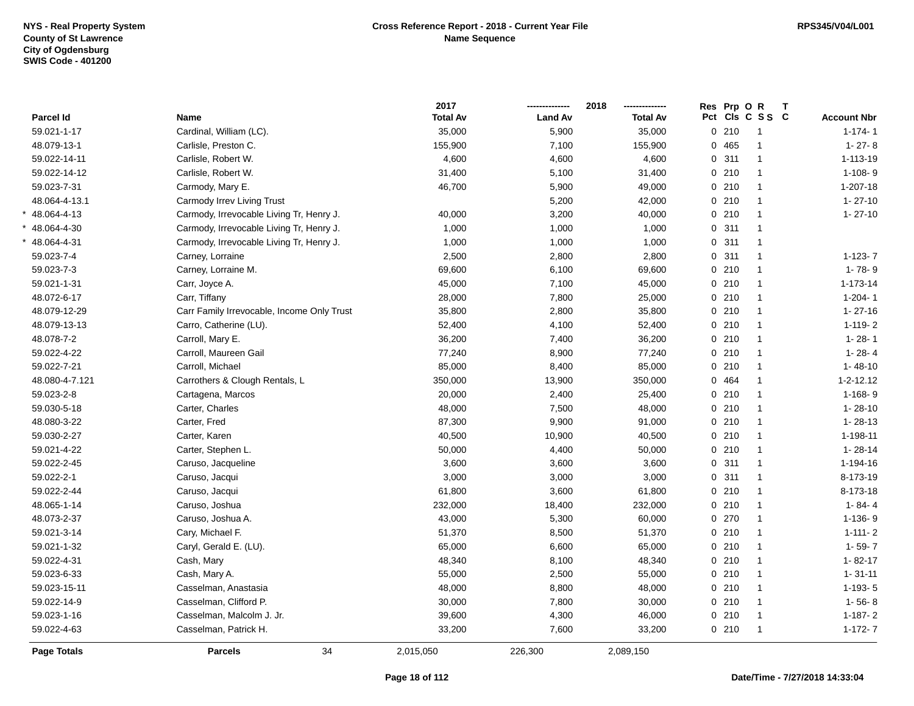NYS - Real Property System
County of St Lawrence
City of Ogdensburg
SWIS Code - 401200

**Cross Reference Report - 2018 - Current Year File**
**Name Sequence**

RPS345/V04/L001

| Parcel Id | Name | 2017 Total Av | 2018 Land Av | 2018 Total Av | Res Pct | Prp Cls | O C | R S S | T C | Account Nbr |
|---|---|---|---|---|---|---|---|---|---|---|
| 59.021-1-17 | Cardinal, William (LC). | 35,000 | 5,900 | 35,000 | 0 | 210 | | 1 | | 1-174- 1 |
| 48.079-13-1 | Carlisle, Preston C. | 155,900 | 7,100 | 155,900 | 0 | 465 | | 1 | | 1- 27- 8 |
| 59.022-14-11 | Carlisle, Robert W. | 4,600 | 4,600 | 4,600 | 0 | 311 | | 1 | | 1-113-19 |
| 59.022-14-12 | Carlisle, Robert W. | 31,400 | 5,100 | 31,400 | 0 | 210 | | 1 | | 1-108- 9 |
| 59.023-7-31 | Carmody, Mary E. | 46,700 | 5,900 | 49,000 | 0 | 210 | | 1 | | 1-207-18 |
| 48.064-4-13.1 | Carmody Irrev Living Trust | | 5,200 | 42,000 | 0 | 210 | | 1 | | 1- 27-10 |
| * 48.064-4-13 | Carmody, Irrevocable Living Tr, Henry J. | 40,000 | 3,200 | 40,000 | 0 | 210 | | 1 | | 1- 27-10 |
| * 48.064-4-30 | Carmody, Irrevocable Living Tr, Henry J. | 1,000 | 1,000 | 1,000 | 0 | 311 | | 1 | | |
| * 48.064-4-31 | Carmody, Irrevocable Living Tr, Henry J. | 1,000 | 1,000 | 1,000 | 0 | 311 | | 1 | | |
| 59.023-7-4 | Carney, Lorraine | 2,500 | 2,800 | 2,800 | 0 | 311 | | 1 | | 1-123- 7 |
| 59.023-7-3 | Carney, Lorraine M. | 69,600 | 6,100 | 69,600 | 0 | 210 | | 1 | | 1- 78- 9 |
| 59.021-1-31 | Carr, Joyce A. | 45,000 | 7,100 | 45,000 | 0 | 210 | | 1 | | 1-173-14 |
| 48.072-6-17 | Carr, Tiffany | 28,000 | 7,800 | 25,000 | 0 | 210 | | 1 | | 1-204- 1 |
| 48.079-12-29 | Carr Family Irrevocable, Income Only Trust | 35,800 | 2,800 | 35,800 | 0 | 210 | | 1 | | 1- 27-16 |
| 48.079-13-13 | Carro, Catherine (LU). | 52,400 | 4,100 | 52,400 | 0 | 210 | | 1 | | 1-119- 2 |
| 48.078-7-2 | Carroll, Mary E. | 36,200 | 7,400 | 36,200 | 0 | 210 | | 1 | | 1- 28- 1 |
| 59.022-4-22 | Carroll, Maureen Gail | 77,240 | 8,900 | 77,240 | 0 | 210 | | 1 | | 1- 28- 4 |
| 59.022-7-21 | Carroll, Michael | 85,000 | 8,400 | 85,000 | 0 | 210 | | 1 | | 1- 48-10 |
| 48.080-4-7.121 | Carrothers & Clough Rentals, L | 350,000 | 13,900 | 350,000 | 0 | 464 | | 1 | | 1-2-12.12 |
| 59.023-2-8 | Cartagena, Marcos | 20,000 | 2,400 | 25,400 | 0 | 210 | | 1 | | 1-168- 9 |
| 59.030-5-18 | Carter, Charles | 48,000 | 7,500 | 48,000 | 0 | 210 | | 1 | | 1- 28-10 |
| 48.080-3-22 | Carter, Fred | 87,300 | 9,900 | 91,000 | 0 | 210 | | 1 | | 1- 28-13 |
| 59.030-2-27 | Carter, Karen | 40,500 | 10,900 | 40,500 | 0 | 210 | | 1 | | 1-198-11 |
| 59.021-4-22 | Carter, Stephen L. | 50,000 | 4,400 | 50,000 | 0 | 210 | | 1 | | 1- 28-14 |
| 59.022-2-45 | Caruso, Jacqueline | 3,600 | 3,600 | 3,600 | 0 | 311 | | 1 | | 1-194-16 |
| 59.022-2-1 | Caruso, Jacqui | 3,000 | 3,000 | 3,000 | 0 | 311 | | 1 | | 8-173-19 |
| 59.022-2-44 | Caruso, Jacqui | 61,800 | 3,600 | 61,800 | 0 | 210 | | 1 | | 8-173-18 |
| 48.065-1-14 | Caruso, Joshua | 232,000 | 18,400 | 232,000 | 0 | 210 | | 1 | | 1- 84- 4 |
| 48.073-2-37 | Caruso, Joshua A. | 43,000 | 5,300 | 60,000 | 0 | 270 | | 1 | | 1-136- 9 |
| 59.021-3-14 | Cary, Michael F. | 51,370 | 8,500 | 51,370 | 0 | 210 | | 1 | | 1-111- 2 |
| 59.021-1-32 | Caryl, Gerald E. (LU). | 65,000 | 6,600 | 65,000 | 0 | 210 | | 1 | | 1- 59- 7 |
| 59.022-4-31 | Cash, Mary | 48,340 | 8,100 | 48,340 | 0 | 210 | | 1 | | 1- 82-17 |
| 59.023-6-33 | Cash, Mary A. | 55,000 | 2,500 | 55,000 | 0 | 210 | | 1 | | 1- 31-11 |
| 59.023-15-11 | Casselman, Anastasia | 48,000 | 8,800 | 48,000 | 0 | 210 | | 1 | | 1-193- 5 |
| 59.022-14-9 | Casselman, Clifford P. | 30,000 | 7,800 | 30,000 | 0 | 210 | | 1 | | 1- 56- 8 |
| 59.023-1-16 | Casselman, Malcolm J. Jr. | 39,600 | 4,300 | 46,000 | 0 | 210 | | 1 | | 1-187- 2 |
| 59.022-4-63 | Casselman, Patrick H. | 33,200 | 7,600 | 33,200 | 0 | 210 | | 1 | | 1-172- 7 |
| **Page Totals** | **Parcels** 34 | 2,015,050 | 226,300 | 2,089,150 | | | | | | |

Date/Time - 7/27/2018 14:33:04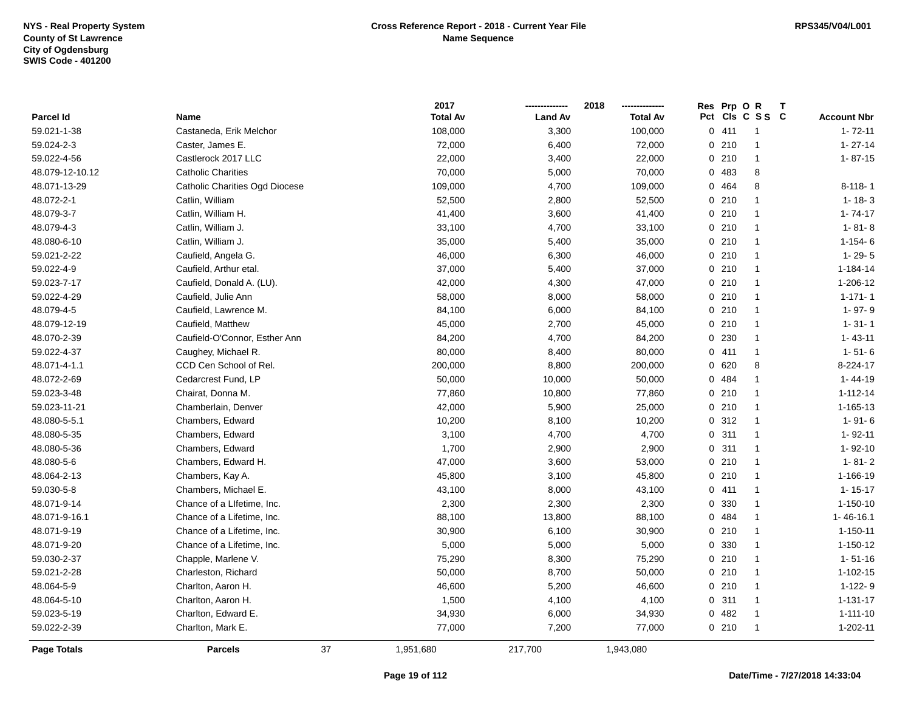NYS - Real Property System
County of St Lawrence
City of Ogdensburg
SWIS Code - 401200

**Cross Reference Report - 2018 - Current Year File**
**Name Sequence**

RPS345/V04/L001

| Parcel Id | Name | 2017 Total Av | 2018 Land Av | 2018 Total Av | Res Pct | Prp Cls | O C | R S S | T C | Account Nbr |
|---|---|---|---|---|---|---|---|---|---|---|
| 59.021-1-38 | Castaneda, Erik Melchor | 108,000 | 3,300 | 100,000 | 0 | 411 | | 1 | | 1- 72-11 |
| 59.024-2-3 | Caster, James E. | 72,000 | 6,400 | 72,000 | 0 | 210 | | 1 | | 1- 27-14 |
| 59.022-4-56 | Castlerock 2017 LLC | 22,000 | 3,400 | 22,000 | 0 | 210 | | 1 | | 1- 87-15 |
| 48.079-12-10.12 | Catholic Charities | 70,000 | 5,000 | 70,000 | 0 | 483 | | 8 | | |
| 48.071-13-29 | Catholic Charities Ogd Diocese | 109,000 | 4,700 | 109,000 | 0 | 464 | | 8 | | 8-118- 1 |
| 48.072-2-1 | Catlin, William | 52,500 | 2,800 | 52,500 | 0 | 210 | | 1 | | 1- 18- 3 |
| 48.079-3-7 | Catlin, William H. | 41,400 | 3,600 | 41,400 | 0 | 210 | | 1 | | 1- 74-17 |
| 48.079-4-3 | Catlin, William J. | 33,100 | 4,700 | 33,100 | 0 | 210 | | 1 | | 1- 81- 8 |
| 48.080-6-10 | Catlin, William J. | 35,000 | 5,400 | 35,000 | 0 | 210 | | 1 | | 1-154- 6 |
| 59.021-2-22 | Caufield, Angela G. | 46,000 | 6,300 | 46,000 | 0 | 210 | | 1 | | 1- 29- 5 |
| 59.022-4-9 | Caufield, Arthur etal. | 37,000 | 5,400 | 37,000 | 0 | 210 | | 1 | | 1-184-14 |
| 59.023-7-17 | Caufield, Donald A. (LU). | 42,000 | 4,300 | 47,000 | 0 | 210 | | 1 | | 1-206-12 |
| 59.022-4-29 | Caufield, Julie Ann | 58,000 | 8,000 | 58,000 | 0 | 210 | | 1 | | 1-171- 1 |
| 48.079-4-5 | Caufield, Lawrence M. | 84,100 | 6,000 | 84,100 | 0 | 210 | | 1 | | 1- 97- 9 |
| 48.079-12-19 | Caufield, Matthew | 45,000 | 2,700 | 45,000 | 0 | 210 | | 1 | | 1- 31- 1 |
| 48.070-2-39 | Caufield-O'Connor, Esther Ann | 84,200 | 4,700 | 84,200 | 0 | 230 | | 1 | | 1- 43-11 |
| 59.022-4-37 | Caughey, Michael R. | 80,000 | 8,400 | 80,000 | 0 | 411 | | 1 | | 1- 51- 6 |
| 48.071-4-1.1 | CCD Cen School of Rel. | 200,000 | 8,800 | 200,000 | 0 | 620 | | 8 | | 8-224-17 |
| 48.072-2-69 | Cedarcrest Fund, LP | 50,000 | 10,000 | 50,000 | 0 | 484 | | 1 | | 1- 44-19 |
| 59.023-3-48 | Chairat, Donna M. | 77,860 | 10,800 | 77,860 | 0 | 210 | | 1 | | 1-112-14 |
| 59.023-11-21 | Chamberlain, Denver | 42,000 | 5,900 | 25,000 | 0 | 210 | | 1 | | 1-165-13 |
| 48.080-5-5.1 | Chambers, Edward | 10,200 | 8,100 | 10,200 | 0 | 312 | | 1 | | 1- 91- 6 |
| 48.080-5-35 | Chambers, Edward | 3,100 | 4,700 | 4,700 | 0 | 311 | | 1 | | 1- 92-11 |
| 48.080-5-36 | Chambers, Edward | 1,700 | 2,900 | 2,900 | 0 | 311 | | 1 | | 1- 92-10 |
| 48.080-5-6 | Chambers, Edward H. | 47,000 | 3,600 | 53,000 | 0 | 210 | | 1 | | 1- 81- 2 |
| 48.064-2-13 | Chambers, Kay A. | 45,800 | 3,100 | 45,800 | 0 | 210 | | 1 | | 1-166-19 |
| 59.030-5-8 | Chambers, Michael E. | 43,100 | 8,000 | 43,100 | 0 | 411 | | 1 | | 1- 15-17 |
| 48.071-9-14 | Chance of a LIfetime, Inc. | 2,300 | 2,300 | 2,300 | 0 | 330 | | 1 | | 1-150-10 |
| 48.071-9-16.1 | Chance of a Lifetime, Inc. | 88,100 | 13,800 | 88,100 | 0 | 484 | | 1 | | 1- 46-16.1 |
| 48.071-9-19 | Chance of a Lifetime, Inc. | 30,900 | 6,100 | 30,900 | 0 | 210 | | 1 | | 1-150-11 |
| 48.071-9-20 | Chance of a Lifetime, Inc. | 5,000 | 5,000 | 5,000 | 0 | 330 | | 1 | | 1-150-12 |
| 59.030-2-37 | Chapple, Marlene V. | 75,290 | 8,300 | 75,290 | 0 | 210 | | 1 | | 1- 51-16 |
| 59.021-2-28 | Charleston, Richard | 50,000 | 8,700 | 50,000 | 0 | 210 | | 1 | | 1-102-15 |
| 48.064-5-9 | Charlton, Aaron H. | 46,600 | 5,200 | 46,600 | 0 | 210 | | 1 | | 1-122- 9 |
| 48.064-5-10 | Charlton, Aaron H. | 1,500 | 4,100 | 4,100 | 0 | 311 | | 1 | | 1-131-17 |
| 59.023-5-19 | Charlton, Edward E. | 34,930 | 6,000 | 34,930 | 0 | 482 | | 1 | | 1-111-10 |
| 59.022-2-39 | Charlton, Mark E. | 77,000 | 7,200 | 77,000 | 0 | 210 | | 1 | | 1-202-11 |
| **Page Totals** | **Parcels** 37 | 1,951,680 | 217,700 | 1,943,080 | | | | | | |

**Date/Time - 7/27/2018 14:33:04**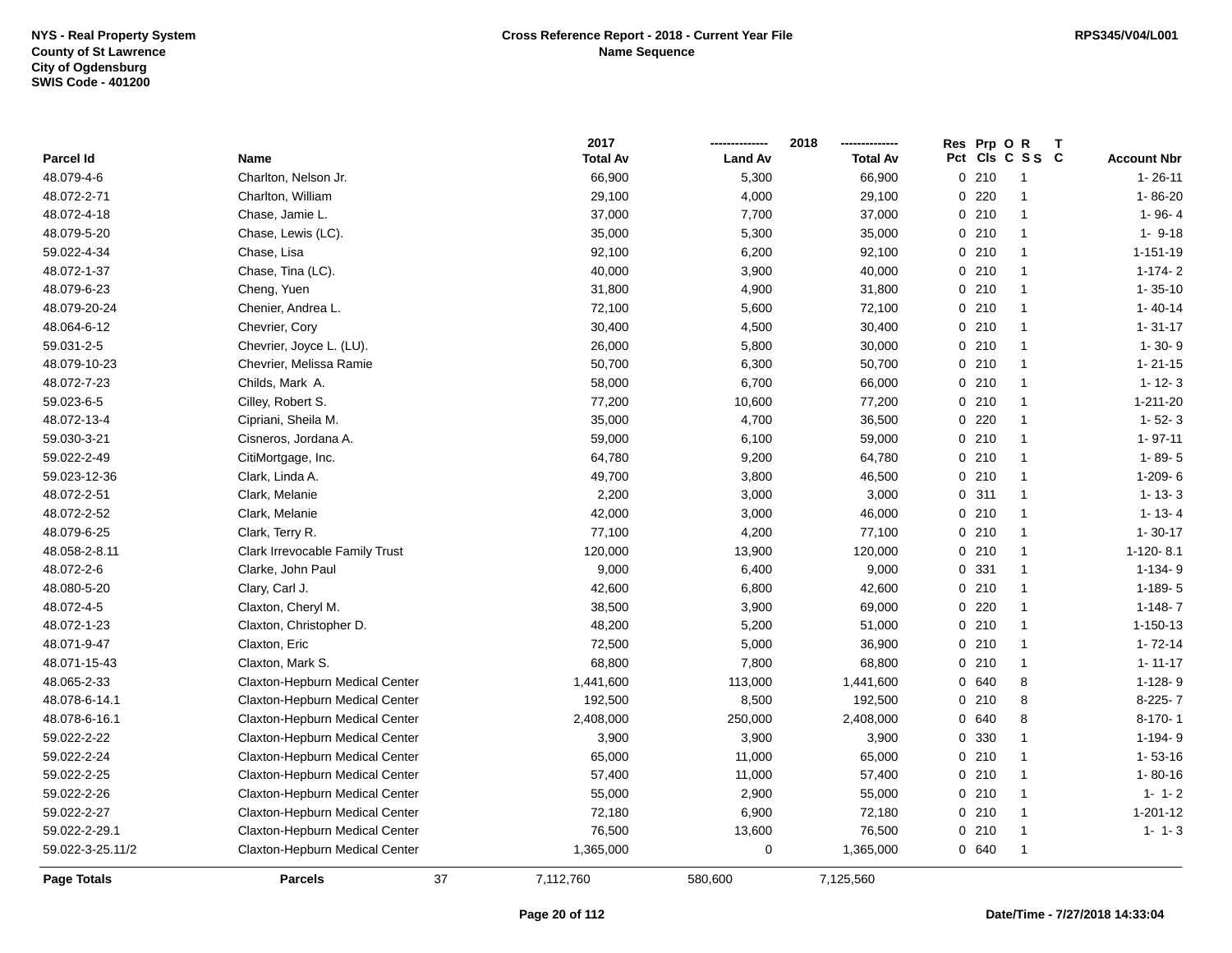NYS - Real Property System
County of St Lawrence
City of Ogdensburg
SWIS Code - 401200

# Cross Reference Report - 2018 - Current Year File
## Name Sequence

RPS345/V04/L001

| Parcel Id | Name | 2017 Total Av | 2018 Land Av | 2018 Total Av | Res Pct | Prp Cls | O C | R S S | T C | Account Nbr |
|---|---|---|---|---|---|---|---|---|---|---|
| 48.079-4-6 | Charlton, Nelson Jr. | 66,900 | 5,300 | 66,900 | 0 | 210 | | 1 | | 1- 26-11 |
| 48.072-2-71 | Charlton, William | 29,100 | 4,000 | 29,100 | 0 | 220 | | 1 | | 1- 86-20 |
| 48.072-4-18 | Chase, Jamie L. | 37,000 | 7,700 | 37,000 | 0 | 210 | | 1 | | 1- 96- 4 |
| 48.079-5-20 | Chase, Lewis (LC). | 35,000 | 5,300 | 35,000 | 0 | 210 | | 1 | | 1- 9-18 |
| 59.022-4-34 | Chase, Lisa | 92,100 | 6,200 | 92,100 | 0 | 210 | | 1 | | 1-151-19 |
| 48.072-1-37 | Chase, Tina (LC). | 40,000 | 3,900 | 40,000 | 0 | 210 | | 1 | | 1-174- 2 |
| 48.079-6-23 | Cheng, Yuen | 31,800 | 4,900 | 31,800 | 0 | 210 | | 1 | | 1- 35-10 |
| 48.079-20-24 | Chenier, Andrea L. | 72,100 | 5,600 | 72,100 | 0 | 210 | | 1 | | 1- 40-14 |
| 48.064-6-12 | Chevrier, Cory | 30,400 | 4,500 | 30,400 | 0 | 210 | | 1 | | 1- 31-17 |
| 59.031-2-5 | Chevrier, Joyce L. (LU). | 26,000 | 5,800 | 30,000 | 0 | 210 | | 1 | | 1- 30- 9 |
| 48.079-10-23 | Chevrier, Melissa Ramie | 50,700 | 6,300 | 50,700 | 0 | 210 | | 1 | | 1- 21-15 |
| 48.072-7-23 | Childs, Mark A. | 58,000 | 6,700 | 66,000 | 0 | 210 | | 1 | | 1- 12- 3 |
| 59.023-6-5 | Cilley, Robert S. | 77,200 | 10,600 | 77,200 | 0 | 210 | | 1 | | 1-211-20 |
| 48.072-13-4 | Cipriani, Sheila M. | 35,000 | 4,700 | 36,500 | 0 | 220 | | 1 | | 1- 52- 3 |
| 59.030-3-21 | Cisneros, Jordana A. | 59,000 | 6,100 | 59,000 | 0 | 210 | | 1 | | 1- 97-11 |
| 59.022-2-49 | CitiMortgage, Inc. | 64,780 | 9,200 | 64,780 | 0 | 210 | | 1 | | 1- 89- 5 |
| 59.023-12-36 | Clark, Linda A. | 49,700 | 3,800 | 46,500 | 0 | 210 | | 1 | | 1-209- 6 |
| 48.072-2-51 | Clark, Melanie | 2,200 | 3,000 | 3,000 | 0 | 311 | | 1 | | 1- 13- 3 |
| 48.072-2-52 | Clark, Melanie | 42,000 | 3,000 | 46,000 | 0 | 210 | | 1 | | 1- 13- 4 |
| 48.079-6-25 | Clark, Terry R. | 77,100 | 4,200 | 77,100 | 0 | 210 | | 1 | | 1- 30-17 |
| 48.058-2-8.11 | Clark Irrevocable Family Trust | 120,000 | 13,900 | 120,000 | 0 | 210 | | 1 | | 1-120- 8.1 |
| 48.072-2-6 | Clarke, John Paul | 9,000 | 6,400 | 9,000 | 0 | 331 | | 1 | | 1-134- 9 |
| 48.080-5-20 | Clary, Carl J. | 42,600 | 6,800 | 42,600 | 0 | 210 | | 1 | | 1-189- 5 |
| 48.072-4-5 | Claxton, Cheryl M. | 38,500 | 3,900 | 69,000 | 0 | 220 | | 1 | | 1-148- 7 |
| 48.072-1-23 | Claxton, Christopher D. | 48,200 | 5,200 | 51,000 | 0 | 210 | | 1 | | 1-150-13 |
| 48.071-9-47 | Claxton, Eric | 72,500 | 5,000 | 36,900 | 0 | 210 | | 1 | | 1- 72-14 |
| 48.071-15-43 | Claxton, Mark S. | 68,800 | 7,800 | 68,800 | 0 | 210 | | 1 | | 1- 11-17 |
| 48.065-2-33 | Claxton-Hepburn Medical Center | 1,441,600 | 113,000 | 1,441,600 | 0 | 640 | | 8 | | 1-128- 9 |
| 48.078-6-14.1 | Claxton-Hepburn Medical Center | 192,500 | 8,500 | 192,500 | 0 | 210 | | 8 | | 8-225- 7 |
| 48.078-6-16.1 | Claxton-Hepburn Medical Center | 2,408,000 | 250,000 | 2,408,000 | 0 | 640 | | 8 | | 8-170- 1 |
| 59.022-2-22 | Claxton-Hepburn Medical Center | 3,900 | 3,900 | 3,900 | 0 | 330 | | 1 | | 1-194- 9 |
| 59.022-2-24 | Claxton-Hepburn Medical Center | 65,000 | 11,000 | 65,000 | 0 | 210 | | 1 | | 1- 53-16 |
| 59.022-2-25 | Claxton-Hepburn Medical Center | 57,400 | 11,000 | 57,400 | 0 | 210 | | 1 | | 1- 80-16 |
| 59.022-2-26 | Claxton-Hepburn Medical Center | 55,000 | 2,900 | 55,000 | 0 | 210 | | 1 | | 1- 1- 2 |
| 59.022-2-27 | Claxton-Hepburn Medical Center | 72,180 | 6,900 | 72,180 | 0 | 210 | | 1 | | 1-201-12 |
| 59.022-2-29.1 | Claxton-Hepburn Medical Center | 76,500 | 13,600 | 76,500 | 0 | 210 | | 1 | | 1- 1- 3 |
| 59.022-3-25.11/2 | Claxton-Hepburn Medical Center | 1,365,000 | 0 | 1,365,000 | 0 | 640 | | 1 | | |
| **Page Totals** | **Parcels** 37 | 7,112,760 | 580,600 | 7,125,560 | | | | | | |

Date/Time - 7/27/2018 14:33:04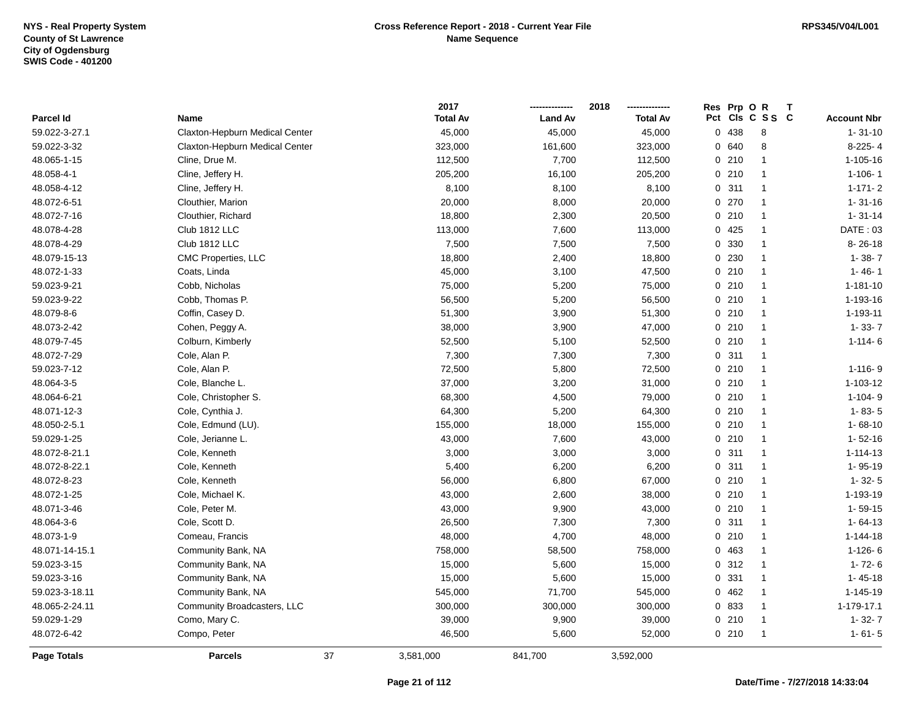NYS - Real Property System
County of St Lawrence
City of Ogdensburg
SWIS Code - 401200

**Cross Reference Report - 2018 - Current Year File**
**Name Sequence**

RPS345/V04/L001

| Parcel Id | Name | 2017 Total Av | 2018 Land Av | 2018 Total Av | Res Pct | Prp Cls | O C | R S S | T C | Account Nbr |
|---|---|---|---|---|---|---|---|---|---|---|
| 59.022-3-27.1 | Claxton-Hepburn Medical Center | 45,000 | 45,000 | 45,000 | 0 | 438 | | 8 | | 1- 31-10 |
| 59.022-3-32 | Claxton-Hepburn Medical Center | 323,000 | 161,600 | 323,000 | 0 | 640 | | 8 | | 8-225- 4 |
| 48.065-1-15 | Cline, Drue M. | 112,500 | 7,700 | 112,500 | 0 | 210 | | 1 | | 1-105-16 |
| 48.058-4-1 | Cline, Jeffery H. | 205,200 | 16,100 | 205,200 | 0 | 210 | | 1 | | 1-106- 1 |
| 48.058-4-12 | Cline, Jeffery H. | 8,100 | 8,100 | 8,100 | 0 | 311 | | 1 | | 1-171- 2 |
| 48.072-6-51 | Clouthier, Marion | 20,000 | 8,000 | 20,000 | 0 | 270 | | 1 | | 1- 31-16 |
| 48.072-7-16 | Clouthier, Richard | 18,800 | 2,300 | 20,500 | 0 | 210 | | 1 | | 1- 31-14 |
| 48.078-4-28 | Club 1812 LLC | 113,000 | 7,600 | 113,000 | 0 | 425 | | 1 | | DATE : 03 |
| 48.078-4-29 | Club 1812 LLC | 7,500 | 7,500 | 7,500 | 0 | 330 | | 1 | | 8- 26-18 |
| 48.079-15-13 | CMC Properties, LLC | 18,800 | 2,400 | 18,800 | 0 | 230 | | 1 | | 1- 38- 7 |
| 48.072-1-33 | Coats, Linda | 45,000 | 3,100 | 47,500 | 0 | 210 | | 1 | | 1- 46- 1 |
| 59.023-9-21 | Cobb, Nicholas | 75,000 | 5,200 | 75,000 | 0 | 210 | | 1 | | 1-181-10 |
| 59.023-9-22 | Cobb, Thomas P. | 56,500 | 5,200 | 56,500 | 0 | 210 | | 1 | | 1-193-16 |
| 48.079-8-6 | Coffin, Casey D. | 51,300 | 3,900 | 51,300 | 0 | 210 | | 1 | | 1-193-11 |
| 48.073-2-42 | Cohen, Peggy A. | 38,000 | 3,900 | 47,000 | 0 | 210 | | 1 | | 1- 33- 7 |
| 48.079-7-45 | Colburn, Kimberly | 52,500 | 5,100 | 52,500 | 0 | 210 | | 1 | | 1-114- 6 |
| 48.072-7-29 | Cole, Alan P. | 7,300 | 7,300 | 7,300 | 0 | 311 | | 1 | | |
| 59.023-7-12 | Cole, Alan P. | 72,500 | 5,800 | 72,500 | 0 | 210 | | 1 | | 1-116- 9 |
| 48.064-3-5 | Cole, Blanche L. | 37,000 | 3,200 | 31,000 | 0 | 210 | | 1 | | 1-103-12 |
| 48.064-6-21 | Cole, Christopher S. | 68,300 | 4,500 | 79,000 | 0 | 210 | | 1 | | 1-104- 9 |
| 48.071-12-3 | Cole, Cynthia J. | 64,300 | 5,200 | 64,300 | 0 | 210 | | 1 | | 1- 83- 5 |
| 48.050-2-5.1 | Cole, Edmund (LU). | 155,000 | 18,000 | 155,000 | 0 | 210 | | 1 | | 1- 68-10 |
| 59.029-1-25 | Cole, Jerianne L. | 43,000 | 7,600 | 43,000 | 0 | 210 | | 1 | | 1- 52-16 |
| 48.072-8-21.1 | Cole, Kenneth | 3,000 | 3,000 | 3,000 | 0 | 311 | | 1 | | 1-114-13 |
| 48.072-8-22.1 | Cole, Kenneth | 5,400 | 6,200 | 6,200 | 0 | 311 | | 1 | | 1- 95-19 |
| 48.072-8-23 | Cole, Kenneth | 56,000 | 6,800 | 67,000 | 0 | 210 | | 1 | | 1- 32- 5 |
| 48.072-1-25 | Cole, Michael K. | 43,000 | 2,600 | 38,000 | 0 | 210 | | 1 | | 1-193-19 |
| 48.071-3-46 | Cole, Peter M. | 43,000 | 9,900 | 43,000 | 0 | 210 | | 1 | | 1- 59-15 |
| 48.064-3-6 | Cole, Scott D. | 26,500 | 7,300 | 7,300 | 0 | 311 | | 1 | | 1- 64-13 |
| 48.073-1-9 | Comeau, Francis | 48,000 | 4,700 | 48,000 | 0 | 210 | | 1 | | 1-144-18 |
| 48.071-14-15.1 | Community Bank, NA | 758,000 | 58,500 | 758,000 | 0 | 463 | | 1 | | 1-126- 6 |
| 59.023-3-15 | Community Bank, NA | 15,000 | 5,600 | 15,000 | 0 | 312 | | 1 | | 1- 72- 6 |
| 59.023-3-16 | Community Bank, NA | 15,000 | 5,600 | 15,000 | 0 | 331 | | 1 | | 1- 45-18 |
| 59.023-3-18.11 | Community Bank, NA | 545,000 | 71,700 | 545,000 | 0 | 462 | | 1 | | 1-145-19 |
| 48.065-2-24.11 | Community Broadcasters, LLC | 300,000 | 300,000 | 300,000 | 0 | 833 | | 1 | | 1-179-17.1 |
| 59.029-1-29 | Como, Mary C. | 39,000 | 9,900 | 39,000 | 0 | 210 | | 1 | | 1- 32- 7 |
| 48.072-6-42 | Compo, Peter | 46,500 | 5,600 | 52,000 | 0 | 210 | | 1 | | 1- 61- 5 |
| **Page Totals** | **Parcels** 37 | 3,581,000 | 841,700 | 3,592,000 | | | | | | |

Date/Time - 7/27/2018 14:33:04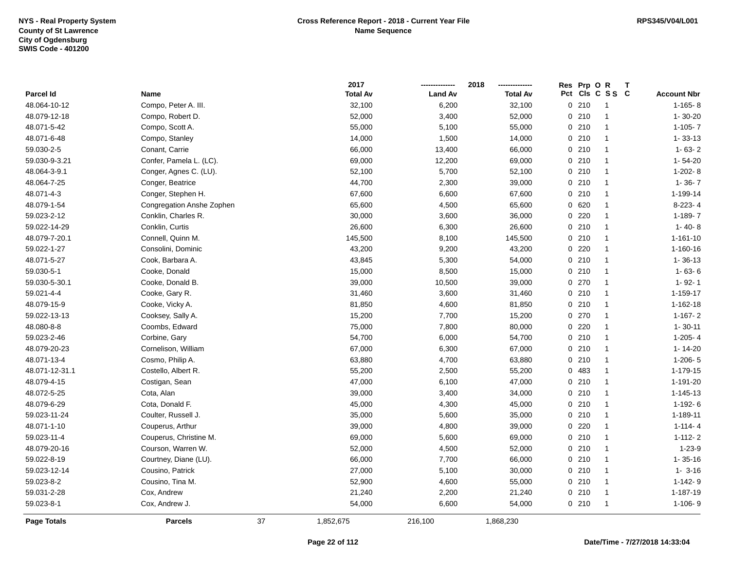**NYS - Real Property System**
**County of St Lawrence**
**City of Ogdensburg**
**SWIS Code - 401200**

**Cross Reference Report - 2018 - Current Year File**
**Name Sequence**

**RPS345/V04/L001**

| Parcel Id | Name | 2017 Total Av | 2018 Land Av | 2018 Total Av | Res Pct | Prp Cls | O C | R S S | T C | Account Nbr |
|---|---|---|---|---|---|---|---|---|---|---|
| 48.064-10-12 | Compo, Peter A. III. | 32,100 | 6,200 | 32,100 | 0 | 210 | | 1 | | 1-165- 8 |
| 48.079-12-18 | Compo, Robert D. | 52,000 | 3,400 | 52,000 | 0 | 210 | | 1 | | 1- 30-20 |
| 48.071-5-42 | Compo, Scott A. | 55,000 | 5,100 | 55,000 | 0 | 210 | | 1 | | 1-105- 7 |
| 48.071-6-48 | Compo, Stanley | 14,000 | 1,500 | 14,000 | 0 | 210 | | 1 | | 1- 33-13 |
| 59.030-2-5 | Conant, Carrie | 66,000 | 13,400 | 66,000 | 0 | 210 | | 1 | | 1- 63- 2 |
| 59.030-9-3.21 | Confer, Pamela L. (LC). | 69,000 | 12,200 | 69,000 | 0 | 210 | | 1 | | 1- 54-20 |
| 48.064-3-9.1 | Conger, Agnes C. (LU). | 52,100 | 5,700 | 52,100 | 0 | 210 | | 1 | | 1-202- 8 |
| 48.064-7-25 | Conger, Beatrice | 44,700 | 2,300 | 39,000 | 0 | 210 | | 1 | | 1- 36- 7 |
| 48.071-4-3 | Conger, Stephen H. | 67,600 | 6,600 | 67,600 | 0 | 210 | | 1 | | 1-199-14 |
| 48.079-1-54 | Congregation Anshe Zophen | 65,600 | 4,500 | 65,600 | 0 | 620 | | 1 | | 8-223- 4 |
| 59.023-2-12 | Conklin, Charles R. | 30,000 | 3,600 | 36,000 | 0 | 220 | | 1 | | 1-189- 7 |
| 59.022-14-29 | Conklin, Curtis | 26,600 | 6,300 | 26,600 | 0 | 210 | | 1 | | 1- 40- 8 |
| 48.079-7-20.1 | Connell, Quinn M. | 145,500 | 8,100 | 145,500 | 0 | 210 | | 1 | | 1-161-10 |
| 59.022-1-27 | Consolini, Dominic | 43,200 | 9,200 | 43,200 | 0 | 220 | | 1 | | 1-160-16 |
| 48.071-5-27 | Cook, Barbara A. | 43,845 | 5,300 | 54,000 | 0 | 210 | | 1 | | 1- 36-13 |
| 59.030-5-1 | Cooke, Donald | 15,000 | 8,500 | 15,000 | 0 | 210 | | 1 | | 1- 63- 6 |
| 59.030-5-30.1 | Cooke, Donald B. | 39,000 | 10,500 | 39,000 | 0 | 270 | | 1 | | 1- 92- 1 |
| 59.021-4-4 | Cooke, Gary R. | 31,460 | 3,600 | 31,460 | 0 | 210 | | 1 | | 1-159-17 |
| 48.079-15-9 | Cooke, Vicky A. | 81,850 | 4,600 | 81,850 | 0 | 210 | | 1 | | 1-162-18 |
| 59.022-13-13 | Cooksey, Sally A. | 15,200 | 7,700 | 15,200 | 0 | 270 | | 1 | | 1-167- 2 |
| 48.080-8-8 | Coombs, Edward | 75,000 | 7,800 | 80,000 | 0 | 220 | | 1 | | 1- 30-11 |
| 59.023-2-46 | Corbine, Gary | 54,700 | 6,000 | 54,700 | 0 | 210 | | 1 | | 1-205- 4 |
| 48.079-20-23 | Cornelison, William | 67,000 | 6,300 | 67,000 | 0 | 210 | | 1 | | 1- 14-20 |
| 48.071-13-4 | Cosmo, Philip A. | 63,880 | 4,700 | 63,880 | 0 | 210 | | 1 | | 1-206- 5 |
| 48.071-12-31.1 | Costello, Albert R. | 55,200 | 2,500 | 55,200 | 0 | 483 | | 1 | | 1-179-15 |
| 48.079-4-15 | Costigan, Sean | 47,000 | 6,100 | 47,000 | 0 | 210 | | 1 | | 1-191-20 |
| 48.072-5-25 | Cota, Alan | 39,000 | 3,400 | 34,000 | 0 | 210 | | 1 | | 1-145-13 |
| 48.079-6-29 | Cota, Donald F. | 45,000 | 4,300 | 45,000 | 0 | 210 | | 1 | | 1-192- 6 |
| 59.023-11-24 | Coulter, Russell J. | 35,000 | 5,600 | 35,000 | 0 | 210 | | 1 | | 1-189-11 |
| 48.071-1-10 | Couperus, Arthur | 39,000 | 4,800 | 39,000 | 0 | 220 | | 1 | | 1-114- 4 |
| 59.023-11-4 | Couperus, Christine M. | 69,000 | 5,600 | 69,000 | 0 | 210 | | 1 | | 1-112- 2 |
| 48.079-20-16 | Courson, Warren W. | 52,000 | 4,500 | 52,000 | 0 | 210 | | 1 | | 1-23-9 |
| 59.022-8-19 | Courtney, Diane (LU). | 66,000 | 7,700 | 66,000 | 0 | 210 | | 1 | | 1- 35-16 |
| 59.023-12-14 | Cousino, Patrick | 27,000 | 5,100 | 30,000 | 0 | 210 | | 1 | | 1- 3-16 |
| 59.023-8-2 | Cousino, Tina M. | 52,900 | 4,600 | 55,000 | 0 | 210 | | 1 | | 1-142- 9 |
| 59.031-2-28 | Cox, Andrew | 21,240 | 2,200 | 21,240 | 0 | 210 | | 1 | | 1-187-19 |
| 59.023-8-1 | Cox, Andrew J. | 54,000 | 6,600 | 54,000 | 0 | 210 | | 1 | | 1-106- 9 |
| **Page Totals** | **Parcels** 37 | 1,852,675 | 216,100 | 1,868,230 | | | | | | |

**Date/Time - 7/27/2018 14:33:04**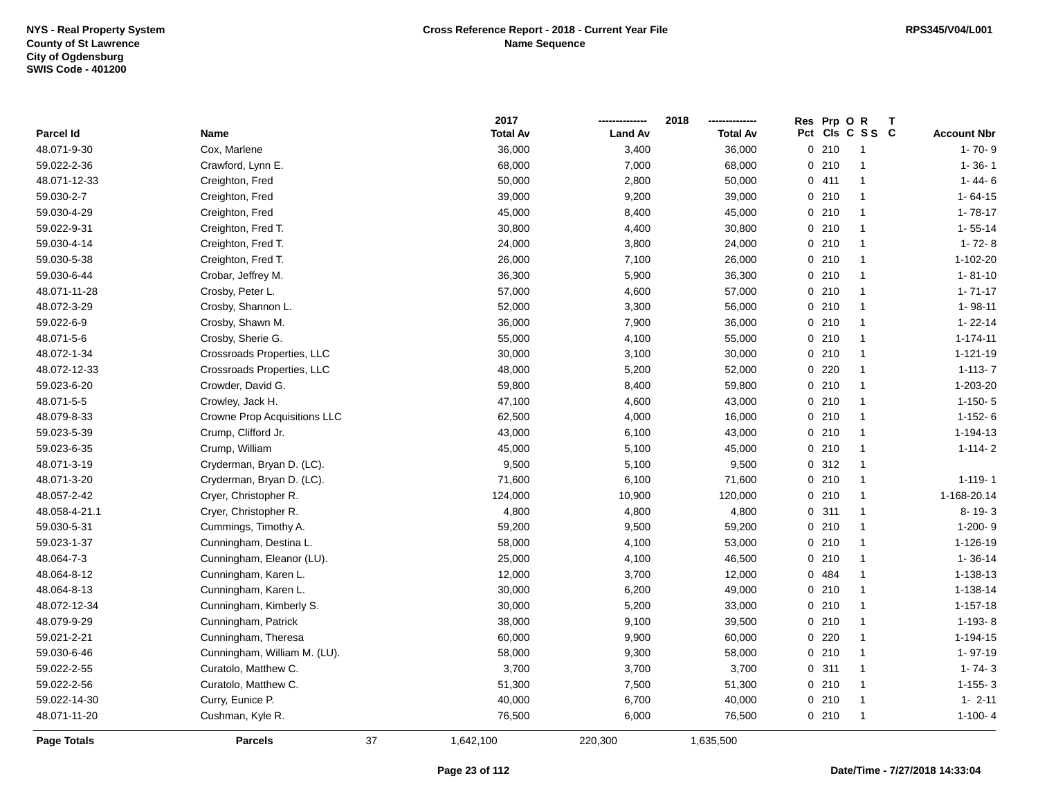NYS - Real Property System
County of St Lawrence
City of Ogdensburg
SWIS Code - 401200

**Cross Reference Report - 2018 - Current Year File**
**Name Sequence**

RPS345/V04/L001

| Parcel Id | Name | 2017 Total Av | 2018 Land Av | 2018 Total Av | Res Pct | Prp Cls | O C | R S S | T C | Account Nbr |
|---|---|---|---|---|---|---|---|---|---|---|
| 48.071-9-30 | Cox, Marlene | 36,000 | 3,400 | 36,000 | 0 | 210 | | 1 | | 1- 70- 9 |
| 59.022-2-36 | Crawford, Lynn E. | 68,000 | 7,000 | 68,000 | 0 | 210 | | 1 | | 1- 36- 1 |
| 48.071-12-33 | Creighton, Fred | 50,000 | 2,800 | 50,000 | 0 | 411 | | 1 | | 1- 44- 6 |
| 59.030-2-7 | Creighton, Fred | 39,000 | 9,200 | 39,000 | 0 | 210 | | 1 | | 1- 64-15 |
| 59.030-4-29 | Creighton, Fred | 45,000 | 8,400 | 45,000 | 0 | 210 | | 1 | | 1- 78-17 |
| 59.022-9-31 | Creighton, Fred T. | 30,800 | 4,400 | 30,800 | 0 | 210 | | 1 | | 1- 55-14 |
| 59.030-4-14 | Creighton, Fred T. | 24,000 | 3,800 | 24,000 | 0 | 210 | | 1 | | 1- 72- 8 |
| 59.030-5-38 | Creighton, Fred T. | 26,000 | 7,100 | 26,000 | 0 | 210 | | 1 | | 1-102-20 |
| 59.030-6-44 | Crobar, Jeffrey M. | 36,300 | 5,900 | 36,300 | 0 | 210 | | 1 | | 1- 81-10 |
| 48.071-11-28 | Crosby, Peter L. | 57,000 | 4,600 | 57,000 | 0 | 210 | | 1 | | 1- 71-17 |
| 48.072-3-29 | Crosby, Shannon L. | 52,000 | 3,300 | 56,000 | 0 | 210 | | 1 | | 1- 98-11 |
| 59.022-6-9 | Crosby, Shawn M. | 36,000 | 7,900 | 36,000 | 0 | 210 | | 1 | | 1- 22-14 |
| 48.071-5-6 | Crosby, Sherie G. | 55,000 | 4,100 | 55,000 | 0 | 210 | | 1 | | 1-174-11 |
| 48.072-1-34 | Crossroads Properties, LLC | 30,000 | 3,100 | 30,000 | 0 | 210 | | 1 | | 1-121-19 |
| 48.072-12-33 | Crossroads Properties, LLC | 48,000 | 5,200 | 52,000 | 0 | 220 | | 1 | | 1-113- 7 |
| 59.023-6-20 | Crowder, David G. | 59,800 | 8,400 | 59,800 | 0 | 210 | | 1 | | 1-203-20 |
| 48.071-5-5 | Crowley, Jack H. | 47,100 | 4,600 | 43,000 | 0 | 210 | | 1 | | 1-150- 5 |
| 48.079-8-33 | Crowne Prop Acquisitions LLC | 62,500 | 4,000 | 16,000 | 0 | 210 | | 1 | | 1-152- 6 |
| 59.023-5-39 | Crump, Clifford Jr. | 43,000 | 6,100 | 43,000 | 0 | 210 | | 1 | | 1-194-13 |
| 59.023-6-35 | Crump, William | 45,000 | 5,100 | 45,000 | 0 | 210 | | 1 | | 1-114- 2 |
| 48.071-3-19 | Cryderman, Bryan D. (LC). | 9,500 | 5,100 | 9,500 | 0 | 312 | | 1 | | |
| 48.071-3-20 | Cryderman, Bryan D. (LC). | 71,600 | 6,100 | 71,600 | 0 | 210 | | 1 | | 1-119- 1 |
| 48.057-2-42 | Cryer, Christopher R. | 124,000 | 10,900 | 120,000 | 0 | 210 | | 1 | | 1-168-20.14 |
| 48.058-4-21.1 | Cryer, Christopher R. | 4,800 | 4,800 | 4,800 | 0 | 311 | | 1 | | 8- 19- 3 |
| 59.030-5-31 | Cummings, Timothy A. | 59,200 | 9,500 | 59,200 | 0 | 210 | | 1 | | 1-200- 9 |
| 59.023-1-37 | Cunningham, Destina L. | 58,000 | 4,100 | 53,000 | 0 | 210 | | 1 | | 1-126-19 |
| 48.064-7-3 | Cunningham, Eleanor (LU). | 25,000 | 4,100 | 46,500 | 0 | 210 | | 1 | | 1- 36-14 |
| 48.064-8-12 | Cunningham, Karen L. | 12,000 | 3,700 | 12,000 | 0 | 484 | | 1 | | 1-138-13 |
| 48.064-8-13 | Cunningham, Karen L. | 30,000 | 6,200 | 49,000 | 0 | 210 | | 1 | | 1-138-14 |
| 48.072-12-34 | Cunningham, Kimberly S. | 30,000 | 5,200 | 33,000 | 0 | 210 | | 1 | | 1-157-18 |
| 48.079-9-29 | Cunningham, Patrick | 38,000 | 9,100 | 39,500 | 0 | 210 | | 1 | | 1-193- 8 |
| 59.021-2-21 | Cunningham, Theresa | 60,000 | 9,900 | 60,000 | 0 | 220 | | 1 | | 1-194-15 |
| 59.030-6-46 | Cunningham, William M. (LU). | 58,000 | 9,300 | 58,000 | 0 | 210 | | 1 | | 1- 97-19 |
| 59.022-2-55 | Curatolo, Matthew C. | 3,700 | 3,700 | 3,700 | 0 | 311 | | 1 | | 1- 74- 3 |
| 59.022-2-56 | Curatolo, Matthew C. | 51,300 | 7,500 | 51,300 | 0 | 210 | | 1 | | 1-155- 3 |
| 59.022-14-30 | Curry, Eunice P. | 40,000 | 6,700 | 40,000 | 0 | 210 | | 1 | | 1- 2-11 |
| 48.071-11-20 | Cushman, Kyle R. | 76,500 | 6,000 | 76,500 | 0 | 210 | | 1 | | 1-100- 4 |
| **Page Totals** | **Parcels** 37 | 1,642,100 | 220,300 | 1,635,500 | | | | | | |

Date/Time - 7/27/2018 14:33:04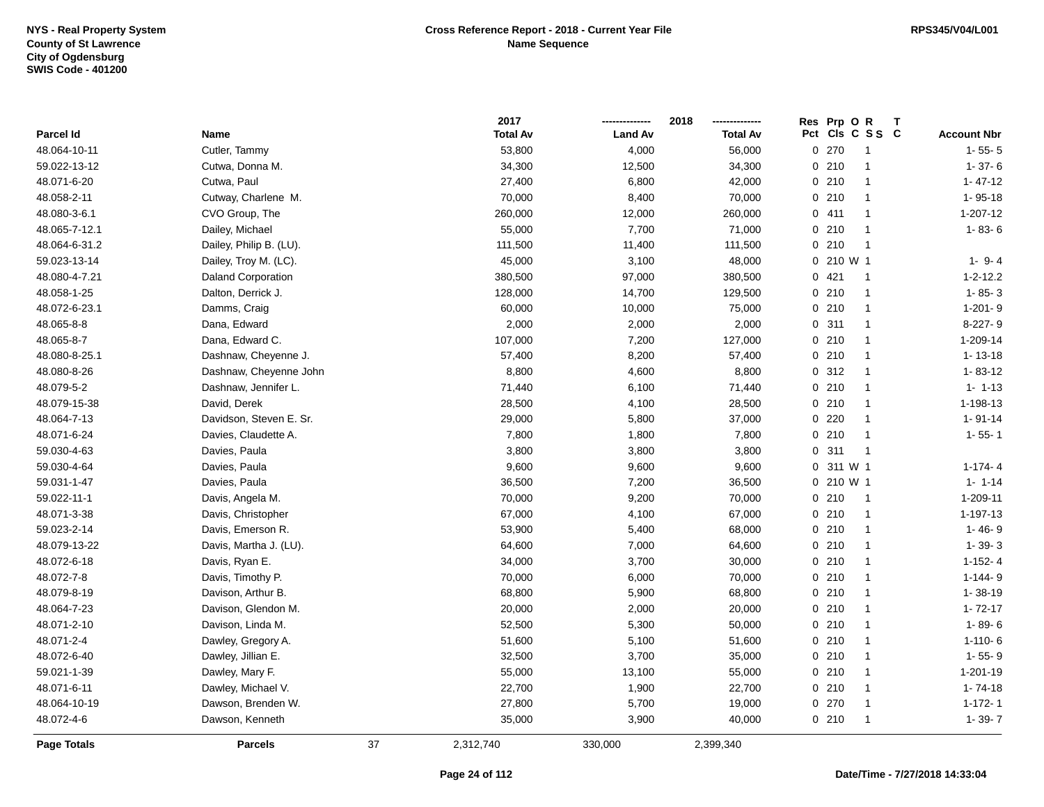NYS - Real Property System
County of St Lawrence
City of Ogdensburg
SWIS Code - 401200

**Cross Reference Report - 2018 - Current Year File**
**Name Sequence**

RPS345/V04/L001

| Parcel Id | Name | 2017 Total Av | 2018 Land Av | 2018 Total Av | Res Pct | Prp Cls | O C | R S S | T C | Account Nbr |
|---|---|---|---|---|---|---|---|---|---|---|
| 48.064-10-11 | Cutler, Tammy | 53,800 | 4,000 | 56,000 | 0 | 270 | | 1 | | 1- 55- 5 |
| 59.022-13-12 | Cutwa, Donna M. | 34,300 | 12,500 | 34,300 | 0 | 210 | | 1 | | 1- 37- 6 |
| 48.071-6-20 | Cutwa, Paul | 27,400 | 6,800 | 42,000 | 0 | 210 | | 1 | | 1- 47-12 |
| 48.058-2-11 | Cutway, Charlene M. | 70,000 | 8,400 | 70,000 | 0 | 210 | | 1 | | 1- 95-18 |
| 48.080-3-6.1 | CVO Group, The | 260,000 | 12,000 | 260,000 | 0 | 411 | | 1 | | 1-207-12 |
| 48.065-7-12.1 | Dailey, Michael | 55,000 | 7,700 | 71,000 | 0 | 210 | | 1 | | 1- 83- 6 |
| 48.064-6-31.2 | Dailey, Philip B. (LU). | 111,500 | 11,400 | 111,500 | 0 | 210 | | 1 | | |
| 59.023-13-14 | Dailey, Troy M. (LC). | 45,000 | 3,100 | 48,000 | 0 | 210 | W | 1 | | 1- 9- 4 |
| 48.080-4-7.21 | Daland Corporation | 380,500 | 97,000 | 380,500 | 0 | 421 | | 1 | | 1-2-12.2 |
| 48.058-1-25 | Dalton, Derrick J. | 128,000 | 14,700 | 129,500 | 0 | 210 | | 1 | | 1- 85- 3 |
| 48.072-6-23.1 | Damms, Craig | 60,000 | 10,000 | 75,000 | 0 | 210 | | 1 | | 1-201- 9 |
| 48.065-8-8 | Dana, Edward | 2,000 | 2,000 | 2,000 | 0 | 311 | | 1 | | 8-227- 9 |
| 48.065-8-7 | Dana, Edward C. | 107,000 | 7,200 | 127,000 | 0 | 210 | | 1 | | 1-209-14 |
| 48.080-8-25.1 | Dashnaw, Cheyenne J. | 57,400 | 8,200 | 57,400 | 0 | 210 | | 1 | | 1- 13-18 |
| 48.080-8-26 | Dashnaw, Cheyenne John | 8,800 | 4,600 | 8,800 | 0 | 312 | | 1 | | 1- 83-12 |
| 48.079-5-2 | Dashnaw, Jennifer L. | 71,440 | 6,100 | 71,440 | 0 | 210 | | 1 | | 1- 1-13 |
| 48.079-15-38 | David, Derek | 28,500 | 4,100 | 28,500 | 0 | 210 | | 1 | | 1-198-13 |
| 48.064-7-13 | Davidson, Steven E. Sr. | 29,000 | 5,800 | 37,000 | 0 | 220 | | 1 | | 1- 91-14 |
| 48.071-6-24 | Davies, Claudette A. | 7,800 | 1,800 | 7,800 | 0 | 210 | | 1 | | 1- 55- 1 |
| 59.030-4-63 | Davies, Paula | 3,800 | 3,800 | 3,800 | 0 | 311 | | 1 | | |
| 59.030-4-64 | Davies, Paula | 9,600 | 9,600 | 9,600 | 0 | 311 | W | 1 | | 1-174- 4 |
| 59.031-1-47 | Davies, Paula | 36,500 | 7,200 | 36,500 | 0 | 210 | W | 1 | | 1- 1-14 |
| 59.022-11-1 | Davis, Angela M. | 70,000 | 9,200 | 70,000 | 0 | 210 | | 1 | | 1-209-11 |
| 48.071-3-38 | Davis, Christopher | 67,000 | 4,100 | 67,000 | 0 | 210 | | 1 | | 1-197-13 |
| 59.023-2-14 | Davis, Emerson R. | 53,900 | 5,400 | 68,000 | 0 | 210 | | 1 | | 1- 46- 9 |
| 48.079-13-22 | Davis, Martha J. (LU). | 64,600 | 7,000 | 64,600 | 0 | 210 | | 1 | | 1- 39- 3 |
| 48.072-6-18 | Davis, Ryan E. | 34,000 | 3,700 | 30,000 | 0 | 210 | | 1 | | 1-152- 4 |
| 48.072-7-8 | Davis, Timothy P. | 70,000 | 6,000 | 70,000 | 0 | 210 | | 1 | | 1-144- 9 |
| 48.079-8-19 | Davison, Arthur B. | 68,800 | 5,900 | 68,800 | 0 | 210 | | 1 | | 1- 38-19 |
| 48.064-7-23 | Davison, Glendon M. | 20,000 | 2,000 | 20,000 | 0 | 210 | | 1 | | 1- 72-17 |
| 48.071-2-10 | Davison, Linda M. | 52,500 | 5,300 | 50,000 | 0 | 210 | | 1 | | 1- 89- 6 |
| 48.071-2-4 | Dawley, Gregory A. | 51,600 | 5,100 | 51,600 | 0 | 210 | | 1 | | 1-110- 6 |
| 48.072-6-40 | Dawley, Jillian E. | 32,500 | 3,700 | 35,000 | 0 | 210 | | 1 | | 1- 55- 9 |
| 59.021-1-39 | Dawley, Mary F. | 55,000 | 13,100 | 55,000 | 0 | 210 | | 1 | | 1-201-19 |
| 48.071-6-11 | Dawley, Michael V. | 22,700 | 1,900 | 22,700 | 0 | 210 | | 1 | | 1- 74-18 |
| 48.064-10-19 | Dawson, Brenden W. | 27,800 | 5,700 | 19,000 | 0 | 270 | | 1 | | 1-172- 1 |
| 48.072-4-6 | Dawson, Kenneth | 35,000 | 3,900 | 40,000 | 0 | 210 | | 1 | | 1- 39- 7 |
| **Page Totals** | **Parcels** 37 | 2,312,740 | 330,000 | 2,399,340 | | | | | | |

**Date/Time - 7/27/2018 14:33:04**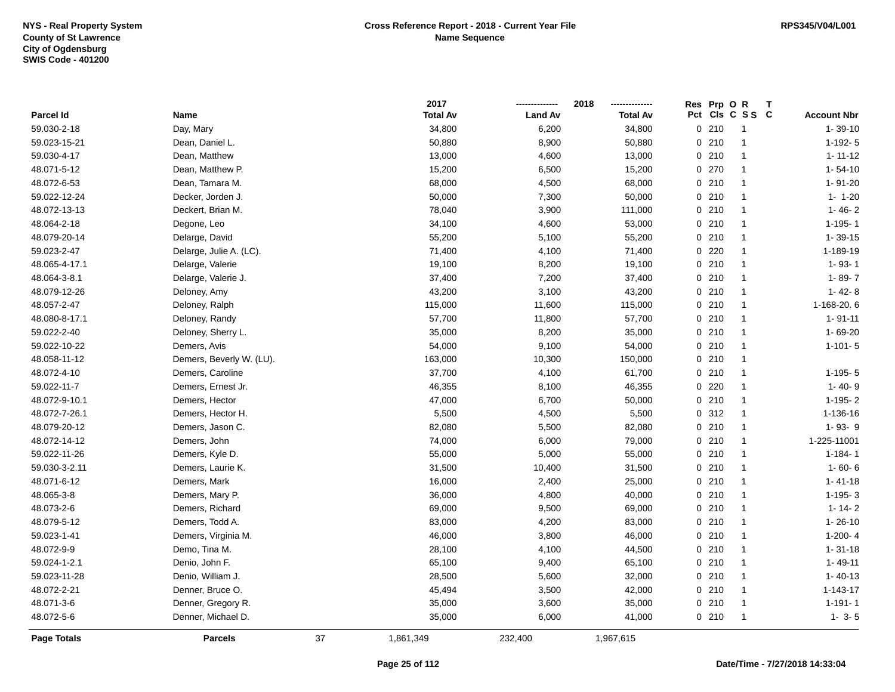NYS - Real Property System
County of St Lawrence
City of Ogdensburg
SWIS Code - 401200

**Cross Reference Report - 2018 - Current Year File**
**Name Sequence**

RPS345/V04/L001

| Parcel Id | Name | 2017 Total Av | 2018 Land Av | 2018 Total Av | Res Pct | Prp Cls | O C | R S S | T C | Account Nbr |
|---|---|---|---|---|---|---|---|---|---|---|
| 59.030-2-18 | Day, Mary | 34,800 | 6,200 | 34,800 | 0 | 210 | | 1 | | 1- 39-10 |
| 59.023-15-21 | Dean, Daniel L. | 50,880 | 8,900 | 50,880 | 0 | 210 | | 1 | | 1-192- 5 |
| 59.030-4-17 | Dean, Matthew | 13,000 | 4,600 | 13,000 | 0 | 210 | | 1 | | 1- 11-12 |
| 48.071-5-12 | Dean, Matthew P. | 15,200 | 6,500 | 15,200 | 0 | 270 | | 1 | | 1- 54-10 |
| 48.072-6-53 | Dean, Tamara M. | 68,000 | 4,500 | 68,000 | 0 | 210 | | 1 | | 1- 91-20 |
| 59.022-12-24 | Decker, Jorden J. | 50,000 | 7,300 | 50,000 | 0 | 210 | | 1 | | 1- 1-20 |
| 48.072-13-13 | Deckert, Brian M. | 78,040 | 3,900 | 111,000 | 0 | 210 | | 1 | | 1- 46- 2 |
| 48.064-2-18 | Degone, Leo | 34,100 | 4,600 | 53,000 | 0 | 210 | | 1 | | 1-195- 1 |
| 48.079-20-14 | Delarge, David | 55,200 | 5,100 | 55,200 | 0 | 210 | | 1 | | 1- 39-15 |
| 59.023-2-47 | Delarge, Julie A. (LC). | 71,400 | 4,100 | 71,400 | 0 | 220 | | 1 | | 1-189-19 |
| 48.065-4-17.1 | Delarge, Valerie | 19,100 | 8,200 | 19,100 | 0 | 210 | | 1 | | 1- 93- 1 |
| 48.064-3-8.1 | Delarge, Valerie J. | 37,400 | 7,200 | 37,400 | 0 | 210 | | 1 | | 1- 89- 7 |
| 48.079-12-26 | Deloney, Amy | 43,200 | 3,100 | 43,200 | 0 | 210 | | 1 | | 1- 42- 8 |
| 48.057-2-47 | Deloney, Ralph | 115,000 | 11,600 | 115,000 | 0 | 210 | | 1 | | 1-168-20. 6 |
| 48.080-8-17.1 | Deloney, Randy | 57,700 | 11,800 | 57,700 | 0 | 210 | | 1 | | 1- 91-11 |
| 59.022-2-40 | Deloney, Sherry L. | 35,000 | 8,200 | 35,000 | 0 | 210 | | 1 | | 1- 69-20 |
| 59.022-10-22 | Demers, Avis | 54,000 | 9,100 | 54,000 | 0 | 210 | | 1 | | 1-101- 5 |
| 48.058-11-12 | Demers, Beverly W. (LU). | 163,000 | 10,300 | 150,000 | 0 | 210 | | 1 | | |
| 48.072-4-10 | Demers, Caroline | 37,700 | 4,100 | 61,700 | 0 | 210 | | 1 | | 1-195- 5 |
| 59.022-11-7 | Demers, Ernest Jr. | 46,355 | 8,100 | 46,355 | 0 | 220 | | 1 | | 1- 40- 9 |
| 48.072-9-10.1 | Demers, Hector | 47,000 | 6,700 | 50,000 | 0 | 210 | | 1 | | 1-195- 2 |
| 48.072-7-26.1 | Demers, Hector H. | 5,500 | 4,500 | 5,500 | 0 | 312 | | 1 | | 1-136-16 |
| 48.079-20-12 | Demers, Jason C. | 82,080 | 5,500 | 82,080 | 0 | 210 | | 1 | | 1- 93- 9 |
| 48.072-14-12 | Demers, John | 74,000 | 6,000 | 79,000 | 0 | 210 | | 1 | | 1-225-11001 |
| 59.022-11-26 | Demers, Kyle D. | 55,000 | 5,000 | 55,000 | 0 | 210 | | 1 | | 1-184- 1 |
| 59.030-3-2.11 | Demers, Laurie K. | 31,500 | 10,400 | 31,500 | 0 | 210 | | 1 | | 1- 60- 6 |
| 48.071-6-12 | Demers, Mark | 16,000 | 2,400 | 25,000 | 0 | 210 | | 1 | | 1- 41-18 |
| 48.065-3-8 | Demers, Mary P. | 36,000 | 4,800 | 40,000 | 0 | 210 | | 1 | | 1-195- 3 |
| 48.073-2-6 | Demers, Richard | 69,000 | 9,500 | 69,000 | 0 | 210 | | 1 | | 1- 14- 2 |
| 48.079-5-12 | Demers, Todd A. | 83,000 | 4,200 | 83,000 | 0 | 210 | | 1 | | 1- 26-10 |
| 59.023-1-41 | Demers, Virginia M. | 46,000 | 3,800 | 46,000 | 0 | 210 | | 1 | | 1-200- 4 |
| 48.072-9-9 | Demo, Tina M. | 28,100 | 4,100 | 44,500 | 0 | 210 | | 1 | | 1- 31-18 |
| 59.024-1-2.1 | Denio, John F. | 65,100 | 9,400 | 65,100 | 0 | 210 | | 1 | | 1- 49-11 |
| 59.023-11-28 | Denio, William J. | 28,500 | 5,600 | 32,000 | 0 | 210 | | 1 | | 1- 40-13 |
| 48.072-2-21 | Denner, Bruce O. | 45,494 | 3,500 | 42,000 | 0 | 210 | | 1 | | 1-143-17 |
| 48.071-3-6 | Denner, Gregory R. | 35,000 | 3,600 | 35,000 | 0 | 210 | | 1 | | 1-191- 1 |
| 48.072-5-6 | Denner, Michael D. | 35,000 | 6,000 | 41,000 | 0 | 210 | | 1 | | 1- 3- 5 |
| **Page Totals** | **Parcels** 37 | 1,861,349 | 232,400 | 1,967,615 | | | | | | |

Date/Time - 7/27/2018 14:33:04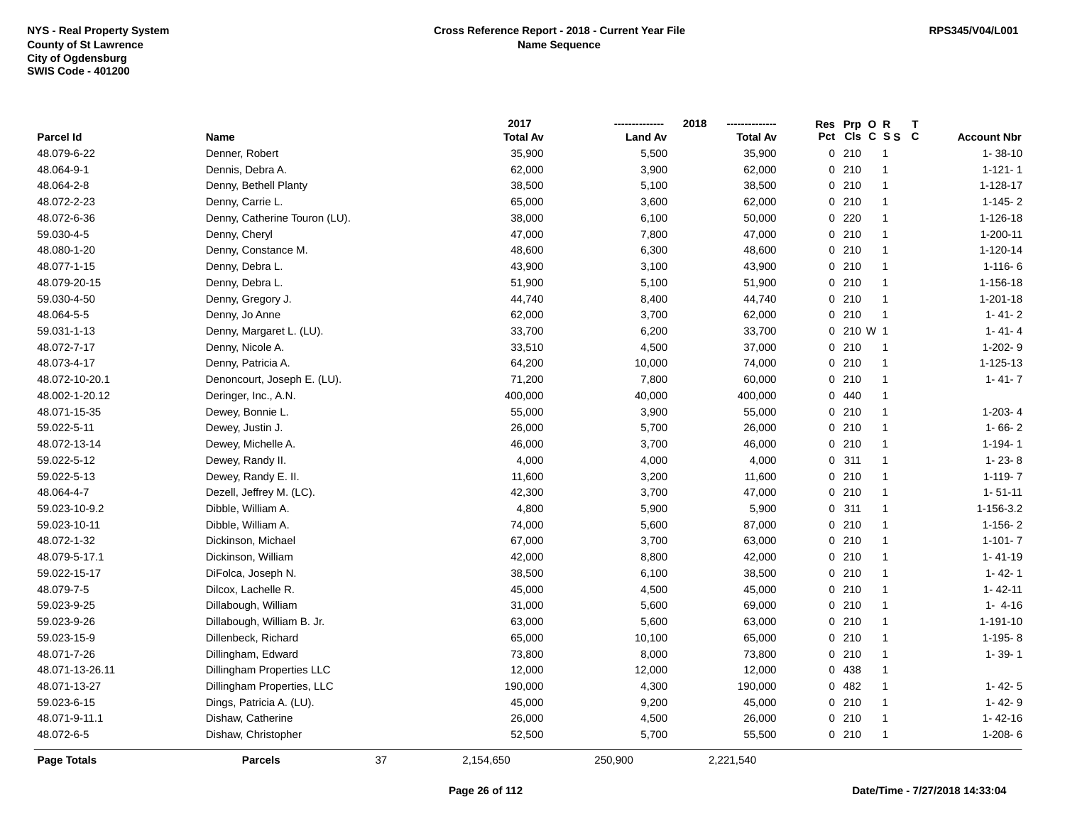NYS - Real Property System
County of St Lawrence
City of Ogdensburg
SWIS Code - 401200

**Cross Reference Report - 2018 - Current Year File**
**Name Sequence**

RPS345/V04/L001

| Parcel Id | Name | 2017 Total Av | 2018 Land Av | 2018 Total Av | Res Pct | Prp Cls | O C | R S S | T C | Account Nbr |
|---|---|---|---|---|---|---|---|---|---|---|
| 48.079-6-22 | Denner, Robert | 35,900 | 5,500 | 35,900 | 0 | 210 | | 1 | | 1- 38-10 |
| 48.064-9-1 | Dennis, Debra A. | 62,000 | 3,900 | 62,000 | 0 | 210 | | 1 | | 1-121- 1 |
| 48.064-2-8 | Denny, Bethell Planty | 38,500 | 5,100 | 38,500 | 0 | 210 | | 1 | | 1-128-17 |
| 48.072-2-23 | Denny, Carrie L. | 65,000 | 3,600 | 62,000 | 0 | 210 | | 1 | | 1-145- 2 |
| 48.072-6-36 | Denny, Catherine Touron (LU). | 38,000 | 6,100 | 50,000 | 0 | 220 | | 1 | | 1-126-18 |
| 59.030-4-5 | Denny, Cheryl | 47,000 | 7,800 | 47,000 | 0 | 210 | | 1 | | 1-200-11 |
| 48.080-1-20 | Denny, Constance M. | 48,600 | 6,300 | 48,600 | 0 | 210 | | 1 | | 1-120-14 |
| 48.077-1-15 | Denny, Debra L. | 43,900 | 3,100 | 43,900 | 0 | 210 | | 1 | | 1-116- 6 |
| 48.079-20-15 | Denny, Debra L. | 51,900 | 5,100 | 51,900 | 0 | 210 | | 1 | | 1-156-18 |
| 59.030-4-50 | Denny, Gregory J. | 44,740 | 8,400 | 44,740 | 0 | 210 | | 1 | | 1-201-18 |
| 48.064-5-5 | Denny, Jo Anne | 62,000 | 3,700 | 62,000 | 0 | 210 | | 1 | | 1- 41- 2 |
| 59.031-1-13 | Denny, Margaret L. (LU). | 33,700 | 6,200 | 33,700 | 0 | 210 | W | 1 | | 1- 41- 4 |
| 48.072-7-17 | Denny, Nicole A. | 33,510 | 4,500 | 37,000 | 0 | 210 | | 1 | | 1-202- 9 |
| 48.073-4-17 | Denny, Patricia A. | 64,200 | 10,000 | 74,000 | 0 | 210 | | 1 | | 1-125-13 |
| 48.072-10-20.1 | Denoncourt, Joseph E. (LU). | 71,200 | 7,800 | 60,000 | 0 | 210 | | 1 | | 1- 41- 7 |
| 48.002-1-20.12 | Deringer, Inc., A.N. | 400,000 | 40,000 | 400,000 | 0 | 440 | | 1 | | |
| 48.071-15-35 | Dewey, Bonnie L. | 55,000 | 3,900 | 55,000 | 0 | 210 | | 1 | | 1-203- 4 |
| 59.022-5-11 | Dewey, Justin J. | 26,000 | 5,700 | 26,000 | 0 | 210 | | 1 | | 1- 66- 2 |
| 48.072-13-14 | Dewey, Michelle A. | 46,000 | 3,700 | 46,000 | 0 | 210 | | 1 | | 1-194- 1 |
| 59.022-5-12 | Dewey, Randy II. | 4,000 | 4,000 | 4,000 | 0 | 311 | | 1 | | 1- 23- 8 |
| 59.022-5-13 | Dewey, Randy E. II. | 11,600 | 3,200 | 11,600 | 0 | 210 | | 1 | | 1-119- 7 |
| 48.064-4-7 | Dezell, Jeffrey M. (LC). | 42,300 | 3,700 | 47,000 | 0 | 210 | | 1 | | 1- 51-11 |
| 59.023-10-9.2 | Dibble, William A. | 4,800 | 5,900 | 5,900 | 0 | 311 | | 1 | | 1-156-3.2 |
| 59.023-10-11 | Dibble, William A. | 74,000 | 5,600 | 87,000 | 0 | 210 | | 1 | | 1-156- 2 |
| 48.072-1-32 | Dickinson, Michael | 67,000 | 3,700 | 63,000 | 0 | 210 | | 1 | | 1-101- 7 |
| 48.079-5-17.1 | Dickinson, William | 42,000 | 8,800 | 42,000 | 0 | 210 | | 1 | | 1- 41-19 |
| 59.022-15-17 | DiFolca, Joseph N. | 38,500 | 6,100 | 38,500 | 0 | 210 | | 1 | | 1- 42- 1 |
| 48.079-7-5 | Dilcox, Lachelle R. | 45,000 | 4,500 | 45,000 | 0 | 210 | | 1 | | 1- 42-11 |
| 59.023-9-25 | Dillabough, William | 31,000 | 5,600 | 69,000 | 0 | 210 | | 1 | | 1- 4-16 |
| 59.023-9-26 | Dillabough, William B. Jr. | 63,000 | 5,600 | 63,000 | 0 | 210 | | 1 | | 1-191-10 |
| 59.023-15-9 | Dillenbeck, Richard | 65,000 | 10,100 | 65,000 | 0 | 210 | | 1 | | 1-195- 8 |
| 48.071-7-26 | Dillingham, Edward | 73,800 | 8,000 | 73,800 | 0 | 210 | | 1 | | 1- 39- 1 |
| 48.071-13-26.11 | Dillingham Properties LLC | 12,000 | 12,000 | 12,000 | 0 | 438 | | 1 | | |
| 48.071-13-27 | Dillingham Properties, LLC | 190,000 | 4,300 | 190,000 | 0 | 482 | | 1 | | 1- 42- 5 |
| 59.023-6-15 | Dings, Patricia A. (LU). | 45,000 | 9,200 | 45,000 | 0 | 210 | | 1 | | 1- 42- 9 |
| 48.071-9-11.1 | Dishaw, Catherine | 26,000 | 4,500 | 26,000 | 0 | 210 | | 1 | | 1- 42-16 |
| 48.072-6-5 | Dishaw, Christopher | 52,500 | 5,700 | 55,500 | 0 | 210 | | 1 | | 1-208- 6 |
| **Page Totals** | **Parcels** 37 | 2,154,650 | 250,900 | 2,221,540 | | | | | | |

Date/Time - 7/27/2018 14:33:04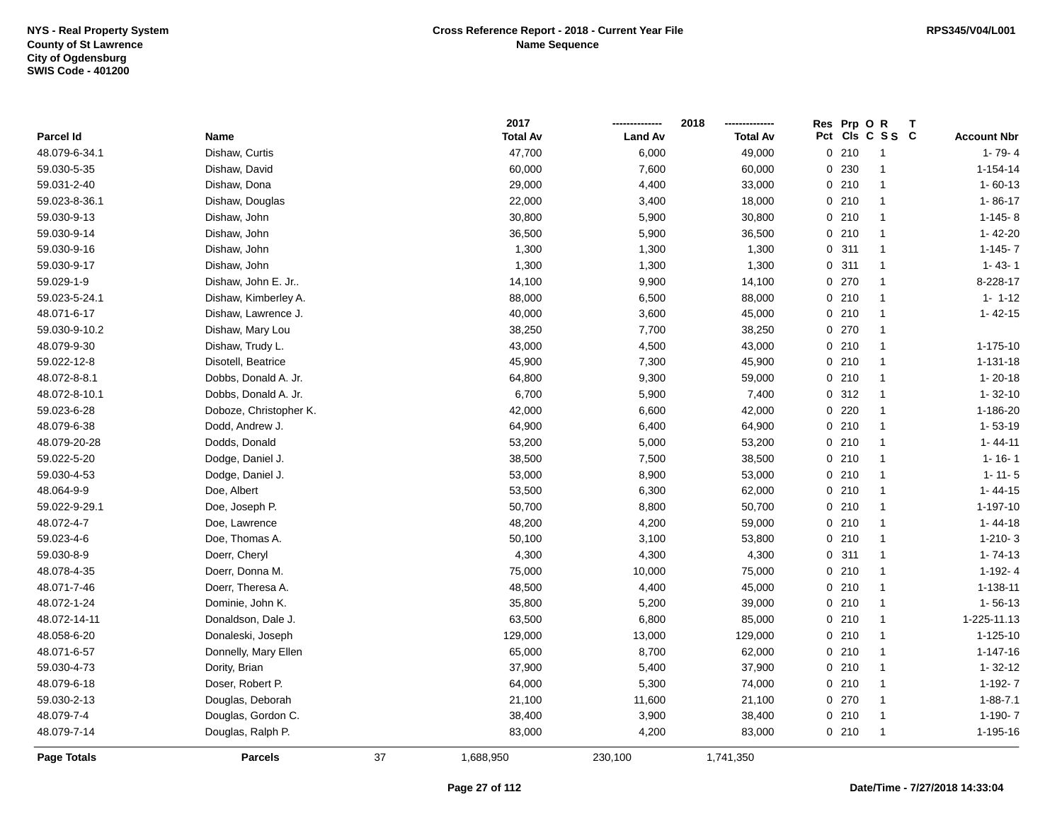NYS - Real Property System
County of St Lawrence
City of Ogdensburg
SWIS Code - 401200

**Cross Reference Report - 2018 - Current Year File**
**Name Sequence**

RPS345/V04/L001

| Parcel Id | Name | 2017 Total Av | 2018 Land Av | 2018 Total Av | Res Pct | Prp Cls | O C | R S S | T C | Account Nbr |
|---|---|---|---|---|---|---|---|---|---|---|
| 48.079-6-34.1 | Dishaw, Curtis | 47,700 | 6,000 | 49,000 | 0 | 210 | | 1 | | 1- 79- 4 |
| 59.030-5-35 | Dishaw, David | 60,000 | 7,600 | 60,000 | 0 | 230 | | 1 | | 1-154-14 |
| 59.031-2-40 | Dishaw, Dona | 29,000 | 4,400 | 33,000 | 0 | 210 | | 1 | | 1- 60-13 |
| 59.023-8-36.1 | Dishaw, Douglas | 22,000 | 3,400 | 18,000 | 0 | 210 | | 1 | | 1- 86-17 |
| 59.030-9-13 | Dishaw, John | 30,800 | 5,900 | 30,800 | 0 | 210 | | 1 | | 1-145- 8 |
| 59.030-9-14 | Dishaw, John | 36,500 | 5,900 | 36,500 | 0 | 210 | | 1 | | 1- 42-20 |
| 59.030-9-16 | Dishaw, John | 1,300 | 1,300 | 1,300 | 0 | 311 | | 1 | | 1-145- 7 |
| 59.030-9-17 | Dishaw, John | 1,300 | 1,300 | 1,300 | 0 | 311 | | 1 | | 1- 43- 1 |
| 59.029-1-9 | Dishaw, John E. Jr.. | 14,100 | 9,900 | 14,100 | 0 | 270 | | 1 | | 8-228-17 |
| 59.023-5-24.1 | Dishaw, Kimberley A. | 88,000 | 6,500 | 88,000 | 0 | 210 | | 1 | | 1- 1-12 |
| 48.071-6-17 | Dishaw, Lawrence J. | 40,000 | 3,600 | 45,000 | 0 | 210 | | 1 | | 1- 42-15 |
| 59.030-9-10.2 | Dishaw, Mary Lou | 38,250 | 7,700 | 38,250 | 0 | 270 | | 1 | | |
| 48.079-9-30 | Dishaw, Trudy L. | 43,000 | 4,500 | 43,000 | 0 | 210 | | 1 | | 1-175-10 |
| 59.022-12-8 | Disotell, Beatrice | 45,900 | 7,300 | 45,900 | 0 | 210 | | 1 | | 1-131-18 |
| 48.072-8-8.1 | Dobbs, Donald A. Jr. | 64,800 | 9,300 | 59,000 | 0 | 210 | | 1 | | 1- 20-18 |
| 48.072-8-10.1 | Dobbs, Donald A. Jr. | 6,700 | 5,900 | 7,400 | 0 | 312 | | 1 | | 1- 32-10 |
| 59.023-6-28 | Doboze, Christopher K. | 42,000 | 6,600 | 42,000 | 0 | 220 | | 1 | | 1-186-20 |
| 48.079-6-38 | Dodd, Andrew J. | 64,900 | 6,400 | 64,900 | 0 | 210 | | 1 | | 1- 53-19 |
| 48.079-20-28 | Dodds, Donald | 53,200 | 5,000 | 53,200 | 0 | 210 | | 1 | | 1- 44-11 |
| 59.022-5-20 | Dodge, Daniel J. | 38,500 | 7,500 | 38,500 | 0 | 210 | | 1 | | 1- 16- 1 |
| 59.030-4-53 | Dodge, Daniel J. | 53,000 | 8,900 | 53,000 | 0 | 210 | | 1 | | 1- 11- 5 |
| 48.064-9-9 | Doe, Albert | 53,500 | 6,300 | 62,000 | 0 | 210 | | 1 | | 1- 44-15 |
| 59.022-9-29.1 | Doe, Joseph P. | 50,700 | 8,800 | 50,700 | 0 | 210 | | 1 | | 1-197-10 |
| 48.072-4-7 | Doe, Lawrence | 48,200 | 4,200 | 59,000 | 0 | 210 | | 1 | | 1- 44-18 |
| 59.023-4-6 | Doe, Thomas A. | 50,100 | 3,100 | 53,800 | 0 | 210 | | 1 | | 1-210- 3 |
| 59.030-8-9 | Doerr, Cheryl | 4,300 | 4,300 | 4,300 | 0 | 311 | | 1 | | 1- 74-13 |
| 48.078-4-35 | Doerr, Donna M. | 75,000 | 10,000 | 75,000 | 0 | 210 | | 1 | | 1-192- 4 |
| 48.071-7-46 | Doerr, Theresa A. | 48,500 | 4,400 | 45,000 | 0 | 210 | | 1 | | 1-138-11 |
| 48.072-1-24 | Dominie, John K. | 35,800 | 5,200 | 39,000 | 0 | 210 | | 1 | | 1- 56-13 |
| 48.072-14-11 | Donaldson, Dale J. | 63,500 | 6,800 | 85,000 | 0 | 210 | | 1 | | 1-225-11.13 |
| 48.058-6-20 | Donaleski, Joseph | 129,000 | 13,000 | 129,000 | 0 | 210 | | 1 | | 1-125-10 |
| 48.071-6-57 | Donnelly, Mary Ellen | 65,000 | 8,700 | 62,000 | 0 | 210 | | 1 | | 1-147-16 |
| 59.030-4-73 | Dority, Brian | 37,900 | 5,400 | 37,900 | 0 | 210 | | 1 | | 1- 32-12 |
| 48.079-6-18 | Doser, Robert P. | 64,000 | 5,300 | 74,000 | 0 | 210 | | 1 | | 1-192- 7 |
| 59.030-2-13 | Douglas, Deborah | 21,100 | 11,600 | 21,100 | 0 | 270 | | 1 | | 1-88-7.1 |
| 48.079-7-4 | Douglas, Gordon C. | 38,400 | 3,900 | 38,400 | 0 | 210 | | 1 | | 1-190- 7 |
| 48.079-7-14 | Douglas, Ralph P. | 83,000 | 4,200 | 83,000 | 0 | 210 | | 1 | | 1-195-16 |

| Page Totals | Parcels | 37 | 1,688,950 | 230,100 | 1,741,350 |
|---|---|---|---|---|---|

Date/Time - 7/27/2018 14:33:04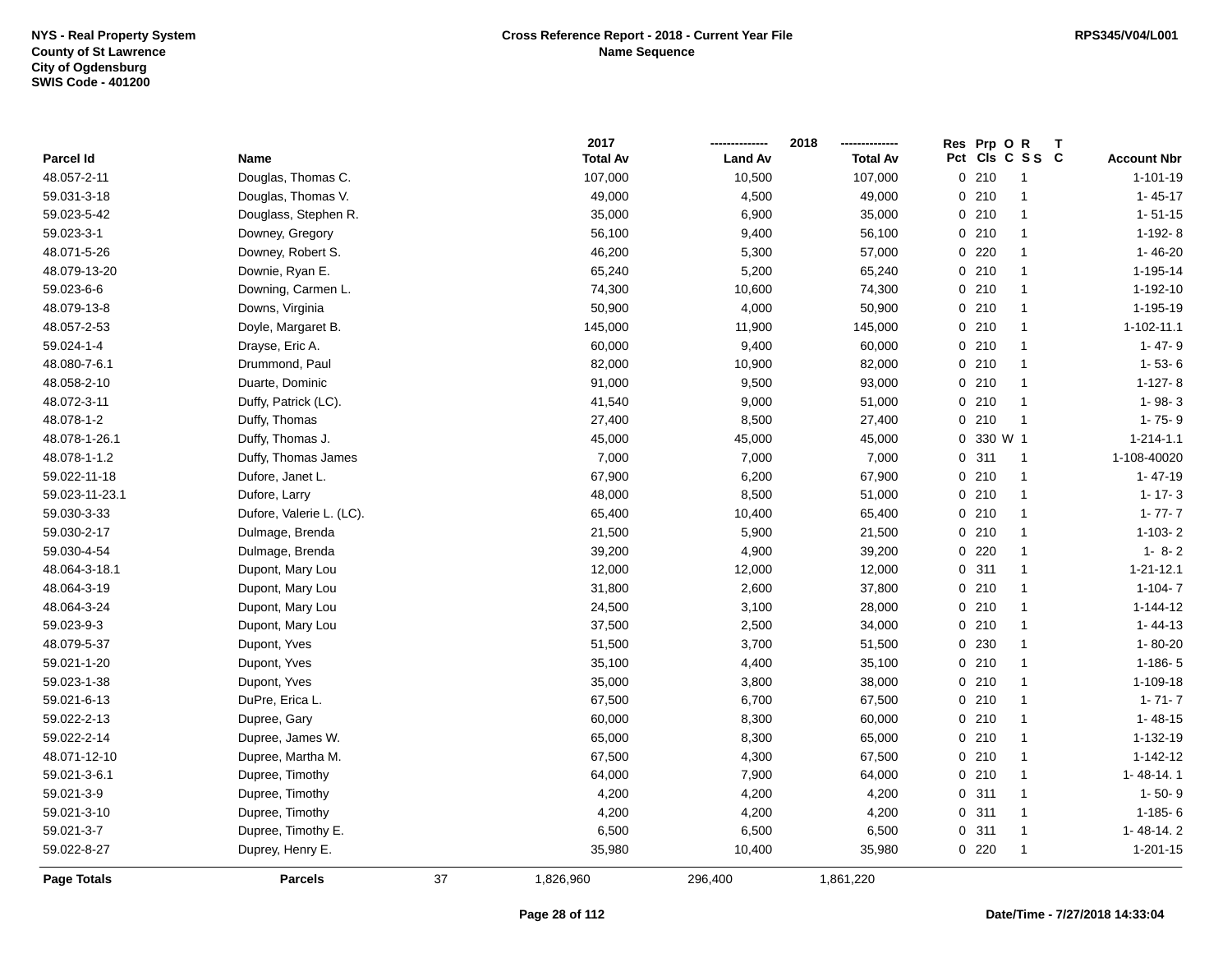NYS - Real Property System
County of St Lawrence
City of Ogdensburg
SWIS Code - 401200

**Cross Reference Report - 2018 - Current Year File**
**Name Sequence**

RPS345/V04/L001

| Parcel Id | Name | 2017 Total Av | 2018 Land Av | 2018 Total Av | Res Pct | Prp Cls | O C | R S S | T C | Account Nbr |
|---|---|---|---|---|---|---|---|---|---|---|
| 48.057-2-11 | Douglas, Thomas C. | 107,000 | 10,500 | 107,000 | 0 | 210 | | 1 | | 1-101-19 |
| 59.031-3-18 | Douglas, Thomas V. | 49,000 | 4,500 | 49,000 | 0 | 210 | | 1 | | 1- 45-17 |
| 59.023-5-42 | Douglass, Stephen R. | 35,000 | 6,900 | 35,000 | 0 | 210 | | 1 | | 1- 51-15 |
| 59.023-3-1 | Downey, Gregory | 56,100 | 9,400 | 56,100 | 0 | 210 | | 1 | | 1-192- 8 |
| 48.071-5-26 | Downey, Robert S. | 46,200 | 5,300 | 57,000 | 0 | 220 | | 1 | | 1- 46-20 |
| 48.079-13-20 | Downie, Ryan E. | 65,240 | 5,200 | 65,240 | 0 | 210 | | 1 | | 1-195-14 |
| 59.023-6-6 | Downing, Carmen L. | 74,300 | 10,600 | 74,300 | 0 | 210 | | 1 | | 1-192-10 |
| 48.079-13-8 | Downs, Virginia | 50,900 | 4,000 | 50,900 | 0 | 210 | | 1 | | 1-195-19 |
| 48.057-2-53 | Doyle, Margaret B. | 145,000 | 11,900 | 145,000 | 0 | 210 | | 1 | | 1-102-11.1 |
| 59.024-1-4 | Drayse, Eric A. | 60,000 | 9,400 | 60,000 | 0 | 210 | | 1 | | 1- 47- 9 |
| 48.080-7-6.1 | Drummond, Paul | 82,000 | 10,900 | 82,000 | 0 | 210 | | 1 | | 1- 53- 6 |
| 48.058-2-10 | Duarte, Dominic | 91,000 | 9,500 | 93,000 | 0 | 210 | | 1 | | 1-127- 8 |
| 48.072-3-11 | Duffy, Patrick (LC). | 41,540 | 9,000 | 51,000 | 0 | 210 | | 1 | | 1- 98- 3 |
| 48.078-1-2 | Duffy, Thomas | 27,400 | 8,500 | 27,400 | 0 | 210 | | 1 | | 1- 75- 9 |
| 48.078-1-26.1 | Duffy, Thomas J. | 45,000 | 45,000 | 45,000 | 0 | 330 | W | 1 | | 1-214-1.1 |
| 48.078-1-1.2 | Duffy, Thomas James | 7,000 | 7,000 | 7,000 | 0 | 311 | | 1 | | 1-108-40020 |
| 59.022-11-18 | Dufore, Janet L. | 67,900 | 6,200 | 67,900 | 0 | 210 | | 1 | | 1- 47-19 |
| 59.023-11-23.1 | Dufore, Larry | 48,000 | 8,500 | 51,000 | 0 | 210 | | 1 | | 1- 17- 3 |
| 59.030-3-33 | Dufore, Valerie L. (LC). | 65,400 | 10,400 | 65,400 | 0 | 210 | | 1 | | 1- 77- 7 |
| 59.030-2-17 | Dulmage, Brenda | 21,500 | 5,900 | 21,500 | 0 | 210 | | 1 | | 1-103- 2 |
| 59.030-4-54 | Dulmage, Brenda | 39,200 | 4,900 | 39,200 | 0 | 220 | | 1 | | 1- 8- 2 |
| 48.064-3-18.1 | Dupont, Mary Lou | 12,000 | 12,000 | 12,000 | 0 | 311 | | 1 | | 1-21-12.1 |
| 48.064-3-19 | Dupont, Mary Lou | 31,800 | 2,600 | 37,800 | 0 | 210 | | 1 | | 1-104- 7 |
| 48.064-3-24 | Dupont, Mary Lou | 24,500 | 3,100 | 28,000 | 0 | 210 | | 1 | | 1-144-12 |
| 59.023-9-3 | Dupont, Mary Lou | 37,500 | 2,500 | 34,000 | 0 | 210 | | 1 | | 1- 44-13 |
| 48.079-5-37 | Dupont, Yves | 51,500 | 3,700 | 51,500 | 0 | 230 | | 1 | | 1- 80-20 |
| 59.021-1-20 | Dupont, Yves | 35,100 | 4,400 | 35,100 | 0 | 210 | | 1 | | 1-186- 5 |
| 59.023-1-38 | Dupont, Yves | 35,000 | 3,800 | 38,000 | 0 | 210 | | 1 | | 1-109-18 |
| 59.021-6-13 | DuPre, Erica L. | 67,500 | 6,700 | 67,500 | 0 | 210 | | 1 | | 1- 71- 7 |
| 59.022-2-13 | Dupree, Gary | 60,000 | 8,300 | 60,000 | 0 | 210 | | 1 | | 1- 48-15 |
| 59.022-2-14 | Dupree, James W. | 65,000 | 8,300 | 65,000 | 0 | 210 | | 1 | | 1-132-19 |
| 48.071-12-10 | Dupree, Martha M. | 67,500 | 4,300 | 67,500 | 0 | 210 | | 1 | | 1-142-12 |
| 59.021-3-6.1 | Dupree, Timothy | 64,000 | 7,900 | 64,000 | 0 | 210 | | 1 | | 1- 48-14. 1 |
| 59.021-3-9 | Dupree, Timothy | 4,200 | 4,200 | 4,200 | 0 | 311 | | 1 | | 1- 50- 9 |
| 59.021-3-10 | Dupree, Timothy | 4,200 | 4,200 | 4,200 | 0 | 311 | | 1 | | 1-185- 6 |
| 59.021-3-7 | Dupree, Timothy E. | 6,500 | 6,500 | 6,500 | 0 | 311 | | 1 | | 1- 48-14. 2 |
| 59.022-8-27 | Duprey, Henry E. | 35,980 | 10,400 | 35,980 | 0 | 220 | | 1 | | 1-201-15 |
| **Page Totals** | **Parcels** 37 | 1,826,960 | 296,400 | 1,861,220 | | | | | | |

Date/Time - 7/27/2018 14:33:04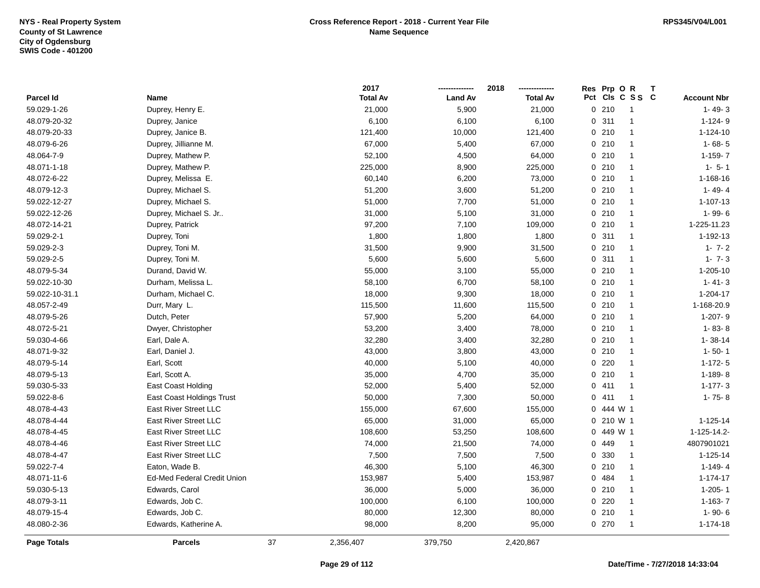NYS - Real Property System
County of St Lawrence
City of Ogdensburg
SWIS Code - 401200

**Cross Reference Report - 2018 - Current Year File**
**Name Sequence**

RPS345/V04/L001

| Parcel Id | Name | 2017 Total Av | 2018 Land Av | 2018 Total Av | Res Pct | Prp Cls | O C | R S S | T C | Account Nbr |
|---|---|---|---|---|---|---|---|---|---|---|
| 59.029-1-26 | Duprey, Henry E. | 21,000 | 5,900 | 21,000 | 0 | 210 | | 1 | | 1- 49- 3 |
| 48.079-20-32 | Duprey, Janice | 6,100 | 6,100 | 6,100 | 0 | 311 | | 1 | | 1-124- 9 |
| 48.079-20-33 | Duprey, Janice B. | 121,400 | 10,000 | 121,400 | 0 | 210 | | 1 | | 1-124-10 |
| 48.079-6-26 | Duprey, Jillianne M. | 67,000 | 5,400 | 67,000 | 0 | 210 | | 1 | | 1- 68- 5 |
| 48.064-7-9 | Duprey, Mathew P. | 52,100 | 4,500 | 64,000 | 0 | 210 | | 1 | | 1-159- 7 |
| 48.071-1-18 | Duprey, Mathew P. | 225,000 | 8,900 | 225,000 | 0 | 210 | | 1 | | 1- 5- 1 |
| 48.072-6-22 | Duprey, Melissa E. | 60,140 | 6,200 | 73,000 | 0 | 210 | | 1 | | 1-168-16 |
| 48.079-12-3 | Duprey, Michael S. | 51,200 | 3,600 | 51,200 | 0 | 210 | | 1 | | 1- 49- 4 |
| 59.022-12-27 | Duprey, Michael S. | 51,000 | 7,700 | 51,000 | 0 | 210 | | 1 | | 1-107-13 |
| 59.022-12-26 | Duprey, Michael S. Jr.. | 31,000 | 5,100 | 31,000 | 0 | 210 | | 1 | | 1- 99- 6 |
| 48.072-14-21 | Duprey, Patrick | 97,200 | 7,100 | 109,000 | 0 | 210 | | 1 | | 1-225-11.23 |
| 59.029-2-1 | Duprey, Toni | 1,800 | 1,800 | 1,800 | 0 | 311 | | 1 | | 1-192-13 |
| 59.029-2-3 | Duprey, Toni M. | 31,500 | 9,900 | 31,500 | 0 | 210 | | 1 | | 1- 7- 2 |
| 59.029-2-5 | Duprey, Toni M. | 5,600 | 5,600 | 5,600 | 0 | 311 | | 1 | | 1- 7- 3 |
| 48.079-5-34 | Durand, David W. | 55,000 | 3,100 | 55,000 | 0 | 210 | | 1 | | 1-205-10 |
| 59.022-10-30 | Durham, Melissa L. | 58,100 | 6,700 | 58,100 | 0 | 210 | | 1 | | 1- 41- 3 |
| 59.022-10-31.1 | Durham, Michael C. | 18,000 | 9,300 | 18,000 | 0 | 210 | | 1 | | 1-204-17 |
| 48.057-2-49 | Durr, Mary L. | 115,500 | 11,600 | 115,500 | 0 | 210 | | 1 | | 1-168-20.9 |
| 48.079-5-26 | Dutch, Peter | 57,900 | 5,200 | 64,000 | 0 | 210 | | 1 | | 1-207- 9 |
| 48.072-5-21 | Dwyer, Christopher | 53,200 | 3,400 | 78,000 | 0 | 210 | | 1 | | 1- 83- 8 |
| 59.030-4-66 | Earl, Dale A. | 32,280 | 3,400 | 32,280 | 0 | 210 | | 1 | | 1- 38-14 |
| 48.071-9-32 | Earl, Daniel J. | 43,000 | 3,800 | 43,000 | 0 | 210 | | 1 | | 1- 50- 1 |
| 48.079-5-14 | Earl, Scott | 40,000 | 5,100 | 40,000 | 0 | 220 | | 1 | | 1-172- 5 |
| 48.079-5-13 | Earl, Scott A. | 35,000 | 4,700 | 35,000 | 0 | 210 | | 1 | | 1-189- 8 |
| 59.030-5-33 | East Coast Holding | 52,000 | 5,400 | 52,000 | 0 | 411 | | 1 | | 1-177- 3 |
| 59.022-8-6 | East Coast Holdings Trust | 50,000 | 7,300 | 50,000 | 0 | 411 | | 1 | | 1- 75- 8 |
| 48.078-4-43 | East River Street LLC | 155,000 | 67,600 | 155,000 | 0 | 444 | W | 1 | | |
| 48.078-4-44 | East River Street LLC | 65,000 | 31,000 | 65,000 | 0 | 210 | W | 1 | | 1-125-14 |
| 48.078-4-45 | East River Street LLC | 108,600 | 53,250 | 108,600 | 0 | 449 | W | 1 | | 1-125-14.2- |
| 48.078-4-46 | East River Street LLC | 74,000 | 21,500 | 74,000 | 0 | 449 | | 1 | | 4807901021 |
| 48.078-4-47 | East River Street LLC | 7,500 | 7,500 | 7,500 | 0 | 330 | | 1 | | 1-125-14 |
| 59.022-7-4 | Eaton, Wade B. | 46,300 | 5,100 | 46,300 | 0 | 210 | | 1 | | 1-149- 4 |
| 48.071-11-6 | Ed-Med Federal Credit Union | 153,987 | 5,400 | 153,987 | 0 | 484 | | 1 | | 1-174-17 |
| 59.030-5-13 | Edwards, Carol | 36,000 | 5,000 | 36,000 | 0 | 210 | | 1 | | 1-205- 1 |
| 48.079-3-11 | Edwards, Job C. | 100,000 | 6,100 | 100,000 | 0 | 220 | | 1 | | 1-163- 7 |
| 48.079-15-4 | Edwards, Job C. | 80,000 | 12,300 | 80,000 | 0 | 210 | | 1 | | 1- 90- 6 |
| 48.080-2-36 | Edwards, Katherine A. | 98,000 | 8,200 | 95,000 | 0 | 270 | | 1 | | 1-174-18 |
| **Page Totals** | **Parcels** 37 | 2,356,407 | 379,750 | 2,420,867 | | | | | | |

Date/Time - 7/27/2018 14:33:04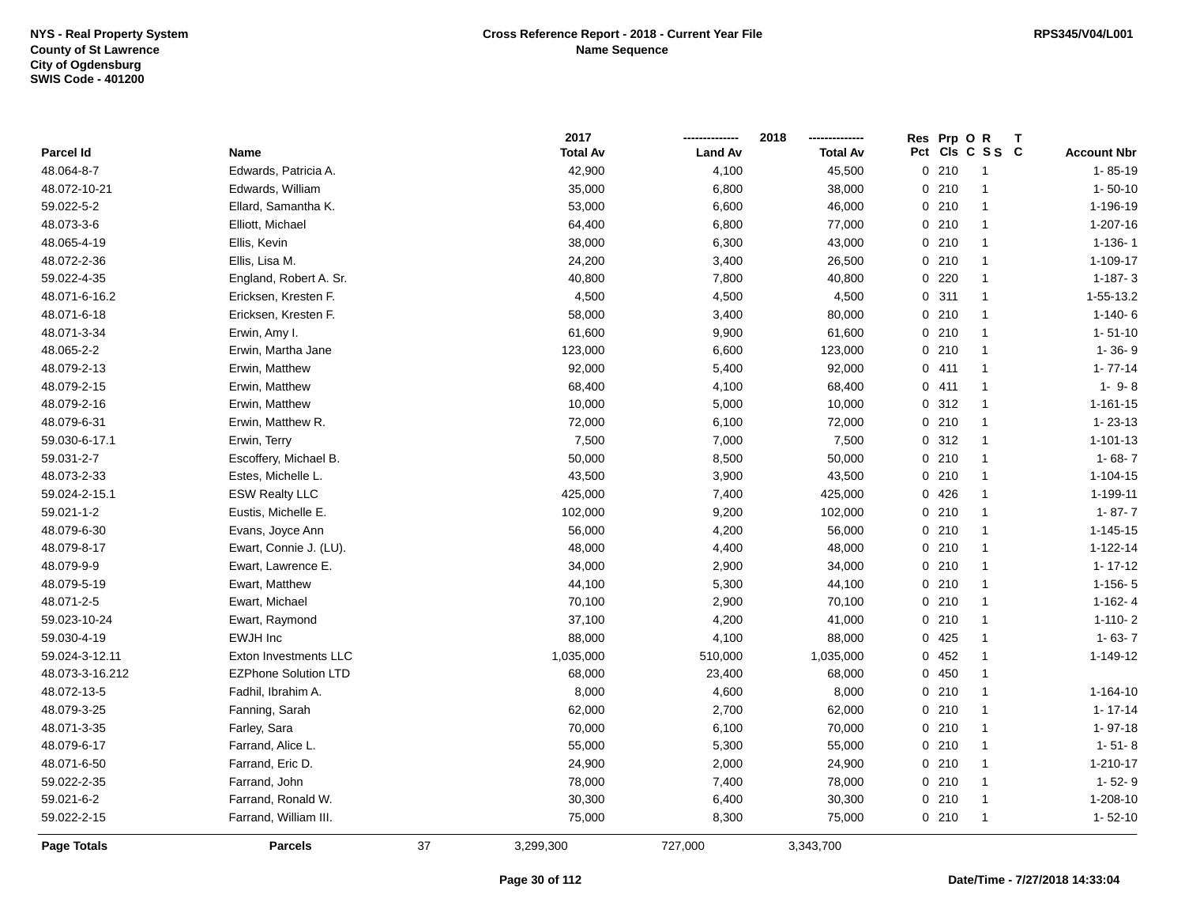NYS - Real Property System
County of St Lawrence
City of Ogdensburg
SWIS Code - 401200

**Cross Reference Report - 2018 - Current Year File**
**Name Sequence**

RPS345/V04/L001

| Parcel Id | Name | 2017 Total Av | 2018 Land Av | 2018 Total Av | Res Pct | Prp Cls | O C | R S S | T C | Account Nbr |
|---|---|---|---|---|---|---|---|---|---|---|
| 48.064-8-7 | Edwards, Patricia A. | 42,900 | 4,100 | 45,500 | 0 | 210 | | 1 | | 1- 85-19 |
| 48.072-10-21 | Edwards, William | 35,000 | 6,800 | 38,000 | 0 | 210 | | 1 | | 1- 50-10 |
| 59.022-5-2 | Ellard, Samantha K. | 53,000 | 6,600 | 46,000 | 0 | 210 | | 1 | | 1-196-19 |
| 48.073-3-6 | Elliott, Michael | 64,400 | 6,800 | 77,000 | 0 | 210 | | 1 | | 1-207-16 |
| 48.065-4-19 | Ellis, Kevin | 38,000 | 6,300 | 43,000 | 0 | 210 | | 1 | | 1-136- 1 |
| 48.072-2-36 | Ellis, Lisa M. | 24,200 | 3,400 | 26,500 | 0 | 210 | | 1 | | 1-109-17 |
| 59.022-4-35 | England, Robert A. Sr. | 40,800 | 7,800 | 40,800 | 0 | 220 | | 1 | | 1-187- 3 |
| 48.071-6-16.2 | Ericksen, Kresten F. | 4,500 | 4,500 | 4,500 | 0 | 311 | | 1 | | 1-55-13.2 |
| 48.071-6-18 | Ericksen, Kresten F. | 58,000 | 3,400 | 80,000 | 0 | 210 | | 1 | | 1-140- 6 |
| 48.071-3-34 | Erwin, Amy I. | 61,600 | 9,900 | 61,600 | 0 | 210 | | 1 | | 1- 51-10 |
| 48.065-2-2 | Erwin, Martha Jane | 123,000 | 6,600 | 123,000 | 0 | 210 | | 1 | | 1- 36- 9 |
| 48.079-2-13 | Erwin, Matthew | 92,000 | 5,400 | 92,000 | 0 | 411 | | 1 | | 1- 77-14 |
| 48.079-2-15 | Erwin, Matthew | 68,400 | 4,100 | 68,400 | 0 | 411 | | 1 | | 1- 9- 8 |
| 48.079-2-16 | Erwin, Matthew | 10,000 | 5,000 | 10,000 | 0 | 312 | | 1 | | 1-161-15 |
| 48.079-6-31 | Erwin, Matthew R. | 72,000 | 6,100 | 72,000 | 0 | 210 | | 1 | | 1- 23-13 |
| 59.030-6-17.1 | Erwin, Terry | 7,500 | 7,000 | 7,500 | 0 | 312 | | 1 | | 1-101-13 |
| 59.031-2-7 | Escoffery, Michael B. | 50,000 | 8,500 | 50,000 | 0 | 210 | | 1 | | 1- 68- 7 |
| 48.073-2-33 | Estes, Michelle L. | 43,500 | 3,900 | 43,500 | 0 | 210 | | 1 | | 1-104-15 |
| 59.024-2-15.1 | ESW Realty LLC | 425,000 | 7,400 | 425,000 | 0 | 426 | | 1 | | 1-199-11 |
| 59.021-1-2 | Eustis, Michelle E. | 102,000 | 9,200 | 102,000 | 0 | 210 | | 1 | | 1- 87- 7 |
| 48.079-6-30 | Evans, Joyce Ann | 56,000 | 4,200 | 56,000 | 0 | 210 | | 1 | | 1-145-15 |
| 48.079-8-17 | Ewart, Connie J. (LU). | 48,000 | 4,400 | 48,000 | 0 | 210 | | 1 | | 1-122-14 |
| 48.079-9-9 | Ewart, Lawrence E. | 34,000 | 2,900 | 34,000 | 0 | 210 | | 1 | | 1- 17-12 |
| 48.079-5-19 | Ewart, Matthew | 44,100 | 5,300 | 44,100 | 0 | 210 | | 1 | | 1-156- 5 |
| 48.071-2-5 | Ewart, Michael | 70,100 | 2,900 | 70,100 | 0 | 210 | | 1 | | 1-162- 4 |
| 59.023-10-24 | Ewart, Raymond | 37,100 | 4,200 | 41,000 | 0 | 210 | | 1 | | 1-110- 2 |
| 59.030-4-19 | EWJH Inc | 88,000 | 4,100 | 88,000 | 0 | 425 | | 1 | | 1- 63- 7 |
| 59.024-3-12.11 | Exton Investments LLC | 1,035,000 | 510,000 | 1,035,000 | 0 | 452 | | 1 | | 1-149-12 |
| 48.073-3-16.212 | EZPhone Solution LTD | 68,000 | 23,400 | 68,000 | 0 | 450 | | 1 | | |
| 48.072-13-5 | Fadhil, Ibrahim A. | 8,000 | 4,600 | 8,000 | 0 | 210 | | 1 | | 1-164-10 |
| 48.079-3-25 | Fanning, Sarah | 62,000 | 2,700 | 62,000 | 0 | 210 | | 1 | | 1- 17-14 |
| 48.071-3-35 | Farley, Sara | 70,000 | 6,100 | 70,000 | 0 | 210 | | 1 | | 1- 97-18 |
| 48.079-6-17 | Farrand, Alice L. | 55,000 | 5,300 | 55,000 | 0 | 210 | | 1 | | 1- 51- 8 |
| 48.071-6-50 | Farrand, Eric D. | 24,900 | 2,000 | 24,900 | 0 | 210 | | 1 | | 1-210-17 |
| 59.022-2-35 | Farrand, John | 78,000 | 7,400 | 78,000 | 0 | 210 | | 1 | | 1- 52- 9 |
| 59.021-6-2 | Farrand, Ronald W. | 30,300 | 6,400 | 30,300 | 0 | 210 | | 1 | | 1-208-10 |
| 59.022-2-15 | Farrand, William III. | 75,000 | 8,300 | 75,000 | 0 | 210 | | 1 | | 1- 52-10 |
| **Page Totals** | **Parcels** 37 | 3,299,300 | 727,000 | 3,343,700 | | | | | | |

**Date/Time - 7/27/2018 14:33:04**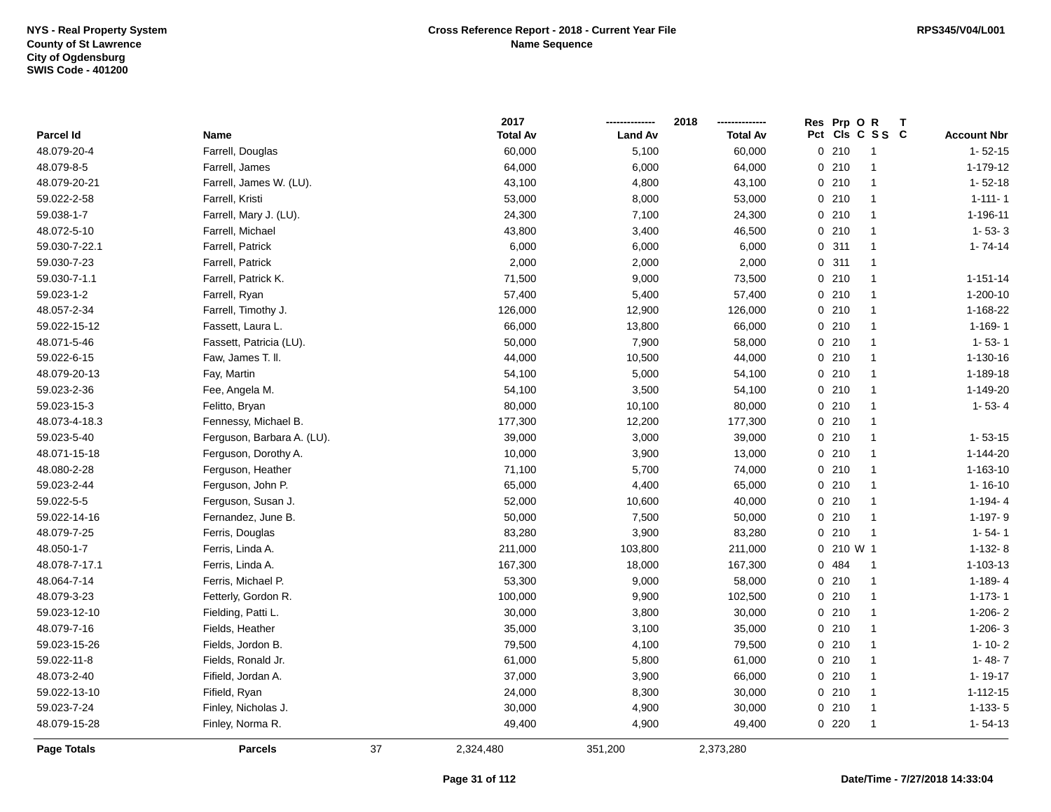NYS - Real Property System
County of St Lawrence
City of Ogdensburg
SWIS Code - 401200

**Cross Reference Report - 2018 - Current Year File**
**Name Sequence**

RPS345/V04/L001

| Parcel Id | Name | 2017 Total Av | 2018 Land Av | 2018 Total Av | Res Pct | Prp Cls | O C | R S S | T C | Account Nbr |
|---|---|---|---|---|---|---|---|---|---|---|
| 48.079-20-4 | Farrell, Douglas | 60,000 | 5,100 | 60,000 | 0 | 210 | | 1 | | 1- 52-15 |
| 48.079-8-5 | Farrell, James | 64,000 | 6,000 | 64,000 | 0 | 210 | | 1 | | 1-179-12 |
| 48.079-20-21 | Farrell, James W. (LU). | 43,100 | 4,800 | 43,100 | 0 | 210 | | 1 | | 1- 52-18 |
| 59.022-2-58 | Farrell, Kristi | 53,000 | 8,000 | 53,000 | 0 | 210 | | 1 | | 1-111- 1 |
| 59.038-1-7 | Farrell, Mary J. (LU). | 24,300 | 7,100 | 24,300 | 0 | 210 | | 1 | | 1-196-11 |
| 48.072-5-10 | Farrell, Michael | 43,800 | 3,400 | 46,500 | 0 | 210 | | 1 | | 1- 53- 3 |
| 59.030-7-22.1 | Farrell, Patrick | 6,000 | 6,000 | 6,000 | 0 | 311 | | 1 | | 1- 74-14 |
| 59.030-7-23 | Farrell, Patrick | 2,000 | 2,000 | 2,000 | 0 | 311 | | 1 | | |
| 59.030-7-1.1 | Farrell, Patrick K. | 71,500 | 9,000 | 73,500 | 0 | 210 | | 1 | | 1-151-14 |
| 59.023-1-2 | Farrell, Ryan | 57,400 | 5,400 | 57,400 | 0 | 210 | | 1 | | 1-200-10 |
| 48.057-2-34 | Farrell, Timothy J. | 126,000 | 12,900 | 126,000 | 0 | 210 | | 1 | | 1-168-22 |
| 59.022-15-12 | Fassett, Laura L. | 66,000 | 13,800 | 66,000 | 0 | 210 | | 1 | | 1-169- 1 |
| 48.071-5-46 | Fassett, Patricia (LU). | 50,000 | 7,900 | 58,000 | 0 | 210 | | 1 | | 1- 53- 1 |
| 59.022-6-15 | Faw, James T. ll. | 44,000 | 10,500 | 44,000 | 0 | 210 | | 1 | | 1-130-16 |
| 48.079-20-13 | Fay, Martin | 54,100 | 5,000 | 54,100 | 0 | 210 | | 1 | | 1-189-18 |
| 59.023-2-36 | Fee, Angela M. | 54,100 | 3,500 | 54,100 | 0 | 210 | | 1 | | 1-149-20 |
| 59.023-15-3 | Felitto, Bryan | 80,000 | 10,100 | 80,000 | 0 | 210 | | 1 | | 1- 53- 4 |
| 48.073-4-18.3 | Fennessy, Michael B. | 177,300 | 12,200 | 177,300 | 0 | 210 | | 1 | | |
| 59.023-5-40 | Ferguson, Barbara A. (LU). | 39,000 | 3,000 | 39,000 | 0 | 210 | | 1 | | 1- 53-15 |
| 48.071-15-18 | Ferguson, Dorothy A. | 10,000 | 3,900 | 13,000 | 0 | 210 | | 1 | | 1-144-20 |
| 48.080-2-28 | Ferguson, Heather | 71,100 | 5,700 | 74,000 | 0 | 210 | | 1 | | 1-163-10 |
| 59.023-2-44 | Ferguson, John P. | 65,000 | 4,400 | 65,000 | 0 | 210 | | 1 | | 1- 16-10 |
| 59.022-5-5 | Ferguson, Susan J. | 52,000 | 10,600 | 40,000 | 0 | 210 | | 1 | | 1-194- 4 |
| 59.022-14-16 | Fernandez, June B. | 50,000 | 7,500 | 50,000 | 0 | 210 | | 1 | | 1-197- 9 |
| 48.079-7-25 | Ferris, Douglas | 83,280 | 3,900 | 83,280 | 0 | 210 | | 1 | | 1- 54- 1 |
| 48.050-1-7 | Ferris, Linda A. | 211,000 | 103,800 | 211,000 | 0 | 210 | W | 1 | | 1-132- 8 |
| 48.078-7-17.1 | Ferris, Linda A. | 167,300 | 18,000 | 167,300 | 0 | 484 | | 1 | | 1-103-13 |
| 48.064-7-14 | Ferris, Michael P. | 53,300 | 9,000 | 58,000 | 0 | 210 | | 1 | | 1-189- 4 |
| 48.079-3-23 | Fetterly, Gordon R. | 100,000 | 9,900 | 102,500 | 0 | 210 | | 1 | | 1-173- 1 |
| 59.023-12-10 | Fielding, Patti L. | 30,000 | 3,800 | 30,000 | 0 | 210 | | 1 | | 1-206- 2 |
| 48.079-7-16 | Fields, Heather | 35,000 | 3,100 | 35,000 | 0 | 210 | | 1 | | 1-206- 3 |
| 59.023-15-26 | Fields, Jordon B. | 79,500 | 4,100 | 79,500 | 0 | 210 | | 1 | | 1- 10- 2 |
| 59.022-11-8 | Fields, Ronald Jr. | 61,000 | 5,800 | 61,000 | 0 | 210 | | 1 | | 1- 48- 7 |
| 48.073-2-40 | Fifield, Jordan A. | 37,000 | 3,900 | 66,000 | 0 | 210 | | 1 | | 1- 19-17 |
| 59.022-13-10 | Fifield, Ryan | 24,000 | 8,300 | 30,000 | 0 | 210 | | 1 | | 1-112-15 |
| 59.023-7-24 | Finley, Nicholas J. | 30,000 | 4,900 | 30,000 | 0 | 210 | | 1 | | 1-133- 5 |
| 48.079-15-28 | Finley, Norma R. | 49,400 | 4,900 | 49,400 | 0 | 220 | | 1 | | 1- 54-13 |
| **Page Totals** | **Parcels** 37 | 2,324,480 | 351,200 | 2,373,280 | | | | | | |

Date/Time - 7/27/2018 14:33:04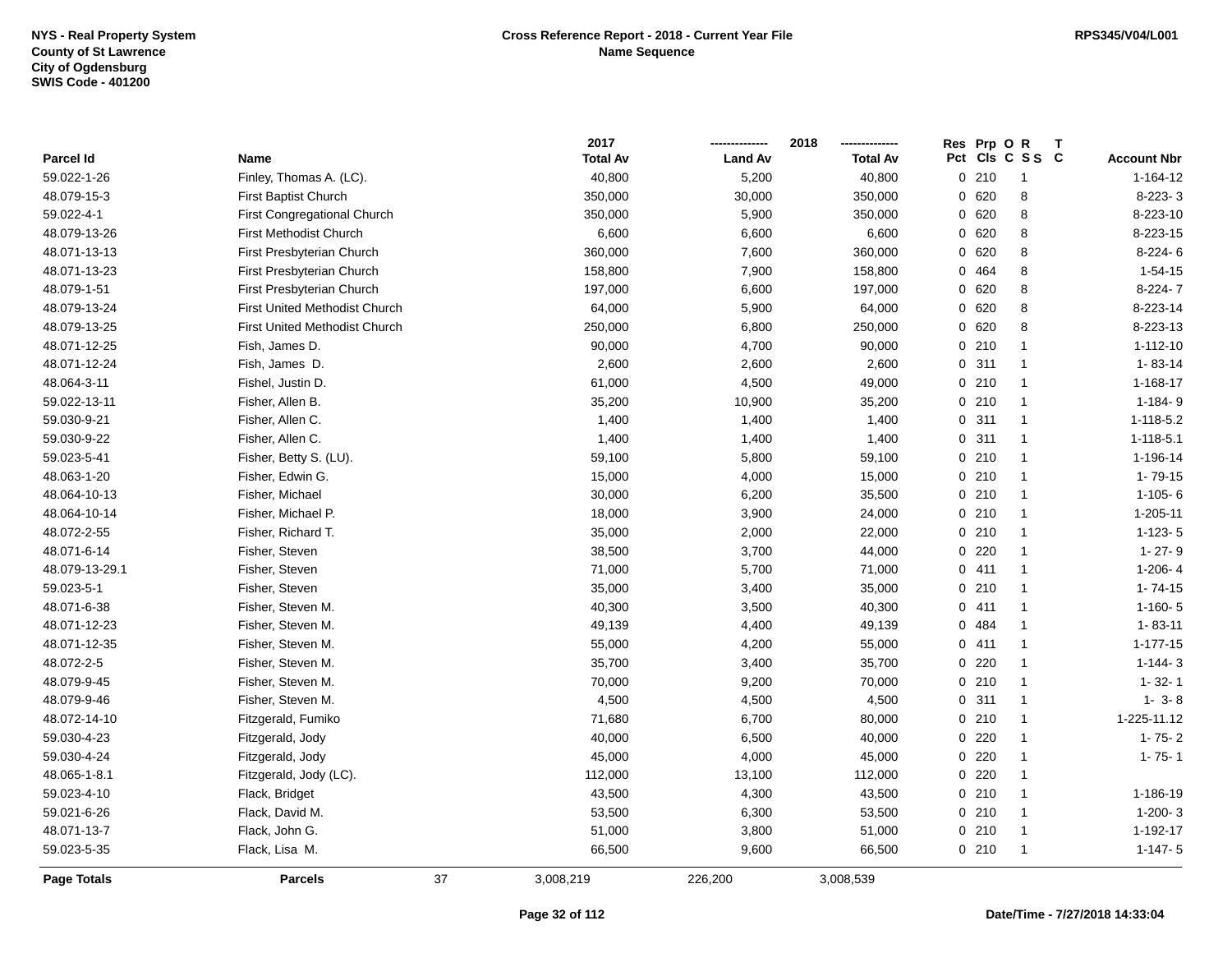NYS - Real Property System
County of St Lawrence
City of Ogdensburg
SWIS Code - 401200

**Cross Reference Report - 2018 - Current Year File**
**Name Sequence**

RPS345/V04/L001

| Parcel Id | Name | 2017 Total Av | 2018 Land Av | 2018 Total Av | Res Pct | Prp Cls | O C | R S S | T C | Account Nbr |
|---|---|---|---|---|---|---|---|---|---|---|
| 59.022-1-26 | Finley, Thomas A. (LC). | 40,800 | 5,200 | 40,800 | 0 | 210 | | 1 | | 1-164-12 |
| 48.079-15-3 | First Baptist Church | 350,000 | 30,000 | 350,000 | 0 | 620 | | 8 | | 8-223- 3 |
| 59.022-4-1 | First Congregational Church | 350,000 | 5,900 | 350,000 | 0 | 620 | | 8 | | 8-223-10 |
| 48.079-13-26 | First Methodist Church | 6,600 | 6,600 | 6,600 | 0 | 620 | | 8 | | 8-223-15 |
| 48.071-13-13 | First Presbyterian Church | 360,000 | 7,600 | 360,000 | 0 | 620 | | 8 | | 8-224- 6 |
| 48.071-13-23 | First Presbyterian Church | 158,800 | 7,900 | 158,800 | 0 | 464 | | 8 | | 1-54-15 |
| 48.079-1-51 | First Presbyterian Church | 197,000 | 6,600 | 197,000 | 0 | 620 | | 8 | | 8-224- 7 |
| 48.079-13-24 | First United Methodist Church | 64,000 | 5,900 | 64,000 | 0 | 620 | | 8 | | 8-223-14 |
| 48.079-13-25 | First United Methodist Church | 250,000 | 6,800 | 250,000 | 0 | 620 | | 8 | | 8-223-13 |
| 48.071-12-25 | Fish, James D. | 90,000 | 4,700 | 90,000 | 0 | 210 | | 1 | | 1-112-10 |
| 48.071-12-24 | Fish, James D. | 2,600 | 2,600 | 2,600 | 0 | 311 | | 1 | | 1- 83-14 |
| 48.064-3-11 | Fishel, Justin D. | 61,000 | 4,500 | 49,000 | 0 | 210 | | 1 | | 1-168-17 |
| 59.022-13-11 | Fisher, Allen B. | 35,200 | 10,900 | 35,200 | 0 | 210 | | 1 | | 1-184- 9 |
| 59.030-9-21 | Fisher, Allen C. | 1,400 | 1,400 | 1,400 | 0 | 311 | | 1 | | 1-118-5.2 |
| 59.030-9-22 | Fisher, Allen C. | 1,400 | 1,400 | 1,400 | 0 | 311 | | 1 | | 1-118-5.1 |
| 59.023-5-41 | Fisher, Betty S. (LU). | 59,100 | 5,800 | 59,100 | 0 | 210 | | 1 | | 1-196-14 |
| 48.063-1-20 | Fisher, Edwin G. | 15,000 | 4,000 | 15,000 | 0 | 210 | | 1 | | 1- 79-15 |
| 48.064-10-13 | Fisher, Michael | 30,000 | 6,200 | 35,500 | 0 | 210 | | 1 | | 1-105- 6 |
| 48.064-10-14 | Fisher, Michael P. | 18,000 | 3,900 | 24,000 | 0 | 210 | | 1 | | 1-205-11 |
| 48.072-2-55 | Fisher, Richard T. | 35,000 | 2,000 | 22,000 | 0 | 210 | | 1 | | 1-123- 5 |
| 48.071-6-14 | Fisher, Steven | 38,500 | 3,700 | 44,000 | 0 | 220 | | 1 | | 1- 27- 9 |
| 48.079-13-29.1 | Fisher, Steven | 71,000 | 5,700 | 71,000 | 0 | 411 | | 1 | | 1-206- 4 |
| 59.023-5-1 | Fisher, Steven | 35,000 | 3,400 | 35,000 | 0 | 210 | | 1 | | 1- 74-15 |
| 48.071-6-38 | Fisher, Steven M. | 40,300 | 3,500 | 40,300 | 0 | 411 | | 1 | | 1-160- 5 |
| 48.071-12-23 | Fisher, Steven M. | 49,139 | 4,400 | 49,139 | 0 | 484 | | 1 | | 1- 83-11 |
| 48.071-12-35 | Fisher, Steven M. | 55,000 | 4,200 | 55,000 | 0 | 411 | | 1 | | 1-177-15 |
| 48.072-2-5 | Fisher, Steven M. | 35,700 | 3,400 | 35,700 | 0 | 220 | | 1 | | 1-144- 3 |
| 48.079-9-45 | Fisher, Steven M. | 70,000 | 9,200 | 70,000 | 0 | 210 | | 1 | | 1- 32- 1 |
| 48.079-9-46 | Fisher, Steven M. | 4,500 | 4,500 | 4,500 | 0 | 311 | | 1 | | 1- 3- 8 |
| 48.072-14-10 | Fitzgerald, Fumiko | 71,680 | 6,700 | 80,000 | 0 | 210 | | 1 | | 1-225-11.12 |
| 59.030-4-23 | Fitzgerald, Jody | 40,000 | 6,500 | 40,000 | 0 | 220 | | 1 | | 1- 75- 2 |
| 59.030-4-24 | Fitzgerald, Jody | 45,000 | 4,000 | 45,000 | 0 | 220 | | 1 | | 1- 75- 1 |
| 48.065-1-8.1 | Fitzgerald, Jody (LC). | 112,000 | 13,100 | 112,000 | 0 | 220 | | 1 | | |
| 59.023-4-10 | Flack, Bridget | 43,500 | 4,300 | 43,500 | 0 | 210 | | 1 | | 1-186-19 |
| 59.021-6-26 | Flack, David M. | 53,500 | 6,300 | 53,500 | 0 | 210 | | 1 | | 1-200- 3 |
| 48.071-13-7 | Flack, John G. | 51,000 | 3,800 | 51,000 | 0 | 210 | | 1 | | 1-192-17 |
| 59.023-5-35 | Flack, Lisa M. | 66,500 | 9,600 | 66,500 | 0 | 210 | | 1 | | 1-147- 5 |
| **Page Totals** | **Parcels** 37 | 3,008,219 | 226,200 | 3,008,539 | | | | | | |

Date/Time - 7/27/2018 14:33:04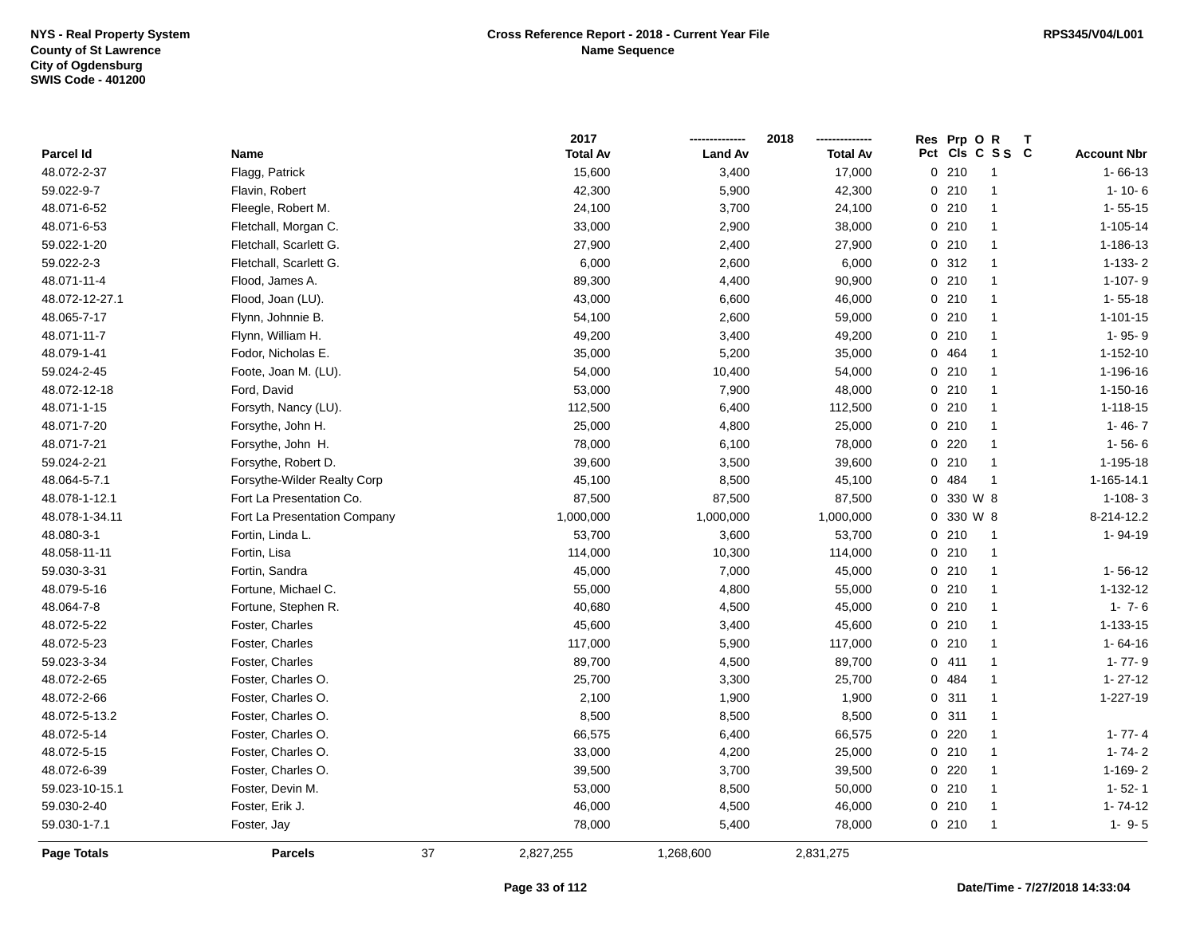NYS - Real Property System
County of St Lawrence
City of Ogdensburg
SWIS Code - 401200

**Cross Reference Report - 2018 - Current Year File**
**Name Sequence**

RPS345/V04/L001

| Parcel Id | Name | 2017 Total Av | 2018 Land Av | 2018 Total Av | Res Pct | Prp Cls | O C | R S S | T C | Account Nbr |
|---|---|---|---|---|---|---|---|---|---|---|
| 48.072-2-37 | Flagg, Patrick | 15,600 | 3,400 | 17,000 | 0 | 210 | | 1 | | 1- 66-13 |
| 59.022-9-7 | Flavin, Robert | 42,300 | 5,900 | 42,300 | 0 | 210 | | 1 | | 1- 10- 6 |
| 48.071-6-52 | Fleegle, Robert M. | 24,100 | 3,700 | 24,100 | 0 | 210 | | 1 | | 1- 55-15 |
| 48.071-6-53 | Fletchall, Morgan C. | 33,000 | 2,900 | 38,000 | 0 | 210 | | 1 | | 1-105-14 |
| 59.022-1-20 | Fletchall, Scarlett G. | 27,900 | 2,400 | 27,900 | 0 | 210 | | 1 | | 1-186-13 |
| 59.022-2-3 | Fletchall, Scarlett G. | 6,000 | 2,600 | 6,000 | 0 | 312 | | 1 | | 1-133- 2 |
| 48.071-11-4 | Flood, James A. | 89,300 | 4,400 | 90,900 | 0 | 210 | | 1 | | 1-107- 9 |
| 48.072-12-27.1 | Flood, Joan (LU). | 43,000 | 6,600 | 46,000 | 0 | 210 | | 1 | | 1- 55-18 |
| 48.065-7-17 | Flynn, Johnnie B. | 54,100 | 2,600 | 59,000 | 0 | 210 | | 1 | | 1-101-15 |
| 48.071-11-7 | Flynn, William H. | 49,200 | 3,400 | 49,200 | 0 | 210 | | 1 | | 1- 95- 9 |
| 48.079-1-41 | Fodor, Nicholas E. | 35,000 | 5,200 | 35,000 | 0 | 464 | | 1 | | 1-152-10 |
| 59.024-2-45 | Foote, Joan M. (LU). | 54,000 | 10,400 | 54,000 | 0 | 210 | | 1 | | 1-196-16 |
| 48.072-12-18 | Ford, David | 53,000 | 7,900 | 48,000 | 0 | 210 | | 1 | | 1-150-16 |
| 48.071-1-15 | Forsyth, Nancy (LU). | 112,500 | 6,400 | 112,500 | 0 | 210 | | 1 | | 1-118-15 |
| 48.071-7-20 | Forsythe, John H. | 25,000 | 4,800 | 25,000 | 0 | 210 | | 1 | | 1- 46- 7 |
| 48.071-7-21 | Forsythe, John  H. | 78,000 | 6,100 | 78,000 | 0 | 220 | | 1 | | 1- 56- 6 |
| 59.024-2-21 | Forsythe, Robert D. | 39,600 | 3,500 | 39,600 | 0 | 210 | | 1 | | 1-195-18 |
| 48.064-5-7.1 | Forsythe-Wilder Realty Corp | 45,100 | 8,500 | 45,100 | 0 | 484 | | 1 | | 1-165-14.1 |
| 48.078-1-12.1 | Fort La Presentation Co. | 87,500 | 87,500 | 87,500 | 0 | 330 | W | 8 | | 1-108- 3 |
| 48.078-1-34.11 | Fort La Presentation Company | 1,000,000 | 1,000,000 | 1,000,000 | 0 | 330 | W | 8 | | 8-214-12.2 |
| 48.080-3-1 | Fortin, Linda L. | 53,700 | 3,600 | 53,700 | 0 | 210 | | 1 | | 1- 94-19 |
| 48.058-11-11 | Fortin, Lisa | 114,000 | 10,300 | 114,000 | 0 | 210 | | 1 | | |
| 59.030-3-31 | Fortin, Sandra | 45,000 | 7,000 | 45,000 | 0 | 210 | | 1 | | 1- 56-12 |
| 48.079-5-16 | Fortune, Michael C. | 55,000 | 4,800 | 55,000 | 0 | 210 | | 1 | | 1-132-12 |
| 48.064-7-8 | Fortune, Stephen R. | 40,680 | 4,500 | 45,000 | 0 | 210 | | 1 | | 1- 7- 6 |
| 48.072-5-22 | Foster, Charles | 45,600 | 3,400 | 45,600 | 0 | 210 | | 1 | | 1-133-15 |
| 48.072-5-23 | Foster, Charles | 117,000 | 5,900 | 117,000 | 0 | 210 | | 1 | | 1- 64-16 |
| 59.023-3-34 | Foster, Charles | 89,700 | 4,500 | 89,700 | 0 | 411 | | 1 | | 1- 77- 9 |
| 48.072-2-65 | Foster, Charles O. | 25,700 | 3,300 | 25,700 | 0 | 484 | | 1 | | 1- 27-12 |
| 48.072-2-66 | Foster, Charles O. | 2,100 | 1,900 | 1,900 | 0 | 311 | | 1 | | 1-227-19 |
| 48.072-5-13.2 | Foster, Charles O. | 8,500 | 8,500 | 8,500 | 0 | 311 | | 1 | | |
| 48.072-5-14 | Foster, Charles O. | 66,575 | 6,400 | 66,575 | 0 | 220 | | 1 | | 1- 77- 4 |
| 48.072-5-15 | Foster, Charles O. | 33,000 | 4,200 | 25,000 | 0 | 210 | | 1 | | 1- 74- 2 |
| 48.072-6-39 | Foster, Charles O. | 39,500 | 3,700 | 39,500 | 0 | 220 | | 1 | | 1-169- 2 |
| 59.023-10-15.1 | Foster, Devin M. | 53,000 | 8,500 | 50,000 | 0 | 210 | | 1 | | 1- 52- 1 |
| 59.030-2-40 | Foster, Erik J. | 46,000 | 4,500 | 46,000 | 0 | 210 | | 1 | | 1- 74-12 |
| 59.030-1-7.1 | Foster, Jay | 78,000 | 5,400 | 78,000 | 0 | 210 | | 1 | | 1- 9- 5 |
| **Page Totals** | **Parcels** 37 | 2,827,255 | 1,268,600 | 2,831,275 | | | | | | |

Date/Time - 7/27/2018 14:33:04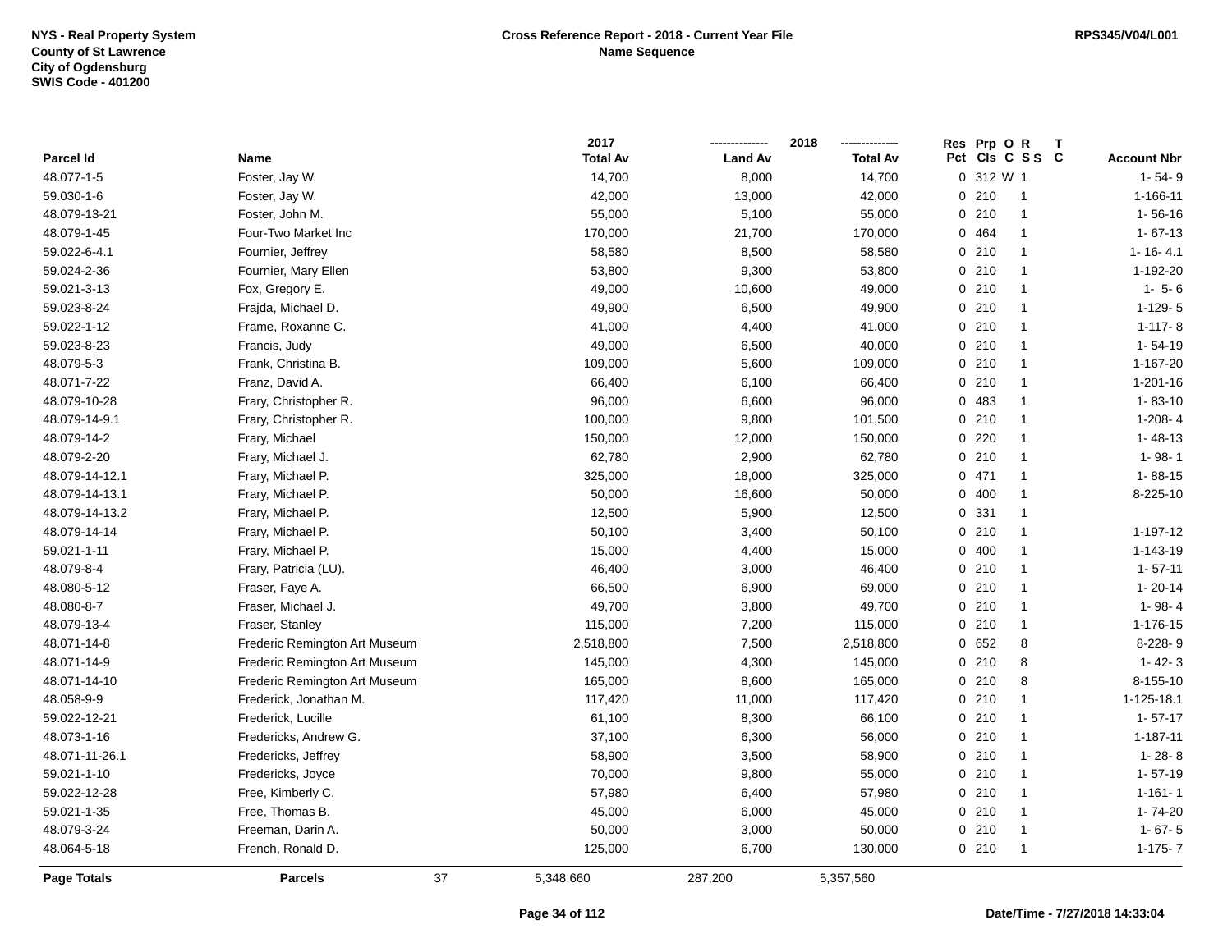NYS - Real Property System
County of St Lawrence
City of Ogdensburg
SWIS Code - 401200

**Cross Reference Report - 2018 - Current Year File**
**Name Sequence**

RPS345/V04/L001

| Parcel Id | Name | 2017 Total Av | 2018 Land Av | 2018 Total Av | Res Pct | Prp Cls | O C | R S S | T C | Account Nbr |
|---|---|---|---|---|---|---|---|---|---|---|
| 48.077-1-5 | Foster, Jay W. | 14,700 | 8,000 | 14,700 | 0 | 312 | W | 1 | | 1- 54- 9 |
| 59.030-1-6 | Foster, Jay W. | 42,000 | 13,000 | 42,000 | 0 | 210 | | 1 | | 1-166-11 |
| 48.079-13-21 | Foster, John M. | 55,000 | 5,100 | 55,000 | 0 | 210 | | 1 | | 1- 56-16 |
| 48.079-1-45 | Four-Two Market Inc | 170,000 | 21,700 | 170,000 | 0 | 464 | | 1 | | 1- 67-13 |
| 59.022-6-4.1 | Fournier, Jeffrey | 58,580 | 8,500 | 58,580 | 0 | 210 | | 1 | | 1- 16- 4.1 |
| 59.024-2-36 | Fournier, Mary Ellen | 53,800 | 9,300 | 53,800 | 0 | 210 | | 1 | | 1-192-20 |
| 59.021-3-13 | Fox, Gregory E. | 49,000 | 10,600 | 49,000 | 0 | 210 | | 1 | | 1- 5- 6 |
| 59.023-8-24 | Frajda, Michael D. | 49,900 | 6,500 | 49,900 | 0 | 210 | | 1 | | 1-129- 5 |
| 59.022-1-12 | Frame, Roxanne C. | 41,000 | 4,400 | 41,000 | 0 | 210 | | 1 | | 1-117- 8 |
| 59.023-8-23 | Francis, Judy | 49,000 | 6,500 | 40,000 | 0 | 210 | | 1 | | 1- 54-19 |
| 48.079-5-3 | Frank, Christina B. | 109,000 | 5,600 | 109,000 | 0 | 210 | | 1 | | 1-167-20 |
| 48.071-7-22 | Franz, David A. | 66,400 | 6,100 | 66,400 | 0 | 210 | | 1 | | 1-201-16 |
| 48.079-10-28 | Frary, Christopher R. | 96,000 | 6,600 | 96,000 | 0 | 483 | | 1 | | 1- 83-10 |
| 48.079-14-9.1 | Frary, Christopher R. | 100,000 | 9,800 | 101,500 | 0 | 210 | | 1 | | 1-208- 4 |
| 48.079-14-2 | Frary, Michael | 150,000 | 12,000 | 150,000 | 0 | 220 | | 1 | | 1- 48-13 |
| 48.079-2-20 | Frary, Michael J. | 62,780 | 2,900 | 62,780 | 0 | 210 | | 1 | | 1- 98- 1 |
| 48.079-14-12.1 | Frary, Michael P. | 325,000 | 18,000 | 325,000 | 0 | 471 | | 1 | | 1- 88-15 |
| 48.079-14-13.1 | Frary, Michael P. | 50,000 | 16,600 | 50,000 | 0 | 400 | | 1 | | 8-225-10 |
| 48.079-14-13.2 | Frary, Michael P. | 12,500 | 5,900 | 12,500 | 0 | 331 | | 1 | | |
| 48.079-14-14 | Frary, Michael P. | 50,100 | 3,400 | 50,100 | 0 | 210 | | 1 | | 1-197-12 |
| 59.021-1-11 | Frary, Michael P. | 15,000 | 4,400 | 15,000 | 0 | 400 | | 1 | | 1-143-19 |
| 48.079-8-4 | Frary, Patricia (LU). | 46,400 | 3,000 | 46,400 | 0 | 210 | | 1 | | 1- 57-11 |
| 48.080-5-12 | Fraser, Faye A. | 66,500 | 6,900 | 69,000 | 0 | 210 | | 1 | | 1- 20-14 |
| 48.080-8-7 | Fraser, Michael J. | 49,700 | 3,800 | 49,700 | 0 | 210 | | 1 | | 1- 98- 4 |
| 48.079-13-4 | Fraser, Stanley | 115,000 | 7,200 | 115,000 | 0 | 210 | | 1 | | 1-176-15 |
| 48.071-14-8 | Frederic Remington Art Museum | 2,518,800 | 7,500 | 2,518,800 | 0 | 652 | | 8 | | 8-228- 9 |
| 48.071-14-9 | Frederic Remington Art Museum | 145,000 | 4,300 | 145,000 | 0 | 210 | | 8 | | 1- 42- 3 |
| 48.071-14-10 | Frederic Remington Art Museum | 165,000 | 8,600 | 165,000 | 0 | 210 | | 8 | | 8-155-10 |
| 48.058-9-9 | Frederick, Jonathan M. | 117,420 | 11,000 | 117,420 | 0 | 210 | | 1 | | 1-125-18.1 |
| 59.022-12-21 | Frederick, Lucille | 61,100 | 8,300 | 66,100 | 0 | 210 | | 1 | | 1- 57-17 |
| 48.073-1-16 | Fredericks, Andrew G. | 37,100 | 6,300 | 56,000 | 0 | 210 | | 1 | | 1-187-11 |
| 48.071-11-26.1 | Fredericks, Jeffrey | 58,900 | 3,500 | 58,900 | 0 | 210 | | 1 | | 1- 28- 8 |
| 59.021-1-10 | Fredericks, Joyce | 70,000 | 9,800 | 55,000 | 0 | 210 | | 1 | | 1- 57-19 |
| 59.022-12-28 | Free, Kimberly C. | 57,980 | 6,400 | 57,980 | 0 | 210 | | 1 | | 1-161- 1 |
| 59.021-1-35 | Free, Thomas B. | 45,000 | 6,000 | 45,000 | 0 | 210 | | 1 | | 1- 74-20 |
| 48.079-3-24 | Freeman, Darin A. | 50,000 | 3,000 | 50,000 | 0 | 210 | | 1 | | 1- 67- 5 |
| 48.064-5-18 | French, Ronald D. | 125,000 | 6,700 | 130,000 | 0 | 210 | | 1 | | 1-175- 7 |
| **Page Totals** | **Parcels** 37 | 5,348,660 | 287,200 | 5,357,560 | | | | | | |

Date/Time - 7/27/2018 14:33:04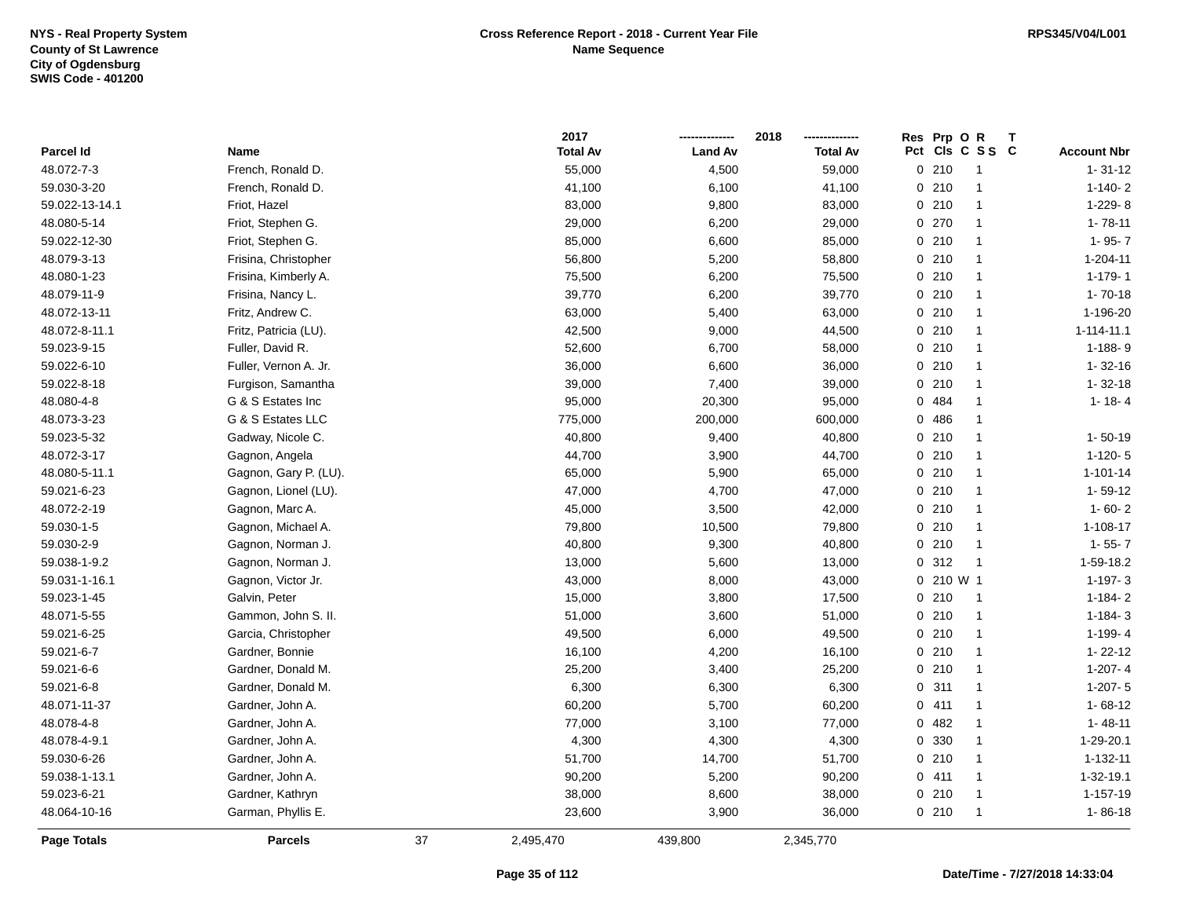NYS - Real Property System
County of St Lawrence
City of Ogdensburg
SWIS Code - 401200

**Cross Reference Report - 2018 - Current Year File**
**Name Sequence**

RPS345/V04/L001

| Parcel Id | Name | 2017 Total Av | 2018 Land Av | 2018 Total Av | Res Pct | Prp Cls | O C | R S S | T C | Account Nbr |
|---|---|---|---|---|---|---|---|---|---|---|
| 48.072-7-3 | French, Ronald D. | 55,000 | 4,500 | 59,000 | 0 | 210 | | 1 | | 1- 31-12 |
| 59.030-3-20 | French, Ronald D. | 41,100 | 6,100 | 41,100 | 0 | 210 | | 1 | | 1-140- 2 |
| 59.022-13-14.1 | Friot, Hazel | 83,000 | 9,800 | 83,000 | 0 | 210 | | 1 | | 1-229- 8 |
| 48.080-5-14 | Friot, Stephen G. | 29,000 | 6,200 | 29,000 | 0 | 270 | | 1 | | 1- 78-11 |
| 59.022-12-30 | Friot, Stephen G. | 85,000 | 6,600 | 85,000 | 0 | 210 | | 1 | | 1- 95- 7 |
| 48.079-3-13 | Frisina, Christopher | 56,800 | 5,200 | 58,800 | 0 | 210 | | 1 | | 1-204-11 |
| 48.080-1-23 | Frisina, Kimberly A. | 75,500 | 6,200 | 75,500 | 0 | 210 | | 1 | | 1-179- 1 |
| 48.079-11-9 | Frisina, Nancy L. | 39,770 | 6,200 | 39,770 | 0 | 210 | | 1 | | 1- 70-18 |
| 48.072-13-11 | Fritz, Andrew C. | 63,000 | 5,400 | 63,000 | 0 | 210 | | 1 | | 1-196-20 |
| 48.072-8-11.1 | Fritz, Patricia (LU). | 42,500 | 9,000 | 44,500 | 0 | 210 | | 1 | | 1-114-11.1 |
| 59.023-9-15 | Fuller, David R. | 52,600 | 6,700 | 58,000 | 0 | 210 | | 1 | | 1-188- 9 |
| 59.022-6-10 | Fuller, Vernon A. Jr. | 36,000 | 6,600 | 36,000 | 0 | 210 | | 1 | | 1- 32-16 |
| 59.022-8-18 | Furgison, Samantha | 39,000 | 7,400 | 39,000 | 0 | 210 | | 1 | | 1- 32-18 |
| 48.080-4-8 | G & S Estates Inc | 95,000 | 20,300 | 95,000 | 0 | 484 | | 1 | | 1- 18- 4 |
| 48.073-3-23 | G & S Estates LLC | 775,000 | 200,000 | 600,000 | 0 | 486 | | 1 | | |
| 59.023-5-32 | Gadway, Nicole C. | 40,800 | 9,400 | 40,800 | 0 | 210 | | 1 | | 1- 50-19 |
| 48.072-3-17 | Gagnon, Angela | 44,700 | 3,900 | 44,700 | 0 | 210 | | 1 | | 1-120- 5 |
| 48.080-5-11.1 | Gagnon, Gary P. (LU). | 65,000 | 5,900 | 65,000 | 0 | 210 | | 1 | | 1-101-14 |
| 59.021-6-23 | Gagnon, Lionel (LU). | 47,000 | 4,700 | 47,000 | 0 | 210 | | 1 | | 1- 59-12 |
| 48.072-2-19 | Gagnon, Marc A. | 45,000 | 3,500 | 42,000 | 0 | 210 | | 1 | | 1- 60- 2 |
| 59.030-1-5 | Gagnon, Michael A. | 79,800 | 10,500 | 79,800 | 0 | 210 | | 1 | | 1-108-17 |
| 59.030-2-9 | Gagnon, Norman J. | 40,800 | 9,300 | 40,800 | 0 | 210 | | 1 | | 1- 55- 7 |
| 59.038-1-9.2 | Gagnon, Norman J. | 13,000 | 5,600 | 13,000 | 0 | 312 | | 1 | | 1-59-18.2 |
| 59.031-1-16.1 | Gagnon, Victor Jr. | 43,000 | 8,000 | 43,000 | 0 | 210 | W | 1 | | 1-197- 3 |
| 59.023-1-45 | Galvin, Peter | 15,000 | 3,800 | 17,500 | 0 | 210 | | 1 | | 1-184- 2 |
| 48.071-5-55 | Gammon, John S. II. | 51,000 | 3,600 | 51,000 | 0 | 210 | | 1 | | 1-184- 3 |
| 59.021-6-25 | Garcia, Christopher | 49,500 | 6,000 | 49,500 | 0 | 210 | | 1 | | 1-199- 4 |
| 59.021-6-7 | Gardner, Bonnie | 16,100 | 4,200 | 16,100 | 0 | 210 | | 1 | | 1- 22-12 |
| 59.021-6-6 | Gardner, Donald M. | 25,200 | 3,400 | 25,200 | 0 | 210 | | 1 | | 1-207- 4 |
| 59.021-6-8 | Gardner, Donald M. | 6,300 | 6,300 | 6,300 | 0 | 311 | | 1 | | 1-207- 5 |
| 48.071-11-37 | Gardner, John A. | 60,200 | 5,700 | 60,200 | 0 | 411 | | 1 | | 1- 68-12 |
| 48.078-4-8 | Gardner, John A. | 77,000 | 3,100 | 77,000 | 0 | 482 | | 1 | | 1- 48-11 |
| 48.078-4-9.1 | Gardner, John A. | 4,300 | 4,300 | 4,300 | 0 | 330 | | 1 | | 1-29-20.1 |
| 59.030-6-26 | Gardner, John A. | 51,700 | 14,700 | 51,700 | 0 | 210 | | 1 | | 1-132-11 |
| 59.038-1-13.1 | Gardner, John A. | 90,200 | 5,200 | 90,200 | 0 | 411 | | 1 | | 1-32-19.1 |
| 59.023-6-21 | Gardner, Kathryn | 38,000 | 8,600 | 38,000 | 0 | 210 | | 1 | | 1-157-19 |
| 48.064-10-16 | Garman, Phyllis E. | 23,600 | 3,900 | 36,000 | 0 | 210 | | 1 | | 1- 86-18 |
| **Page Totals** | **Parcels** 37 | 2,495,470 | 439,800 | 2,345,770 | | | | | | |

**Date/Time - 7/27/2018 14:33:04**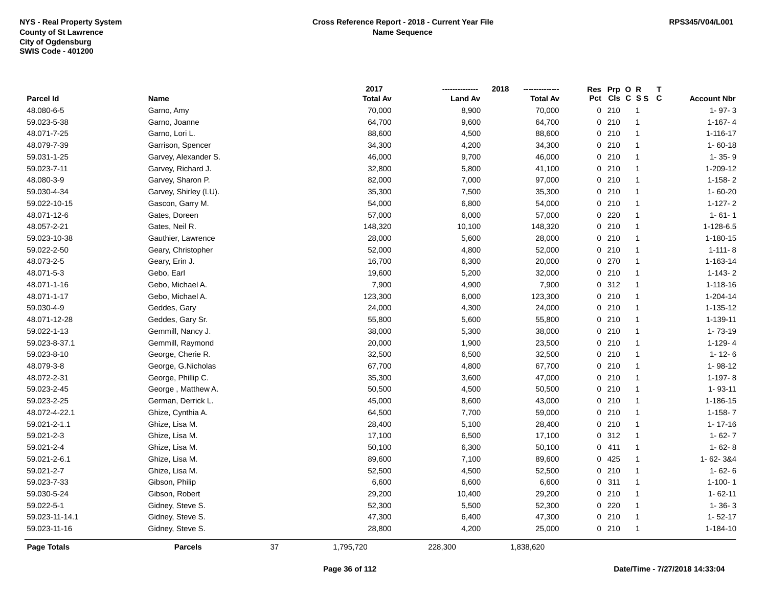NYS - Real Property System
County of St Lawrence
City of Ogdensburg
SWIS Code - 401200

**Cross Reference Report - 2018 - Current Year File**
**Name Sequence**

RPS345/V04/L001

| Parcel Id | Name | 2017 Total Av | 2018 Land Av | 2018 Total Av | Res Pct | Prp Cls | O C | R S S | T C | Account Nbr |
|---|---|---|---|---|---|---|---|---|---|---|
| 48.080-6-5 | Garno, Amy | 70,000 | 8,900 | 70,000 | 0 | 210 | | 1 | | 1- 97- 3 |
| 59.023-5-38 | Garno, Joanne | 64,700 | 9,600 | 64,700 | 0 | 210 | | 1 | | 1-167- 4 |
| 48.071-7-25 | Garno, Lori L. | 88,600 | 4,500 | 88,600 | 0 | 210 | | 1 | | 1-116-17 |
| 48.079-7-39 | Garrison, Spencer | 34,300 | 4,200 | 34,300 | 0 | 210 | | 1 | | 1- 60-18 |
| 59.031-1-25 | Garvey, Alexander S. | 46,000 | 9,700 | 46,000 | 0 | 210 | | 1 | | 1- 35- 9 |
| 59.023-7-11 | Garvey, Richard J. | 32,800 | 5,800 | 41,100 | 0 | 210 | | 1 | | 1-209-12 |
| 48.080-3-9 | Garvey, Sharon P. | 82,000 | 7,000 | 97,000 | 0 | 210 | | 1 | | 1-158- 2 |
| 59.030-4-34 | Garvey, Shirley (LU). | 35,300 | 7,500 | 35,300 | 0 | 210 | | 1 | | 1- 60-20 |
| 59.022-10-15 | Gascon, Garry M. | 54,000 | 6,800 | 54,000 | 0 | 210 | | 1 | | 1-127- 2 |
| 48.071-12-6 | Gates, Doreen | 57,000 | 6,000 | 57,000 | 0 | 220 | | 1 | | 1- 61- 1 |
| 48.057-2-21 | Gates, Neil R. | 148,320 | 10,100 | 148,320 | 0 | 210 | | 1 | | 1-128-6.5 |
| 59.023-10-38 | Gauthier, Lawrence | 28,000 | 5,600 | 28,000 | 0 | 210 | | 1 | | 1-180-15 |
| 59.022-2-50 | Geary, Christopher | 52,000 | 4,800 | 52,000 | 0 | 210 | | 1 | | 1-111- 8 |
| 48.073-2-5 | Geary, Erin J. | 16,700 | 6,300 | 20,000 | 0 | 270 | | 1 | | 1-163-14 |
| 48.071-5-3 | Gebo, Earl | 19,600 | 5,200 | 32,000 | 0 | 210 | | 1 | | 1-143- 2 |
| 48.071-1-16 | Gebo, Michael A. | 7,900 | 4,900 | 7,900 | 0 | 312 | | 1 | | 1-118-16 |
| 48.071-1-17 | Gebo, Michael A. | 123,300 | 6,000 | 123,300 | 0 | 210 | | 1 | | 1-204-14 |
| 59.030-4-9 | Geddes, Gary | 24,000 | 4,300 | 24,000 | 0 | 210 | | 1 | | 1-135-12 |
| 48.071-12-28 | Geddes, Gary Sr. | 55,800 | 5,600 | 55,800 | 0 | 210 | | 1 | | 1-139-11 |
| 59.022-1-13 | Gemmill, Nancy J. | 38,000 | 5,300 | 38,000 | 0 | 210 | | 1 | | 1- 73-19 |
| 59.023-8-37.1 | Gemmill, Raymond | 20,000 | 1,900 | 23,500 | 0 | 210 | | 1 | | 1-129- 4 |
| 59.023-8-10 | George, Cherie R. | 32,500 | 6,500 | 32,500 | 0 | 210 | | 1 | | 1- 12- 6 |
| 48.079-3-8 | George, G.Nicholas | 67,700 | 4,800 | 67,700 | 0 | 210 | | 1 | | 1- 98-12 |
| 48.072-2-31 | George, Phillip C. | 35,300 | 3,600 | 47,000 | 0 | 210 | | 1 | | 1-197- 8 |
| 59.023-2-45 | George , Matthew A. | 50,500 | 4,500 | 50,500 | 0 | 210 | | 1 | | 1- 93-11 |
| 59.023-2-25 | German, Derrick L. | 45,000 | 8,600 | 43,000 | 0 | 210 | | 1 | | 1-186-15 |
| 48.072-4-22.1 | Ghize, Cynthia A. | 64,500 | 7,700 | 59,000 | 0 | 210 | | 1 | | 1-158- 7 |
| 59.021-2-1.1 | Ghize, Lisa M. | 28,400 | 5,100 | 28,400 | 0 | 210 | | 1 | | 1- 17-16 |
| 59.021-2-3 | Ghize, Lisa M. | 17,100 | 6,500 | 17,100 | 0 | 312 | | 1 | | 1- 62- 7 |
| 59.021-2-4 | Ghize, Lisa M. | 50,100 | 6,300 | 50,100 | 0 | 411 | | 1 | | 1- 62- 8 |
| 59.021-2-6.1 | Ghize, Lisa M. | 89,600 | 7,100 | 89,600 | 0 | 425 | | 1 | | 1- 62- 3&4 |
| 59.021-2-7 | Ghize, Lisa M. | 52,500 | 4,500 | 52,500 | 0 | 210 | | 1 | | 1- 62- 6 |
| 59.023-7-33 | Gibson, Philip | 6,600 | 6,600 | 6,600 | 0 | 311 | | 1 | | 1-100- 1 |
| 59.030-5-24 | Gibson, Robert | 29,200 | 10,400 | 29,200 | 0 | 210 | | 1 | | 1- 62-11 |
| 59.022-5-1 | Gidney, Steve S. | 52,300 | 5,500 | 52,300 | 0 | 220 | | 1 | | 1- 36- 3 |
| 59.023-11-14.1 | Gidney, Steve S. | 47,300 | 6,400 | 47,300 | 0 | 210 | | 1 | | 1- 52-17 |
| 59.023-11-16 | Gidney, Steve S. | 28,800 | 4,200 | 25,000 | 0 | 210 | | 1 | | 1-184-10 |
| **Page Totals** | **Parcels** 37 | 1,795,720 | 228,300 | 1,838,620 | | | | | | |

**Date/Time - 7/27/2018 14:33:04**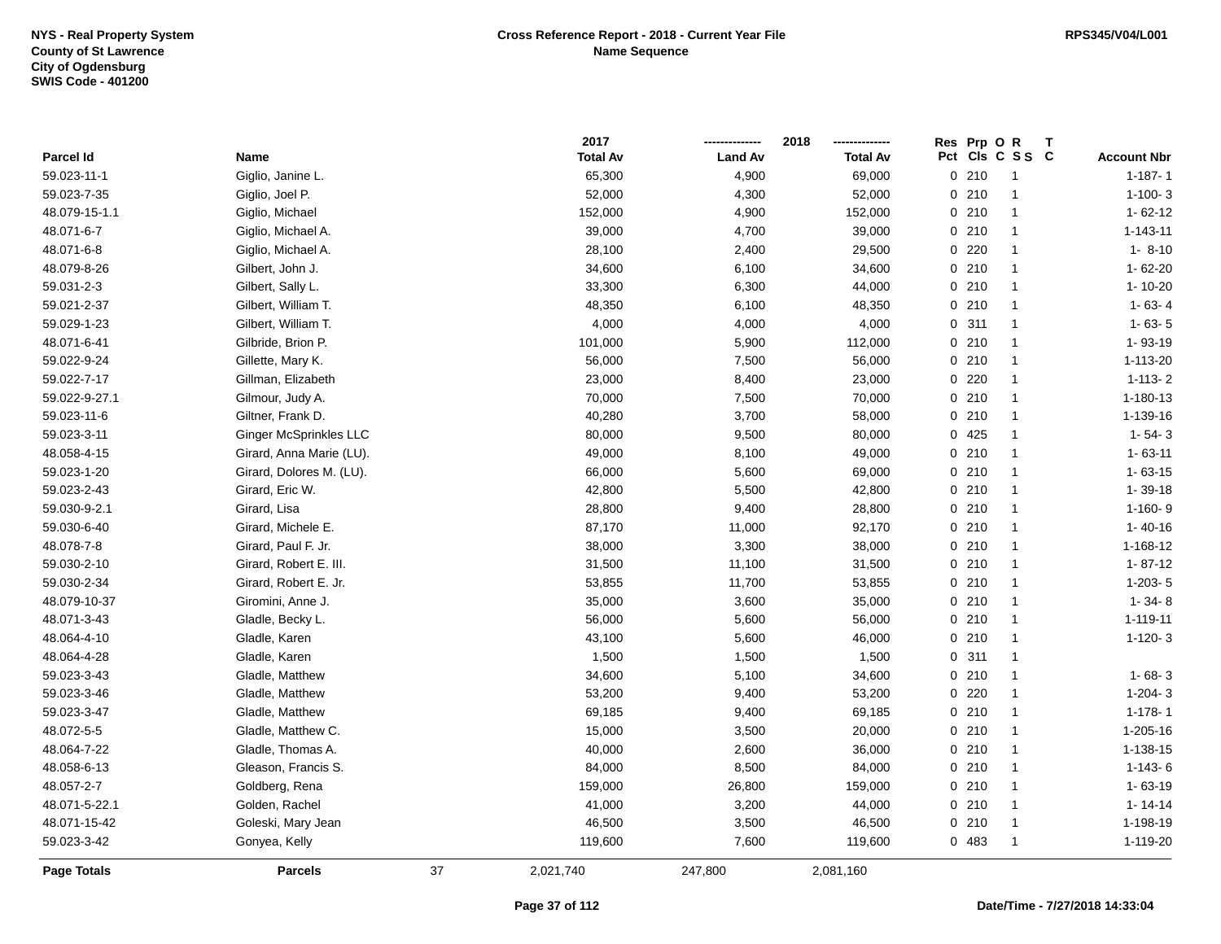NYS - Real Property System
County of St Lawrence
City of Ogdensburg
SWIS Code - 401200

**Cross Reference Report - 2018 - Current Year File**
**Name Sequence**

RPS345/V04/L001

| Parcel Id | Name | 2017 Total Av | 2018 Land Av | 2018 Total Av | Res Pct | Prp Cls | O C | R S S | T C | Account Nbr |
|---|---|---|---|---|---|---|---|---|---|---|
| 59.023-11-1 | Giglio, Janine L. | 65,300 | 4,900 | 69,000 | 0 | 210 | | 1 | | 1-187- 1 |
| 59.023-7-35 | Giglio, Joel P. | 52,000 | 4,300 | 52,000 | 0 | 210 | | 1 | | 1-100- 3 |
| 48.079-15-1.1 | Giglio, Michael | 152,000 | 4,900 | 152,000 | 0 | 210 | | 1 | | 1- 62-12 |
| 48.071-6-7 | Giglio, Michael A. | 39,000 | 4,700 | 39,000 | 0 | 210 | | 1 | | 1-143-11 |
| 48.071-6-8 | Giglio, Michael A. | 28,100 | 2,400 | 29,500 | 0 | 220 | | 1 | | 1- 8-10 |
| 48.079-8-26 | Gilbert, John J. | 34,600 | 6,100 | 34,600 | 0 | 210 | | 1 | | 1- 62-20 |
| 59.031-2-3 | Gilbert, Sally L. | 33,300 | 6,300 | 44,000 | 0 | 210 | | 1 | | 1- 10-20 |
| 59.021-2-37 | Gilbert, William T. | 48,350 | 6,100 | 48,350 | 0 | 210 | | 1 | | 1- 63- 4 |
| 59.029-1-23 | Gilbert, William T. | 4,000 | 4,000 | 4,000 | 0 | 311 | | 1 | | 1- 63- 5 |
| 48.071-6-41 | Gilbride, Brion P. | 101,000 | 5,900 | 112,000 | 0 | 210 | | 1 | | 1- 93-19 |
| 59.022-9-24 | Gillette, Mary K. | 56,000 | 7,500 | 56,000 | 0 | 210 | | 1 | | 1-113-20 |
| 59.022-7-17 | Gillman, Elizabeth | 23,000 | 8,400 | 23,000 | 0 | 220 | | 1 | | 1-113- 2 |
| 59.022-9-27.1 | Gilmour, Judy A. | 70,000 | 7,500 | 70,000 | 0 | 210 | | 1 | | 1-180-13 |
| 59.023-11-6 | Giltner, Frank D. | 40,280 | 3,700 | 58,000 | 0 | 210 | | 1 | | 1-139-16 |
| 59.023-3-11 | Ginger McSprinkles LLC | 80,000 | 9,500 | 80,000 | 0 | 425 | | 1 | | 1- 54- 3 |
| 48.058-4-15 | Girard, Anna Marie (LU). | 49,000 | 8,100 | 49,000 | 0 | 210 | | 1 | | 1- 63-11 |
| 59.023-1-20 | Girard, Dolores M. (LU). | 66,000 | 5,600 | 69,000 | 0 | 210 | | 1 | | 1- 63-15 |
| 59.023-2-43 | Girard, Eric W. | 42,800 | 5,500 | 42,800 | 0 | 210 | | 1 | | 1- 39-18 |
| 59.030-9-2.1 | Girard, Lisa | 28,800 | 9,400 | 28,800 | 0 | 210 | | 1 | | 1-160- 9 |
| 59.030-6-40 | Girard, Michele E. | 87,170 | 11,000 | 92,170 | 0 | 210 | | 1 | | 1- 40-16 |
| 48.078-7-8 | Girard, Paul F. Jr. | 38,000 | 3,300 | 38,000 | 0 | 210 | | 1 | | 1-168-12 |
| 59.030-2-10 | Girard, Robert E. III. | 31,500 | 11,100 | 31,500 | 0 | 210 | | 1 | | 1- 87-12 |
| 59.030-2-34 | Girard, Robert E. Jr. | 53,855 | 11,700 | 53,855 | 0 | 210 | | 1 | | 1-203- 5 |
| 48.079-10-37 | Giromini, Anne J. | 35,000 | 3,600 | 35,000 | 0 | 210 | | 1 | | 1- 34- 8 |
| 48.071-3-43 | Gladle, Becky L. | 56,000 | 5,600 | 56,000 | 0 | 210 | | 1 | | 1-119-11 |
| 48.064-4-10 | Gladle, Karen | 43,100 | 5,600 | 46,000 | 0 | 210 | | 1 | | 1-120- 3 |
| 48.064-4-28 | Gladle, Karen | 1,500 | 1,500 | 1,500 | 0 | 311 | | 1 | | |
| 59.023-3-43 | Gladle, Matthew | 34,600 | 5,100 | 34,600 | 0 | 210 | | 1 | | 1- 68- 3 |
| 59.023-3-46 | Gladle, Matthew | 53,200 | 9,400 | 53,200 | 0 | 220 | | 1 | | 1-204- 3 |
| 59.023-3-47 | Gladle, Matthew | 69,185 | 9,400 | 69,185 | 0 | 210 | | 1 | | 1-178- 1 |
| 48.072-5-5 | Gladle, Matthew C. | 15,000 | 3,500 | 20,000 | 0 | 210 | | 1 | | 1-205-16 |
| 48.064-7-22 | Gladle, Thomas A. | 40,000 | 2,600 | 36,000 | 0 | 210 | | 1 | | 1-138-15 |
| 48.058-6-13 | Gleason, Francis S. | 84,000 | 8,500 | 84,000 | 0 | 210 | | 1 | | 1-143- 6 |
| 48.057-2-7 | Goldberg, Rena | 159,000 | 26,800 | 159,000 | 0 | 210 | | 1 | | 1- 63-19 |
| 48.071-5-22.1 | Golden, Rachel | 41,000 | 3,200 | 44,000 | 0 | 210 | | 1 | | 1- 14-14 |
| 48.071-15-42 | Goleski, Mary Jean | 46,500 | 3,500 | 46,500 | 0 | 210 | | 1 | | 1-198-19 |
| 59.023-3-42 | Gonyea, Kelly | 119,600 | 7,600 | 119,600 | 0 | 483 | | 1 | | 1-119-20 |
| **Page Totals** | **Parcels** 37 | 2,021,740 | 247,800 | 2,081,160 | | | | | | |

Date/Time - 7/27/2018 14:33:04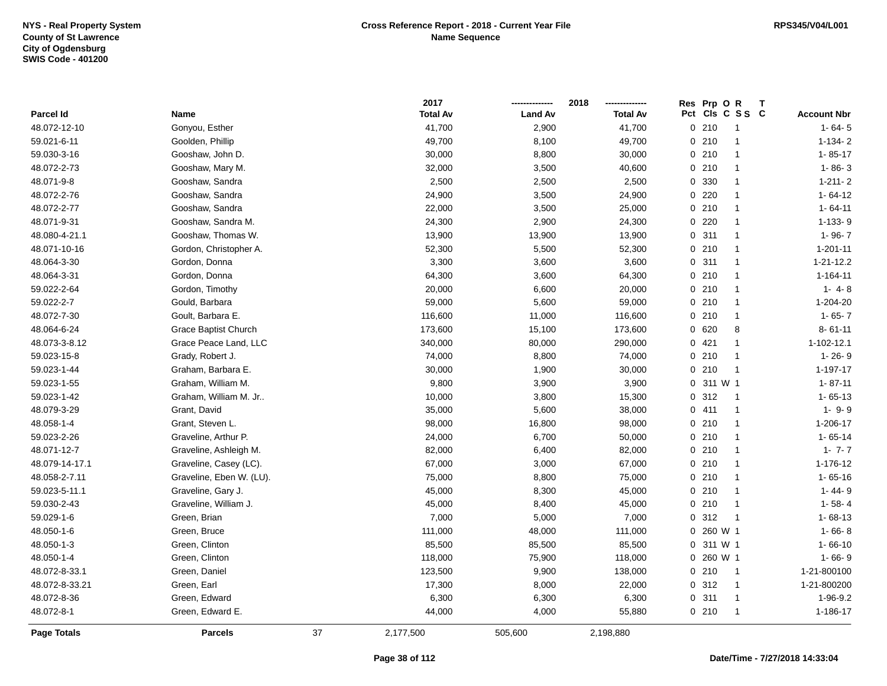NYS - Real Property System
County of St Lawrence
City of Ogdensburg
SWIS Code - 401200

**Cross Reference Report - 2018 - Current Year File**
**Name Sequence**

RPS345/V04/L001

| Parcel Id | Name | 2017 Total Av | 2018 Land Av | 2018 Total Av | Res Pct | Prp Cls | O C | R S S | T C | Account Nbr |
|---|---|---|---|---|---|---|---|---|---|---|
| 48.072-12-10 | Gonyou, Esther | 41,700 | 2,900 | 41,700 | 0 | 210 | | 1 | | 1- 64- 5 |
| 59.021-6-11 | Goolden, Phillip | 49,700 | 8,100 | 49,700 | 0 | 210 | | 1 | | 1-134- 2 |
| 59.030-3-16 | Gooshaw, John D. | 30,000 | 8,800 | 30,000 | 0 | 210 | | 1 | | 1- 85-17 |
| 48.072-2-73 | Gooshaw, Mary M. | 32,000 | 3,500 | 40,600 | 0 | 210 | | 1 | | 1- 86- 3 |
| 48.071-9-8 | Gooshaw, Sandra | 2,500 | 2,500 | 2,500 | 0 | 330 | | 1 | | 1-211- 2 |
| 48.072-2-76 | Gooshaw, Sandra | 24,900 | 3,500 | 24,900 | 0 | 220 | | 1 | | 1- 64-12 |
| 48.072-2-77 | Gooshaw, Sandra | 22,000 | 3,500 | 25,000 | 0 | 210 | | 1 | | 1- 64-11 |
| 48.071-9-31 | Gooshaw, Sandra M. | 24,300 | 2,900 | 24,300 | 0 | 220 | | 1 | | 1-133- 9 |
| 48.080-4-21.1 | Gooshaw, Thomas W. | 13,900 | 13,900 | 13,900 | 0 | 311 | | 1 | | 1- 96- 7 |
| 48.071-10-16 | Gordon, Christopher A. | 52,300 | 5,500 | 52,300 | 0 | 210 | | 1 | | 1-201-11 |
| 48.064-3-30 | Gordon, Donna | 3,300 | 3,600 | 3,600 | 0 | 311 | | 1 | | 1-21-12.2 |
| 48.064-3-31 | Gordon, Donna | 64,300 | 3,600 | 64,300 | 0 | 210 | | 1 | | 1-164-11 |
| 59.022-2-64 | Gordon, Timothy | 20,000 | 6,600 | 20,000 | 0 | 210 | | 1 | | 1- 4- 8 |
| 59.022-2-7 | Gould, Barbara | 59,000 | 5,600 | 59,000 | 0 | 210 | | 1 | | 1-204-20 |
| 48.072-7-30 | Goult, Barbara E. | 116,600 | 11,000 | 116,600 | 0 | 210 | | 1 | | 1- 65- 7 |
| 48.064-6-24 | Grace Baptist Church | 173,600 | 15,100 | 173,600 | 0 | 620 | | 8 | | 8- 61-11 |
| 48.073-3-8.12 | Grace Peace Land, LLC | 340,000 | 80,000 | 290,000 | 0 | 421 | | 1 | | 1-102-12.1 |
| 59.023-15-8 | Grady, Robert J. | 74,000 | 8,800 | 74,000 | 0 | 210 | | 1 | | 1- 26- 9 |
| 59.023-1-44 | Graham, Barbara E. | 30,000 | 1,900 | 30,000 | 0 | 210 | | 1 | | 1-197-17 |
| 59.023-1-55 | Graham, William M. | 9,800 | 3,900 | 3,900 | 0 | 311 | W | 1 | | 1- 87-11 |
| 59.023-1-42 | Graham, William M. Jr.. | 10,000 | 3,800 | 15,300 | 0 | 312 | | 1 | | 1- 65-13 |
| 48.079-3-29 | Grant, David | 35,000 | 5,600 | 38,000 | 0 | 411 | | 1 | | 1- 9- 9 |
| 48.058-1-4 | Grant, Steven L. | 98,000 | 16,800 | 98,000 | 0 | 210 | | 1 | | 1-206-17 |
| 59.023-2-26 | Graveline, Arthur P. | 24,000 | 6,700 | 50,000 | 0 | 210 | | 1 | | 1- 65-14 |
| 48.071-12-7 | Graveline, Ashleigh M. | 82,000 | 6,400 | 82,000 | 0 | 210 | | 1 | | 1- 7- 7 |
| 48.079-14-17.1 | Graveline, Casey (LC). | 67,000 | 3,000 | 67,000 | 0 | 210 | | 1 | | 1-176-12 |
| 48.058-2-7.11 | Graveline, Eben W. (LU). | 75,000 | 8,800 | 75,000 | 0 | 210 | | 1 | | 1- 65-16 |
| 59.023-5-11.1 | Graveline, Gary J. | 45,000 | 8,300 | 45,000 | 0 | 210 | | 1 | | 1- 44- 9 |
| 59.030-2-43 | Graveline, William J. | 45,000 | 8,400 | 45,000 | 0 | 210 | | 1 | | 1- 58- 4 |
| 59.029-1-6 | Green, Brian | 7,000 | 5,000 | 7,000 | 0 | 312 | | 1 | | 1- 68-13 |
| 48.050-1-6 | Green, Bruce | 111,000 | 48,000 | 111,000 | 0 | 260 | W | 1 | | 1- 66- 8 |
| 48.050-1-3 | Green, Clinton | 85,500 | 85,500 | 85,500 | 0 | 311 | W | 1 | | 1- 66-10 |
| 48.050-1-4 | Green, Clinton | 118,000 | 75,900 | 118,000 | 0 | 260 | W | 1 | | 1- 66- 9 |
| 48.072-8-33.1 | Green, Daniel | 123,500 | 9,900 | 138,000 | 0 | 210 | | 1 | | 1-21-800100 |
| 48.072-8-33.21 | Green, Earl | 17,300 | 8,000 | 22,000 | 0 | 312 | | 1 | | 1-21-800200 |
| 48.072-8-36 | Green, Edward | 6,300 | 6,300 | 6,300 | 0 | 311 | | 1 | | 1-96-9.2 |
| 48.072-8-1 | Green, Edward E. | 44,000 | 4,000 | 55,880 | 0 | 210 | | 1 | | 1-186-17 |
| **Page Totals** | **Parcels** 37 | 2,177,500 | 505,600 | 2,198,880 | | | | | | |

Date/Time - 7/27/2018 14:33:04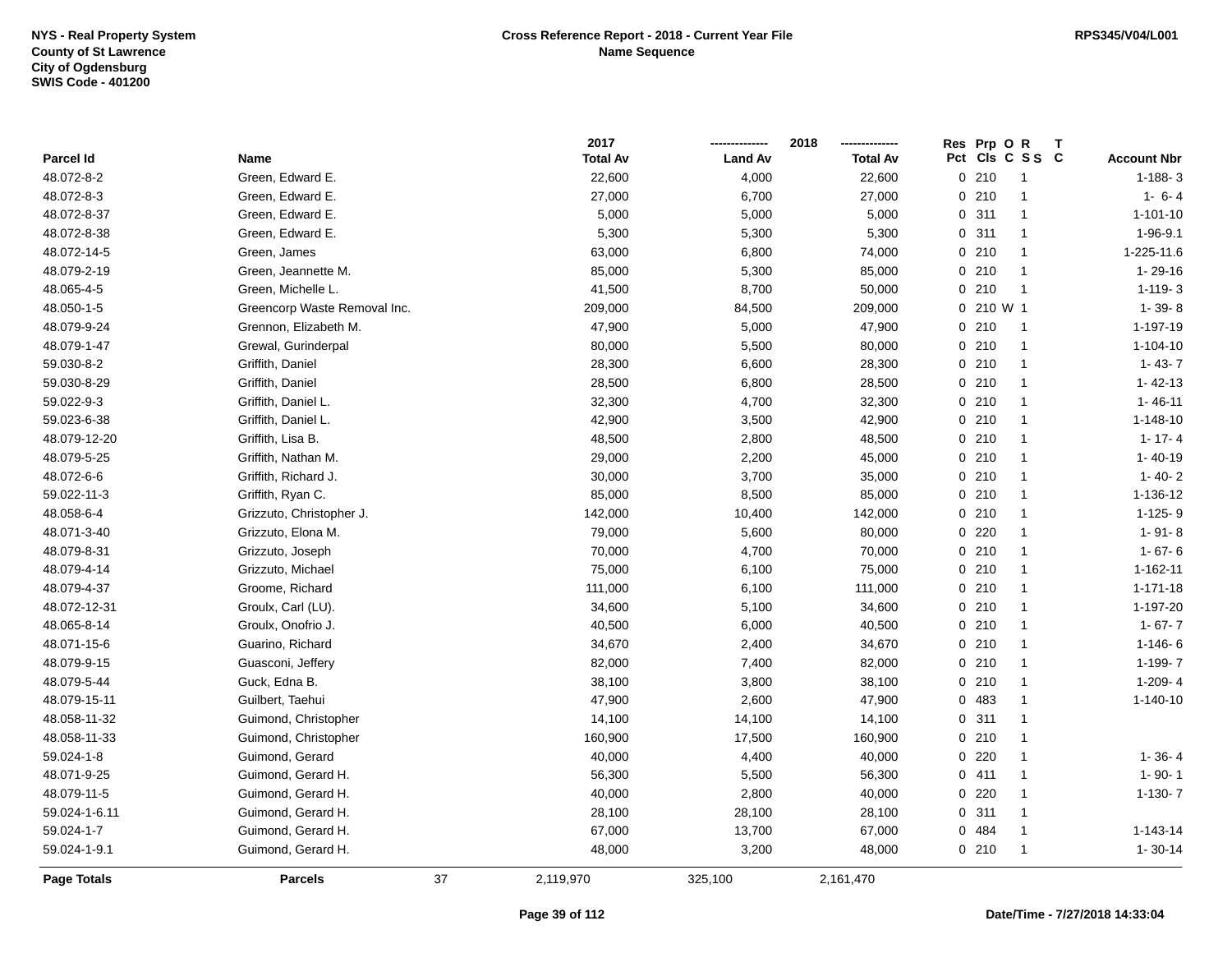NYS - Real Property System
County of St Lawrence
City of Ogdensburg
SWIS Code - 401200

**Cross Reference Report - 2018 - Current Year File**
**Name Sequence**

RPS345/V04/L001

| Parcel Id | Name | 2017 Total Av | 2018 Land Av | 2018 Total Av | Res Pct | Prp Cls | O C | R S S | T C | Account Nbr |
|---|---|---|---|---|---|---|---|---|---|---|
| 48.072-8-2 | Green, Edward E. | 22,600 | 4,000 | 22,600 | 0 | 210 | | 1 | | 1-188- 3 |
| 48.072-8-3 | Green, Edward E. | 27,000 | 6,700 | 27,000 | 0 | 210 | | 1 | | 1- 6- 4 |
| 48.072-8-37 | Green, Edward E. | 5,000 | 5,000 | 5,000 | 0 | 311 | | 1 | | 1-101-10 |
| 48.072-8-38 | Green, Edward E. | 5,300 | 5,300 | 5,300 | 0 | 311 | | 1 | | 1-96-9.1 |
| 48.072-14-5 | Green, James | 63,000 | 6,800 | 74,000 | 0 | 210 | | 1 | | 1-225-11.6 |
| 48.079-2-19 | Green, Jeannette M. | 85,000 | 5,300 | 85,000 | 0 | 210 | | 1 | | 1- 29-16 |
| 48.065-4-5 | Green, Michelle L. | 41,500 | 8,700 | 50,000 | 0 | 210 | | 1 | | 1-119- 3 |
| 48.050-1-5 | Greencorp Waste Removal Inc. | 209,000 | 84,500 | 209,000 | 0 | 210 | W | 1 | | 1- 39- 8 |
| 48.079-9-24 | Grennon, Elizabeth M. | 47,900 | 5,000 | 47,900 | 0 | 210 | | 1 | | 1-197-19 |
| 48.079-1-47 | Grewal, Gurinderpal | 80,000 | 5,500 | 80,000 | 0 | 210 | | 1 | | 1-104-10 |
| 59.030-8-2 | Griffith, Daniel | 28,300 | 6,600 | 28,300 | 0 | 210 | | 1 | | 1- 43- 7 |
| 59.030-8-29 | Griffith, Daniel | 28,500 | 6,800 | 28,500 | 0 | 210 | | 1 | | 1- 42-13 |
| 59.022-9-3 | Griffith, Daniel L. | 32,300 | 4,700 | 32,300 | 0 | 210 | | 1 | | 1- 46-11 |
| 59.023-6-38 | Griffith, Daniel L. | 42,900 | 3,500 | 42,900 | 0 | 210 | | 1 | | 1-148-10 |
| 48.079-12-20 | Griffith, Lisa B. | 48,500 | 2,800 | 48,500 | 0 | 210 | | 1 | | 1- 17- 4 |
| 48.079-5-25 | Griffith, Nathan M. | 29,000 | 2,200 | 45,000 | 0 | 210 | | 1 | | 1- 40-19 |
| 48.072-6-6 | Griffith, Richard J. | 30,000 | 3,700 | 35,000 | 0 | 210 | | 1 | | 1- 40- 2 |
| 59.022-11-3 | Griffith, Ryan C. | 85,000 | 8,500 | 85,000 | 0 | 210 | | 1 | | 1-136-12 |
| 48.058-6-4 | Grizzuto, Christopher J. | 142,000 | 10,400 | 142,000 | 0 | 210 | | 1 | | 1-125- 9 |
| 48.071-3-40 | Grizzuto, Elona M. | 79,000 | 5,600 | 80,000 | 0 | 220 | | 1 | | 1- 91- 8 |
| 48.079-8-31 | Grizzuto, Joseph | 70,000 | 4,700 | 70,000 | 0 | 210 | | 1 | | 1- 67- 6 |
| 48.079-4-14 | Grizzuto, Michael | 75,000 | 6,100 | 75,000 | 0 | 210 | | 1 | | 1-162-11 |
| 48.079-4-37 | Groome, Richard | 111,000 | 6,100 | 111,000 | 0 | 210 | | 1 | | 1-171-18 |
| 48.072-12-31 | Groulx, Carl (LU). | 34,600 | 5,100 | 34,600 | 0 | 210 | | 1 | | 1-197-20 |
| 48.065-8-14 | Groulx, Onofrio J. | 40,500 | 6,000 | 40,500 | 0 | 210 | | 1 | | 1- 67- 7 |
| 48.071-15-6 | Guarino, Richard | 34,670 | 2,400 | 34,670 | 0 | 210 | | 1 | | 1-146- 6 |
| 48.079-9-15 | Guasconi, Jeffery | 82,000 | 7,400 | 82,000 | 0 | 210 | | 1 | | 1-199- 7 |
| 48.079-5-44 | Guck, Edna B. | 38,100 | 3,800 | 38,100 | 0 | 210 | | 1 | | 1-209- 4 |
| 48.079-15-11 | Guilbert, Taehui | 47,900 | 2,600 | 47,900 | 0 | 483 | | 1 | | 1-140-10 |
| 48.058-11-32 | Guimond, Christopher | 14,100 | 14,100 | 14,100 | 0 | 311 | | 1 | | |
| 48.058-11-33 | Guimond, Christopher | 160,900 | 17,500 | 160,900 | 0 | 210 | | 1 | | |
| 59.024-1-8 | Guimond, Gerard | 40,000 | 4,400 | 40,000 | 0 | 220 | | 1 | | 1- 36- 4 |
| 48.071-9-25 | Guimond, Gerard H. | 56,300 | 5,500 | 56,300 | 0 | 411 | | 1 | | 1- 90- 1 |
| 48.079-11-5 | Guimond, Gerard H. | 40,000 | 2,800 | 40,000 | 0 | 220 | | 1 | | 1-130- 7 |
| 59.024-1-6.11 | Guimond, Gerard H. | 28,100 | 28,100 | 28,100 | 0 | 311 | | 1 | | |
| 59.024-1-7 | Guimond, Gerard H. | 67,000 | 13,700 | 67,000 | 0 | 484 | | 1 | | 1-143-14 |
| 59.024-1-9.1 | Guimond, Gerard H. | 48,000 | 3,200 | 48,000 | 0 | 210 | | 1 | | 1- 30-14 |
| **Page Totals** | **Parcels** 37 | 2,119,970 | 325,100 | 2,161,470 | | | | | | |

Date/Time - 7/27/2018 14:33:04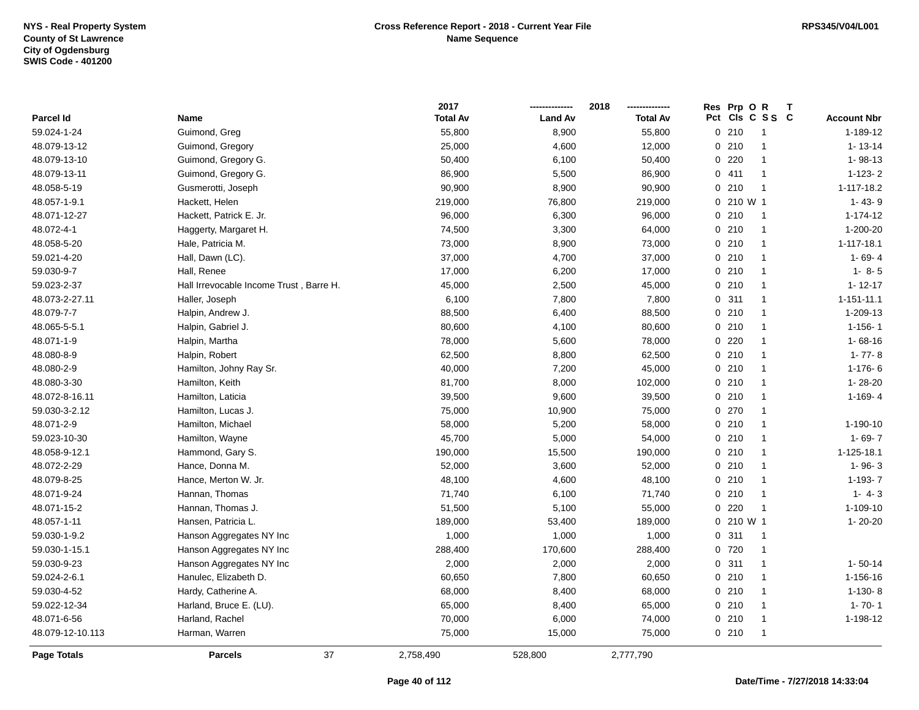NYS - Real Property System
County of St Lawrence
City of Ogdensburg
SWIS Code - 401200

**Cross Reference Report - 2018 - Current Year File**
**Name Sequence**

RPS345/V04/L001

| Parcel Id | Name | 2017 Total Av | 2018 Land Av | 2018 Total Av | Res Pct | Prp Cls | O C | R S S | T C | Account Nbr |
|---|---|---|---|---|---|---|---|---|---|---|
| 59.024-1-24 | Guimond, Greg | 55,800 | 8,900 | 55,800 | 0 | 210 | | 1 | | 1-189-12 |
| 48.079-13-12 | Guimond, Gregory | 25,000 | 4,600 | 12,000 | 0 | 210 | | 1 | | 1- 13-14 |
| 48.079-13-10 | Guimond, Gregory G. | 50,400 | 6,100 | 50,400 | 0 | 220 | | 1 | | 1- 98-13 |
| 48.079-13-11 | Guimond, Gregory G. | 86,900 | 5,500 | 86,900 | 0 | 411 | | 1 | | 1-123- 2 |
| 48.058-5-19 | Gusmerotti, Joseph | 90,900 | 8,900 | 90,900 | 0 | 210 | | 1 | | 1-117-18.2 |
| 48.057-1-9.1 | Hackett, Helen | 219,000 | 76,800 | 219,000 | 0 | 210 | W | 1 | | 1- 43- 9 |
| 48.071-12-27 | Hackett, Patrick E. Jr. | 96,000 | 6,300 | 96,000 | 0 | 210 | | 1 | | 1-174-12 |
| 48.072-4-1 | Haggerty, Margaret H. | 74,500 | 3,300 | 64,000 | 0 | 210 | | 1 | | 1-200-20 |
| 48.058-5-20 | Hale, Patricia M. | 73,000 | 8,900 | 73,000 | 0 | 210 | | 1 | | 1-117-18.1 |
| 59.021-4-20 | Hall, Dawn (LC). | 37,000 | 4,700 | 37,000 | 0 | 210 | | 1 | | 1- 69- 4 |
| 59.030-9-7 | Hall, Renee | 17,000 | 6,200 | 17,000 | 0 | 210 | | 1 | | 1- 8- 5 |
| 59.023-2-37 | Hall Irrevocable Income Trust , Barre H. | 45,000 | 2,500 | 45,000 | 0 | 210 | | 1 | | 1- 12-17 |
| 48.073-2-27.11 | Haller, Joseph | 6,100 | 7,800 | 7,800 | 0 | 311 | | 1 | | 1-151-11.1 |
| 48.079-7-7 | Halpin, Andrew J. | 88,500 | 6,400 | 88,500 | 0 | 210 | | 1 | | 1-209-13 |
| 48.065-5-5.1 | Halpin, Gabriel J. | 80,600 | 4,100 | 80,600 | 0 | 210 | | 1 | | 1-156- 1 |
| 48.071-1-9 | Halpin, Martha | 78,000 | 5,600 | 78,000 | 0 | 220 | | 1 | | 1- 68-16 |
| 48.080-8-9 | Halpin, Robert | 62,500 | 8,800 | 62,500 | 0 | 210 | | 1 | | 1- 77- 8 |
| 48.080-2-9 | Hamilton, Johny Ray Sr. | 40,000 | 7,200 | 45,000 | 0 | 210 | | 1 | | 1-176- 6 |
| 48.080-3-30 | Hamilton, Keith | 81,700 | 8,000 | 102,000 | 0 | 210 | | 1 | | 1- 28-20 |
| 48.072-8-16.11 | Hamilton, Laticia | 39,500 | 9,600 | 39,500 | 0 | 210 | | 1 | | 1-169- 4 |
| 59.030-3-2.12 | Hamilton, Lucas J. | 75,000 | 10,900 | 75,000 | 0 | 270 | | 1 | | |
| 48.071-2-9 | Hamilton, Michael | 58,000 | 5,200 | 58,000 | 0 | 210 | | 1 | | 1-190-10 |
| 59.023-10-30 | Hamilton, Wayne | 45,700 | 5,000 | 54,000 | 0 | 210 | | 1 | | 1- 69- 7 |
| 48.058-9-12.1 | Hammond, Gary S. | 190,000 | 15,500 | 190,000 | 0 | 210 | | 1 | | 1-125-18.1 |
| 48.072-2-29 | Hance, Donna M. | 52,000 | 3,600 | 52,000 | 0 | 210 | | 1 | | 1- 96- 3 |
| 48.079-8-25 | Hance, Merton W. Jr. | 48,100 | 4,600 | 48,100 | 0 | 210 | | 1 | | 1-193- 7 |
| 48.071-9-24 | Hannan, Thomas | 71,740 | 6,100 | 71,740 | 0 | 210 | | 1 | | 1- 4- 3 |
| 48.071-15-2 | Hannan, Thomas J. | 51,500 | 5,100 | 55,000 | 0 | 220 | | 1 | | 1-109-10 |
| 48.057-1-11 | Hansen, Patricia L. | 189,000 | 53,400 | 189,000 | 0 | 210 | W | 1 | | 1- 20-20 |
| 59.030-1-9.2 | Hanson Aggregates NY Inc | 1,000 | 1,000 | 1,000 | 0 | 311 | | 1 | | |
| 59.030-1-15.1 | Hanson Aggregates NY Inc | 288,400 | 170,600 | 288,400 | 0 | 720 | | 1 | | |
| 59.030-9-23 | Hanson Aggregates NY Inc | 2,000 | 2,000 | 2,000 | 0 | 311 | | 1 | | 1- 50-14 |
| 59.024-2-6.1 | Hanulec, Elizabeth D. | 60,650 | 7,800 | 60,650 | 0 | 210 | | 1 | | 1-156-16 |
| 59.030-4-52 | Hardy, Catherine A. | 68,000 | 8,400 | 68,000 | 0 | 210 | | 1 | | 1-130- 8 |
| 59.022-12-34 | Harland, Bruce E. (LU). | 65,000 | 8,400 | 65,000 | 0 | 210 | | 1 | | 1- 70- 1 |
| 48.071-6-56 | Harland, Rachel | 70,000 | 6,000 | 74,000 | 0 | 210 | | 1 | | 1-198-12 |
| 48.079-12-10.113 | Harman, Warren | 75,000 | 15,000 | 75,000 | 0 | 210 | | 1 | | |
| **Page Totals** | **Parcels** 37 | 2,758,490 | 528,800 | 2,777,790 | | | | | | |

Date/Time - 7/27/2018 14:33:04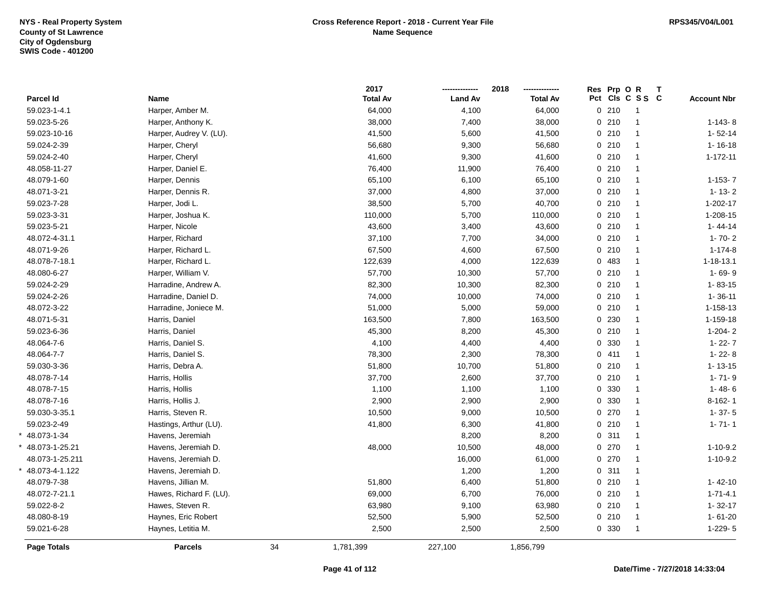NYS - Real Property System
County of St Lawrence
City of Ogdensburg
SWIS Code - 401200

**Cross Reference Report - 2018 - Current Year File**
**Name Sequence**

RPS345/V04/L001

| Parcel Id | Name | 2017 Total Av | 2018 Land Av | 2018 Total Av | Res Pct | Prp Cls | O C | R S S | T C | Account Nbr |
|---|---|---|---|---|---|---|---|---|---|---|
| 59.023-1-4.1 | Harper, Amber M. | 64,000 | 4,100 | 64,000 | 0 | 210 | | 1 | | |
| 59.023-5-26 | Harper, Anthony K. | 38,000 | 7,400 | 38,000 | 0 | 210 | | 1 | | 1-143- 8 |
| 59.023-10-16 | Harper, Audrey V. (LU). | 41,500 | 5,600 | 41,500 | 0 | 210 | | 1 | | 1- 52-14 |
| 59.024-2-39 | Harper, Cheryl | 56,680 | 9,300 | 56,680 | 0 | 210 | | 1 | | 1- 16-18 |
| 59.024-2-40 | Harper, Cheryl | 41,600 | 9,300 | 41,600 | 0 | 210 | | 1 | | 1-172-11 |
| 48.058-11-27 | Harper, Daniel E. | 76,400 | 11,900 | 76,400 | 0 | 210 | | 1 | | |
| 48.079-1-60 | Harper, Dennis | 65,100 | 6,100 | 65,100 | 0 | 210 | | 1 | | 1-153- 7 |
| 48.071-3-21 | Harper, Dennis R. | 37,000 | 4,800 | 37,000 | 0 | 210 | | 1 | | 1- 13- 2 |
| 59.023-7-28 | Harper, Jodi L. | 38,500 | 5,700 | 40,700 | 0 | 210 | | 1 | | 1-202-17 |
| 59.023-3-31 | Harper, Joshua K. | 110,000 | 5,700 | 110,000 | 0 | 210 | | 1 | | 1-208-15 |
| 59.023-5-21 | Harper, Nicole | 43,600 | 3,400 | 43,600 | 0 | 210 | | 1 | | 1- 44-14 |
| 48.072-4-31.1 | Harper, Richard | 37,100 | 7,700 | 34,000 | 0 | 210 | | 1 | | 1- 70- 2 |
| 48.071-9-26 | Harper, Richard L. | 67,500 | 4,600 | 67,500 | 0 | 210 | | 1 | | 1-174-8 |
| 48.078-7-18.1 | Harper, Richard L. | 122,639 | 4,000 | 122,639 | 0 | 483 | | 1 | | 1-18-13.1 |
| 48.080-6-27 | Harper, William V. | 57,700 | 10,300 | 57,700 | 0 | 210 | | 1 | | 1- 69- 9 |
| 59.024-2-29 | Harradine, Andrew A. | 82,300 | 10,300 | 82,300 | 0 | 210 | | 1 | | 1- 83-15 |
| 59.024-2-26 | Harradine, Daniel D. | 74,000 | 10,000 | 74,000 | 0 | 210 | | 1 | | 1- 36-11 |
| 48.072-3-22 | Harradine, Joniece M. | 51,000 | 5,000 | 59,000 | 0 | 210 | | 1 | | 1-158-13 |
| 48.071-5-31 | Harris, Daniel | 163,500 | 7,800 | 163,500 | 0 | 230 | | 1 | | 1-159-18 |
| 59.023-6-36 | Harris, Daniel | 45,300 | 8,200 | 45,300 | 0 | 210 | | 1 | | 1-204- 2 |
| 48.064-7-6 | Harris, Daniel S. | 4,100 | 4,400 | 4,400 | 0 | 330 | | 1 | | 1- 22- 7 |
| 48.064-7-7 | Harris, Daniel S. | 78,300 | 2,300 | 78,300 | 0 | 411 | | 1 | | 1- 22- 8 |
| 59.030-3-36 | Harris, Debra A. | 51,800 | 10,700 | 51,800 | 0 | 210 | | 1 | | 1- 13-15 |
| 48.078-7-14 | Harris, Hollis | 37,700 | 2,600 | 37,700 | 0 | 210 | | 1 | | 1- 71- 9 |
| 48.078-7-15 | Harris, Hollis | 1,100 | 1,100 | 1,100 | 0 | 330 | | 1 | | 1- 48- 6 |
| 48.078-7-16 | Harris, Hollis J. | 2,900 | 2,900 | 2,900 | 0 | 330 | | 1 | | 8-162- 1 |
| 59.030-3-35.1 | Harris, Steven R. | 10,500 | 9,000 | 10,500 | 0 | 270 | | 1 | | 1- 37- 5 |
| 59.023-2-49 | Hastings, Arthur (LU). | 41,800 | 6,300 | 41,800 | 0 | 210 | | 1 | | 1- 71- 1 |
| * 48.073-1-34 | Havens, Jeremiah | | 8,200 | 8,200 | 0 | 311 | | 1 | | |
| * 48.073-1-25.21 | Havens, Jeremiah D. | 48,000 | 10,500 | 48,000 | 0 | 270 | | 1 | | 1-10-9.2 |
| 48.073-1-25.211 | Havens, Jeremiah D. | | 16,000 | 61,000 | 0 | 270 | | 1 | | 1-10-9.2 |
| * 48.073-4-1.122 | Havens, Jeremiah D. | | 1,200 | 1,200 | 0 | 311 | | 1 | | |
| 48.079-7-38 | Havens, Jillian M. | 51,800 | 6,400 | 51,800 | 0 | 210 | | 1 | | 1- 42-10 |
| 48.072-7-21.1 | Hawes, Richard F. (LU). | 69,000 | 6,700 | 76,000 | 0 | 210 | | 1 | | 1-71-4.1 |
| 59.022-8-2 | Hawes, Steven R. | 63,980 | 9,100 | 63,980 | 0 | 210 | | 1 | | 1- 32-17 |
| 48.080-8-19 | Haynes, Eric Robert | 52,500 | 5,900 | 52,500 | 0 | 210 | | 1 | | 1- 61-20 |
| 59.021-6-28 | Haynes, Letitia M. | 2,500 | 2,500 | 2,500 | 0 | 330 | | 1 | | 1-229- 5 |
| **Page Totals** | **Parcels** 34 | 1,781,399 | 227,100 | 1,856,799 | | | | | | |

Date/Time - 7/27/2018 14:33:04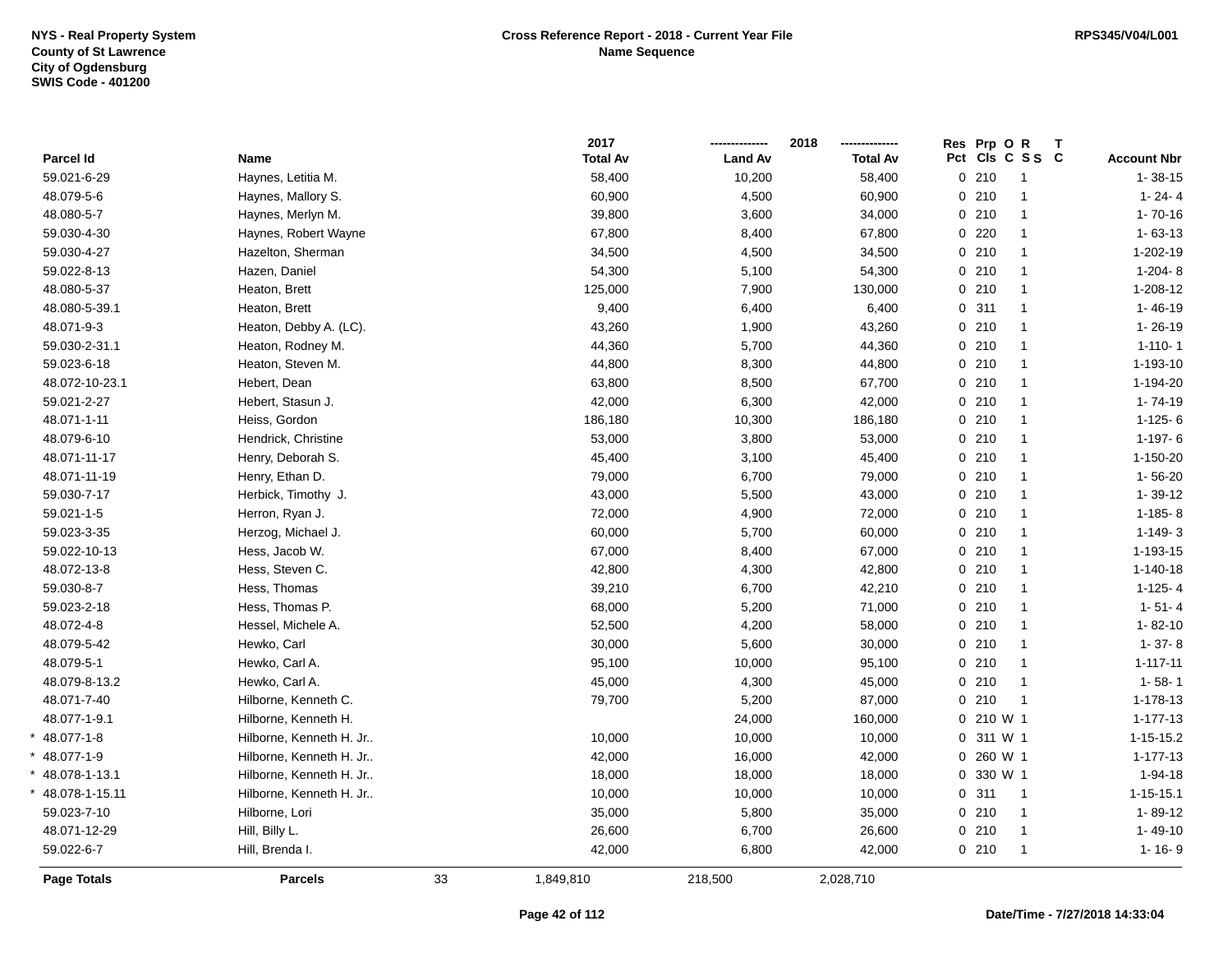NYS - Real Property System
County of St Lawrence
City of Ogdensburg
SWIS Code - 401200

**Cross Reference Report - 2018 - Current Year File**
**Name Sequence**

RPS345/V04/L001

| Parcel Id | Name | 2017 Total Av | 2018 Land Av | 2018 Total Av | Res Pct | Prp Cls | O C | R S S | T C | Account Nbr |
|---|---|---|---|---|---|---|---|---|---|---|
| 59.021-6-29 | Haynes, Letitia M. | 58,400 | 10,200 | 58,400 | 0 | 210 | | 1 | | 1- 38-15 |
| 48.079-5-6 | Haynes, Mallory S. | 60,900 | 4,500 | 60,900 | 0 | 210 | | 1 | | 1- 24- 4 |
| 48.080-5-7 | Haynes, Merlyn M. | 39,800 | 3,600 | 34,000 | 0 | 210 | | 1 | | 1- 70-16 |
| 59.030-4-30 | Haynes, Robert Wayne | 67,800 | 8,400 | 67,800 | 0 | 220 | | 1 | | 1- 63-13 |
| 59.030-4-27 | Hazelton, Sherman | 34,500 | 4,500 | 34,500 | 0 | 210 | | 1 | | 1-202-19 |
| 59.022-8-13 | Hazen, Daniel | 54,300 | 5,100 | 54,300 | 0 | 210 | | 1 | | 1-204- 8 |
| 48.080-5-37 | Heaton, Brett | 125,000 | 7,900 | 130,000 | 0 | 210 | | 1 | | 1-208-12 |
| 48.080-5-39.1 | Heaton, Brett | 9,400 | 6,400 | 6,400 | 0 | 311 | | 1 | | 1- 46-19 |
| 48.071-9-3 | Heaton, Debby A. (LC). | 43,260 | 1,900 | 43,260 | 0 | 210 | | 1 | | 1- 26-19 |
| 59.030-2-31.1 | Heaton, Rodney M. | 44,360 | 5,700 | 44,360 | 0 | 210 | | 1 | | 1-110- 1 |
| 59.023-6-18 | Heaton, Steven M. | 44,800 | 8,300 | 44,800 | 0 | 210 | | 1 | | 1-193-10 |
| 48.072-10-23.1 | Hebert, Dean | 63,800 | 8,500 | 67,700 | 0 | 210 | | 1 | | 1-194-20 |
| 59.021-2-27 | Hebert, Stasun J. | 42,000 | 6,300 | 42,000 | 0 | 210 | | 1 | | 1- 74-19 |
| 48.071-1-11 | Heiss, Gordon | 186,180 | 10,300 | 186,180 | 0 | 210 | | 1 | | 1-125- 6 |
| 48.079-6-10 | Hendrick, Christine | 53,000 | 3,800 | 53,000 | 0 | 210 | | 1 | | 1-197- 6 |
| 48.071-11-17 | Henry, Deborah S. | 45,400 | 3,100 | 45,400 | 0 | 210 | | 1 | | 1-150-20 |
| 48.071-11-19 | Henry, Ethan D. | 79,000 | 6,700 | 79,000 | 0 | 210 | | 1 | | 1- 56-20 |
| 59.030-7-17 | Herbick, Timothy J. | 43,000 | 5,500 | 43,000 | 0 | 210 | | 1 | | 1- 39-12 |
| 59.021-1-5 | Herron, Ryan J. | 72,000 | 4,900 | 72,000 | 0 | 210 | | 1 | | 1-185- 8 |
| 59.023-3-35 | Herzog, Michael J. | 60,000 | 5,700 | 60,000 | 0 | 210 | | 1 | | 1-149- 3 |
| 59.022-10-13 | Hess, Jacob W. | 67,000 | 8,400 | 67,000 | 0 | 210 | | 1 | | 1-193-15 |
| 48.072-13-8 | Hess, Steven C. | 42,800 | 4,300 | 42,800 | 0 | 210 | | 1 | | 1-140-18 |
| 59.030-8-7 | Hess, Thomas | 39,210 | 6,700 | 42,210 | 0 | 210 | | 1 | | 1-125- 4 |
| 59.023-2-18 | Hess, Thomas P. | 68,000 | 5,200 | 71,000 | 0 | 210 | | 1 | | 1- 51- 4 |
| 48.072-4-8 | Hessel, Michele A. | 52,500 | 4,200 | 58,000 | 0 | 210 | | 1 | | 1- 82-10 |
| 48.079-5-42 | Hewko, Carl | 30,000 | 5,600 | 30,000 | 0 | 210 | | 1 | | 1- 37- 8 |
| 48.079-5-1 | Hewko, Carl A. | 95,100 | 10,000 | 95,100 | 0 | 210 | | 1 | | 1-117-11 |
| 48.079-8-13.2 | Hewko, Carl A. | 45,000 | 4,300 | 45,000 | 0 | 210 | | 1 | | 1- 58- 1 |
| 48.071-7-40 | Hilborne, Kenneth C. | 79,700 | 5,200 | 87,000 | 0 | 210 | | 1 | | 1-178-13 |
| 48.077-1-9.1 | Hilborne, Kenneth H. | | 24,000 | 160,000 | 0 | 210 | W | 1 | | 1-177-13 |
| * 48.077-1-8 | Hilborne, Kenneth H. Jr.. | 10,000 | 10,000 | 10,000 | 0 | 311 | W | 1 | | 1-15-15.2 |
| * 48.077-1-9 | Hilborne, Kenneth H. Jr.. | 42,000 | 16,000 | 42,000 | 0 | 260 | W | 1 | | 1-177-13 |
| * 48.078-1-13.1 | Hilborne, Kenneth H. Jr.. | 18,000 | 18,000 | 18,000 | 0 | 330 | W | 1 | | 1-94-18 |
| * 48.078-1-15.11 | Hilborne, Kenneth H. Jr.. | 10,000 | 10,000 | 10,000 | 0 | 311 | | 1 | | 1-15-15.1 |
| 59.023-7-10 | Hilborne, Lori | 35,000 | 5,800 | 35,000 | 0 | 210 | | 1 | | 1- 89-12 |
| 48.071-12-29 | Hill, Billy L. | 26,600 | 6,700 | 26,600 | 0 | 210 | | 1 | | 1- 49-10 |
| 59.022-6-7 | Hill, Brenda I. | 42,000 | 6,800 | 42,000 | 0 | 210 | | 1 | | 1- 16- 9 |
| **Page Totals** | **Parcels** 33 | 1,849,810 | 218,500 | 2,028,710 | | | | | | |

**Date/Time - 7/27/2018 14:33:04**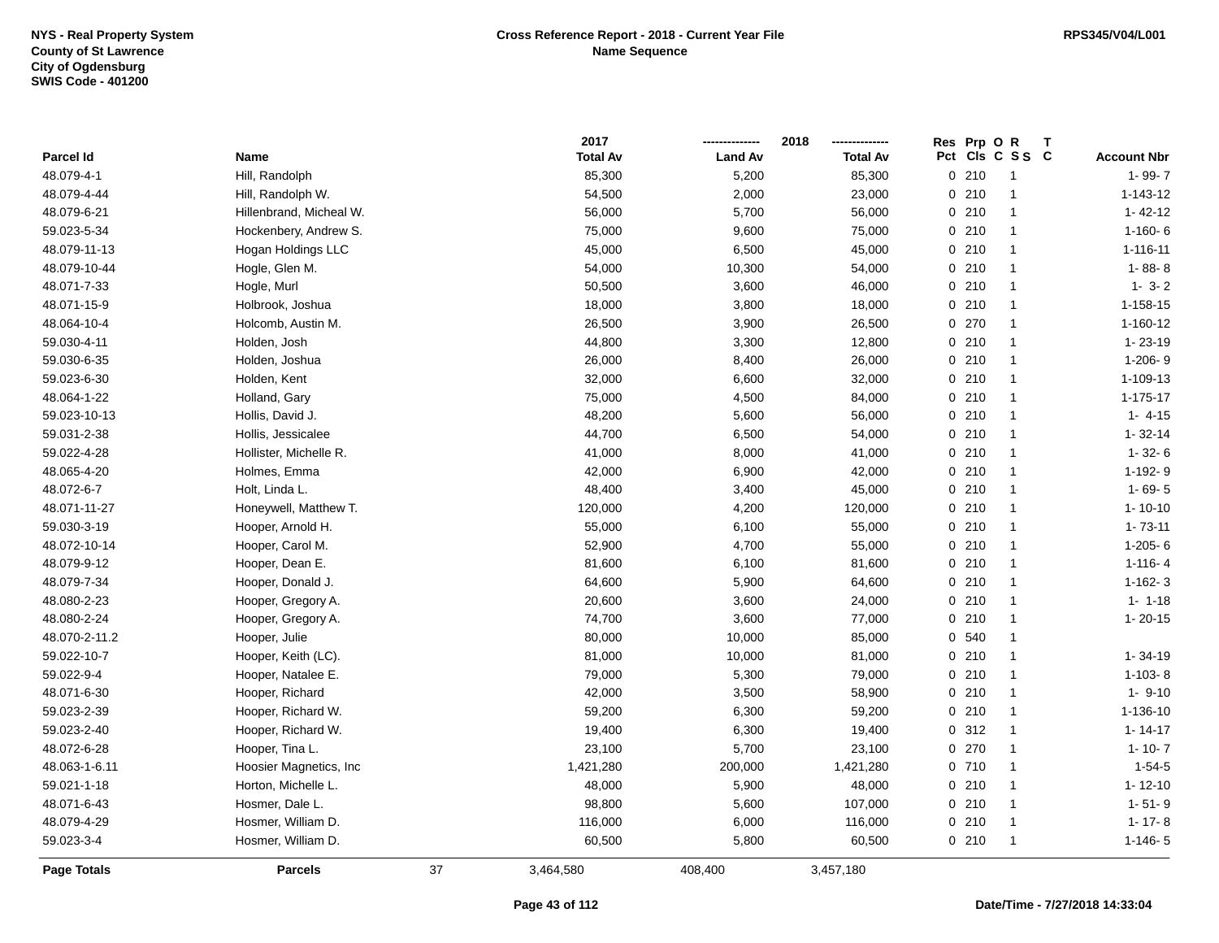NYS - Real Property System
County of St Lawrence
City of Ogdensburg
SWIS Code - 401200

**Cross Reference Report - 2018 - Current Year File**
**Name Sequence**

RPS345/V04/L001

| Parcel Id | Name | 2017 Total Av | 2018 Land Av | 2018 Total Av | Res Pct | Prp Cls | O C | R S S | T C | Account Nbr |
|---|---|---|---|---|---|---|---|---|---|---|
| 48.079-4-1 | Hill, Randolph | 85,300 | 5,200 | 85,300 | 0 | 210 | | 1 | | 1- 99- 7 |
| 48.079-4-44 | Hill, Randolph W. | 54,500 | 2,000 | 23,000 | 0 | 210 | | 1 | | 1-143-12 |
| 48.079-6-21 | Hillenbrand, Micheal W. | 56,000 | 5,700 | 56,000 | 0 | 210 | | 1 | | 1- 42-12 |
| 59.023-5-34 | Hockenbery, Andrew S. | 75,000 | 9,600 | 75,000 | 0 | 210 | | 1 | | 1-160- 6 |
| 48.079-11-13 | Hogan Holdings LLC | 45,000 | 6,500 | 45,000 | 0 | 210 | | 1 | | 1-116-11 |
| 48.079-10-44 | Hogle, Glen M. | 54,000 | 10,300 | 54,000 | 0 | 210 | | 1 | | 1- 88- 8 |
| 48.071-7-33 | Hogle, Murl | 50,500 | 3,600 | 46,000 | 0 | 210 | | 1 | | 1- 3- 2 |
| 48.071-15-9 | Holbrook, Joshua | 18,000 | 3,800 | 18,000 | 0 | 210 | | 1 | | 1-158-15 |
| 48.064-10-4 | Holcomb, Austin M. | 26,500 | 3,900 | 26,500 | 0 | 270 | | 1 | | 1-160-12 |
| 59.030-4-11 | Holden, Josh | 44,800 | 3,300 | 12,800 | 0 | 210 | | 1 | | 1- 23-19 |
| 59.030-6-35 | Holden, Joshua | 26,000 | 8,400 | 26,000 | 0 | 210 | | 1 | | 1-206- 9 |
| 59.023-6-30 | Holden, Kent | 32,000 | 6,600 | 32,000 | 0 | 210 | | 1 | | 1-109-13 |
| 48.064-1-22 | Holland, Gary | 75,000 | 4,500 | 84,000 | 0 | 210 | | 1 | | 1-175-17 |
| 59.023-10-13 | Hollis, David J. | 48,200 | 5,600 | 56,000 | 0 | 210 | | 1 | | 1- 4-15 |
| 59.031-2-38 | Hollis, Jessicalee | 44,700 | 6,500 | 54,000 | 0 | 210 | | 1 | | 1- 32-14 |
| 59.022-4-28 | Hollister, Michelle R. | 41,000 | 8,000 | 41,000 | 0 | 210 | | 1 | | 1- 32- 6 |
| 48.065-4-20 | Holmes, Emma | 42,000 | 6,900 | 42,000 | 0 | 210 | | 1 | | 1-192- 9 |
| 48.072-6-7 | Holt, Linda L. | 48,400 | 3,400 | 45,000 | 0 | 210 | | 1 | | 1- 69- 5 |
| 48.071-11-27 | Honeywell, Matthew T. | 120,000 | 4,200 | 120,000 | 0 | 210 | | 1 | | 1- 10-10 |
| 59.030-3-19 | Hooper, Arnold H. | 55,000 | 6,100 | 55,000 | 0 | 210 | | 1 | | 1- 73-11 |
| 48.072-10-14 | Hooper, Carol M. | 52,900 | 4,700 | 55,000 | 0 | 210 | | 1 | | 1-205- 6 |
| 48.079-9-12 | Hooper, Dean E. | 81,600 | 6,100 | 81,600 | 0 | 210 | | 1 | | 1-116- 4 |
| 48.079-7-34 | Hooper, Donald J. | 64,600 | 5,900 | 64,600 | 0 | 210 | | 1 | | 1-162- 3 |
| 48.080-2-23 | Hooper, Gregory A. | 20,600 | 3,600 | 24,000 | 0 | 210 | | 1 | | 1- 1-18 |
| 48.080-2-24 | Hooper, Gregory A. | 74,700 | 3,600 | 77,000 | 0 | 210 | | 1 | | 1- 20-15 |
| 48.070-2-11.2 | Hooper, Julie | 80,000 | 10,000 | 85,000 | 0 | 540 | | 1 | | |
| 59.022-10-7 | Hooper, Keith (LC). | 81,000 | 10,000 | 81,000 | 0 | 210 | | 1 | | 1- 34-19 |
| 59.022-9-4 | Hooper, Natalee E. | 79,000 | 5,300 | 79,000 | 0 | 210 | | 1 | | 1-103- 8 |
| 48.071-6-30 | Hooper, Richard | 42,000 | 3,500 | 58,900 | 0 | 210 | | 1 | | 1- 9-10 |
| 59.023-2-39 | Hooper, Richard W. | 59,200 | 6,300 | 59,200 | 0 | 210 | | 1 | | 1-136-10 |
| 59.023-2-40 | Hooper, Richard W. | 19,400 | 6,300 | 19,400 | 0 | 312 | | 1 | | 1- 14-17 |
| 48.072-6-28 | Hooper, Tina L. | 23,100 | 5,700 | 23,100 | 0 | 270 | | 1 | | 1- 10- 7 |
| 48.063-1-6.11 | Hoosier Magnetics, Inc | 1,421,280 | 200,000 | 1,421,280 | 0 | 710 | | 1 | | 1-54-5 |
| 59.021-1-18 | Horton, Michelle L. | 48,000 | 5,900 | 48,000 | 0 | 210 | | 1 | | 1- 12-10 |
| 48.071-6-43 | Hosmer, Dale L. | 98,800 | 5,600 | 107,000 | 0 | 210 | | 1 | | 1- 51- 9 |
| 48.079-4-29 | Hosmer, William D. | 116,000 | 6,000 | 116,000 | 0 | 210 | | 1 | | 1- 17- 8 |
| 59.023-3-4 | Hosmer, William D. | 60,500 | 5,800 | 60,500 | 0 | 210 | | 1 | | 1-146- 5 |
| **Page Totals** | **Parcels** 37 | 3,464,580 | 408,400 | 3,457,180 | | | | | | |

Date/Time - 7/27/2018 14:33:04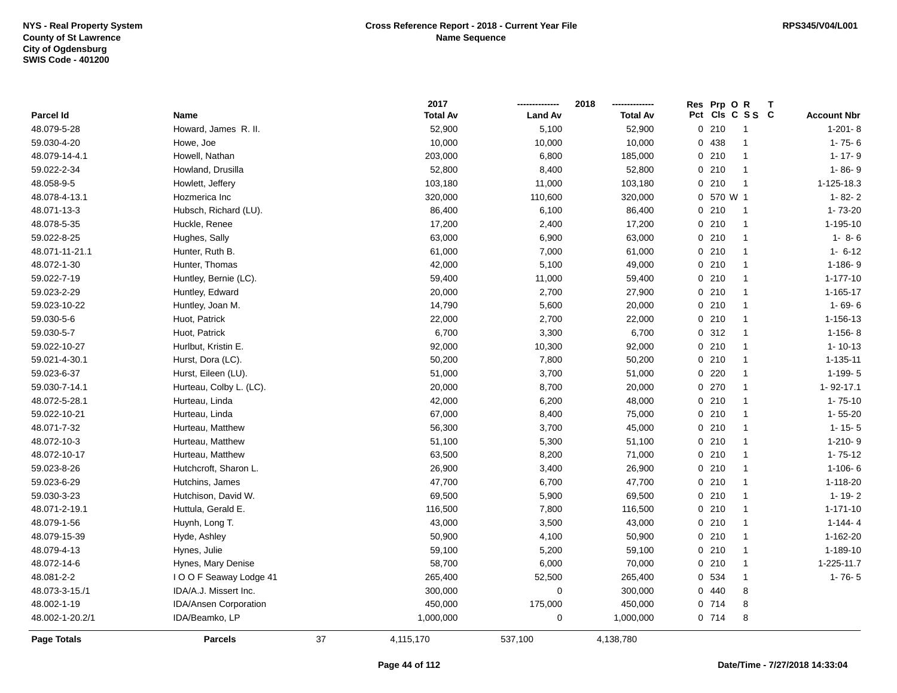NYS - Real Property System
County of St Lawrence
City of Ogdensburg
SWIS Code - 401200

# Cross Reference Report - 2018 - Current Year File
## Name Sequence

RPS345/V04/L001

| Parcel Id | Name | 2017 Total Av | 2018 Land Av | 2018 Total Av | Res Pct | Prp Cls | O C | R S S | T C | Account Nbr |
|---|---|---|---|---|---|---|---|---|---|---|
| 48.079-5-28 | Howard, James R. II. | 52,900 | 5,100 | 52,900 | 0 | 210 | | 1 | | 1-201- 8 |
| 59.030-4-20 | Howe, Joe | 10,000 | 10,000 | 10,000 | 0 | 438 | | 1 | | 1- 75- 6 |
| 48.079-14-4.1 | Howell, Nathan | 203,000 | 6,800 | 185,000 | 0 | 210 | | 1 | | 1- 17- 9 |
| 59.022-2-34 | Howland, Drusilla | 52,800 | 8,400 | 52,800 | 0 | 210 | | 1 | | 1- 86- 9 |
| 48.058-9-5 | Howlett, Jeffery | 103,180 | 11,000 | 103,180 | 0 | 210 | | 1 | | 1-125-18.3 |
| 48.078-4-13.1 | Hozmerica Inc | 320,000 | 110,600 | 320,000 | 0 | 570 | W | 1 | | 1- 82- 2 |
| 48.071-13-3 | Hubsch, Richard (LU). | 86,400 | 6,100 | 86,400 | 0 | 210 | | 1 | | 1- 73-20 |
| 48.078-5-35 | Huckle, Renee | 17,200 | 2,400 | 17,200 | 0 | 210 | | 1 | | 1-195-10 |
| 59.022-8-25 | Hughes, Sally | 63,000 | 6,900 | 63,000 | 0 | 210 | | 1 | | 1- 8- 6 |
| 48.071-11-21.1 | Hunter, Ruth B. | 61,000 | 7,000 | 61,000 | 0 | 210 | | 1 | | 1- 6-12 |
| 48.072-1-30 | Hunter, Thomas | 42,000 | 5,100 | 49,000 | 0 | 210 | | 1 | | 1-186- 9 |
| 59.022-7-19 | Huntley, Bernie (LC). | 59,400 | 11,000 | 59,400 | 0 | 210 | | 1 | | 1-177-10 |
| 59.023-2-29 | Huntley, Edward | 20,000 | 2,700 | 27,900 | 0 | 210 | | 1 | | 1-165-17 |
| 59.023-10-22 | Huntley, Joan M. | 14,790 | 5,600 | 20,000 | 0 | 210 | | 1 | | 1- 69- 6 |
| 59.030-5-6 | Huot, Patrick | 22,000 | 2,700 | 22,000 | 0 | 210 | | 1 | | 1-156-13 |
| 59.030-5-7 | Huot, Patrick | 6,700 | 3,300 | 6,700 | 0 | 312 | | 1 | | 1-156- 8 |
| 59.022-10-27 | Hurlbut, Kristin E. | 92,000 | 10,300 | 92,000 | 0 | 210 | | 1 | | 1- 10-13 |
| 59.021-4-30.1 | Hurst, Dora (LC). | 50,200 | 7,800 | 50,200 | 0 | 210 | | 1 | | 1-135-11 |
| 59.023-6-37 | Hurst, Eileen (LU). | 51,000 | 3,700 | 51,000 | 0 | 220 | | 1 | | 1-199- 5 |
| 59.030-7-14.1 | Hurteau, Colby L. (LC). | 20,000 | 8,700 | 20,000 | 0 | 270 | | 1 | | 1- 92-17.1 |
| 48.072-5-28.1 | Hurteau, Linda | 42,000 | 6,200 | 48,000 | 0 | 210 | | 1 | | 1- 75-10 |
| 59.022-10-21 | Hurteau, Linda | 67,000 | 8,400 | 75,000 | 0 | 210 | | 1 | | 1- 55-20 |
| 48.071-7-32 | Hurteau, Matthew | 56,300 | 3,700 | 45,000 | 0 | 210 | | 1 | | 1- 15- 5 |
| 48.072-10-3 | Hurteau, Matthew | 51,100 | 5,300 | 51,100 | 0 | 210 | | 1 | | 1-210- 9 |
| 48.072-10-17 | Hurteau, Matthew | 63,500 | 8,200 | 71,000 | 0 | 210 | | 1 | | 1- 75-12 |
| 59.023-8-26 | Hutchcroft, Sharon L. | 26,900 | 3,400 | 26,900 | 0 | 210 | | 1 | | 1-106- 6 |
| 59.023-6-29 | Hutchins, James | 47,700 | 6,700 | 47,700 | 0 | 210 | | 1 | | 1-118-20 |
| 59.030-3-23 | Hutchison, David W. | 69,500 | 5,900 | 69,500 | 0 | 210 | | 1 | | 1- 19- 2 |
| 48.071-2-19.1 | Huttula, Gerald E. | 116,500 | 7,800 | 116,500 | 0 | 210 | | 1 | | 1-171-10 |
| 48.079-1-56 | Huynh, Long T. | 43,000 | 3,500 | 43,000 | 0 | 210 | | 1 | | 1-144- 4 |
| 48.079-15-39 | Hyde, Ashley | 50,900 | 4,100 | 50,900 | 0 | 210 | | 1 | | 1-162-20 |
| 48.079-4-13 | Hynes, Julie | 59,100 | 5,200 | 59,100 | 0 | 210 | | 1 | | 1-189-10 |
| 48.072-14-6 | Hynes, Mary Denise | 58,700 | 6,000 | 70,000 | 0 | 210 | | 1 | | 1-225-11.7 |
| 48.081-2-2 | I O O F Seaway Lodge 41 | 265,400 | 52,500 | 265,400 | 0 | 534 | | 1 | | 1- 76- 5 |
| 48.073-3-15./1 | IDA/A.J. Missert Inc. | 300,000 | 0 | 300,000 | 0 | 440 | | 8 | | |
| 48.002-1-19 | IDA/Ansen Corporation | 450,000 | 175,000 | 450,000 | 0 | 714 | | 8 | | |
| 48.002-1-20.2/1 | IDA/Beamko, LP | 1,000,000 | 0 | 1,000,000 | 0 | 714 | | 8 | | |
| **Page Totals** | **Parcels** 37 | 4,115,170 | 537,100 | 4,138,780 | | | | | | |

Date/Time - 7/27/2018 14:33:04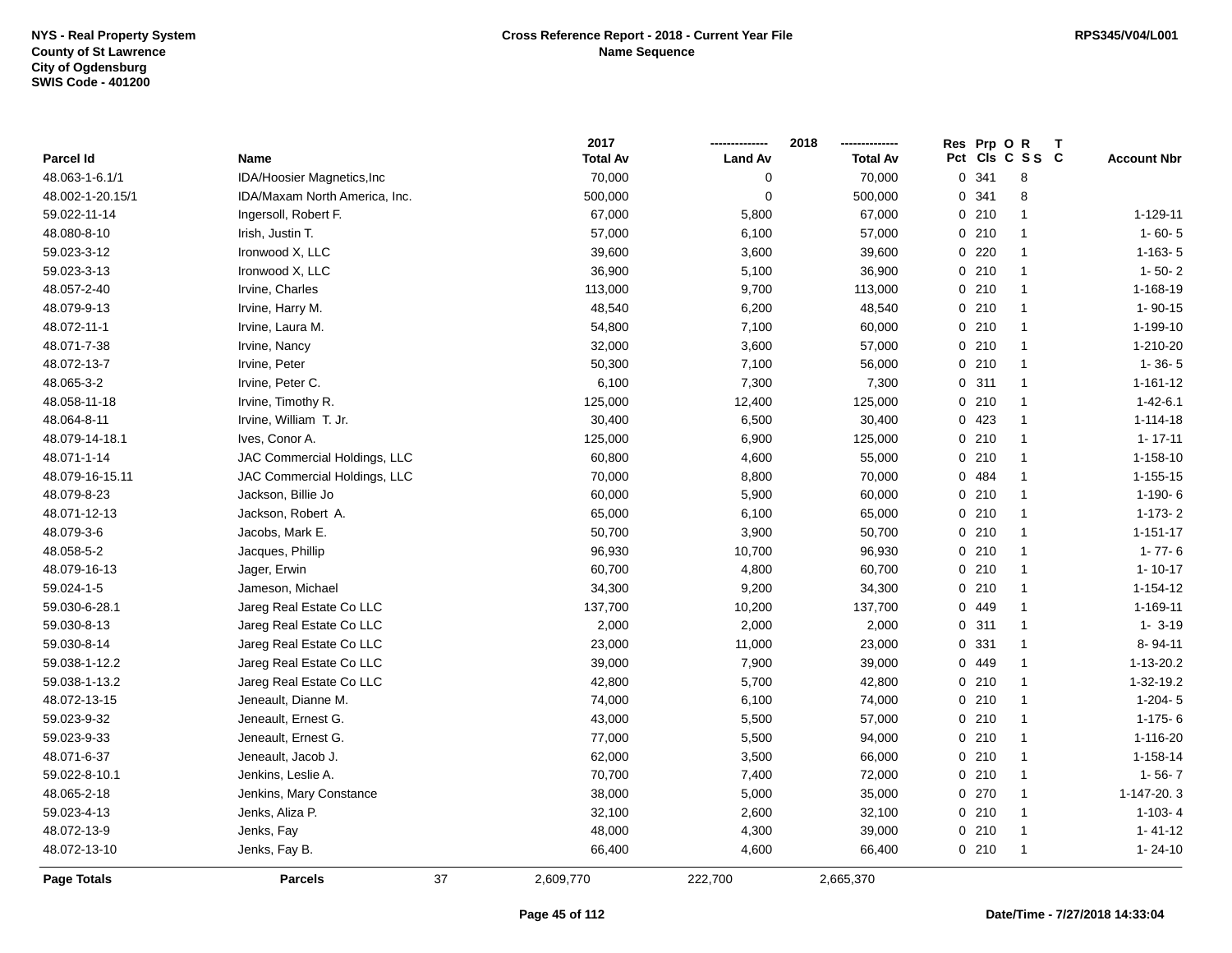NYS - Real Property System
County of St Lawrence
City of Ogdensburg
SWIS Code - 401200

**Cross Reference Report - 2018 - Current Year File**
**Name Sequence**

RPS345/V04/L001

| Parcel Id | Name | 2017 Total Av | 2018 Land Av | 2018 Total Av | Res Pct | Prp Cls | O C | R S S | T C | Account Nbr |
|---|---|---|---|---|---|---|---|---|---|---|
| 48.063-1-6.1/1 | IDA/Hoosier Magnetics,Inc | 70,000 | 0 | 70,000 | 0 | 341 | | 8 | | |
| 48.002-1-20.15/1 | IDA/Maxam North America, Inc. | 500,000 | 0 | 500,000 | 0 | 341 | | 8 | | |
| 59.022-11-14 | Ingersoll, Robert F. | 67,000 | 5,800 | 67,000 | 0 | 210 | | 1 | | 1-129-11 |
| 48.080-8-10 | Irish, Justin T. | 57,000 | 6,100 | 57,000 | 0 | 210 | | 1 | | 1- 60- 5 |
| 59.023-3-12 | Ironwood X, LLC | 39,600 | 3,600 | 39,600 | 0 | 220 | | 1 | | 1-163- 5 |
| 59.023-3-13 | Ironwood X, LLC | 36,900 | 5,100 | 36,900 | 0 | 210 | | 1 | | 1- 50- 2 |
| 48.057-2-40 | Irvine, Charles | 113,000 | 9,700 | 113,000 | 0 | 210 | | 1 | | 1-168-19 |
| 48.079-9-13 | Irvine, Harry M. | 48,540 | 6,200 | 48,540 | 0 | 210 | | 1 | | 1- 90-15 |
| 48.072-11-1 | Irvine, Laura M. | 54,800 | 7,100 | 60,000 | 0 | 210 | | 1 | | 1-199-10 |
| 48.071-7-38 | Irvine, Nancy | 32,000 | 3,600 | 57,000 | 0 | 210 | | 1 | | 1-210-20 |
| 48.072-13-7 | Irvine, Peter | 50,300 | 7,100 | 56,000 | 0 | 210 | | 1 | | 1- 36- 5 |
| 48.065-3-2 | Irvine, Peter C. | 6,100 | 7,300 | 7,300 | 0 | 311 | | 1 | | 1-161-12 |
| 48.058-11-18 | Irvine, Timothy R. | 125,000 | 12,400 | 125,000 | 0 | 210 | | 1 | | 1-42-6.1 |
| 48.064-8-11 | Irvine, William T. Jr. | 30,400 | 6,500 | 30,400 | 0 | 423 | | 1 | | 1-114-18 |
| 48.079-14-18.1 | Ives, Conor A. | 125,000 | 6,900 | 125,000 | 0 | 210 | | 1 | | 1- 17-11 |
| 48.071-1-14 | JAC Commercial Holdings, LLC | 60,800 | 4,600 | 55,000 | 0 | 210 | | 1 | | 1-158-10 |
| 48.079-16-15.11 | JAC Commercial Holdings, LLC | 70,000 | 8,800 | 70,000 | 0 | 484 | | 1 | | 1-155-15 |
| 48.079-8-23 | Jackson, Billie Jo | 60,000 | 5,900 | 60,000 | 0 | 210 | | 1 | | 1-190- 6 |
| 48.071-12-13 | Jackson, Robert A. | 65,000 | 6,100 | 65,000 | 0 | 210 | | 1 | | 1-173- 2 |
| 48.079-3-6 | Jacobs, Mark E. | 50,700 | 3,900 | 50,700 | 0 | 210 | | 1 | | 1-151-17 |
| 48.058-5-2 | Jacques, Phillip | 96,930 | 10,700 | 96,930 | 0 | 210 | | 1 | | 1- 77- 6 |
| 48.079-16-13 | Jager, Erwin | 60,700 | 4,800 | 60,700 | 0 | 210 | | 1 | | 1- 10-17 |
| 59.024-1-5 | Jameson, Michael | 34,300 | 9,200 | 34,300 | 0 | 210 | | 1 | | 1-154-12 |
| 59.030-6-28.1 | Jareg Real Estate Co LLC | 137,700 | 10,200 | 137,700 | 0 | 449 | | 1 | | 1-169-11 |
| 59.030-8-13 | Jareg Real Estate Co LLC | 2,000 | 2,000 | 2,000 | 0 | 311 | | 1 | | 1- 3-19 |
| 59.030-8-14 | Jareg Real Estate Co LLC | 23,000 | 11,000 | 23,000 | 0 | 331 | | 1 | | 8- 94-11 |
| 59.038-1-12.2 | Jareg Real Estate Co LLC | 39,000 | 7,900 | 39,000 | 0 | 449 | | 1 | | 1-13-20.2 |
| 59.038-1-13.2 | Jareg Real Estate Co LLC | 42,800 | 5,700 | 42,800 | 0 | 210 | | 1 | | 1-32-19.2 |
| 48.072-13-15 | Jeneault, Dianne M. | 74,000 | 6,100 | 74,000 | 0 | 210 | | 1 | | 1-204- 5 |
| 59.023-9-32 | Jeneault, Ernest G. | 43,000 | 5,500 | 57,000 | 0 | 210 | | 1 | | 1-175- 6 |
| 59.023-9-33 | Jeneault, Ernest G. | 77,000 | 5,500 | 94,000 | 0 | 210 | | 1 | | 1-116-20 |
| 48.071-6-37 | Jeneault, Jacob J. | 62,000 | 3,500 | 66,000 | 0 | 210 | | 1 | | 1-158-14 |
| 59.022-8-10.1 | Jenkins, Leslie A. | 70,700 | 7,400 | 72,000 | 0 | 210 | | 1 | | 1- 56- 7 |
| 48.065-2-18 | Jenkins, Mary Constance | 38,000 | 5,000 | 35,000 | 0 | 270 | | 1 | | 1-147-20. 3 |
| 59.023-4-13 | Jenks, Aliza P. | 32,100 | 2,600 | 32,100 | 0 | 210 | | 1 | | 1-103- 4 |
| 48.072-13-9 | Jenks, Fay | 48,000 | 4,300 | 39,000 | 0 | 210 | | 1 | | 1- 41-12 |
| 48.072-13-10 | Jenks, Fay B. | 66,400 | 4,600 | 66,400 | 0 | 210 | | 1 | | 1- 24-10 |
| **Page Totals** | **Parcels** 37 | 2,609,770 | 222,700 | 2,665,370 | | | | | | |

Date/Time - 7/27/2018 14:33:04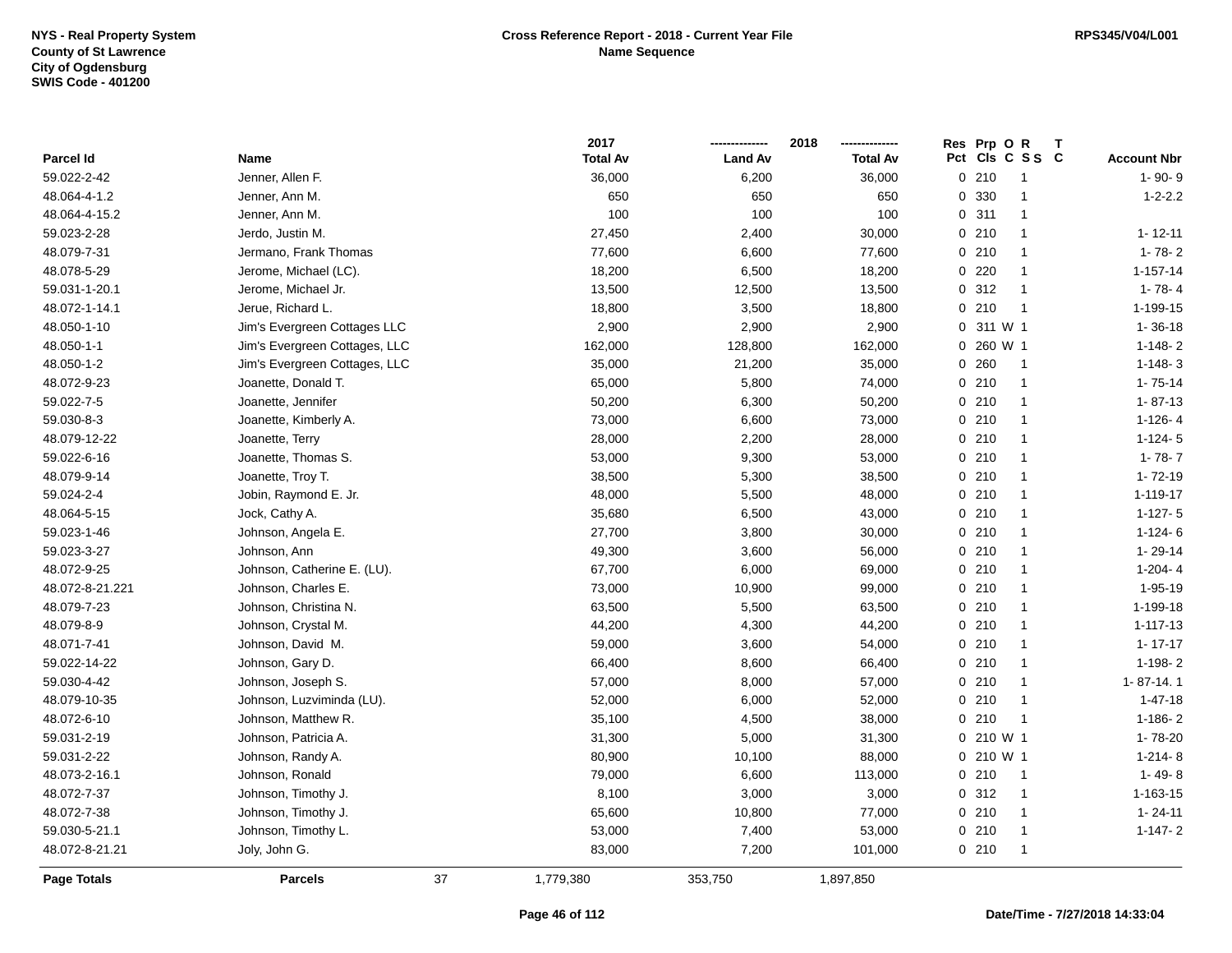**NYS - Real Property System**
**County of St Lawrence**
**City of Ogdensburg**
**SWIS Code - 401200**

**Cross Reference Report - 2018 - Current Year File**
**Name Sequence**

**RPS345/V04/L001**

| Parcel Id | Name | 2017 Total Av | 2018 Land Av | 2018 Total Av | Res Pct | Prp Cls | O C | R S S | T C | Account Nbr |
|---|---|---|---|---|---|---|---|---|---|---|
| 59.022-2-42 | Jenner, Allen F. | 36,000 | 6,200 | 36,000 | 0 | 210 | | 1 | | 1- 90- 9 |
| 48.064-4-1.2 | Jenner, Ann M. | 650 | 650 | 650 | 0 | 330 | | 1 | | 1-2-2.2 |
| 48.064-4-15.2 | Jenner, Ann M. | 100 | 100 | 100 | 0 | 311 | | 1 | | |
| 59.023-2-28 | Jerdo, Justin M. | 27,450 | 2,400 | 30,000 | 0 | 210 | | 1 | | 1- 12-11 |
| 48.079-7-31 | Jermano, Frank Thomas | 77,600 | 6,600 | 77,600 | 0 | 210 | | 1 | | 1- 78- 2 |
| 48.078-5-29 | Jerome, Michael (LC). | 18,200 | 6,500 | 18,200 | 0 | 220 | | 1 | | 1-157-14 |
| 59.031-1-20.1 | Jerome, Michael Jr. | 13,500 | 12,500 | 13,500 | 0 | 312 | | 1 | | 1- 78- 4 |
| 48.072-1-14.1 | Jerue, Richard L. | 18,800 | 3,500 | 18,800 | 0 | 210 | | 1 | | 1-199-15 |
| 48.050-1-10 | Jim's Evergreen Cottages LLC | 2,900 | 2,900 | 2,900 | 0 | 311 | W | 1 | | 1- 36-18 |
| 48.050-1-1 | Jim's Evergreen Cottages, LLC | 162,000 | 128,800 | 162,000 | 0 | 260 | W | 1 | | 1-148- 2 |
| 48.050-1-2 | Jim's Evergreen Cottages, LLC | 35,000 | 21,200 | 35,000 | 0 | 260 | | 1 | | 1-148- 3 |
| 48.072-9-23 | Joanette, Donald T. | 65,000 | 5,800 | 74,000 | 0 | 210 | | 1 | | 1- 75-14 |
| 59.022-7-5 | Joanette, Jennifer | 50,200 | 6,300 | 50,200 | 0 | 210 | | 1 | | 1- 87-13 |
| 59.030-8-3 | Joanette, Kimberly A. | 73,000 | 6,600 | 73,000 | 0 | 210 | | 1 | | 1-126- 4 |
| 48.079-12-22 | Joanette, Terry | 28,000 | 2,200 | 28,000 | 0 | 210 | | 1 | | 1-124- 5 |
| 59.022-6-16 | Joanette, Thomas S. | 53,000 | 9,300 | 53,000 | 0 | 210 | | 1 | | 1- 78- 7 |
| 48.079-9-14 | Joanette, Troy T. | 38,500 | 5,300 | 38,500 | 0 | 210 | | 1 | | 1- 72-19 |
| 59.024-2-4 | Jobin, Raymond E. Jr. | 48,000 | 5,500 | 48,000 | 0 | 210 | | 1 | | 1-119-17 |
| 48.064-5-15 | Jock, Cathy A. | 35,680 | 6,500 | 43,000 | 0 | 210 | | 1 | | 1-127- 5 |
| 59.023-1-46 | Johnson, Angela E. | 27,700 | 3,800 | 30,000 | 0 | 210 | | 1 | | 1-124- 6 |
| 59.023-3-27 | Johnson, Ann | 49,300 | 3,600 | 56,000 | 0 | 210 | | 1 | | 1- 29-14 |
| 48.072-9-25 | Johnson, Catherine E. (LU). | 67,700 | 6,000 | 69,000 | 0 | 210 | | 1 | | 1-204- 4 |
| 48.072-8-21.221 | Johnson, Charles E. | 73,000 | 10,900 | 99,000 | 0 | 210 | | 1 | | 1-95-19 |
| 48.079-7-23 | Johnson, Christina N. | 63,500 | 5,500 | 63,500 | 0 | 210 | | 1 | | 1-199-18 |
| 48.079-8-9 | Johnson, Crystal M. | 44,200 | 4,300 | 44,200 | 0 | 210 | | 1 | | 1-117-13 |
| 48.071-7-41 | Johnson, David M. | 59,000 | 3,600 | 54,000 | 0 | 210 | | 1 | | 1- 17-17 |
| 59.022-14-22 | Johnson, Gary D. | 66,400 | 8,600 | 66,400 | 0 | 210 | | 1 | | 1-198- 2 |
| 59.030-4-42 | Johnson, Joseph S. | 57,000 | 8,000 | 57,000 | 0 | 210 | | 1 | | 1- 87-14. 1 |
| 48.079-10-35 | Johnson, Luzviminda (LU). | 52,000 | 6,000 | 52,000 | 0 | 210 | | 1 | | 1-47-18 |
| 48.072-6-10 | Johnson, Matthew R. | 35,100 | 4,500 | 38,000 | 0 | 210 | | 1 | | 1-186- 2 |
| 59.031-2-19 | Johnson, Patricia A. | 31,300 | 5,000 | 31,300 | 0 | 210 | W | 1 | | 1- 78-20 |
| 59.031-2-22 | Johnson, Randy A. | 80,900 | 10,100 | 88,000 | 0 | 210 | W | 1 | | 1-214- 8 |
| 48.073-2-16.1 | Johnson, Ronald | 79,000 | 6,600 | 113,000 | 0 | 210 | | 1 | | 1- 49- 8 |
| 48.072-7-37 | Johnson, Timothy J. | 8,100 | 3,000 | 3,000 | 0 | 312 | | 1 | | 1-163-15 |
| 48.072-7-38 | Johnson, Timothy J. | 65,600 | 10,800 | 77,000 | 0 | 210 | | 1 | | 1- 24-11 |
| 59.030-5-21.1 | Johnson, Timothy L. | 53,000 | 7,400 | 53,000 | 0 | 210 | | 1 | | 1-147- 2 |
| 48.072-8-21.21 | Joly, John G. | 83,000 | 7,200 | 101,000 | 0 | 210 | | 1 | | |
| **Page Totals** | **Parcels** 37 | 1,779,380 | 353,750 | 1,897,850 | | | | | | |

**Date/Time - 7/27/2018 14:33:04**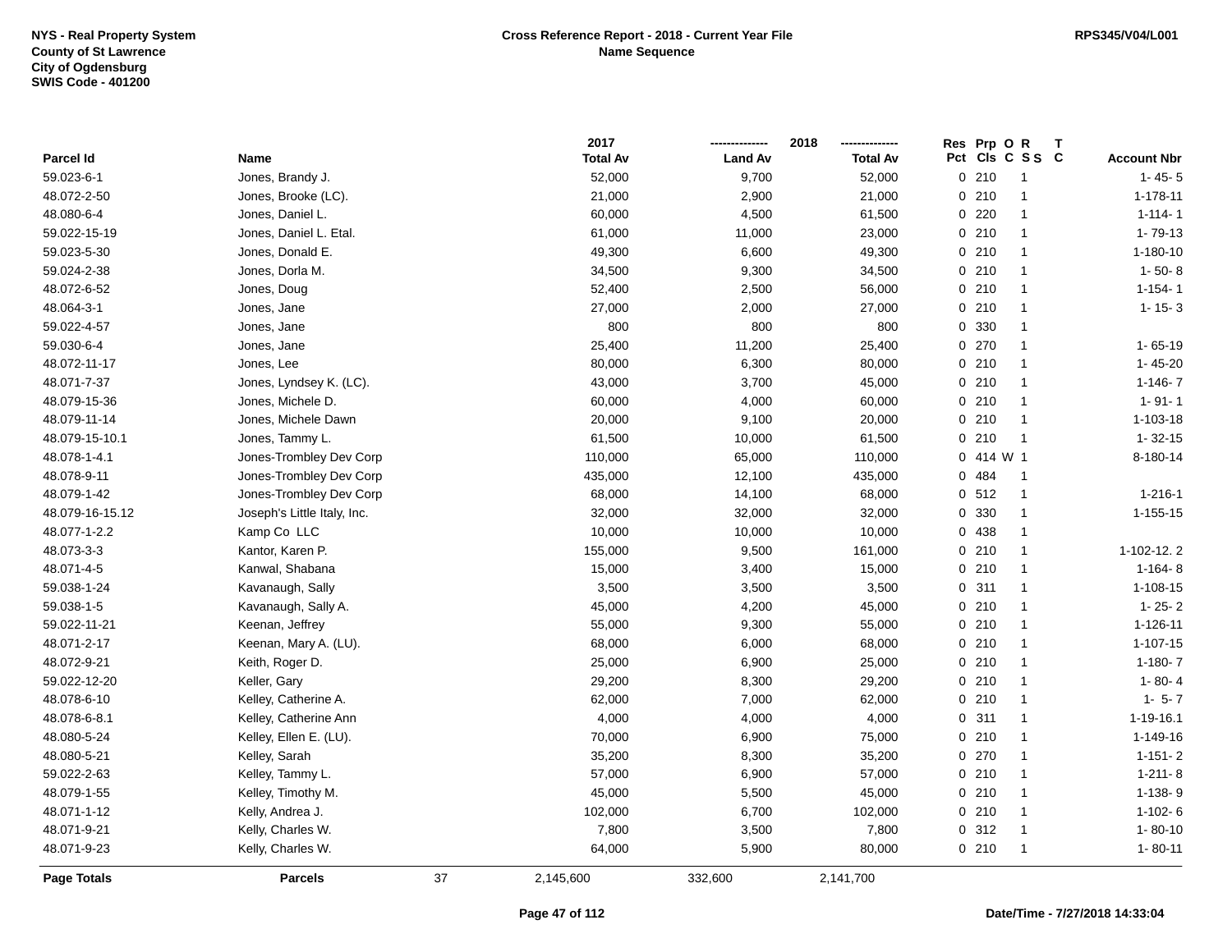NYS - Real Property System
County of St Lawrence
City of Ogdensburg
SWIS Code - 401200

**Cross Reference Report - 2018 - Current Year File**
**Name Sequence**

RPS345/V04/L001

| Parcel Id | Name | 2017 Total Av | 2018 Land Av | 2018 Total Av | Res Pct | Prp Cls | O C | R S S | T C | Account Nbr |
|---|---|---|---|---|---|---|---|---|---|---|
| 59.023-6-1 | Jones, Brandy J. | 52,000 | 9,700 | 52,000 | 0 | 210 | | 1 | | 1- 45- 5 |
| 48.072-2-50 | Jones, Brooke (LC). | 21,000 | 2,900 | 21,000 | 0 | 210 | | 1 | | 1-178-11 |
| 48.080-6-4 | Jones, Daniel L. | 60,000 | 4,500 | 61,500 | 0 | 220 | | 1 | | 1-114- 1 |
| 59.022-15-19 | Jones, Daniel L. Etal. | 61,000 | 11,000 | 23,000 | 0 | 210 | | 1 | | 1- 79-13 |
| 59.023-5-30 | Jones, Donald E. | 49,300 | 6,600 | 49,300 | 0 | 210 | | 1 | | 1-180-10 |
| 59.024-2-38 | Jones, Dorla M. | 34,500 | 9,300 | 34,500 | 0 | 210 | | 1 | | 1- 50- 8 |
| 48.072-6-52 | Jones, Doug | 52,400 | 2,500 | 56,000 | 0 | 210 | | 1 | | 1-154- 1 |
| 48.064-3-1 | Jones, Jane | 27,000 | 2,000 | 27,000 | 0 | 210 | | 1 | | 1- 15- 3 |
| 59.022-4-57 | Jones, Jane | 800 | 800 | 800 | 0 | 330 | | 1 | | |
| 59.030-6-4 | Jones, Jane | 25,400 | 11,200 | 25,400 | 0 | 270 | | 1 | | 1- 65-19 |
| 48.072-11-17 | Jones, Lee | 80,000 | 6,300 | 80,000 | 0 | 210 | | 1 | | 1- 45-20 |
| 48.071-7-37 | Jones, Lyndsey K. (LC). | 43,000 | 3,700 | 45,000 | 0 | 210 | | 1 | | 1-146- 7 |
| 48.079-15-36 | Jones, Michele D. | 60,000 | 4,000 | 60,000 | 0 | 210 | | 1 | | 1- 91- 1 |
| 48.079-11-14 | Jones, Michele Dawn | 20,000 | 9,100 | 20,000 | 0 | 210 | | 1 | | 1-103-18 |
| 48.079-15-10.1 | Jones, Tammy L. | 61,500 | 10,000 | 61,500 | 0 | 210 | | 1 | | 1- 32-15 |
| 48.078-1-4.1 | Jones-Trombley Dev Corp | 110,000 | 65,000 | 110,000 | 0 | 414 | W | 1 | | 8-180-14 |
| 48.078-9-11 | Jones-Trombley Dev Corp | 435,000 | 12,100 | 435,000 | 0 | 484 | | 1 | | |
| 48.079-1-42 | Jones-Trombley Dev Corp | 68,000 | 14,100 | 68,000 | 0 | 512 | | 1 | | 1-216-1 |
| 48.079-16-15.12 | Joseph's Little Italy, Inc. | 32,000 | 32,000 | 32,000 | 0 | 330 | | 1 | | 1-155-15 |
| 48.077-1-2.2 | Kamp Co LLC | 10,000 | 10,000 | 10,000 | 0 | 438 | | 1 | | |
| 48.073-3-3 | Kantor, Karen P. | 155,000 | 9,500 | 161,000 | 0 | 210 | | 1 | | 1-102-12. 2 |
| 48.071-4-5 | Kanwal, Shabana | 15,000 | 3,400 | 15,000 | 0 | 210 | | 1 | | 1-164- 8 |
| 59.038-1-24 | Kavanaugh, Sally | 3,500 | 3,500 | 3,500 | 0 | 311 | | 1 | | 1-108-15 |
| 59.038-1-5 | Kavanaugh, Sally A. | 45,000 | 4,200 | 45,000 | 0 | 210 | | 1 | | 1- 25- 2 |
| 59.022-11-21 | Keenan, Jeffrey | 55,000 | 9,300 | 55,000 | 0 | 210 | | 1 | | 1-126-11 |
| 48.071-2-17 | Keenan, Mary A. (LU). | 68,000 | 6,000 | 68,000 | 0 | 210 | | 1 | | 1-107-15 |
| 48.072-9-21 | Keith, Roger D. | 25,000 | 6,900 | 25,000 | 0 | 210 | | 1 | | 1-180- 7 |
| 59.022-12-20 | Keller, Gary | 29,200 | 8,300 | 29,200 | 0 | 210 | | 1 | | 1- 80- 4 |
| 48.078-6-10 | Kelley, Catherine A. | 62,000 | 7,000 | 62,000 | 0 | 210 | | 1 | | 1- 5- 7 |
| 48.078-6-8.1 | Kelley, Catherine Ann | 4,000 | 4,000 | 4,000 | 0 | 311 | | 1 | | 1-19-16.1 |
| 48.080-5-24 | Kelley, Ellen E. (LU). | 70,000 | 6,900 | 75,000 | 0 | 210 | | 1 | | 1-149-16 |
| 48.080-5-21 | Kelley, Sarah | 35,200 | 8,300 | 35,200 | 0 | 270 | | 1 | | 1-151- 2 |
| 59.022-2-63 | Kelley, Tammy L. | 57,000 | 6,900 | 57,000 | 0 | 210 | | 1 | | 1-211- 8 |
| 48.079-1-55 | Kelley, Timothy M. | 45,000 | 5,500 | 45,000 | 0 | 210 | | 1 | | 1-138- 9 |
| 48.071-1-12 | Kelly, Andrea J. | 102,000 | 6,700 | 102,000 | 0 | 210 | | 1 | | 1-102- 6 |
| 48.071-9-21 | Kelly, Charles W. | 7,800 | 3,500 | 7,800 | 0 | 312 | | 1 | | 1- 80-10 |
| 48.071-9-23 | Kelly, Charles W. | 64,000 | 5,900 | 80,000 | 0 | 210 | | 1 | | 1- 80-11 |
| **Page Totals** | **Parcels** 37 | 2,145,600 | 332,600 | 2,141,700 | | | | | | |

Date/Time - 7/27/2018 14:33:04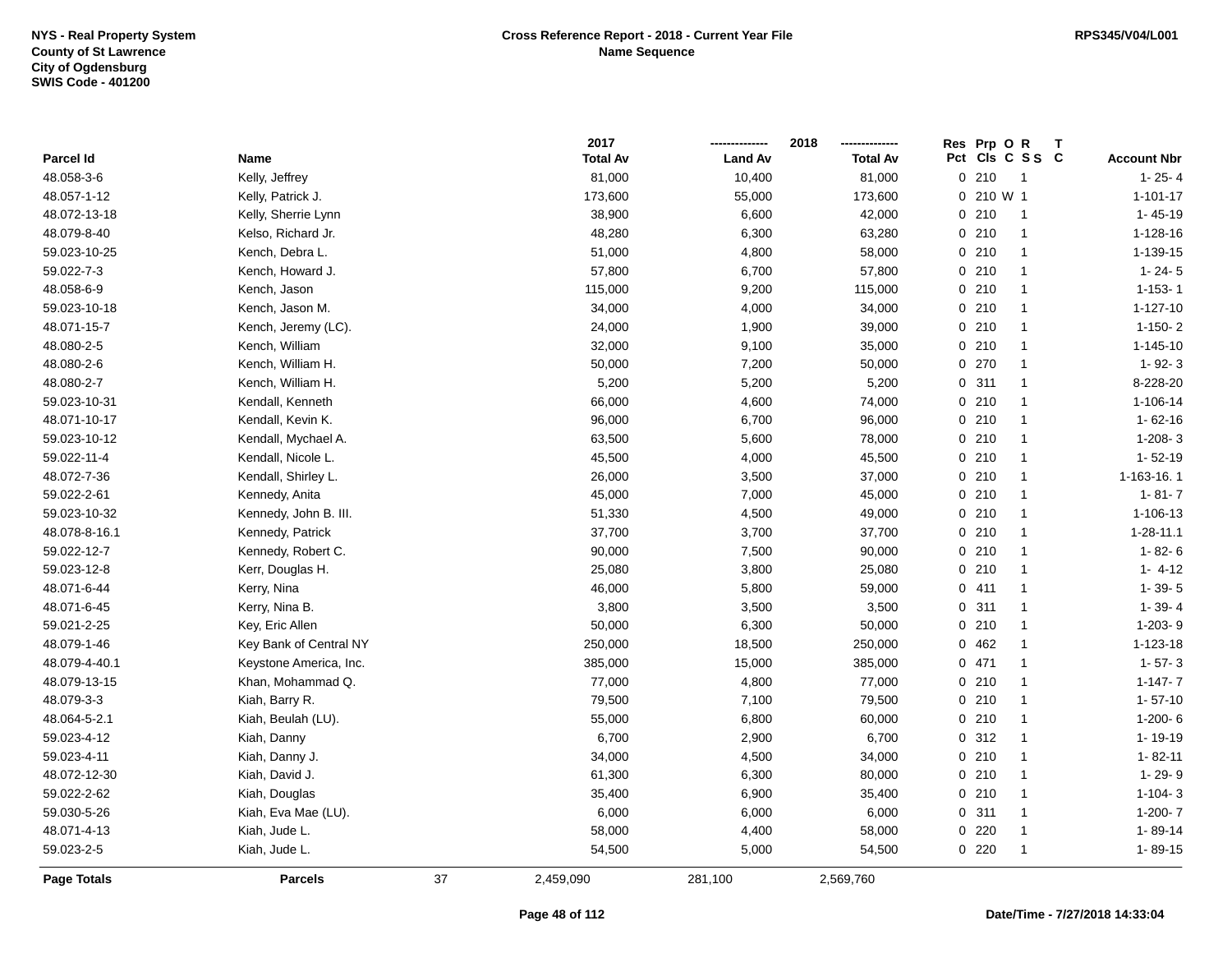NYS - Real Property System
County of St Lawrence
City of Ogdensburg
SWIS Code - 401200

**Cross Reference Report - 2018 - Current Year File**
**Name Sequence**

RPS345/V04/L001

| Parcel Id | Name | 2017 Total Av | 2018 Land Av | 2018 Total Av | Res Pct | Prp Cls | O C | R S S | T C | Account Nbr |
|---|---|---|---|---|---|---|---|---|---|---|
| 48.058-3-6 | Kelly, Jeffrey | 81,000 | 10,400 | 81,000 | 0 | 210 | | 1 | | 1- 25- 4 |
| 48.057-1-12 | Kelly, Patrick J. | 173,600 | 55,000 | 173,600 | 0 | 210 | W | 1 | | 1-101-17 |
| 48.072-13-18 | Kelly, Sherrie Lynn | 38,900 | 6,600 | 42,000 | 0 | 210 | | 1 | | 1- 45-19 |
| 48.079-8-40 | Kelso, Richard Jr. | 48,280 | 6,300 | 63,280 | 0 | 210 | | 1 | | 1-128-16 |
| 59.023-10-25 | Kench, Debra L. | 51,000 | 4,800 | 58,000 | 0 | 210 | | 1 | | 1-139-15 |
| 59.022-7-3 | Kench, Howard J. | 57,800 | 6,700 | 57,800 | 0 | 210 | | 1 | | 1- 24- 5 |
| 48.058-6-9 | Kench, Jason | 115,000 | 9,200 | 115,000 | 0 | 210 | | 1 | | 1-153- 1 |
| 59.023-10-18 | Kench, Jason M. | 34,000 | 4,000 | 34,000 | 0 | 210 | | 1 | | 1-127-10 |
| 48.071-15-7 | Kench, Jeremy (LC). | 24,000 | 1,900 | 39,000 | 0 | 210 | | 1 | | 1-150- 2 |
| 48.080-2-5 | Kench, William | 32,000 | 9,100 | 35,000 | 0 | 210 | | 1 | | 1-145-10 |
| 48.080-2-6 | Kench, William H. | 50,000 | 7,200 | 50,000 | 0 | 270 | | 1 | | 1- 92- 3 |
| 48.080-2-7 | Kench, William H. | 5,200 | 5,200 | 5,200 | 0 | 311 | | 1 | | 8-228-20 |
| 59.023-10-31 | Kendall, Kenneth | 66,000 | 4,600 | 74,000 | 0 | 210 | | 1 | | 1-106-14 |
| 48.071-10-17 | Kendall, Kevin K. | 96,000 | 6,700 | 96,000 | 0 | 210 | | 1 | | 1- 62-16 |
| 59.023-10-12 | Kendall, Mychael A. | 63,500 | 5,600 | 78,000 | 0 | 210 | | 1 | | 1-208- 3 |
| 59.022-11-4 | Kendall, Nicole L. | 45,500 | 4,000 | 45,500 | 0 | 210 | | 1 | | 1- 52-19 |
| 48.072-7-36 | Kendall, Shirley L. | 26,000 | 3,500 | 37,000 | 0 | 210 | | 1 | | 1-163-16. 1 |
| 59.022-2-61 | Kennedy, Anita | 45,000 | 7,000 | 45,000 | 0 | 210 | | 1 | | 1- 81- 7 |
| 59.023-10-32 | Kennedy, John B. III. | 51,330 | 4,500 | 49,000 | 0 | 210 | | 1 | | 1-106-13 |
| 48.078-8-16.1 | Kennedy, Patrick | 37,700 | 3,700 | 37,700 | 0 | 210 | | 1 | | 1-28-11.1 |
| 59.022-12-7 | Kennedy, Robert C. | 90,000 | 7,500 | 90,000 | 0 | 210 | | 1 | | 1- 82- 6 |
| 59.023-12-8 | Kerr, Douglas H. | 25,080 | 3,800 | 25,080 | 0 | 210 | | 1 | | 1- 4-12 |
| 48.071-6-44 | Kerry, Nina | 46,000 | 5,800 | 59,000 | 0 | 411 | | 1 | | 1- 39- 5 |
| 48.071-6-45 | Kerry, Nina B. | 3,800 | 3,500 | 3,500 | 0 | 311 | | 1 | | 1- 39- 4 |
| 59.021-2-25 | Key, Eric Allen | 50,000 | 6,300 | 50,000 | 0 | 210 | | 1 | | 1-203- 9 |
| 48.079-1-46 | Key Bank of Central NY | 250,000 | 18,500 | 250,000 | 0 | 462 | | 1 | | 1-123-18 |
| 48.079-4-40.1 | Keystone America, Inc. | 385,000 | 15,000 | 385,000 | 0 | 471 | | 1 | | 1- 57- 3 |
| 48.079-13-15 | Khan, Mohammad Q. | 77,000 | 4,800 | 77,000 | 0 | 210 | | 1 | | 1-147- 7 |
| 48.079-3-3 | Kiah, Barry R. | 79,500 | 7,100 | 79,500 | 0 | 210 | | 1 | | 1- 57-10 |
| 48.064-5-2.1 | Kiah, Beulah (LU). | 55,000 | 6,800 | 60,000 | 0 | 210 | | 1 | | 1-200- 6 |
| 59.023-4-12 | Kiah, Danny | 6,700 | 2,900 | 6,700 | 0 | 312 | | 1 | | 1- 19-19 |
| 59.023-4-11 | Kiah, Danny J. | 34,000 | 4,500 | 34,000 | 0 | 210 | | 1 | | 1- 82-11 |
| 48.072-12-30 | Kiah, David J. | 61,300 | 6,300 | 80,000 | 0 | 210 | | 1 | | 1- 29- 9 |
| 59.022-2-62 | Kiah, Douglas | 35,400 | 6,900 | 35,400 | 0 | 210 | | 1 | | 1-104- 3 |
| 59.030-5-26 | Kiah, Eva Mae (LU). | 6,000 | 6,000 | 6,000 | 0 | 311 | | 1 | | 1-200- 7 |
| 48.071-4-13 | Kiah, Jude L. | 58,000 | 4,400 | 58,000 | 0 | 220 | | 1 | | 1- 89-14 |
| 59.023-2-5 | Kiah, Jude L. | 54,500 | 5,000 | 54,500 | 0 | 220 | | 1 | | 1- 89-15 |
| **Page Totals** | **Parcels** 37 | 2,459,090 | 281,100 | 2,569,760 | | | | | | |

Date/Time - 7/27/2018 14:33:04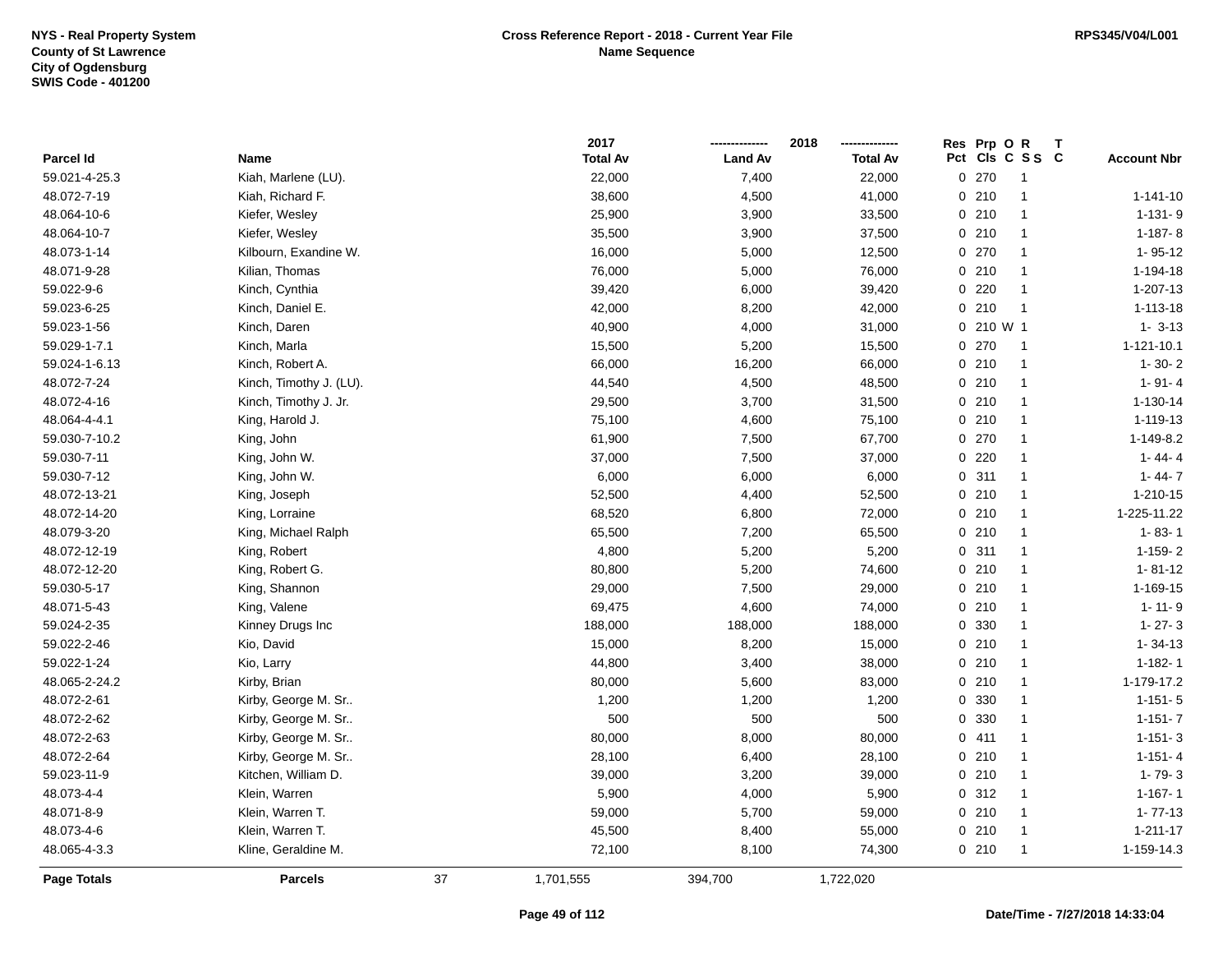**NYS - Real Property System**
**County of St Lawrence**
**City of Ogdensburg**
**SWIS Code - 401200**

**Cross Reference Report - 2018 - Current Year File**
**Name Sequence**

**RPS345/V04/L001**

| Parcel Id | Name | 2017 Total Av | 2018 Land Av | 2018 Total Av | Res Pct | Prp Cls | O C | R S S | T C | Account Nbr |
|---|---|---|---|---|---|---|---|---|---|---|
| 59.021-4-25.3 | Kiah, Marlene (LU). | 22,000 | 7,400 | 22,000 | 0 | 270 | | 1 | | |
| 48.072-7-19 | Kiah, Richard F. | 38,600 | 4,500 | 41,000 | 0 | 210 | | 1 | | 1-141-10 |
| 48.064-10-6 | Kiefer, Wesley | 25,900 | 3,900 | 33,500 | 0 | 210 | | 1 | | 1-131- 9 |
| 48.064-10-7 | Kiefer, Wesley | 35,500 | 3,900 | 37,500 | 0 | 210 | | 1 | | 1-187- 8 |
| 48.073-1-14 | Kilbourn, Exandine W. | 16,000 | 5,000 | 12,500 | 0 | 270 | | 1 | | 1- 95-12 |
| 48.071-9-28 | Kilian, Thomas | 76,000 | 5,000 | 76,000 | 0 | 210 | | 1 | | 1-194-18 |
| 59.022-9-6 | Kinch, Cynthia | 39,420 | 6,000 | 39,420 | 0 | 220 | | 1 | | 1-207-13 |
| 59.023-6-25 | Kinch, Daniel E. | 42,000 | 8,200 | 42,000 | 0 | 210 | | 1 | | 1-113-18 |
| 59.023-1-56 | Kinch, Daren | 40,900 | 4,000 | 31,000 | 0 | 210 | W | 1 | | 1- 3-13 |
| 59.029-1-7.1 | Kinch, Marla | 15,500 | 5,200 | 15,500 | 0 | 270 | | 1 | | 1-121-10.1 |
| 59.024-1-6.13 | Kinch, Robert A. | 66,000 | 16,200 | 66,000 | 0 | 210 | | 1 | | 1- 30- 2 |
| 48.072-7-24 | Kinch, Timothy J. (LU). | 44,540 | 4,500 | 48,500 | 0 | 210 | | 1 | | 1- 91- 4 |
| 48.072-4-16 | Kinch, Timothy J. Jr. | 29,500 | 3,700 | 31,500 | 0 | 210 | | 1 | | 1-130-14 |
| 48.064-4-4.1 | King, Harold J. | 75,100 | 4,600 | 75,100 | 0 | 210 | | 1 | | 1-119-13 |
| 59.030-7-10.2 | King, John | 61,900 | 7,500 | 67,700 | 0 | 270 | | 1 | | 1-149-8.2 |
| 59.030-7-11 | King, John W. | 37,000 | 7,500 | 37,000 | 0 | 220 | | 1 | | 1- 44- 4 |
| 59.030-7-12 | King, John W. | 6,000 | 6,000 | 6,000 | 0 | 311 | | 1 | | 1- 44- 7 |
| 48.072-13-21 | King, Joseph | 52,500 | 4,400 | 52,500 | 0 | 210 | | 1 | | 1-210-15 |
| 48.072-14-20 | King, Lorraine | 68,520 | 6,800 | 72,000 | 0 | 210 | | 1 | | 1-225-11.22 |
| 48.079-3-20 | King, Michael Ralph | 65,500 | 7,200 | 65,500 | 0 | 210 | | 1 | | 1- 83- 1 |
| 48.072-12-19 | King, Robert | 4,800 | 5,200 | 5,200 | 0 | 311 | | 1 | | 1-159- 2 |
| 48.072-12-20 | King, Robert G. | 80,800 | 5,200 | 74,600 | 0 | 210 | | 1 | | 1- 81-12 |
| 59.030-5-17 | King, Shannon | 29,000 | 7,500 | 29,000 | 0 | 210 | | 1 | | 1-169-15 |
| 48.071-5-43 | King, Valene | 69,475 | 4,600 | 74,000 | 0 | 210 | | 1 | | 1- 11- 9 |
| 59.024-2-35 | Kinney Drugs Inc | 188,000 | 188,000 | 188,000 | 0 | 330 | | 1 | | 1- 27- 3 |
| 59.022-2-46 | Kio, David | 15,000 | 8,200 | 15,000 | 0 | 210 | | 1 | | 1- 34-13 |
| 59.022-1-24 | Kio, Larry | 44,800 | 3,400 | 38,000 | 0 | 210 | | 1 | | 1-182- 1 |
| 48.065-2-24.2 | Kirby, Brian | 80,000 | 5,600 | 83,000 | 0 | 210 | | 1 | | 1-179-17.2 |
| 48.072-2-61 | Kirby, George M. Sr.. | 1,200 | 1,200 | 1,200 | 0 | 330 | | 1 | | 1-151- 5 |
| 48.072-2-62 | Kirby, George M. Sr.. | 500 | 500 | 500 | 0 | 330 | | 1 | | 1-151- 7 |
| 48.072-2-63 | Kirby, George M. Sr.. | 80,000 | 8,000 | 80,000 | 0 | 411 | | 1 | | 1-151- 3 |
| 48.072-2-64 | Kirby, George M. Sr.. | 28,100 | 6,400 | 28,100 | 0 | 210 | | 1 | | 1-151- 4 |
| 59.023-11-9 | Kitchen, William D. | 39,000 | 3,200 | 39,000 | 0 | 210 | | 1 | | 1- 79- 3 |
| 48.073-4-4 | Klein, Warren | 5,900 | 4,000 | 5,900 | 0 | 312 | | 1 | | 1-167- 1 |
| 48.071-8-9 | Klein, Warren T. | 59,000 | 5,700 | 59,000 | 0 | 210 | | 1 | | 1- 77-13 |
| 48.073-4-6 | Klein, Warren T. | 45,500 | 8,400 | 55,000 | 0 | 210 | | 1 | | 1-211-17 |
| 48.065-4-3.3 | Kline, Geraldine M. | 72,100 | 8,100 | 74,300 | 0 | 210 | | 1 | | 1-159-14.3 |
| **Page Totals** | **Parcels** 37 | 1,701,555 | 394,700 | 1,722,020 | | | | | | |

**Date/Time - 7/27/2018 14:33:04**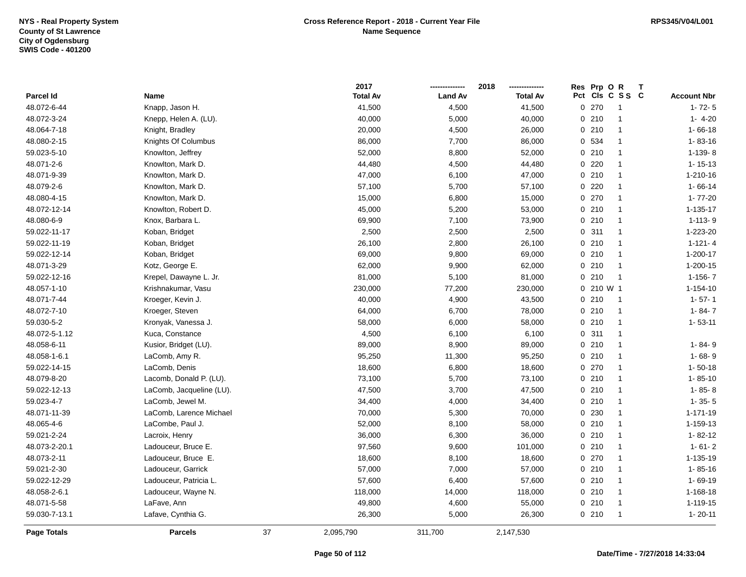NYS - Real Property System
County of St Lawrence
City of Ogdensburg
SWIS Code - 401200

**Cross Reference Report - 2018 - Current Year File**
**Name Sequence**

RPS345/V04/L001

| Parcel Id | Name | 2017 Total Av | 2018 Land Av | 2018 Total Av | Res Pct | Prp Cls | O C | R S S | T C | Account Nbr |
|---|---|---|---|---|---|---|---|---|---|---|
| 48.072-6-44 | Knapp, Jason H. | 41,500 | 4,500 | 41,500 | 0 | 270 | | 1 | | 1- 72- 5 |
| 48.072-3-24 | Knepp, Helen A. (LU). | 40,000 | 5,000 | 40,000 | 0 | 210 | | 1 | | 1- 4-20 |
| 48.064-7-18 | Knight, Bradley | 20,000 | 4,500 | 26,000 | 0 | 210 | | 1 | | 1- 66-18 |
| 48.080-2-15 | Knights Of Columbus | 86,000 | 7,700 | 86,000 | 0 | 534 | | 1 | | 1- 83-16 |
| 59.023-5-10 | Knowlton, Jeffrey | 52,000 | 8,800 | 52,000 | 0 | 210 | | 1 | | 1-139- 8 |
| 48.071-2-6 | Knowlton, Mark D. | 44,480 | 4,500 | 44,480 | 0 | 220 | | 1 | | 1- 15-13 |
| 48.071-9-39 | Knowlton, Mark D. | 47,000 | 6,100 | 47,000 | 0 | 210 | | 1 | | 1-210-16 |
| 48.079-2-6 | Knowlton, Mark D. | 57,100 | 5,700 | 57,100 | 0 | 220 | | 1 | | 1- 66-14 |
| 48.080-4-15 | Knowlton, Mark D. | 15,000 | 6,800 | 15,000 | 0 | 270 | | 1 | | 1- 77-20 |
| 48.072-12-14 | Knowlton, Robert D. | 45,000 | 5,200 | 53,000 | 0 | 210 | | 1 | | 1-135-17 |
| 48.080-6-9 | Knox, Barbara L. | 69,900 | 7,100 | 73,900 | 0 | 210 | | 1 | | 1-113- 9 |
| 59.022-11-17 | Koban, Bridget | 2,500 | 2,500 | 2,500 | 0 | 311 | | 1 | | 1-223-20 |
| 59.022-11-19 | Koban, Bridget | 26,100 | 2,800 | 26,100 | 0 | 210 | | 1 | | 1-121- 4 |
| 59.022-12-14 | Koban, Bridget | 69,000 | 9,800 | 69,000 | 0 | 210 | | 1 | | 1-200-17 |
| 48.071-3-29 | Kotz, George E. | 62,000 | 9,900 | 62,000 | 0 | 210 | | 1 | | 1-200-15 |
| 59.022-12-16 | Krepel, Dawayne L. Jr. | 81,000 | 5,100 | 81,000 | 0 | 210 | | 1 | | 1-156- 7 |
| 48.057-1-10 | Krishnakumar, Vasu | 230,000 | 77,200 | 230,000 | 0 | 210 | W | 1 | | 1-154-10 |
| 48.071-7-44 | Kroeger, Kevin J. | 40,000 | 4,900 | 43,500 | 0 | 210 | | 1 | | 1- 57- 1 |
| 48.072-7-10 | Kroeger, Steven | 64,000 | 6,700 | 78,000 | 0 | 210 | | 1 | | 1- 84- 7 |
| 59.030-5-2 | Kronyak, Vanessa J. | 58,000 | 6,000 | 58,000 | 0 | 210 | | 1 | | 1- 53-11 |
| 48.072-5-1.12 | Kuca, Constance | 4,500 | 6,100 | 6,100 | 0 | 311 | | 1 | | |
| 48.058-6-11 | Kusior, Bridget (LU). | 89,000 | 8,900 | 89,000 | 0 | 210 | | 1 | | 1- 84- 9 |
| 48.058-1-6.1 | LaComb, Amy R. | 95,250 | 11,300 | 95,250 | 0 | 210 | | 1 | | 1- 68- 9 |
| 59.022-14-15 | LaComb, Denis | 18,600 | 6,800 | 18,600 | 0 | 270 | | 1 | | 1- 50-18 |
| 48.079-8-20 | Lacomb, Donald P. (LU). | 73,100 | 5,700 | 73,100 | 0 | 210 | | 1 | | 1- 85-10 |
| 59.022-12-13 | LaComb, Jacqueline (LU). | 47,500 | 3,700 | 47,500 | 0 | 210 | | 1 | | 1- 85- 8 |
| 59.023-4-7 | LaComb, Jewel M. | 34,400 | 4,000 | 34,400 | 0 | 210 | | 1 | | 1- 35- 5 |
| 48.071-11-39 | LaComb, Larence Michael | 70,000 | 5,300 | 70,000 | 0 | 230 | | 1 | | 1-171-19 |
| 48.065-4-6 | LaCombe, Paul J. | 52,000 | 8,100 | 58,000 | 0 | 210 | | 1 | | 1-159-13 |
| 59.021-2-24 | Lacroix, Henry | 36,000 | 6,300 | 36,000 | 0 | 210 | | 1 | | 1- 82-12 |
| 48.073-2-20.1 | Ladouceur, Bruce E. | 97,560 | 9,600 | 101,000 | 0 | 210 | | 1 | | 1- 61- 2 |
| 48.073-2-11 | Ladouceur, Bruce E. | 18,600 | 8,100 | 18,600 | 0 | 270 | | 1 | | 1-135-19 |
| 59.021-2-30 | Ladouceur, Garrick | 57,000 | 7,000 | 57,000 | 0 | 210 | | 1 | | 1- 85-16 |
| 59.022-12-29 | Ladouceur, Patricia L. | 57,600 | 6,400 | 57,600 | 0 | 210 | | 1 | | 1- 69-19 |
| 48.058-2-6.1 | Ladouceur, Wayne N. | 118,000 | 14,000 | 118,000 | 0 | 210 | | 1 | | 1-168-18 |
| 48.071-5-58 | LaFave, Ann | 49,800 | 4,600 | 55,000 | 0 | 210 | | 1 | | 1-119-15 |
| 59.030-7-13.1 | Lafave, Cynthia G. | 26,300 | 5,000 | 26,300 | 0 | 210 | | 1 | | 1- 20-11 |
| **Page Totals** | **Parcels** 37 | 2,095,790 | 311,700 | 2,147,530 | | | | | | |

Date/Time - 7/27/2018 14:33:04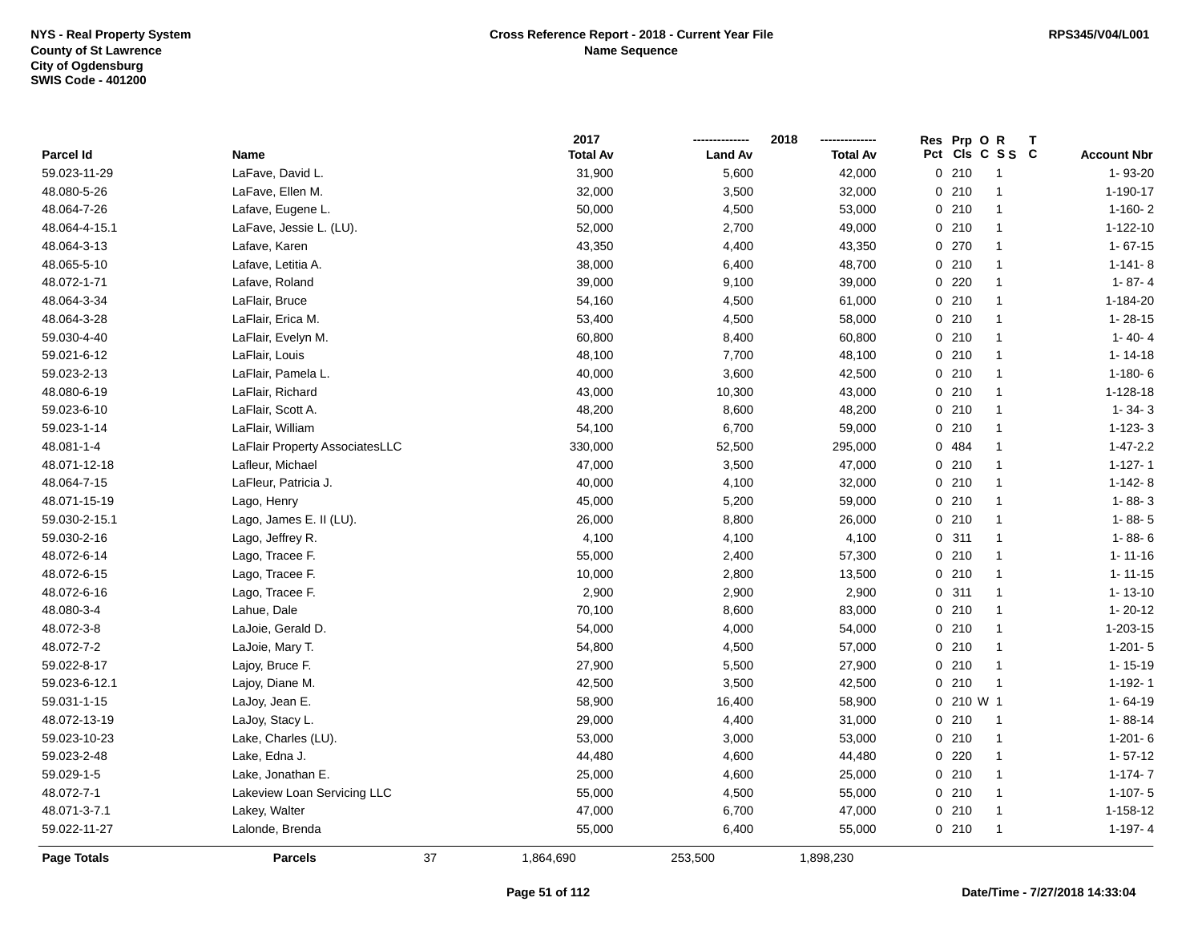| Parcel Id | Name | 2017 Total Av | 2018 Land Av | 2018 Total Av | Res Pct | Prp Cls | O C | R S S | T C | Account Nbr |
|---|---|---|---|---|---|---|---|---|---|---|
| 59.023-11-29 | LaFave, David L. | 31,900 | 5,600 | 42,000 | 0 | 210 | | 1 | | 1- 93-20 |
| 48.080-5-26 | LaFave, Ellen M. | 32,000 | 3,500 | 32,000 | 0 | 210 | | 1 | | 1-190-17 |
| 48.064-7-26 | Lafave, Eugene L. | 50,000 | 4,500 | 53,000 | 0 | 210 | | 1 | | 1-160- 2 |
| 48.064-4-15.1 | LaFave, Jessie L. (LU). | 52,000 | 2,700 | 49,000 | 0 | 210 | | 1 | | 1-122-10 |
| 48.064-3-13 | Lafave, Karen | 43,350 | 4,400 | 43,350 | 0 | 270 | | 1 | | 1- 67-15 |
| 48.065-5-10 | Lafave, Letitia A. | 38,000 | 6,400 | 48,700 | 0 | 210 | | 1 | | 1-141- 8 |
| 48.072-1-71 | Lafave, Roland | 39,000 | 9,100 | 39,000 | 0 | 220 | | 1 | | 1- 87- 4 |
| 48.064-3-34 | LaFlair, Bruce | 54,160 | 4,500 | 61,000 | 0 | 210 | | 1 | | 1-184-20 |
| 48.064-3-28 | LaFlair, Erica M. | 53,400 | 4,500 | 58,000 | 0 | 210 | | 1 | | 1- 28-15 |
| 59.030-4-40 | LaFlair, Evelyn M. | 60,800 | 8,400 | 60,800 | 0 | 210 | | 1 | | 1- 40- 4 |
| 59.021-6-12 | LaFlair, Louis | 48,100 | 7,700 | 48,100 | 0 | 210 | | 1 | | 1- 14-18 |
| 59.023-2-13 | LaFlair, Pamela L. | 40,000 | 3,600 | 42,500 | 0 | 210 | | 1 | | 1-180- 6 |
| 48.080-6-19 | LaFlair, Richard | 43,000 | 10,300 | 43,000 | 0 | 210 | | 1 | | 1-128-18 |
| 59.023-6-10 | LaFlair, Scott A. | 48,200 | 8,600 | 48,200 | 0 | 210 | | 1 | | 1- 34- 3 |
| 59.023-1-14 | LaFlair, William | 54,100 | 6,700 | 59,000 | 0 | 210 | | 1 | | 1-123- 3 |
| 48.081-1-4 | LaFlair Property AssociatesLLC | 330,000 | 52,500 | 295,000 | 0 | 484 | | 1 | | 1-47-2.2 |
| 48.071-12-18 | Lafleur, Michael | 47,000 | 3,500 | 47,000 | 0 | 210 | | 1 | | 1-127- 1 |
| 48.064-7-15 | LaFleur, Patricia J. | 40,000 | 4,100 | 32,000 | 0 | 210 | | 1 | | 1-142- 8 |
| 48.071-15-19 | Lago, Henry | 45,000 | 5,200 | 59,000 | 0 | 210 | | 1 | | 1- 88- 3 |
| 59.030-2-15.1 | Lago, James E. II (LU). | 26,000 | 8,800 | 26,000 | 0 | 210 | | 1 | | 1- 88- 5 |
| 59.030-2-16 | Lago, Jeffrey R. | 4,100 | 4,100 | 4,100 | 0 | 311 | | 1 | | 1- 88- 6 |
| 48.072-6-14 | Lago, Tracee F. | 55,000 | 2,400 | 57,300 | 0 | 210 | | 1 | | 1- 11-16 |
| 48.072-6-15 | Lago, Tracee F. | 10,000 | 2,800 | 13,500 | 0 | 210 | | 1 | | 1- 11-15 |
| 48.072-6-16 | Lago, Tracee F. | 2,900 | 2,900 | 2,900 | 0 | 311 | | 1 | | 1- 13-10 |
| 48.080-3-4 | Lahue, Dale | 70,100 | 8,600 | 83,000 | 0 | 210 | | 1 | | 1- 20-12 |
| 48.072-3-8 | LaJoie, Gerald D. | 54,000 | 4,000 | 54,000 | 0 | 210 | | 1 | | 1-203-15 |
| 48.072-7-2 | LaJoie, Mary T. | 54,800 | 4,500 | 57,000 | 0 | 210 | | 1 | | 1-201- 5 |
| 59.022-8-17 | Lajoy, Bruce F. | 27,900 | 5,500 | 27,900 | 0 | 210 | | 1 | | 1- 15-19 |
| 59.023-6-12.1 | Lajoy, Diane M. | 42,500 | 3,500 | 42,500 | 0 | 210 | | 1 | | 1-192- 1 |
| 59.031-1-15 | LaJoy, Jean E. | 58,900 | 16,400 | 58,900 | 0 | 210 | W | 1 | | 1- 64-19 |
| 48.072-13-19 | LaJoy, Stacy L. | 29,000 | 4,400 | 31,000 | 0 | 210 | | 1 | | 1- 88-14 |
| 59.023-10-23 | Lake, Charles (LU). | 53,000 | 3,000 | 53,000 | 0 | 210 | | 1 | | 1-201- 6 |
| 59.023-2-48 | Lake, Edna J. | 44,480 | 4,600 | 44,480 | 0 | 220 | | 1 | | 1- 57-12 |
| 59.029-1-5 | Lake, Jonathan E. | 25,000 | 4,600 | 25,000 | 0 | 210 | | 1 | | 1-174- 7 |
| 48.072-7-1 | Lakeview Loan Servicing LLC | 55,000 | 4,500 | 55,000 | 0 | 210 | | 1 | | 1-107- 5 |
| 48.071-3-7.1 | Lakey, Walter | 47,000 | 6,700 | 47,000 | 0 | 210 | | 1 | | 1-158-12 |
| 59.022-11-27 | Lalonde, Brenda | 55,000 | 6,400 | 55,000 | 0 | 210 | | 1 | | 1-197- 4 |
| **Page Totals** | **Parcels** 37 | 1,864,690 | 253,500 | 1,898,230 | | | | | | |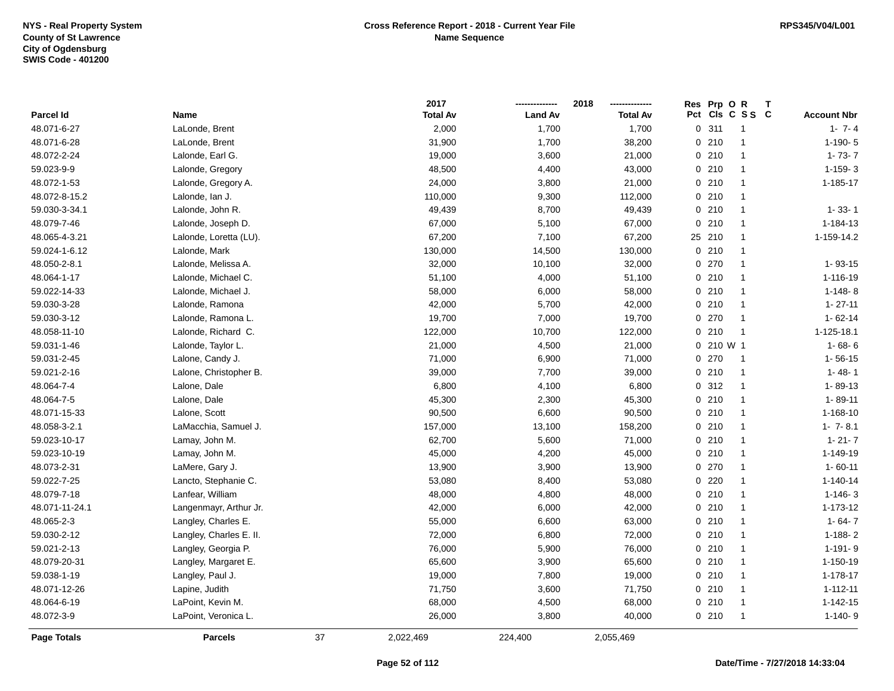NYS - Real Property System
County of St Lawrence
City of Ogdensburg
SWIS Code - 401200

**Cross Reference Report - 2018 - Current Year File**
**Name Sequence**

RPS345/V04/L001

| Parcel Id | Name | 2017 Total Av | 2018 Land Av | 2018 Total Av | Res Pct | Prp Cls | O C | R S S | T C | Account Nbr |
|---|---|---|---|---|---|---|---|---|---|---|
| 48.071-6-27 | LaLonde, Brent | 2,000 | 1,700 | 1,700 | 0 | 311 | | 1 | | 1- 7- 4 |
| 48.071-6-28 | LaLonde, Brent | 31,900 | 1,700 | 38,200 | 0 | 210 | | 1 | | 1-190- 5 |
| 48.072-2-24 | Lalonde, Earl G. | 19,000 | 3,600 | 21,000 | 0 | 210 | | 1 | | 1- 73- 7 |
| 59.023-9-9 | Lalonde, Gregory | 48,500 | 4,400 | 43,000 | 0 | 210 | | 1 | | 1-159- 3 |
| 48.072-1-53 | Lalonde, Gregory A. | 24,000 | 3,800 | 21,000 | 0 | 210 | | 1 | | 1-185-17 |
| 48.072-8-15.2 | Lalonde, Ian J. | 110,000 | 9,300 | 112,000 | 0 | 210 | | 1 | | |
| 59.030-3-34.1 | Lalonde, John R. | 49,439 | 8,700 | 49,439 | 0 | 210 | | 1 | | 1- 33- 1 |
| 48.079-7-46 | Lalonde, Joseph D. | 67,000 | 5,100 | 67,000 | 0 | 210 | | 1 | | 1-184-13 |
| 48.065-4-3.21 | Lalonde, Loretta (LU). | 67,200 | 7,100 | 67,200 | 25 | 210 | | 1 | | 1-159-14.2 |
| 59.024-1-6.12 | Lalonde, Mark | 130,000 | 14,500 | 130,000 | 0 | 210 | | 1 | | |
| 48.050-2-8.1 | Lalonde, Melissa A. | 32,000 | 10,100 | 32,000 | 0 | 270 | | 1 | | 1- 93-15 |
| 48.064-1-17 | Lalonde, Michael C. | 51,100 | 4,000 | 51,100 | 0 | 210 | | 1 | | 1-116-19 |
| 59.022-14-33 | Lalonde, Michael J. | 58,000 | 6,000 | 58,000 | 0 | 210 | | 1 | | 1-148- 8 |
| 59.030-3-28 | Lalonde, Ramona | 42,000 | 5,700 | 42,000 | 0 | 210 | | 1 | | 1- 27-11 |
| 59.030-3-12 | Lalonde, Ramona L. | 19,700 | 7,000 | 19,700 | 0 | 270 | | 1 | | 1- 62-14 |
| 48.058-11-10 | Lalonde, Richard C. | 122,000 | 10,700 | 122,000 | 0 | 210 | | 1 | | 1-125-18.1 |
| 59.031-1-46 | Lalonde, Taylor L. | 21,000 | 4,500 | 21,000 | 0 | 210 | W | 1 | | 1- 68- 6 |
| 59.031-2-45 | Lalone, Candy J. | 71,000 | 6,900 | 71,000 | 0 | 270 | | 1 | | 1- 56-15 |
| 59.021-2-16 | Lalone, Christopher B. | 39,000 | 7,700 | 39,000 | 0 | 210 | | 1 | | 1- 48- 1 |
| 48.064-7-4 | Lalone, Dale | 6,800 | 4,100 | 6,800 | 0 | 312 | | 1 | | 1- 89-13 |
| 48.064-7-5 | Lalone, Dale | 45,300 | 2,300 | 45,300 | 0 | 210 | | 1 | | 1- 89-11 |
| 48.071-15-33 | Lalone, Scott | 90,500 | 6,600 | 90,500 | 0 | 210 | | 1 | | 1-168-10 |
| 48.058-3-2.1 | LaMacchia, Samuel J. | 157,000 | 13,100 | 158,200 | 0 | 210 | | 1 | | 1- 7- 8.1 |
| 59.023-10-17 | Lamay, John M. | 62,700 | 5,600 | 71,000 | 0 | 210 | | 1 | | 1- 21- 7 |
| 59.023-10-19 | Lamay, John M. | 45,000 | 4,200 | 45,000 | 0 | 210 | | 1 | | 1-149-19 |
| 48.073-2-31 | LaMere, Gary J. | 13,900 | 3,900 | 13,900 | 0 | 270 | | 1 | | 1- 60-11 |
| 59.022-7-25 | Lancto, Stephanie C. | 53,080 | 8,400 | 53,080 | 0 | 220 | | 1 | | 1-140-14 |
| 48.079-7-18 | Lanfear, William | 48,000 | 4,800 | 48,000 | 0 | 210 | | 1 | | 1-146- 3 |
| 48.071-11-24.1 | Langenmayr, Arthur Jr. | 42,000 | 6,000 | 42,000 | 0 | 210 | | 1 | | 1-173-12 |
| 48.065-2-3 | Langley, Charles E. | 55,000 | 6,600 | 63,000 | 0 | 210 | | 1 | | 1- 64- 7 |
| 59.030-2-12 | Langley, Charles E. II. | 72,000 | 6,800 | 72,000 | 0 | 210 | | 1 | | 1-188- 2 |
| 59.021-2-13 | Langley, Georgia P. | 76,000 | 5,900 | 76,000 | 0 | 210 | | 1 | | 1-191- 9 |
| 48.079-20-31 | Langley, Margaret E. | 65,600 | 3,900 | 65,600 | 0 | 210 | | 1 | | 1-150-19 |
| 59.038-1-19 | Langley, Paul J. | 19,000 | 7,800 | 19,000 | 0 | 210 | | 1 | | 1-178-17 |
| 48.071-12-26 | Lapine, Judith | 71,750 | 3,600 | 71,750 | 0 | 210 | | 1 | | 1-112-11 |
| 48.064-6-19 | LaPoint, Kevin M. | 68,000 | 4,500 | 68,000 | 0 | 210 | | 1 | | 1-142-15 |
| 48.072-3-9 | LaPoint, Veronica L. | 26,000 | 3,800 | 40,000 | 0 | 210 | | 1 | | 1-140- 9 |
| **Page Totals** | **Parcels** 37 | 2,022,469 | 224,400 | 2,055,469 | | | | | | |

Date/Time - 7/27/2018 14:33:04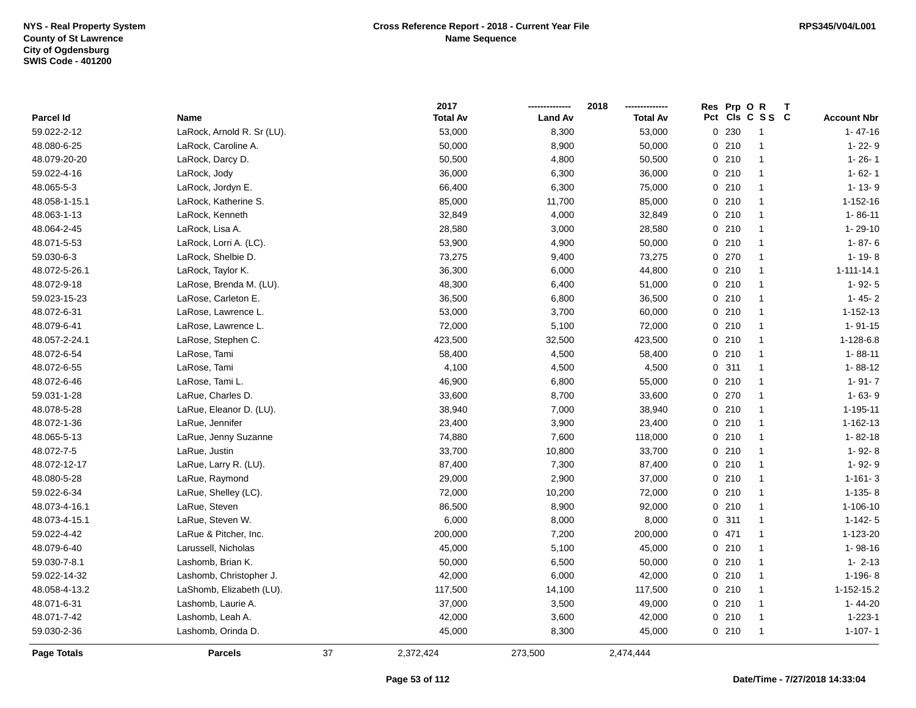NYS - Real Property System
County of St Lawrence
City of Ogdensburg
SWIS Code - 401200

**Cross Reference Report - 2018 - Current Year File**
**Name Sequence**

RPS345/V04/L001

| Parcel Id | Name | 2017 Total Av | 2018 Land Av | 2018 Total Av | Res Pct | Prp Cls | O C | R S S | T C | Account Nbr |
|---|---|---|---|---|---|---|---|---|---|---|
| 59.022-2-12 | LaRock, Arnold R. Sr (LU). | 53,000 | 8,300 | 53,000 | 0 | 230 | | 1 | | 1- 47-16 |
| 48.080-6-25 | LaRock, Caroline A. | 50,000 | 8,900 | 50,000 | 0 | 210 | | 1 | | 1- 22- 9 |
| 48.079-20-20 | LaRock, Darcy D. | 50,500 | 4,800 | 50,500 | 0 | 210 | | 1 | | 1- 26- 1 |
| 59.022-4-16 | LaRock, Jody | 36,000 | 6,300 | 36,000 | 0 | 210 | | 1 | | 1- 62- 1 |
| 48.065-5-3 | LaRock, Jordyn E. | 66,400 | 6,300 | 75,000 | 0 | 210 | | 1 | | 1- 13- 9 |
| 48.058-1-15.1 | LaRock, Katherine S. | 85,000 | 11,700 | 85,000 | 0 | 210 | | 1 | | 1-152-16 |
| 48.063-1-13 | LaRock, Kenneth | 32,849 | 4,000 | 32,849 | 0 | 210 | | 1 | | 1- 86-11 |
| 48.064-2-45 | LaRock, Lisa A. | 28,580 | 3,000 | 28,580 | 0 | 210 | | 1 | | 1- 29-10 |
| 48.071-5-53 | LaRock, Lorri A. (LC). | 53,900 | 4,900 | 50,000 | 0 | 210 | | 1 | | 1- 87- 6 |
| 59.030-6-3 | LaRock, Shelbie D. | 73,275 | 9,400 | 73,275 | 0 | 270 | | 1 | | 1- 19- 8 |
| 48.072-5-26.1 | LaRock, Taylor K. | 36,300 | 6,000 | 44,800 | 0 | 210 | | 1 | | 1-111-14.1 |
| 48.072-9-18 | LaRose, Brenda M. (LU). | 48,300 | 6,400 | 51,000 | 0 | 210 | | 1 | | 1- 92- 5 |
| 59.023-15-23 | LaRose, Carleton E. | 36,500 | 6,800 | 36,500 | 0 | 210 | | 1 | | 1- 45- 2 |
| 48.072-6-31 | LaRose, Lawrence L. | 53,000 | 3,700 | 60,000 | 0 | 210 | | 1 | | 1-152-13 |
| 48.079-6-41 | LaRose, Lawrence L. | 72,000 | 5,100 | 72,000 | 0 | 210 | | 1 | | 1- 91-15 |
| 48.057-2-24.1 | LaRose, Stephen C. | 423,500 | 32,500 | 423,500 | 0 | 210 | | 1 | | 1-128-6.8 |
| 48.072-6-54 | LaRose, Tami | 58,400 | 4,500 | 58,400 | 0 | 210 | | 1 | | 1- 88-11 |
| 48.072-6-55 | LaRose, Tami | 4,100 | 4,500 | 4,500 | 0 | 311 | | 1 | | 1- 88-12 |
| 48.072-6-46 | LaRose, Tami L. | 46,900 | 6,800 | 55,000 | 0 | 210 | | 1 | | 1- 91- 7 |
| 59.031-1-28 | LaRue, Charles D. | 33,600 | 8,700 | 33,600 | 0 | 270 | | 1 | | 1- 63- 9 |
| 48.078-5-28 | LaRue, Eleanor D. (LU). | 38,940 | 7,000 | 38,940 | 0 | 210 | | 1 | | 1-195-11 |
| 48.072-1-36 | LaRue, Jennifer | 23,400 | 3,900 | 23,400 | 0 | 210 | | 1 | | 1-162-13 |
| 48.065-5-13 | LaRue, Jenny Suzanne | 74,880 | 7,600 | 118,000 | 0 | 210 | | 1 | | 1- 82-18 |
| 48.072-7-5 | LaRue, Justin | 33,700 | 10,800 | 33,700 | 0 | 210 | | 1 | | 1- 92- 8 |
| 48.072-12-17 | LaRue, Larry R. (LU). | 87,400 | 7,300 | 87,400 | 0 | 210 | | 1 | | 1- 92- 9 |
| 48.080-5-28 | LaRue, Raymond | 29,000 | 2,900 | 37,000 | 0 | 210 | | 1 | | 1-161- 3 |
| 59.022-6-34 | LaRue, Shelley (LC). | 72,000 | 10,200 | 72,000 | 0 | 210 | | 1 | | 1-135- 8 |
| 48.073-4-16.1 | LaRue, Steven | 86,500 | 8,900 | 92,000 | 0 | 210 | | 1 | | 1-106-10 |
| 48.073-4-15.1 | LaRue, Steven W. | 6,000 | 8,000 | 8,000 | 0 | 311 | | 1 | | 1-142- 5 |
| 59.022-4-42 | LaRue & Pitcher, Inc. | 200,000 | 7,200 | 200,000 | 0 | 471 | | 1 | | 1-123-20 |
| 48.079-6-40 | Larussell, Nicholas | 45,000 | 5,100 | 45,000 | 0 | 210 | | 1 | | 1- 98-16 |
| 59.030-7-8.1 | Lashomb, Brian K. | 50,000 | 6,500 | 50,000 | 0 | 210 | | 1 | | 1- 2-13 |
| 59.022-14-32 | Lashomb, Christopher J. | 42,000 | 6,000 | 42,000 | 0 | 210 | | 1 | | 1-196- 8 |
| 48.058-4-13.2 | LaShomb, Elizabeth (LU). | 117,500 | 14,100 | 117,500 | 0 | 210 | | 1 | | 1-152-15.2 |
| 48.071-6-31 | Lashomb, Laurie A. | 37,000 | 3,500 | 49,000 | 0 | 210 | | 1 | | 1- 44-20 |
| 48.071-7-42 | Lashomb, Leah A. | 42,000 | 3,600 | 42,000 | 0 | 210 | | 1 | | 1-223-1 |
| 59.030-2-36 | Lashomb, Orinda D. | 45,000 | 8,300 | 45,000 | 0 | 210 | | 1 | | 1-107- 1 |
| **Page Totals** | **Parcels** 37 | 2,372,424 | 273,500 | 2,474,444 | | | | | | |

Date/Time - 7/27/2018 14:33:04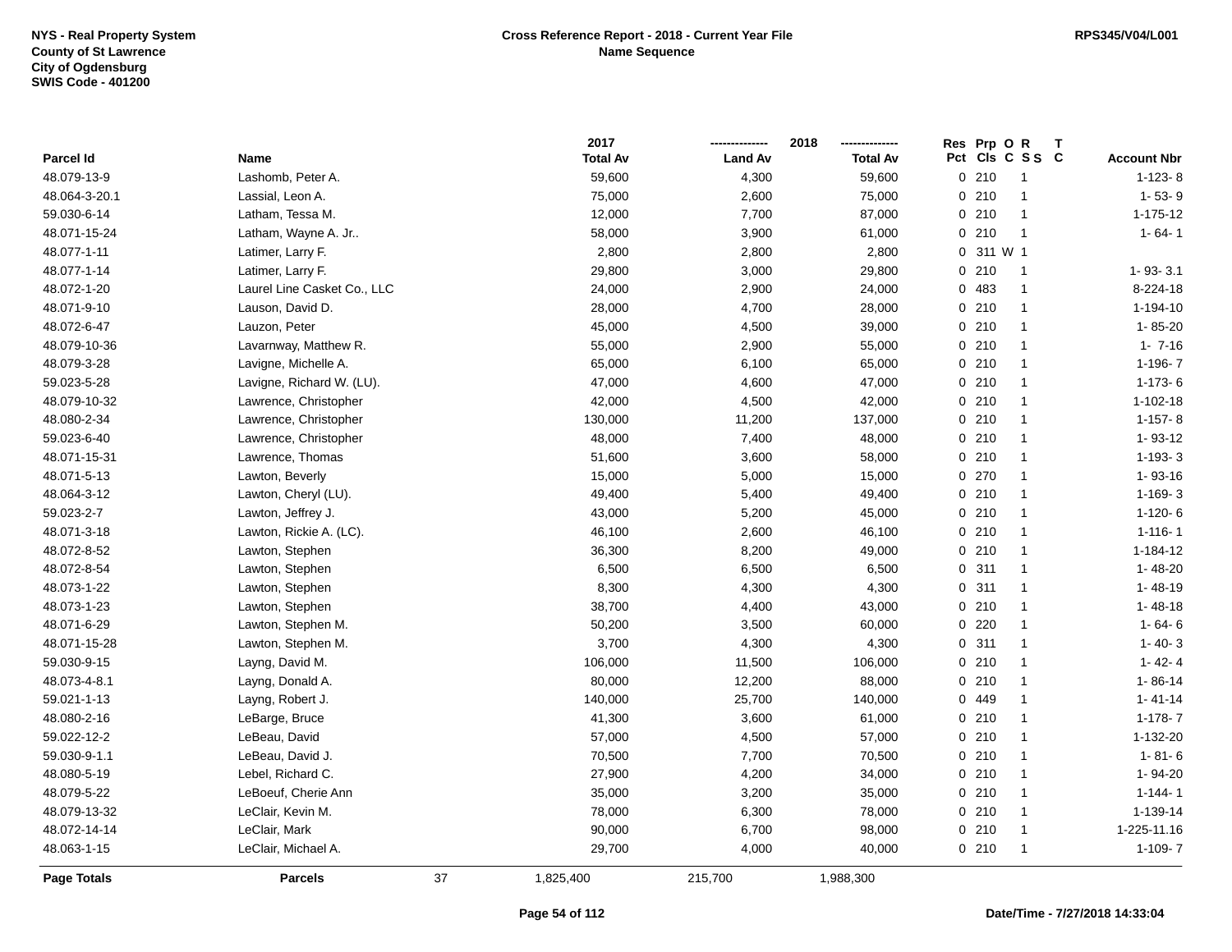**NYS - Real Property System**
**County of St Lawrence**
**City of Ogdensburg**
**SWIS Code - 401200**

**Cross Reference Report - 2018 - Current Year File**
**Name Sequence**

**RPS345/V04/L001**

| Parcel Id | Name | 2017 Total Av | 2018 Land Av | 2018 Total Av | Res Pct | Prp Cls | O C | R S S | T C | Account Nbr |
|---|---|---|---|---|---|---|---|---|---|---|
| 48.079-13-9 | Lashomb, Peter A. | 59,600 | 4,300 | 59,600 | 0 | 210 | | 1 | | 1-123- 8 |
| 48.064-3-20.1 | Lassial, Leon A. | 75,000 | 2,600 | 75,000 | 0 | 210 | | 1 | | 1- 53- 9 |
| 59.030-6-14 | Latham, Tessa M. | 12,000 | 7,700 | 87,000 | 0 | 210 | | 1 | | 1-175-12 |
| 48.071-15-24 | Latham, Wayne A. Jr.. | 58,000 | 3,900 | 61,000 | 0 | 210 | | 1 | | 1- 64- 1 |
| 48.077-1-11 | Latimer, Larry F. | 2,800 | 2,800 | 2,800 | 0 | 311 | W | 1 | | |
| 48.077-1-14 | Latimer, Larry F. | 29,800 | 3,000 | 29,800 | 0 | 210 | | 1 | | 1- 93- 3.1 |
| 48.072-1-20 | Laurel Line Casket Co., LLC | 24,000 | 2,900 | 24,000 | 0 | 483 | | 1 | | 8-224-18 |
| 48.071-9-10 | Lauson, David D. | 28,000 | 4,700 | 28,000 | 0 | 210 | | 1 | | 1-194-10 |
| 48.072-6-47 | Lauzon, Peter | 45,000 | 4,500 | 39,000 | 0 | 210 | | 1 | | 1- 85-20 |
| 48.079-10-36 | Lavarnway, Matthew R. | 55,000 | 2,900 | 55,000 | 0 | 210 | | 1 | | 1- 7-16 |
| 48.079-3-28 | Lavigne, Michelle A. | 65,000 | 6,100 | 65,000 | 0 | 210 | | 1 | | 1-196- 7 |
| 59.023-5-28 | Lavigne, Richard W. (LU). | 47,000 | 4,600 | 47,000 | 0 | 210 | | 1 | | 1-173- 6 |
| 48.079-10-32 | Lawrence, Christopher | 42,000 | 4,500 | 42,000 | 0 | 210 | | 1 | | 1-102-18 |
| 48.080-2-34 | Lawrence, Christopher | 130,000 | 11,200 | 137,000 | 0 | 210 | | 1 | | 1-157- 8 |
| 59.023-6-40 | Lawrence, Christopher | 48,000 | 7,400 | 48,000 | 0 | 210 | | 1 | | 1- 93-12 |
| 48.071-15-31 | Lawrence, Thomas | 51,600 | 3,600 | 58,000 | 0 | 210 | | 1 | | 1-193- 3 |
| 48.071-5-13 | Lawton, Beverly | 15,000 | 5,000 | 15,000 | 0 | 270 | | 1 | | 1- 93-16 |
| 48.064-3-12 | Lawton, Cheryl (LU). | 49,400 | 5,400 | 49,400 | 0 | 210 | | 1 | | 1-169- 3 |
| 59.023-2-7 | Lawton, Jeffrey J. | 43,000 | 5,200 | 45,000 | 0 | 210 | | 1 | | 1-120- 6 |
| 48.071-3-18 | Lawton, Rickie A. (LC). | 46,100 | 2,600 | 46,100 | 0 | 210 | | 1 | | 1-116- 1 |
| 48.072-8-52 | Lawton, Stephen | 36,300 | 8,200 | 49,000 | 0 | 210 | | 1 | | 1-184-12 |
| 48.072-8-54 | Lawton, Stephen | 6,500 | 6,500 | 6,500 | 0 | 311 | | 1 | | 1- 48-20 |
| 48.073-1-22 | Lawton, Stephen | 8,300 | 4,300 | 4,300 | 0 | 311 | | 1 | | 1- 48-19 |
| 48.073-1-23 | Lawton, Stephen | 38,700 | 4,400 | 43,000 | 0 | 210 | | 1 | | 1- 48-18 |
| 48.071-6-29 | Lawton, Stephen M. | 50,200 | 3,500 | 60,000 | 0 | 220 | | 1 | | 1- 64- 6 |
| 48.071-15-28 | Lawton, Stephen M. | 3,700 | 4,300 | 4,300 | 0 | 311 | | 1 | | 1- 40- 3 |
| 59.030-9-15 | Layng, David M. | 106,000 | 11,500 | 106,000 | 0 | 210 | | 1 | | 1- 42- 4 |
| 48.073-4-8.1 | Layng, Donald A. | 80,000 | 12,200 | 88,000 | 0 | 210 | | 1 | | 1- 86-14 |
| 59.021-1-13 | Layng, Robert J. | 140,000 | 25,700 | 140,000 | 0 | 449 | | 1 | | 1- 41-14 |
| 48.080-2-16 | LeBarge, Bruce | 41,300 | 3,600 | 61,000 | 0 | 210 | | 1 | | 1-178- 7 |
| 59.022-12-2 | LeBeau, David | 57,000 | 4,500 | 57,000 | 0 | 210 | | 1 | | 1-132-20 |
| 59.030-9-1.1 | LeBeau, David J. | 70,500 | 7,700 | 70,500 | 0 | 210 | | 1 | | 1- 81- 6 |
| 48.080-5-19 | Lebel, Richard C. | 27,900 | 4,200 | 34,000 | 0 | 210 | | 1 | | 1- 94-20 |
| 48.079-5-22 | LeBoeuf, Cherie Ann | 35,000 | 3,200 | 35,000 | 0 | 210 | | 1 | | 1-144- 1 |
| 48.079-13-32 | LeClair, Kevin M. | 78,000 | 6,300 | 78,000 | 0 | 210 | | 1 | | 1-139-14 |
| 48.072-14-14 | LeClair, Mark | 90,000 | 6,700 | 98,000 | 0 | 210 | | 1 | | 1-225-11.16 |
| 48.063-1-15 | LeClair, Michael A. | 29,700 | 4,000 | 40,000 | 0 | 210 | | 1 | | 1-109- 7 |
| **Page Totals** | **Parcels** 37 | 1,825,400 | 215,700 | 1,988,300 | | | | | | |

**Date/Time - 7/27/2018 14:33:04**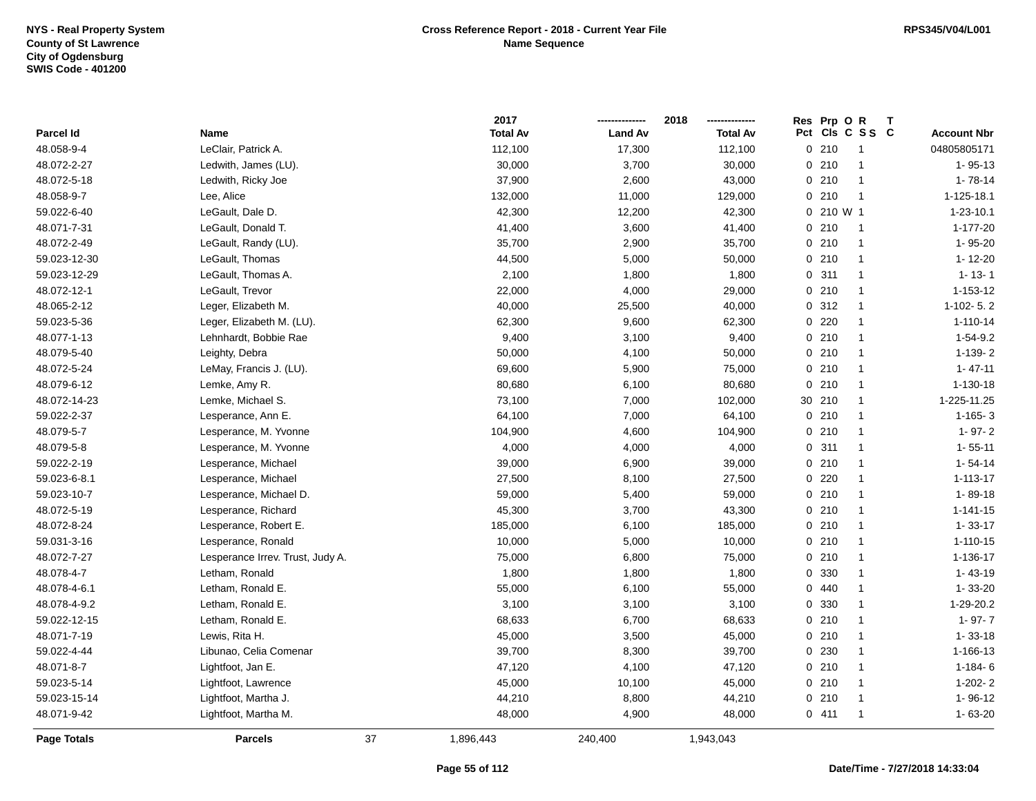NYS - Real Property System
County of St Lawrence
City of Ogdensburg
SWIS Code - 401200

**Cross Reference Report - 2018 - Current Year File**
**Name Sequence**

RPS345/V04/L001

| Parcel Id | Name | 2017 Total Av | 2018 Land Av | 2018 Total Av | Res Pct | Prp Cls | O C | R S S | T C | Account Nbr |
|---|---|---|---|---|---|---|---|---|---|---|
| 48.058-9-4 | LeClair, Patrick A. | 112,100 | 17,300 | 112,100 | 0 | 210 | | 1 | | 04805805171 |
| 48.072-2-27 | Ledwith, James (LU). | 30,000 | 3,700 | 30,000 | 0 | 210 | | 1 | | 1- 95-13 |
| 48.072-5-18 | Ledwith, Ricky Joe | 37,900 | 2,600 | 43,000 | 0 | 210 | | 1 | | 1- 78-14 |
| 48.058-9-7 | Lee, Alice | 132,000 | 11,000 | 129,000 | 0 | 210 | | 1 | | 1-125-18.1 |
| 59.022-6-40 | LeGault, Dale D. | 42,300 | 12,200 | 42,300 | 0 | 210 | W | 1 | | 1-23-10.1 |
| 48.071-7-31 | LeGault, Donald T. | 41,400 | 3,600 | 41,400 | 0 | 210 | | 1 | | 1-177-20 |
| 48.072-2-49 | LeGault, Randy (LU). | 35,700 | 2,900 | 35,700 | 0 | 210 | | 1 | | 1- 95-20 |
| 59.023-12-30 | LeGault, Thomas | 44,500 | 5,000 | 50,000 | 0 | 210 | | 1 | | 1- 12-20 |
| 59.023-12-29 | LeGault, Thomas A. | 2,100 | 1,800 | 1,800 | 0 | 311 | | 1 | | 1- 13- 1 |
| 48.072-12-1 | LeGault, Trevor | 22,000 | 4,000 | 29,000 | 0 | 210 | | 1 | | 1-153-12 |
| 48.065-2-12 | Leger, Elizabeth M. | 40,000 | 25,500 | 40,000 | 0 | 312 | | 1 | | 1-102- 5. 2 |
| 59.023-5-36 | Leger, Elizabeth M. (LU). | 62,300 | 9,600 | 62,300 | 0 | 220 | | 1 | | 1-110-14 |
| 48.077-1-13 | Lehnhardt, Bobbie Rae | 9,400 | 3,100 | 9,400 | 0 | 210 | | 1 | | 1-54-9.2 |
| 48.079-5-40 | Leighty, Debra | 50,000 | 4,100 | 50,000 | 0 | 210 | | 1 | | 1-139- 2 |
| 48.072-5-24 | LeMay, Francis J. (LU). | 69,600 | 5,900 | 75,000 | 0 | 210 | | 1 | | 1- 47-11 |
| 48.079-6-12 | Lemke, Amy R. | 80,680 | 6,100 | 80,680 | 0 | 210 | | 1 | | 1-130-18 |
| 48.072-14-23 | Lemke, Michael S. | 73,100 | 7,000 | 102,000 | 30 | 210 | | 1 | | 1-225-11.25 |
| 59.022-2-37 | Lesperance, Ann E. | 64,100 | 7,000 | 64,100 | 0 | 210 | | 1 | | 1-165- 3 |
| 48.079-5-7 | Lesperance, M. Yvonne | 104,900 | 4,600 | 104,900 | 0 | 210 | | 1 | | 1- 97- 2 |
| 48.079-5-8 | Lesperance, M. Yvonne | 4,000 | 4,000 | 4,000 | 0 | 311 | | 1 | | 1- 55-11 |
| 59.022-2-19 | Lesperance, Michael | 39,000 | 6,900 | 39,000 | 0 | 210 | | 1 | | 1- 54-14 |
| 59.023-6-8.1 | Lesperance, Michael | 27,500 | 8,100 | 27,500 | 0 | 220 | | 1 | | 1-113-17 |
| 59.023-10-7 | Lesperance, Michael D. | 59,000 | 5,400 | 59,000 | 0 | 210 | | 1 | | 1- 89-18 |
| 48.072-5-19 | Lesperance, Richard | 45,300 | 3,700 | 43,300 | 0 | 210 | | 1 | | 1-141-15 |
| 48.072-8-24 | Lesperance, Robert E. | 185,000 | 6,100 | 185,000 | 0 | 210 | | 1 | | 1- 33-17 |
| 59.031-3-16 | Lesperance, Ronald | 10,000 | 5,000 | 10,000 | 0 | 210 | | 1 | | 1-110-15 |
| 48.072-7-27 | Lesperance Irrev. Trust, Judy A. | 75,000 | 6,800 | 75,000 | 0 | 210 | | 1 | | 1-136-17 |
| 48.078-4-7 | Letham, Ronald | 1,800 | 1,800 | 1,800 | 0 | 330 | | 1 | | 1- 43-19 |
| 48.078-4-6.1 | Letham, Ronald E. | 55,000 | 6,100 | 55,000 | 0 | 440 | | 1 | | 1- 33-20 |
| 48.078-4-9.2 | Letham, Ronald E. | 3,100 | 3,100 | 3,100 | 0 | 330 | | 1 | | 1-29-20.2 |
| 59.022-12-15 | Letham, Ronald E. | 68,633 | 6,700 | 68,633 | 0 | 210 | | 1 | | 1- 97- 7 |
| 48.071-7-19 | Lewis, Rita H. | 45,000 | 3,500 | 45,000 | 0 | 210 | | 1 | | 1- 33-18 |
| 59.022-4-44 | Libunao, Celia Comenar | 39,700 | 8,300 | 39,700 | 0 | 230 | | 1 | | 1-166-13 |
| 48.071-8-7 | Lightfoot, Jan E. | 47,120 | 4,100 | 47,120 | 0 | 210 | | 1 | | 1-184- 6 |
| 59.023-5-14 | Lightfoot, Lawrence | 45,000 | 10,100 | 45,000 | 0 | 210 | | 1 | | 1-202- 2 |
| 59.023-15-14 | Lightfoot, Martha J. | 44,210 | 8,800 | 44,210 | 0 | 210 | | 1 | | 1- 96-12 |
| 48.071-9-42 | Lightfoot, Martha M. | 48,000 | 4,900 | 48,000 | 0 | 411 | | 1 | | 1- 63-20 |
| **Page Totals** | **Parcels** 37 | 1,896,443 | 240,400 | 1,943,043 | | | | | | |

Date/Time - 7/27/2018 14:33:04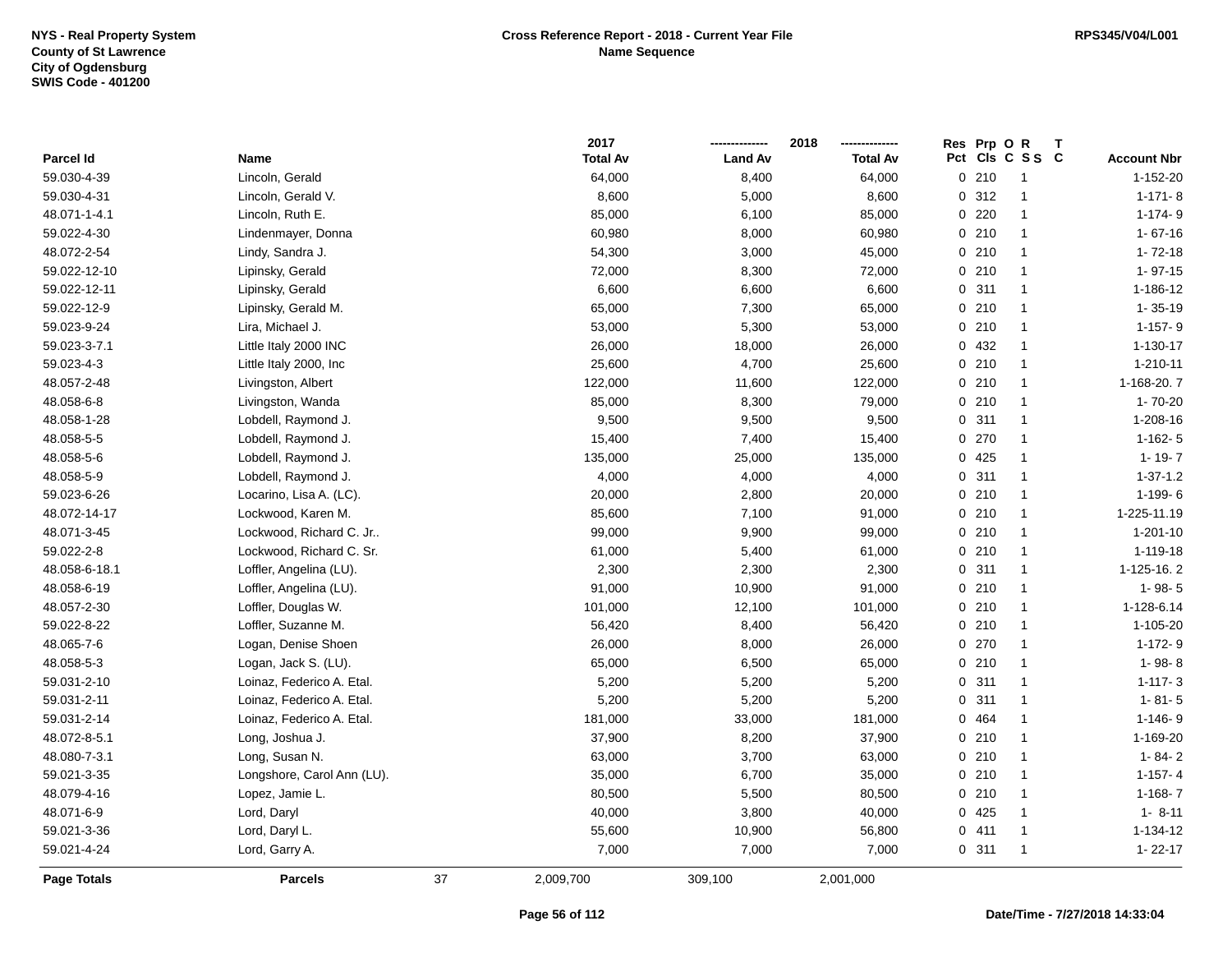NYS - Real Property System
County of St Lawrence
City of Ogdensburg
SWIS Code - 401200

**Cross Reference Report - 2018 - Current Year File**
**Name Sequence**

RPS345/V04/L001

| Parcel Id | Name | 2017 Total Av | 2018 Land Av | 2018 Total Av | Res Pct | Prp Cls | O C | R S S | T C | Account Nbr |
|---|---|---|---|---|---|---|---|---|---|---|
| 59.030-4-39 | Lincoln, Gerald | 64,000 | 8,400 | 64,000 | 0 | 210 | | 1 | | 1-152-20 |
| 59.030-4-31 | Lincoln, Gerald V. | 8,600 | 5,000 | 8,600 | 0 | 312 | | 1 | | 1-171- 8 |
| 48.071-1-4.1 | Lincoln, Ruth E. | 85,000 | 6,100 | 85,000 | 0 | 220 | | 1 | | 1-174- 9 |
| 59.022-4-30 | Lindenmayer, Donna | 60,980 | 8,000 | 60,980 | 0 | 210 | | 1 | | 1- 67-16 |
| 48.072-2-54 | Lindy, Sandra J. | 54,300 | 3,000 | 45,000 | 0 | 210 | | 1 | | 1- 72-18 |
| 59.022-12-10 | Lipinsky, Gerald | 72,000 | 8,300 | 72,000 | 0 | 210 | | 1 | | 1- 97-15 |
| 59.022-12-11 | Lipinsky, Gerald | 6,600 | 6,600 | 6,600 | 0 | 311 | | 1 | | 1-186-12 |
| 59.022-12-9 | Lipinsky, Gerald M. | 65,000 | 7,300 | 65,000 | 0 | 210 | | 1 | | 1- 35-19 |
| 59.023-9-24 | Lira, Michael J. | 53,000 | 5,300 | 53,000 | 0 | 210 | | 1 | | 1-157- 9 |
| 59.023-3-7.1 | Little Italy 2000 INC | 26,000 | 18,000 | 26,000 | 0 | 432 | | 1 | | 1-130-17 |
| 59.023-4-3 | Little Italy 2000, Inc | 25,600 | 4,700 | 25,600 | 0 | 210 | | 1 | | 1-210-11 |
| 48.057-2-48 | Livingston, Albert | 122,000 | 11,600 | 122,000 | 0 | 210 | | 1 | | 1-168-20. 7 |
| 48.058-6-8 | Livingston, Wanda | 85,000 | 8,300 | 79,000 | 0 | 210 | | 1 | | 1- 70-20 |
| 48.058-1-28 | Lobdell, Raymond J. | 9,500 | 9,500 | 9,500 | 0 | 311 | | 1 | | 1-208-16 |
| 48.058-5-5 | Lobdell, Raymond J. | 15,400 | 7,400 | 15,400 | 0 | 270 | | 1 | | 1-162- 5 |
| 48.058-5-6 | Lobdell, Raymond J. | 135,000 | 25,000 | 135,000 | 0 | 425 | | 1 | | 1- 19- 7 |
| 48.058-5-9 | Lobdell, Raymond J. | 4,000 | 4,000 | 4,000 | 0 | 311 | | 1 | | 1-37-1.2 |
| 59.023-6-26 | Locarino, Lisa A. (LC). | 20,000 | 2,800 | 20,000 | 0 | 210 | | 1 | | 1-199- 6 |
| 48.072-14-17 | Lockwood, Karen M. | 85,600 | 7,100 | 91,000 | 0 | 210 | | 1 | | 1-225-11.19 |
| 48.071-3-45 | Lockwood, Richard C. Jr.. | 99,000 | 9,900 | 99,000 | 0 | 210 | | 1 | | 1-201-10 |
| 59.022-2-8 | Lockwood, Richard C. Sr. | 61,000 | 5,400 | 61,000 | 0 | 210 | | 1 | | 1-119-18 |
| 48.058-6-18.1 | Loffler, Angelina (LU). | 2,300 | 2,300 | 2,300 | 0 | 311 | | 1 | | 1-125-16. 2 |
| 48.058-6-19 | Loffler, Angelina (LU). | 91,000 | 10,900 | 91,000 | 0 | 210 | | 1 | | 1- 98- 5 |
| 48.057-2-30 | Loffler, Douglas W. | 101,000 | 12,100 | 101,000 | 0 | 210 | | 1 | | 1-128-6.14 |
| 59.022-8-22 | Loffler, Suzanne M. | 56,420 | 8,400 | 56,420 | 0 | 210 | | 1 | | 1-105-20 |
| 48.065-7-6 | Logan, Denise Shoen | 26,000 | 8,000 | 26,000 | 0 | 270 | | 1 | | 1-172- 9 |
| 48.058-5-3 | Logan, Jack S. (LU). | 65,000 | 6,500 | 65,000 | 0 | 210 | | 1 | | 1- 98- 8 |
| 59.031-2-10 | Loinaz, Federico A. Etal. | 5,200 | 5,200 | 5,200 | 0 | 311 | | 1 | | 1-117- 3 |
| 59.031-2-11 | Loinaz, Federico A. Etal. | 5,200 | 5,200 | 5,200 | 0 | 311 | | 1 | | 1- 81- 5 |
| 59.031-2-14 | Loinaz, Federico A. Etal. | 181,000 | 33,000 | 181,000 | 0 | 464 | | 1 | | 1-146- 9 |
| 48.072-8-5.1 | Long, Joshua J. | 37,900 | 8,200 | 37,900 | 0 | 210 | | 1 | | 1-169-20 |
| 48.080-7-3.1 | Long, Susan N. | 63,000 | 3,700 | 63,000 | 0 | 210 | | 1 | | 1- 84- 2 |
| 59.021-3-35 | Longshore, Carol Ann (LU). | 35,000 | 6,700 | 35,000 | 0 | 210 | | 1 | | 1-157- 4 |
| 48.079-4-16 | Lopez, Jamie L. | 80,500 | 5,500 | 80,500 | 0 | 210 | | 1 | | 1-168- 7 |
| 48.071-6-9 | Lord, Daryl | 40,000 | 3,800 | 40,000 | 0 | 425 | | 1 | | 1- 8-11 |
| 59.021-3-36 | Lord, Daryl L. | 55,600 | 10,900 | 56,800 | 0 | 411 | | 1 | | 1-134-12 |
| 59.021-4-24 | Lord, Garry A. | 7,000 | 7,000 | 7,000 | 0 | 311 | | 1 | | 1- 22-17 |
| **Page Totals** | **Parcels** 37 | 2,009,700 | 309,100 | 2,001,000 | | | | | | |

Date/Time - 7/27/2018 14:33:04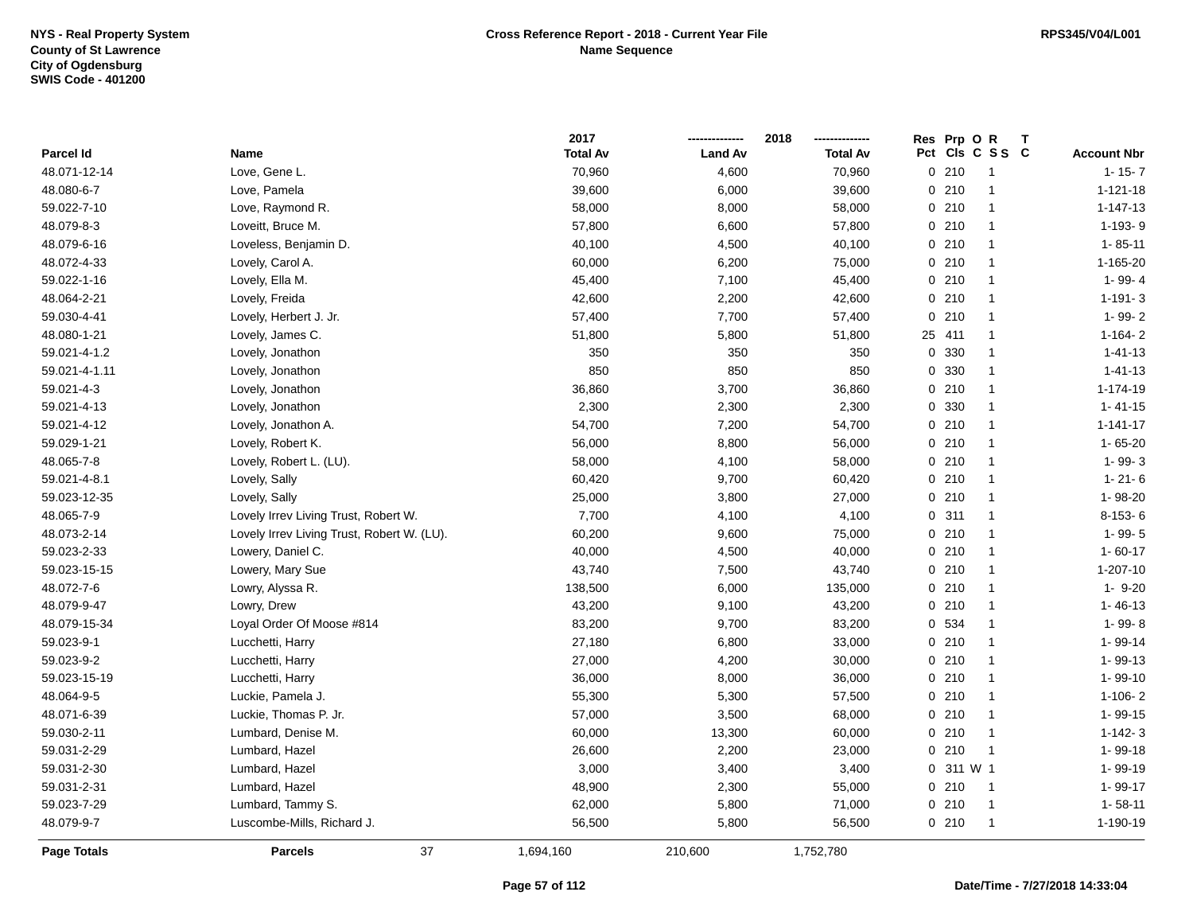NYS - Real Property System
County of St Lawrence
City of Ogdensburg
SWIS Code - 401200

**Cross Reference Report - 2018 - Current Year File**
**Name Sequence**

RPS345/V04/L001

| Parcel Id | Name | 2017 Total Av | 2018 Land Av | 2018 Total Av | Res Pct | Prp Cls | O C | R S S | T C | Account Nbr |
|---|---|---|---|---|---|---|---|---|---|---|
| 48.071-12-14 | Love, Gene L. | 70,960 | 4,600 | 70,960 | 0 | 210 | | 1 | | 1- 15- 7 |
| 48.080-6-7 | Love, Pamela | 39,600 | 6,000 | 39,600 | 0 | 210 | | 1 | | 1-121-18 |
| 59.022-7-10 | Love, Raymond R. | 58,000 | 8,000 | 58,000 | 0 | 210 | | 1 | | 1-147-13 |
| 48.079-8-3 | Loveitt, Bruce M. | 57,800 | 6,600 | 57,800 | 0 | 210 | | 1 | | 1-193- 9 |
| 48.079-6-16 | Loveless, Benjamin D. | 40,100 | 4,500 | 40,100 | 0 | 210 | | 1 | | 1- 85-11 |
| 48.072-4-33 | Lovely, Carol A. | 60,000 | 6,200 | 75,000 | 0 | 210 | | 1 | | 1-165-20 |
| 59.022-1-16 | Lovely, Ella M. | 45,400 | 7,100 | 45,400 | 0 | 210 | | 1 | | 1- 99- 4 |
| 48.064-2-21 | Lovely, Freida | 42,600 | 2,200 | 42,600 | 0 | 210 | | 1 | | 1-191- 3 |
| 59.030-4-41 | Lovely, Herbert J. Jr. | 57,400 | 7,700 | 57,400 | 0 | 210 | | 1 | | 1- 99- 2 |
| 48.080-1-21 | Lovely, James C. | 51,800 | 5,800 | 51,800 | 25 | 411 | | 1 | | 1-164- 2 |
| 59.021-4-1.2 | Lovely, Jonathon | 350 | 350 | 350 | 0 | 330 | | 1 | | 1-41-13 |
| 59.021-4-1.11 | Lovely, Jonathon | 850 | 850 | 850 | 0 | 330 | | 1 | | 1-41-13 |
| 59.021-4-3 | Lovely, Jonathon | 36,860 | 3,700 | 36,860 | 0 | 210 | | 1 | | 1-174-19 |
| 59.021-4-13 | Lovely, Jonathon | 2,300 | 2,300 | 2,300 | 0 | 330 | | 1 | | 1- 41-15 |
| 59.021-4-12 | Lovely, Jonathon A. | 54,700 | 7,200 | 54,700 | 0 | 210 | | 1 | | 1-141-17 |
| 59.029-1-21 | Lovely, Robert K. | 56,000 | 8,800 | 56,000 | 0 | 210 | | 1 | | 1- 65-20 |
| 48.065-7-8 | Lovely, Robert L. (LU). | 58,000 | 4,100 | 58,000 | 0 | 210 | | 1 | | 1- 99- 3 |
| 59.021-4-8.1 | Lovely, Sally | 60,420 | 9,700 | 60,420 | 0 | 210 | | 1 | | 1- 21- 6 |
| 59.023-12-35 | Lovely, Sally | 25,000 | 3,800 | 27,000 | 0 | 210 | | 1 | | 1- 98-20 |
| 48.065-7-9 | Lovely Irrev Living Trust, Robert W. | 7,700 | 4,100 | 4,100 | 0 | 311 | | 1 | | 8-153- 6 |
| 48.073-2-14 | Lovely Irrev Living Trust, Robert W. (LU). | 60,200 | 9,600 | 75,000 | 0 | 210 | | 1 | | 1- 99- 5 |
| 59.023-2-33 | Lowery, Daniel C. | 40,000 | 4,500 | 40,000 | 0 | 210 | | 1 | | 1- 60-17 |
| 59.023-15-15 | Lowery, Mary Sue | 43,740 | 7,500 | 43,740 | 0 | 210 | | 1 | | 1-207-10 |
| 48.072-7-6 | Lowry, Alyssa R. | 138,500 | 6,000 | 135,000 | 0 | 210 | | 1 | | 1- 9-20 |
| 48.079-9-47 | Lowry, Drew | 43,200 | 9,100 | 43,200 | 0 | 210 | | 1 | | 1- 46-13 |
| 48.079-15-34 | Loyal Order Of Moose #814 | 83,200 | 9,700 | 83,200 | 0 | 534 | | 1 | | 1- 99- 8 |
| 59.023-9-1 | Lucchetti, Harry | 27,180 | 6,800 | 33,000 | 0 | 210 | | 1 | | 1- 99-14 |
| 59.023-9-2 | Lucchetti, Harry | 27,000 | 4,200 | 30,000 | 0 | 210 | | 1 | | 1- 99-13 |
| 59.023-15-19 | Lucchetti, Harry | 36,000 | 8,000 | 36,000 | 0 | 210 | | 1 | | 1- 99-10 |
| 48.064-9-5 | Luckie, Pamela J. | 55,300 | 5,300 | 57,500 | 0 | 210 | | 1 | | 1-106- 2 |
| 48.071-6-39 | Luckie, Thomas P. Jr. | 57,000 | 3,500 | 68,000 | 0 | 210 | | 1 | | 1- 99-15 |
| 59.030-2-11 | Lumbard, Denise M. | 60,000 | 13,300 | 60,000 | 0 | 210 | | 1 | | 1-142- 3 |
| 59.031-2-29 | Lumbard, Hazel | 26,600 | 2,200 | 23,000 | 0 | 210 | | 1 | | 1- 99-18 |
| 59.031-2-30 | Lumbard, Hazel | 3,000 | 3,400 | 3,400 | 0 | 311 | W | 1 | | 1- 99-19 |
| 59.031-2-31 | Lumbard, Hazel | 48,900 | 2,300 | 55,000 | 0 | 210 | | 1 | | 1- 99-17 |
| 59.023-7-29 | Lumbard, Tammy S. | 62,000 | 5,800 | 71,000 | 0 | 210 | | 1 | | 1- 58-11 |
| 48.079-9-7 | Luscombe-Mills, Richard J. | 56,500 | 5,800 | 56,500 | 0 | 210 | | 1 | | 1-190-19 |
| **Page Totals** | **Parcels** 37 | 1,694,160 | 210,600 | 1,752,780 | | | | | | |

Date/Time - 7/27/2018 14:33:04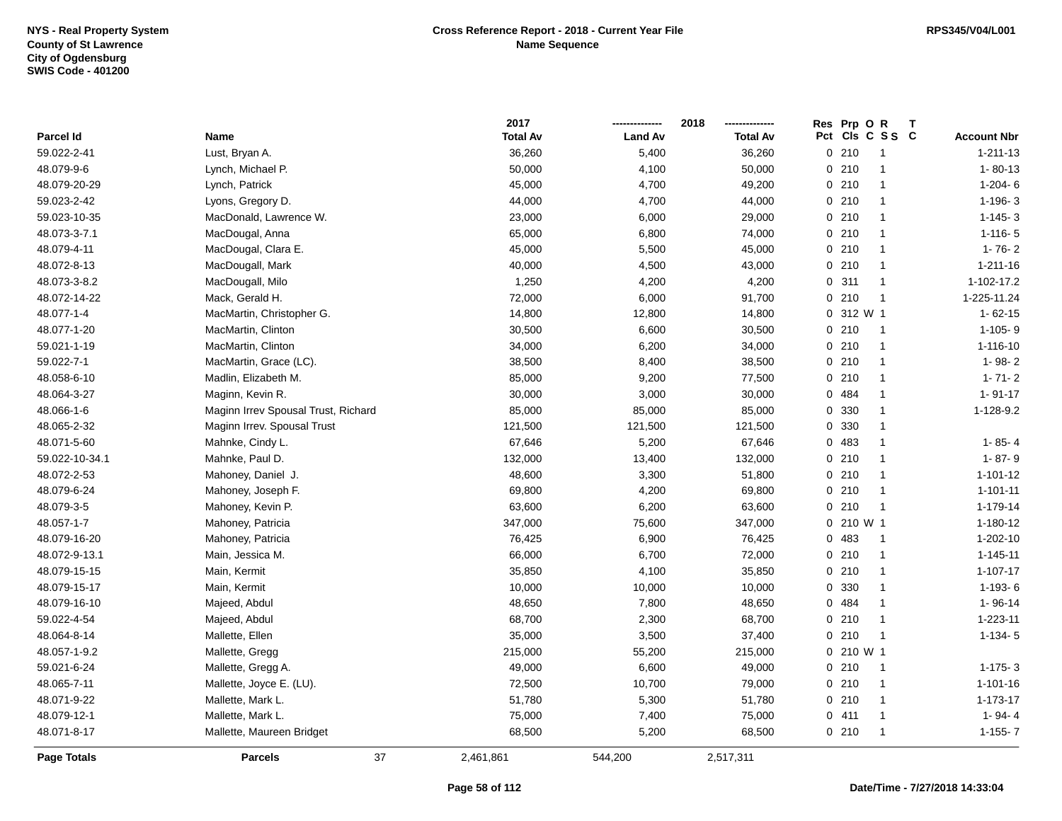NYS - Real Property System
County of St Lawrence
City of Ogdensburg
SWIS Code - 401200

**Cross Reference Report - 2018 - Current Year File**
**Name Sequence**

RPS345/V04/L001

| Parcel Id | Name | 2017 Total Av | 2018 Land Av | 2018 Total Av | Res Pct | Prp Cls | O C | R S S | T C | Account Nbr |
|---|---|---|---|---|---|---|---|---|---|---|
| 59.022-2-41 | Lust, Bryan A. | 36,260 | 5,400 | 36,260 | 0 | 210 | | 1 | | 1-211-13 |
| 48.079-9-6 | Lynch, Michael P. | 50,000 | 4,100 | 50,000 | 0 | 210 | | 1 | | 1- 80-13 |
| 48.079-20-29 | Lynch, Patrick | 45,000 | 4,700 | 49,200 | 0 | 210 | | 1 | | 1-204- 6 |
| 59.023-2-42 | Lyons, Gregory D. | 44,000 | 4,700 | 44,000 | 0 | 210 | | 1 | | 1-196- 3 |
| 59.023-10-35 | MacDonald, Lawrence W. | 23,000 | 6,000 | 29,000 | 0 | 210 | | 1 | | 1-145- 3 |
| 48.073-3-7.1 | MacDougal, Anna | 65,000 | 6,800 | 74,000 | 0 | 210 | | 1 | | 1-116- 5 |
| 48.079-4-11 | MacDougal, Clara E. | 45,000 | 5,500 | 45,000 | 0 | 210 | | 1 | | 1- 76- 2 |
| 48.072-8-13 | MacDougall, Mark | 40,000 | 4,500 | 43,000 | 0 | 210 | | 1 | | 1-211-16 |
| 48.073-3-8.2 | MacDougall, Milo | 1,250 | 4,200 | 4,200 | 0 | 311 | | 1 | | 1-102-17.2 |
| 48.072-14-22 | Mack, Gerald H. | 72,000 | 6,000 | 91,700 | 0 | 210 | | 1 | | 1-225-11.24 |
| 48.077-1-4 | MacMartin, Christopher G. | 14,800 | 12,800 | 14,800 | 0 | 312 | W | 1 | | 1- 62-15 |
| 48.077-1-20 | MacMartin, Clinton | 30,500 | 6,600 | 30,500 | 0 | 210 | | 1 | | 1-105- 9 |
| 59.021-1-19 | MacMartin, Clinton | 34,000 | 6,200 | 34,000 | 0 | 210 | | 1 | | 1-116-10 |
| 59.022-7-1 | MacMartin, Grace (LC). | 38,500 | 8,400 | 38,500 | 0 | 210 | | 1 | | 1- 98- 2 |
| 48.058-6-10 | Madlin, Elizabeth M. | 85,000 | 9,200 | 77,500 | 0 | 210 | | 1 | | 1- 71- 2 |
| 48.064-3-27 | Maginn, Kevin R. | 30,000 | 3,000 | 30,000 | 0 | 484 | | 1 | | 1- 91-17 |
| 48.066-1-6 | Maginn Irrev Spousal Trust, Richard | 85,000 | 85,000 | 85,000 | 0 | 330 | | 1 | | 1-128-9.2 |
| 48.065-2-32 | Maginn Irrev. Spousal Trust | 121,500 | 121,500 | 121,500 | 0 | 330 | | 1 | | |
| 48.071-5-60 | Mahnke, Cindy L. | 67,646 | 5,200 | 67,646 | 0 | 483 | | 1 | | 1- 85- 4 |
| 59.022-10-34.1 | Mahnke, Paul D. | 132,000 | 13,400 | 132,000 | 0 | 210 | | 1 | | 1- 87- 9 |
| 48.072-2-53 | Mahoney, Daniel J. | 48,600 | 3,300 | 51,800 | 0 | 210 | | 1 | | 1-101-12 |
| 48.079-6-24 | Mahoney, Joseph F. | 69,800 | 4,200 | 69,800 | 0 | 210 | | 1 | | 1-101-11 |
| 48.079-3-5 | Mahoney, Kevin P. | 63,600 | 6,200 | 63,600 | 0 | 210 | | 1 | | 1-179-14 |
| 48.057-1-7 | Mahoney, Patricia | 347,000 | 75,600 | 347,000 | 0 | 210 | W | 1 | | 1-180-12 |
| 48.079-16-20 | Mahoney, Patricia | 76,425 | 6,900 | 76,425 | 0 | 483 | | 1 | | 1-202-10 |
| 48.072-9-13.1 | Main, Jessica M. | 66,000 | 6,700 | 72,000 | 0 | 210 | | 1 | | 1-145-11 |
| 48.079-15-15 | Main, Kermit | 35,850 | 4,100 | 35,850 | 0 | 210 | | 1 | | 1-107-17 |
| 48.079-15-17 | Main, Kermit | 10,000 | 10,000 | 10,000 | 0 | 330 | | 1 | | 1-193- 6 |
| 48.079-16-10 | Majeed, Abdul | 48,650 | 7,800 | 48,650 | 0 | 484 | | 1 | | 1- 96-14 |
| 59.022-4-54 | Majeed, Abdul | 68,700 | 2,300 | 68,700 | 0 | 210 | | 1 | | 1-223-11 |
| 48.064-8-14 | Mallette, Ellen | 35,000 | 3,500 | 37,400 | 0 | 210 | | 1 | | 1-134- 5 |
| 48.057-1-9.2 | Mallette, Gregg | 215,000 | 55,200 | 215,000 | 0 | 210 | W | 1 | | |
| 59.021-6-24 | Mallette, Gregg A. | 49,000 | 6,600 | 49,000 | 0 | 210 | | 1 | | 1-175- 3 |
| 48.065-7-11 | Mallette, Joyce E. (LU). | 72,500 | 10,700 | 79,000 | 0 | 210 | | 1 | | 1-101-16 |
| 48.071-9-22 | Mallette, Mark L. | 51,780 | 5,300 | 51,780 | 0 | 210 | | 1 | | 1-173-17 |
| 48.079-12-1 | Mallette, Mark L. | 75,000 | 7,400 | 75,000 | 0 | 411 | | 1 | | 1- 94- 4 |
| 48.071-8-17 | Mallette, Maureen Bridget | 68,500 | 5,200 | 68,500 | 0 | 210 | | 1 | | 1-155- 7 |
| **Page Totals** | **Parcels** 37 | 2,461,861 | 544,200 | 2,517,311 | | | | | | |

Date/Time - 7/27/2018 14:33:04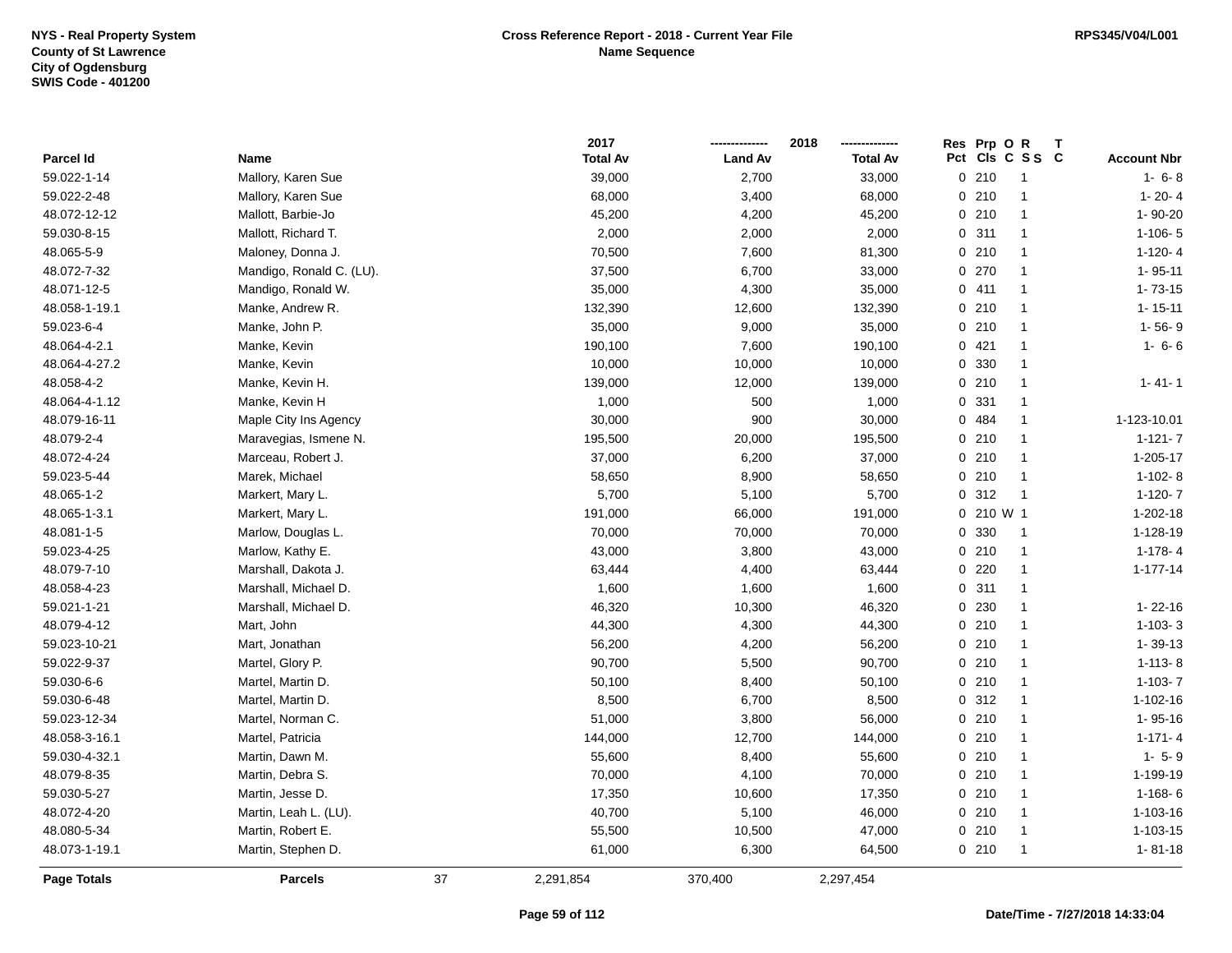NYS - Real Property System
County of St Lawrence
City of Ogdensburg
SWIS Code - 401200

**Cross Reference Report - 2018 - Current Year File**
**Name Sequence**

RPS345/V04/L001

| Parcel Id | Name | 2017 Total Av | 2018 Land Av | 2018 Total Av | Res Pct | Prp Cls | O C | R S S | T C | Account Nbr |
|---|---|---|---|---|---|---|---|---|---|---|
| 59.022-1-14 | Mallory, Karen Sue | 39,000 | 2,700 | 33,000 | 0 | 210 | | 1 | | 1- 6- 8 |
| 59.022-2-48 | Mallory, Karen Sue | 68,000 | 3,400 | 68,000 | 0 | 210 | | 1 | | 1- 20- 4 |
| 48.072-12-12 | Mallott, Barbie-Jo | 45,200 | 4,200 | 45,200 | 0 | 210 | | 1 | | 1- 90-20 |
| 59.030-8-15 | Mallott, Richard T. | 2,000 | 2,000 | 2,000 | 0 | 311 | | 1 | | 1-106- 5 |
| 48.065-5-9 | Maloney, Donna J. | 70,500 | 7,600 | 81,300 | 0 | 210 | | 1 | | 1-120- 4 |
| 48.072-7-32 | Mandigo, Ronald C. (LU). | 37,500 | 6,700 | 33,000 | 0 | 270 | | 1 | | 1- 95-11 |
| 48.071-12-5 | Mandigo, Ronald W. | 35,000 | 4,300 | 35,000 | 0 | 411 | | 1 | | 1- 73-15 |
| 48.058-1-19.1 | Manke, Andrew R. | 132,390 | 12,600 | 132,390 | 0 | 210 | | 1 | | 1- 15-11 |
| 59.023-6-4 | Manke, John P. | 35,000 | 9,000 | 35,000 | 0 | 210 | | 1 | | 1- 56- 9 |
| 48.064-4-2.1 | Manke, Kevin | 190,100 | 7,600 | 190,100 | 0 | 421 | | 1 | | 1- 6- 6 |
| 48.064-4-27.2 | Manke, Kevin | 10,000 | 10,000 | 10,000 | 0 | 330 | | 1 | | |
| 48.058-4-2 | Manke, Kevin H. | 139,000 | 12,000 | 139,000 | 0 | 210 | | 1 | | 1- 41- 1 |
| 48.064-4-1.12 | Manke, Kevin H | 1,000 | 500 | 1,000 | 0 | 331 | | 1 | | |
| 48.079-16-11 | Maple City Ins Agency | 30,000 | 900 | 30,000 | 0 | 484 | | 1 | | 1-123-10.01 |
| 48.079-2-4 | Maravegias, Ismene N. | 195,500 | 20,000 | 195,500 | 0 | 210 | | 1 | | 1-121- 7 |
| 48.072-4-24 | Marceau, Robert J. | 37,000 | 6,200 | 37,000 | 0 | 210 | | 1 | | 1-205-17 |
| 59.023-5-44 | Marek, Michael | 58,650 | 8,900 | 58,650 | 0 | 210 | | 1 | | 1-102- 8 |
| 48.065-1-2 | Markert, Mary L. | 5,700 | 5,100 | 5,700 | 0 | 312 | | 1 | | 1-120- 7 |
| 48.065-1-3.1 | Markert, Mary L. | 191,000 | 66,000 | 191,000 | 0 | 210 | W | 1 | | 1-202-18 |
| 48.081-1-5 | Marlow, Douglas L. | 70,000 | 70,000 | 70,000 | 0 | 330 | | 1 | | 1-128-19 |
| 59.023-4-25 | Marlow, Kathy E. | 43,000 | 3,800 | 43,000 | 0 | 210 | | 1 | | 1-178- 4 |
| 48.079-7-10 | Marshall, Dakota J. | 63,444 | 4,400 | 63,444 | 0 | 220 | | 1 | | 1-177-14 |
| 48.058-4-23 | Marshall, Michael D. | 1,600 | 1,600 | 1,600 | 0 | 311 | | 1 | | |
| 59.021-1-21 | Marshall, Michael D. | 46,320 | 10,300 | 46,320 | 0 | 230 | | 1 | | 1- 22-16 |
| 48.079-4-12 | Mart, John | 44,300 | 4,300 | 44,300 | 0 | 210 | | 1 | | 1-103- 3 |
| 59.023-10-21 | Mart, Jonathan | 56,200 | 4,200 | 56,200 | 0 | 210 | | 1 | | 1- 39-13 |
| 59.022-9-37 | Martel, Glory P. | 90,700 | 5,500 | 90,700 | 0 | 210 | | 1 | | 1-113- 8 |
| 59.030-6-6 | Martel, Martin D. | 50,100 | 8,400 | 50,100 | 0 | 210 | | 1 | | 1-103- 7 |
| 59.030-6-48 | Martel, Martin D. | 8,500 | 6,700 | 8,500 | 0 | 312 | | 1 | | 1-102-16 |
| 59.023-12-34 | Martel, Norman C. | 51,000 | 3,800 | 56,000 | 0 | 210 | | 1 | | 1- 95-16 |
| 48.058-3-16.1 | Martel, Patricia | 144,000 | 12,700 | 144,000 | 0 | 210 | | 1 | | 1-171- 4 |
| 59.030-4-32.1 | Martin, Dawn M. | 55,600 | 8,400 | 55,600 | 0 | 210 | | 1 | | 1- 5- 9 |
| 48.079-8-35 | Martin, Debra S. | 70,000 | 4,100 | 70,000 | 0 | 210 | | 1 | | 1-199-19 |
| 59.030-5-27 | Martin, Jesse D. | 17,350 | 10,600 | 17,350 | 0 | 210 | | 1 | | 1-168- 6 |
| 48.072-4-20 | Martin, Leah L. (LU). | 40,700 | 5,100 | 46,000 | 0 | 210 | | 1 | | 1-103-16 |
| 48.080-5-34 | Martin, Robert E. | 55,500 | 10,500 | 47,000 | 0 | 210 | | 1 | | 1-103-15 |
| 48.073-1-19.1 | Martin, Stephen D. | 61,000 | 6,300 | 64,500 | 0 | 210 | | 1 | | 1- 81-18 |
| **Page Totals** | **Parcels** 37 | 2,291,854 | 370,400 | 2,297,454 | | | | | | |

Date/Time - 7/27/2018 14:33:04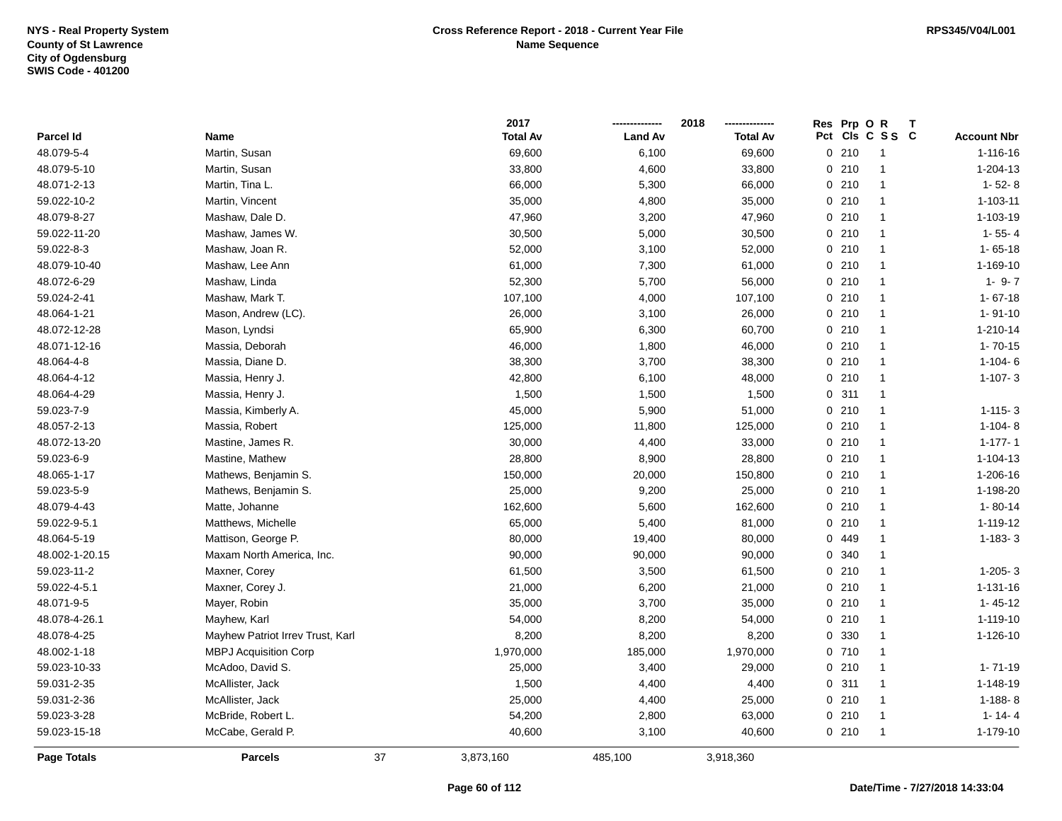**NYS - Real Property System**
**County of St Lawrence**
**City of Ogdensburg**
**SWIS Code - 401200**

**Cross Reference Report - 2018 - Current Year File**
**Name Sequence**

**RPS345/V04/L001**

| Parcel Id | Name | 2017 Total Av | 2018 Land Av | 2018 Total Av | Res Pct | Prp Cls | O C | R S S | T C | Account Nbr |
|---|---|---|---|---|---|---|---|---|---|---|
| 48.079-5-4 | Martin, Susan | 69,600 | 6,100 | 69,600 | 0 | 210 | | 1 | | 1-116-16 |
| 48.079-5-10 | Martin, Susan | 33,800 | 4,600 | 33,800 | 0 | 210 | | 1 | | 1-204-13 |
| 48.071-2-13 | Martin, Tina L. | 66,000 | 5,300 | 66,000 | 0 | 210 | | 1 | | 1- 52- 8 |
| 59.022-10-2 | Martin, Vincent | 35,000 | 4,800 | 35,000 | 0 | 210 | | 1 | | 1-103-11 |
| 48.079-8-27 | Mashaw, Dale D. | 47,960 | 3,200 | 47,960 | 0 | 210 | | 1 | | 1-103-19 |
| 59.022-11-20 | Mashaw, James W. | 30,500 | 5,000 | 30,500 | 0 | 210 | | 1 | | 1- 55- 4 |
| 59.022-8-3 | Mashaw, Joan R. | 52,000 | 3,100 | 52,000 | 0 | 210 | | 1 | | 1- 65-18 |
| 48.079-10-40 | Mashaw, Lee Ann | 61,000 | 7,300 | 61,000 | 0 | 210 | | 1 | | 1-169-10 |
| 48.072-6-29 | Mashaw, Linda | 52,300 | 5,700 | 56,000 | 0 | 210 | | 1 | | 1- 9- 7 |
| 59.024-2-41 | Mashaw, Mark T. | 107,100 | 4,000 | 107,100 | 0 | 210 | | 1 | | 1- 67-18 |
| 48.064-1-21 | Mason, Andrew (LC). | 26,000 | 3,100 | 26,000 | 0 | 210 | | 1 | | 1- 91-10 |
| 48.072-12-28 | Mason, Lyndsi | 65,900 | 6,300 | 60,700 | 0 | 210 | | 1 | | 1-210-14 |
| 48.071-12-16 | Massia, Deborah | 46,000 | 1,800 | 46,000 | 0 | 210 | | 1 | | 1- 70-15 |
| 48.064-4-8 | Massia, Diane D. | 38,300 | 3,700 | 38,300 | 0 | 210 | | 1 | | 1-104- 6 |
| 48.064-4-12 | Massia, Henry J. | 42,800 | 6,100 | 48,000 | 0 | 210 | | 1 | | 1-107- 3 |
| 48.064-4-29 | Massia, Henry J. | 1,500 | 1,500 | 1,500 | 0 | 311 | | 1 | | |
| 59.023-7-9 | Massia, Kimberly A. | 45,000 | 5,900 | 51,000 | 0 | 210 | | 1 | | 1-115- 3 |
| 48.057-2-13 | Massia, Robert | 125,000 | 11,800 | 125,000 | 0 | 210 | | 1 | | 1-104- 8 |
| 48.072-13-20 | Mastine, James R. | 30,000 | 4,400 | 33,000 | 0 | 210 | | 1 | | 1-177- 1 |
| 59.023-6-9 | Mastine, Mathew | 28,800 | 8,900 | 28,800 | 0 | 210 | | 1 | | 1-104-13 |
| 48.065-1-17 | Mathews, Benjamin S. | 150,000 | 20,000 | 150,800 | 0 | 210 | | 1 | | 1-206-16 |
| 59.023-5-9 | Mathews, Benjamin S. | 25,000 | 9,200 | 25,000 | 0 | 210 | | 1 | | 1-198-20 |
| 48.079-4-43 | Matte, Johanne | 162,600 | 5,600 | 162,600 | 0 | 210 | | 1 | | 1- 80-14 |
| 59.022-9-5.1 | Matthews, Michelle | 65,000 | 5,400 | 81,000 | 0 | 210 | | 1 | | 1-119-12 |
| 48.064-5-19 | Mattison, George P. | 80,000 | 19,400 | 80,000 | 0 | 449 | | 1 | | 1-183- 3 |
| 48.002-1-20.15 | Maxam North America, Inc. | 90,000 | 90,000 | 90,000 | 0 | 340 | | 1 | | |
| 59.023-11-2 | Maxner, Corey | 61,500 | 3,500 | 61,500 | 0 | 210 | | 1 | | 1-205- 3 |
| 59.022-4-5.1 | Maxner, Corey J. | 21,000 | 6,200 | 21,000 | 0 | 210 | | 1 | | 1-131-16 |
| 48.071-9-5 | Mayer, Robin | 35,000 | 3,700 | 35,000 | 0 | 210 | | 1 | | 1- 45-12 |
| 48.078-4-26.1 | Mayhew, Karl | 54,000 | 8,200 | 54,000 | 0 | 210 | | 1 | | 1-119-10 |
| 48.078-4-25 | Mayhew Patriot Irrev Trust, Karl | 8,200 | 8,200 | 8,200 | 0 | 330 | | 1 | | 1-126-10 |
| 48.002-1-18 | MBPJ Acquisition Corp | 1,970,000 | 185,000 | 1,970,000 | 0 | 710 | | 1 | | |
| 59.023-10-33 | McAdoo, David S. | 25,000 | 3,400 | 29,000 | 0 | 210 | | 1 | | 1- 71-19 |
| 59.031-2-35 | McAllister, Jack | 1,500 | 4,400 | 4,400 | 0 | 311 | | 1 | | 1-148-19 |
| 59.031-2-36 | McAllister, Jack | 25,000 | 4,400 | 25,000 | 0 | 210 | | 1 | | 1-188- 8 |
| 59.023-3-28 | McBride, Robert L. | 54,200 | 2,800 | 63,000 | 0 | 210 | | 1 | | 1- 14- 4 |
| 59.023-15-18 | McCabe, Gerald P. | 40,600 | 3,100 | 40,600 | 0 | 210 | | 1 | | 1-179-10 |
| **Page Totals** | **Parcels** 37 | 3,873,160 | 485,100 | 3,918,360 | | | | | | |

**Date/Time - 7/27/2018 14:33:04**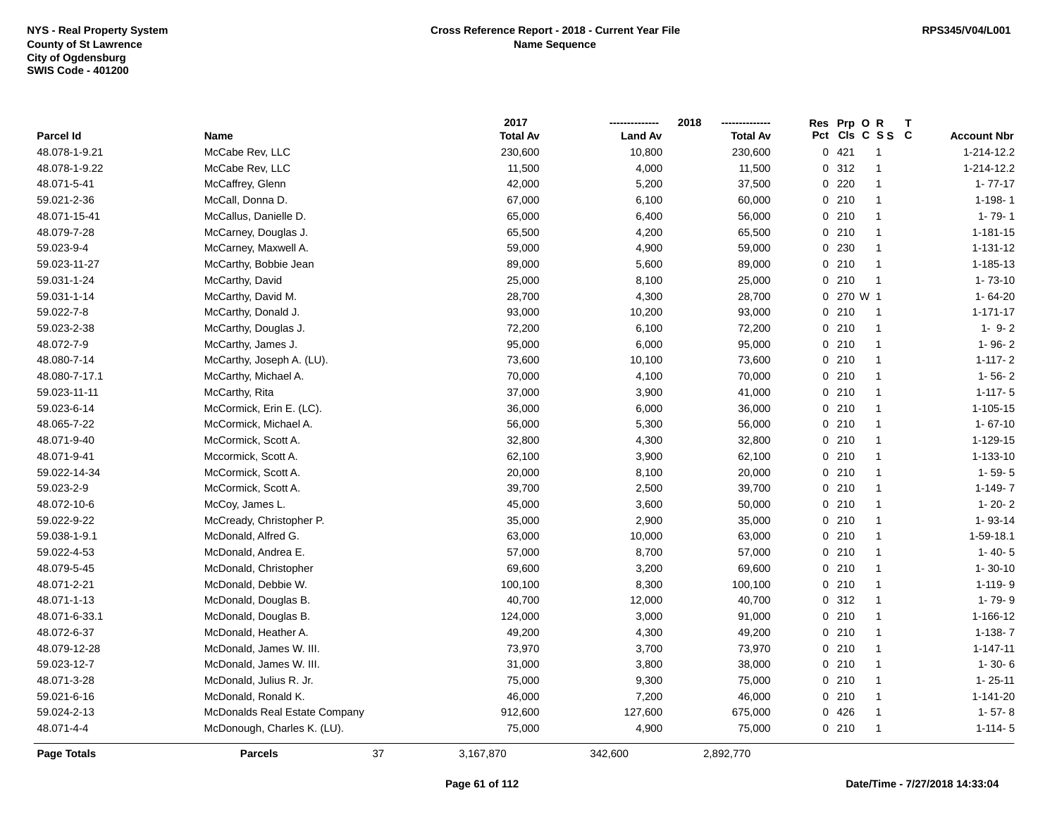NYS - Real Property System
County of St Lawrence
City of Ogdensburg
SWIS Code - 401200

**Cross Reference Report - 2018 - Current Year File**
**Name Sequence**

RPS345/V04/L001

| Parcel Id | Name | 2017 Total Av | 2018 Land Av | 2018 Total Av | Res Pct | Prp Cls | O C | R S S | T C | Account Nbr |
|---|---|---|---|---|---|---|---|---|---|---|
| 48.078-1-9.21 | McCabe Rev, LLC | 230,600 | 10,800 | 230,600 | 0 | 421 | | 1 | | 1-214-12.2 |
| 48.078-1-9.22 | McCabe Rev, LLC | 11,500 | 4,000 | 11,500 | 0 | 312 | | 1 | | 1-214-12.2 |
| 48.071-5-41 | McCaffrey, Glenn | 42,000 | 5,200 | 37,500 | 0 | 220 | | 1 | | 1- 77-17 |
| 59.021-2-36 | McCall, Donna D. | 67,000 | 6,100 | 60,000 | 0 | 210 | | 1 | | 1-198- 1 |
| 48.071-15-41 | McCallus, Danielle D. | 65,000 | 6,400 | 56,000 | 0 | 210 | | 1 | | 1- 79- 1 |
| 48.079-7-28 | McCarney, Douglas J. | 65,500 | 4,200 | 65,500 | 0 | 210 | | 1 | | 1-181-15 |
| 59.023-9-4 | McCarney, Maxwell A. | 59,000 | 4,900 | 59,000 | 0 | 230 | | 1 | | 1-131-12 |
| 59.023-11-27 | McCarthy, Bobbie Jean | 89,000 | 5,600 | 89,000 | 0 | 210 | | 1 | | 1-185-13 |
| 59.031-1-24 | McCarthy, David | 25,000 | 8,100 | 25,000 | 0 | 210 | | 1 | | 1- 73-10 |
| 59.031-1-14 | McCarthy, David M. | 28,700 | 4,300 | 28,700 | 0 | 270 | W | 1 | | 1- 64-20 |
| 59.022-7-8 | McCarthy, Donald J. | 93,000 | 10,200 | 93,000 | 0 | 210 | | 1 | | 1-171-17 |
| 59.023-2-38 | McCarthy, Douglas J. | 72,200 | 6,100 | 72,200 | 0 | 210 | | 1 | | 1- 9- 2 |
| 48.072-7-9 | McCarthy, James J. | 95,000 | 6,000 | 95,000 | 0 | 210 | | 1 | | 1- 96- 2 |
| 48.080-7-14 | McCarthy, Joseph A. (LU). | 73,600 | 10,100 | 73,600 | 0 | 210 | | 1 | | 1-117- 2 |
| 48.080-7-17.1 | McCarthy, Michael A. | 70,000 | 4,100 | 70,000 | 0 | 210 | | 1 | | 1- 56- 2 |
| 59.023-11-11 | McCarthy, Rita | 37,000 | 3,900 | 41,000 | 0 | 210 | | 1 | | 1-117- 5 |
| 59.023-6-14 | McCormick, Erin E. (LC). | 36,000 | 6,000 | 36,000 | 0 | 210 | | 1 | | 1-105-15 |
| 48.065-7-22 | McCormick, Michael A. | 56,000 | 5,300 | 56,000 | 0 | 210 | | 1 | | 1- 67-10 |
| 48.071-9-40 | McCormick, Scott A. | 32,800 | 4,300 | 32,800 | 0 | 210 | | 1 | | 1-129-15 |
| 48.071-9-41 | Mccormick, Scott A. | 62,100 | 3,900 | 62,100 | 0 | 210 | | 1 | | 1-133-10 |
| 59.022-14-34 | McCormick, Scott A. | 20,000 | 8,100 | 20,000 | 0 | 210 | | 1 | | 1- 59- 5 |
| 59.023-2-9 | McCormick, Scott A. | 39,700 | 2,500 | 39,700 | 0 | 210 | | 1 | | 1-149- 7 |
| 48.072-10-6 | McCoy, James L. | 45,000 | 3,600 | 50,000 | 0 | 210 | | 1 | | 1- 20- 2 |
| 59.022-9-22 | McCready, Christopher P. | 35,000 | 2,900 | 35,000 | 0 | 210 | | 1 | | 1- 93-14 |
| 59.038-1-9.1 | McDonald, Alfred G. | 63,000 | 10,000 | 63,000 | 0 | 210 | | 1 | | 1-59-18.1 |
| 59.022-4-53 | McDonald, Andrea E. | 57,000 | 8,700 | 57,000 | 0 | 210 | | 1 | | 1- 40- 5 |
| 48.079-5-45 | McDonald, Christopher | 69,600 | 3,200 | 69,600 | 0 | 210 | | 1 | | 1- 30-10 |
| 48.071-2-21 | McDonald, Debbie W. | 100,100 | 8,300 | 100,100 | 0 | 210 | | 1 | | 1-119- 9 |
| 48.071-1-13 | McDonald, Douglas B. | 40,700 | 12,000 | 40,700 | 0 | 312 | | 1 | | 1- 79- 9 |
| 48.071-6-33.1 | McDonald, Douglas B. | 124,000 | 3,000 | 91,000 | 0 | 210 | | 1 | | 1-166-12 |
| 48.072-6-37 | McDonald, Heather A. | 49,200 | 4,300 | 49,200 | 0 | 210 | | 1 | | 1-138- 7 |
| 48.079-12-28 | McDonald, James W. III. | 73,970 | 3,700 | 73,970 | 0 | 210 | | 1 | | 1-147-11 |
| 59.023-12-7 | McDonald, James W. III. | 31,000 | 3,800 | 38,000 | 0 | 210 | | 1 | | 1- 30- 6 |
| 48.071-3-28 | McDonald, Julius R. Jr. | 75,000 | 9,300 | 75,000 | 0 | 210 | | 1 | | 1- 25-11 |
| 59.021-6-16 | McDonald, Ronald K. | 46,000 | 7,200 | 46,000 | 0 | 210 | | 1 | | 1-141-20 |
| 59.024-2-13 | McDonalds Real Estate Company | 912,600 | 127,600 | 675,000 | 0 | 426 | | 1 | | 1- 57- 8 |
| 48.071-4-4 | McDonough, Charles K. (LU). | 75,000 | 4,900 | 75,000 | 0 | 210 | | 1 | | 1-114- 5 |
| **Page Totals** | **Parcels** 37 | 3,167,870 | 342,600 | 2,892,770 | | | | | | |

Date/Time - 7/27/2018 14:33:04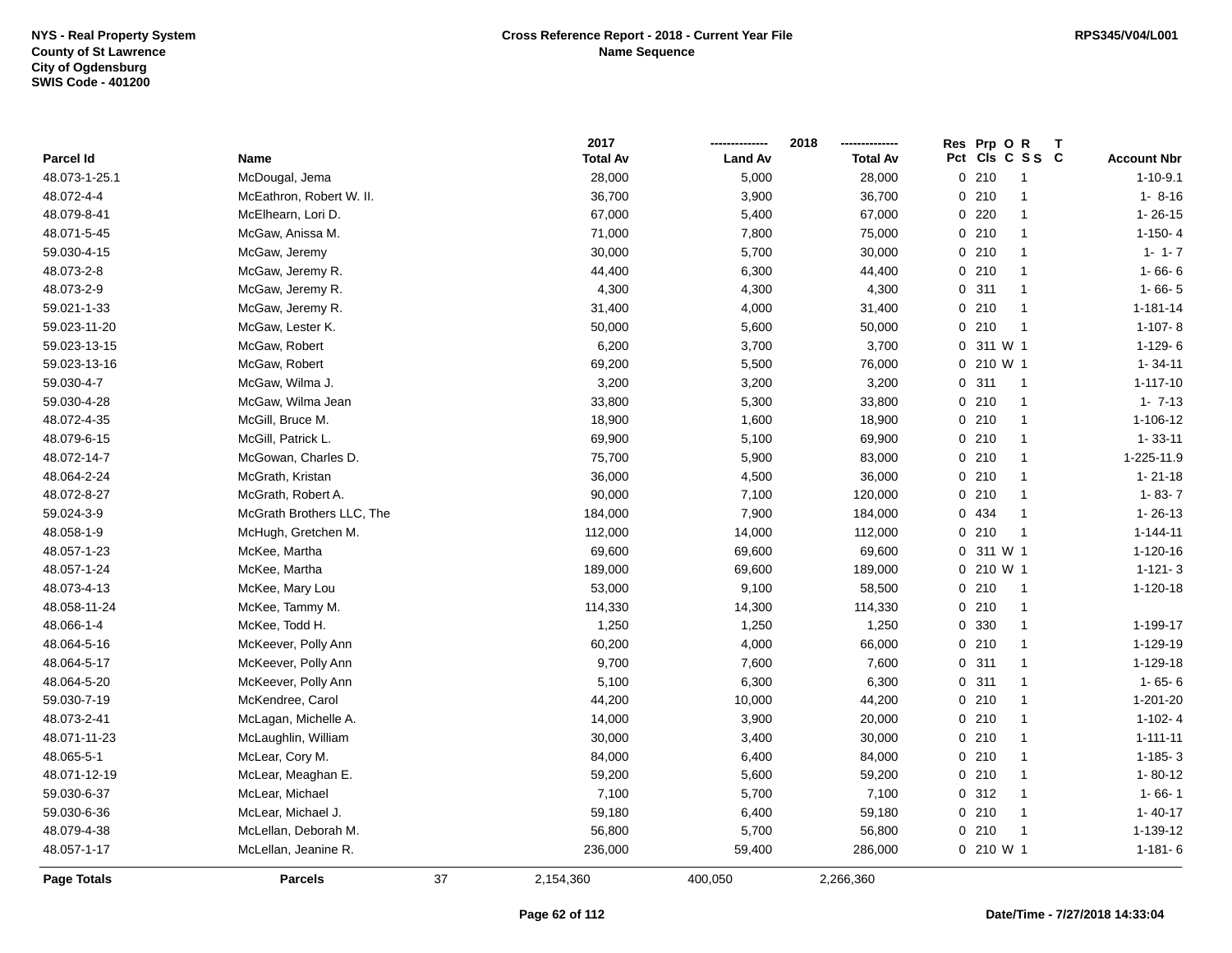NYS - Real Property System
County of St Lawrence
City of Ogdensburg
SWIS Code - 401200

**Cross Reference Report - 2018 - Current Year File**
**Name Sequence**

RPS345/V04/L001

| Parcel Id | Name | 2017 Total Av | 2018 Land Av | 2018 Total Av | Res Pct | Prp Cls | O C | R S S | T C | Account Nbr |
|---|---|---|---|---|---|---|---|---|---|---|
| 48.073-1-25.1 | McDougal, Jema | 28,000 | 5,000 | 28,000 | 0 | 210 | | 1 | | 1-10-9.1 |
| 48.072-4-4 | McEathron, Robert W. II. | 36,700 | 3,900 | 36,700 | 0 | 210 | | 1 | | 1- 8-16 |
| 48.079-8-41 | McElhearn, Lori D. | 67,000 | 5,400 | 67,000 | 0 | 220 | | 1 | | 1- 26-15 |
| 48.071-5-45 | McGaw, Anissa M. | 71,000 | 7,800 | 75,000 | 0 | 210 | | 1 | | 1-150- 4 |
| 59.030-4-15 | McGaw, Jeremy | 30,000 | 5,700 | 30,000 | 0 | 210 | | 1 | | 1- 1- 7 |
| 48.073-2-8 | McGaw, Jeremy R. | 44,400 | 6,300 | 44,400 | 0 | 210 | | 1 | | 1- 66- 6 |
| 48.073-2-9 | McGaw, Jeremy R. | 4,300 | 4,300 | 4,300 | 0 | 311 | | 1 | | 1- 66- 5 |
| 59.021-1-33 | McGaw, Jeremy R. | 31,400 | 4,000 | 31,400 | 0 | 210 | | 1 | | 1-181-14 |
| 59.023-11-20 | McGaw, Lester K. | 50,000 | 5,600 | 50,000 | 0 | 210 | | 1 | | 1-107- 8 |
| 59.023-13-15 | McGaw, Robert | 6,200 | 3,700 | 3,700 | 0 | 311 | W | 1 | | 1-129- 6 |
| 59.023-13-16 | McGaw, Robert | 69,200 | 5,500 | 76,000 | 0 | 210 | W | 1 | | 1- 34-11 |
| 59.030-4-7 | McGaw, Wilma J. | 3,200 | 3,200 | 3,200 | 0 | 311 | | 1 | | 1-117-10 |
| 59.030-4-28 | McGaw, Wilma Jean | 33,800 | 5,300 | 33,800 | 0 | 210 | | 1 | | 1- 7-13 |
| 48.072-4-35 | McGill, Bruce M. | 18,900 | 1,600 | 18,900 | 0 | 210 | | 1 | | 1-106-12 |
| 48.079-6-15 | McGill, Patrick L. | 69,900 | 5,100 | 69,900 | 0 | 210 | | 1 | | 1- 33-11 |
| 48.072-14-7 | McGowan, Charles D. | 75,700 | 5,900 | 83,000 | 0 | 210 | | 1 | | 1-225-11.9 |
| 48.064-2-24 | McGrath, Kristan | 36,000 | 4,500 | 36,000 | 0 | 210 | | 1 | | 1- 21-18 |
| 48.072-8-27 | McGrath, Robert A. | 90,000 | 7,100 | 120,000 | 0 | 210 | | 1 | | 1- 83- 7 |
| 59.024-3-9 | McGrath Brothers LLC, The | 184,000 | 7,900 | 184,000 | 0 | 434 | | 1 | | 1- 26-13 |
| 48.058-1-9 | McHugh, Gretchen M. | 112,000 | 14,000 | 112,000 | 0 | 210 | | 1 | | 1-144-11 |
| 48.057-1-23 | McKee, Martha | 69,600 | 69,600 | 69,600 | 0 | 311 | W | 1 | | 1-120-16 |
| 48.057-1-24 | McKee, Martha | 189,000 | 69,600 | 189,000 | 0 | 210 | W | 1 | | 1-121- 3 |
| 48.073-4-13 | McKee, Mary Lou | 53,000 | 9,100 | 58,500 | 0 | 210 | | 1 | | 1-120-18 |
| 48.058-11-24 | McKee, Tammy M. | 114,330 | 14,300 | 114,330 | 0 | 210 | | 1 | | |
| 48.066-1-4 | McKee, Todd H. | 1,250 | 1,250 | 1,250 | 0 | 330 | | 1 | | 1-199-17 |
| 48.064-5-16 | McKeever, Polly Ann | 60,200 | 4,000 | 66,000 | 0 | 210 | | 1 | | 1-129-19 |
| 48.064-5-17 | McKeever, Polly Ann | 9,700 | 7,600 | 7,600 | 0 | 311 | | 1 | | 1-129-18 |
| 48.064-5-20 | McKeever, Polly Ann | 5,100 | 6,300 | 6,300 | 0 | 311 | | 1 | | 1- 65- 6 |
| 59.030-7-19 | McKendree, Carol | 44,200 | 10,000 | 44,200 | 0 | 210 | | 1 | | 1-201-20 |
| 48.073-2-41 | McLagan, Michelle A. | 14,000 | 3,900 | 20,000 | 0 | 210 | | 1 | | 1-102- 4 |
| 48.071-11-23 | McLaughlin, William | 30,000 | 3,400 | 30,000 | 0 | 210 | | 1 | | 1-111-11 |
| 48.065-5-1 | McLear, Cory M. | 84,000 | 6,400 | 84,000 | 0 | 210 | | 1 | | 1-185- 3 |
| 48.071-12-19 | McLear, Meaghan E. | 59,200 | 5,600 | 59,200 | 0 | 210 | | 1 | | 1- 80-12 |
| 59.030-6-37 | McLear, Michael | 7,100 | 5,700 | 7,100 | 0 | 312 | | 1 | | 1- 66- 1 |
| 59.030-6-36 | McLear, Michael J. | 59,180 | 6,400 | 59,180 | 0 | 210 | | 1 | | 1- 40-17 |
| 48.079-4-38 | McLellan, Deborah M. | 56,800 | 5,700 | 56,800 | 0 | 210 | | 1 | | 1-139-12 |
| 48.057-1-17 | McLellan, Jeanine R. | 236,000 | 59,400 | 286,000 | 0 | 210 | W | 1 | | 1-181- 6 |
| **Page Totals** | **Parcels** 37 | 2,154,360 | 400,050 | 2,266,360 | | | | | | |

**Date/Time - 7/27/2018 14:33:04**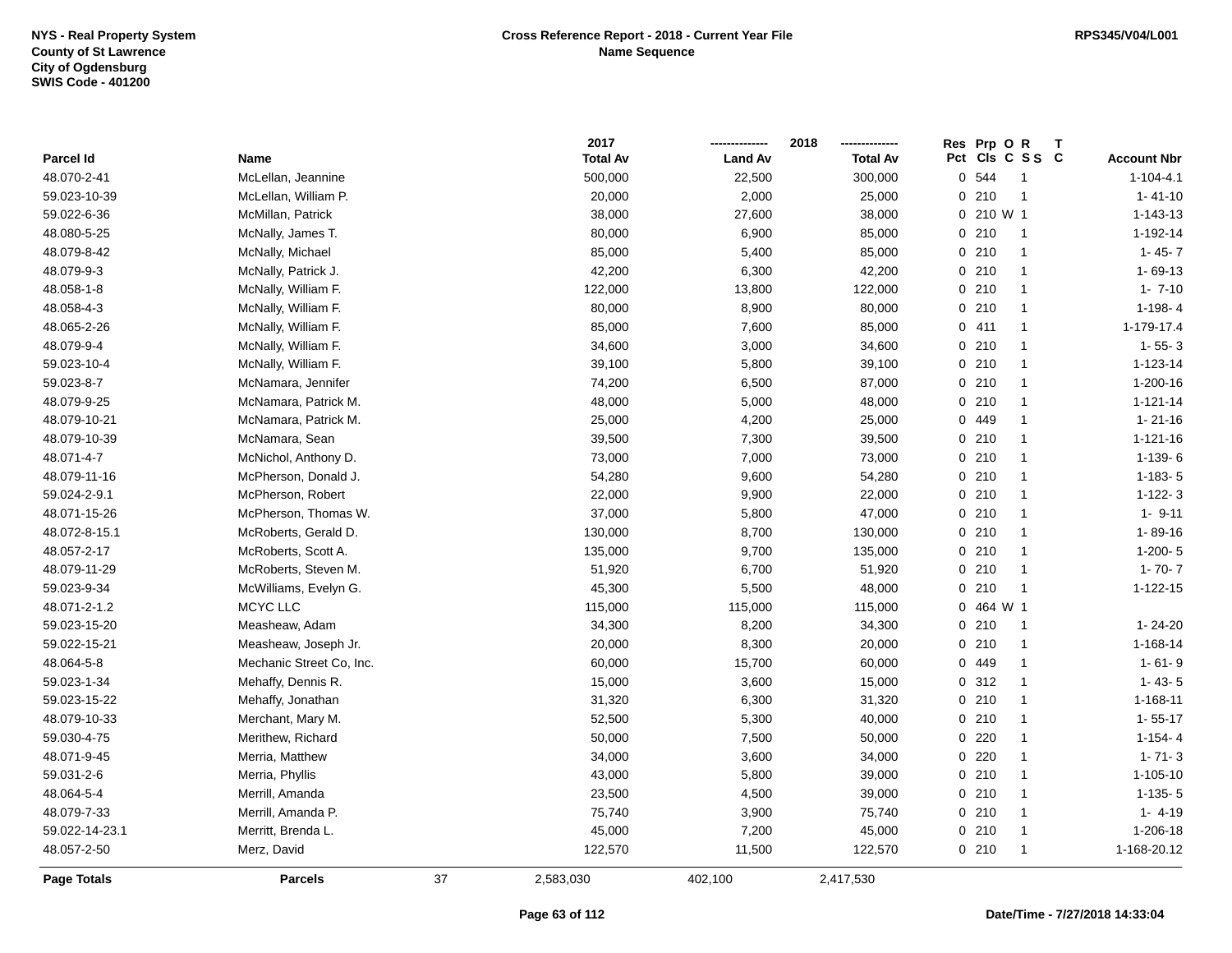| Parcel Id | Name | 2017 Total Av | 2018 Land Av | 2018 Total Av | Res Pct | Prp Cls | O C | R S S | T C | Account Nbr |
|---|---|---|---|---|---|---|---|---|---|---|
| 48.070-2-41 | McLellan, Jeannine | 500,000 | 22,500 | 300,000 | 0 | 544 | | 1 | | 1-104-4.1 |
| 59.023-10-39 | McLellan, William P. | 20,000 | 2,000 | 25,000 | 0 | 210 | | 1 | | 1- 41-10 |
| 59.022-6-36 | McMillan, Patrick | 38,000 | 27,600 | 38,000 | 0 | 210 | W | 1 | | 1-143-13 |
| 48.080-5-25 | McNally, James T. | 80,000 | 6,900 | 85,000 | 0 | 210 | | 1 | | 1-192-14 |
| 48.079-8-42 | McNally, Michael | 85,000 | 5,400 | 85,000 | 0 | 210 | | 1 | | 1- 45- 7 |
| 48.079-9-3 | McNally, Patrick J. | 42,200 | 6,300 | 42,200 | 0 | 210 | | 1 | | 1- 69-13 |
| 48.058-1-8 | McNally, William F. | 122,000 | 13,800 | 122,000 | 0 | 210 | | 1 | | 1- 7-10 |
| 48.058-4-3 | McNally, William F. | 80,000 | 8,900 | 80,000 | 0 | 210 | | 1 | | 1-198- 4 |
| 48.065-2-26 | McNally, William F. | 85,000 | 7,600 | 85,000 | 0 | 411 | | 1 | | 1-179-17.4 |
| 48.079-9-4 | McNally, William F. | 34,600 | 3,000 | 34,600 | 0 | 210 | | 1 | | 1- 55- 3 |
| 59.023-10-4 | McNally, William F. | 39,100 | 5,800 | 39,100 | 0 | 210 | | 1 | | 1-123-14 |
| 59.023-8-7 | McNamara, Jennifer | 74,200 | 6,500 | 87,000 | 0 | 210 | | 1 | | 1-200-16 |
| 48.079-9-25 | McNamara, Patrick M. | 48,000 | 5,000 | 48,000 | 0 | 210 | | 1 | | 1-121-14 |
| 48.079-10-21 | McNamara, Patrick M. | 25,000 | 4,200 | 25,000 | 0 | 449 | | 1 | | 1- 21-16 |
| 48.079-10-39 | McNamara, Sean | 39,500 | 7,300 | 39,500 | 0 | 210 | | 1 | | 1-121-16 |
| 48.071-4-7 | McNichol, Anthony D. | 73,000 | 7,000 | 73,000 | 0 | 210 | | 1 | | 1-139- 6 |
| 48.079-11-16 | McPherson, Donald J. | 54,280 | 9,600 | 54,280 | 0 | 210 | | 1 | | 1-183- 5 |
| 59.024-2-9.1 | McPherson, Robert | 22,000 | 9,900 | 22,000 | 0 | 210 | | 1 | | 1-122- 3 |
| 48.071-15-26 | McPherson, Thomas W. | 37,000 | 5,800 | 47,000 | 0 | 210 | | 1 | | 1- 9-11 |
| 48.072-8-15.1 | McRoberts, Gerald D. | 130,000 | 8,700 | 130,000 | 0 | 210 | | 1 | | 1- 89-16 |
| 48.057-2-17 | McRoberts, Scott A. | 135,000 | 9,700 | 135,000 | 0 | 210 | | 1 | | 1-200- 5 |
| 48.079-11-29 | McRoberts, Steven M. | 51,920 | 6,700 | 51,920 | 0 | 210 | | 1 | | 1- 70- 7 |
| 59.023-9-34 | McWilliams, Evelyn G. | 45,300 | 5,500 | 48,000 | 0 | 210 | | 1 | | 1-122-15 |
| 48.071-2-1.2 | MCYC LLC | 115,000 | 115,000 | 115,000 | 0 | 464 | W | 1 | | |
| 59.023-15-20 | Measheaw, Adam | 34,300 | 8,200 | 34,300 | 0 | 210 | | 1 | | 1- 24-20 |
| 59.022-15-21 | Measheaw, Joseph Jr. | 20,000 | 8,300 | 20,000 | 0 | 210 | | 1 | | 1-168-14 |
| 48.064-5-8 | Mechanic Street Co, Inc. | 60,000 | 15,700 | 60,000 | 0 | 449 | | 1 | | 1- 61- 9 |
| 59.023-1-34 | Mehaffy, Dennis R. | 15,000 | 3,600 | 15,000 | 0 | 312 | | 1 | | 1- 43- 5 |
| 59.023-15-22 | Mehaffy, Jonathan | 31,320 | 6,300 | 31,320 | 0 | 210 | | 1 | | 1-168-11 |
| 48.079-10-33 | Merchant, Mary M. | 52,500 | 5,300 | 40,000 | 0 | 210 | | 1 | | 1- 55-17 |
| 59.030-4-75 | Merithew, Richard | 50,000 | 7,500 | 50,000 | 0 | 220 | | 1 | | 1-154- 4 |
| 48.071-9-45 | Merria, Matthew | 34,000 | 3,600 | 34,000 | 0 | 220 | | 1 | | 1- 71- 3 |
| 59.031-2-6 | Merria, Phyllis | 43,000 | 5,800 | 39,000 | 0 | 210 | | 1 | | 1-105-10 |
| 48.064-5-4 | Merrill, Amanda | 23,500 | 4,500 | 39,000 | 0 | 210 | | 1 | | 1-135- 5 |
| 48.079-7-33 | Merrill, Amanda P. | 75,740 | 3,900 | 75,740 | 0 | 210 | | 1 | | 1- 4-19 |
| 59.022-14-23.1 | Merritt, Brenda L. | 45,000 | 7,200 | 45,000 | 0 | 210 | | 1 | | 1-206-18 |
| 48.057-2-50 | Merz, David | 122,570 | 11,500 | 122,570 | 0 | 210 | | 1 | | 1-168-20.12 |
| **Page Totals** | **Parcels** 37 | 2,583,030 | 402,100 | 2,417,530 | | | | | | |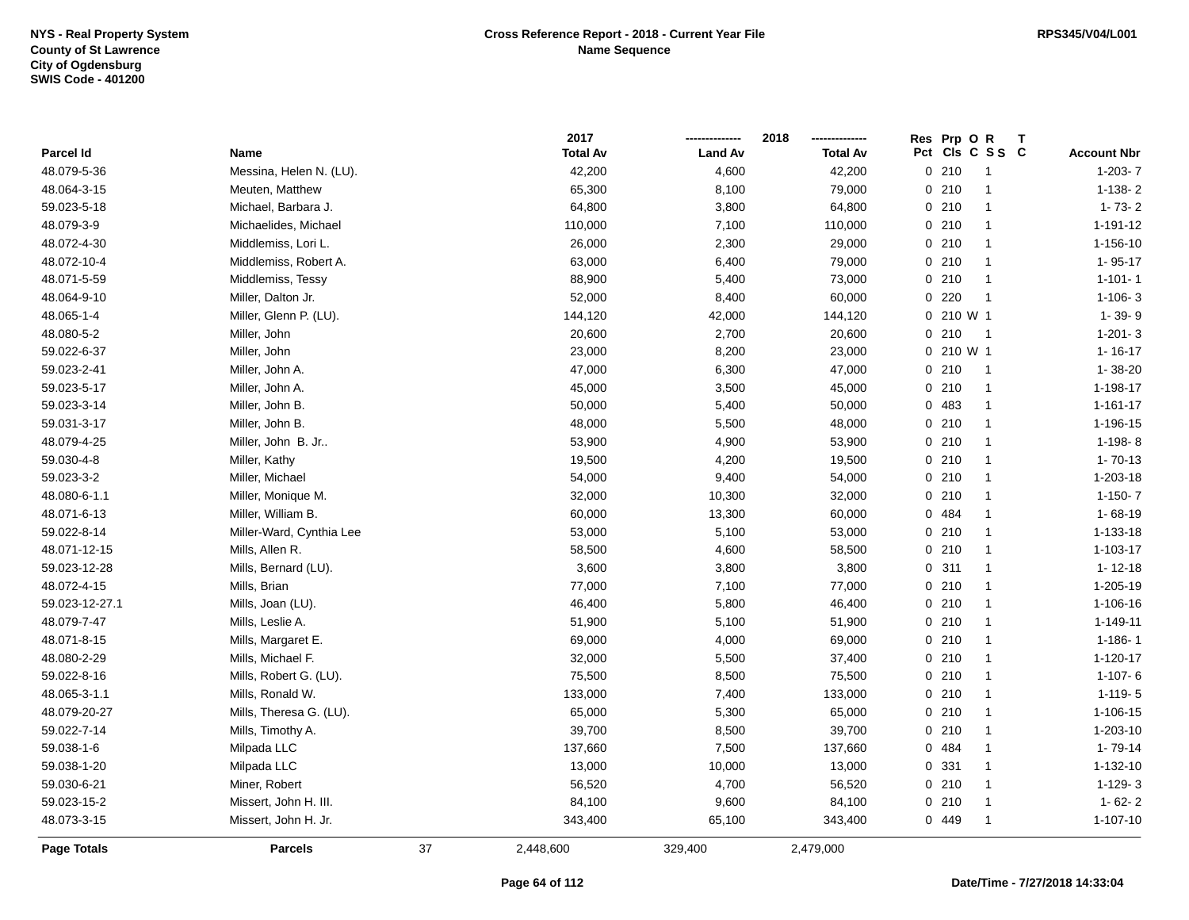NYS - Real Property System
County of St Lawrence
City of Ogdensburg
SWIS Code - 401200

**Cross Reference Report - 2018 - Current Year File**
**Name Sequence**

RPS345/V04/L001

| Parcel Id | Name | 2017 Total Av | 2018 Land Av | 2018 Total Av | Res Pct | Prp Cls | O C | R S S | T C | Account Nbr |
|---|---|---|---|---|---|---|---|---|---|---|
| 48.079-5-36 | Messina, Helen N. (LU). | 42,200 | 4,600 | 42,200 | 0 | 210 | | 1 | | 1-203- 7 |
| 48.064-3-15 | Meuten, Matthew | 65,300 | 8,100 | 79,000 | 0 | 210 | | 1 | | 1-138- 2 |
| 59.023-5-18 | Michael, Barbara J. | 64,800 | 3,800 | 64,800 | 0 | 210 | | 1 | | 1- 73- 2 |
| 48.079-3-9 | Michaelides, Michael | 110,000 | 7,100 | 110,000 | 0 | 210 | | 1 | | 1-191-12 |
| 48.072-4-30 | Middlemiss, Lori L. | 26,000 | 2,300 | 29,000 | 0 | 210 | | 1 | | 1-156-10 |
| 48.072-10-4 | Middlemiss, Robert A. | 63,000 | 6,400 | 79,000 | 0 | 210 | | 1 | | 1- 95-17 |
| 48.071-5-59 | Middlemiss, Tessy | 88,900 | 5,400 | 73,000 | 0 | 210 | | 1 | | 1-101- 1 |
| 48.064-9-10 | Miller, Dalton Jr. | 52,000 | 8,400 | 60,000 | 0 | 220 | | 1 | | 1-106- 3 |
| 48.065-1-4 | Miller, Glenn P. (LU). | 144,120 | 42,000 | 144,120 | 0 | 210 | W | 1 | | 1- 39- 9 |
| 48.080-5-2 | Miller, John | 20,600 | 2,700 | 20,600 | 0 | 210 | | 1 | | 1-201- 3 |
| 59.022-6-37 | Miller, John | 23,000 | 8,200 | 23,000 | 0 | 210 | W | 1 | | 1- 16-17 |
| 59.023-2-41 | Miller, John A. | 47,000 | 6,300 | 47,000 | 0 | 210 | | 1 | | 1- 38-20 |
| 59.023-5-17 | Miller, John A. | 45,000 | 3,500 | 45,000 | 0 | 210 | | 1 | | 1-198-17 |
| 59.023-3-14 | Miller, John B. | 50,000 | 5,400 | 50,000 | 0 | 483 | | 1 | | 1-161-17 |
| 59.031-3-17 | Miller, John B. | 48,000 | 5,500 | 48,000 | 0 | 210 | | 1 | | 1-196-15 |
| 48.079-4-25 | Miller, John B. Jr.. | 53,900 | 4,900 | 53,900 | 0 | 210 | | 1 | | 1-198- 8 |
| 59.030-4-8 | Miller, Kathy | 19,500 | 4,200 | 19,500 | 0 | 210 | | 1 | | 1- 70-13 |
| 59.023-3-2 | Miller, Michael | 54,000 | 9,400 | 54,000 | 0 | 210 | | 1 | | 1-203-18 |
| 48.080-6-1.1 | Miller, Monique M. | 32,000 | 10,300 | 32,000 | 0 | 210 | | 1 | | 1-150- 7 |
| 48.071-6-13 | Miller, William B. | 60,000 | 13,300 | 60,000 | 0 | 484 | | 1 | | 1- 68-19 |
| 59.022-8-14 | Miller-Ward, Cynthia Lee | 53,000 | 5,100 | 53,000 | 0 | 210 | | 1 | | 1-133-18 |
| 48.071-12-15 | Mills, Allen R. | 58,500 | 4,600 | 58,500 | 0 | 210 | | 1 | | 1-103-17 |
| 59.023-12-28 | Mills, Bernard (LU). | 3,600 | 3,800 | 3,800 | 0 | 311 | | 1 | | 1- 12-18 |
| 48.072-4-15 | Mills, Brian | 77,000 | 7,100 | 77,000 | 0 | 210 | | 1 | | 1-205-19 |
| 59.023-12-27.1 | Mills, Joan (LU). | 46,400 | 5,800 | 46,400 | 0 | 210 | | 1 | | 1-106-16 |
| 48.079-7-47 | Mills, Leslie A. | 51,900 | 5,100 | 51,900 | 0 | 210 | | 1 | | 1-149-11 |
| 48.071-8-15 | Mills, Margaret E. | 69,000 | 4,000 | 69,000 | 0 | 210 | | 1 | | 1-186- 1 |
| 48.080-2-29 | Mills, Michael F. | 32,000 | 5,500 | 37,400 | 0 | 210 | | 1 | | 1-120-17 |
| 59.022-8-16 | Mills, Robert G. (LU). | 75,500 | 8,500 | 75,500 | 0 | 210 | | 1 | | 1-107- 6 |
| 48.065-3-1.1 | Mills, Ronald W. | 133,000 | 7,400 | 133,000 | 0 | 210 | | 1 | | 1-119- 5 |
| 48.079-20-27 | Mills, Theresa G. (LU). | 65,000 | 5,300 | 65,000 | 0 | 210 | | 1 | | 1-106-15 |
| 59.022-7-14 | Mills, Timothy A. | 39,700 | 8,500 | 39,700 | 0 | 210 | | 1 | | 1-203-10 |
| 59.038-1-6 | Milpada LLC | 137,660 | 7,500 | 137,660 | 0 | 484 | | 1 | | 1- 79-14 |
| 59.038-1-20 | Milpada LLC | 13,000 | 10,000 | 13,000 | 0 | 331 | | 1 | | 1-132-10 |
| 59.030-6-21 | Miner, Robert | 56,520 | 4,700 | 56,520 | 0 | 210 | | 1 | | 1-129- 3 |
| 59.023-15-2 | Missert, John H. III. | 84,100 | 9,600 | 84,100 | 0 | 210 | | 1 | | 1- 62- 2 |
| 48.073-3-15 | Missert, John H. Jr. | 343,400 | 65,100 | 343,400 | 0 | 449 | | 1 | | 1-107-10 |
| **Page Totals** | **Parcels** 37 | 2,448,600 | 329,400 | 2,479,000 | | | | | | |

**Date/Time - 7/27/2018 14:33:04**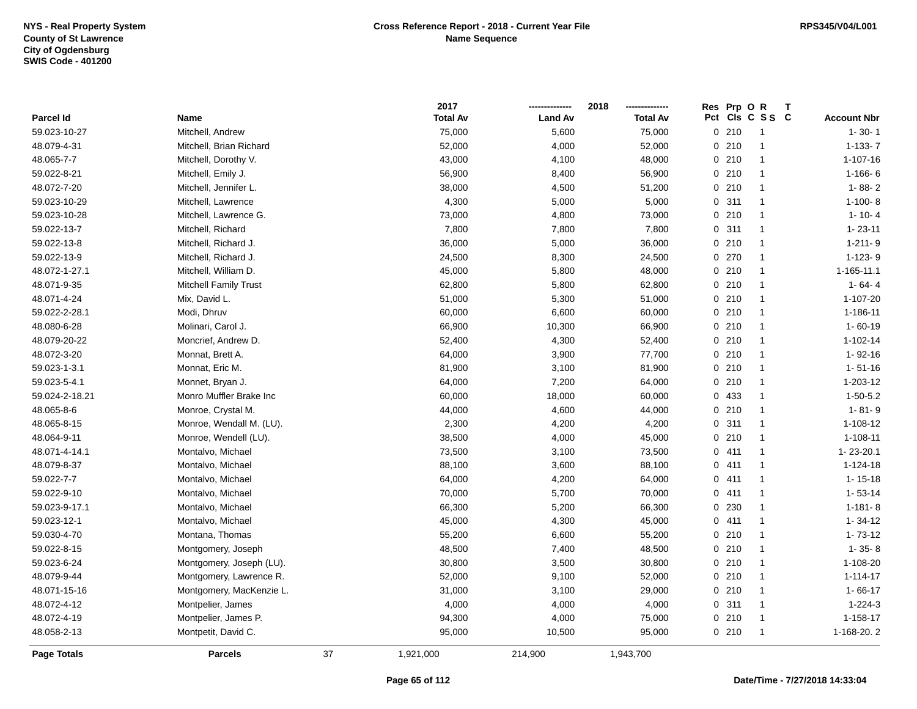NYS - Real Property System
County of St Lawrence
City of Ogdensburg
SWIS Code - 401200

**Cross Reference Report - 2018 - Current Year File**
**Name Sequence**

RPS345/V04/L001

| Parcel Id | Name | 2017 Total Av | 2018 Land Av | 2018 Total Av | Res Pct | Prp Cls | O C | R S S | T C | Account Nbr |
|---|---|---|---|---|---|---|---|---|---|---|
| 59.023-10-27 | Mitchell, Andrew | 75,000 | 5,600 | 75,000 | 0 | 210 | | 1 | | 1- 30- 1 |
| 48.079-4-31 | Mitchell, Brian Richard | 52,000 | 4,000 | 52,000 | 0 | 210 | | 1 | | 1-133- 7 |
| 48.065-7-7 | Mitchell, Dorothy V. | 43,000 | 4,100 | 48,000 | 0 | 210 | | 1 | | 1-107-16 |
| 59.022-8-21 | Mitchell, Emily J. | 56,900 | 8,400 | 56,900 | 0 | 210 | | 1 | | 1-166- 6 |
| 48.072-7-20 | Mitchell, Jennifer L. | 38,000 | 4,500 | 51,200 | 0 | 210 | | 1 | | 1- 88- 2 |
| 59.023-10-29 | Mitchell, Lawrence | 4,300 | 5,000 | 5,000 | 0 | 311 | | 1 | | 1-100- 8 |
| 59.023-10-28 | Mitchell, Lawrence G. | 73,000 | 4,800 | 73,000 | 0 | 210 | | 1 | | 1- 10- 4 |
| 59.022-13-7 | Mitchell, Richard | 7,800 | 7,800 | 7,800 | 0 | 311 | | 1 | | 1- 23-11 |
| 59.022-13-8 | Mitchell, Richard J. | 36,000 | 5,000 | 36,000 | 0 | 210 | | 1 | | 1-211- 9 |
| 59.022-13-9 | Mitchell, Richard J. | 24,500 | 8,300 | 24,500 | 0 | 270 | | 1 | | 1-123- 9 |
| 48.072-1-27.1 | Mitchell, William D. | 45,000 | 5,800 | 48,000 | 0 | 210 | | 1 | | 1-165-11.1 |
| 48.071-9-35 | Mitchell Family Trust | 62,800 | 5,800 | 62,800 | 0 | 210 | | 1 | | 1- 64- 4 |
| 48.071-4-24 | Mix, David L. | 51,000 | 5,300 | 51,000 | 0 | 210 | | 1 | | 1-107-20 |
| 59.022-2-28.1 | Modi, Dhruv | 60,000 | 6,600 | 60,000 | 0 | 210 | | 1 | | 1-186-11 |
| 48.080-6-28 | Molinari, Carol J. | 66,900 | 10,300 | 66,900 | 0 | 210 | | 1 | | 1- 60-19 |
| 48.079-20-22 | Moncrief, Andrew D. | 52,400 | 4,300 | 52,400 | 0 | 210 | | 1 | | 1-102-14 |
| 48.072-3-20 | Monnat, Brett A. | 64,000 | 3,900 | 77,700 | 0 | 210 | | 1 | | 1- 92-16 |
| 59.023-1-3.1 | Monnat, Eric M. | 81,900 | 3,100 | 81,900 | 0 | 210 | | 1 | | 1- 51-16 |
| 59.023-5-4.1 | Monnet, Bryan J. | 64,000 | 7,200 | 64,000 | 0 | 210 | | 1 | | 1-203-12 |
| 59.024-2-18.21 | Monro Muffler Brake Inc | 60,000 | 18,000 | 60,000 | 0 | 433 | | 1 | | 1-50-5.2 |
| 48.065-8-6 | Monroe, Crystal M. | 44,000 | 4,600 | 44,000 | 0 | 210 | | 1 | | 1- 81- 9 |
| 48.065-8-15 | Monroe, Wendall M. (LU). | 2,300 | 4,200 | 4,200 | 0 | 311 | | 1 | | 1-108-12 |
| 48.064-9-11 | Monroe, Wendell (LU). | 38,500 | 4,000 | 45,000 | 0 | 210 | | 1 | | 1-108-11 |
| 48.071-4-14.1 | Montalvo, Michael | 73,500 | 3,100 | 73,500 | 0 | 411 | | 1 | | 1- 23-20.1 |
| 48.079-8-37 | Montalvo, Michael | 88,100 | 3,600 | 88,100 | 0 | 411 | | 1 | | 1-124-18 |
| 59.022-7-7 | Montalvo, Michael | 64,000 | 4,200 | 64,000 | 0 | 411 | | 1 | | 1- 15-18 |
| 59.022-9-10 | Montalvo, Michael | 70,000 | 5,700 | 70,000 | 0 | 411 | | 1 | | 1- 53-14 |
| 59.023-9-17.1 | Montalvo, Michael | 66,300 | 5,200 | 66,300 | 0 | 230 | | 1 | | 1-181- 8 |
| 59.023-12-1 | Montalvo, Michael | 45,000 | 4,300 | 45,000 | 0 | 411 | | 1 | | 1- 34-12 |
| 59.030-4-70 | Montana, Thomas | 55,200 | 6,600 | 55,200 | 0 | 210 | | 1 | | 1- 73-12 |
| 59.022-8-15 | Montgomery, Joseph | 48,500 | 7,400 | 48,500 | 0 | 210 | | 1 | | 1- 35- 8 |
| 59.023-6-24 | Montgomery, Joseph (LU). | 30,800 | 3,500 | 30,800 | 0 | 210 | | 1 | | 1-108-20 |
| 48.079-9-44 | Montgomery, Lawrence R. | 52,000 | 9,100 | 52,000 | 0 | 210 | | 1 | | 1-114-17 |
| 48.071-15-16 | Montgomery, MacKenzie L. | 31,000 | 3,100 | 29,000 | 0 | 210 | | 1 | | 1- 66-17 |
| 48.072-4-12 | Montpelier, James | 4,000 | 4,000 | 4,000 | 0 | 311 | | 1 | | 1-224-3 |
| 48.072-4-19 | Montpelier, James P. | 94,300 | 4,000 | 75,000 | 0 | 210 | | 1 | | 1-158-17 |
| 48.058-2-13 | Montpetit, David C. | 95,000 | 10,500 | 95,000 | 0 | 210 | | 1 | | 1-168-20. 2 |
| **Page Totals** | **Parcels** 37 | 1,921,000 | 214,900 | 1,943,700 | | | | | | |

**Date/Time - 7/27/2018 14:33:04**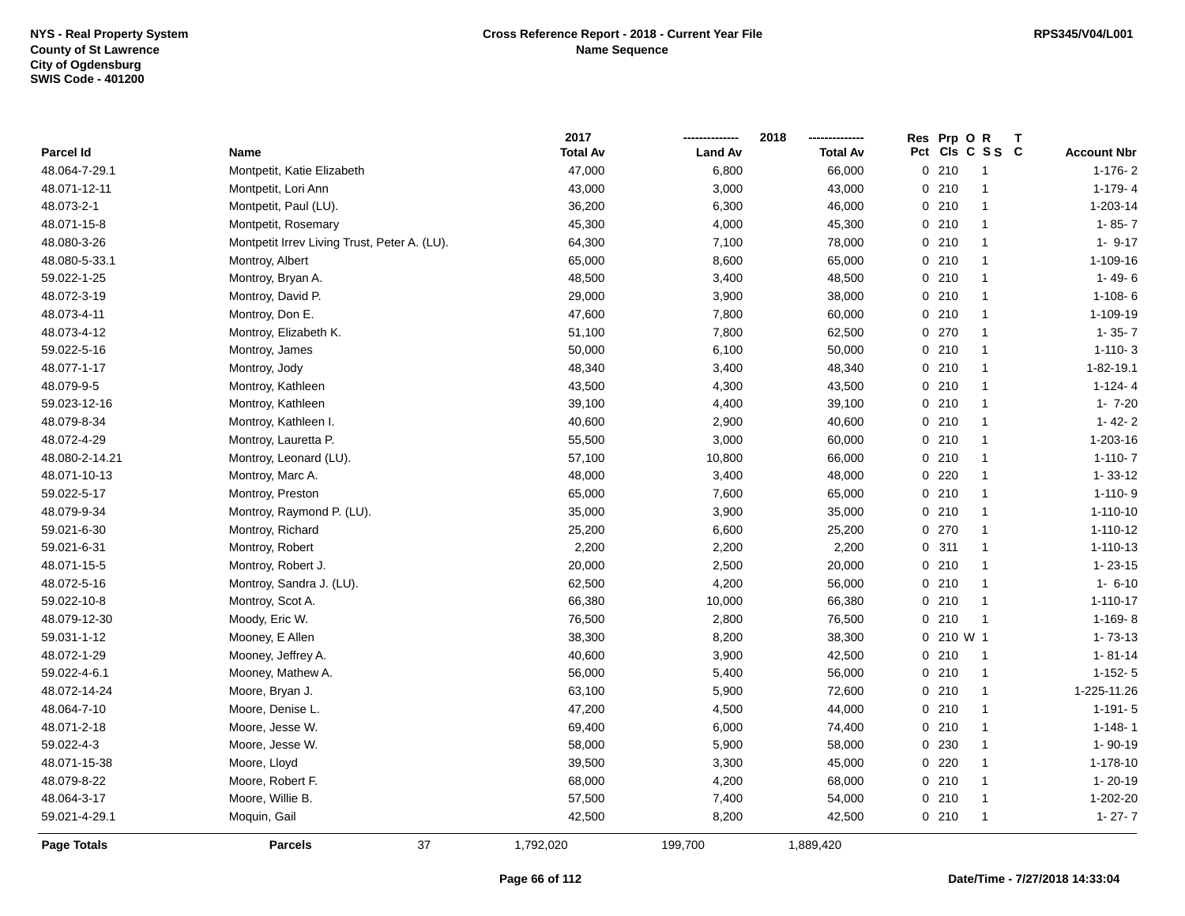| Parcel Id | Name | 2017 Total Av | 2018 Land Av | 2018 Total Av | Res Pct | Prp Cls | O C | R S S | T C | Account Nbr |
|---|---|---|---|---|---|---|---|---|---|---|
| 48.064-7-29.1 | Montpetit, Katie Elizabeth | 47,000 | 6,800 | 66,000 | 0 | 210 | | 1 | | 1-176- 2 |
| 48.071-12-11 | Montpetit, Lori Ann | 43,000 | 3,000 | 43,000 | 0 | 210 | | 1 | | 1-179- 4 |
| 48.073-2-1 | Montpetit, Paul (LU). | 36,200 | 6,300 | 46,000 | 0 | 210 | | 1 | | 1-203-14 |
| 48.071-15-8 | Montpetit, Rosemary | 45,300 | 4,000 | 45,300 | 0 | 210 | | 1 | | 1- 85- 7 |
| 48.080-3-26 | Montpetit Irrev Living Trust, Peter A. (LU). | 64,300 | 7,100 | 78,000 | 0 | 210 | | 1 | | 1- 9-17 |
| 48.080-5-33.1 | Montroy, Albert | 65,000 | 8,600 | 65,000 | 0 | 210 | | 1 | | 1-109-16 |
| 59.022-1-25 | Montroy, Bryan A. | 48,500 | 3,400 | 48,500 | 0 | 210 | | 1 | | 1- 49- 6 |
| 48.072-3-19 | Montroy, David P. | 29,000 | 3,900 | 38,000 | 0 | 210 | | 1 | | 1-108- 6 |
| 48.073-4-11 | Montroy, Don E. | 47,600 | 7,800 | 60,000 | 0 | 210 | | 1 | | 1-109-19 |
| 48.073-4-12 | Montroy, Elizabeth K. | 51,100 | 7,800 | 62,500 | 0 | 270 | | 1 | | 1- 35- 7 |
| 59.022-5-16 | Montroy, James | 50,000 | 6,100 | 50,000 | 0 | 210 | | 1 | | 1-110- 3 |
| 48.077-1-17 | Montroy, Jody | 48,340 | 3,400 | 48,340 | 0 | 210 | | 1 | | 1-82-19.1 |
| 48.079-9-5 | Montroy, Kathleen | 43,500 | 4,300 | 43,500 | 0 | 210 | | 1 | | 1-124- 4 |
| 59.023-12-16 | Montroy, Kathleen | 39,100 | 4,400 | 39,100 | 0 | 210 | | 1 | | 1- 7-20 |
| 48.079-8-34 | Montroy, Kathleen I. | 40,600 | 2,900 | 40,600 | 0 | 210 | | 1 | | 1- 42- 2 |
| 48.072-4-29 | Montroy, Lauretta P. | 55,500 | 3,000 | 60,000 | 0 | 210 | | 1 | | 1-203-16 |
| 48.080-2-14.21 | Montroy, Leonard (LU). | 57,100 | 10,800 | 66,000 | 0 | 210 | | 1 | | 1-110- 7 |
| 48.071-10-13 | Montroy, Marc A. | 48,000 | 3,400 | 48,000 | 0 | 220 | | 1 | | 1- 33-12 |
| 59.022-5-17 | Montroy, Preston | 65,000 | 7,600 | 65,000 | 0 | 210 | | 1 | | 1-110- 9 |
| 48.079-9-34 | Montroy, Raymond P. (LU). | 35,000 | 3,900 | 35,000 | 0 | 210 | | 1 | | 1-110-10 |
| 59.021-6-30 | Montroy, Richard | 25,200 | 6,600 | 25,200 | 0 | 270 | | 1 | | 1-110-12 |
| 59.021-6-31 | Montroy, Robert | 2,200 | 2,200 | 2,200 | 0 | 311 | | 1 | | 1-110-13 |
| 48.071-15-5 | Montroy, Robert J. | 20,000 | 2,500 | 20,000 | 0 | 210 | | 1 | | 1- 23-15 |
| 48.072-5-16 | Montroy, Sandra J. (LU). | 62,500 | 4,200 | 56,000 | 0 | 210 | | 1 | | 1- 6-10 |
| 59.022-10-8 | Montroy, Scot A. | 66,380 | 10,000 | 66,380 | 0 | 210 | | 1 | | 1-110-17 |
| 48.079-12-30 | Moody, Eric W. | 76,500 | 2,800 | 76,500 | 0 | 210 | | 1 | | 1-169- 8 |
| 59.031-1-12 | Mooney, E Allen | 38,300 | 8,200 | 38,300 | 0 | 210 | W | 1 | | 1- 73-13 |
| 48.072-1-29 | Mooney, Jeffrey A. | 40,600 | 3,900 | 42,500 | 0 | 210 | | 1 | | 1- 81-14 |
| 59.022-4-6.1 | Mooney, Mathew A. | 56,000 | 5,400 | 56,000 | 0 | 210 | | 1 | | 1-152- 5 |
| 48.072-14-24 | Moore, Bryan J. | 63,100 | 5,900 | 72,600 | 0 | 210 | | 1 | | 1-225-11.26 |
| 48.064-7-10 | Moore, Denise L. | 47,200 | 4,500 | 44,000 | 0 | 210 | | 1 | | 1-191- 5 |
| 48.071-2-18 | Moore, Jesse W. | 69,400 | 6,000 | 74,400 | 0 | 210 | | 1 | | 1-148- 1 |
| 59.022-4-3 | Moore, Jesse W. | 58,000 | 5,900 | 58,000 | 0 | 230 | | 1 | | 1- 90-19 |
| 48.071-15-38 | Moore, Lloyd | 39,500 | 3,300 | 45,000 | 0 | 220 | | 1 | | 1-178-10 |
| 48.079-8-22 | Moore, Robert F. | 68,000 | 4,200 | 68,000 | 0 | 210 | | 1 | | 1- 20-19 |
| 48.064-3-17 | Moore, Willie B. | 57,500 | 7,400 | 54,000 | 0 | 210 | | 1 | | 1-202-20 |
| 59.021-4-29.1 | Moquin, Gail | 42,500 | 8,200 | 42,500 | 0 | 210 | | 1 | | 1- 27- 7 |
| **Page Totals** | **Parcels** 37 | 1,792,020 | 199,700 | 1,889,420 | | | | | | |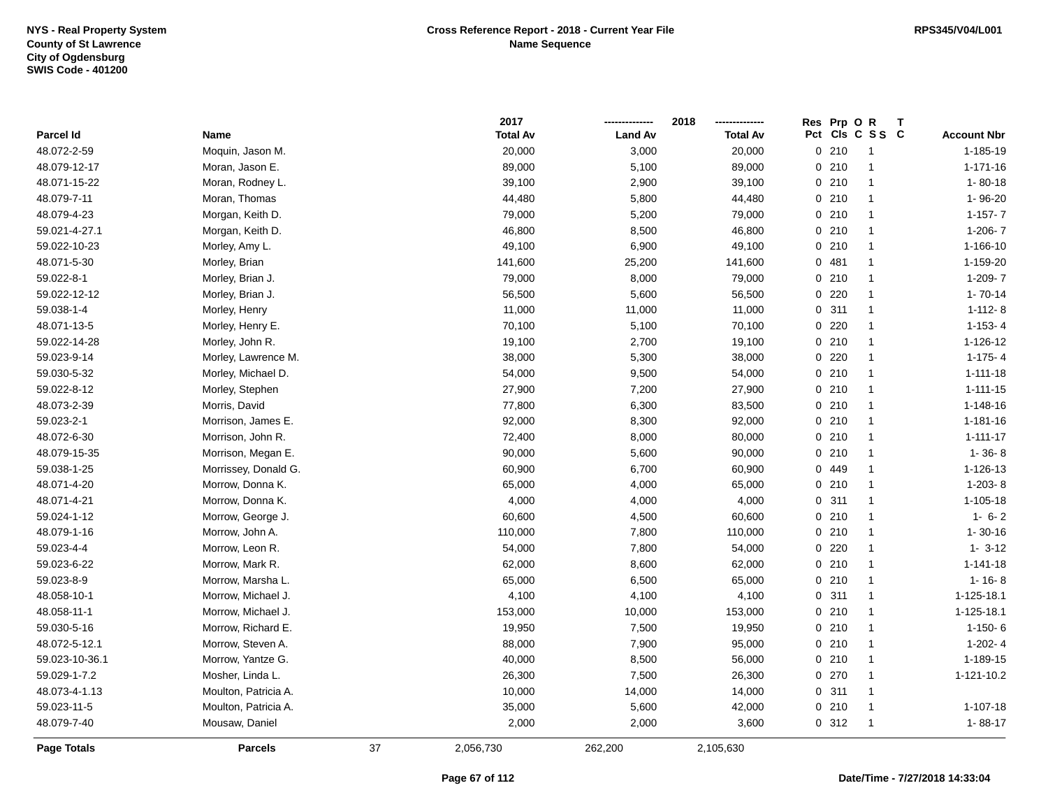NYS - Real Property System
County of St Lawrence
City of Ogdensburg
SWIS Code - 401200

**Cross Reference Report - 2018 - Current Year File**
**Name Sequence**

RPS345/V04/L001

| Parcel Id | Name | 2017 Total Av | 2018 Land Av | 2018 Total Av | Res Pct | Prp Cls | O C | R S S | T C | Account Nbr |
|---|---|---|---|---|---|---|---|---|---|---|
| 48.072-2-59 | Moquin, Jason M. | 20,000 | 3,000 | 20,000 | 0 | 210 | | 1 | | 1-185-19 |
| 48.079-12-17 | Moran, Jason E. | 89,000 | 5,100 | 89,000 | 0 | 210 | | 1 | | 1-171-16 |
| 48.071-15-22 | Moran, Rodney L. | 39,100 | 2,900 | 39,100 | 0 | 210 | | 1 | | 1- 80-18 |
| 48.079-7-11 | Moran, Thomas | 44,480 | 5,800 | 44,480 | 0 | 210 | | 1 | | 1- 96-20 |
| 48.079-4-23 | Morgan, Keith D. | 79,000 | 5,200 | 79,000 | 0 | 210 | | 1 | | 1-157- 7 |
| 59.021-4-27.1 | Morgan, Keith D. | 46,800 | 8,500 | 46,800 | 0 | 210 | | 1 | | 1-206- 7 |
| 59.022-10-23 | Morley, Amy L. | 49,100 | 6,900 | 49,100 | 0 | 210 | | 1 | | 1-166-10 |
| 48.071-5-30 | Morley, Brian | 141,600 | 25,200 | 141,600 | 0 | 481 | | 1 | | 1-159-20 |
| 59.022-8-1 | Morley, Brian J. | 79,000 | 8,000 | 79,000 | 0 | 210 | | 1 | | 1-209- 7 |
| 59.022-12-12 | Morley, Brian J. | 56,500 | 5,600 | 56,500 | 0 | 220 | | 1 | | 1- 70-14 |
| 59.038-1-4 | Morley, Henry | 11,000 | 11,000 | 11,000 | 0 | 311 | | 1 | | 1-112- 8 |
| 48.071-13-5 | Morley, Henry E. | 70,100 | 5,100 | 70,100 | 0 | 220 | | 1 | | 1-153- 4 |
| 59.022-14-28 | Morley, John R. | 19,100 | 2,700 | 19,100 | 0 | 210 | | 1 | | 1-126-12 |
| 59.023-9-14 | Morley, Lawrence M. | 38,000 | 5,300 | 38,000 | 0 | 220 | | 1 | | 1-175- 4 |
| 59.030-5-32 | Morley, Michael D. | 54,000 | 9,500 | 54,000 | 0 | 210 | | 1 | | 1-111-18 |
| 59.022-8-12 | Morley, Stephen | 27,900 | 7,200 | 27,900 | 0 | 210 | | 1 | | 1-111-15 |
| 48.073-2-39 | Morris, David | 77,800 | 6,300 | 83,500 | 0 | 210 | | 1 | | 1-148-16 |
| 59.023-2-1 | Morrison, James E. | 92,000 | 8,300 | 92,000 | 0 | 210 | | 1 | | 1-181-16 |
| 48.072-6-30 | Morrison, John R. | 72,400 | 8,000 | 80,000 | 0 | 210 | | 1 | | 1-111-17 |
| 48.079-15-35 | Morrison, Megan E. | 90,000 | 5,600 | 90,000 | 0 | 210 | | 1 | | 1- 36- 8 |
| 59.038-1-25 | Morrissey, Donald G. | 60,900 | 6,700 | 60,900 | 0 | 449 | | 1 | | 1-126-13 |
| 48.071-4-20 | Morrow, Donna K. | 65,000 | 4,000 | 65,000 | 0 | 210 | | 1 | | 1-203- 8 |
| 48.071-4-21 | Morrow, Donna K. | 4,000 | 4,000 | 4,000 | 0 | 311 | | 1 | | 1-105-18 |
| 59.024-1-12 | Morrow, George J. | 60,600 | 4,500 | 60,600 | 0 | 210 | | 1 | | 1- 6- 2 |
| 48.079-1-16 | Morrow, John A. | 110,000 | 7,800 | 110,000 | 0 | 210 | | 1 | | 1- 30-16 |
| 59.023-4-4 | Morrow, Leon R. | 54,000 | 7,800 | 54,000 | 0 | 220 | | 1 | | 1- 3-12 |
| 59.023-6-22 | Morrow, Mark R. | 62,000 | 8,600 | 62,000 | 0 | 210 | | 1 | | 1-141-18 |
| 59.023-8-9 | Morrow, Marsha L. | 65,000 | 6,500 | 65,000 | 0 | 210 | | 1 | | 1- 16- 8 |
| 48.058-10-1 | Morrow, Michael J. | 4,100 | 4,100 | 4,100 | 0 | 311 | | 1 | | 1-125-18.1 |
| 48.058-11-1 | Morrow, Michael J. | 153,000 | 10,000 | 153,000 | 0 | 210 | | 1 | | 1-125-18.1 |
| 59.030-5-16 | Morrow, Richard E. | 19,950 | 7,500 | 19,950 | 0 | 210 | | 1 | | 1-150- 6 |
| 48.072-5-12.1 | Morrow, Steven A. | 88,000 | 7,900 | 95,000 | 0 | 210 | | 1 | | 1-202- 4 |
| 59.023-10-36.1 | Morrow, Yantze G. | 40,000 | 8,500 | 56,000 | 0 | 210 | | 1 | | 1-189-15 |
| 59.029-1-7.2 | Mosher, Linda L. | 26,300 | 7,500 | 26,300 | 0 | 270 | | 1 | | 1-121-10.2 |
| 48.073-4-1.13 | Moulton, Patricia A. | 10,000 | 14,000 | 14,000 | 0 | 311 | | 1 | | |
| 59.023-11-5 | Moulton, Patricia A. | 35,000 | 5,600 | 42,000 | 0 | 210 | | 1 | | 1-107-18 |
| 48.079-7-40 | Mousaw, Daniel | 2,000 | 2,000 | 3,600 | 0 | 312 | | 1 | | 1- 88-17 |
| **Page Totals** | **Parcels** 37 | 2,056,730 | 262,200 | 2,105,630 | | | | | | |

Date/Time - 7/27/2018 14:33:04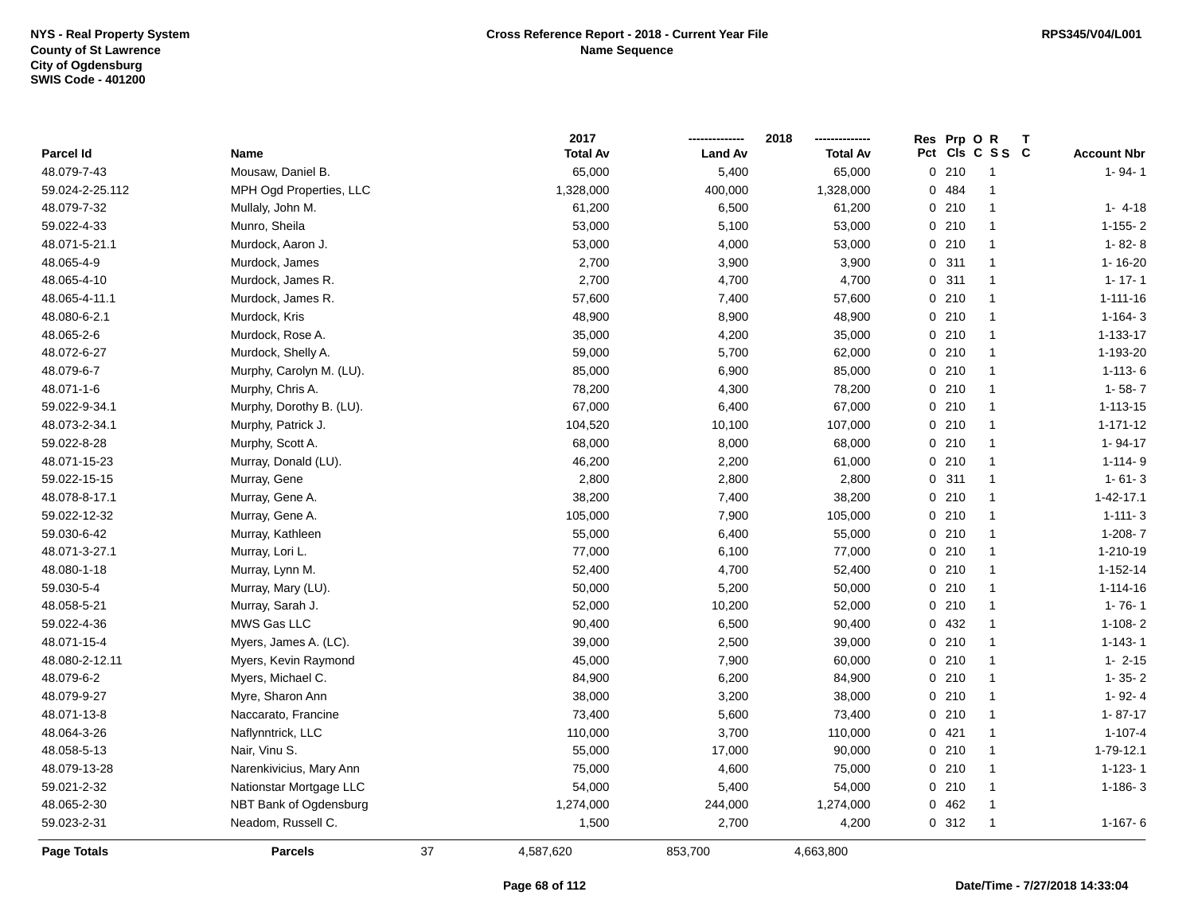NYS - Real Property System
County of St Lawrence
City of Ogdensburg
SWIS Code - 401200

# Cross Reference Report - 2018 - Current Year File
## Name Sequence

RPS345/V04/L001

| Parcel Id | Name | 2017 Total Av | 2018 Land Av | 2018 Total Av | Res Pct | Prp Cls | O C | R S S | T C | Account Nbr |
|---|---|---|---|---|---|---|---|---|---|---|
| 48.079-7-43 | Mousaw, Daniel B. | 65,000 | 5,400 | 65,000 | 0 | 210 | | 1 | | 1- 94- 1 |
| 59.024-2-25.112 | MPH Ogd Properties, LLC | 1,328,000 | 400,000 | 1,328,000 | 0 | 484 | | 1 | | |
| 48.079-7-32 | Mullaly, John M. | 61,200 | 6,500 | 61,200 | 0 | 210 | | 1 | | 1- 4-18 |
| 59.022-4-33 | Munro, Sheila | 53,000 | 5,100 | 53,000 | 0 | 210 | | 1 | | 1-155- 2 |
| 48.071-5-21.1 | Murdock, Aaron J. | 53,000 | 4,000 | 53,000 | 0 | 210 | | 1 | | 1- 82- 8 |
| 48.065-4-9 | Murdock, James | 2,700 | 3,900 | 3,900 | 0 | 311 | | 1 | | 1- 16-20 |
| 48.065-4-10 | Murdock, James R. | 2,700 | 4,700 | 4,700 | 0 | 311 | | 1 | | 1- 17- 1 |
| 48.065-4-11.1 | Murdock, James R. | 57,600 | 7,400 | 57,600 | 0 | 210 | | 1 | | 1-111-16 |
| 48.080-6-2.1 | Murdock, Kris | 48,900 | 8,900 | 48,900 | 0 | 210 | | 1 | | 1-164- 3 |
| 48.065-2-6 | Murdock, Rose A. | 35,000 | 4,200 | 35,000 | 0 | 210 | | 1 | | 1-133-17 |
| 48.072-6-27 | Murdock, Shelly A. | 59,000 | 5,700 | 62,000 | 0 | 210 | | 1 | | 1-193-20 |
| 48.079-6-7 | Murphy, Carolyn M. (LU). | 85,000 | 6,900 | 85,000 | 0 | 210 | | 1 | | 1-113- 6 |
| 48.071-1-6 | Murphy, Chris A. | 78,200 | 4,300 | 78,200 | 0 | 210 | | 1 | | 1- 58- 7 |
| 59.022-9-34.1 | Murphy, Dorothy B. (LU). | 67,000 | 6,400 | 67,000 | 0 | 210 | | 1 | | 1-113-15 |
| 48.073-2-34.1 | Murphy, Patrick J. | 104,520 | 10,100 | 107,000 | 0 | 210 | | 1 | | 1-171-12 |
| 59.022-8-28 | Murphy, Scott A. | 68,000 | 8,000 | 68,000 | 0 | 210 | | 1 | | 1- 94-17 |
| 48.071-15-23 | Murray, Donald (LU). | 46,200 | 2,200 | 61,000 | 0 | 210 | | 1 | | 1-114- 9 |
| 59.022-15-15 | Murray, Gene | 2,800 | 2,800 | 2,800 | 0 | 311 | | 1 | | 1- 61- 3 |
| 48.078-8-17.1 | Murray, Gene A. | 38,200 | 7,400 | 38,200 | 0 | 210 | | 1 | | 1-42-17.1 |
| 59.022-12-32 | Murray, Gene A. | 105,000 | 7,900 | 105,000 | 0 | 210 | | 1 | | 1-111- 3 |
| 59.030-6-42 | Murray, Kathleen | 55,000 | 6,400 | 55,000 | 0 | 210 | | 1 | | 1-208- 7 |
| 48.071-3-27.1 | Murray, Lori L. | 77,000 | 6,100 | 77,000 | 0 | 210 | | 1 | | 1-210-19 |
| 48.080-1-18 | Murray, Lynn M. | 52,400 | 4,700 | 52,400 | 0 | 210 | | 1 | | 1-152-14 |
| 59.030-5-4 | Murray, Mary (LU). | 50,000 | 5,200 | 50,000 | 0 | 210 | | 1 | | 1-114-16 |
| 48.058-5-21 | Murray, Sarah J. | 52,000 | 10,200 | 52,000 | 0 | 210 | | 1 | | 1- 76- 1 |
| 59.022-4-36 | MWS Gas LLC | 90,400 | 6,500 | 90,400 | 0 | 432 | | 1 | | 1-108- 2 |
| 48.071-15-4 | Myers, James A. (LC). | 39,000 | 2,500 | 39,000 | 0 | 210 | | 1 | | 1-143- 1 |
| 48.080-2-12.11 | Myers, Kevin Raymond | 45,000 | 7,900 | 60,000 | 0 | 210 | | 1 | | 1- 2-15 |
| 48.079-6-2 | Myers, Michael C. | 84,900 | 6,200 | 84,900 | 0 | 210 | | 1 | | 1- 35- 2 |
| 48.079-9-27 | Myre, Sharon Ann | 38,000 | 3,200 | 38,000 | 0 | 210 | | 1 | | 1- 92- 4 |
| 48.071-13-8 | Naccarato, Francine | 73,400 | 5,600 | 73,400 | 0 | 210 | | 1 | | 1- 87-17 |
| 48.064-3-26 | Naflynntrick, LLC | 110,000 | 3,700 | 110,000 | 0 | 421 | | 1 | | 1-107-4 |
| 48.058-5-13 | Nair, Vinu S. | 55,000 | 17,000 | 90,000 | 0 | 210 | | 1 | | 1-79-12.1 |
| 48.079-13-28 | Narenkivicius, Mary Ann | 75,000 | 4,600 | 75,000 | 0 | 210 | | 1 | | 1-123- 1 |
| 59.021-2-32 | Nationstar Mortgage LLC | 54,000 | 5,400 | 54,000 | 0 | 210 | | 1 | | 1-186- 3 |
| 48.065-2-30 | NBT Bank of Ogdensburg | 1,274,000 | 244,000 | 1,274,000 | 0 | 462 | | 1 | | |
| 59.023-2-31 | Neadom, Russell C. | 1,500 | 2,700 | 4,200 | 0 | 312 | | 1 | | 1-167- 6 |
| **Page Totals** | **Parcels** 37 | 4,587,620 | 853,700 | 4,663,800 | | | | | | |

Date/Time - 7/27/2018 14:33:04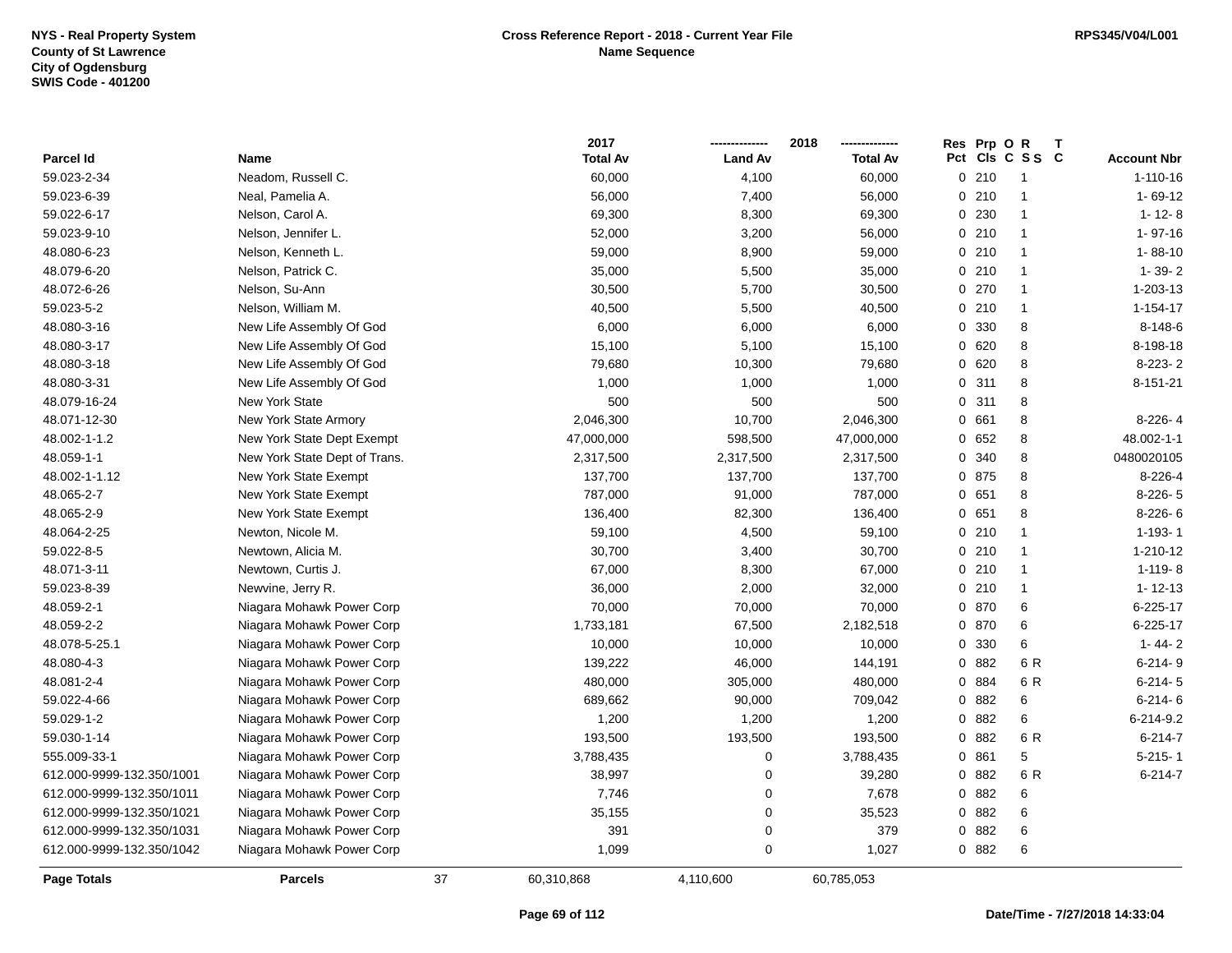NYS - Real Property System
County of St Lawrence
City of Ogdensburg
SWIS Code - 401200

**Cross Reference Report - 2018 - Current Year File**
**Name Sequence**

RPS345/V04/L001

| Parcel Id | Name | 2017 Total Av | 2018 Land Av | 2018 Total Av | Res Pct | Prp Cls | O C | R S S | T C | Account Nbr |
|---|---|---|---|---|---|---|---|---|---|---|
| 59.023-2-34 | Neadom, Russell C. | 60,000 | 4,100 | 60,000 | 0 | 210 | | 1 | | 1-110-16 |
| 59.023-6-39 | Neal, Pamelia A. | 56,000 | 7,400 | 56,000 | 0 | 210 | | 1 | | 1- 69-12 |
| 59.022-6-17 | Nelson, Carol A. | 69,300 | 8,300 | 69,300 | 0 | 230 | | 1 | | 1- 12- 8 |
| 59.023-9-10 | Nelson, Jennifer L. | 52,000 | 3,200 | 56,000 | 0 | 210 | | 1 | | 1- 97-16 |
| 48.080-6-23 | Nelson, Kenneth L. | 59,000 | 8,900 | 59,000 | 0 | 210 | | 1 | | 1- 88-10 |
| 48.079-6-20 | Nelson, Patrick C. | 35,000 | 5,500 | 35,000 | 0 | 210 | | 1 | | 1- 39- 2 |
| 48.072-6-26 | Nelson, Su-Ann | 30,500 | 5,700 | 30,500 | 0 | 270 | | 1 | | 1-203-13 |
| 59.023-5-2 | Nelson, William M. | 40,500 | 5,500 | 40,500 | 0 | 210 | | 1 | | 1-154-17 |
| 48.080-3-16 | New Life Assembly Of God | 6,000 | 6,000 | 6,000 | 0 | 330 | | 8 | | 8-148-6 |
| 48.080-3-17 | New Life Assembly Of God | 15,100 | 5,100 | 15,100 | 0 | 620 | | 8 | | 8-198-18 |
| 48.080-3-18 | New Life Assembly Of God | 79,680 | 10,300 | 79,680 | 0 | 620 | | 8 | | 8-223- 2 |
| 48.080-3-31 | New Life Assembly Of God | 1,000 | 1,000 | 1,000 | 0 | 311 | | 8 | | 8-151-21 |
| 48.079-16-24 | New York State | 500 | 500 | 500 | 0 | 311 | | 8 | | |
| 48.071-12-30 | New York State Armory | 2,046,300 | 10,700 | 2,046,300 | 0 | 661 | | 8 | | 8-226- 4 |
| 48.002-1-1.2 | New York State Dept Exempt | 47,000,000 | 598,500 | 47,000,000 | 0 | 652 | | 8 | | 48.002-1-1 |
| 48.059-1-1 | New York State Dept of Trans. | 2,317,500 | 2,317,500 | 2,317,500 | 0 | 340 | | 8 | | 0480020105 |
| 48.002-1-1.12 | New York State Exempt | 137,700 | 137,700 | 137,700 | 0 | 875 | | 8 | | 8-226-4 |
| 48.065-2-7 | New York State Exempt | 787,000 | 91,000 | 787,000 | 0 | 651 | | 8 | | 8-226- 5 |
| 48.065-2-9 | New York State Exempt | 136,400 | 82,300 | 136,400 | 0 | 651 | | 8 | | 8-226- 6 |
| 48.064-2-25 | Newton, Nicole M. | 59,100 | 4,500 | 59,100 | 0 | 210 | | 1 | | 1-193- 1 |
| 59.022-8-5 | Newtown, Alicia M. | 30,700 | 3,400 | 30,700 | 0 | 210 | | 1 | | 1-210-12 |
| 48.071-3-11 | Newtown, Curtis J. | 67,000 | 8,300 | 67,000 | 0 | 210 | | 1 | | 1-119- 8 |
| 59.023-8-39 | Newvine, Jerry R. | 36,000 | 2,000 | 32,000 | 0 | 210 | | 1 | | 1- 12-13 |
| 48.059-2-1 | Niagara Mohawk Power Corp | 70,000 | 70,000 | 70,000 | 0 | 870 | | 6 | | 6-225-17 |
| 48.059-2-2 | Niagara Mohawk Power Corp | 1,733,181 | 67,500 | 2,182,518 | 0 | 870 | | 6 | | 6-225-17 |
| 48.078-5-25.1 | Niagara Mohawk Power Corp | 10,000 | 10,000 | 10,000 | 0 | 330 | | 6 | | 1- 44- 2 |
| 48.080-4-3 | Niagara Mohawk Power Corp | 139,222 | 46,000 | 144,191 | 0 | 882 | | 6 R | | 6-214- 9 |
| 48.081-2-4 | Niagara Mohawk Power Corp | 480,000 | 305,000 | 480,000 | 0 | 884 | | 6 R | | 6-214- 5 |
| 59.022-4-66 | Niagara Mohawk Power Corp | 689,662 | 90,000 | 709,042 | 0 | 882 | | 6 | | 6-214- 6 |
| 59.029-1-2 | Niagara Mohawk Power Corp | 1,200 | 1,200 | 1,200 | 0 | 882 | | 6 | | 6-214-9.2 |
| 59.030-1-14 | Niagara Mohawk Power Corp | 193,500 | 193,500 | 193,500 | 0 | 882 | | 6 R | | 6-214-7 |
| 555.009-33-1 | Niagara Mohawk Power Corp | 3,788,435 | 0 | 3,788,435 | 0 | 861 | | 5 | | 5-215- 1 |
| 612.000-9999-132.350/1001 | Niagara Mohawk Power Corp | 38,997 | 0 | 39,280 | 0 | 882 | | 6 R | | 6-214-7 |
| 612.000-9999-132.350/1011 | Niagara Mohawk Power Corp | 7,746 | 0 | 7,678 | 0 | 882 | | 6 | | |
| 612.000-9999-132.350/1021 | Niagara Mohawk Power Corp | 35,155 | 0 | 35,523 | 0 | 882 | | 6 | | |
| 612.000-9999-132.350/1031 | Niagara Mohawk Power Corp | 391 | 0 | 379 | 0 | 882 | | 6 | | |
| 612.000-9999-132.350/1042 | Niagara Mohawk Power Corp | 1,099 | 0 | 1,027 | 0 | 882 | | 6 | | |
| **Page Totals** | **Parcels** 37 | 60,310,868 | 4,110,600 | 60,785,053 | | | | | | |

**Date/Time - 7/27/2018 14:33:04**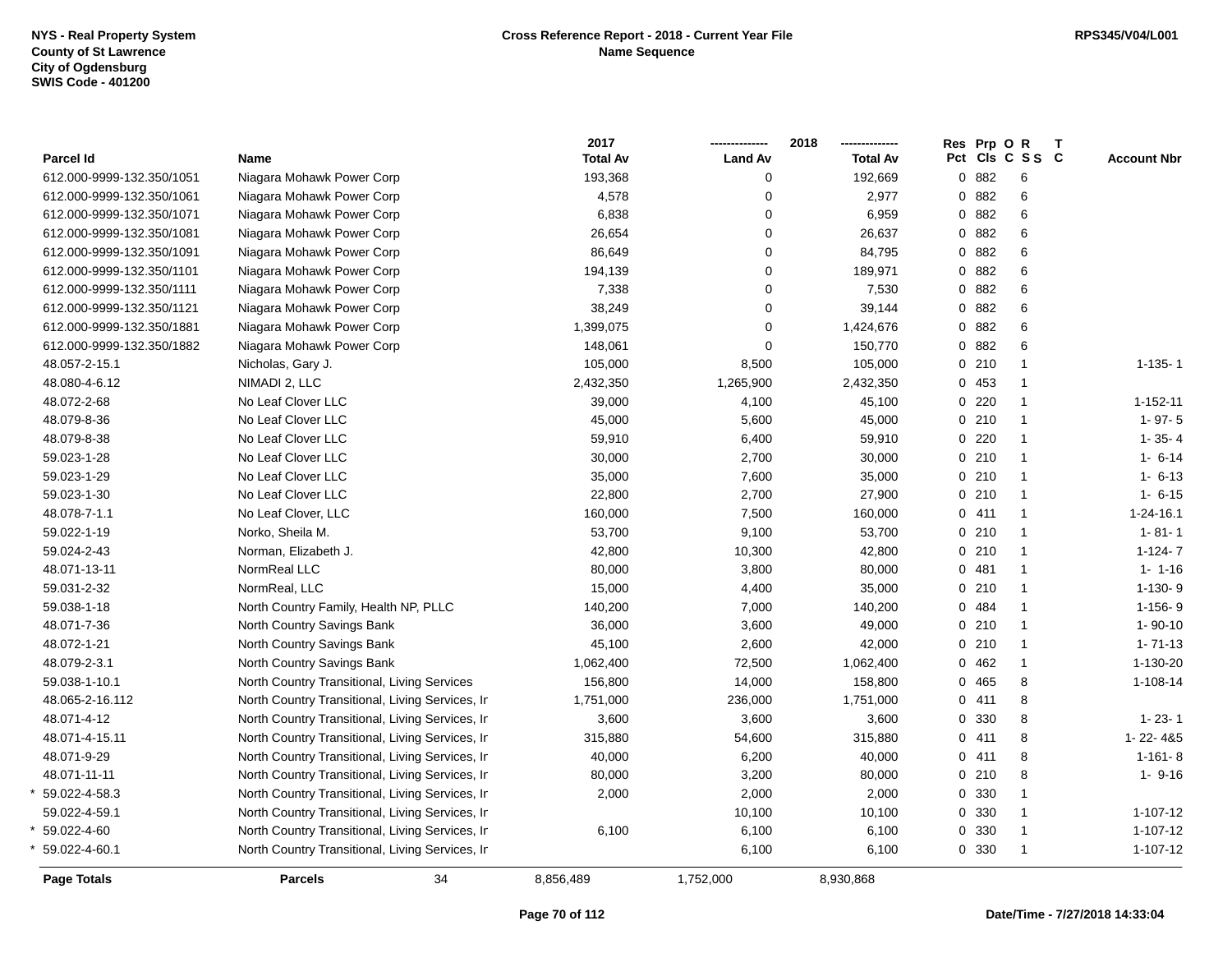| Parcel Id | Name | 2017 Total Av | 2018 Land Av | 2018 Total Av | Res Pct | Prp Cls | O C | R S S | T C | Account Nbr |
|---|---|---|---|---|---|---|---|---|---|---|
| 612.000-9999-132.350/1051 | Niagara Mohawk Power Corp | 193,368 | 0 | 192,669 | 0 | 882 | | 6 | | |
| 612.000-9999-132.350/1061 | Niagara Mohawk Power Corp | 4,578 | 0 | 2,977 | 0 | 882 | | 6 | | |
| 612.000-9999-132.350/1071 | Niagara Mohawk Power Corp | 6,838 | 0 | 6,959 | 0 | 882 | | 6 | | |
| 612.000-9999-132.350/1081 | Niagara Mohawk Power Corp | 26,654 | 0 | 26,637 | 0 | 882 | | 6 | | |
| 612.000-9999-132.350/1091 | Niagara Mohawk Power Corp | 86,649 | 0 | 84,795 | 0 | 882 | | 6 | | |
| 612.000-9999-132.350/1101 | Niagara Mohawk Power Corp | 194,139 | 0 | 189,971 | 0 | 882 | | 6 | | |
| 612.000-9999-132.350/1111 | Niagara Mohawk Power Corp | 7,338 | 0 | 7,530 | 0 | 882 | | 6 | | |
| 612.000-9999-132.350/1121 | Niagara Mohawk Power Corp | 38,249 | 0 | 39,144 | 0 | 882 | | 6 | | |
| 612.000-9999-132.350/1881 | Niagara Mohawk Power Corp | 1,399,075 | 0 | 1,424,676 | 0 | 882 | | 6 | | |
| 612.000-9999-132.350/1882 | Niagara Mohawk Power Corp | 148,061 | 0 | 150,770 | 0 | 882 | | 6 | | |
| 48.057-2-15.1 | Nicholas, Gary J. | 105,000 | 8,500 | 105,000 | 0 | 210 | | 1 | | 1-135- 1 |
| 48.080-4-6.12 | NIMADI 2, LLC | 2,432,350 | 1,265,900 | 2,432,350 | 0 | 453 | | 1 | | |
| 48.072-2-68 | No Leaf Clover LLC | 39,000 | 4,100 | 45,100 | 0 | 220 | | 1 | | 1-152-11 |
| 48.079-8-36 | No Leaf Clover LLC | 45,000 | 5,600 | 45,000 | 0 | 210 | | 1 | | 1- 97- 5 |
| 48.079-8-38 | No Leaf Clover LLC | 59,910 | 6,400 | 59,910 | 0 | 220 | | 1 | | 1- 35- 4 |
| 59.023-1-28 | No Leaf Clover LLC | 30,000 | 2,700 | 30,000 | 0 | 210 | | 1 | | 1- 6-14 |
| 59.023-1-29 | No Leaf Clover LLC | 35,000 | 7,600 | 35,000 | 0 | 210 | | 1 | | 1- 6-13 |
| 59.023-1-30 | No Leaf Clover LLC | 22,800 | 2,700 | 27,900 | 0 | 210 | | 1 | | 1- 6-15 |
| 48.078-7-1.1 | No Leaf Clover, LLC | 160,000 | 7,500 | 160,000 | 0 | 411 | | 1 | | 1-24-16.1 |
| 59.022-1-19 | Norko, Sheila M. | 53,700 | 9,100 | 53,700 | 0 | 210 | | 1 | | 1- 81- 1 |
| 59.024-2-43 | Norman, Elizabeth J. | 42,800 | 10,300 | 42,800 | 0 | 210 | | 1 | | 1-124- 7 |
| 48.071-13-11 | NormReal LLC | 80,000 | 3,800 | 80,000 | 0 | 481 | | 1 | | 1- 1-16 |
| 59.031-2-32 | NormReal, LLC | 15,000 | 4,400 | 35,000 | 0 | 210 | | 1 | | 1-130- 9 |
| 59.038-1-18 | North Country Family, Health NP, PLLC | 140,200 | 7,000 | 140,200 | 0 | 484 | | 1 | | 1-156- 9 |
| 48.071-7-36 | North Country Savings Bank | 36,000 | 3,600 | 49,000 | 0 | 210 | | 1 | | 1- 90-10 |
| 48.072-1-21 | North Country Savings Bank | 45,100 | 2,600 | 42,000 | 0 | 210 | | 1 | | 1- 71-13 |
| 48.079-2-3.1 | North Country Savings Bank | 1,062,400 | 72,500 | 1,062,400 | 0 | 462 | | 1 | | 1-130-20 |
| 59.038-1-10.1 | North Country Transitional, Living Services | 156,800 | 14,000 | 158,800 | 0 | 465 | | 8 | | 1-108-14 |
| 48.065-2-16.112 | North Country Transitional, Living Services, Ir | 1,751,000 | 236,000 | 1,751,000 | 0 | 411 | | 8 | | |
| 48.071-4-12 | North Country Transitional, Living Services, Ir | 3,600 | 3,600 | 3,600 | 0 | 330 | | 8 | | 1- 23- 1 |
| 48.071-4-15.11 | North Country Transitional, Living Services, Ir | 315,880 | 54,600 | 315,880 | 0 | 411 | | 8 | | 1- 22- 4&5 |
| 48.071-9-29 | North Country Transitional, Living Services, Ir | 40,000 | 6,200 | 40,000 | 0 | 411 | | 8 | | 1-161- 8 |
| 48.071-11-11 | North Country Transitional, Living Services, Ir | 80,000 | 3,200 | 80,000 | 0 | 210 | | 8 | | 1- 9-16 |
| * 59.022-4-58.3 | North Country Transitional, Living Services, Ir | 2,000 | 2,000 | 2,000 | 0 | 330 | | 1 | | |
| 59.022-4-59.1 | North Country Transitional, Living Services, Ir | | 10,100 | 10,100 | 0 | 330 | | 1 | | 1-107-12 |
| * 59.022-4-60 | North Country Transitional, Living Services, Ir | 6,100 | 6,100 | 6,100 | 0 | 330 | | 1 | | 1-107-12 |
| * 59.022-4-60.1 | North Country Transitional, Living Services, Ir | | 6,100 | 6,100 | 0 | 330 | | 1 | | 1-107-12 |
| **Page Totals** | **Parcels** 34 | 8,856,489 | 1,752,000 | 8,930,868 | | | | | | |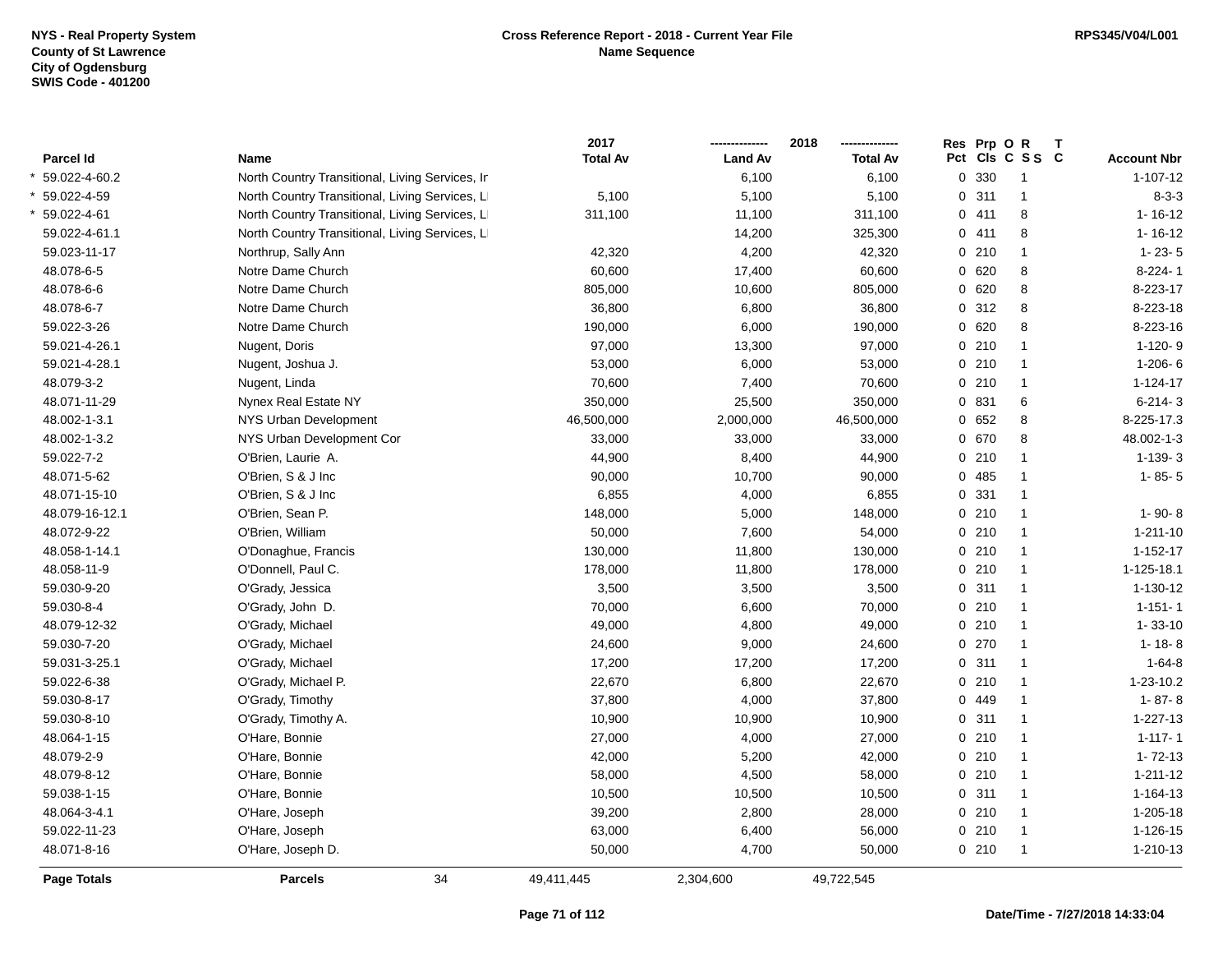| Parcel Id | Name | 2017 Total Av | 2018 Land Av | 2018 Total Av | Res Pct | Prp Cls | O C | R S S | T C | Account Nbr |
|---|---|---|---|---|---|---|---|---|---|---|
| * 59.022-4-60.2 | North Country Transitional, Living Services, Ir | | 6,100 | 6,100 | 0 | 330 | | 1 | | 1-107-12 |
| * 59.022-4-59 | North Country Transitional, Living Services, L | 5,100 | 5,100 | 5,100 | 0 | 311 | | 1 | | 8-3-3 |
| * 59.022-4-61 | North Country Transitional, Living Services, L | 311,100 | 11,100 | 311,100 | 0 | 411 | | 8 | | 1- 16-12 |
| 59.022-4-61.1 | North Country Transitional, Living Services, L | | 14,200 | 325,300 | 0 | 411 | | 8 | | 1- 16-12 |
| 59.023-11-17 | Northrup, Sally Ann | 42,320 | 4,200 | 42,320 | 0 | 210 | | 1 | | 1- 23- 5 |
| 48.078-6-5 | Notre Dame Church | 60,600 | 17,400 | 60,600 | 0 | 620 | | 8 | | 8-224- 1 |
| 48.078-6-6 | Notre Dame Church | 805,000 | 10,600 | 805,000 | 0 | 620 | | 8 | | 8-223-17 |
| 48.078-6-7 | Notre Dame Church | 36,800 | 6,800 | 36,800 | 0 | 312 | | 8 | | 8-223-18 |
| 59.022-3-26 | Notre Dame Church | 190,000 | 6,000 | 190,000 | 0 | 620 | | 8 | | 8-223-16 |
| 59.021-4-26.1 | Nugent, Doris | 97,000 | 13,300 | 97,000 | 0 | 210 | | 1 | | 1-120- 9 |
| 59.021-4-28.1 | Nugent, Joshua J. | 53,000 | 6,000 | 53,000 | 0 | 210 | | 1 | | 1-206- 6 |
| 48.079-3-2 | Nugent, Linda | 70,600 | 7,400 | 70,600 | 0 | 210 | | 1 | | 1-124-17 |
| 48.071-11-29 | Nynex Real Estate NY | 350,000 | 25,500 | 350,000 | 0 | 831 | | 6 | | 6-214- 3 |
| 48.002-1-3.1 | NYS Urban Development | 46,500,000 | 2,000,000 | 46,500,000 | 0 | 652 | | 8 | | 8-225-17.3 |
| 48.002-1-3.2 | NYS Urban Development Cor | 33,000 | 33,000 | 33,000 | 0 | 670 | | 8 | | 48.002-1-3 |
| 59.022-7-2 | O'Brien, Laurie A. | 44,900 | 8,400 | 44,900 | 0 | 210 | | 1 | | 1-139- 3 |
| 48.071-5-62 | O'Brien, S & J Inc | 90,000 | 10,700 | 90,000 | 0 | 485 | | 1 | | 1- 85- 5 |
| 48.071-15-10 | O'Brien, S & J Inc | 6,855 | 4,000 | 6,855 | 0 | 331 | | 1 | | |
| 48.079-16-12.1 | O'Brien, Sean P. | 148,000 | 5,000 | 148,000 | 0 | 210 | | 1 | | 1- 90- 8 |
| 48.072-9-22 | O'Brien, William | 50,000 | 7,600 | 54,000 | 0 | 210 | | 1 | | 1-211-10 |
| 48.058-1-14.1 | O'Donaghue, Francis | 130,000 | 11,800 | 130,000 | 0 | 210 | | 1 | | 1-152-17 |
| 48.058-11-9 | O'Donnell, Paul C. | 178,000 | 11,800 | 178,000 | 0 | 210 | | 1 | | 1-125-18.1 |
| 59.030-9-20 | O'Grady, Jessica | 3,500 | 3,500 | 3,500 | 0 | 311 | | 1 | | 1-130-12 |
| 59.030-8-4 | O'Grady, John D. | 70,000 | 6,600 | 70,000 | 0 | 210 | | 1 | | 1-151- 1 |
| 48.079-12-32 | O'Grady, Michael | 49,000 | 4,800 | 49,000 | 0 | 210 | | 1 | | 1- 33-10 |
| 59.030-7-20 | O'Grady, Michael | 24,600 | 9,000 | 24,600 | 0 | 270 | | 1 | | 1- 18- 8 |
| 59.031-3-25.1 | O'Grady, Michael | 17,200 | 17,200 | 17,200 | 0 | 311 | | 1 | | 1-64-8 |
| 59.022-6-38 | O'Grady, Michael P. | 22,670 | 6,800 | 22,670 | 0 | 210 | | 1 | | 1-23-10.2 |
| 59.030-8-17 | O'Grady, Timothy | 37,800 | 4,000 | 37,800 | 0 | 449 | | 1 | | 1- 87- 8 |
| 59.030-8-10 | O'Grady, Timothy A. | 10,900 | 10,900 | 10,900 | 0 | 311 | | 1 | | 1-227-13 |
| 48.064-1-15 | O'Hare, Bonnie | 27,000 | 4,000 | 27,000 | 0 | 210 | | 1 | | 1-117- 1 |
| 48.079-2-9 | O'Hare, Bonnie | 42,000 | 5,200 | 42,000 | 0 | 210 | | 1 | | 1- 72-13 |
| 48.079-8-12 | O'Hare, Bonnie | 58,000 | 4,500 | 58,000 | 0 | 210 | | 1 | | 1-211-12 |
| 59.038-1-15 | O'Hare, Bonnie | 10,500 | 10,500 | 10,500 | 0 | 311 | | 1 | | 1-164-13 |
| 48.064-3-4.1 | O'Hare, Joseph | 39,200 | 2,800 | 28,000 | 0 | 210 | | 1 | | 1-205-18 |
| 59.022-11-23 | O'Hare, Joseph | 63,000 | 6,400 | 56,000 | 0 | 210 | | 1 | | 1-126-15 |
| 48.071-8-16 | O'Hare, Joseph D. | 50,000 | 4,700 | 50,000 | 0 | 210 | | 1 | | 1-210-13 |
| **Page Totals** | **Parcels** 34 | 49,411,445 | 2,304,600 | 49,722,545 | | | | | | |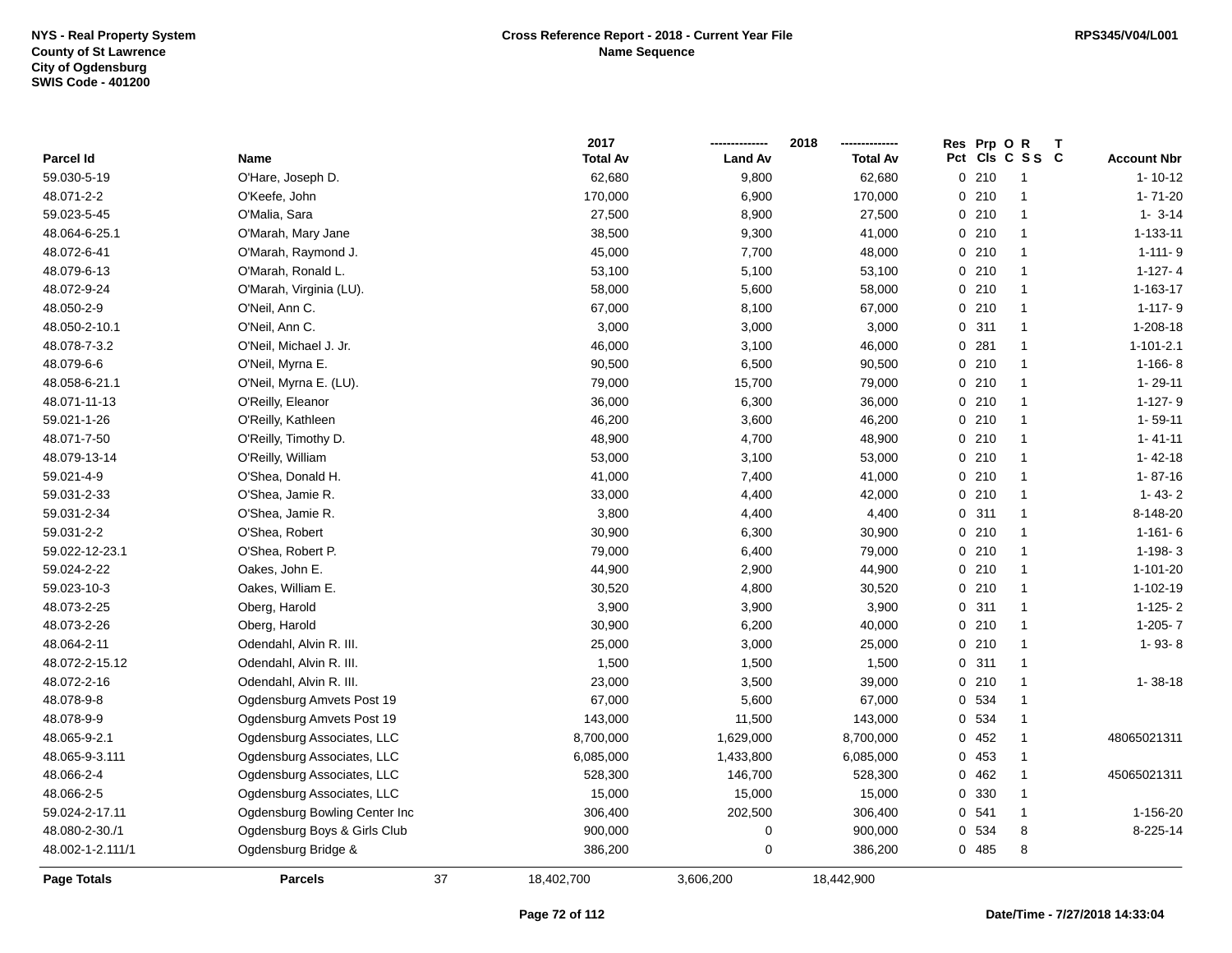NYS - Real Property System
County of St Lawrence
City of Ogdensburg
SWIS Code - 401200

# Cross Reference Report - 2018 - Current Year File
## Name Sequence

RPS345/V04/L001

| Parcel Id | Name | 2017 Total Av | 2018 Land Av | 2018 Total Av | Res Pct | Prp Cls | O C | R S S | T C | Account Nbr |
|---|---|---|---|---|---|---|---|---|---|---|
| 59.030-5-19 | O'Hare, Joseph D. | 62,680 | 9,800 | 62,680 | 0 | 210 | | 1 | | 1- 10-12 |
| 48.071-2-2 | O'Keefe, John | 170,000 | 6,900 | 170,000 | 0 | 210 | | 1 | | 1- 71-20 |
| 59.023-5-45 | O'Malia, Sara | 27,500 | 8,900 | 27,500 | 0 | 210 | | 1 | | 1- 3-14 |
| 48.064-6-25.1 | O'Marah, Mary Jane | 38,500 | 9,300 | 41,000 | 0 | 210 | | 1 | | 1-133-11 |
| 48.072-6-41 | O'Marah, Raymond J. | 45,000 | 7,700 | 48,000 | 0 | 210 | | 1 | | 1-111- 9 |
| 48.079-6-13 | O'Marah, Ronald L. | 53,100 | 5,100 | 53,100 | 0 | 210 | | 1 | | 1-127- 4 |
| 48.072-9-24 | O'Marah, Virginia (LU). | 58,000 | 5,600 | 58,000 | 0 | 210 | | 1 | | 1-163-17 |
| 48.050-2-9 | O'Neil, Ann C. | 67,000 | 8,100 | 67,000 | 0 | 210 | | 1 | | 1-117- 9 |
| 48.050-2-10.1 | O'Neil, Ann C. | 3,000 | 3,000 | 3,000 | 0 | 311 | | 1 | | 1-208-18 |
| 48.078-7-3.2 | O'Neil, Michael J. Jr. | 46,000 | 3,100 | 46,000 | 0 | 281 | | 1 | | 1-101-2.1 |
| 48.079-6-6 | O'Neil, Myrna E. | 90,500 | 6,500 | 90,500 | 0 | 210 | | 1 | | 1-166- 8 |
| 48.058-6-21.1 | O'Neil, Myrna E. (LU). | 79,000 | 15,700 | 79,000 | 0 | 210 | | 1 | | 1- 29-11 |
| 48.071-11-13 | O'Reilly, Eleanor | 36,000 | 6,300 | 36,000 | 0 | 210 | | 1 | | 1-127- 9 |
| 59.021-1-26 | O'Reilly, Kathleen | 46,200 | 3,600 | 46,200 | 0 | 210 | | 1 | | 1- 59-11 |
| 48.071-7-50 | O'Reilly, Timothy D. | 48,900 | 4,700 | 48,900 | 0 | 210 | | 1 | | 1- 41-11 |
| 48.079-13-14 | O'Reilly, William | 53,000 | 3,100 | 53,000 | 0 | 210 | | 1 | | 1- 42-18 |
| 59.021-4-9 | O'Shea, Donald H. | 41,000 | 7,400 | 41,000 | 0 | 210 | | 1 | | 1- 87-16 |
| 59.031-2-33 | O'Shea, Jamie R. | 33,000 | 4,400 | 42,000 | 0 | 210 | | 1 | | 1- 43- 2 |
| 59.031-2-34 | O'Shea, Jamie R. | 3,800 | 4,400 | 4,400 | 0 | 311 | | 1 | | 8-148-20 |
| 59.031-2-2 | O'Shea, Robert | 30,900 | 6,300 | 30,900 | 0 | 210 | | 1 | | 1-161- 6 |
| 59.022-12-23.1 | O'Shea, Robert P. | 79,000 | 6,400 | 79,000 | 0 | 210 | | 1 | | 1-198- 3 |
| 59.024-2-22 | Oakes, John E. | 44,900 | 2,900 | 44,900 | 0 | 210 | | 1 | | 1-101-20 |
| 59.023-10-3 | Oakes, William E. | 30,520 | 4,800 | 30,520 | 0 | 210 | | 1 | | 1-102-19 |
| 48.073-2-25 | Oberg, Harold | 3,900 | 3,900 | 3,900 | 0 | 311 | | 1 | | 1-125- 2 |
| 48.073-2-26 | Oberg, Harold | 30,900 | 6,200 | 40,000 | 0 | 210 | | 1 | | 1-205- 7 |
| 48.064-2-11 | Odendahl, Alvin R. III. | 25,000 | 3,000 | 25,000 | 0 | 210 | | 1 | | 1- 93- 8 |
| 48.072-2-15.12 | Odendahl, Alvin R. III. | 1,500 | 1,500 | 1,500 | 0 | 311 | | 1 | | |
| 48.072-2-16 | Odendahl, Alvin R. III. | 23,000 | 3,500 | 39,000 | 0 | 210 | | 1 | | 1- 38-18 |
| 48.078-9-8 | Ogdensburg Amvets Post 19 | 67,000 | 5,600 | 67,000 | 0 | 534 | | 1 | | |
| 48.078-9-9 | Ogdensburg Amvets Post 19 | 143,000 | 11,500 | 143,000 | 0 | 534 | | 1 | | |
| 48.065-9-2.1 | Ogdensburg Associates, LLC | 8,700,000 | 1,629,000 | 8,700,000 | 0 | 452 | | 1 | | 48065021311 |
| 48.065-9-3.111 | Ogdensburg Associates, LLC | 6,085,000 | 1,433,800 | 6,085,000 | 0 | 453 | | 1 | | |
| 48.066-2-4 | Ogdensburg Associates, LLC | 528,300 | 146,700 | 528,300 | 0 | 462 | | 1 | | 45065021311 |
| 48.066-2-5 | Ogdensburg Associates, LLC | 15,000 | 15,000 | 15,000 | 0 | 330 | | 1 | | |
| 59.024-2-17.11 | Ogdensburg Bowling Center Inc | 306,400 | 202,500 | 306,400 | 0 | 541 | | 1 | | 1-156-20 |
| 48.080-2-30./1 | Ogdensburg Boys & Girls Club | 900,000 | 0 | 900,000 | 0 | 534 | | 8 | | 8-225-14 |
| 48.002-1-2.111/1 | Ogdensburg Bridge & | 386,200 | 0 | 386,200 | 0 | 485 | | 8 | | |
| **Page Totals** | **Parcels** 37 | 18,402,700 | 3,606,200 | 18,442,900 | | | | | | |

Date/Time - 7/27/2018 14:33:04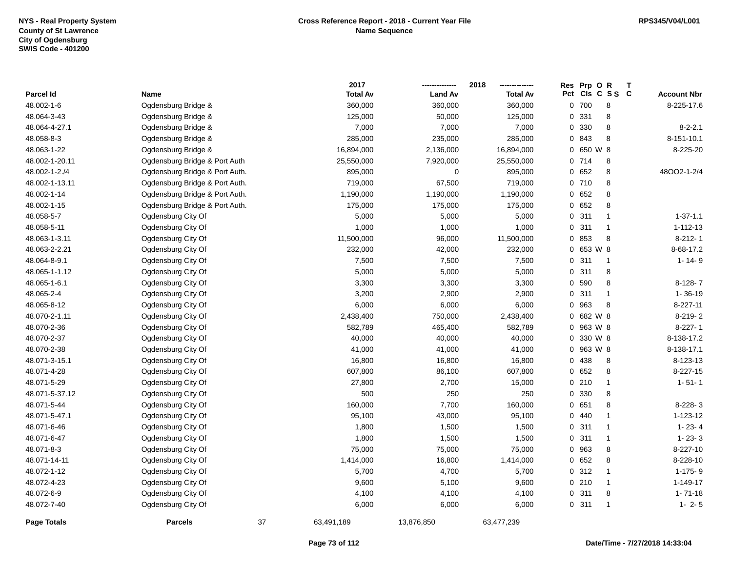NYS - Real Property System
County of St Lawrence
City of Ogdensburg
SWIS Code - 401200

**Cross Reference Report - 2018 - Current Year File**
**Name Sequence**

RPS345/V04/L001

| Parcel Id | Name | 2017 Total Av | 2018 Land Av | 2018 Total Av | Res Pct | Prp Cls | O C | R S S | T C | Account Nbr |
|---|---|---|---|---|---|---|---|---|---|---|
| 48.002-1-6 | Ogdensburg Bridge & | 360,000 | 360,000 | 360,000 | 0 | 700 | | 8 | | 8-225-17.6 |
| 48.064-3-43 | Ogdensburg Bridge & | 125,000 | 50,000 | 125,000 | 0 | 331 | | 8 | | |
| 48.064-4-27.1 | Ogdensburg Bridge & | 7,000 | 7,000 | 7,000 | 0 | 330 | | 8 | | 8-2-2.1 |
| 48.058-8-3 | Ogdensburg Bridge & | 285,000 | 235,000 | 285,000 | 0 | 843 | | 8 | | 8-151-10.1 |
| 48.063-1-22 | Ogdensburg Bridge & | 16,894,000 | 2,136,000 | 16,894,000 | 0 | 650 | W | 8 | | 8-225-20 |
| 48.002-1-20.11 | Ogdensburg Bridge & Port Auth | 25,550,000 | 7,920,000 | 25,550,000 | 0 | 714 | | 8 | | |
| 48.002-1-2./4 | Ogdensburg Bridge & Port Auth. | 895,000 | 0 | 895,000 | 0 | 652 | | 8 | | 48OO2-1-2/4 |
| 48.002-1-13.11 | Ogdensburg Bridge & Port Auth. | 719,000 | 67,500 | 719,000 | 0 | 710 | | 8 | | |
| 48.002-1-14 | Ogdensburg Bridge & Port Auth. | 1,190,000 | 1,190,000 | 1,190,000 | 0 | 652 | | 8 | | |
| 48.002-1-15 | Ogdensburg Bridge & Port Auth. | 175,000 | 175,000 | 175,000 | 0 | 652 | | 8 | | |
| 48.058-5-7 | Ogdensburg City Of | 5,000 | 5,000 | 5,000 | 0 | 311 | | 1 | | 1-37-1.1 |
| 48.058-5-11 | Ogdensburg City Of | 1,000 | 1,000 | 1,000 | 0 | 311 | | 1 | | 1-112-13 |
| 48.063-1-3.11 | Ogdensburg City Of | 11,500,000 | 96,000 | 11,500,000 | 0 | 853 | | 8 | | 8-212- 1 |
| 48.063-2-2.21 | Ogdensburg City Of | 232,000 | 42,000 | 232,000 | 0 | 653 | W | 8 | | 8-68-17.2 |
| 48.064-8-9.1 | Ogdensburg City Of | 7,500 | 7,500 | 7,500 | 0 | 311 | | 1 | | 1- 14- 9 |
| 48.065-1-1.12 | Ogdensburg City Of | 5,000 | 5,000 | 5,000 | 0 | 311 | | 8 | | |
| 48.065-1-6.1 | Ogdensburg City Of | 3,300 | 3,300 | 3,300 | 0 | 590 | | 8 | | 8-128- 7 |
| 48.065-2-4 | Ogdensburg City Of | 3,200 | 2,900 | 2,900 | 0 | 311 | | 1 | | 1- 36-19 |
| 48.065-8-12 | Ogdensburg City Of | 6,000 | 6,000 | 6,000 | 0 | 963 | | 8 | | 8-227-11 |
| 48.070-2-1.11 | Ogdensburg City Of | 2,438,400 | 750,000 | 2,438,400 | 0 | 682 | W | 8 | | 8-219- 2 |
| 48.070-2-36 | Ogdensburg City Of | 582,789 | 465,400 | 582,789 | 0 | 963 | W | 8 | | 8-227- 1 |
| 48.070-2-37 | Ogdensburg City Of | 40,000 | 40,000 | 40,000 | 0 | 330 | W | 8 | | 8-138-17.2 |
| 48.070-2-38 | Ogdensburg City Of | 41,000 | 41,000 | 41,000 | 0 | 963 | W | 8 | | 8-138-17.1 |
| 48.071-3-15.1 | Ogdensburg City Of | 16,800 | 16,800 | 16,800 | 0 | 438 | | 8 | | 8-123-13 |
| 48.071-4-28 | Ogdensburg City Of | 607,800 | 86,100 | 607,800 | 0 | 652 | | 8 | | 8-227-15 |
| 48.071-5-29 | Ogdensburg City Of | 27,800 | 2,700 | 15,000 | 0 | 210 | | 1 | | 1- 51- 1 |
| 48.071-5-37.12 | Ogdensburg City Of | 500 | 250 | 250 | 0 | 330 | | 8 | | |
| 48.071-5-44 | Ogdensburg City Of | 160,000 | 7,700 | 160,000 | 0 | 651 | | 8 | | 8-228- 3 |
| 48.071-5-47.1 | Ogdensburg City Of | 95,100 | 43,000 | 95,100 | 0 | 440 | | 1 | | 1-123-12 |
| 48.071-6-46 | Ogdensburg City Of | 1,800 | 1,500 | 1,500 | 0 | 311 | | 1 | | 1- 23- 4 |
| 48.071-6-47 | Ogdensburg City Of | 1,800 | 1,500 | 1,500 | 0 | 311 | | 1 | | 1- 23- 3 |
| 48.071-8-3 | Ogdensburg City Of | 75,000 | 75,000 | 75,000 | 0 | 963 | | 8 | | 8-227-10 |
| 48.071-14-11 | Ogdensburg City Of | 1,414,000 | 16,800 | 1,414,000 | 0 | 652 | | 8 | | 8-228-10 |
| 48.072-1-12 | Ogdensburg City Of | 5,700 | 4,700 | 5,700 | 0 | 312 | | 1 | | 1-175- 9 |
| 48.072-4-23 | Ogdensburg City Of | 9,600 | 5,100 | 9,600 | 0 | 210 | | 1 | | 1-149-17 |
| 48.072-6-9 | Ogdensburg City Of | 4,100 | 4,100 | 4,100 | 0 | 311 | | 8 | | 1- 71-18 |
| 48.072-7-40 | Ogdensburg City Of | 6,000 | 6,000 | 6,000 | 0 | 311 | | 1 | | 1- 2- 5 |
| **Page Totals** | **Parcels** 37 | 63,491,189 | 13,876,850 | 63,477,239 | | | | | | |

Date/Time - 7/27/2018 14:33:04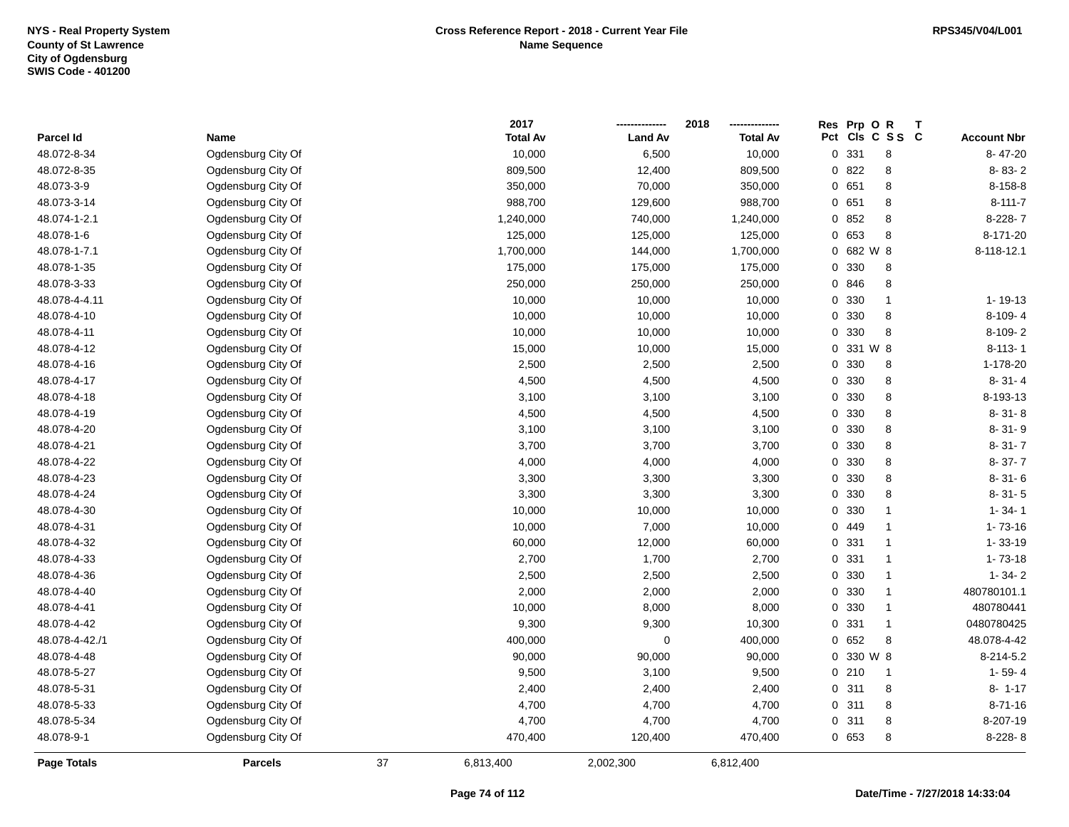NYS - Real Property System
County of St Lawrence
City of Ogdensburg
SWIS Code - 401200

**Cross Reference Report - 2018 - Current Year File**
**Name Sequence**

RPS345/V04/L001

| Parcel Id | Name | 2017 Total Av | 2018 Land Av | 2018 Total Av | Res Pct | Prp Cls | O C | R S S | T C | Account Nbr |
|---|---|---|---|---|---|---|---|---|---|---|
| 48.072-8-34 | Ogdensburg City Of | 10,000 | 6,500 | 10,000 | 0 | 331 | | 8 | | 8- 47-20 |
| 48.072-8-35 | Ogdensburg City Of | 809,500 | 12,400 | 809,500 | 0 | 822 | | 8 | | 8- 83- 2 |
| 48.073-3-9 | Ogdensburg City Of | 350,000 | 70,000 | 350,000 | 0 | 651 | | 8 | | 8-158-8 |
| 48.073-3-14 | Ogdensburg City Of | 988,700 | 129,600 | 988,700 | 0 | 651 | | 8 | | 8-111-7 |
| 48.074-1-2.1 | Ogdensburg City Of | 1,240,000 | 740,000 | 1,240,000 | 0 | 852 | | 8 | | 8-228- 7 |
| 48.078-1-6 | Ogdensburg City Of | 125,000 | 125,000 | 125,000 | 0 | 653 | | 8 | | 8-171-20 |
| 48.078-1-7.1 | Ogdensburg City Of | 1,700,000 | 144,000 | 1,700,000 | 0 | 682 | W | 8 | | 8-118-12.1 |
| 48.078-1-35 | Ogdensburg City Of | 175,000 | 175,000 | 175,000 | 0 | 330 | | 8 | | |
| 48.078-3-33 | Ogdensburg City Of | 250,000 | 250,000 | 250,000 | 0 | 846 | | 8 | | |
| 48.078-4-4.11 | Ogdensburg City Of | 10,000 | 10,000 | 10,000 | 0 | 330 | | 1 | | 1- 19-13 |
| 48.078-4-10 | Ogdensburg City Of | 10,000 | 10,000 | 10,000 | 0 | 330 | | 8 | | 8-109- 4 |
| 48.078-4-11 | Ogdensburg City Of | 10,000 | 10,000 | 10,000 | 0 | 330 | | 8 | | 8-109- 2 |
| 48.078-4-12 | Ogdensburg City Of | 15,000 | 10,000 | 15,000 | 0 | 331 | W | 8 | | 8-113- 1 |
| 48.078-4-16 | Ogdensburg City Of | 2,500 | 2,500 | 2,500 | 0 | 330 | | 8 | | 1-178-20 |
| 48.078-4-17 | Ogdensburg City Of | 4,500 | 4,500 | 4,500 | 0 | 330 | | 8 | | 8- 31- 4 |
| 48.078-4-18 | Ogdensburg City Of | 3,100 | 3,100 | 3,100 | 0 | 330 | | 8 | | 8-193-13 |
| 48.078-4-19 | Ogdensburg City Of | 4,500 | 4,500 | 4,500 | 0 | 330 | | 8 | | 8- 31- 8 |
| 48.078-4-20 | Ogdensburg City Of | 3,100 | 3,100 | 3,100 | 0 | 330 | | 8 | | 8- 31- 9 |
| 48.078-4-21 | Ogdensburg City Of | 3,700 | 3,700 | 3,700 | 0 | 330 | | 8 | | 8- 31- 7 |
| 48.078-4-22 | Ogdensburg City Of | 4,000 | 4,000 | 4,000 | 0 | 330 | | 8 | | 8- 37- 7 |
| 48.078-4-23 | Ogdensburg City Of | 3,300 | 3,300 | 3,300 | 0 | 330 | | 8 | | 8- 31- 6 |
| 48.078-4-24 | Ogdensburg City Of | 3,300 | 3,300 | 3,300 | 0 | 330 | | 8 | | 8- 31- 5 |
| 48.078-4-30 | Ogdensburg City Of | 10,000 | 10,000 | 10,000 | 0 | 330 | | 1 | | 1- 34- 1 |
| 48.078-4-31 | Ogdensburg City Of | 10,000 | 7,000 | 10,000 | 0 | 449 | | 1 | | 1- 73-16 |
| 48.078-4-32 | Ogdensburg City Of | 60,000 | 12,000 | 60,000 | 0 | 331 | | 1 | | 1- 33-19 |
| 48.078-4-33 | Ogdensburg City Of | 2,700 | 1,700 | 2,700 | 0 | 331 | | 1 | | 1- 73-18 |
| 48.078-4-36 | Ogdensburg City Of | 2,500 | 2,500 | 2,500 | 0 | 330 | | 1 | | 1- 34- 2 |
| 48.078-4-40 | Ogdensburg City Of | 2,000 | 2,000 | 2,000 | 0 | 330 | | 1 | | 480780101.1 |
| 48.078-4-41 | Ogdensburg City Of | 10,000 | 8,000 | 8,000 | 0 | 330 | | 1 | | 480780441 |
| 48.078-4-42 | Ogdensburg City Of | 9,300 | 9,300 | 10,300 | 0 | 331 | | 1 | | 0480780425 |
| 48.078-4-42./1 | Ogdensburg City Of | 400,000 | 0 | 400,000 | 0 | 652 | | 8 | | 48.078-4-42 |
| 48.078-4-48 | Ogdensburg City Of | 90,000 | 90,000 | 90,000 | 0 | 330 | W | 8 | | 8-214-5.2 |
| 48.078-5-27 | Ogdensburg City Of | 9,500 | 3,100 | 9,500 | 0 | 210 | | 1 | | 1- 59- 4 |
| 48.078-5-31 | Ogdensburg City Of | 2,400 | 2,400 | 2,400 | 0 | 311 | | 8 | | 8- 1-17 |
| 48.078-5-33 | Ogdensburg City Of | 4,700 | 4,700 | 4,700 | 0 | 311 | | 8 | | 8-71-16 |
| 48.078-5-34 | Ogdensburg City Of | 4,700 | 4,700 | 4,700 | 0 | 311 | | 8 | | 8-207-19 |
| 48.078-9-1 | Ogdensburg City Of | 470,400 | 120,400 | 470,400 | 0 | 653 | | 8 | | 8-228- 8 |
| **Page Totals** | **Parcels** 37 | 6,813,400 | 2,002,300 | 6,812,400 | | | | | | |

Date/Time - 7/27/2018 14:33:04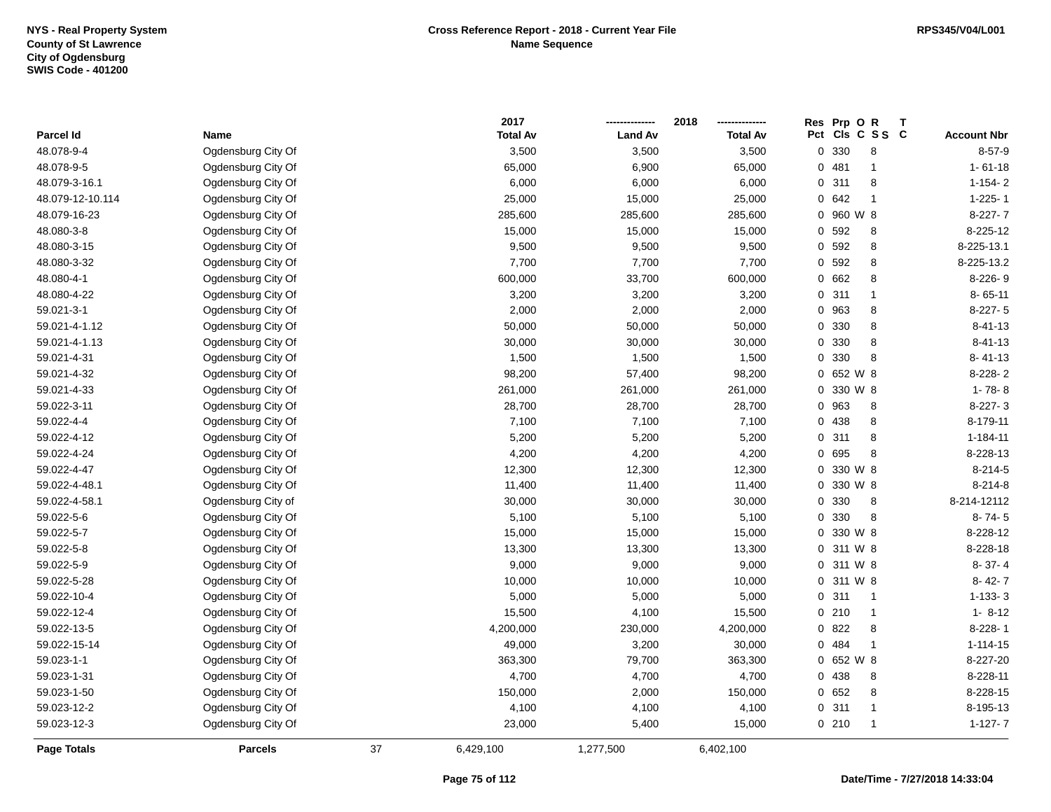NYS - Real Property System
County of St Lawrence
City of Ogdensburg
SWIS Code - 401200

**Cross Reference Report - 2018 - Current Year File**
**Name Sequence**

RPS345/V04/L001

| Parcel Id | Name | 2017 Total Av | 2018 Land Av | 2018 Total Av | Res Pct | Prp Cls | O C | R S S | T C | Account Nbr |
|---|---|---|---|---|---|---|---|---|---|---|
| 48.078-9-4 | Ogdensburg City Of | 3,500 | 3,500 | 3,500 | 0 | 330 | | 8 | | 8-57-9 |
| 48.078-9-5 | Ogdensburg City Of | 65,000 | 6,900 | 65,000 | 0 | 481 | | 1 | | 1- 61-18 |
| 48.079-3-16.1 | Ogdensburg City Of | 6,000 | 6,000 | 6,000 | 0 | 311 | | 8 | | 1-154- 2 |
| 48.079-12-10.114 | Ogdensburg City Of | 25,000 | 15,000 | 25,000 | 0 | 642 | | 1 | | 1-225- 1 |
| 48.079-16-23 | Ogdensburg City Of | 285,600 | 285,600 | 285,600 | 0 | 960 | W | 8 | | 8-227- 7 |
| 48.080-3-8 | Ogdensburg City Of | 15,000 | 15,000 | 15,000 | 0 | 592 | | 8 | | 8-225-12 |
| 48.080-3-15 | Ogdensburg City Of | 9,500 | 9,500 | 9,500 | 0 | 592 | | 8 | | 8-225-13.1 |
| 48.080-3-32 | Ogdensburg City Of | 7,700 | 7,700 | 7,700 | 0 | 592 | | 8 | | 8-225-13.2 |
| 48.080-4-1 | Ogdensburg City Of | 600,000 | 33,700 | 600,000 | 0 | 662 | | 8 | | 8-226- 9 |
| 48.080-4-22 | Ogdensburg City Of | 3,200 | 3,200 | 3,200 | 0 | 311 | | 1 | | 8- 65-11 |
| 59.021-3-1 | Ogdensburg City Of | 2,000 | 2,000 | 2,000 | 0 | 963 | | 8 | | 8-227- 5 |
| 59.021-4-1.12 | Ogdensburg City Of | 50,000 | 50,000 | 50,000 | 0 | 330 | | 8 | | 8-41-13 |
| 59.021-4-1.13 | Ogdensburg City Of | 30,000 | 30,000 | 30,000 | 0 | 330 | | 8 | | 8-41-13 |
| 59.021-4-31 | Ogdensburg City Of | 1,500 | 1,500 | 1,500 | 0 | 330 | | 8 | | 8- 41-13 |
| 59.021-4-32 | Ogdensburg City Of | 98,200 | 57,400 | 98,200 | 0 | 652 | W | 8 | | 8-228- 2 |
| 59.021-4-33 | Ogdensburg City Of | 261,000 | 261,000 | 261,000 | 0 | 330 | W | 8 | | 1- 78- 8 |
| 59.022-3-11 | Ogdensburg City Of | 28,700 | 28,700 | 28,700 | 0 | 963 | | 8 | | 8-227- 3 |
| 59.022-4-4 | Ogdensburg City Of | 7,100 | 7,100 | 7,100 | 0 | 438 | | 8 | | 8-179-11 |
| 59.022-4-12 | Ogdensburg City Of | 5,200 | 5,200 | 5,200 | 0 | 311 | | 8 | | 1-184-11 |
| 59.022-4-24 | Ogdensburg City Of | 4,200 | 4,200 | 4,200 | 0 | 695 | | 8 | | 8-228-13 |
| 59.022-4-47 | Ogdensburg City Of | 12,300 | 12,300 | 12,300 | 0 | 330 | W | 8 | | 8-214-5 |
| 59.022-4-48.1 | Ogdensburg City Of | 11,400 | 11,400 | 11,400 | 0 | 330 | W | 8 | | 8-214-8 |
| 59.022-4-58.1 | Ogdensburg City of | 30,000 | 30,000 | 30,000 | 0 | 330 | | 8 | | 8-214-12112 |
| 59.022-5-6 | Ogdensburg City Of | 5,100 | 5,100 | 5,100 | 0 | 330 | | 8 | | 8- 74- 5 |
| 59.022-5-7 | Ogdensburg City Of | 15,000 | 15,000 | 15,000 | 0 | 330 | W | 8 | | 8-228-12 |
| 59.022-5-8 | Ogdensburg City Of | 13,300 | 13,300 | 13,300 | 0 | 311 | W | 8 | | 8-228-18 |
| 59.022-5-9 | Ogdensburg City Of | 9,000 | 9,000 | 9,000 | 0 | 311 | W | 8 | | 8- 37- 4 |
| 59.022-5-28 | Ogdensburg City Of | 10,000 | 10,000 | 10,000 | 0 | 311 | W | 8 | | 8- 42- 7 |
| 59.022-10-4 | Ogdensburg City Of | 5,000 | 5,000 | 5,000 | 0 | 311 | | 1 | | 1-133- 3 |
| 59.022-12-4 | Ogdensburg City Of | 15,500 | 4,100 | 15,500 | 0 | 210 | | 1 | | 1- 8-12 |
| 59.022-13-5 | Ogdensburg City Of | 4,200,000 | 230,000 | 4,200,000 | 0 | 822 | | 8 | | 8-228- 1 |
| 59.022-15-14 | Ogdensburg City Of | 49,000 | 3,200 | 30,000 | 0 | 484 | | 1 | | 1-114-15 |
| 59.023-1-1 | Ogdensburg City Of | 363,300 | 79,700 | 363,300 | 0 | 652 | W | 8 | | 8-227-20 |
| 59.023-1-31 | Ogdensburg City Of | 4,700 | 4,700 | 4,700 | 0 | 438 | | 8 | | 8-228-11 |
| 59.023-1-50 | Ogdensburg City Of | 150,000 | 2,000 | 150,000 | 0 | 652 | | 8 | | 8-228-15 |
| 59.023-12-2 | Ogdensburg City Of | 4,100 | 4,100 | 4,100 | 0 | 311 | | 1 | | 8-195-13 |
| 59.023-12-3 | Ogdensburg City Of | 23,000 | 5,400 | 15,000 | 0 | 210 | | 1 | | 1-127- 7 |
| **Page Totals** | **Parcels** 37 | 6,429,100 | 1,277,500 | 6,402,100 | | | | | | |

**Date/Time - 7/27/2018 14:33:04**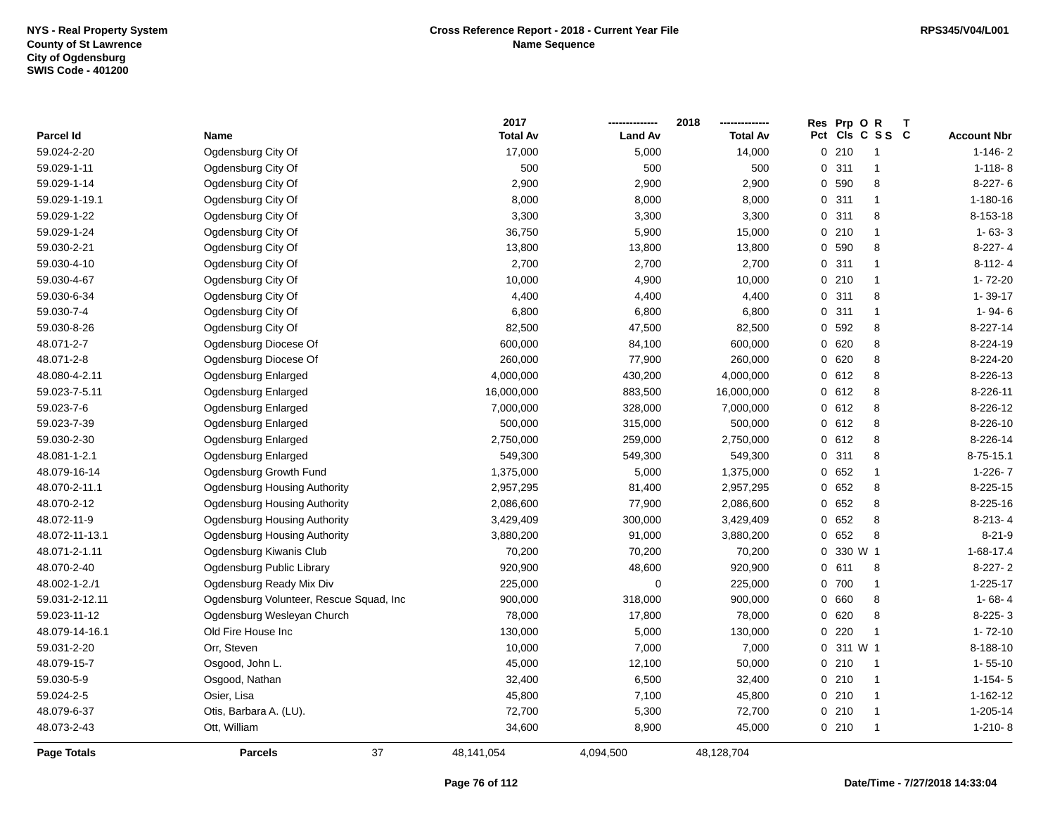**NYS - Real Property System**
**County of St Lawrence**
**City of Ogdensburg**
**SWIS Code - 401200**

**Cross Reference Report - 2018 - Current Year File**
**Name Sequence**

**RPS345/V04/L001**

| Parcel Id | Name | 2017 Total Av | 2018 Land Av | 2018 Total Av | Res Pct | Prp Cls | O C | R S S | T C | Account Nbr |
|---|---|---|---|---|---|---|---|---|---|---|
| 59.024-2-20 | Ogdensburg City Of | 17,000 | 5,000 | 14,000 | 0 | 210 | | 1 | | 1-146- 2 |
| 59.029-1-11 | Ogdensburg City Of | 500 | 500 | 500 | 0 | 311 | | 1 | | 1-118- 8 |
| 59.029-1-14 | Ogdensburg City Of | 2,900 | 2,900 | 2,900 | 0 | 590 | | 8 | | 8-227- 6 |
| 59.029-1-19.1 | Ogdensburg City Of | 8,000 | 8,000 | 8,000 | 0 | 311 | | 1 | | 1-180-16 |
| 59.029-1-22 | Ogdensburg City Of | 3,300 | 3,300 | 3,300 | 0 | 311 | | 8 | | 8-153-18 |
| 59.029-1-24 | Ogdensburg City Of | 36,750 | 5,900 | 15,000 | 0 | 210 | | 1 | | 1- 63- 3 |
| 59.030-2-21 | Ogdensburg City Of | 13,800 | 13,800 | 13,800 | 0 | 590 | | 8 | | 8-227- 4 |
| 59.030-4-10 | Ogdensburg City Of | 2,700 | 2,700 | 2,700 | 0 | 311 | | 1 | | 8-112- 4 |
| 59.030-4-67 | Ogdensburg City Of | 10,000 | 4,900 | 10,000 | 0 | 210 | | 1 | | 1- 72-20 |
| 59.030-6-34 | Ogdensburg City Of | 4,400 | 4,400 | 4,400 | 0 | 311 | | 8 | | 1- 39-17 |
| 59.030-7-4 | Ogdensburg City Of | 6,800 | 6,800 | 6,800 | 0 | 311 | | 1 | | 1- 94- 6 |
| 59.030-8-26 | Ogdensburg City Of | 82,500 | 47,500 | 82,500 | 0 | 592 | | 8 | | 8-227-14 |
| 48.071-2-7 | Ogdensburg Diocese Of | 600,000 | 84,100 | 600,000 | 0 | 620 | | 8 | | 8-224-19 |
| 48.071-2-8 | Ogdensburg Diocese Of | 260,000 | 77,900 | 260,000 | 0 | 620 | | 8 | | 8-224-20 |
| 48.080-4-2.11 | Ogdensburg Enlarged | 4,000,000 | 430,200 | 4,000,000 | 0 | 612 | | 8 | | 8-226-13 |
| 59.023-7-5.11 | Ogdensburg Enlarged | 16,000,000 | 883,500 | 16,000,000 | 0 | 612 | | 8 | | 8-226-11 |
| 59.023-7-6 | Ogdensburg Enlarged | 7,000,000 | 328,000 | 7,000,000 | 0 | 612 | | 8 | | 8-226-12 |
| 59.023-7-39 | Ogdensburg Enlarged | 500,000 | 315,000 | 500,000 | 0 | 612 | | 8 | | 8-226-10 |
| 59.030-2-30 | Ogdensburg Enlarged | 2,750,000 | 259,000 | 2,750,000 | 0 | 612 | | 8 | | 8-226-14 |
| 48.081-1-2.1 | Ogdensburg Enlarged | 549,300 | 549,300 | 549,300 | 0 | 311 | | 8 | | 8-75-15.1 |
| 48.079-16-14 | Ogdensburg Growth Fund | 1,375,000 | 5,000 | 1,375,000 | 0 | 652 | | 1 | | 1-226- 7 |
| 48.070-2-11.1 | Ogdensburg Housing Authority | 2,957,295 | 81,400 | 2,957,295 | 0 | 652 | | 8 | | 8-225-15 |
| 48.070-2-12 | Ogdensburg Housing Authority | 2,086,600 | 77,900 | 2,086,600 | 0 | 652 | | 8 | | 8-225-16 |
| 48.072-11-9 | Ogdensburg Housing Authority | 3,429,409 | 300,000 | 3,429,409 | 0 | 652 | | 8 | | 8-213- 4 |
| 48.072-11-13.1 | Ogdensburg Housing Authority | 3,880,200 | 91,000 | 3,880,200 | 0 | 652 | | 8 | | 8-21-9 |
| 48.071-2-1.11 | Ogdensburg Kiwanis Club | 70,200 | 70,200 | 70,200 | 0 | 330 | W | 1 | | 1-68-17.4 |
| 48.070-2-40 | Ogdensburg Public Library | 920,900 | 48,600 | 920,900 | 0 | 611 | | 8 | | 8-227- 2 |
| 48.002-1-2./1 | Ogdensburg Ready Mix Div | 225,000 | 0 | 225,000 | 0 | 700 | | 1 | | 1-225-17 |
| 59.031-2-12.11 | Ogdensburg Volunteer, Rescue Squad, Inc | 900,000 | 318,000 | 900,000 | 0 | 660 | | 8 | | 1- 68- 4 |
| 59.023-11-12 | Ogdensburg Wesleyan Church | 78,000 | 17,800 | 78,000 | 0 | 620 | | 8 | | 8-225- 3 |
| 48.079-14-16.1 | Old Fire House Inc | 130,000 | 5,000 | 130,000 | 0 | 220 | | 1 | | 1- 72-10 |
| 59.031-2-20 | Orr, Steven | 10,000 | 7,000 | 7,000 | 0 | 311 | W | 1 | | 8-188-10 |
| 48.079-15-7 | Osgood, John L. | 45,000 | 12,100 | 50,000 | 0 | 210 | | 1 | | 1- 55-10 |
| 59.030-5-9 | Osgood, Nathan | 32,400 | 6,500 | 32,400 | 0 | 210 | | 1 | | 1-154- 5 |
| 59.024-2-5 | Osier, Lisa | 45,800 | 7,100 | 45,800 | 0 | 210 | | 1 | | 1-162-12 |
| 48.079-6-37 | Otis, Barbara A. (LU). | 72,700 | 5,300 | 72,700 | 0 | 210 | | 1 | | 1-205-14 |
| 48.073-2-43 | Ott, William | 34,600 | 8,900 | 45,000 | 0 | 210 | | 1 | | 1-210- 8 |
| **Page Totals** | **Parcels** 37 | 48,141,054 | 4,094,500 | 48,128,704 | | | | | | |

**Date/Time - 7/27/2018 14:33:04**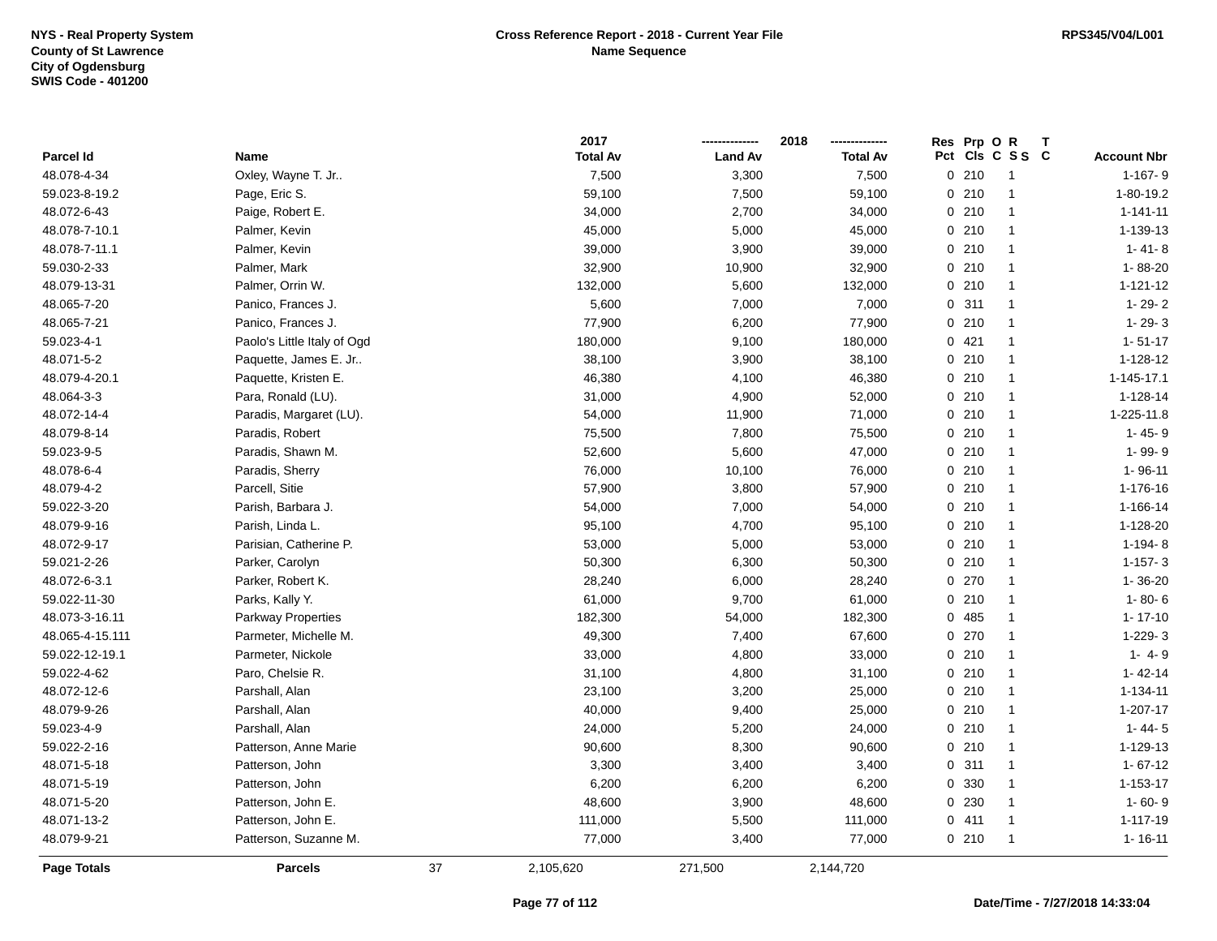NYS - Real Property System
County of St Lawrence
City of Ogdensburg
SWIS Code - 401200

**Cross Reference Report - 2018 - Current Year File**
**Name Sequence**

RPS345/V04/L001

| Parcel Id | Name | 2017 Total Av | 2018 Land Av | 2018 Total Av | Res Pct | Prp Cls | O C | R S S | T C | Account Nbr |
|---|---|---|---|---|---|---|---|---|---|---|
| 48.078-4-34 | Oxley, Wayne T. Jr.. | 7,500 | 3,300 | 7,500 | 0 | 210 | | 1 | | 1-167- 9 |
| 59.023-8-19.2 | Page, Eric S. | 59,100 | 7,500 | 59,100 | 0 | 210 | | 1 | | 1-80-19.2 |
| 48.072-6-43 | Paige, Robert E. | 34,000 | 2,700 | 34,000 | 0 | 210 | | 1 | | 1-141-11 |
| 48.078-7-10.1 | Palmer, Kevin | 45,000 | 5,000 | 45,000 | 0 | 210 | | 1 | | 1-139-13 |
| 48.078-7-11.1 | Palmer, Kevin | 39,000 | 3,900 | 39,000 | 0 | 210 | | 1 | | 1- 41- 8 |
| 59.030-2-33 | Palmer, Mark | 32,900 | 10,900 | 32,900 | 0 | 210 | | 1 | | 1- 88-20 |
| 48.079-13-31 | Palmer, Orrin W. | 132,000 | 5,600 | 132,000 | 0 | 210 | | 1 | | 1-121-12 |
| 48.065-7-20 | Panico, Frances J. | 5,600 | 7,000 | 7,000 | 0 | 311 | | 1 | | 1- 29- 2 |
| 48.065-7-21 | Panico, Frances J. | 77,900 | 6,200 | 77,900 | 0 | 210 | | 1 | | 1- 29- 3 |
| 59.023-4-1 | Paolo's Little Italy of Ogd | 180,000 | 9,100 | 180,000 | 0 | 421 | | 1 | | 1- 51-17 |
| 48.071-5-2 | Paquette, James E. Jr.. | 38,100 | 3,900 | 38,100 | 0 | 210 | | 1 | | 1-128-12 |
| 48.079-4-20.1 | Paquette, Kristen E. | 46,380 | 4,100 | 46,380 | 0 | 210 | | 1 | | 1-145-17.1 |
| 48.064-3-3 | Para, Ronald (LU). | 31,000 | 4,900 | 52,000 | 0 | 210 | | 1 | | 1-128-14 |
| 48.072-14-4 | Paradis, Margaret (LU). | 54,000 | 11,900 | 71,000 | 0 | 210 | | 1 | | 1-225-11.8 |
| 48.079-8-14 | Paradis, Robert | 75,500 | 7,800 | 75,500 | 0 | 210 | | 1 | | 1- 45- 9 |
| 59.023-9-5 | Paradis, Shawn M. | 52,600 | 5,600 | 47,000 | 0 | 210 | | 1 | | 1- 99- 9 |
| 48.078-6-4 | Paradis, Sherry | 76,000 | 10,100 | 76,000 | 0 | 210 | | 1 | | 1- 96-11 |
| 48.079-4-2 | Parcell, Sitie | 57,900 | 3,800 | 57,900 | 0 | 210 | | 1 | | 1-176-16 |
| 59.022-3-20 | Parish, Barbara J. | 54,000 | 7,000 | 54,000 | 0 | 210 | | 1 | | 1-166-14 |
| 48.079-9-16 | Parish, Linda L. | 95,100 | 4,700 | 95,100 | 0 | 210 | | 1 | | 1-128-20 |
| 48.072-9-17 | Parisian, Catherine P. | 53,000 | 5,000 | 53,000 | 0 | 210 | | 1 | | 1-194- 8 |
| 59.021-2-26 | Parker, Carolyn | 50,300 | 6,300 | 50,300 | 0 | 210 | | 1 | | 1-157- 3 |
| 48.072-6-3.1 | Parker, Robert K. | 28,240 | 6,000 | 28,240 | 0 | 270 | | 1 | | 1- 36-20 |
| 59.022-11-30 | Parks, Kally Y. | 61,000 | 9,700 | 61,000 | 0 | 210 | | 1 | | 1- 80- 6 |
| 48.073-3-16.11 | Parkway Properties | 182,300 | 54,000 | 182,300 | 0 | 485 | | 1 | | 1- 17-10 |
| 48.065-4-15.111 | Parmeter, Michelle M. | 49,300 | 7,400 | 67,600 | 0 | 270 | | 1 | | 1-229- 3 |
| 59.022-12-19.1 | Parmeter, Nickole | 33,000 | 4,800 | 33,000 | 0 | 210 | | 1 | | 1- 4- 9 |
| 59.022-4-62 | Paro, Chelsie R. | 31,100 | 4,800 | 31,100 | 0 | 210 | | 1 | | 1- 42-14 |
| 48.072-12-6 | Parshall, Alan | 23,100 | 3,200 | 25,000 | 0 | 210 | | 1 | | 1-134-11 |
| 48.079-9-26 | Parshall, Alan | 40,000 | 9,400 | 25,000 | 0 | 210 | | 1 | | 1-207-17 |
| 59.023-4-9 | Parshall, Alan | 24,000 | 5,200 | 24,000 | 0 | 210 | | 1 | | 1- 44- 5 |
| 59.022-2-16 | Patterson, Anne Marie | 90,600 | 8,300 | 90,600 | 0 | 210 | | 1 | | 1-129-13 |
| 48.071-5-18 | Patterson, John | 3,300 | 3,400 | 3,400 | 0 | 311 | | 1 | | 1- 67-12 |
| 48.071-5-19 | Patterson, John | 6,200 | 6,200 | 6,200 | 0 | 330 | | 1 | | 1-153-17 |
| 48.071-5-20 | Patterson, John E. | 48,600 | 3,900 | 48,600 | 0 | 230 | | 1 | | 1- 60- 9 |
| 48.071-13-2 | Patterson, John E. | 111,000 | 5,500 | 111,000 | 0 | 411 | | 1 | | 1-117-19 |
| 48.079-9-21 | Patterson, Suzanne M. | 77,000 | 3,400 | 77,000 | 0 | 210 | | 1 | | 1- 16-11 |
| **Page Totals** | **Parcels** 37 | 2,105,620 | 271,500 | 2,144,720 | | | | | | |

Date/Time - 7/27/2018 14:33:04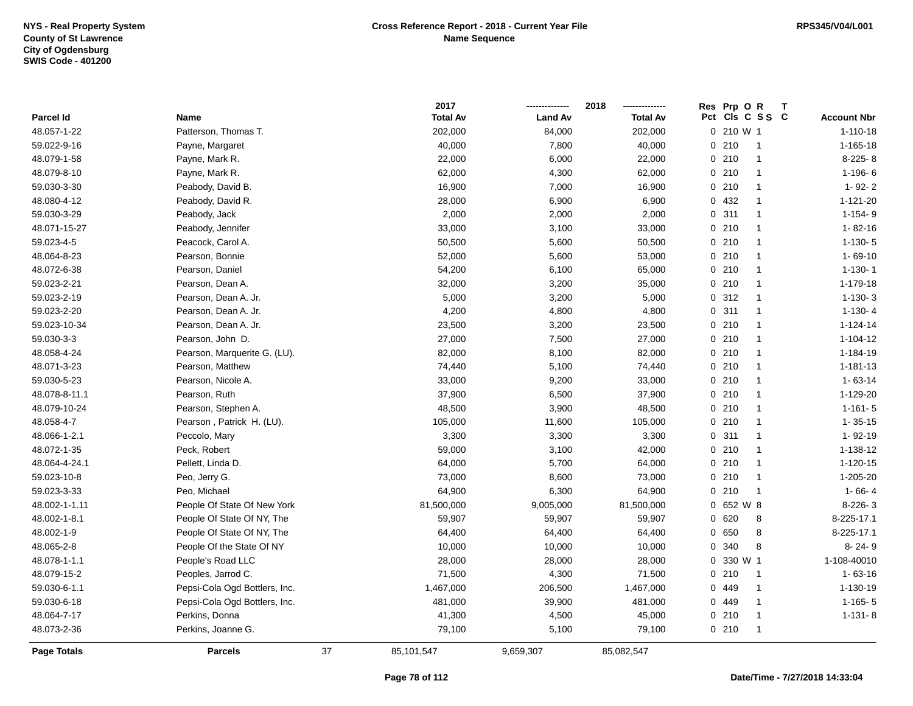NYS - Real Property System
County of St Lawrence
City of Ogdensburg
SWIS Code - 401200

**Cross Reference Report - 2018 - Current Year File**
**Name Sequence**

RPS345/V04/L001

| Parcel Id | Name | 2017 Total Av | 2018 Land Av | 2018 Total Av | Res Pct | Prp Cls | O C | R S S | T C | Account Nbr |
|---|---|---|---|---|---|---|---|---|---|---|
| 48.057-1-22 | Patterson, Thomas T. | 202,000 | 84,000 | 202,000 | 0 | 210 | W | 1 | | 1-110-18 |
| 59.022-9-16 | Payne, Margaret | 40,000 | 7,800 | 40,000 | 0 | 210 | | 1 | | 1-165-18 |
| 48.079-1-58 | Payne, Mark R. | 22,000 | 6,000 | 22,000 | 0 | 210 | | 1 | | 8-225- 8 |
| 48.079-8-10 | Payne, Mark R. | 62,000 | 4,300 | 62,000 | 0 | 210 | | 1 | | 1-196- 6 |
| 59.030-3-30 | Peabody, David B. | 16,900 | 7,000 | 16,900 | 0 | 210 | | 1 | | 1- 92- 2 |
| 48.080-4-12 | Peabody, David R. | 28,000 | 6,900 | 6,900 | 0 | 432 | | 1 | | 1-121-20 |
| 59.030-3-29 | Peabody, Jack | 2,000 | 2,000 | 2,000 | 0 | 311 | | 1 | | 1-154- 9 |
| 48.071-15-27 | Peabody, Jennifer | 33,000 | 3,100 | 33,000 | 0 | 210 | | 1 | | 1- 82-16 |
| 59.023-4-5 | Peacock, Carol A. | 50,500 | 5,600 | 50,500 | 0 | 210 | | 1 | | 1-130- 5 |
| 48.064-8-23 | Pearson, Bonnie | 52,000 | 5,600 | 53,000 | 0 | 210 | | 1 | | 1- 69-10 |
| 48.072-6-38 | Pearson, Daniel | 54,200 | 6,100 | 65,000 | 0 | 210 | | 1 | | 1-130- 1 |
| 59.023-2-21 | Pearson, Dean A. | 32,000 | 3,200 | 35,000 | 0 | 210 | | 1 | | 1-179-18 |
| 59.023-2-19 | Pearson, Dean A. Jr. | 5,000 | 3,200 | 5,000 | 0 | 312 | | 1 | | 1-130- 3 |
| 59.023-2-20 | Pearson, Dean A. Jr. | 4,200 | 4,800 | 4,800 | 0 | 311 | | 1 | | 1-130- 4 |
| 59.023-10-34 | Pearson, Dean A. Jr. | 23,500 | 3,200 | 23,500 | 0 | 210 | | 1 | | 1-124-14 |
| 59.030-3-3 | Pearson, John D. | 27,000 | 7,500 | 27,000 | 0 | 210 | | 1 | | 1-104-12 |
| 48.058-4-24 | Pearson, Marquerite G. (LU). | 82,000 | 8,100 | 82,000 | 0 | 210 | | 1 | | 1-184-19 |
| 48.071-3-23 | Pearson, Matthew | 74,440 | 5,100 | 74,440 | 0 | 210 | | 1 | | 1-181-13 |
| 59.030-5-23 | Pearson, Nicole A. | 33,000 | 9,200 | 33,000 | 0 | 210 | | 1 | | 1- 63-14 |
| 48.078-8-11.1 | Pearson, Ruth | 37,900 | 6,500 | 37,900 | 0 | 210 | | 1 | | 1-129-20 |
| 48.079-10-24 | Pearson, Stephen A. | 48,500 | 3,900 | 48,500 | 0 | 210 | | 1 | | 1-161- 5 |
| 48.058-4-7 | Pearson , Patrick H. (LU). | 105,000 | 11,600 | 105,000 | 0 | 210 | | 1 | | 1- 35-15 |
| 48.066-1-2.1 | Peccolo, Mary | 3,300 | 3,300 | 3,300 | 0 | 311 | | 1 | | 1- 92-19 |
| 48.072-1-35 | Peck, Robert | 59,000 | 3,100 | 42,000 | 0 | 210 | | 1 | | 1-138-12 |
| 48.064-4-24.1 | Pellett, Linda D. | 64,000 | 5,700 | 64,000 | 0 | 210 | | 1 | | 1-120-15 |
| 59.023-10-8 | Peo, Jerry G. | 73,000 | 8,600 | 73,000 | 0 | 210 | | 1 | | 1-205-20 |
| 59.023-3-33 | Peo, Michael | 64,900 | 6,300 | 64,900 | 0 | 210 | | 1 | | 1- 66- 4 |
| 48.002-1-1.11 | People Of State Of New York | 81,500,000 | 9,005,000 | 81,500,000 | 0 | 652 | W | 8 | | 8-226- 3 |
| 48.002-1-8.1 | People Of State Of NY, The | 59,907 | 59,907 | 59,907 | 0 | 620 | | 8 | | 8-225-17.1 |
| 48.002-1-9 | People Of State Of NY, The | 64,400 | 64,400 | 64,400 | 0 | 650 | | 8 | | 8-225-17.1 |
| 48.065-2-8 | People Of the State Of NY | 10,000 | 10,000 | 10,000 | 0 | 340 | | 8 | | 8- 24- 9 |
| 48.078-1-1.1 | People's Road LLC | 28,000 | 28,000 | 28,000 | 0 | 330 | W | 1 | | 1-108-40010 |
| 48.079-15-2 | Peoples, Jarrod C. | 71,500 | 4,300 | 71,500 | 0 | 210 | | 1 | | 1- 63-16 |
| 59.030-6-1.1 | Pepsi-Cola Ogd Bottlers, Inc. | 1,467,000 | 206,500 | 1,467,000 | 0 | 449 | | 1 | | 1-130-19 |
| 59.030-6-18 | Pepsi-Cola Ogd Bottlers, Inc. | 481,000 | 39,900 | 481,000 | 0 | 449 | | 1 | | 1-165- 5 |
| 48.064-7-17 | Perkins, Donna | 41,300 | 4,500 | 45,000 | 0 | 210 | | 1 | | 1-131- 8 |
| 48.073-2-36 | Perkins, Joanne G. | 79,100 | 5,100 | 79,100 | 0 | 210 | | 1 | | |
| **Page Totals** | **Parcels** 37 | 85,101,547 | 9,659,307 | 85,082,547 | | | | | | |

**Date/Time - 7/27/2018 14:33:04**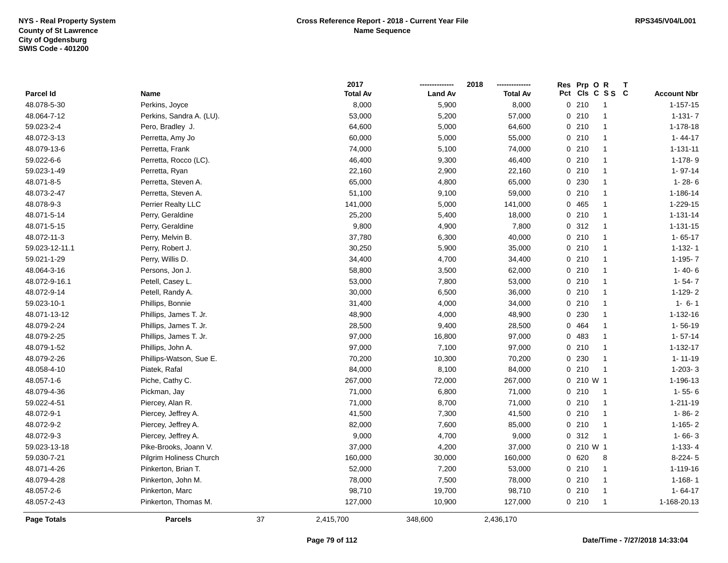NYS - Real Property System
County of St Lawrence
City of Ogdensburg
SWIS Code - 401200

**Cross Reference Report - 2018 - Current Year File**
**Name Sequence**

RPS345/V04/L001

| Parcel Id | Name | 2017 Total Av | 2018 Land Av | 2018 Total Av | Res Pct | Prp Cls | O C | R S S | T C | Account Nbr |
|---|---|---|---|---|---|---|---|---|---|---|
| 48.078-5-30 | Perkins, Joyce | 8,000 | 5,900 | 8,000 | 0 | 210 | | 1 | | 1-157-15 |
| 48.064-7-12 | Perkins, Sandra A. (LU). | 53,000 | 5,200 | 57,000 | 0 | 210 | | 1 | | 1-131- 7 |
| 59.023-2-4 | Pero, Bradley J. | 64,600 | 5,000 | 64,600 | 0 | 210 | | 1 | | 1-178-18 |
| 48.072-3-13 | Perretta, Amy Jo | 60,000 | 5,000 | 55,000 | 0 | 210 | | 1 | | 1- 44-17 |
| 48.079-13-6 | Perretta, Frank | 74,000 | 5,100 | 74,000 | 0 | 210 | | 1 | | 1-131-11 |
| 59.022-6-6 | Perretta, Rocco (LC). | 46,400 | 9,300 | 46,400 | 0 | 210 | | 1 | | 1-178- 9 |
| 59.023-1-49 | Perretta, Ryan | 22,160 | 2,900 | 22,160 | 0 | 210 | | 1 | | 1- 97-14 |
| 48.071-8-5 | Perretta, Steven A. | 65,000 | 4,800 | 65,000 | 0 | 230 | | 1 | | 1- 28- 6 |
| 48.073-2-47 | Perretta, Steven A. | 51,100 | 9,100 | 59,000 | 0 | 210 | | 1 | | 1-186-14 |
| 48.078-9-3 | Perrier Realty LLC | 141,000 | 5,000 | 141,000 | 0 | 465 | | 1 | | 1-229-15 |
| 48.071-5-14 | Perry, Geraldine | 25,200 | 5,400 | 18,000 | 0 | 210 | | 1 | | 1-131-14 |
| 48.071-5-15 | Perry, Geraldine | 9,800 | 4,900 | 7,800 | 0 | 312 | | 1 | | 1-131-15 |
| 48.072-11-3 | Perry, Melvin B. | 37,780 | 6,300 | 40,000 | 0 | 210 | | 1 | | 1- 65-17 |
| 59.023-12-11.1 | Perry, Robert J. | 30,250 | 5,900 | 35,000 | 0 | 210 | | 1 | | 1-132- 1 |
| 59.021-1-29 | Perry, Willis D. | 34,400 | 4,700 | 34,400 | 0 | 210 | | 1 | | 1-195- 7 |
| 48.064-3-16 | Persons, Jon J. | 58,800 | 3,500 | 62,000 | 0 | 210 | | 1 | | 1- 40- 6 |
| 48.072-9-16.1 | Petell, Casey L. | 53,000 | 7,800 | 53,000 | 0 | 210 | | 1 | | 1- 54- 7 |
| 48.072-9-14 | Petell, Randy A. | 30,000 | 6,500 | 36,000 | 0 | 210 | | 1 | | 1-129- 2 |
| 59.023-10-1 | Phillips, Bonnie | 31,400 | 4,000 | 34,000 | 0 | 210 | | 1 | | 1- 6- 1 |
| 48.071-13-12 | Phillips, James T. Jr. | 48,900 | 4,000 | 48,900 | 0 | 230 | | 1 | | 1-132-16 |
| 48.079-2-24 | Phillips, James T. Jr. | 28,500 | 9,400 | 28,500 | 0 | 464 | | 1 | | 1- 56-19 |
| 48.079-2-25 | Phillips, James T. Jr. | 97,000 | 16,800 | 97,000 | 0 | 483 | | 1 | | 1- 57-14 |
| 48.079-1-52 | Phillips, John A. | 97,000 | 7,100 | 97,000 | 0 | 210 | | 1 | | 1-132-17 |
| 48.079-2-26 | Phillips-Watson, Sue E. | 70,200 | 10,300 | 70,200 | 0 | 230 | | 1 | | 1- 11-19 |
| 48.058-4-10 | Piatek, Rafal | 84,000 | 8,100 | 84,000 | 0 | 210 | | 1 | | 1-203- 3 |
| 48.057-1-6 | Piche, Cathy C. | 267,000 | 72,000 | 267,000 | 0 | 210 | W | 1 | | 1-196-13 |
| 48.079-4-36 | Pickman, Jay | 71,000 | 6,800 | 71,000 | 0 | 210 | | 1 | | 1- 55- 6 |
| 59.022-4-51 | Piercey, Alan R. | 71,000 | 8,700 | 71,000 | 0 | 210 | | 1 | | 1-211-19 |
| 48.072-9-1 | Piercey, Jeffrey A. | 41,500 | 7,300 | 41,500 | 0 | 210 | | 1 | | 1- 86- 2 |
| 48.072-9-2 | Piercey, Jeffrey A. | 82,000 | 7,600 | 85,000 | 0 | 210 | | 1 | | 1-165- 2 |
| 48.072-9-3 | Piercey, Jeffrey A. | 9,000 | 4,700 | 9,000 | 0 | 312 | | 1 | | 1- 66- 3 |
| 59.023-13-18 | Pike-Brooks, Joann V. | 37,000 | 4,200 | 37,000 | 0 | 210 | W | 1 | | 1-133- 4 |
| 59.030-7-21 | Pilgrim Holiness Church | 160,000 | 30,000 | 160,000 | 0 | 620 | | 8 | | 8-224- 5 |
| 48.071-4-26 | Pinkerton, Brian T. | 52,000 | 7,200 | 53,000 | 0 | 210 | | 1 | | 1-119-16 |
| 48.079-4-28 | Pinkerton, John M. | 78,000 | 7,500 | 78,000 | 0 | 210 | | 1 | | 1-168- 1 |
| 48.057-2-6 | Pinkerton, Marc | 98,710 | 19,700 | 98,710 | 0 | 210 | | 1 | | 1- 64-17 |
| 48.057-2-43 | Pinkerton, Thomas M. | 127,000 | 10,900 | 127,000 | 0 | 210 | | 1 | | 1-168-20.13 |
| **Page Totals** | **Parcels** 37 | 2,415,700 | 348,600 | 2,436,170 | | | | | | |

Date/Time - 7/27/2018 14:33:04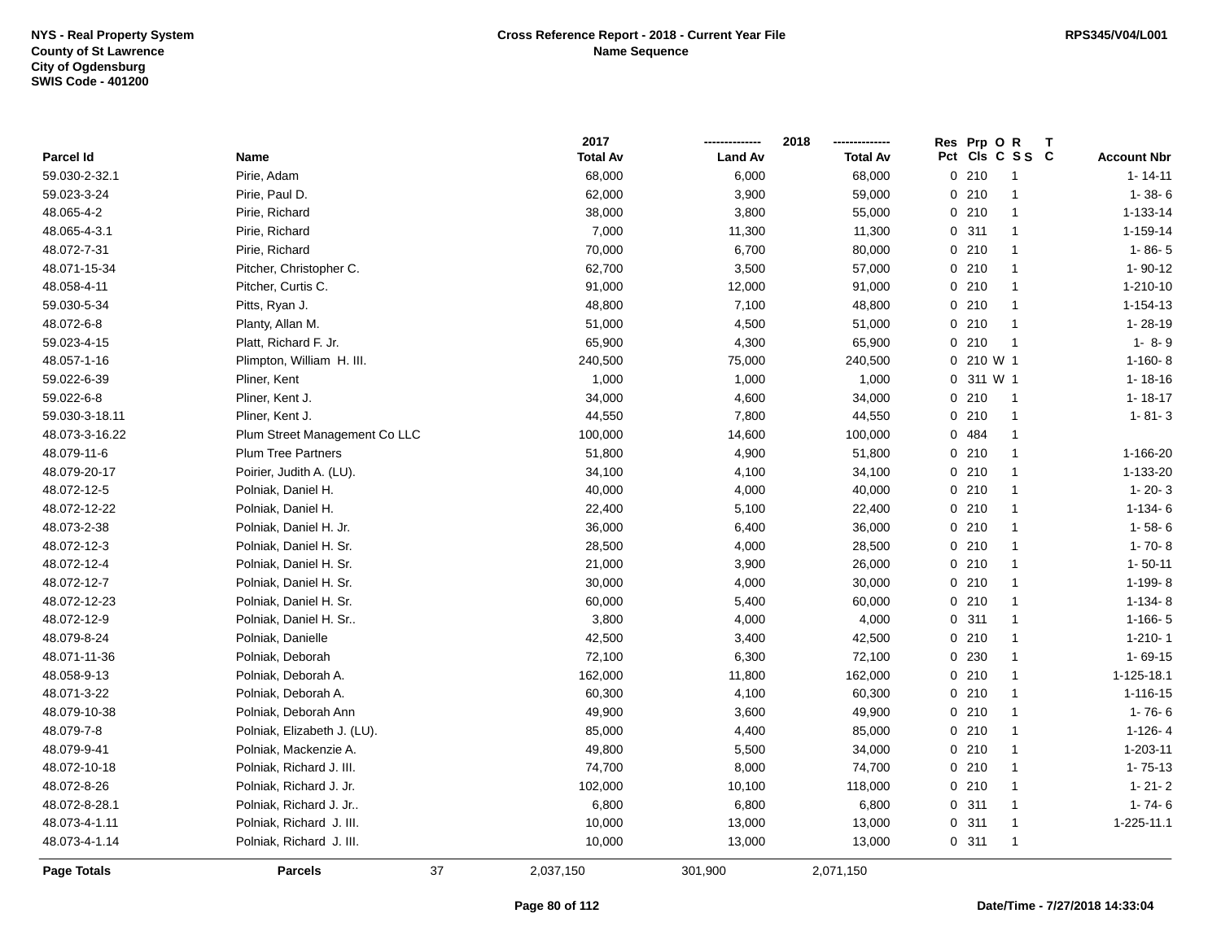NYS - Real Property System
County of St Lawrence
City of Ogdensburg
SWIS Code - 401200

**Cross Reference Report - 2018 - Current Year File**
**Name Sequence**

RPS345/V04/L001

| Parcel Id | Name | 2017 Total Av | 2018 Land Av | 2018 Total Av | Res Pct | Prp Cls | O C | R S S | T C | Account Nbr |
|---|---|---|---|---|---|---|---|---|---|---|
| 59.030-2-32.1 | Pirie, Adam | 68,000 | 6,000 | 68,000 | 0 | 210 | | 1 | | 1- 14-11 |
| 59.023-3-24 | Pirie, Paul D. | 62,000 | 3,900 | 59,000 | 0 | 210 | | 1 | | 1- 38- 6 |
| 48.065-4-2 | Pirie, Richard | 38,000 | 3,800 | 55,000 | 0 | 210 | | 1 | | 1-133-14 |
| 48.065-4-3.1 | Pirie, Richard | 7,000 | 11,300 | 11,300 | 0 | 311 | | 1 | | 1-159-14 |
| 48.072-7-31 | Pirie, Richard | 70,000 | 6,700 | 80,000 | 0 | 210 | | 1 | | 1- 86- 5 |
| 48.071-15-34 | Pitcher, Christopher C. | 62,700 | 3,500 | 57,000 | 0 | 210 | | 1 | | 1- 90-12 |
| 48.058-4-11 | Pitcher, Curtis C. | 91,000 | 12,000 | 91,000 | 0 | 210 | | 1 | | 1-210-10 |
| 59.030-5-34 | Pitts, Ryan J. | 48,800 | 7,100 | 48,800 | 0 | 210 | | 1 | | 1-154-13 |
| 48.072-6-8 | Planty, Allan M. | 51,000 | 4,500 | 51,000 | 0 | 210 | | 1 | | 1- 28-19 |
| 59.023-4-15 | Platt, Richard F. Jr. | 65,900 | 4,300 | 65,900 | 0 | 210 | | 1 | | 1- 8- 9 |
| 48.057-1-16 | Plimpton, William H. III. | 240,500 | 75,000 | 240,500 | 0 | 210 | W | 1 | | 1-160- 8 |
| 59.022-6-39 | Pliner, Kent | 1,000 | 1,000 | 1,000 | 0 | 311 | W | 1 | | 1- 18-16 |
| 59.022-6-8 | Pliner, Kent J. | 34,000 | 4,600 | 34,000 | 0 | 210 | | 1 | | 1- 18-17 |
| 59.030-3-18.11 | Pliner, Kent J. | 44,550 | 7,800 | 44,550 | 0 | 210 | | 1 | | 1- 81- 3 |
| 48.073-3-16.22 | Plum Street Management Co LLC | 100,000 | 14,600 | 100,000 | 0 | 484 | | 1 | | |
| 48.079-11-6 | Plum Tree Partners | 51,800 | 4,900 | 51,800 | 0 | 210 | | 1 | | 1-166-20 |
| 48.079-20-17 | Poirier, Judith A. (LU). | 34,100 | 4,100 | 34,100 | 0 | 210 | | 1 | | 1-133-20 |
| 48.072-12-5 | Polniak, Daniel H. | 40,000 | 4,000 | 40,000 | 0 | 210 | | 1 | | 1- 20- 3 |
| 48.072-12-22 | Polniak, Daniel H. | 22,400 | 5,100 | 22,400 | 0 | 210 | | 1 | | 1-134- 6 |
| 48.073-2-38 | Polniak, Daniel H. Jr. | 36,000 | 6,400 | 36,000 | 0 | 210 | | 1 | | 1- 58- 6 |
| 48.072-12-3 | Polniak, Daniel H. Sr. | 28,500 | 4,000 | 28,500 | 0 | 210 | | 1 | | 1- 70- 8 |
| 48.072-12-4 | Polniak, Daniel H. Sr. | 21,000 | 3,900 | 26,000 | 0 | 210 | | 1 | | 1- 50-11 |
| 48.072-12-7 | Polniak, Daniel H. Sr. | 30,000 | 4,000 | 30,000 | 0 | 210 | | 1 | | 1-199- 8 |
| 48.072-12-23 | Polniak, Daniel H. Sr. | 60,000 | 5,400 | 60,000 | 0 | 210 | | 1 | | 1-134- 8 |
| 48.072-12-9 | Polniak, Daniel H. Sr.. | 3,800 | 4,000 | 4,000 | 0 | 311 | | 1 | | 1-166- 5 |
| 48.079-8-24 | Polniak, Danielle | 42,500 | 3,400 | 42,500 | 0 | 210 | | 1 | | 1-210- 1 |
| 48.071-11-36 | Polniak, Deborah | 72,100 | 6,300 | 72,100 | 0 | 230 | | 1 | | 1- 69-15 |
| 48.058-9-13 | Polniak, Deborah A. | 162,000 | 11,800 | 162,000 | 0 | 210 | | 1 | | 1-125-18.1 |
| 48.071-3-22 | Polniak, Deborah A. | 60,300 | 4,100 | 60,300 | 0 | 210 | | 1 | | 1-116-15 |
| 48.079-10-38 | Polniak, Deborah Ann | 49,900 | 3,600 | 49,900 | 0 | 210 | | 1 | | 1- 76- 6 |
| 48.079-7-8 | Polniak, Elizabeth J. (LU). | 85,000 | 4,400 | 85,000 | 0 | 210 | | 1 | | 1-126- 4 |
| 48.079-9-41 | Polniak, Mackenzie A. | 49,800 | 5,500 | 34,000 | 0 | 210 | | 1 | | 1-203-11 |
| 48.072-10-18 | Polniak, Richard J. III. | 74,700 | 8,000 | 74,700 | 0 | 210 | | 1 | | 1- 75-13 |
| 48.072-8-26 | Polniak, Richard J. Jr. | 102,000 | 10,100 | 118,000 | 0 | 210 | | 1 | | 1- 21- 2 |
| 48.072-8-28.1 | Polniak, Richard J. Jr.. | 6,800 | 6,800 | 6,800 | 0 | 311 | | 1 | | 1- 74- 6 |
| 48.073-4-1.11 | Polniak, Richard J. III. | 10,000 | 13,000 | 13,000 | 0 | 311 | | 1 | | 1-225-11.1 |
| 48.073-4-1.14 | Polniak, Richard J. III. | 10,000 | 13,000 | 13,000 | 0 | 311 | | 1 | | |
| **Page Totals** | **Parcels** 37 | 2,037,150 | 301,900 | 2,071,150 | | | | | | |

**Date/Time - 7/27/2018 14:33:04**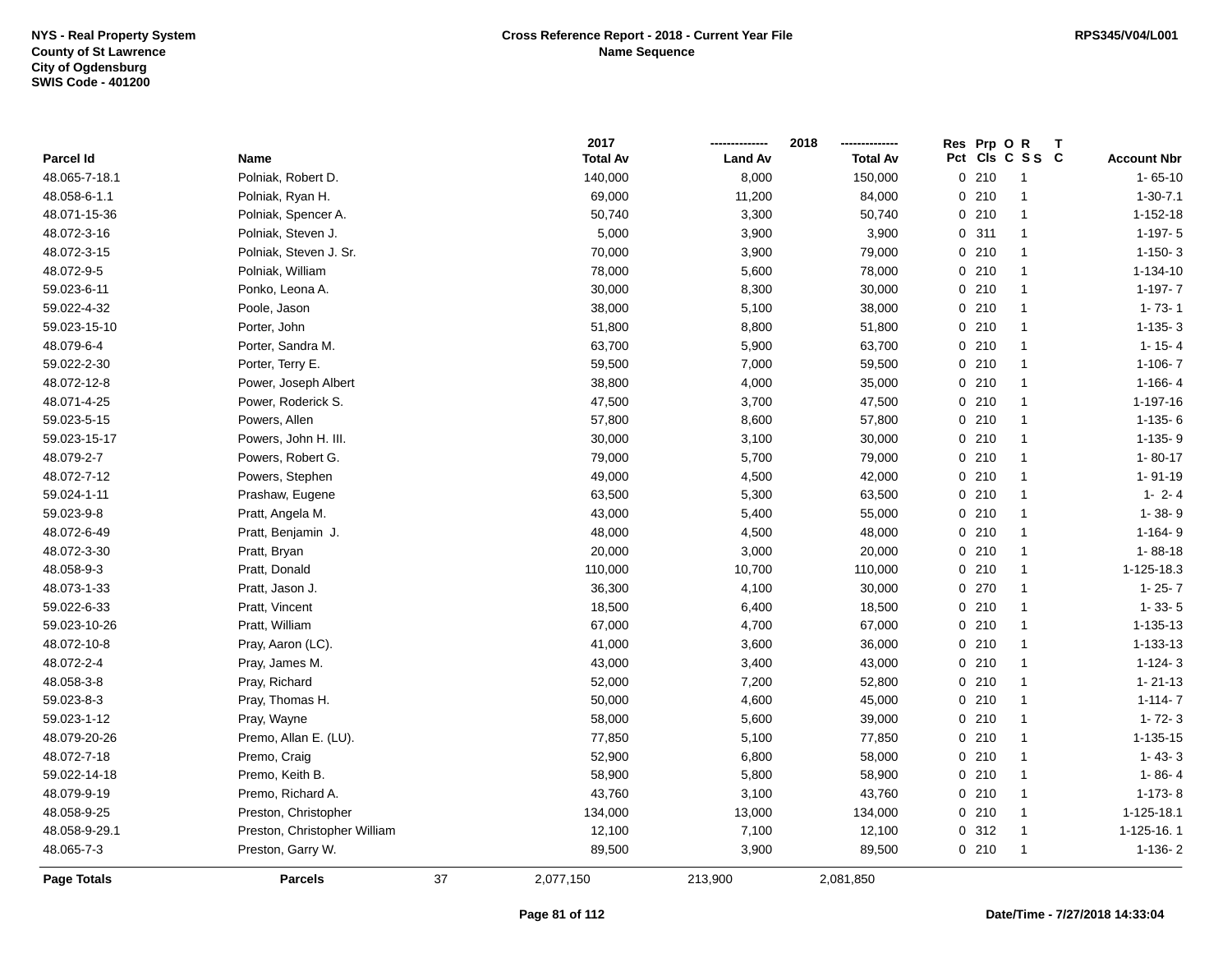NYS - Real Property System
County of St Lawrence
City of Ogdensburg
SWIS Code - 401200

**Cross Reference Report - 2018 - Current Year File**
**Name Sequence**

RPS345/V04/L001

| Parcel Id | Name | 2017 Total Av | 2018 Land Av | 2018 Total Av | Res Pct | Prp Cls | O C | R S S | T C | Account Nbr |
|---|---|---|---|---|---|---|---|---|---|---|
| 48.065-7-18.1 | Polniak, Robert D. | 140,000 | 8,000 | 150,000 | 0 | 210 | | 1 | | 1- 65-10 |
| 48.058-6-1.1 | Polniak, Ryan H. | 69,000 | 11,200 | 84,000 | 0 | 210 | | 1 | | 1-30-7.1 |
| 48.071-15-36 | Polniak, Spencer A. | 50,740 | 3,300 | 50,740 | 0 | 210 | | 1 | | 1-152-18 |
| 48.072-3-16 | Polniak, Steven J. | 5,000 | 3,900 | 3,900 | 0 | 311 | | 1 | | 1-197- 5 |
| 48.072-3-15 | Polniak, Steven J. Sr. | 70,000 | 3,900 | 79,000 | 0 | 210 | | 1 | | 1-150- 3 |
| 48.072-9-5 | Polniak, William | 78,000 | 5,600 | 78,000 | 0 | 210 | | 1 | | 1-134-10 |
| 59.023-6-11 | Ponko, Leona A. | 30,000 | 8,300 | 30,000 | 0 | 210 | | 1 | | 1-197- 7 |
| 59.022-4-32 | Poole, Jason | 38,000 | 5,100 | 38,000 | 0 | 210 | | 1 | | 1- 73- 1 |
| 59.023-15-10 | Porter, John | 51,800 | 8,800 | 51,800 | 0 | 210 | | 1 | | 1-135- 3 |
| 48.079-6-4 | Porter, Sandra M. | 63,700 | 5,900 | 63,700 | 0 | 210 | | 1 | | 1- 15- 4 |
| 59.022-2-30 | Porter, Terry E. | 59,500 | 7,000 | 59,500 | 0 | 210 | | 1 | | 1-106- 7 |
| 48.072-12-8 | Power, Joseph Albert | 38,800 | 4,000 | 35,000 | 0 | 210 | | 1 | | 1-166- 4 |
| 48.071-4-25 | Power, Roderick S. | 47,500 | 3,700 | 47,500 | 0 | 210 | | 1 | | 1-197-16 |
| 59.023-5-15 | Powers, Allen | 57,800 | 8,600 | 57,800 | 0 | 210 | | 1 | | 1-135- 6 |
| 59.023-15-17 | Powers, John H. III. | 30,000 | 3,100 | 30,000 | 0 | 210 | | 1 | | 1-135- 9 |
| 48.079-2-7 | Powers, Robert G. | 79,000 | 5,700 | 79,000 | 0 | 210 | | 1 | | 1- 80-17 |
| 48.072-7-12 | Powers, Stephen | 49,000 | 4,500 | 42,000 | 0 | 210 | | 1 | | 1- 91-19 |
| 59.024-1-11 | Prashaw, Eugene | 63,500 | 5,300 | 63,500 | 0 | 210 | | 1 | | 1- 2- 4 |
| 59.023-9-8 | Pratt, Angela M. | 43,000 | 5,400 | 55,000 | 0 | 210 | | 1 | | 1- 38- 9 |
| 48.072-6-49 | Pratt, Benjamin J. | 48,000 | 4,500 | 48,000 | 0 | 210 | | 1 | | 1-164- 9 |
| 48.072-3-30 | Pratt, Bryan | 20,000 | 3,000 | 20,000 | 0 | 210 | | 1 | | 1- 88-18 |
| 48.058-9-3 | Pratt, Donald | 110,000 | 10,700 | 110,000 | 0 | 210 | | 1 | | 1-125-18.3 |
| 48.073-1-33 | Pratt, Jason J. | 36,300 | 4,100 | 30,000 | 0 | 270 | | 1 | | 1- 25- 7 |
| 59.022-6-33 | Pratt, Vincent | 18,500 | 6,400 | 18,500 | 0 | 210 | | 1 | | 1- 33- 5 |
| 59.023-10-26 | Pratt, William | 67,000 | 4,700 | 67,000 | 0 | 210 | | 1 | | 1-135-13 |
| 48.072-10-8 | Pray, Aaron (LC). | 41,000 | 3,600 | 36,000 | 0 | 210 | | 1 | | 1-133-13 |
| 48.072-2-4 | Pray, James M. | 43,000 | 3,400 | 43,000 | 0 | 210 | | 1 | | 1-124- 3 |
| 48.058-3-8 | Pray, Richard | 52,000 | 7,200 | 52,800 | 0 | 210 | | 1 | | 1- 21-13 |
| 59.023-8-3 | Pray, Thomas H. | 50,000 | 4,600 | 45,000 | 0 | 210 | | 1 | | 1-114- 7 |
| 59.023-1-12 | Pray, Wayne | 58,000 | 5,600 | 39,000 | 0 | 210 | | 1 | | 1- 72- 3 |
| 48.079-20-26 | Premo, Allan E. (LU). | 77,850 | 5,100 | 77,850 | 0 | 210 | | 1 | | 1-135-15 |
| 48.072-7-18 | Premo, Craig | 52,900 | 6,800 | 58,000 | 0 | 210 | | 1 | | 1- 43- 3 |
| 59.022-14-18 | Premo, Keith B. | 58,900 | 5,800 | 58,900 | 0 | 210 | | 1 | | 1- 86- 4 |
| 48.079-9-19 | Premo, Richard A. | 43,760 | 3,100 | 43,760 | 0 | 210 | | 1 | | 1-173- 8 |
| 48.058-9-25 | Preston, Christopher | 134,000 | 13,000 | 134,000 | 0 | 210 | | 1 | | 1-125-18.1 |
| 48.058-9-29.1 | Preston, Christopher William | 12,100 | 7,100 | 12,100 | 0 | 312 | | 1 | | 1-125-16. 1 |
| 48.065-7-3 | Preston, Garry W. | 89,500 | 3,900 | 89,500 | 0 | 210 | | 1 | | 1-136- 2 |
| **Page Totals** | **Parcels** 37 | 2,077,150 | 213,900 | 2,081,850 | | | | | | |

Date/Time - 7/27/2018 14:33:04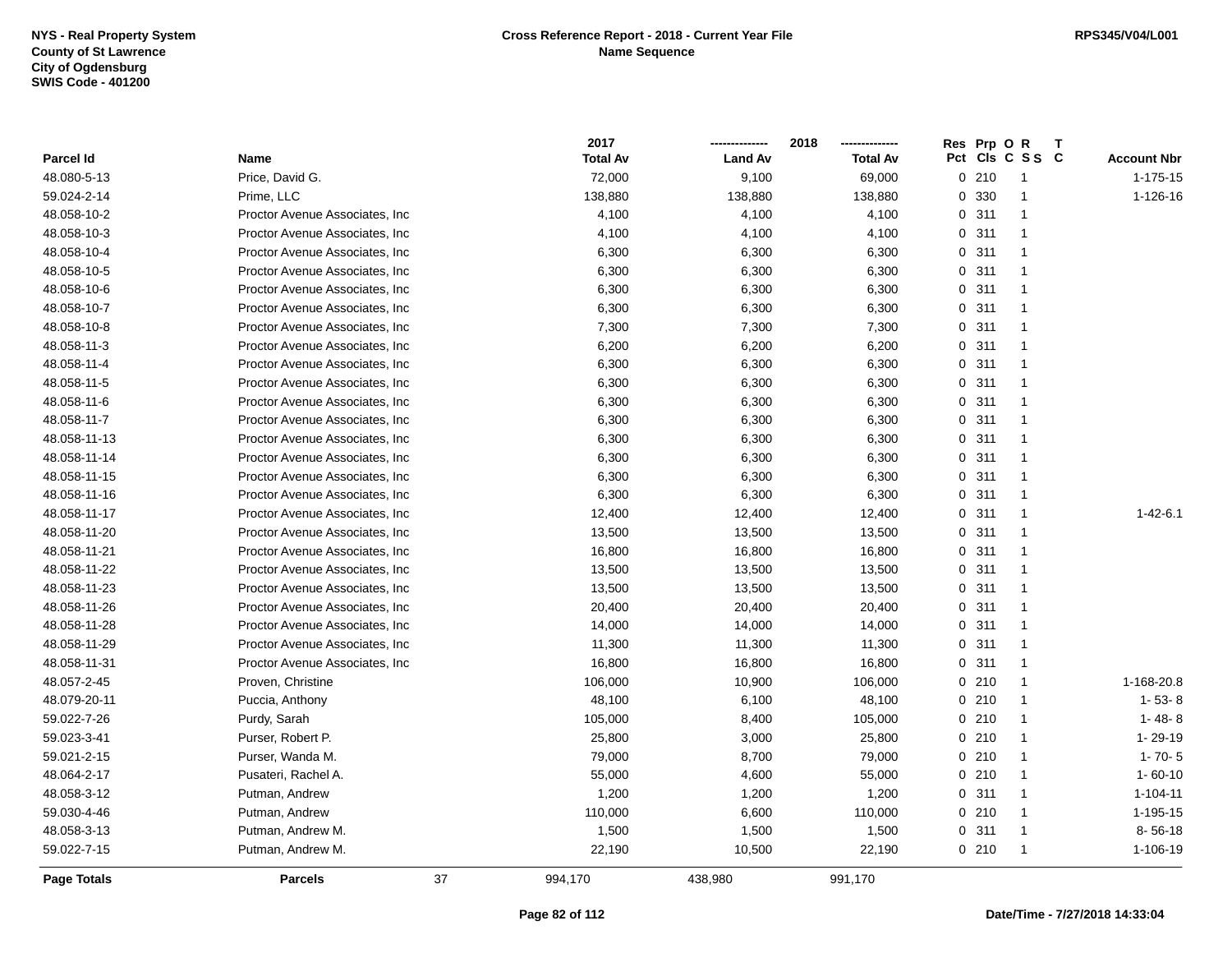NYS - Real Property System
County of St Lawrence
City of Ogdensburg
SWIS Code - 401200

**Cross Reference Report - 2018 - Current Year File**
**Name Sequence**

RPS345/V04/L001

| Parcel Id | Name | 2017 Total Av | 2018 Land Av | 2018 Total Av | Res Pct | Prp Cls | O C | R S S | T C | Account Nbr |
|---|---|---|---|---|---|---|---|---|---|---|
| 48.080-5-13 | Price, David G. | 72,000 | 9,100 | 69,000 | 0 | 210 | | 1 | | 1-175-15 |
| 59.024-2-14 | Prime, LLC | 138,880 | 138,880 | 138,880 | 0 | 330 | | 1 | | 1-126-16 |
| 48.058-10-2 | Proctor Avenue Associates, Inc | 4,100 | 4,100 | 4,100 | 0 | 311 | | 1 | | |
| 48.058-10-3 | Proctor Avenue Associates, Inc | 4,100 | 4,100 | 4,100 | 0 | 311 | | 1 | | |
| 48.058-10-4 | Proctor Avenue Associates, Inc | 6,300 | 6,300 | 6,300 | 0 | 311 | | 1 | | |
| 48.058-10-5 | Proctor Avenue Associates, Inc | 6,300 | 6,300 | 6,300 | 0 | 311 | | 1 | | |
| 48.058-10-6 | Proctor Avenue Associates, Inc | 6,300 | 6,300 | 6,300 | 0 | 311 | | 1 | | |
| 48.058-10-7 | Proctor Avenue Associates, Inc | 6,300 | 6,300 | 6,300 | 0 | 311 | | 1 | | |
| 48.058-10-8 | Proctor Avenue Associates, Inc | 7,300 | 7,300 | 7,300 | 0 | 311 | | 1 | | |
| 48.058-11-3 | Proctor Avenue Associates, Inc | 6,200 | 6,200 | 6,200 | 0 | 311 | | 1 | | |
| 48.058-11-4 | Proctor Avenue Associates, Inc | 6,300 | 6,300 | 6,300 | 0 | 311 | | 1 | | |
| 48.058-11-5 | Proctor Avenue Associates, Inc | 6,300 | 6,300 | 6,300 | 0 | 311 | | 1 | | |
| 48.058-11-6 | Proctor Avenue Associates, Inc | 6,300 | 6,300 | 6,300 | 0 | 311 | | 1 | | |
| 48.058-11-7 | Proctor Avenue Associates, Inc | 6,300 | 6,300 | 6,300 | 0 | 311 | | 1 | | |
| 48.058-11-13 | Proctor Avenue Associates, Inc | 6,300 | 6,300 | 6,300 | 0 | 311 | | 1 | | |
| 48.058-11-14 | Proctor Avenue Associates, Inc | 6,300 | 6,300 | 6,300 | 0 | 311 | | 1 | | |
| 48.058-11-15 | Proctor Avenue Associates, Inc | 6,300 | 6,300 | 6,300 | 0 | 311 | | 1 | | |
| 48.058-11-16 | Proctor Avenue Associates, Inc | 6,300 | 6,300 | 6,300 | 0 | 311 | | 1 | | |
| 48.058-11-17 | Proctor Avenue Associates, Inc | 12,400 | 12,400 | 12,400 | 0 | 311 | | 1 | | 1-42-6.1 |
| 48.058-11-20 | Proctor Avenue Associates, Inc | 13,500 | 13,500 | 13,500 | 0 | 311 | | 1 | | |
| 48.058-11-21 | Proctor Avenue Associates, Inc | 16,800 | 16,800 | 16,800 | 0 | 311 | | 1 | | |
| 48.058-11-22 | Proctor Avenue Associates, Inc | 13,500 | 13,500 | 13,500 | 0 | 311 | | 1 | | |
| 48.058-11-23 | Proctor Avenue Associates, Inc | 13,500 | 13,500 | 13,500 | 0 | 311 | | 1 | | |
| 48.058-11-26 | Proctor Avenue Associates, Inc | 20,400 | 20,400 | 20,400 | 0 | 311 | | 1 | | |
| 48.058-11-28 | Proctor Avenue Associates, Inc | 14,000 | 14,000 | 14,000 | 0 | 311 | | 1 | | |
| 48.058-11-29 | Proctor Avenue Associates, Inc | 11,300 | 11,300 | 11,300 | 0 | 311 | | 1 | | |
| 48.058-11-31 | Proctor Avenue Associates, Inc | 16,800 | 16,800 | 16,800 | 0 | 311 | | 1 | | |
| 48.057-2-45 | Proven, Christine | 106,000 | 10,900 | 106,000 | 0 | 210 | | 1 | | 1-168-20.8 |
| 48.079-20-11 | Puccia, Anthony | 48,100 | 6,100 | 48,100 | 0 | 210 | | 1 | | 1- 53- 8 |
| 59.022-7-26 | Purdy, Sarah | 105,000 | 8,400 | 105,000 | 0 | 210 | | 1 | | 1- 48- 8 |
| 59.023-3-41 | Purser, Robert P. | 25,800 | 3,000 | 25,800 | 0 | 210 | | 1 | | 1- 29-19 |
| 59.021-2-15 | Purser, Wanda M. | 79,000 | 8,700 | 79,000 | 0 | 210 | | 1 | | 1- 70- 5 |
| 48.064-2-17 | Pusateri, Rachel A. | 55,000 | 4,600 | 55,000 | 0 | 210 | | 1 | | 1- 60-10 |
| 48.058-3-12 | Putman, Andrew | 1,200 | 1,200 | 1,200 | 0 | 311 | | 1 | | 1-104-11 |
| 59.030-4-46 | Putman, Andrew | 110,000 | 6,600 | 110,000 | 0 | 210 | | 1 | | 1-195-15 |
| 48.058-3-13 | Putman, Andrew M. | 1,500 | 1,500 | 1,500 | 0 | 311 | | 1 | | 8- 56-18 |
| 59.022-7-15 | Putman, Andrew M. | 22,190 | 10,500 | 22,190 | 0 | 210 | | 1 | | 1-106-19 |
| **Page Totals** | **Parcels** 37 | 994,170 | 438,980 | 991,170 | | | | | | |

Date/Time - 7/27/2018 14:33:04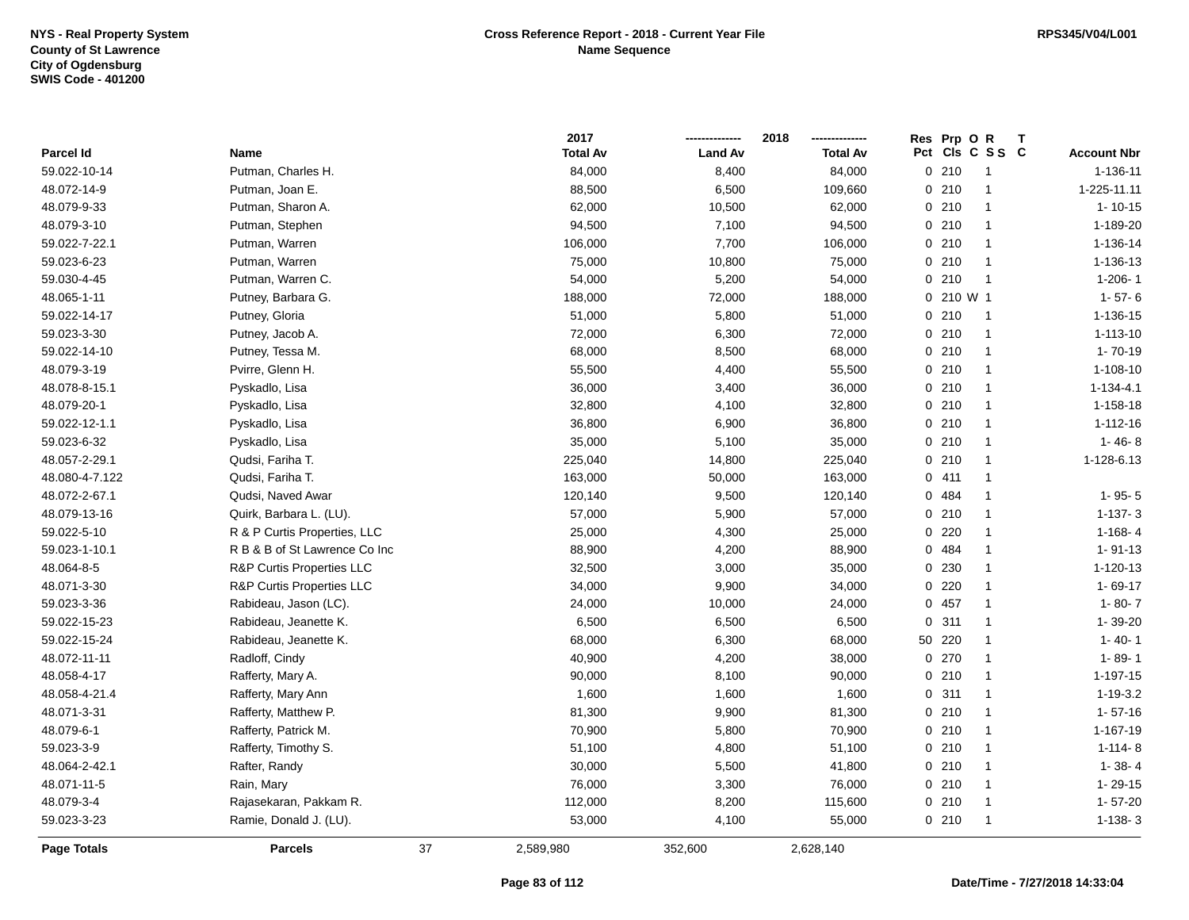NYS - Real Property System
County of St Lawrence
City of Ogdensburg
SWIS Code - 401200

**Cross Reference Report - 2018 - Current Year File**
**Name Sequence**

RPS345/V04/L001

| Parcel Id | Name | 2017 Total Av | 2018 Land Av | 2018 Total Av | Res Pct | Prp Cls | O C | R S S | T C | Account Nbr |
|---|---|---|---|---|---|---|---|---|---|---|
| 59.022-10-14 | Putman, Charles H. | 84,000 | 8,400 | 84,000 | 0 | 210 | | 1 | | 1-136-11 |
| 48.072-14-9 | Putman, Joan E. | 88,500 | 6,500 | 109,660 | 0 | 210 | | 1 | | 1-225-11.11 |
| 48.079-9-33 | Putman, Sharon A. | 62,000 | 10,500 | 62,000 | 0 | 210 | | 1 | | 1- 10-15 |
| 48.079-3-10 | Putman, Stephen | 94,500 | 7,100 | 94,500 | 0 | 210 | | 1 | | 1-189-20 |
| 59.022-7-22.1 | Putman, Warren | 106,000 | 7,700 | 106,000 | 0 | 210 | | 1 | | 1-136-14 |
| 59.023-6-23 | Putman, Warren | 75,000 | 10,800 | 75,000 | 0 | 210 | | 1 | | 1-136-13 |
| 59.030-4-45 | Putman, Warren C. | 54,000 | 5,200 | 54,000 | 0 | 210 | | 1 | | 1-206- 1 |
| 48.065-1-11 | Putney, Barbara G. | 188,000 | 72,000 | 188,000 | 0 | 210 | W | 1 | | 1- 57- 6 |
| 59.022-14-17 | Putney, Gloria | 51,000 | 5,800 | 51,000 | 0 | 210 | | 1 | | 1-136-15 |
| 59.023-3-30 | Putney, Jacob A. | 72,000 | 6,300 | 72,000 | 0 | 210 | | 1 | | 1-113-10 |
| 59.022-14-10 | Putney, Tessa M. | 68,000 | 8,500 | 68,000 | 0 | 210 | | 1 | | 1- 70-19 |
| 48.079-3-19 | Pvirre, Glenn H. | 55,500 | 4,400 | 55,500 | 0 | 210 | | 1 | | 1-108-10 |
| 48.078-8-15.1 | Pyskadlo, Lisa | 36,000 | 3,400 | 36,000 | 0 | 210 | | 1 | | 1-134-4.1 |
| 48.079-20-1 | Pyskadlo, Lisa | 32,800 | 4,100 | 32,800 | 0 | 210 | | 1 | | 1-158-18 |
| 59.022-12-1.1 | Pyskadlo, Lisa | 36,800 | 6,900 | 36,800 | 0 | 210 | | 1 | | 1-112-16 |
| 59.023-6-32 | Pyskadlo, Lisa | 35,000 | 5,100 | 35,000 | 0 | 210 | | 1 | | 1- 46- 8 |
| 48.057-2-29.1 | Qudsi, Fariha T. | 225,040 | 14,800 | 225,040 | 0 | 210 | | 1 | | 1-128-6.13 |
| 48.080-4-7.122 | Qudsi, Fariha T. | 163,000 | 50,000 | 163,000 | 0 | 411 | | 1 | | |
| 48.072-2-67.1 | Qudsi, Naved Awar | 120,140 | 9,500 | 120,140 | 0 | 484 | | 1 | | 1- 95- 5 |
| 48.079-13-16 | Quirk, Barbara L. (LU). | 57,000 | 5,900 | 57,000 | 0 | 210 | | 1 | | 1-137- 3 |
| 59.022-5-10 | R & P Curtis Properties, LLC | 25,000 | 4,300 | 25,000 | 0 | 220 | | 1 | | 1-168- 4 |
| 59.023-1-10.1 | R B & B of St Lawrence Co Inc | 88,900 | 4,200 | 88,900 | 0 | 484 | | 1 | | 1- 91-13 |
| 48.064-8-5 | R&P Curtis Properties LLC | 32,500 | 3,000 | 35,000 | 0 | 230 | | 1 | | 1-120-13 |
| 48.071-3-30 | R&P Curtis Properties LLC | 34,000 | 9,900 | 34,000 | 0 | 220 | | 1 | | 1- 69-17 |
| 59.023-3-36 | Rabideau, Jason (LC). | 24,000 | 10,000 | 24,000 | 0 | 457 | | 1 | | 1- 80- 7 |
| 59.022-15-23 | Rabideau, Jeanette K. | 6,500 | 6,500 | 6,500 | 0 | 311 | | 1 | | 1- 39-20 |
| 59.022-15-24 | Rabideau, Jeanette K. | 68,000 | 6,300 | 68,000 | 50 | 220 | | 1 | | 1- 40- 1 |
| 48.072-11-11 | Radloff, Cindy | 40,900 | 4,200 | 38,000 | 0 | 270 | | 1 | | 1- 89- 1 |
| 48.058-4-17 | Rafferty, Mary A. | 90,000 | 8,100 | 90,000 | 0 | 210 | | 1 | | 1-197-15 |
| 48.058-4-21.4 | Rafferty, Mary Ann | 1,600 | 1,600 | 1,600 | 0 | 311 | | 1 | | 1-19-3.2 |
| 48.071-3-31 | Rafferty, Matthew P. | 81,300 | 9,900 | 81,300 | 0 | 210 | | 1 | | 1- 57-16 |
| 48.079-6-1 | Rafferty, Patrick M. | 70,900 | 5,800 | 70,900 | 0 | 210 | | 1 | | 1-167-19 |
| 59.023-3-9 | Rafferty, Timothy S. | 51,100 | 4,800 | 51,100 | 0 | 210 | | 1 | | 1-114- 8 |
| 48.064-2-42.1 | Rafter, Randy | 30,000 | 5,500 | 41,800 | 0 | 210 | | 1 | | 1- 38- 4 |
| 48.071-11-5 | Rain, Mary | 76,000 | 3,300 | 76,000 | 0 | 210 | | 1 | | 1- 29-15 |
| 48.079-3-4 | Rajasekaran, Pakkam R. | 112,000 | 8,200 | 115,600 | 0 | 210 | | 1 | | 1- 57-20 |
| 59.023-3-23 | Ramie, Donald J. (LU). | 53,000 | 4,100 | 55,000 | 0 | 210 | | 1 | | 1-138- 3 |
| **Page Totals** | **Parcels** 37 | 2,589,980 | 352,600 | 2,628,140 | | | | | | |

Date/Time - 7/27/2018 14:33:04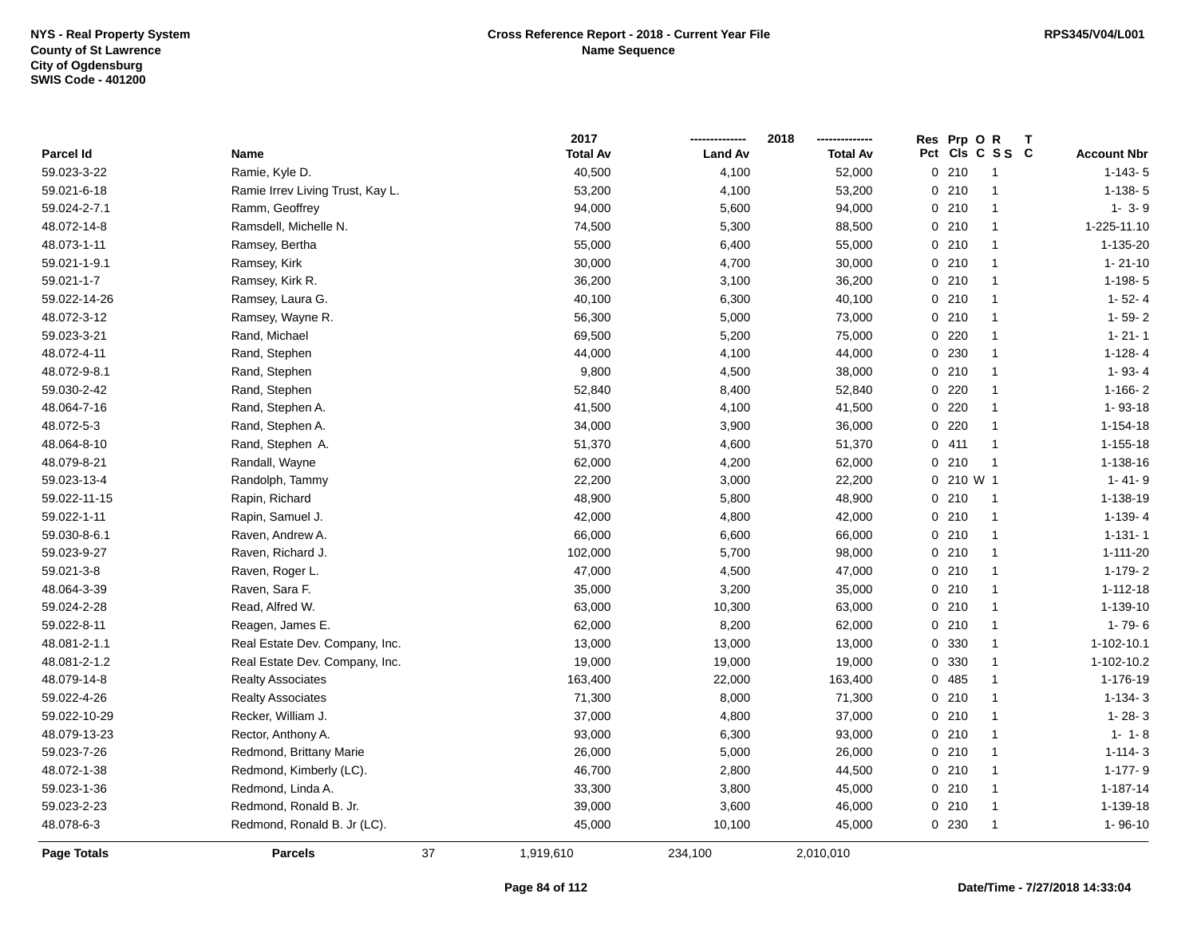NYS - Real Property System
County of St Lawrence
City of Ogdensburg
SWIS Code - 401200

**Cross Reference Report - 2018 - Current Year File**
**Name Sequence**

RPS345/V04/L001

| Parcel Id | Name | 2017 Total Av | 2018 Land Av | 2018 Total Av | Res Pct | Prp Cls | O C | R S S | T C | Account Nbr |
|---|---|---|---|---|---|---|---|---|---|---|
| 59.023-3-22 | Ramie, Kyle D. | 40,500 | 4,100 | 52,000 | 0 | 210 | | 1 | | 1-143- 5 |
| 59.021-6-18 | Ramie Irrev Living Trust, Kay L. | 53,200 | 4,100 | 53,200 | 0 | 210 | | 1 | | 1-138- 5 |
| 59.024-2-7.1 | Ramm, Geoffrey | 94,000 | 5,600 | 94,000 | 0 | 210 | | 1 | | 1- 3- 9 |
| 48.072-14-8 | Ramsdell, Michelle N. | 74,500 | 5,300 | 88,500 | 0 | 210 | | 1 | | 1-225-11.10 |
| 48.073-1-11 | Ramsey, Bertha | 55,000 | 6,400 | 55,000 | 0 | 210 | | 1 | | 1-135-20 |
| 59.021-1-9.1 | Ramsey, Kirk | 30,000 | 4,700 | 30,000 | 0 | 210 | | 1 | | 1- 21-10 |
| 59.021-1-7 | Ramsey, Kirk R. | 36,200 | 3,100 | 36,200 | 0 | 210 | | 1 | | 1-198- 5 |
| 59.022-14-26 | Ramsey, Laura G. | 40,100 | 6,300 | 40,100 | 0 | 210 | | 1 | | 1- 52- 4 |
| 48.072-3-12 | Ramsey, Wayne R. | 56,300 | 5,000 | 73,000 | 0 | 210 | | 1 | | 1- 59- 2 |
| 59.023-3-21 | Rand, Michael | 69,500 | 5,200 | 75,000 | 0 | 220 | | 1 | | 1- 21- 1 |
| 48.072-4-11 | Rand, Stephen | 44,000 | 4,100 | 44,000 | 0 | 230 | | 1 | | 1-128- 4 |
| 48.072-9-8.1 | Rand, Stephen | 9,800 | 4,500 | 38,000 | 0 | 210 | | 1 | | 1- 93- 4 |
| 59.030-2-42 | Rand, Stephen | 52,840 | 8,400 | 52,840 | 0 | 220 | | 1 | | 1-166- 2 |
| 48.064-7-16 | Rand, Stephen A. | 41,500 | 4,100 | 41,500 | 0 | 220 | | 1 | | 1- 93-18 |
| 48.072-5-3 | Rand, Stephen A. | 34,000 | 3,900 | 36,000 | 0 | 220 | | 1 | | 1-154-18 |
| 48.064-8-10 | Rand, Stephen A. | 51,370 | 4,600 | 51,370 | 0 | 411 | | 1 | | 1-155-18 |
| 48.079-8-21 | Randall, Wayne | 62,000 | 4,200 | 62,000 | 0 | 210 | | 1 | | 1-138-16 |
| 59.023-13-4 | Randolph, Tammy | 22,200 | 3,000 | 22,200 | 0 | 210 | W | 1 | | 1- 41- 9 |
| 59.022-11-15 | Rapin, Richard | 48,900 | 5,800 | 48,900 | 0 | 210 | | 1 | | 1-138-19 |
| 59.022-1-11 | Rapin, Samuel J. | 42,000 | 4,800 | 42,000 | 0 | 210 | | 1 | | 1-139- 4 |
| 59.030-8-6.1 | Raven, Andrew A. | 66,000 | 6,600 | 66,000 | 0 | 210 | | 1 | | 1-131- 1 |
| 59.023-9-27 | Raven, Richard J. | 102,000 | 5,700 | 98,000 | 0 | 210 | | 1 | | 1-111-20 |
| 59.021-3-8 | Raven, Roger L. | 47,000 | 4,500 | 47,000 | 0 | 210 | | 1 | | 1-179- 2 |
| 48.064-3-39 | Raven, Sara F. | 35,000 | 3,200 | 35,000 | 0 | 210 | | 1 | | 1-112-18 |
| 59.024-2-28 | Read, Alfred W. | 63,000 | 10,300 | 63,000 | 0 | 210 | | 1 | | 1-139-10 |
| 59.022-8-11 | Reagen, James E. | 62,000 | 8,200 | 62,000 | 0 | 210 | | 1 | | 1- 79- 6 |
| 48.081-2-1.1 | Real Estate Dev. Company, Inc. | 13,000 | 13,000 | 13,000 | 0 | 330 | | 1 | | 1-102-10.1 |
| 48.081-2-1.2 | Real Estate Dev. Company, Inc. | 19,000 | 19,000 | 19,000 | 0 | 330 | | 1 | | 1-102-10.2 |
| 48.079-14-8 | Realty Associates | 163,400 | 22,000 | 163,400 | 0 | 485 | | 1 | | 1-176-19 |
| 59.022-4-26 | Realty Associates | 71,300 | 8,000 | 71,300 | 0 | 210 | | 1 | | 1-134- 3 |
| 59.022-10-29 | Recker, William J. | 37,000 | 4,800 | 37,000 | 0 | 210 | | 1 | | 1- 28- 3 |
| 48.079-13-23 | Rector, Anthony A. | 93,000 | 6,300 | 93,000 | 0 | 210 | | 1 | | 1- 1- 8 |
| 59.023-7-26 | Redmond, Brittany Marie | 26,000 | 5,000 | 26,000 | 0 | 210 | | 1 | | 1-114- 3 |
| 48.072-1-38 | Redmond, Kimberly (LC). | 46,700 | 2,800 | 44,500 | 0 | 210 | | 1 | | 1-177- 9 |
| 59.023-1-36 | Redmond, Linda A. | 33,300 | 3,800 | 45,000 | 0 | 210 | | 1 | | 1-187-14 |
| 59.023-2-23 | Redmond, Ronald B. Jr. | 39,000 | 3,600 | 46,000 | 0 | 210 | | 1 | | 1-139-18 |
| 48.078-6-3 | Redmond, Ronald B. Jr (LC). | 45,000 | 10,100 | 45,000 | 0 | 230 | | 1 | | 1- 96-10 |
| **Page Totals** | **Parcels** 37 | 1,919,610 | 234,100 | 2,010,010 | | | | | | |

Date/Time - 7/27/2018 14:33:04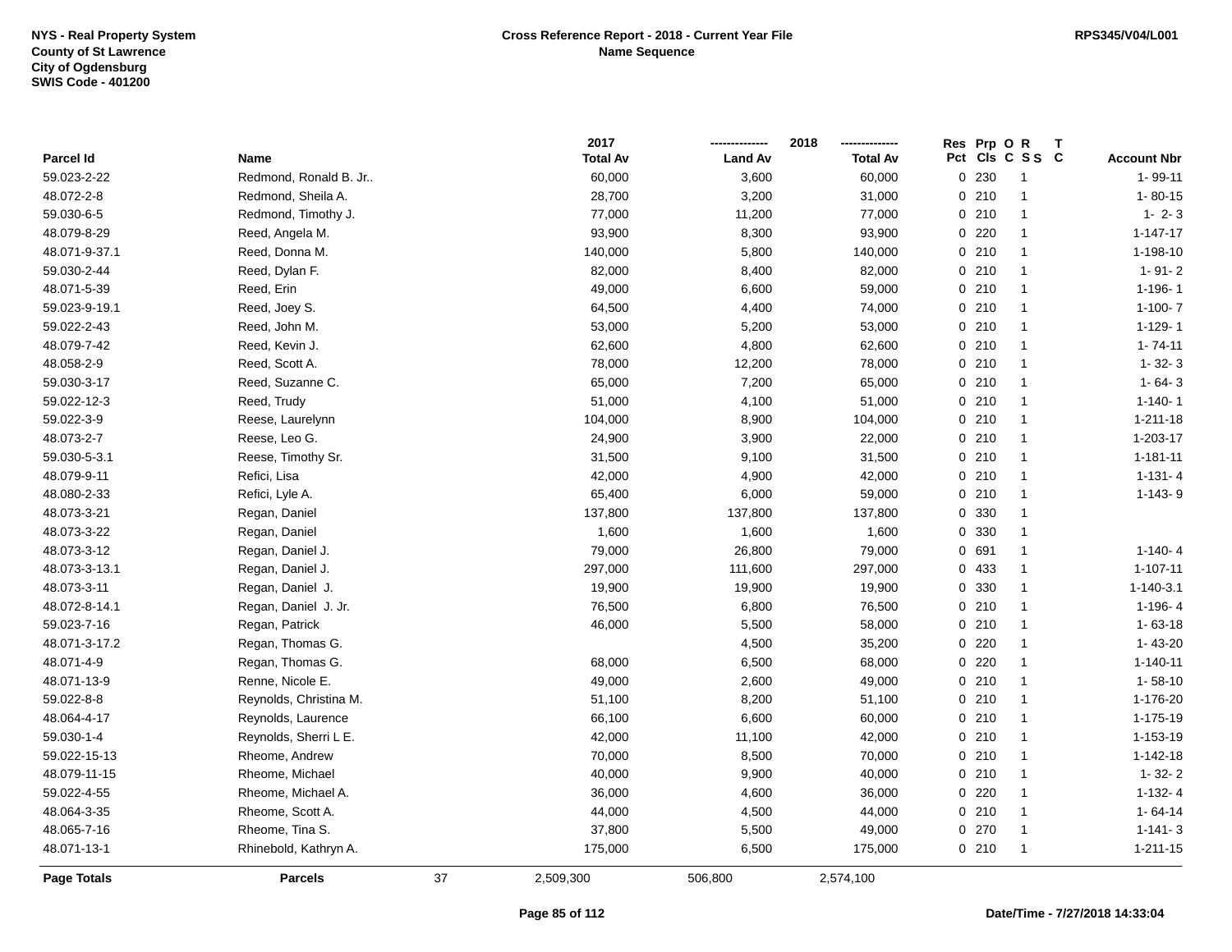NYS - Real Property System
County of St Lawrence
City of Ogdensburg
SWIS Code - 401200

**Cross Reference Report - 2018 - Current Year File**
**Name Sequence**

RPS345/V04/L001

| Parcel Id | Name | 2017 Total Av | 2018 Land Av | 2018 Total Av | Res Pct | Prp Cls | O C | R S S | T C | Account Nbr |
|---|---|---|---|---|---|---|---|---|---|---|
| 59.023-2-22 | Redmond, Ronald B. Jr.. | 60,000 | 3,600 | 60,000 | 0 | 230 | | 1 | | 1- 99-11 |
| 48.072-2-8 | Redmond, Sheila A. | 28,700 | 3,200 | 31,000 | 0 | 210 | | 1 | | 1- 80-15 |
| 59.030-6-5 | Redmond, Timothy J. | 77,000 | 11,200 | 77,000 | 0 | 210 | | 1 | | 1- 2- 3 |
| 48.079-8-29 | Reed, Angela M. | 93,900 | 8,300 | 93,900 | 0 | 220 | | 1 | | 1-147-17 |
| 48.071-9-37.1 | Reed, Donna M. | 140,000 | 5,800 | 140,000 | 0 | 210 | | 1 | | 1-198-10 |
| 59.030-2-44 | Reed, Dylan F. | 82,000 | 8,400 | 82,000 | 0 | 210 | | 1 | | 1- 91- 2 |
| 48.071-5-39 | Reed, Erin | 49,000 | 6,600 | 59,000 | 0 | 210 | | 1 | | 1-196- 1 |
| 59.023-9-19.1 | Reed, Joey S. | 64,500 | 4,400 | 74,000 | 0 | 210 | | 1 | | 1-100- 7 |
| 59.022-2-43 | Reed, John M. | 53,000 | 5,200 | 53,000 | 0 | 210 | | 1 | | 1-129- 1 |
| 48.079-7-42 | Reed, Kevin J. | 62,600 | 4,800 | 62,600 | 0 | 210 | | 1 | | 1- 74-11 |
| 48.058-2-9 | Reed, Scott A. | 78,000 | 12,200 | 78,000 | 0 | 210 | | 1 | | 1- 32- 3 |
| 59.030-3-17 | Reed, Suzanne C. | 65,000 | 7,200 | 65,000 | 0 | 210 | | 1 | | 1- 64- 3 |
| 59.022-12-3 | Reed, Trudy | 51,000 | 4,100 | 51,000 | 0 | 210 | | 1 | | 1-140- 1 |
| 59.022-3-9 | Reese, Laurelynn | 104,000 | 8,900 | 104,000 | 0 | 210 | | 1 | | 1-211-18 |
| 48.073-2-7 | Reese, Leo G. | 24,900 | 3,900 | 22,000 | 0 | 210 | | 1 | | 1-203-17 |
| 59.030-5-3.1 | Reese, Timothy Sr. | 31,500 | 9,100 | 31,500 | 0 | 210 | | 1 | | 1-181-11 |
| 48.079-9-11 | Refici, Lisa | 42,000 | 4,900 | 42,000 | 0 | 210 | | 1 | | 1-131- 4 |
| 48.080-2-33 | Refici, Lyle A. | 65,400 | 6,000 | 59,000 | 0 | 210 | | 1 | | 1-143- 9 |
| 48.073-3-21 | Regan, Daniel | 137,800 | 137,800 | 137,800 | 0 | 330 | | 1 | | |
| 48.073-3-22 | Regan, Daniel | 1,600 | 1,600 | 1,600 | 0 | 330 | | 1 | | |
| 48.073-3-12 | Regan, Daniel J. | 79,000 | 26,800 | 79,000 | 0 | 691 | | 1 | | 1-140- 4 |
| 48.073-3-13.1 | Regan, Daniel J. | 297,000 | 111,600 | 297,000 | 0 | 433 | | 1 | | 1-107-11 |
| 48.073-3-11 | Regan, Daniel J. | 19,900 | 19,900 | 19,900 | 0 | 330 | | 1 | | 1-140-3.1 |
| 48.072-8-14.1 | Regan, Daniel J. Jr. | 76,500 | 6,800 | 76,500 | 0 | 210 | | 1 | | 1-196- 4 |
| 59.023-7-16 | Regan, Patrick | 46,000 | 5,500 | 58,000 | 0 | 210 | | 1 | | 1- 63-18 |
| 48.071-3-17.2 | Regan, Thomas G. | | 4,500 | 35,200 | 0 | 220 | | 1 | | 1- 43-20 |
| 48.071-4-9 | Regan, Thomas G. | 68,000 | 6,500 | 68,000 | 0 | 220 | | 1 | | 1-140-11 |
| 48.071-13-9 | Renne, Nicole E. | 49,000 | 2,600 | 49,000 | 0 | 210 | | 1 | | 1- 58-10 |
| 59.022-8-8 | Reynolds, Christina M. | 51,100 | 8,200 | 51,100 | 0 | 210 | | 1 | | 1-176-20 |
| 48.064-4-17 | Reynolds, Laurence | 66,100 | 6,600 | 60,000 | 0 | 210 | | 1 | | 1-175-19 |
| 59.030-1-4 | Reynolds, Sherri L E. | 42,000 | 11,100 | 42,000 | 0 | 210 | | 1 | | 1-153-19 |
| 59.022-15-13 | Rheome, Andrew | 70,000 | 8,500 | 70,000 | 0 | 210 | | 1 | | 1-142-18 |
| 48.079-11-15 | Rheome, Michael | 40,000 | 9,900 | 40,000 | 0 | 210 | | 1 | | 1- 32- 2 |
| 59.022-4-55 | Rheome, Michael A. | 36,000 | 4,600 | 36,000 | 0 | 220 | | 1 | | 1-132- 4 |
| 48.064-3-35 | Rheome, Scott A. | 44,000 | 4,500 | 44,000 | 0 | 210 | | 1 | | 1- 64-14 |
| 48.065-7-16 | Rheome, Tina S. | 37,800 | 5,500 | 49,000 | 0 | 270 | | 1 | | 1-141- 3 |
| 48.071-13-1 | Rhinebold, Kathryn A. | 175,000 | 6,500 | 175,000 | 0 | 210 | | 1 | | 1-211-15 |
| **Page Totals** | **Parcels** 37 | 2,509,300 | 506,800 | 2,574,100 | | | | | | |

**Date/Time - 7/27/2018 14:33:04**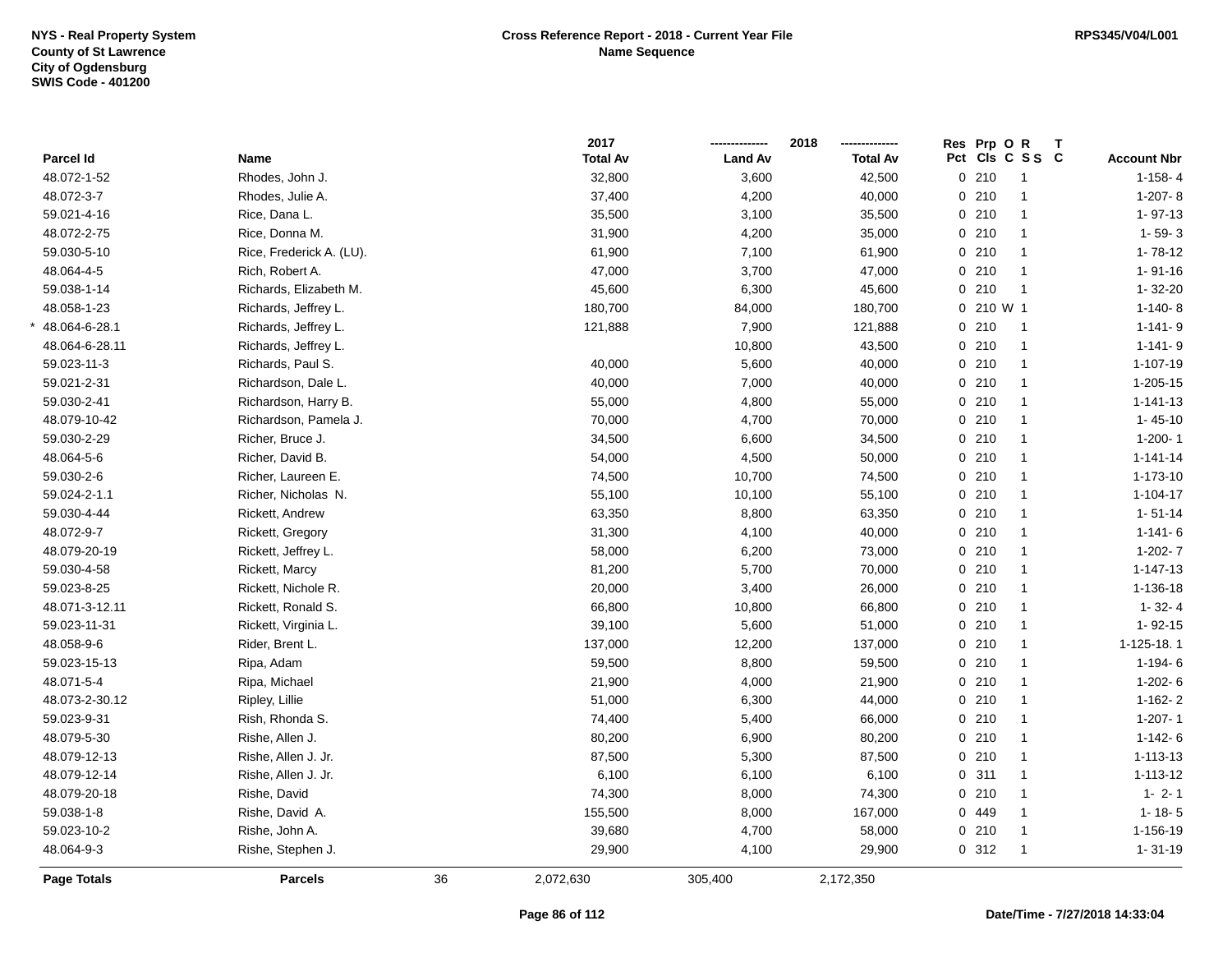NYS - Real Property System
County of St Lawrence
City of Ogdensburg
SWIS Code - 401200

**Cross Reference Report - 2018 - Current Year File**
**Name Sequence**

RPS345/V04/L001

| Parcel Id | Name | 2017 Total Av | 2018 Land Av | 2018 Total Av | Res Pct | Prp Cls | O C | R S S | T C | Account Nbr |
|---|---|---|---|---|---|---|---|---|---|---|
| 48.072-1-52 | Rhodes, John J. | 32,800 | 3,600 | 42,500 | 0 | 210 | | 1 | | 1-158- 4 |
| 48.072-3-7 | Rhodes, Julie A. | 37,400 | 4,200 | 40,000 | 0 | 210 | | 1 | | 1-207- 8 |
| 59.021-4-16 | Rice, Dana L. | 35,500 | 3,100 | 35,500 | 0 | 210 | | 1 | | 1- 97-13 |
| 48.072-2-75 | Rice, Donna M. | 31,900 | 4,200 | 35,000 | 0 | 210 | | 1 | | 1- 59- 3 |
| 59.030-5-10 | Rice, Frederick A. (LU). | 61,900 | 7,100 | 61,900 | 0 | 210 | | 1 | | 1- 78-12 |
| 48.064-4-5 | Rich, Robert A. | 47,000 | 3,700 | 47,000 | 0 | 210 | | 1 | | 1- 91-16 |
| 59.038-1-14 | Richards, Elizabeth M. | 45,600 | 6,300 | 45,600 | 0 | 210 | | 1 | | 1- 32-20 |
| 48.058-1-23 | Richards, Jeffrey L. | 180,700 | 84,000 | 180,700 | 0 | 210 | W | 1 | | 1-140- 8 |
| * 48.064-6-28.1 | Richards, Jeffrey L. | 121,888 | 7,900 | 121,888 | 0 | 210 | | 1 | | 1-141- 9 |
| 48.064-6-28.11 | Richards, Jeffrey L. | | 10,800 | 43,500 | 0 | 210 | | 1 | | 1-141- 9 |
| 59.023-11-3 | Richards, Paul S. | 40,000 | 5,600 | 40,000 | 0 | 210 | | 1 | | 1-107-19 |
| 59.021-2-31 | Richardson, Dale L. | 40,000 | 7,000 | 40,000 | 0 | 210 | | 1 | | 1-205-15 |
| 59.030-2-41 | Richardson, Harry B. | 55,000 | 4,800 | 55,000 | 0 | 210 | | 1 | | 1-141-13 |
| 48.079-10-42 | Richardson, Pamela J. | 70,000 | 4,700 | 70,000 | 0 | 210 | | 1 | | 1- 45-10 |
| 59.030-2-29 | Richer, Bruce J. | 34,500 | 6,600 | 34,500 | 0 | 210 | | 1 | | 1-200- 1 |
| 48.064-5-6 | Richer, David B. | 54,000 | 4,500 | 50,000 | 0 | 210 | | 1 | | 1-141-14 |
| 59.030-2-6 | Richer, Laureen E. | 74,500 | 10,700 | 74,500 | 0 | 210 | | 1 | | 1-173-10 |
| 59.024-2-1.1 | Richer, Nicholas N. | 55,100 | 10,100 | 55,100 | 0 | 210 | | 1 | | 1-104-17 |
| 59.030-4-44 | Rickett, Andrew | 63,350 | 8,800 | 63,350 | 0 | 210 | | 1 | | 1- 51-14 |
| 48.072-9-7 | Rickett, Gregory | 31,300 | 4,100 | 40,000 | 0 | 210 | | 1 | | 1-141- 6 |
| 48.079-20-19 | Rickett, Jeffrey L. | 58,000 | 6,200 | 73,000 | 0 | 210 | | 1 | | 1-202- 7 |
| 59.030-4-58 | Rickett, Marcy | 81,200 | 5,700 | 70,000 | 0 | 210 | | 1 | | 1-147-13 |
| 59.023-8-25 | Rickett, Nichole R. | 20,000 | 3,400 | 26,000 | 0 | 210 | | 1 | | 1-136-18 |
| 48.071-3-12.11 | Rickett, Ronald S. | 66,800 | 10,800 | 66,800 | 0 | 210 | | 1 | | 1- 32- 4 |
| 59.023-11-31 | Rickett, Virginia L. | 39,100 | 5,600 | 51,000 | 0 | 210 | | 1 | | 1- 92-15 |
| 48.058-9-6 | Rider, Brent L. | 137,000 | 12,200 | 137,000 | 0 | 210 | | 1 | | 1-125-18. 1 |
| 59.023-15-13 | Ripa, Adam | 59,500 | 8,800 | 59,500 | 0 | 210 | | 1 | | 1-194- 6 |
| 48.071-5-4 | Ripa, Michael | 21,900 | 4,000 | 21,900 | 0 | 210 | | 1 | | 1-202- 6 |
| 48.073-2-30.12 | Ripley, Lillie | 51,000 | 6,300 | 44,000 | 0 | 210 | | 1 | | 1-162- 2 |
| 59.023-9-31 | Rish, Rhonda S. | 74,400 | 5,400 | 66,000 | 0 | 210 | | 1 | | 1-207- 1 |
| 48.079-5-30 | Rishe, Allen J. | 80,200 | 6,900 | 80,200 | 0 | 210 | | 1 | | 1-142- 6 |
| 48.079-12-13 | Rishe, Allen J. Jr. | 87,500 | 5,300 | 87,500 | 0 | 210 | | 1 | | 1-113-13 |
| 48.079-12-14 | Rishe, Allen J. Jr. | 6,100 | 6,100 | 6,100 | 0 | 311 | | 1 | | 1-113-12 |
| 48.079-20-18 | Rishe, David | 74,300 | 8,000 | 74,300 | 0 | 210 | | 1 | | 1- 2- 1 |
| 59.038-1-8 | Rishe, David A. | 155,500 | 8,000 | 167,000 | 0 | 449 | | 1 | | 1- 18- 5 |
| 59.023-10-2 | Rishe, John A. | 39,680 | 4,700 | 58,000 | 0 | 210 | | 1 | | 1-156-19 |
| 48.064-9-3 | Rishe, Stephen J. | 29,900 | 4,100 | 29,900 | 0 | 312 | | 1 | | 1- 31-19 |
| **Page Totals** | **Parcels** 36 | 2,072,630 | 305,400 | 2,172,350 | | | | | | |

Date/Time - 7/27/2018 14:33:04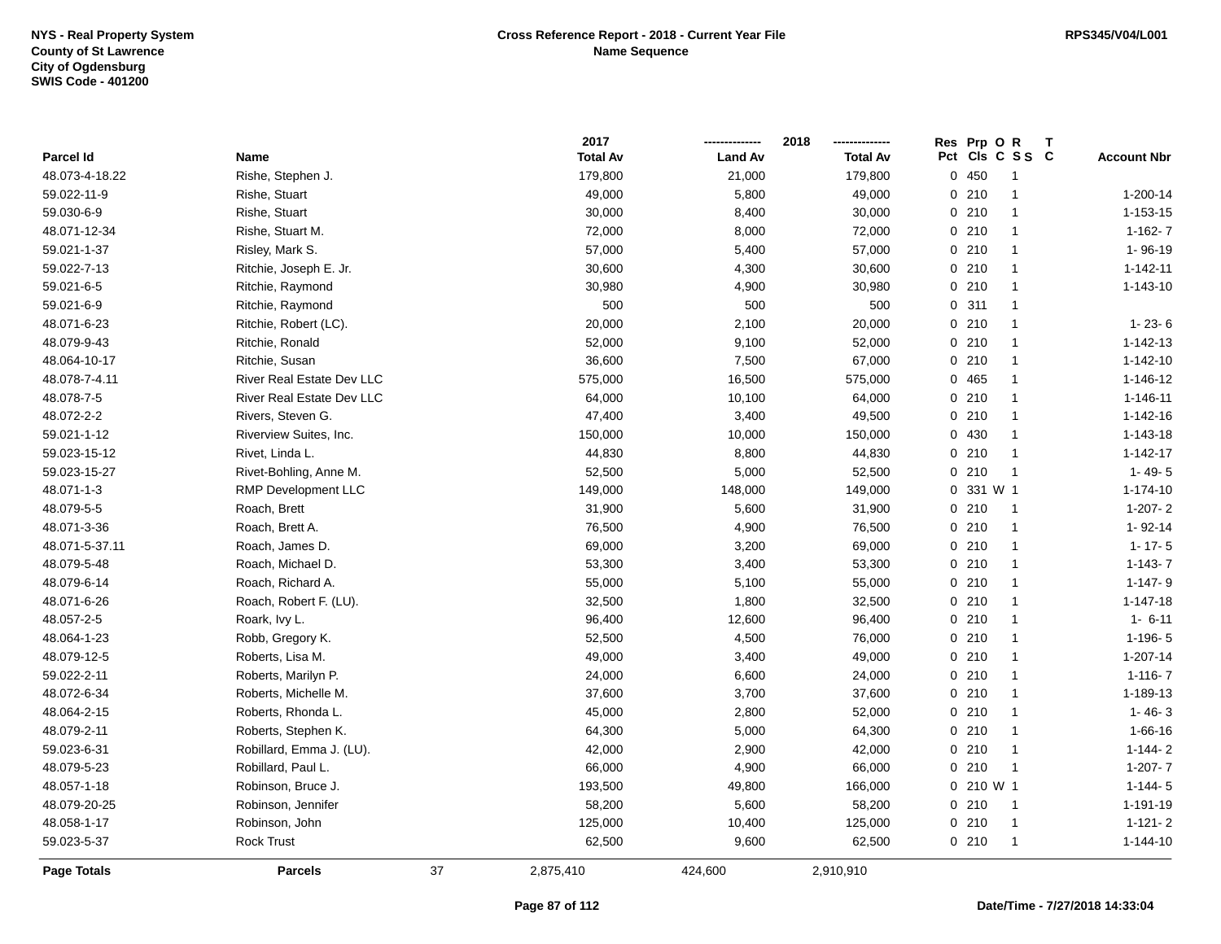NYS - Real Property System
County of St Lawrence
City of Ogdensburg
SWIS Code - 401200

**Cross Reference Report - 2018 - Current Year File**
**Name Sequence**

RPS345/V04/L001

| Parcel Id | Name | 2017 Total Av | 2018 Land Av | 2018 Total Av | Res Pct | Prp Cls | O C | R S S | T C | Account Nbr |
|---|---|---|---|---|---|---|---|---|---|---|
| 48.073-4-18.22 | Rishe, Stephen J. | 179,800 | 21,000 | 179,800 | 0 | 450 | | 1 | | |
| 59.022-11-9 | Rishe, Stuart | 49,000 | 5,800 | 49,000 | 0 | 210 | | 1 | | 1-200-14 |
| 59.030-6-9 | Rishe, Stuart | 30,000 | 8,400 | 30,000 | 0 | 210 | | 1 | | 1-153-15 |
| 48.071-12-34 | Rishe, Stuart M. | 72,000 | 8,000 | 72,000 | 0 | 210 | | 1 | | 1-162- 7 |
| 59.021-1-37 | Risley, Mark S. | 57,000 | 5,400 | 57,000 | 0 | 210 | | 1 | | 1- 96-19 |
| 59.022-7-13 | Ritchie, Joseph E. Jr. | 30,600 | 4,300 | 30,600 | 0 | 210 | | 1 | | 1-142-11 |
| 59.021-6-5 | Ritchie, Raymond | 30,980 | 4,900 | 30,980 | 0 | 210 | | 1 | | 1-143-10 |
| 59.021-6-9 | Ritchie, Raymond | 500 | 500 | 500 | 0 | 311 | | 1 | | |
| 48.071-6-23 | Ritchie, Robert (LC). | 20,000 | 2,100 | 20,000 | 0 | 210 | | 1 | | 1- 23- 6 |
| 48.079-9-43 | Ritchie, Ronald | 52,000 | 9,100 | 52,000 | 0 | 210 | | 1 | | 1-142-13 |
| 48.064-10-17 | Ritchie, Susan | 36,600 | 7,500 | 67,000 | 0 | 210 | | 1 | | 1-142-10 |
| 48.078-7-4.11 | River Real Estate Dev LLC | 575,000 | 16,500 | 575,000 | 0 | 465 | | 1 | | 1-146-12 |
| 48.078-7-5 | River Real Estate Dev LLC | 64,000 | 10,100 | 64,000 | 0 | 210 | | 1 | | 1-146-11 |
| 48.072-2-2 | Rivers, Steven G. | 47,400 | 3,400 | 49,500 | 0 | 210 | | 1 | | 1-142-16 |
| 59.021-1-12 | Riverview Suites, Inc. | 150,000 | 10,000 | 150,000 | 0 | 430 | | 1 | | 1-143-18 |
| 59.023-15-12 | Rivet, Linda L. | 44,830 | 8,800 | 44,830 | 0 | 210 | | 1 | | 1-142-17 |
| 59.023-15-27 | Rivet-Bohling, Anne M. | 52,500 | 5,000 | 52,500 | 0 | 210 | | 1 | | 1- 49- 5 |
| 48.071-1-3 | RMP Development LLC | 149,000 | 148,000 | 149,000 | 0 | 331 | W | 1 | | 1-174-10 |
| 48.079-5-5 | Roach, Brett | 31,900 | 5,600 | 31,900 | 0 | 210 | | 1 | | 1-207- 2 |
| 48.071-3-36 | Roach, Brett A. | 76,500 | 4,900 | 76,500 | 0 | 210 | | 1 | | 1- 92-14 |
| 48.071-5-37.11 | Roach, James D. | 69,000 | 3,200 | 69,000 | 0 | 210 | | 1 | | 1- 17- 5 |
| 48.079-5-48 | Roach, Michael D. | 53,300 | 3,400 | 53,300 | 0 | 210 | | 1 | | 1-143- 7 |
| 48.079-6-14 | Roach, Richard A. | 55,000 | 5,100 | 55,000 | 0 | 210 | | 1 | | 1-147- 9 |
| 48.071-6-26 | Roach, Robert F. (LU). | 32,500 | 1,800 | 32,500 | 0 | 210 | | 1 | | 1-147-18 |
| 48.057-2-5 | Roark, Ivy L. | 96,400 | 12,600 | 96,400 | 0 | 210 | | 1 | | 1- 6-11 |
| 48.064-1-23 | Robb, Gregory K. | 52,500 | 4,500 | 76,000 | 0 | 210 | | 1 | | 1-196- 5 |
| 48.079-12-5 | Roberts, Lisa M. | 49,000 | 3,400 | 49,000 | 0 | 210 | | 1 | | 1-207-14 |
| 59.022-2-11 | Roberts, Marilyn P. | 24,000 | 6,600 | 24,000 | 0 | 210 | | 1 | | 1-116- 7 |
| 48.072-6-34 | Roberts, Michelle M. | 37,600 | 3,700 | 37,600 | 0 | 210 | | 1 | | 1-189-13 |
| 48.064-2-15 | Roberts, Rhonda L. | 45,000 | 2,800 | 52,000 | 0 | 210 | | 1 | | 1- 46- 3 |
| 48.079-2-11 | Roberts, Stephen K. | 64,300 | 5,000 | 64,300 | 0 | 210 | | 1 | | 1-66-16 |
| 59.023-6-31 | Robillard, Emma J. (LU). | 42,000 | 2,900 | 42,000 | 0 | 210 | | 1 | | 1-144- 2 |
| 48.079-5-23 | Robillard, Paul L. | 66,000 | 4,900 | 66,000 | 0 | 210 | | 1 | | 1-207- 7 |
| 48.057-1-18 | Robinson, Bruce J. | 193,500 | 49,800 | 166,000 | 0 | 210 | W | 1 | | 1-144- 5 |
| 48.079-20-25 | Robinson, Jennifer | 58,200 | 5,600 | 58,200 | 0 | 210 | | 1 | | 1-191-19 |
| 48.058-1-17 | Robinson, John | 125,000 | 10,400 | 125,000 | 0 | 210 | | 1 | | 1-121- 2 |
| 59.023-5-37 | Rock Trust | 62,500 | 9,600 | 62,500 | 0 | 210 | | 1 | | 1-144-10 |
| **Page Totals** | **Parcels** 37 | 2,875,410 | 424,600 | 2,910,910 | | | | | | |

Date/Time - 7/27/2018 14:33:04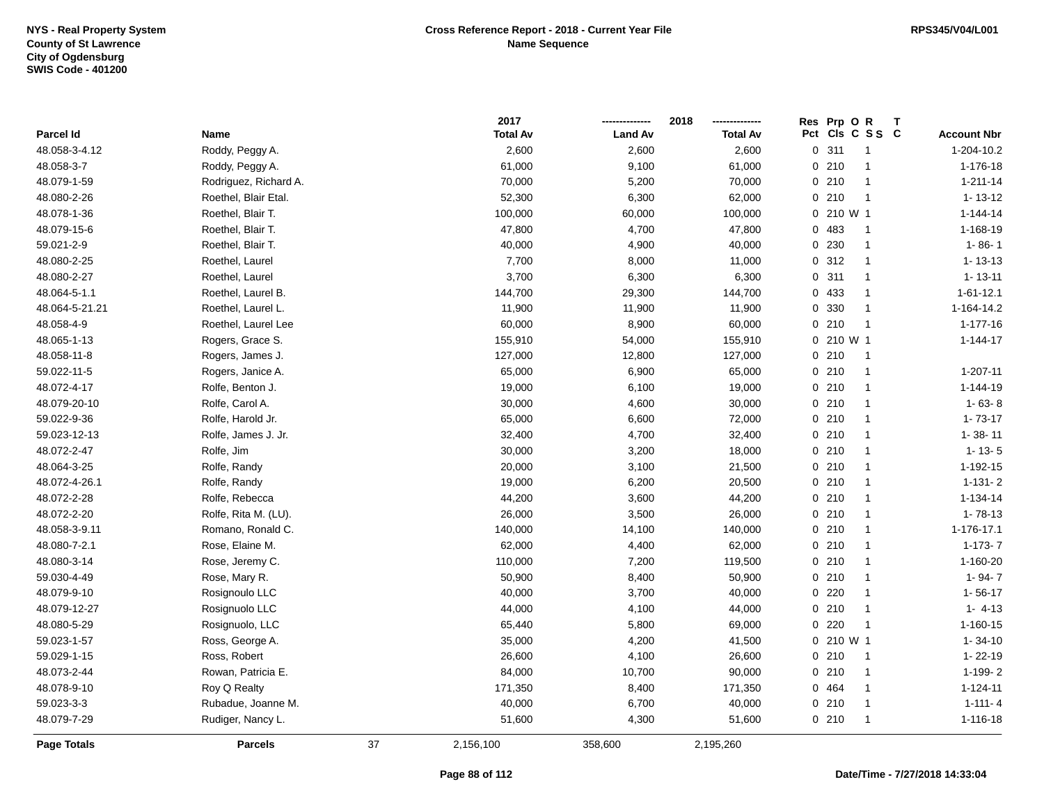NYS - Real Property System
County of St Lawrence
City of Ogdensburg
SWIS Code - 401200

**Cross Reference Report - 2018 - Current Year File**
**Name Sequence**

RPS345/V04/L001

| Parcel Id | Name | 2017 Total Av | 2018 Land Av | 2018 Total Av | Res Pct | Prp Cls | O C | R S S | T C | Account Nbr |
|---|---|---|---|---|---|---|---|---|---|---|
| 48.058-3-4.12 | Roddy, Peggy A. | 2,600 | 2,600 | 2,600 | 0 | 311 | | 1 | | 1-204-10.2 |
| 48.058-3-7 | Roddy, Peggy A. | 61,000 | 9,100 | 61,000 | 0 | 210 | | 1 | | 1-176-18 |
| 48.079-1-59 | Rodriguez, Richard A. | 70,000 | 5,200 | 70,000 | 0 | 210 | | 1 | | 1-211-14 |
| 48.080-2-26 | Roethel, Blair Etal. | 52,300 | 6,300 | 62,000 | 0 | 210 | | 1 | | 1- 13-12 |
| 48.078-1-36 | Roethel, Blair T. | 100,000 | 60,000 | 100,000 | 0 | 210 | W | 1 | | 1-144-14 |
| 48.079-15-6 | Roethel, Blair T. | 47,800 | 4,700 | 47,800 | 0 | 483 | | 1 | | 1-168-19 |
| 59.021-2-9 | Roethel, Blair T. | 40,000 | 4,900 | 40,000 | 0 | 230 | | 1 | | 1- 86- 1 |
| 48.080-2-25 | Roethel, Laurel | 7,700 | 8,000 | 11,000 | 0 | 312 | | 1 | | 1- 13-13 |
| 48.080-2-27 | Roethel, Laurel | 3,700 | 6,300 | 6,300 | 0 | 311 | | 1 | | 1- 13-11 |
| 48.064-5-1.1 | Roethel, Laurel B. | 144,700 | 29,300 | 144,700 | 0 | 433 | | 1 | | 1-61-12.1 |
| 48.064-5-21.21 | Roethel, Laurel L. | 11,900 | 11,900 | 11,900 | 0 | 330 | | 1 | | 1-164-14.2 |
| 48.058-4-9 | Roethel, Laurel Lee | 60,000 | 8,900 | 60,000 | 0 | 210 | | 1 | | 1-177-16 |
| 48.065-1-13 | Rogers, Grace S. | 155,910 | 54,000 | 155,910 | 0 | 210 | W | 1 | | 1-144-17 |
| 48.058-11-8 | Rogers, James J. | 127,000 | 12,800 | 127,000 | 0 | 210 | | 1 | | |
| 59.022-11-5 | Rogers, Janice A. | 65,000 | 6,900 | 65,000 | 0 | 210 | | 1 | | 1-207-11 |
| 48.072-4-17 | Rolfe, Benton J. | 19,000 | 6,100 | 19,000 | 0 | 210 | | 1 | | 1-144-19 |
| 48.079-20-10 | Rolfe, Carol A. | 30,000 | 4,600 | 30,000 | 0 | 210 | | 1 | | 1- 63- 8 |
| 59.022-9-36 | Rolfe, Harold Jr. | 65,000 | 6,600 | 72,000 | 0 | 210 | | 1 | | 1- 73-17 |
| 59.023-12-13 | Rolfe, James J. Jr. | 32,400 | 4,700 | 32,400 | 0 | 210 | | 1 | | 1- 38- 11 |
| 48.072-2-47 | Rolfe, Jim | 30,000 | 3,200 | 18,000 | 0 | 210 | | 1 | | 1- 13- 5 |
| 48.064-3-25 | Rolfe, Randy | 20,000 | 3,100 | 21,500 | 0 | 210 | | 1 | | 1-192-15 |
| 48.072-4-26.1 | Rolfe, Randy | 19,000 | 6,200 | 20,500 | 0 | 210 | | 1 | | 1-131- 2 |
| 48.072-2-28 | Rolfe, Rebecca | 44,200 | 3,600 | 44,200 | 0 | 210 | | 1 | | 1-134-14 |
| 48.072-2-20 | Rolfe, Rita M. (LU). | 26,000 | 3,500 | 26,000 | 0 | 210 | | 1 | | 1- 78-13 |
| 48.058-3-9.11 | Romano, Ronald C. | 140,000 | 14,100 | 140,000 | 0 | 210 | | 1 | | 1-176-17.1 |
| 48.080-7-2.1 | Rose, Elaine M. | 62,000 | 4,400 | 62,000 | 0 | 210 | | 1 | | 1-173- 7 |
| 48.080-3-14 | Rose, Jeremy C. | 110,000 | 7,200 | 119,500 | 0 | 210 | | 1 | | 1-160-20 |
| 59.030-4-49 | Rose, Mary R. | 50,900 | 8,400 | 50,900 | 0 | 210 | | 1 | | 1- 94- 7 |
| 48.079-9-10 | Rosignoulo LLC | 40,000 | 3,700 | 40,000 | 0 | 220 | | 1 | | 1- 56-17 |
| 48.079-12-27 | Rosignuolo LLC | 44,000 | 4,100 | 44,000 | 0 | 210 | | 1 | | 1- 4-13 |
| 48.080-5-29 | Rosignuolo, LLC | 65,440 | 5,800 | 69,000 | 0 | 220 | | 1 | | 1-160-15 |
| 59.023-1-57 | Ross, George A. | 35,000 | 4,200 | 41,500 | 0 | 210 | W | 1 | | 1- 34-10 |
| 59.029-1-15 | Ross, Robert | 26,600 | 4,100 | 26,600 | 0 | 210 | | 1 | | 1- 22-19 |
| 48.073-2-44 | Rowan, Patricia E. | 84,000 | 10,700 | 90,000 | 0 | 210 | | 1 | | 1-199- 2 |
| 48.078-9-10 | Roy Q Realty | 171,350 | 8,400 | 171,350 | 0 | 464 | | 1 | | 1-124-11 |
| 59.023-3-3 | Rubadue, Joanne M. | 40,000 | 6,700 | 40,000 | 0 | 210 | | 1 | | 1-111- 4 |
| 48.079-7-29 | Rudiger, Nancy L. | 51,600 | 4,300 | 51,600 | 0 | 210 | | 1 | | 1-116-18 |
| **Page Totals** | **Parcels** 37 | 2,156,100 | 358,600 | 2,195,260 | | | | | | |

**Date/Time - 7/27/2018 14:33:04**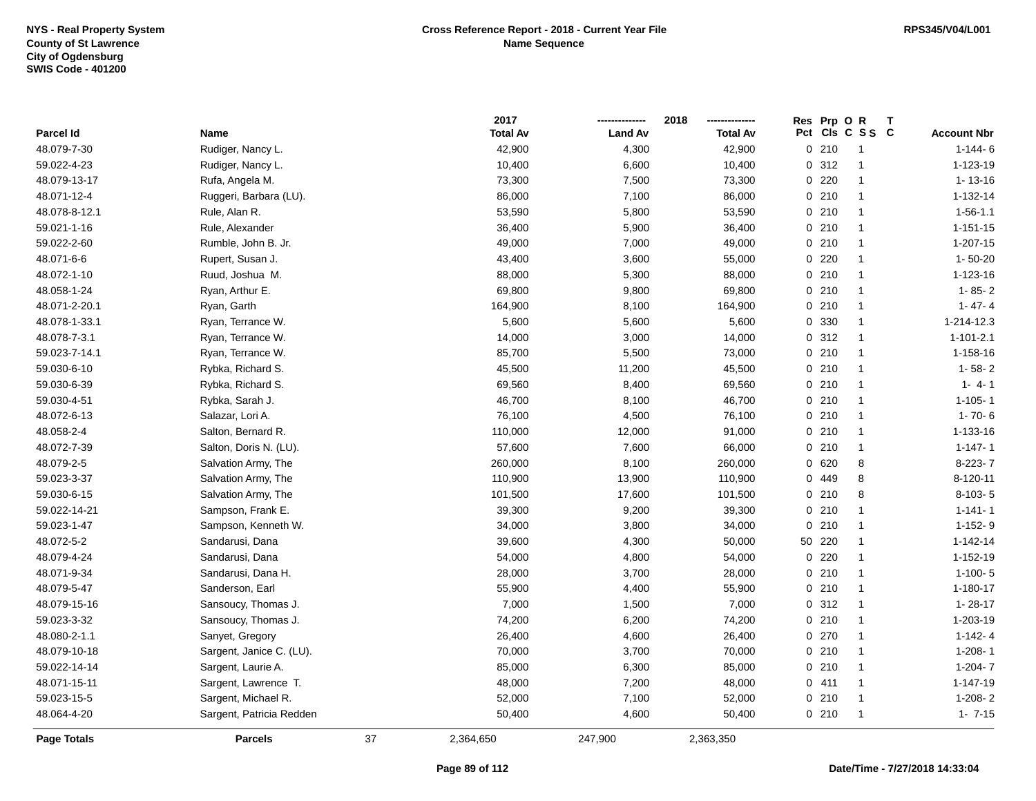NYS - Real Property System
County of St Lawrence
City of Ogdensburg
SWIS Code - 401200

**Cross Reference Report - 2018 - Current Year File**
**Name Sequence**

RPS345/V04/L001

| Parcel Id | Name | 2017 Total Av | 2018 Land Av | 2018 Total Av | Res Pct | Prp Cls | O C | R S S | T C | Account Nbr |
|---|---|---|---|---|---|---|---|---|---|---|
| 48.079-7-30 | Rudiger, Nancy L. | 42,900 | 4,300 | 42,900 | 0 | 210 | | 1 | | 1-144- 6 |
| 59.022-4-23 | Rudiger, Nancy L. | 10,400 | 6,600 | 10,400 | 0 | 312 | | 1 | | 1-123-19 |
| 48.079-13-17 | Rufa, Angela M. | 73,300 | 7,500 | 73,300 | 0 | 220 | | 1 | | 1- 13-16 |
| 48.071-12-4 | Ruggeri, Barbara (LU). | 86,000 | 7,100 | 86,000 | 0 | 210 | | 1 | | 1-132-14 |
| 48.078-8-12.1 | Rule, Alan R. | 53,590 | 5,800 | 53,590 | 0 | 210 | | 1 | | 1-56-1.1 |
| 59.021-1-16 | Rule, Alexander | 36,400 | 5,900 | 36,400 | 0 | 210 | | 1 | | 1-151-15 |
| 59.022-2-60 | Rumble, John B. Jr. | 49,000 | 7,000 | 49,000 | 0 | 210 | | 1 | | 1-207-15 |
| 48.071-6-6 | Rupert, Susan J. | 43,400 | 3,600 | 55,000 | 0 | 220 | | 1 | | 1- 50-20 |
| 48.072-1-10 | Ruud, Joshua M. | 88,000 | 5,300 | 88,000 | 0 | 210 | | 1 | | 1-123-16 |
| 48.058-1-24 | Ryan, Arthur E. | 69,800 | 9,800 | 69,800 | 0 | 210 | | 1 | | 1- 85- 2 |
| 48.071-2-20.1 | Ryan, Garth | 164,900 | 8,100 | 164,900 | 0 | 210 | | 1 | | 1- 47- 4 |
| 48.078-1-33.1 | Ryan, Terrance W. | 5,600 | 5,600 | 5,600 | 0 | 330 | | 1 | | 1-214-12.3 |
| 48.078-7-3.1 | Ryan, Terrance W. | 14,000 | 3,000 | 14,000 | 0 | 312 | | 1 | | 1-101-2.1 |
| 59.023-7-14.1 | Ryan, Terrance W. | 85,700 | 5,500 | 73,000 | 0 | 210 | | 1 | | 1-158-16 |
| 59.030-6-10 | Rybka, Richard S. | 45,500 | 11,200 | 45,500 | 0 | 210 | | 1 | | 1- 58- 2 |
| 59.030-6-39 | Rybka, Richard S. | 69,560 | 8,400 | 69,560 | 0 | 210 | | 1 | | 1- 4- 1 |
| 59.030-4-51 | Rybka, Sarah J. | 46,700 | 8,100 | 46,700 | 0 | 210 | | 1 | | 1-105- 1 |
| 48.072-6-13 | Salazar, Lori A. | 76,100 | 4,500 | 76,100 | 0 | 210 | | 1 | | 1- 70- 6 |
| 48.058-2-4 | Salton, Bernard R. | 110,000 | 12,000 | 91,000 | 0 | 210 | | 1 | | 1-133-16 |
| 48.072-7-39 | Salton, Doris N. (LU). | 57,600 | 7,600 | 66,000 | 0 | 210 | | 1 | | 1-147- 1 |
| 48.079-2-5 | Salvation Army, The | 260,000 | 8,100 | 260,000 | 0 | 620 | | 8 | | 8-223- 7 |
| 59.023-3-37 | Salvation Army, The | 110,900 | 13,900 | 110,900 | 0 | 449 | | 8 | | 8-120-11 |
| 59.030-6-15 | Salvation Army, The | 101,500 | 17,600 | 101,500 | 0 | 210 | | 8 | | 8-103- 5 |
| 59.022-14-21 | Sampson, Frank E. | 39,300 | 9,200 | 39,300 | 0 | 210 | | 1 | | 1-141- 1 |
| 59.023-1-47 | Sampson, Kenneth W. | 34,000 | 3,800 | 34,000 | 0 | 210 | | 1 | | 1-152- 9 |
| 48.072-5-2 | Sandarusi, Dana | 39,600 | 4,300 | 50,000 | 50 | 220 | | 1 | | 1-142-14 |
| 48.079-4-24 | Sandarusi, Dana | 54,000 | 4,800 | 54,000 | 0 | 220 | | 1 | | 1-152-19 |
| 48.071-9-34 | Sandarusi, Dana H. | 28,000 | 3,700 | 28,000 | 0 | 210 | | 1 | | 1-100- 5 |
| 48.079-5-47 | Sanderson, Earl | 55,900 | 4,400 | 55,900 | 0 | 210 | | 1 | | 1-180-17 |
| 48.079-15-16 | Sansoucy, Thomas J. | 7,000 | 1,500 | 7,000 | 0 | 312 | | 1 | | 1- 28-17 |
| 59.023-3-32 | Sansoucy, Thomas J. | 74,200 | 6,200 | 74,200 | 0 | 210 | | 1 | | 1-203-19 |
| 48.080-2-1.1 | Sanyet, Gregory | 26,400 | 4,600 | 26,400 | 0 | 270 | | 1 | | 1-142- 4 |
| 48.079-10-18 | Sargent, Janice C. (LU). | 70,000 | 3,700 | 70,000 | 0 | 210 | | 1 | | 1-208- 1 |
| 59.022-14-14 | Sargent, Laurie A. | 85,000 | 6,300 | 85,000 | 0 | 210 | | 1 | | 1-204- 7 |
| 48.071-15-11 | Sargent, Lawrence T. | 48,000 | 7,200 | 48,000 | 0 | 411 | | 1 | | 1-147-19 |
| 59.023-15-5 | Sargent, Michael R. | 52,000 | 7,100 | 52,000 | 0 | 210 | | 1 | | 1-208- 2 |
| 48.064-4-20 | Sargent, Patricia Redden | 50,400 | 4,600 | 50,400 | 0 | 210 | | 1 | | 1- 7-15 |
| **Page Totals** | **Parcels** 37 | 2,364,650 | 247,900 | 2,363,350 | | | | | | |

**Date/Time - 7/27/2018 14:33:04**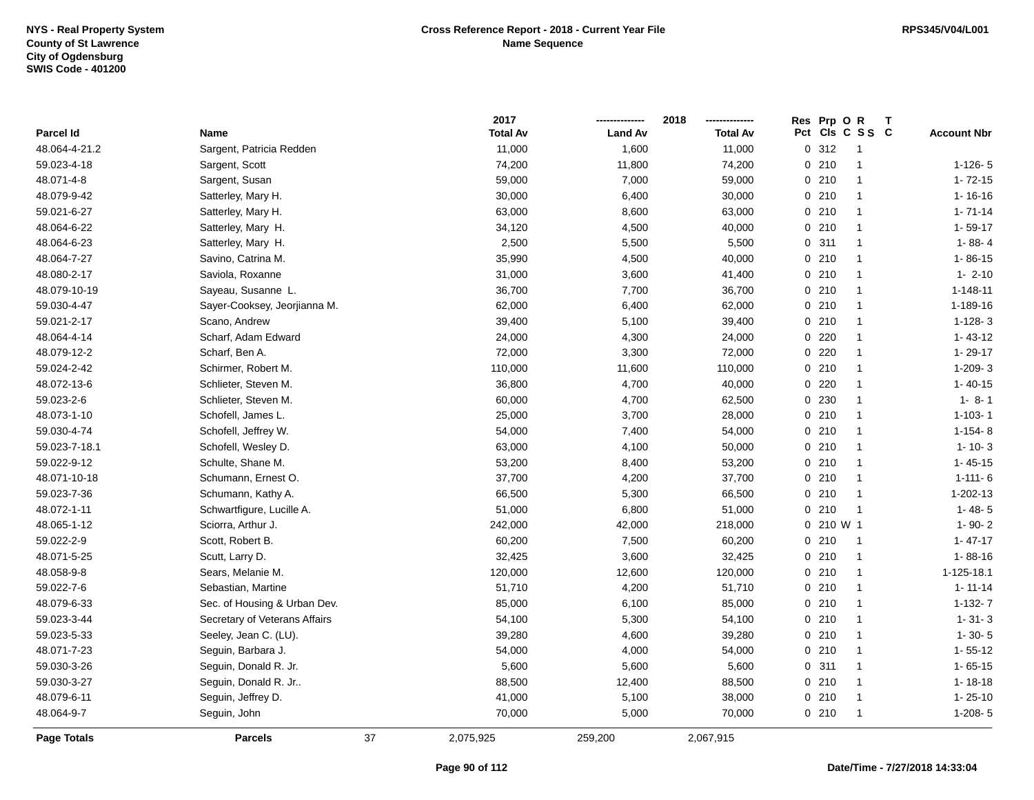NYS - Real Property System
County of St Lawrence
City of Ogdensburg
SWIS Code - 401200

**Cross Reference Report - 2018 - Current Year File**
**Name Sequence**

RPS345/V04/L001

| Parcel Id | Name | 2017 Total Av | 2018 Land Av | 2018 Total Av | Res Pct | Prp Cls | O C | R S S | T C | Account Nbr |
|---|---|---|---|---|---|---|---|---|---|---|
| 48.064-4-21.2 | Sargent, Patricia Redden | 11,000 | 1,600 | 11,000 | 0 | 312 | | 1 | | |
| 59.023-4-18 | Sargent, Scott | 74,200 | 11,800 | 74,200 | 0 | 210 | | 1 | | 1-126- 5 |
| 48.071-4-8 | Sargent, Susan | 59,000 | 7,000 | 59,000 | 0 | 210 | | 1 | | 1- 72-15 |
| 48.079-9-42 | Satterley, Mary H. | 30,000 | 6,400 | 30,000 | 0 | 210 | | 1 | | 1- 16-16 |
| 59.021-6-27 | Satterley, Mary H. | 63,000 | 8,600 | 63,000 | 0 | 210 | | 1 | | 1- 71-14 |
| 48.064-6-22 | Satterley, Mary H. | 34,120 | 4,500 | 40,000 | 0 | 210 | | 1 | | 1- 59-17 |
| 48.064-6-23 | Satterley, Mary H. | 2,500 | 5,500 | 5,500 | 0 | 311 | | 1 | | 1- 88- 4 |
| 48.064-7-27 | Savino, Catrina M. | 35,990 | 4,500 | 40,000 | 0 | 210 | | 1 | | 1- 86-15 |
| 48.080-2-17 | Saviola, Roxanne | 31,000 | 3,600 | 41,400 | 0 | 210 | | 1 | | 1- 2-10 |
| 48.079-10-19 | Sayeau, Susanne L. | 36,700 | 7,700 | 36,700 | 0 | 210 | | 1 | | 1-148-11 |
| 59.030-4-47 | Sayer-Cooksey, Jeorjianna M. | 62,000 | 6,400 | 62,000 | 0 | 210 | | 1 | | 1-189-16 |
| 59.021-2-17 | Scano, Andrew | 39,400 | 5,100 | 39,400 | 0 | 210 | | 1 | | 1-128- 3 |
| 48.064-4-14 | Scharf, Adam Edward | 24,000 | 4,300 | 24,000 | 0 | 220 | | 1 | | 1- 43-12 |
| 48.079-12-2 | Scharf, Ben A. | 72,000 | 3,300 | 72,000 | 0 | 220 | | 1 | | 1- 29-17 |
| 59.024-2-42 | Schirmer, Robert M. | 110,000 | 11,600 | 110,000 | 0 | 210 | | 1 | | 1-209- 3 |
| 48.072-13-6 | Schlieter, Steven M. | 36,800 | 4,700 | 40,000 | 0 | 220 | | 1 | | 1- 40-15 |
| 59.023-2-6 | Schlieter, Steven M. | 60,000 | 4,700 | 62,500 | 0 | 230 | | 1 | | 1- 8- 1 |
| 48.073-1-10 | Schofell, James L. | 25,000 | 3,700 | 28,000 | 0 | 210 | | 1 | | 1-103- 1 |
| 59.030-4-74 | Schofell, Jeffrey W. | 54,000 | 7,400 | 54,000 | 0 | 210 | | 1 | | 1-154- 8 |
| 59.023-7-18.1 | Schofell, Wesley D. | 63,000 | 4,100 | 50,000 | 0 | 210 | | 1 | | 1- 10- 3 |
| 59.022-9-12 | Schulte, Shane M. | 53,200 | 8,400 | 53,200 | 0 | 210 | | 1 | | 1- 45-15 |
| 48.071-10-18 | Schumann, Ernest O. | 37,700 | 4,200 | 37,700 | 0 | 210 | | 1 | | 1-111- 6 |
| 59.023-7-36 | Schumann, Kathy A. | 66,500 | 5,300 | 66,500 | 0 | 210 | | 1 | | 1-202-13 |
| 48.072-1-11 | Schwartfigure, Lucille A. | 51,000 | 6,800 | 51,000 | 0 | 210 | | 1 | | 1- 48- 5 |
| 48.065-1-12 | Sciorra, Arthur J. | 242,000 | 42,000 | 218,000 | 0 | 210 | W | 1 | | 1- 90- 2 |
| 59.022-2-9 | Scott, Robert B. | 60,200 | 7,500 | 60,200 | 0 | 210 | | 1 | | 1- 47-17 |
| 48.071-5-25 | Scutt, Larry D. | 32,425 | 3,600 | 32,425 | 0 | 210 | | 1 | | 1- 88-16 |
| 48.058-9-8 | Sears, Melanie M. | 120,000 | 12,600 | 120,000 | 0 | 210 | | 1 | | 1-125-18.1 |
| 59.022-7-6 | Sebastian, Martine | 51,710 | 4,200 | 51,710 | 0 | 210 | | 1 | | 1- 11-14 |
| 48.079-6-33 | Sec. of Housing & Urban Dev. | 85,000 | 6,100 | 85,000 | 0 | 210 | | 1 | | 1-132- 7 |
| 59.023-3-44 | Secretary of Veterans Affairs | 54,100 | 5,300 | 54,100 | 0 | 210 | | 1 | | 1- 31- 3 |
| 59.023-5-33 | Seeley, Jean C. (LU). | 39,280 | 4,600 | 39,280 | 0 | 210 | | 1 | | 1- 30- 5 |
| 48.071-7-23 | Seguin, Barbara J. | 54,000 | 4,000 | 54,000 | 0 | 210 | | 1 | | 1- 55-12 |
| 59.030-3-26 | Seguin, Donald R. Jr. | 5,600 | 5,600 | 5,600 | 0 | 311 | | 1 | | 1- 65-15 |
| 59.030-3-27 | Seguin, Donald R. Jr.. | 88,500 | 12,400 | 88,500 | 0 | 210 | | 1 | | 1- 18-18 |
| 48.079-6-11 | Seguin, Jeffrey D. | 41,000 | 5,100 | 38,000 | 0 | 210 | | 1 | | 1- 25-10 |
| 48.064-9-7 | Seguin, John | 70,000 | 5,000 | 70,000 | 0 | 210 | | 1 | | 1-208- 5 |
| **Page Totals** | **Parcels** 37 | 2,075,925 | 259,200 | 2,067,915 | | | | | | |

Date/Time - 7/27/2018 14:33:04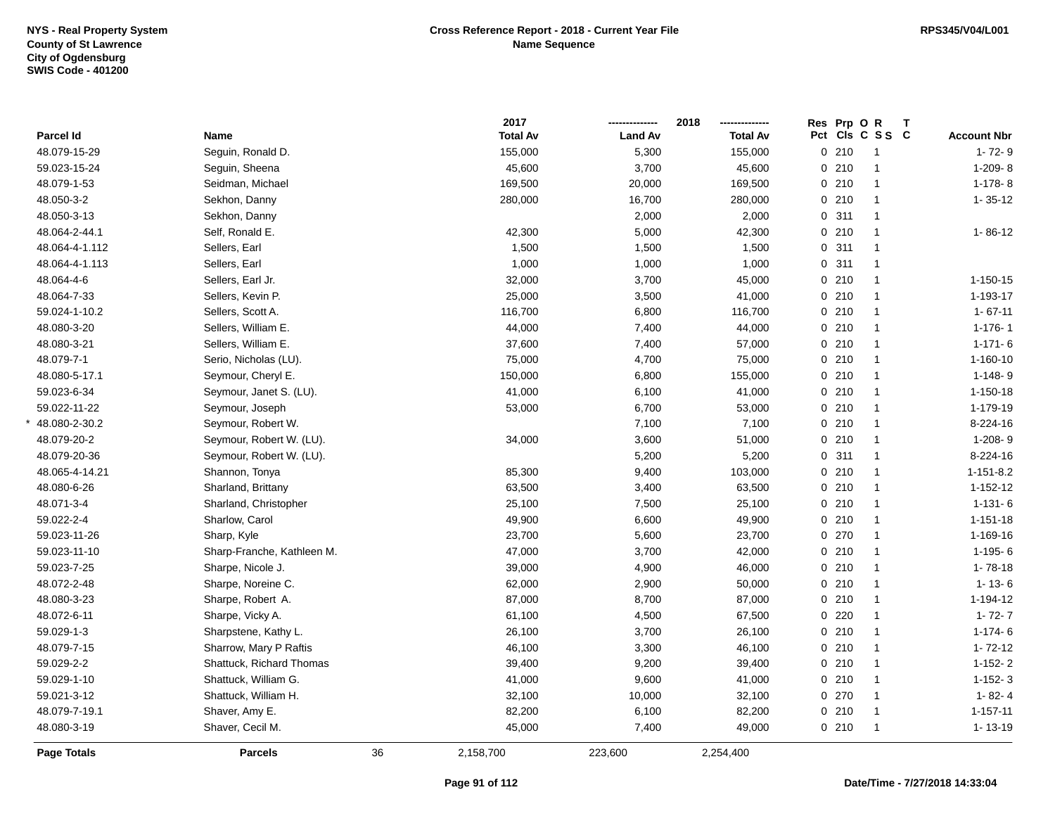NYS - Real Property System
County of St Lawrence
City of Ogdensburg
SWIS Code - 401200

**Cross Reference Report - 2018 - Current Year File**
**Name Sequence**

RPS345/V04/L001

| Parcel Id | Name | 2017 Total Av | 2018 Land Av | 2018 Total Av | Res Pct | Prp Cls | O C | R S S | T C | Account Nbr |
|---|---|---|---|---|---|---|---|---|---|---|
| 48.079-15-29 | Seguin, Ronald D. | 155,000 | 5,300 | 155,000 | 0 | 210 | | 1 | | 1- 72- 9 |
| 59.023-15-24 | Seguin, Sheena | 45,600 | 3,700 | 45,600 | 0 | 210 | | 1 | | 1-209- 8 |
| 48.079-1-53 | Seidman, Michael | 169,500 | 20,000 | 169,500 | 0 | 210 | | 1 | | 1-178- 8 |
| 48.050-3-2 | Sekhon, Danny | 280,000 | 16,700 | 280,000 | 0 | 210 | | 1 | | 1- 35-12 |
| 48.050-3-13 | Sekhon, Danny | | 2,000 | 2,000 | 0 | 311 | | 1 | | |
| 48.064-2-44.1 | Self, Ronald E. | 42,300 | 5,000 | 42,300 | 0 | 210 | | 1 | | 1- 86-12 |
| 48.064-4-1.112 | Sellers, Earl | 1,500 | 1,500 | 1,500 | 0 | 311 | | 1 | | |
| 48.064-4-1.113 | Sellers, Earl | 1,000 | 1,000 | 1,000 | 0 | 311 | | 1 | | |
| 48.064-4-6 | Sellers, Earl Jr. | 32,000 | 3,700 | 45,000 | 0 | 210 | | 1 | | 1-150-15 |
| 48.064-7-33 | Sellers, Kevin P. | 25,000 | 3,500 | 41,000 | 0 | 210 | | 1 | | 1-193-17 |
| 59.024-1-10.2 | Sellers, Scott A. | 116,700 | 6,800 | 116,700 | 0 | 210 | | 1 | | 1- 67-11 |
| 48.080-3-20 | Sellers, William E. | 44,000 | 7,400 | 44,000 | 0 | 210 | | 1 | | 1-176- 1 |
| 48.080-3-21 | Sellers, William E. | 37,600 | 7,400 | 57,000 | 0 | 210 | | 1 | | 1-171- 6 |
| 48.079-7-1 | Serio, Nicholas (LU). | 75,000 | 4,700 | 75,000 | 0 | 210 | | 1 | | 1-160-10 |
| 48.080-5-17.1 | Seymour, Cheryl E. | 150,000 | 6,800 | 155,000 | 0 | 210 | | 1 | | 1-148- 9 |
| 59.023-6-34 | Seymour, Janet S. (LU). | 41,000 | 6,100 | 41,000 | 0 | 210 | | 1 | | 1-150-18 |
| 59.022-11-22 | Seymour, Joseph | 53,000 | 6,700 | 53,000 | 0 | 210 | | 1 | | 1-179-19 |
| * 48.080-2-30.2 | Seymour, Robert W. | | 7,100 | 7,100 | 0 | 210 | | 1 | | 8-224-16 |
| 48.079-20-2 | Seymour, Robert W. (LU). | 34,000 | 3,600 | 51,000 | 0 | 210 | | 1 | | 1-208- 9 |
| 48.079-20-36 | Seymour, Robert W. (LU). | | 5,200 | 5,200 | 0 | 311 | | 1 | | 8-224-16 |
| 48.065-4-14.21 | Shannon, Tonya | 85,300 | 9,400 | 103,000 | 0 | 210 | | 1 | | 1-151-8.2 |
| 48.080-6-26 | Sharland, Brittany | 63,500 | 3,400 | 63,500 | 0 | 210 | | 1 | | 1-152-12 |
| 48.071-3-4 | Sharland, Christopher | 25,100 | 7,500 | 25,100 | 0 | 210 | | 1 | | 1-131- 6 |
| 59.022-2-4 | Sharlow, Carol | 49,900 | 6,600 | 49,900 | 0 | 210 | | 1 | | 1-151-18 |
| 59.023-11-26 | Sharp, Kyle | 23,700 | 5,600 | 23,700 | 0 | 270 | | 1 | | 1-169-16 |
| 59.023-11-10 | Sharp-Franche, Kathleen M. | 47,000 | 3,700 | 42,000 | 0 | 210 | | 1 | | 1-195- 6 |
| 59.023-7-25 | Sharpe, Nicole J. | 39,000 | 4,900 | 46,000 | 0 | 210 | | 1 | | 1- 78-18 |
| 48.072-2-48 | Sharpe, Noreine C. | 62,000 | 2,900 | 50,000 | 0 | 210 | | 1 | | 1- 13- 6 |
| 48.080-3-23 | Sharpe, Robert A. | 87,000 | 8,700 | 87,000 | 0 | 210 | | 1 | | 1-194-12 |
| 48.072-6-11 | Sharpe, Vicky A. | 61,100 | 4,500 | 67,500 | 0 | 220 | | 1 | | 1- 72- 7 |
| 59.029-1-3 | Sharpstene, Kathy L. | 26,100 | 3,700 | 26,100 | 0 | 210 | | 1 | | 1-174- 6 |
| 48.079-7-15 | Sharrow, Mary P Raftis | 46,100 | 3,300 | 46,100 | 0 | 210 | | 1 | | 1- 72-12 |
| 59.029-2-2 | Shattuck, Richard Thomas | 39,400 | 9,200 | 39,400 | 0 | 210 | | 1 | | 1-152- 2 |
| 59.029-1-10 | Shattuck, William G. | 41,000 | 9,600 | 41,000 | 0 | 210 | | 1 | | 1-152- 3 |
| 59.021-3-12 | Shattuck, William H. | 32,100 | 10,000 | 32,100 | 0 | 270 | | 1 | | 1- 82- 4 |
| 48.079-7-19.1 | Shaver, Amy E. | 82,200 | 6,100 | 82,200 | 0 | 210 | | 1 | | 1-157-11 |
| 48.080-3-19 | Shaver, Cecil M. | 45,000 | 7,400 | 49,000 | 0 | 210 | | 1 | | 1- 13-19 |
| **Page Totals** | **Parcels** 36 | 2,158,700 | 223,600 | 2,254,400 | | | | | | |

Date/Time - 7/27/2018 14:33:04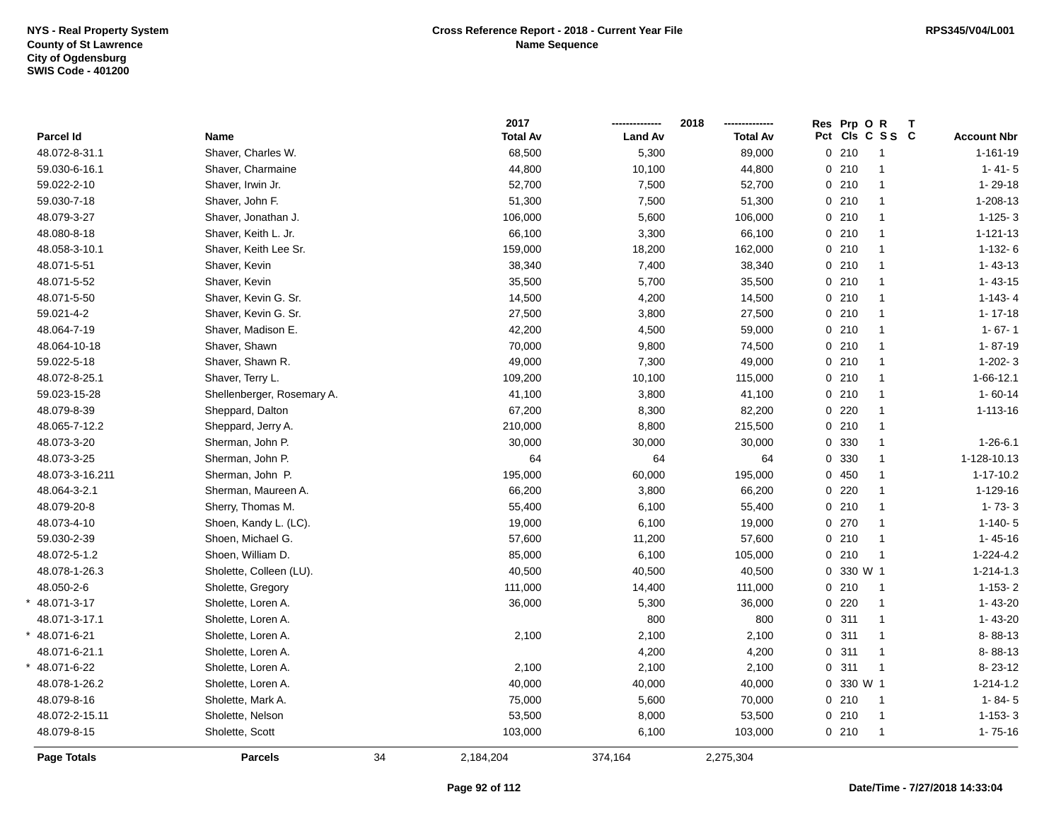NYS - Real Property System
County of St Lawrence
City of Ogdensburg
SWIS Code - 401200

**Cross Reference Report - 2018 - Current Year File**
**Name Sequence**

RPS345/V04/L001

| | Parcel Id | Name | 2017 Total Av | 2018 Land Av | 2018 Total Av | Res Pct | Prp Cls | O C | R S S | T C | Account Nbr |
|---|---|---|---|---|---|---|---|---|---|---|---|
| | 48.072-8-31.1 | Shaver, Charles W. | 68,500 | 5,300 | 89,000 | 0 | 210 | | 1 | | 1-161-19 |
| | 59.030-6-16.1 | Shaver, Charmaine | 44,800 | 10,100 | 44,800 | 0 | 210 | | 1 | | 1- 41- 5 |
| | 59.022-2-10 | Shaver, Irwin Jr. | 52,700 | 7,500 | 52,700 | 0 | 210 | | 1 | | 1- 29-18 |
| | 59.030-7-18 | Shaver, John F. | 51,300 | 7,500 | 51,300 | 0 | 210 | | 1 | | 1-208-13 |
| | 48.079-3-27 | Shaver, Jonathan J. | 106,000 | 5,600 | 106,000 | 0 | 210 | | 1 | | 1-125- 3 |
| | 48.080-8-18 | Shaver, Keith L. Jr. | 66,100 | 3,300 | 66,100 | 0 | 210 | | 1 | | 1-121-13 |
| | 48.058-3-10.1 | Shaver, Keith Lee Sr. | 159,000 | 18,200 | 162,000 | 0 | 210 | | 1 | | 1-132- 6 |
| | 48.071-5-51 | Shaver, Kevin | 38,340 | 7,400 | 38,340 | 0 | 210 | | 1 | | 1- 43-13 |
| | 48.071-5-52 | Shaver, Kevin | 35,500 | 5,700 | 35,500 | 0 | 210 | | 1 | | 1- 43-15 |
| | 48.071-5-50 | Shaver, Kevin G. Sr. | 14,500 | 4,200 | 14,500 | 0 | 210 | | 1 | | 1-143- 4 |
| | 59.021-4-2 | Shaver, Kevin G. Sr. | 27,500 | 3,800 | 27,500 | 0 | 210 | | 1 | | 1- 17-18 |
| | 48.064-7-19 | Shaver, Madison E. | 42,200 | 4,500 | 59,000 | 0 | 210 | | 1 | | 1- 67- 1 |
| | 48.064-10-18 | Shaver, Shawn | 70,000 | 9,800 | 74,500 | 0 | 210 | | 1 | | 1- 87-19 |
| | 59.022-5-18 | Shaver, Shawn R. | 49,000 | 7,300 | 49,000 | 0 | 210 | | 1 | | 1-202- 3 |
| | 48.072-8-25.1 | Shaver, Terry L. | 109,200 | 10,100 | 115,000 | 0 | 210 | | 1 | | 1-66-12.1 |
| | 59.023-15-28 | Shellenberger, Rosemary A. | 41,100 | 3,800 | 41,100 | 0 | 210 | | 1 | | 1- 60-14 |
| | 48.079-8-39 | Sheppard, Dalton | 67,200 | 8,300 | 82,200 | 0 | 220 | | 1 | | 1-113-16 |
| | 48.065-7-12.2 | Sheppard, Jerry A. | 210,000 | 8,800 | 215,500 | 0 | 210 | | 1 | | |
| | 48.073-3-20 | Sherman, John P. | 30,000 | 30,000 | 30,000 | 0 | 330 | | 1 | | 1-26-6.1 |
| | 48.073-3-25 | Sherman, John P. | 64 | 64 | 64 | 0 | 330 | | 1 | | 1-128-10.13 |
| | 48.073-3-16.211 | Sherman, John P. | 195,000 | 60,000 | 195,000 | 0 | 450 | | 1 | | 1-17-10.2 |
| | 48.064-3-2.1 | Sherman, Maureen A. | 66,200 | 3,800 | 66,200 | 0 | 220 | | 1 | | 1-129-16 |
| | 48.079-20-8 | Sherry, Thomas M. | 55,400 | 6,100 | 55,400 | 0 | 210 | | 1 | | 1- 73- 3 |
| | 48.073-4-10 | Shoen, Kandy L. (LC). | 19,000 | 6,100 | 19,000 | 0 | 270 | | 1 | | 1-140- 5 |
| | 59.030-2-39 | Shoen, Michael G. | 57,600 | 11,200 | 57,600 | 0 | 210 | | 1 | | 1- 45-16 |
| | 48.072-5-1.2 | Shoen, William D. | 85,000 | 6,100 | 105,000 | 0 | 210 | | 1 | | 1-224-4.2 |
| | 48.078-1-26.3 | Sholette, Colleen (LU). | 40,500 | 40,500 | 40,500 | 0 | 330 | W | 1 | | 1-214-1.3 |
| | 48.050-2-6 | Sholette, Gregory | 111,000 | 14,400 | 111,000 | 0 | 210 | | 1 | | 1-153- 2 |
| * | 48.071-3-17 | Sholette, Loren A. | 36,000 | 5,300 | 36,000 | 0 | 220 | | 1 | | 1- 43-20 |
| | 48.071-3-17.1 | Sholette, Loren A. | | 800 | 800 | 0 | 311 | | 1 | | 1- 43-20 |
| * | 48.071-6-21 | Sholette, Loren A. | 2,100 | 2,100 | 2,100 | 0 | 311 | | 1 | | 8- 88-13 |
| | 48.071-6-21.1 | Sholette, Loren A. | | 4,200 | 4,200 | 0 | 311 | | 1 | | 8- 88-13 |
| * | 48.071-6-22 | Sholette, Loren A. | 2,100 | 2,100 | 2,100 | 0 | 311 | | 1 | | 8- 23-12 |
| | 48.078-1-26.2 | Sholette, Loren A. | 40,000 | 40,000 | 40,000 | 0 | 330 | W | 1 | | 1-214-1.2 |
| | 48.079-8-16 | Sholette, Mark A. | 75,000 | 5,600 | 70,000 | 0 | 210 | | 1 | | 1- 84- 5 |
| | 48.072-2-15.11 | Sholette, Nelson | 53,500 | 8,000 | 53,500 | 0 | 210 | | 1 | | 1-153- 3 |
| | 48.079-8-15 | Sholette, Scott | 103,000 | 6,100 | 103,000 | 0 | 210 | | 1 | | 1- 75-16 |

| Page Totals | Parcels | 34 | 2,184,204 | 374,164 | 2,275,304 |
|---|---|---|---|---|---|

Date/Time - 7/27/2018 14:33:04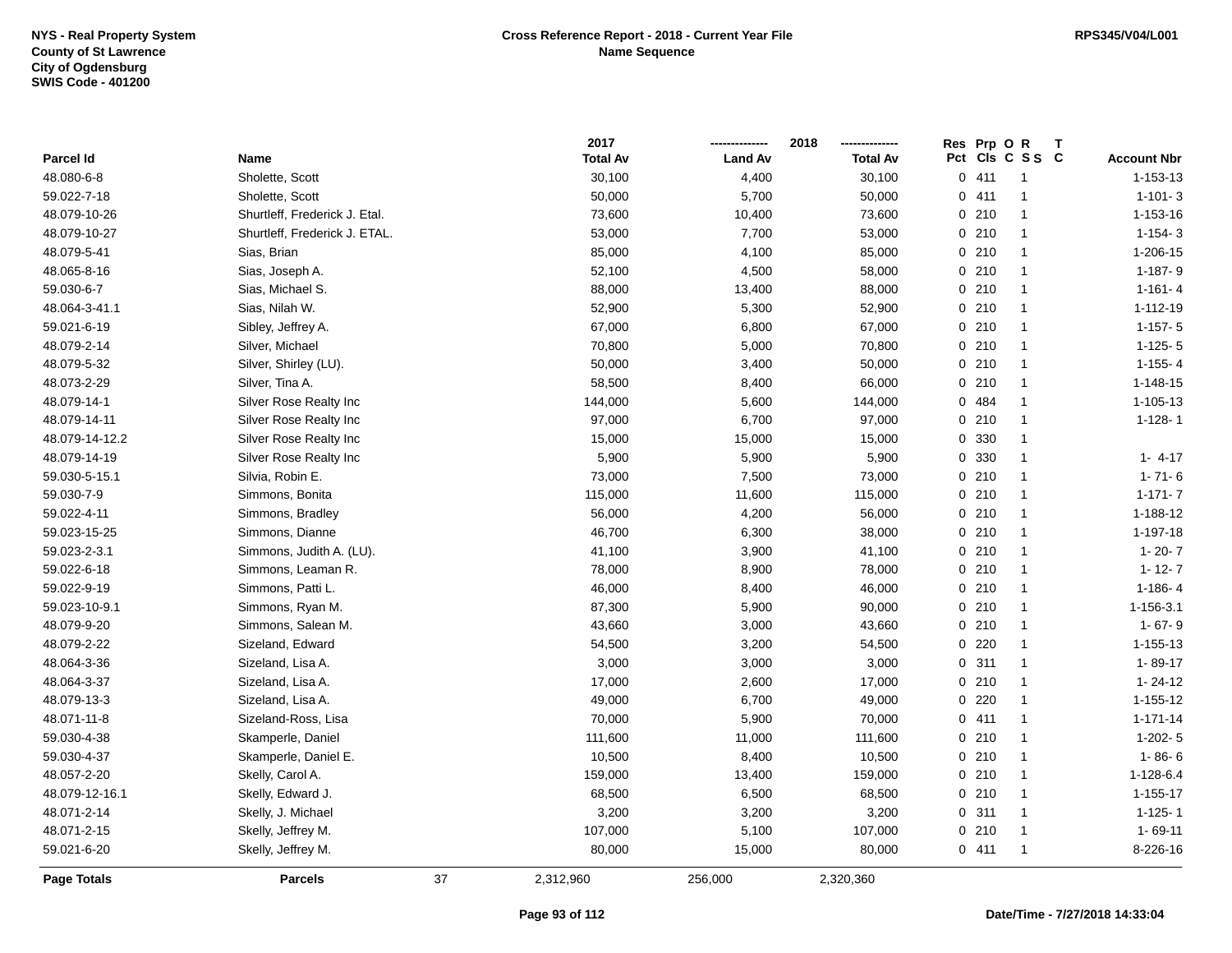NYS - Real Property System
County of St Lawrence
City of Ogdensburg
SWIS Code - 401200

**Cross Reference Report - 2018 - Current Year File**
**Name Sequence**

RPS345/V04/L001

| Parcel Id | Name | 2017 Total Av | 2018 Land Av | 2018 Total Av | Res Pct | Prp Cls | O C | R S S | T C | Account Nbr |
|---|---|---|---|---|---|---|---|---|---|---|
| 48.080-6-8 | Sholette, Scott | 30,100 | 4,400 | 30,100 | 0 | 411 | | 1 | | 1-153-13 |
| 59.022-7-18 | Sholette, Scott | 50,000 | 5,700 | 50,000 | 0 | 411 | | 1 | | 1-101- 3 |
| 48.079-10-26 | Shurtleff, Frederick J. Etal. | 73,600 | 10,400 | 73,600 | 0 | 210 | | 1 | | 1-153-16 |
| 48.079-10-27 | Shurtleff, Frederick J. ETAL. | 53,000 | 7,700 | 53,000 | 0 | 210 | | 1 | | 1-154- 3 |
| 48.079-5-41 | Sias, Brian | 85,000 | 4,100 | 85,000 | 0 | 210 | | 1 | | 1-206-15 |
| 48.065-8-16 | Sias, Joseph A. | 52,100 | 4,500 | 58,000 | 0 | 210 | | 1 | | 1-187- 9 |
| 59.030-6-7 | Sias, Michael S. | 88,000 | 13,400 | 88,000 | 0 | 210 | | 1 | | 1-161- 4 |
| 48.064-3-41.1 | Sias, Nilah W. | 52,900 | 5,300 | 52,900 | 0 | 210 | | 1 | | 1-112-19 |
| 59.021-6-19 | Sibley, Jeffrey A. | 67,000 | 6,800 | 67,000 | 0 | 210 | | 1 | | 1-157- 5 |
| 48.079-2-14 | Silver, Michael | 70,800 | 5,000 | 70,800 | 0 | 210 | | 1 | | 1-125- 5 |
| 48.079-5-32 | Silver, Shirley (LU). | 50,000 | 3,400 | 50,000 | 0 | 210 | | 1 | | 1-155- 4 |
| 48.073-2-29 | Silver, Tina A. | 58,500 | 8,400 | 66,000 | 0 | 210 | | 1 | | 1-148-15 |
| 48.079-14-1 | Silver Rose Realty Inc | 144,000 | 5,600 | 144,000 | 0 | 484 | | 1 | | 1-105-13 |
| 48.079-14-11 | Silver Rose Realty Inc | 97,000 | 6,700 | 97,000 | 0 | 210 | | 1 | | 1-128- 1 |
| 48.079-14-12.2 | Silver Rose Realty Inc | 15,000 | 15,000 | 15,000 | 0 | 330 | | 1 | | |
| 48.079-14-19 | Silver Rose Realty Inc | 5,900 | 5,900 | 5,900 | 0 | 330 | | 1 | | 1- 4-17 |
| 59.030-5-15.1 | Silvia, Robin E. | 73,000 | 7,500 | 73,000 | 0 | 210 | | 1 | | 1- 71- 6 |
| 59.030-7-9 | Simmons, Bonita | 115,000 | 11,600 | 115,000 | 0 | 210 | | 1 | | 1-171- 7 |
| 59.022-4-11 | Simmons, Bradley | 56,000 | 4,200 | 56,000 | 0 | 210 | | 1 | | 1-188-12 |
| 59.023-15-25 | Simmons, Dianne | 46,700 | 6,300 | 38,000 | 0 | 210 | | 1 | | 1-197-18 |
| 59.023-2-3.1 | Simmons, Judith A. (LU). | 41,100 | 3,900 | 41,100 | 0 | 210 | | 1 | | 1- 20- 7 |
| 59.022-6-18 | Simmons, Leaman R. | 78,000 | 8,900 | 78,000 | 0 | 210 | | 1 | | 1- 12- 7 |
| 59.022-9-19 | Simmons, Patti L. | 46,000 | 8,400 | 46,000 | 0 | 210 | | 1 | | 1-186- 4 |
| 59.023-10-9.1 | Simmons, Ryan M. | 87,300 | 5,900 | 90,000 | 0 | 210 | | 1 | | 1-156-3.1 |
| 48.079-9-20 | Simmons, Salean M. | 43,660 | 3,000 | 43,660 | 0 | 210 | | 1 | | 1- 67- 9 |
| 48.079-2-22 | Sizeland, Edward | 54,500 | 3,200 | 54,500 | 0 | 220 | | 1 | | 1-155-13 |
| 48.064-3-36 | Sizeland, Lisa A. | 3,000 | 3,000 | 3,000 | 0 | 311 | | 1 | | 1- 89-17 |
| 48.064-3-37 | Sizeland, Lisa A. | 17,000 | 2,600 | 17,000 | 0 | 210 | | 1 | | 1- 24-12 |
| 48.079-13-3 | Sizeland, Lisa A. | 49,000 | 6,700 | 49,000 | 0 | 220 | | 1 | | 1-155-12 |
| 48.071-11-8 | Sizeland-Ross, Lisa | 70,000 | 5,900 | 70,000 | 0 | 411 | | 1 | | 1-171-14 |
| 59.030-4-38 | Skamperle, Daniel | 111,600 | 11,000 | 111,600 | 0 | 210 | | 1 | | 1-202- 5 |
| 59.030-4-37 | Skamperle, Daniel E. | 10,500 | 8,400 | 10,500 | 0 | 210 | | 1 | | 1- 86- 6 |
| 48.057-2-20 | Skelly, Carol A. | 159,000 | 13,400 | 159,000 | 0 | 210 | | 1 | | 1-128-6.4 |
| 48.079-12-16.1 | Skelly, Edward J. | 68,500 | 6,500 | 68,500 | 0 | 210 | | 1 | | 1-155-17 |
| 48.071-2-14 | Skelly, J. Michael | 3,200 | 3,200 | 3,200 | 0 | 311 | | 1 | | 1-125- 1 |
| 48.071-2-15 | Skelly, Jeffrey M. | 107,000 | 5,100 | 107,000 | 0 | 210 | | 1 | | 1- 69-11 |
| 59.021-6-20 | Skelly, Jeffrey M. | 80,000 | 15,000 | 80,000 | 0 | 411 | | 1 | | 8-226-16 |
| **Page Totals** | **Parcels** 37 | 2,312,960 | 256,000 | 2,320,360 | | | | | | |

Date/Time - 7/27/2018 14:33:04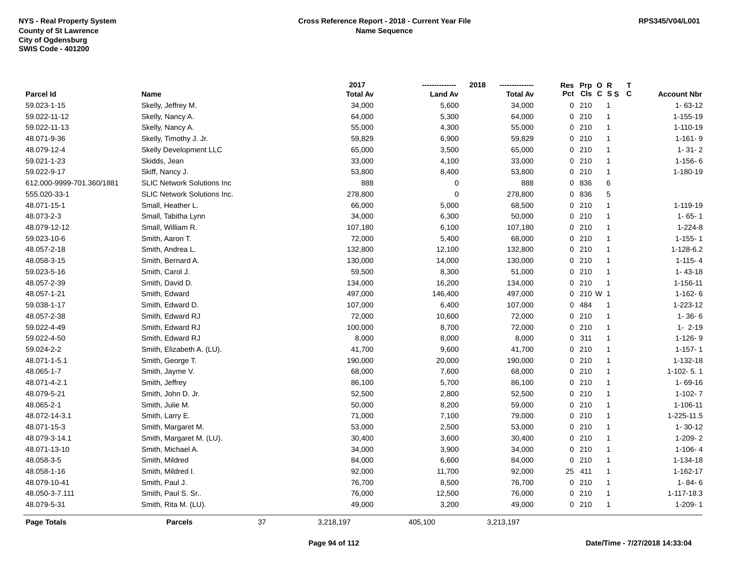**NYS - Real Property System**
**County of St Lawrence**
**City of Ogdensburg**
**SWIS Code - 401200**

**Cross Reference Report - 2018 - Current Year File**
**Name Sequence**

**RPS345/V04/L001**

| Parcel Id | Name | 2017 Total Av | 2018 Land Av | 2018 Total Av | Res Pct | Prp Cls | O C | R S S | T C | Account Nbr |
|---|---|---|---|---|---|---|---|---|---|---|
| 59.023-1-15 | Skelly, Jeffrey M. | 34,000 | 5,600 | 34,000 | 0 | 210 | | 1 | | 1- 63-12 |
| 59.022-11-12 | Skelly, Nancy A. | 64,000 | 5,300 | 64,000 | 0 | 210 | | 1 | | 1-155-19 |
| 59.022-11-13 | Skelly, Nancy A. | 55,000 | 4,300 | 55,000 | 0 | 210 | | 1 | | 1-110-19 |
| 48.071-9-36 | Skelly, Timothy J. Jr. | 59,829 | 6,900 | 59,829 | 0 | 210 | | 1 | | 1-161- 9 |
| 48.079-12-4 | Skelly Development LLC | 65,000 | 3,500 | 65,000 | 0 | 210 | | 1 | | 1- 31- 2 |
| 59.021-1-23 | Skidds, Jean | 33,000 | 4,100 | 33,000 | 0 | 210 | | 1 | | 1-156- 6 |
| 59.022-9-17 | Skiff, Nancy J. | 53,800 | 8,400 | 53,800 | 0 | 210 | | 1 | | 1-180-19 |
| 612.000-9999-701.360/1881 | SLIC Network Solutions Inc | 888 | 0 | 888 | 0 | 836 | | 6 | | |
| 555.020-33-1 | SLIC Network Solutions Inc. | 278,800 | 0 | 278,800 | 0 | 836 | | 5 | | |
| 48.071-15-1 | Small, Heather L. | 66,000 | 5,000 | 68,500 | 0 | 210 | | 1 | | 1-119-19 |
| 48.073-2-3 | Small, Tabitha Lynn | 34,000 | 6,300 | 50,000 | 0 | 210 | | 1 | | 1- 65- 1 |
| 48.079-12-12 | Small, William R. | 107,180 | 6,100 | 107,180 | 0 | 210 | | 1 | | 1-224-8 |
| 59.023-10-6 | Smith, Aaron T. | 72,000 | 5,400 | 68,000 | 0 | 210 | | 1 | | 1-155- 1 |
| 48.057-2-18 | Smith, Andrea L. | 132,800 | 12,100 | 132,800 | 0 | 210 | | 1 | | 1-128-6.2 |
| 48.058-3-15 | Smith, Bernard A. | 130,000 | 14,000 | 130,000 | 0 | 210 | | 1 | | 1-115- 4 |
| 59.023-5-16 | Smith, Carol J. | 59,500 | 8,300 | 51,000 | 0 | 210 | | 1 | | 1- 43-18 |
| 48.057-2-39 | Smith, David D. | 134,000 | 16,200 | 134,000 | 0 | 210 | | 1 | | 1-156-11 |
| 48.057-1-21 | Smith, Edward | 497,000 | 146,400 | 497,000 | 0 | 210 | W | 1 | | 1-162- 6 |
| 59.038-1-17 | Smith, Edward D. | 107,000 | 6,400 | 107,000 | 0 | 484 | | 1 | | 1-223-12 |
| 48.057-2-38 | Smith, Edward RJ | 72,000 | 10,600 | 72,000 | 0 | 210 | | 1 | | 1- 36- 6 |
| 59.022-4-49 | Smith, Edward RJ | 100,000 | 8,700 | 72,000 | 0 | 210 | | 1 | | 1- 2-19 |
| 59.022-4-50 | Smith, Edward RJ | 8,000 | 8,000 | 8,000 | 0 | 311 | | 1 | | 1-126- 9 |
| 59.024-2-2 | Smith, Elizabeth A. (LU). | 41,700 | 9,600 | 41,700 | 0 | 210 | | 1 | | 1-157- 1 |
| 48.071-1-5.1 | Smith, George T. | 190,000 | 20,000 | 190,000 | 0 | 210 | | 1 | | 1-132-18 |
| 48.065-1-7 | Smith, Jayme V. | 68,000 | 7,600 | 68,000 | 0 | 210 | | 1 | | 1-102- 5. 1 |
| 48.071-4-2.1 | Smith, Jeffrey | 86,100 | 5,700 | 86,100 | 0 | 210 | | 1 | | 1- 69-16 |
| 48.079-5-21 | Smith, John D. Jr. | 52,500 | 2,800 | 52,500 | 0 | 210 | | 1 | | 1-102- 7 |
| 48.065-2-1 | Smith, Julie M. | 50,000 | 8,200 | 59,000 | 0 | 210 | | 1 | | 1-106-11 |
| 48.072-14-3.1 | Smith, Larry E. | 71,000 | 7,100 | 79,000 | 0 | 210 | | 1 | | 1-225-11.5 |
| 48.071-15-3 | Smith, Margaret M. | 53,000 | 2,500 | 53,000 | 0 | 210 | | 1 | | 1- 30-12 |
| 48.079-3-14.1 | Smith, Margaret M. (LU). | 30,400 | 3,600 | 30,400 | 0 | 210 | | 1 | | 1-209- 2 |
| 48.071-13-10 | Smith, Michael A. | 34,000 | 3,900 | 34,000 | 0 | 210 | | 1 | | 1-106- 4 |
| 48.058-3-5 | Smith, Mildred | 84,000 | 6,600 | 84,000 | 0 | 210 | | 1 | | 1-134-18 |
| 48.058-1-16 | Smith, Mildred I. | 92,000 | 11,700 | 92,000 | 25 | 411 | | 1 | | 1-162-17 |
| 48.079-10-41 | Smith, Paul J. | 76,700 | 8,500 | 76,700 | 0 | 210 | | 1 | | 1- 84- 6 |
| 48.050-3-7.111 | Smith, Paul S. Sr.. | 76,000 | 12,500 | 76,000 | 0 | 210 | | 1 | | 1-117-18.3 |
| 48.079-5-31 | Smith, Rita M. (LU). | 49,000 | 3,200 | 49,000 | 0 | 210 | | 1 | | 1-209- 1 |
| **Page Totals** | **Parcels** 37 | 3,218,197 | 405,100 | 3,213,197 | | | | | | |

**Date/Time - 7/27/2018 14:33:04**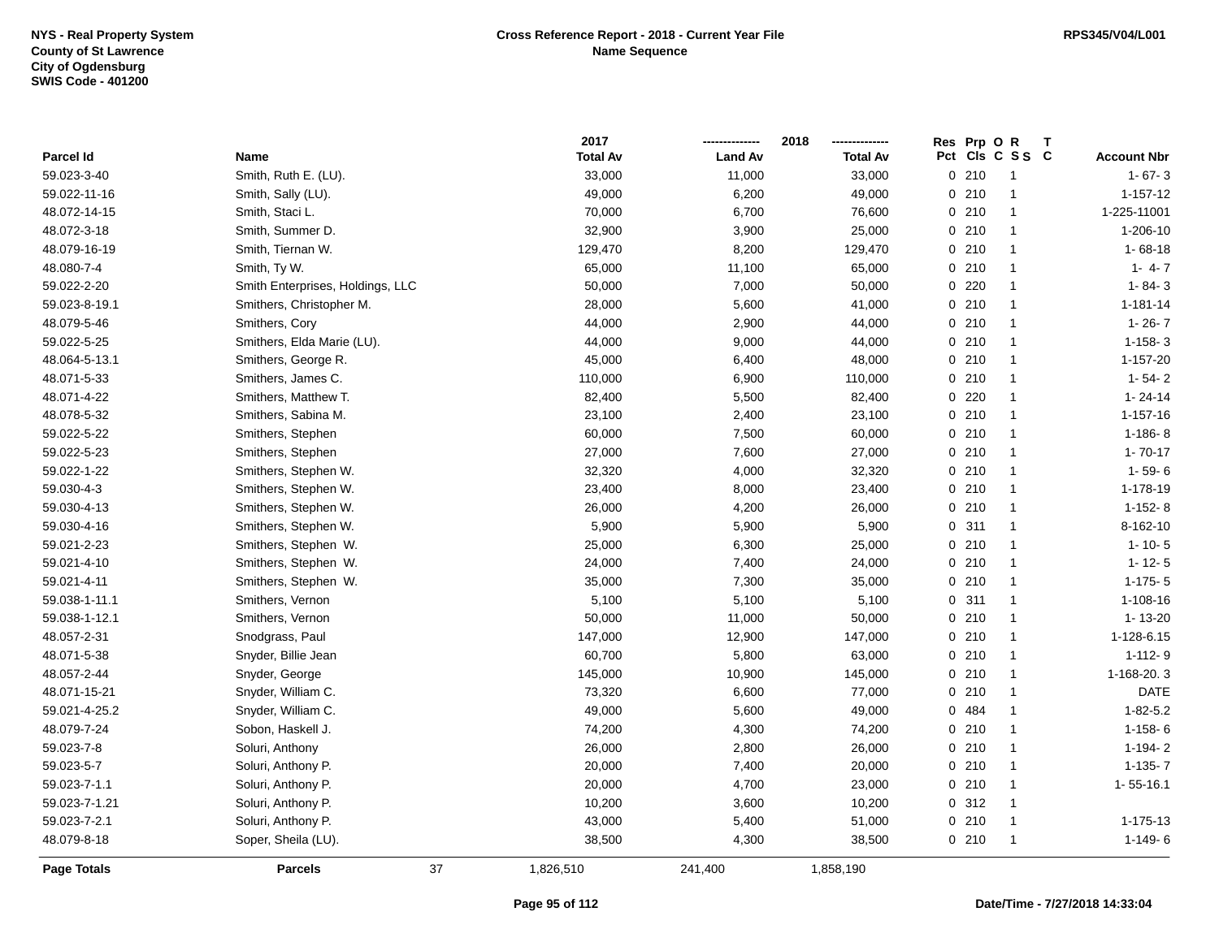NYS - Real Property System
County of St Lawrence
City of Ogdensburg
SWIS Code - 401200

**Cross Reference Report - 2018 - Current Year File**
**Name Sequence**

RPS345/V04/L001

| Parcel Id | Name | 2017 Total Av | 2018 Land Av | 2018 Total Av | Res Pct | Prp Cls | O C | R S S | T C | Account Nbr |
|---|---|---|---|---|---|---|---|---|---|---|
| 59.023-3-40 | Smith, Ruth E. (LU). | 33,000 | 11,000 | 33,000 | 0 | 210 | | 1 | | 1- 67- 3 |
| 59.022-11-16 | Smith, Sally (LU). | 49,000 | 6,200 | 49,000 | 0 | 210 | | 1 | | 1-157-12 |
| 48.072-14-15 | Smith, Staci L. | 70,000 | 6,700 | 76,600 | 0 | 210 | | 1 | | 1-225-11001 |
| 48.072-3-18 | Smith, Summer D. | 32,900 | 3,900 | 25,000 | 0 | 210 | | 1 | | 1-206-10 |
| 48.079-16-19 | Smith, Tiernan W. | 129,470 | 8,200 | 129,470 | 0 | 210 | | 1 | | 1- 68-18 |
| 48.080-7-4 | Smith, Ty W. | 65,000 | 11,100 | 65,000 | 0 | 210 | | 1 | | 1- 4- 7 |
| 59.022-2-20 | Smith Enterprises, Holdings, LLC | 50,000 | 7,000 | 50,000 | 0 | 220 | | 1 | | 1- 84- 3 |
| 59.023-8-19.1 | Smithers, Christopher M. | 28,000 | 5,600 | 41,000 | 0 | 210 | | 1 | | 1-181-14 |
| 48.079-5-46 | Smithers, Cory | 44,000 | 2,900 | 44,000 | 0 | 210 | | 1 | | 1- 26- 7 |
| 59.022-5-25 | Smithers, Elda Marie (LU). | 44,000 | 9,000 | 44,000 | 0 | 210 | | 1 | | 1-158- 3 |
| 48.064-5-13.1 | Smithers, George R. | 45,000 | 6,400 | 48,000 | 0 | 210 | | 1 | | 1-157-20 |
| 48.071-5-33 | Smithers, James C. | 110,000 | 6,900 | 110,000 | 0 | 210 | | 1 | | 1- 54- 2 |
| 48.071-4-22 | Smithers, Matthew T. | 82,400 | 5,500 | 82,400 | 0 | 220 | | 1 | | 1- 24-14 |
| 48.078-5-32 | Smithers, Sabina M. | 23,100 | 2,400 | 23,100 | 0 | 210 | | 1 | | 1-157-16 |
| 59.022-5-22 | Smithers, Stephen | 60,000 | 7,500 | 60,000 | 0 | 210 | | 1 | | 1-186- 8 |
| 59.022-5-23 | Smithers, Stephen | 27,000 | 7,600 | 27,000 | 0 | 210 | | 1 | | 1- 70-17 |
| 59.022-1-22 | Smithers, Stephen W. | 32,320 | 4,000 | 32,320 | 0 | 210 | | 1 | | 1- 59- 6 |
| 59.030-4-3 | Smithers, Stephen W. | 23,400 | 8,000 | 23,400 | 0 | 210 | | 1 | | 1-178-19 |
| 59.030-4-13 | Smithers, Stephen W. | 26,000 | 4,200 | 26,000 | 0 | 210 | | 1 | | 1-152- 8 |
| 59.030-4-16 | Smithers, Stephen W. | 5,900 | 5,900 | 5,900 | 0 | 311 | | 1 | | 8-162-10 |
| 59.021-2-23 | Smithers, Stephen W. | 25,000 | 6,300 | 25,000 | 0 | 210 | | 1 | | 1- 10- 5 |
| 59.021-4-10 | Smithers, Stephen W. | 24,000 | 7,400 | 24,000 | 0 | 210 | | 1 | | 1- 12- 5 |
| 59.021-4-11 | Smithers, Stephen W. | 35,000 | 7,300 | 35,000 | 0 | 210 | | 1 | | 1-175- 5 |
| 59.038-1-11.1 | Smithers, Vernon | 5,100 | 5,100 | 5,100 | 0 | 311 | | 1 | | 1-108-16 |
| 59.038-1-12.1 | Smithers, Vernon | 50,000 | 11,000 | 50,000 | 0 | 210 | | 1 | | 1- 13-20 |
| 48.057-2-31 | Snodgrass, Paul | 147,000 | 12,900 | 147,000 | 0 | 210 | | 1 | | 1-128-6.15 |
| 48.071-5-38 | Snyder, Billie Jean | 60,700 | 5,800 | 63,000 | 0 | 210 | | 1 | | 1-112- 9 |
| 48.057-2-44 | Snyder, George | 145,000 | 10,900 | 145,000 | 0 | 210 | | 1 | | 1-168-20. 3 |
| 48.071-15-21 | Snyder, William C. | 73,320 | 6,600 | 77,000 | 0 | 210 | | 1 | | DATE |
| 59.021-4-25.2 | Snyder, William C. | 49,000 | 5,600 | 49,000 | 0 | 484 | | 1 | | 1-82-5.2 |
| 48.079-7-24 | Sobon, Haskell J. | 74,200 | 4,300 | 74,200 | 0 | 210 | | 1 | | 1-158- 6 |
| 59.023-7-8 | Soluri, Anthony | 26,000 | 2,800 | 26,000 | 0 | 210 | | 1 | | 1-194- 2 |
| 59.023-5-7 | Soluri, Anthony P. | 20,000 | 7,400 | 20,000 | 0 | 210 | | 1 | | 1-135- 7 |
| 59.023-7-1.1 | Soluri, Anthony P. | 20,000 | 4,700 | 23,000 | 0 | 210 | | 1 | | 1- 55-16.1 |
| 59.023-7-1.21 | Soluri, Anthony P. | 10,200 | 3,600 | 10,200 | 0 | 312 | | 1 | | |
| 59.023-7-2.1 | Soluri, Anthony P. | 43,000 | 5,400 | 51,000 | 0 | 210 | | 1 | | 1-175-13 |
| 48.079-8-18 | Soper, Sheila (LU). | 38,500 | 4,300 | 38,500 | 0 | 210 | | 1 | | 1-149- 6 |
| **Page Totals** | **Parcels** 37 | 1,826,510 | 241,400 | 1,858,190 | | | | | | |

Date/Time - 7/27/2018 14:33:04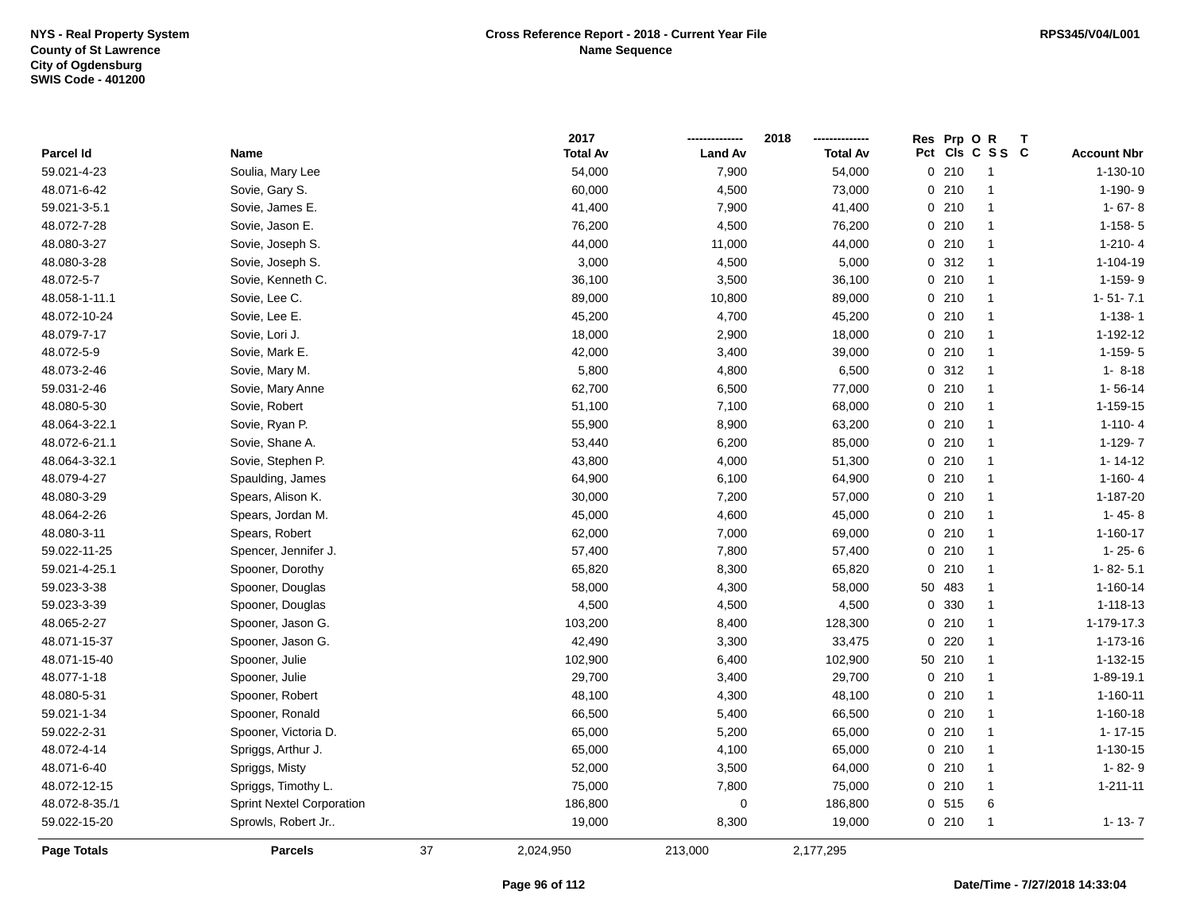NYS - Real Property System
County of St Lawrence
City of Ogdensburg
SWIS Code - 401200

**Cross Reference Report - 2018 - Current Year File**
**Name Sequence**

RPS345/V04/L001

| Parcel Id | Name | 2017 Total Av | 2018 Land Av | 2018 Total Av | Res Pct | Prp Cls | O C | R S S | T C | Account Nbr |
|---|---|---|---|---|---|---|---|---|---|---|
| 59.021-4-23 | Soulia, Mary Lee | 54,000 | 7,900 | 54,000 | 0 | 210 | | 1 | | 1-130-10 |
| 48.071-6-42 | Sovie, Gary S. | 60,000 | 4,500 | 73,000 | 0 | 210 | | 1 | | 1-190- 9 |
| 59.021-3-5.1 | Sovie, James E. | 41,400 | 7,900 | 41,400 | 0 | 210 | | 1 | | 1- 67- 8 |
| 48.072-7-28 | Sovie, Jason E. | 76,200 | 4,500 | 76,200 | 0 | 210 | | 1 | | 1-158- 5 |
| 48.080-3-27 | Sovie, Joseph S. | 44,000 | 11,000 | 44,000 | 0 | 210 | | 1 | | 1-210- 4 |
| 48.080-3-28 | Sovie, Joseph S. | 3,000 | 4,500 | 5,000 | 0 | 312 | | 1 | | 1-104-19 |
| 48.072-5-7 | Sovie, Kenneth C. | 36,100 | 3,500 | 36,100 | 0 | 210 | | 1 | | 1-159- 9 |
| 48.058-1-11.1 | Sovie, Lee C. | 89,000 | 10,800 | 89,000 | 0 | 210 | | 1 | | 1- 51- 7.1 |
| 48.072-10-24 | Sovie, Lee E. | 45,200 | 4,700 | 45,200 | 0 | 210 | | 1 | | 1-138- 1 |
| 48.079-7-17 | Sovie, Lori J. | 18,000 | 2,900 | 18,000 | 0 | 210 | | 1 | | 1-192-12 |
| 48.072-5-9 | Sovie, Mark E. | 42,000 | 3,400 | 39,000 | 0 | 210 | | 1 | | 1-159- 5 |
| 48.073-2-46 | Sovie, Mary M. | 5,800 | 4,800 | 6,500 | 0 | 312 | | 1 | | 1- 8-18 |
| 59.031-2-46 | Sovie, Mary Anne | 62,700 | 6,500 | 77,000 | 0 | 210 | | 1 | | 1- 56-14 |
| 48.080-5-30 | Sovie, Robert | 51,100 | 7,100 | 68,000 | 0 | 210 | | 1 | | 1-159-15 |
| 48.064-3-22.1 | Sovie, Ryan P. | 55,900 | 8,900 | 63,200 | 0 | 210 | | 1 | | 1-110- 4 |
| 48.072-6-21.1 | Sovie, Shane A. | 53,440 | 6,200 | 85,000 | 0 | 210 | | 1 | | 1-129- 7 |
| 48.064-3-32.1 | Sovie, Stephen P. | 43,800 | 4,000 | 51,300 | 0 | 210 | | 1 | | 1- 14-12 |
| 48.079-4-27 | Spaulding, James | 64,900 | 6,100 | 64,900 | 0 | 210 | | 1 | | 1-160- 4 |
| 48.080-3-29 | Spears, Alison K. | 30,000 | 7,200 | 57,000 | 0 | 210 | | 1 | | 1-187-20 |
| 48.064-2-26 | Spears, Jordan M. | 45,000 | 4,600 | 45,000 | 0 | 210 | | 1 | | 1- 45- 8 |
| 48.080-3-11 | Spears, Robert | 62,000 | 7,000 | 69,000 | 0 | 210 | | 1 | | 1-160-17 |
| 59.022-11-25 | Spencer, Jennifer J. | 57,400 | 7,800 | 57,400 | 0 | 210 | | 1 | | 1- 25- 6 |
| 59.021-4-25.1 | Spooner, Dorothy | 65,820 | 8,300 | 65,820 | 0 | 210 | | 1 | | 1- 82- 5.1 |
| 59.023-3-38 | Spooner, Douglas | 58,000 | 4,300 | 58,000 | 50 | 483 | | 1 | | 1-160-14 |
| 59.023-3-39 | Spooner, Douglas | 4,500 | 4,500 | 4,500 | 0 | 330 | | 1 | | 1-118-13 |
| 48.065-2-27 | Spooner, Jason G. | 103,200 | 8,400 | 128,300 | 0 | 210 | | 1 | | 1-179-17.3 |
| 48.071-15-37 | Spooner, Jason G. | 42,490 | 3,300 | 33,475 | 0 | 220 | | 1 | | 1-173-16 |
| 48.071-15-40 | Spooner, Julie | 102,900 | 6,400 | 102,900 | 50 | 210 | | 1 | | 1-132-15 |
| 48.077-1-18 | Spooner, Julie | 29,700 | 3,400 | 29,700 | 0 | 210 | | 1 | | 1-89-19.1 |
| 48.080-5-31 | Spooner, Robert | 48,100 | 4,300 | 48,100 | 0 | 210 | | 1 | | 1-160-11 |
| 59.021-1-34 | Spooner, Ronald | 66,500 | 5,400 | 66,500 | 0 | 210 | | 1 | | 1-160-18 |
| 59.022-2-31 | Spooner, Victoria D. | 65,000 | 5,200 | 65,000 | 0 | 210 | | 1 | | 1- 17-15 |
| 48.072-4-14 | Spriggs, Arthur J. | 65,000 | 4,100 | 65,000 | 0 | 210 | | 1 | | 1-130-15 |
| 48.071-6-40 | Spriggs, Misty | 52,000 | 3,500 | 64,000 | 0 | 210 | | 1 | | 1- 82- 9 |
| 48.072-12-15 | Spriggs, Timothy L. | 75,000 | 7,800 | 75,000 | 0 | 210 | | 1 | | 1-211-11 |
| 48.072-8-35./1 | Sprint Nextel Corporation | 186,800 | 0 | 186,800 | 0 | 515 | | 6 | | |
| 59.022-15-20 | Sprowls, Robert Jr.. | 19,000 | 8,300 | 19,000 | 0 | 210 | | 1 | | 1- 13- 7 |
| **Page Totals** | **Parcels** 37 | 2,024,950 | 213,000 | 2,177,295 | | | | | | |

**Date/Time - 7/27/2018 14:33:04**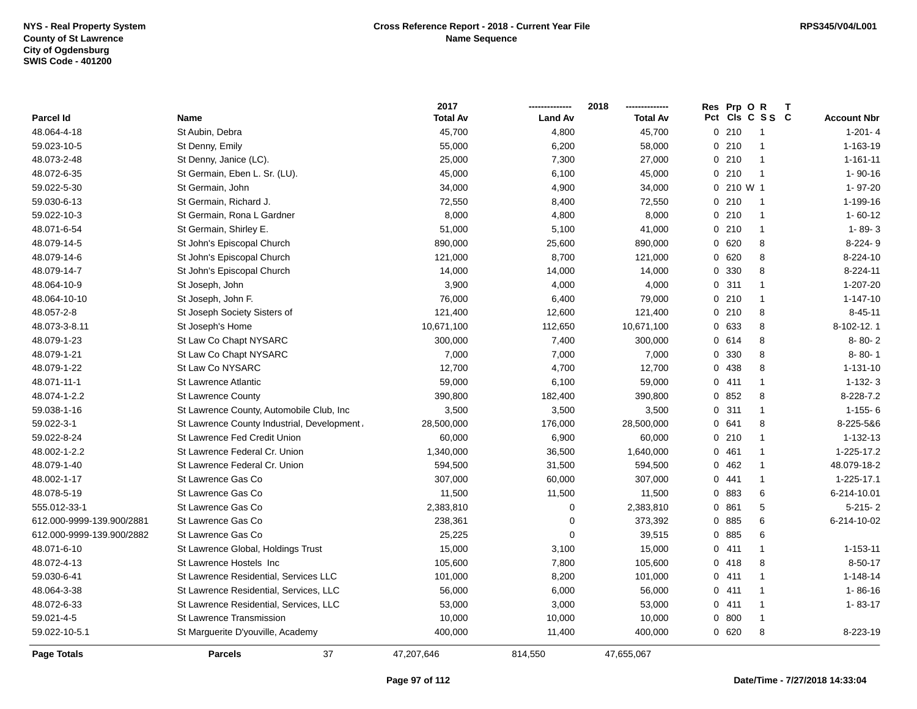NYS - Real Property System
County of St Lawrence
City of Ogdensburg
SWIS Code - 401200

**Cross Reference Report - 2018 - Current Year File**
**Name Sequence**

RPS345/V04/L001

| Parcel Id | Name | 2017 Total Av | 2018 Land Av | 2018 Total Av | Res Pct | Prp Cls | O C | R S S | T C | Account Nbr |
|---|---|---|---|---|---|---|---|---|---|---|
| 48.064-4-18 | St Aubin, Debra | 45,700 | 4,800 | 45,700 | 0 | 210 | | 1 | | 1-201- 4 |
| 59.023-10-5 | St Denny, Emily | 55,000 | 6,200 | 58,000 | 0 | 210 | | 1 | | 1-163-19 |
| 48.073-2-48 | St Denny, Janice (LC). | 25,000 | 7,300 | 27,000 | 0 | 210 | | 1 | | 1-161-11 |
| 48.072-6-35 | St Germain, Eben L. Sr. (LU). | 45,000 | 6,100 | 45,000 | 0 | 210 | | 1 | | 1- 90-16 |
| 59.022-5-30 | St Germain, John | 34,000 | 4,900 | 34,000 | 0 | 210 | W | 1 | | 1- 97-20 |
| 59.030-6-13 | St Germain, Richard J. | 72,550 | 8,400 | 72,550 | 0 | 210 | | 1 | | 1-199-16 |
| 59.022-10-3 | St Germain, Rona L Gardner | 8,000 | 4,800 | 8,000 | 0 | 210 | | 1 | | 1- 60-12 |
| 48.071-6-54 | St Germain, Shirley E. | 51,000 | 5,100 | 41,000 | 0 | 210 | | 1 | | 1- 89- 3 |
| 48.079-14-5 | St John's Episcopal Church | 890,000 | 25,600 | 890,000 | 0 | 620 | | 8 | | 8-224- 9 |
| 48.079-14-6 | St John's Episcopal Church | 121,000 | 8,700 | 121,000 | 0 | 620 | | 8 | | 8-224-10 |
| 48.079-14-7 | St John's Episcopal Church | 14,000 | 14,000 | 14,000 | 0 | 330 | | 8 | | 8-224-11 |
| 48.064-10-9 | St Joseph, John | 3,900 | 4,000 | 4,000 | 0 | 311 | | 1 | | 1-207-20 |
| 48.064-10-10 | St Joseph, John F. | 76,000 | 6,400 | 79,000 | 0 | 210 | | 1 | | 1-147-10 |
| 48.057-2-8 | St Joseph Society Sisters of | 121,400 | 12,600 | 121,400 | 0 | 210 | | 8 | | 8-45-11 |
| 48.073-3-8.11 | St Joseph's Home | 10,671,100 | 112,650 | 10,671,100 | 0 | 633 | | 8 | | 8-102-12. 1 |
| 48.079-1-23 | St Law Co Chapt NYSARC | 300,000 | 7,400 | 300,000 | 0 | 614 | | 8 | | 8- 80- 2 |
| 48.079-1-21 | St Law Co Chapt NYSARC | 7,000 | 7,000 | 7,000 | 0 | 330 | | 8 | | 8- 80- 1 |
| 48.079-1-22 | St Law Co NYSARC | 12,700 | 4,700 | 12,700 | 0 | 438 | | 8 | | 1-131-10 |
| 48.071-11-1 | St Lawrence Atlantic | 59,000 | 6,100 | 59,000 | 0 | 411 | | 1 | | 1-132- 3 |
| 48.074-1-2.2 | St Lawrence County | 390,800 | 182,400 | 390,800 | 0 | 852 | | 8 | | 8-228-7.2 |
| 59.038-1-16 | St Lawrence County, Automobile Club, Inc | 3,500 | 3,500 | 3,500 | 0 | 311 | | 1 | | 1-155- 6 |
| 59.022-3-1 | St Lawrence County Industrial, Development | 28,500,000 | 176,000 | 28,500,000 | 0 | 641 | | 8 | | 8-225-5&6 |
| 59.022-8-24 | St Lawrence Fed Credit Union | 60,000 | 6,900 | 60,000 | 0 | 210 | | 1 | | 1-132-13 |
| 48.002-1-2.2 | St Lawrence Federal Cr. Union | 1,340,000 | 36,500 | 1,640,000 | 0 | 461 | | 1 | | 1-225-17.2 |
| 48.079-1-40 | St Lawrence Federal Cr. Union | 594,500 | 31,500 | 594,500 | 0 | 462 | | 1 | | 48.079-18-2 |
| 48.002-1-17 | St Lawrence Gas Co | 307,000 | 60,000 | 307,000 | 0 | 441 | | 1 | | 1-225-17.1 |
| 48.078-5-19 | St Lawrence Gas Co | 11,500 | 11,500 | 11,500 | 0 | 883 | | 6 | | 6-214-10.01 |
| 555.012-33-1 | St Lawrence Gas Co | 2,383,810 | 0 | 2,383,810 | 0 | 861 | | 5 | | 5-215- 2 |
| 612.000-9999-139.900/2881 | St Lawrence Gas Co | 238,361 | 0 | 373,392 | 0 | 885 | | 6 | | 6-214-10-02 |
| 612.000-9999-139.900/2882 | St Lawrence Gas Co | 25,225 | 0 | 39,515 | 0 | 885 | | 6 | | |
| 48.071-6-10 | St Lawrence Global, Holdings Trust | 15,000 | 3,100 | 15,000 | 0 | 411 | | 1 | | 1-153-11 |
| 48.072-4-13 | St Lawrence Hostels Inc | 105,600 | 7,800 | 105,600 | 0 | 418 | | 8 | | 8-50-17 |
| 59.030-6-41 | St Lawrence Residential, Services LLC | 101,000 | 8,200 | 101,000 | 0 | 411 | | 1 | | 1-148-14 |
| 48.064-3-38 | St Lawrence Residential, Services, LLC | 56,000 | 6,000 | 56,000 | 0 | 411 | | 1 | | 1- 86-16 |
| 48.072-6-33 | St Lawrence Residential, Services, LLC | 53,000 | 3,000 | 53,000 | 0 | 411 | | 1 | | 1- 83-17 |
| 59.021-4-5 | St Lawrence Transmission | 10,000 | 10,000 | 10,000 | 0 | 800 | | 1 | | |
| 59.022-10-5.1 | St Marguerite D'youville, Academy | 400,000 | 11,400 | 400,000 | 0 | 620 | | 8 | | 8-223-19 |
| **Page Totals** | **Parcels** 37 | 47,207,646 | 814,550 | 47,655,067 | | | | | | |

Date/Time - 7/27/2018 14:33:04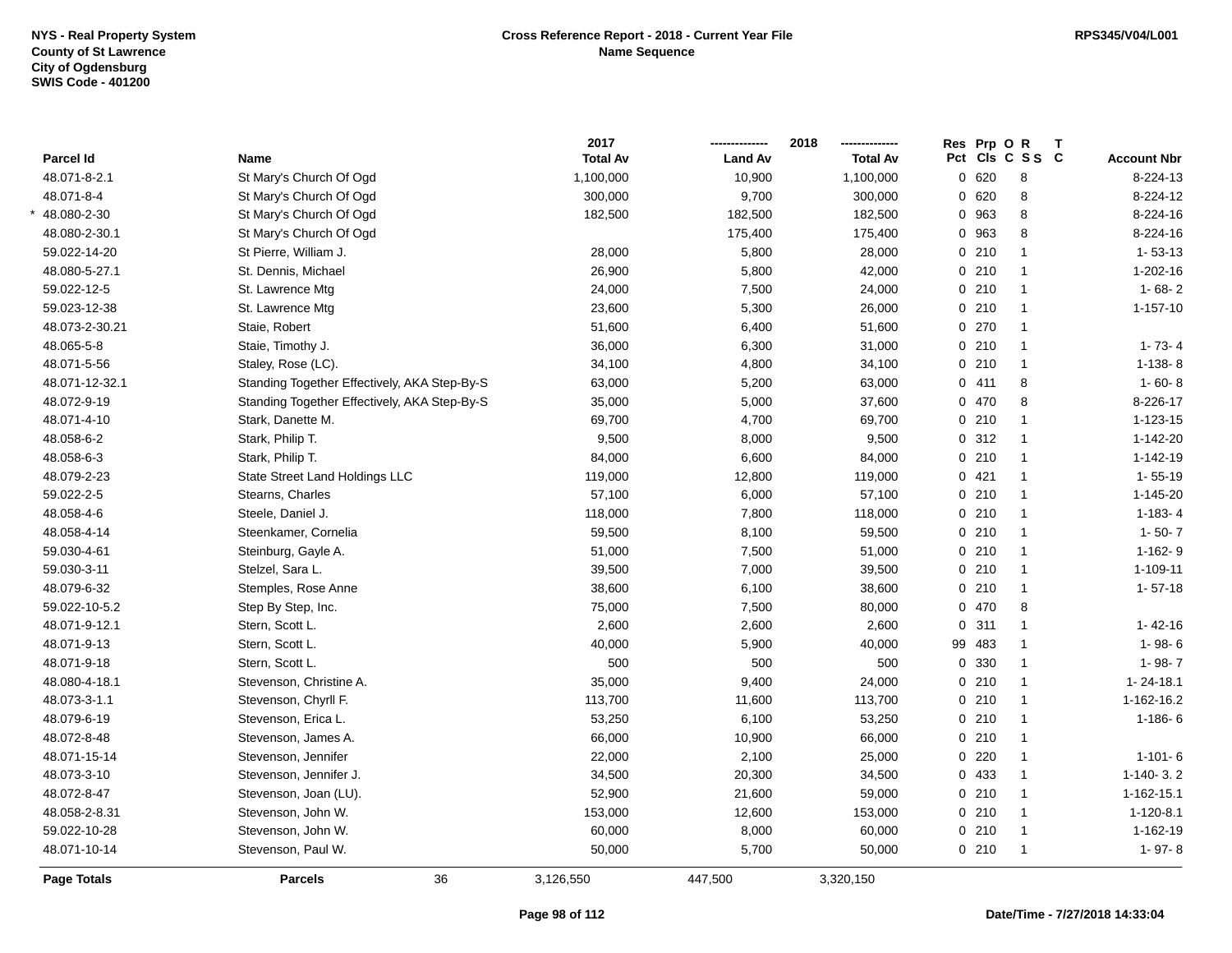NYS - Real Property System
County of St Lawrence
City of Ogdensburg
SWIS Code - 401200

**Cross Reference Report - 2018 - Current Year File**
**Name Sequence**

RPS345/V04/L001

| Parcel Id | Name | 2017 Total Av | 2018 Land Av | 2018 Total Av | Res Pct | Prp Cls | O C | R S S | T C | Account Nbr |
|---|---|---|---|---|---|---|---|---|---|---|
| 48.071-8-2.1 | St Mary's Church Of Ogd | 1,100,000 | 10,900 | 1,100,000 | 0 | 620 | | 8 | | 8-224-13 |
| 48.071-8-4 | St Mary's Church Of Ogd | 300,000 | 9,700 | 300,000 | 0 | 620 | | 8 | | 8-224-12 |
| * 48.080-2-30 | St Mary's Church Of Ogd | 182,500 | 182,500 | 182,500 | 0 | 963 | | 8 | | 8-224-16 |
| 48.080-2-30.1 | St Mary's Church Of Ogd | | 175,400 | 175,400 | 0 | 963 | | 8 | | 8-224-16 |
| 59.022-14-20 | St Pierre, William J. | 28,000 | 5,800 | 28,000 | 0 | 210 | | 1 | | 1- 53-13 |
| 48.080-5-27.1 | St. Dennis, Michael | 26,900 | 5,800 | 42,000 | 0 | 210 | | 1 | | 1-202-16 |
| 59.022-12-5 | St. Lawrence Mtg | 24,000 | 7,500 | 24,000 | 0 | 210 | | 1 | | 1- 68- 2 |
| 59.023-12-38 | St. Lawrence Mtg | 23,600 | 5,300 | 26,000 | 0 | 210 | | 1 | | 1-157-10 |
| 48.073-2-30.21 | Staie, Robert | 51,600 | 6,400 | 51,600 | 0 | 270 | | 1 | | |
| 48.065-5-8 | Staie, Timothy J. | 36,000 | 6,300 | 31,000 | 0 | 210 | | 1 | | 1- 73- 4 |
| 48.071-5-56 | Staley, Rose (LC). | 34,100 | 4,800 | 34,100 | 0 | 210 | | 1 | | 1-138- 8 |
| 48.071-12-32.1 | Standing Together Effectively, AKA Step-By-S | 63,000 | 5,200 | 63,000 | 0 | 411 | | 8 | | 1- 60- 8 |
| 48.072-9-19 | Standing Together Effectively, AKA Step-By-S | 35,000 | 5,000 | 37,600 | 0 | 470 | | 8 | | 8-226-17 |
| 48.071-4-10 | Stark, Danette M. | 69,700 | 4,700 | 69,700 | 0 | 210 | | 1 | | 1-123-15 |
| 48.058-6-2 | Stark, Philip T. | 9,500 | 8,000 | 9,500 | 0 | 312 | | 1 | | 1-142-20 |
| 48.058-6-3 | Stark, Philip T. | 84,000 | 6,600 | 84,000 | 0 | 210 | | 1 | | 1-142-19 |
| 48.079-2-23 | State Street Land Holdings LLC | 119,000 | 12,800 | 119,000 | 0 | 421 | | 1 | | 1- 55-19 |
| 59.022-2-5 | Stearns, Charles | 57,100 | 6,000 | 57,100 | 0 | 210 | | 1 | | 1-145-20 |
| 48.058-4-6 | Steele, Daniel J. | 118,000 | 7,800 | 118,000 | 0 | 210 | | 1 | | 1-183- 4 |
| 48.058-4-14 | Steenkamer, Cornelia | 59,500 | 8,100 | 59,500 | 0 | 210 | | 1 | | 1- 50- 7 |
| 59.030-4-61 | Steinburg, Gayle A. | 51,000 | 7,500 | 51,000 | 0 | 210 | | 1 | | 1-162- 9 |
| 59.030-3-11 | Stelzel, Sara L. | 39,500 | 7,000 | 39,500 | 0 | 210 | | 1 | | 1-109-11 |
| 48.079-6-32 | Stemples, Rose Anne | 38,600 | 6,100 | 38,600 | 0 | 210 | | 1 | | 1- 57-18 |
| 59.022-10-5.2 | Step By Step, Inc. | 75,000 | 7,500 | 80,000 | 0 | 470 | | 8 | | |
| 48.071-9-12.1 | Stern, Scott L. | 2,600 | 2,600 | 2,600 | 0 | 311 | | 1 | | 1- 42-16 |
| 48.071-9-13 | Stern, Scott L. | 40,000 | 5,900 | 40,000 | 99 | 483 | | 1 | | 1- 98- 6 |
| 48.071-9-18 | Stern, Scott L. | 500 | 500 | 500 | 0 | 330 | | 1 | | 1- 98- 7 |
| 48.080-4-18.1 | Stevenson, Christine A. | 35,000 | 9,400 | 24,000 | 0 | 210 | | 1 | | 1- 24-18.1 |
| 48.073-3-1.1 | Stevenson, Chyrll F. | 113,700 | 11,600 | 113,700 | 0 | 210 | | 1 | | 1-162-16.2 |
| 48.079-6-19 | Stevenson, Erica L. | 53,250 | 6,100 | 53,250 | 0 | 210 | | 1 | | 1-186- 6 |
| 48.072-8-48 | Stevenson, James A. | 66,000 | 10,900 | 66,000 | 0 | 210 | | 1 | | |
| 48.071-15-14 | Stevenson, Jennifer | 22,000 | 2,100 | 25,000 | 0 | 220 | | 1 | | 1-101- 6 |
| 48.073-3-10 | Stevenson, Jennifer J. | 34,500 | 20,300 | 34,500 | 0 | 433 | | 1 | | 1-140- 3. 2 |
| 48.072-8-47 | Stevenson, Joan (LU). | 52,900 | 21,600 | 59,000 | 0 | 210 | | 1 | | 1-162-15.1 |
| 48.058-2-8.31 | Stevenson, John W. | 153,000 | 12,600 | 153,000 | 0 | 210 | | 1 | | 1-120-8.1 |
| 59.022-10-28 | Stevenson, John W. | 60,000 | 8,000 | 60,000 | 0 | 210 | | 1 | | 1-162-19 |
| 48.071-10-14 | Stevenson, Paul W. | 50,000 | 5,700 | 50,000 | 0 | 210 | | 1 | | 1- 97- 8 |
| **Page Totals** | **Parcels** 36 | 3,126,550 | 447,500 | 3,320,150 | | | | | | |

**Date/Time - 7/27/2018 14:33:04**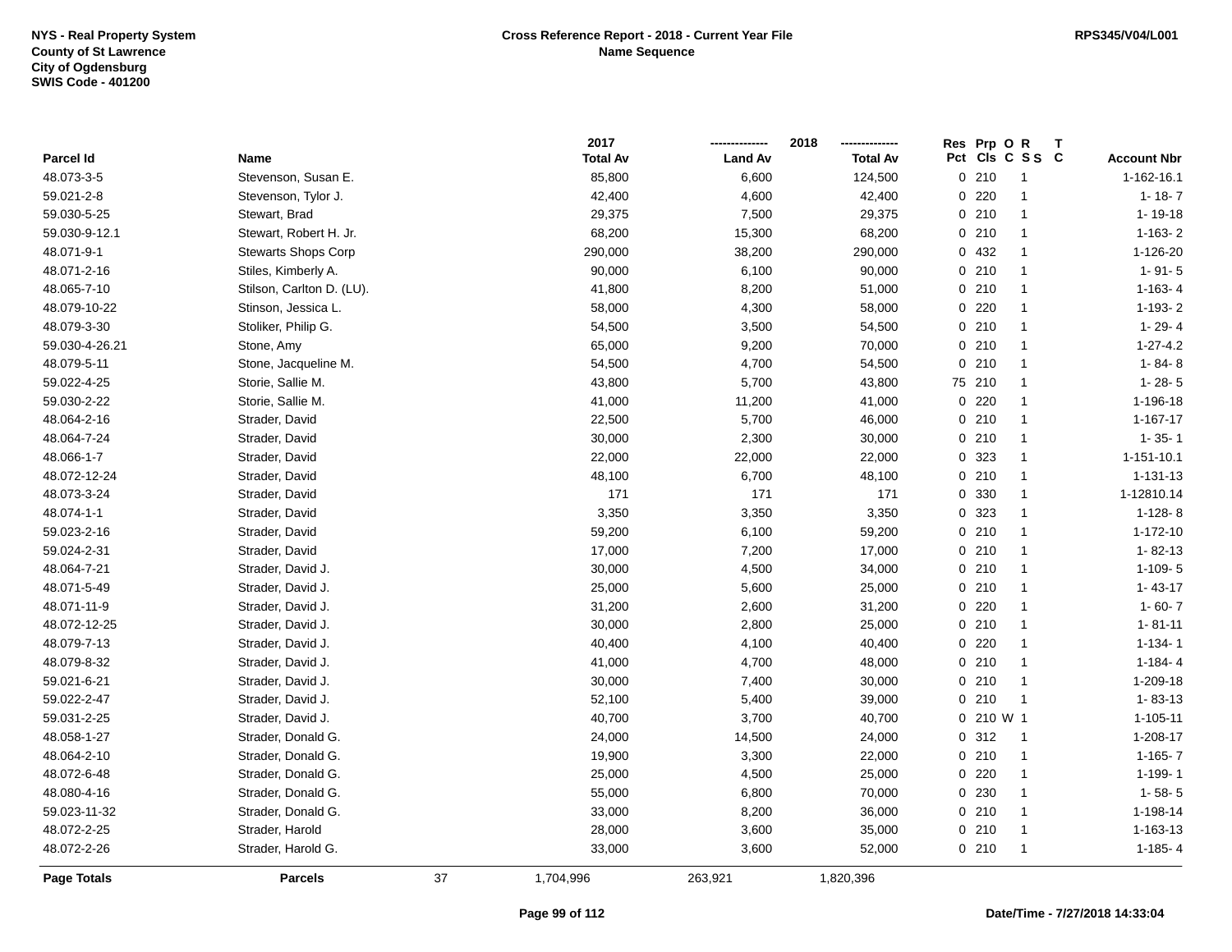NYS - Real Property System
County of St Lawrence
City of Ogdensburg
SWIS Code - 401200

**Cross Reference Report - 2018 - Current Year File**
**Name Sequence**

RPS345/V04/L001

| Parcel Id | Name | 2017 Total Av | 2018 Land Av | 2018 Total Av | Res Pct | Prp Cls | O C | R S S | T C | Account Nbr |
|---|---|---|---|---|---|---|---|---|---|---|
| 48.073-3-5 | Stevenson, Susan E. | 85,800 | 6,600 | 124,500 | 0 | 210 | | 1 | | 1-162-16.1 |
| 59.021-2-8 | Stevenson, Tylor J. | 42,400 | 4,600 | 42,400 | 0 | 220 | | 1 | | 1- 18- 7 |
| 59.030-5-25 | Stewart, Brad | 29,375 | 7,500 | 29,375 | 0 | 210 | | 1 | | 1- 19-18 |
| 59.030-9-12.1 | Stewart, Robert H. Jr. | 68,200 | 15,300 | 68,200 | 0 | 210 | | 1 | | 1-163- 2 |
| 48.071-9-1 | Stewarts Shops Corp | 290,000 | 38,200 | 290,000 | 0 | 432 | | 1 | | 1-126-20 |
| 48.071-2-16 | Stiles, Kimberly A. | 90,000 | 6,100 | 90,000 | 0 | 210 | | 1 | | 1- 91- 5 |
| 48.065-7-10 | Stilson, Carlton D. (LU). | 41,800 | 8,200 | 51,000 | 0 | 210 | | 1 | | 1-163- 4 |
| 48.079-10-22 | Stinson, Jessica L. | 58,000 | 4,300 | 58,000 | 0 | 220 | | 1 | | 1-193- 2 |
| 48.079-3-30 | Stoliker, Philip G. | 54,500 | 3,500 | 54,500 | 0 | 210 | | 1 | | 1- 29- 4 |
| 59.030-4-26.21 | Stone, Amy | 65,000 | 9,200 | 70,000 | 0 | 210 | | 1 | | 1-27-4.2 |
| 48.079-5-11 | Stone, Jacqueline M. | 54,500 | 4,700 | 54,500 | 0 | 210 | | 1 | | 1- 84- 8 |
| 59.022-4-25 | Storie, Sallie M. | 43,800 | 5,700 | 43,800 | 75 | 210 | | 1 | | 1- 28- 5 |
| 59.030-2-22 | Storie, Sallie M. | 41,000 | 11,200 | 41,000 | 0 | 220 | | 1 | | 1-196-18 |
| 48.064-2-16 | Strader, David | 22,500 | 5,700 | 46,000 | 0 | 210 | | 1 | | 1-167-17 |
| 48.064-7-24 | Strader, David | 30,000 | 2,300 | 30,000 | 0 | 210 | | 1 | | 1- 35- 1 |
| 48.066-1-7 | Strader, David | 22,000 | 22,000 | 22,000 | 0 | 323 | | 1 | | 1-151-10.1 |
| 48.072-12-24 | Strader, David | 48,100 | 6,700 | 48,100 | 0 | 210 | | 1 | | 1-131-13 |
| 48.073-3-24 | Strader, David | 171 | 171 | 171 | 0 | 330 | | 1 | | 1-12810.14 |
| 48.074-1-1 | Strader, David | 3,350 | 3,350 | 3,350 | 0 | 323 | | 1 | | 1-128- 8 |
| 59.023-2-16 | Strader, David | 59,200 | 6,100 | 59,200 | 0 | 210 | | 1 | | 1-172-10 |
| 59.024-2-31 | Strader, David | 17,000 | 7,200 | 17,000 | 0 | 210 | | 1 | | 1- 82-13 |
| 48.064-7-21 | Strader, David J. | 30,000 | 4,500 | 34,000 | 0 | 210 | | 1 | | 1-109- 5 |
| 48.071-5-49 | Strader, David J. | 25,000 | 5,600 | 25,000 | 0 | 210 | | 1 | | 1- 43-17 |
| 48.071-11-9 | Strader, David J. | 31,200 | 2,600 | 31,200 | 0 | 220 | | 1 | | 1- 60- 7 |
| 48.072-12-25 | Strader, David J. | 30,000 | 2,800 | 25,000 | 0 | 210 | | 1 | | 1- 81-11 |
| 48.079-7-13 | Strader, David J. | 40,400 | 4,100 | 40,400 | 0 | 220 | | 1 | | 1-134- 1 |
| 48.079-8-32 | Strader, David J. | 41,000 | 4,700 | 48,000 | 0 | 210 | | 1 | | 1-184- 4 |
| 59.021-6-21 | Strader, David J. | 30,000 | 7,400 | 30,000 | 0 | 210 | | 1 | | 1-209-18 |
| 59.022-2-47 | Strader, David J. | 52,100 | 5,400 | 39,000 | 0 | 210 | | 1 | | 1- 83-13 |
| 59.031-2-25 | Strader, David J. | 40,700 | 3,700 | 40,700 | 0 | 210 | W | 1 | | 1-105-11 |
| 48.058-1-27 | Strader, Donald G. | 24,000 | 14,500 | 24,000 | 0 | 312 | | 1 | | 1-208-17 |
| 48.064-2-10 | Strader, Donald G. | 19,900 | 3,300 | 22,000 | 0 | 210 | | 1 | | 1-165- 7 |
| 48.072-6-48 | Strader, Donald G. | 25,000 | 4,500 | 25,000 | 0 | 220 | | 1 | | 1-199- 1 |
| 48.080-4-16 | Strader, Donald G. | 55,000 | 6,800 | 70,000 | 0 | 230 | | 1 | | 1- 58- 5 |
| 59.023-11-32 | Strader, Donald G. | 33,000 | 8,200 | 36,000 | 0 | 210 | | 1 | | 1-198-14 |
| 48.072-2-25 | Strader, Harold | 28,000 | 3,600 | 35,000 | 0 | 210 | | 1 | | 1-163-13 |
| 48.072-2-26 | Strader, Harold G. | 33,000 | 3,600 | 52,000 | 0 | 210 | | 1 | | 1-185- 4 |
| **Page Totals** | **Parcels** 37 | 1,704,996 | 263,921 | 1,820,396 | | | | | | |

Date/Time - 7/27/2018 14:33:04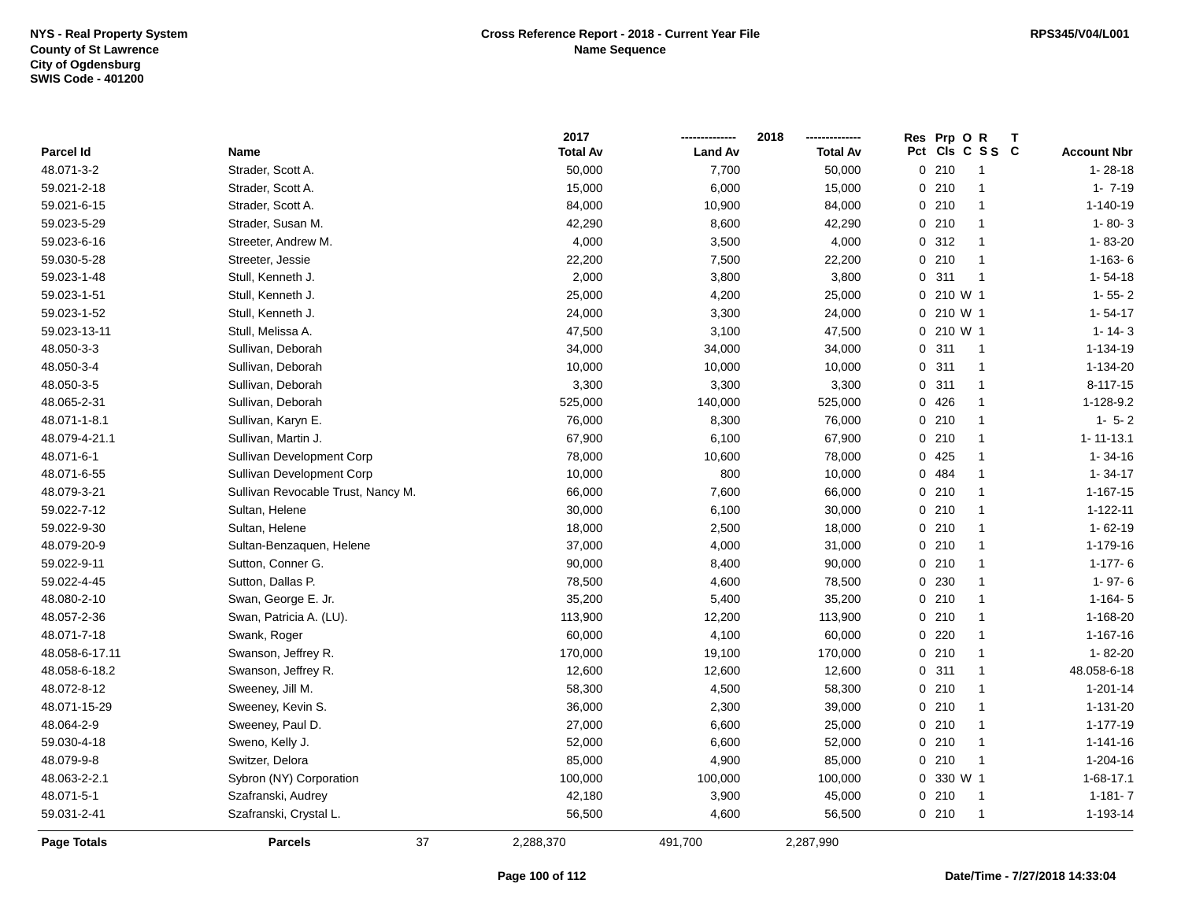NYS - Real Property System
County of St Lawrence
City of Ogdensburg
SWIS Code - 401200

**Cross Reference Report - 2018 - Current Year File**
**Name Sequence**

RPS345/V04/L001

| Parcel Id | Name | 2017 Total Av | 2018 Land Av | 2018 Total Av | Res Pct | Prp Cls | O C | R S S | T C | Account Nbr |
|---|---|---|---|---|---|---|---|---|---|---|
| 48.071-3-2 | Strader, Scott A. | 50,000 | 7,700 | 50,000 | 0 | 210 | | 1 | | 1- 28-18 |
| 59.021-2-18 | Strader, Scott A. | 15,000 | 6,000 | 15,000 | 0 | 210 | | 1 | | 1- 7-19 |
| 59.021-6-15 | Strader, Scott A. | 84,000 | 10,900 | 84,000 | 0 | 210 | | 1 | | 1-140-19 |
| 59.023-5-29 | Strader, Susan M. | 42,290 | 8,600 | 42,290 | 0 | 210 | | 1 | | 1- 80- 3 |
| 59.023-6-16 | Streeter, Andrew M. | 4,000 | 3,500 | 4,000 | 0 | 312 | | 1 | | 1- 83-20 |
| 59.030-5-28 | Streeter, Jessie | 22,200 | 7,500 | 22,200 | 0 | 210 | | 1 | | 1-163- 6 |
| 59.023-1-48 | Stull, Kenneth J. | 2,000 | 3,800 | 3,800 | 0 | 311 | | 1 | | 1- 54-18 |
| 59.023-1-51 | Stull, Kenneth J. | 25,000 | 4,200 | 25,000 | 0 | 210 | W | 1 | | 1- 55- 2 |
| 59.023-1-52 | Stull, Kenneth J. | 24,000 | 3,300 | 24,000 | 0 | 210 | W | 1 | | 1- 54-17 |
| 59.023-13-11 | Stull, Melissa A. | 47,500 | 3,100 | 47,500 | 0 | 210 | W | 1 | | 1- 14- 3 |
| 48.050-3-3 | Sullivan, Deborah | 34,000 | 34,000 | 34,000 | 0 | 311 | | 1 | | 1-134-19 |
| 48.050-3-4 | Sullivan, Deborah | 10,000 | 10,000 | 10,000 | 0 | 311 | | 1 | | 1-134-20 |
| 48.050-3-5 | Sullivan, Deborah | 3,300 | 3,300 | 3,300 | 0 | 311 | | 1 | | 8-117-15 |
| 48.065-2-31 | Sullivan, Deborah | 525,000 | 140,000 | 525,000 | 0 | 426 | | 1 | | 1-128-9.2 |
| 48.071-1-8.1 | Sullivan, Karyn E. | 76,000 | 8,300 | 76,000 | 0 | 210 | | 1 | | 1- 5- 2 |
| 48.079-4-21.1 | Sullivan, Martin J. | 67,900 | 6,100 | 67,900 | 0 | 210 | | 1 | | 1- 11-13.1 |
| 48.071-6-1 | Sullivan Development Corp | 78,000 | 10,600 | 78,000 | 0 | 425 | | 1 | | 1- 34-16 |
| 48.071-6-55 | Sullivan Development Corp | 10,000 | 800 | 10,000 | 0 | 484 | | 1 | | 1- 34-17 |
| 48.079-3-21 | Sullivan Revocable Trust, Nancy M. | 66,000 | 7,600 | 66,000 | 0 | 210 | | 1 | | 1-167-15 |
| 59.022-7-12 | Sultan, Helene | 30,000 | 6,100 | 30,000 | 0 | 210 | | 1 | | 1-122-11 |
| 59.022-9-30 | Sultan, Helene | 18,000 | 2,500 | 18,000 | 0 | 210 | | 1 | | 1- 62-19 |
| 48.079-20-9 | Sultan-Benzaquen, Helene | 37,000 | 4,000 | 31,000 | 0 | 210 | | 1 | | 1-179-16 |
| 59.022-9-11 | Sutton, Conner G. | 90,000 | 8,400 | 90,000 | 0 | 210 | | 1 | | 1-177- 6 |
| 59.022-4-45 | Sutton, Dallas P. | 78,500 | 4,600 | 78,500 | 0 | 230 | | 1 | | 1- 97- 6 |
| 48.080-2-10 | Swan, George E. Jr. | 35,200 | 5,400 | 35,200 | 0 | 210 | | 1 | | 1-164- 5 |
| 48.057-2-36 | Swan, Patricia A. (LU). | 113,900 | 12,200 | 113,900 | 0 | 210 | | 1 | | 1-168-20 |
| 48.071-7-18 | Swank, Roger | 60,000 | 4,100 | 60,000 | 0 | 220 | | 1 | | 1-167-16 |
| 48.058-6-17.11 | Swanson, Jeffrey R. | 170,000 | 19,100 | 170,000 | 0 | 210 | | 1 | | 1- 82-20 |
| 48.058-6-18.2 | Swanson, Jeffrey R. | 12,600 | 12,600 | 12,600 | 0 | 311 | | 1 | | 48.058-6-18 |
| 48.072-8-12 | Sweeney, Jill M. | 58,300 | 4,500 | 58,300 | 0 | 210 | | 1 | | 1-201-14 |
| 48.071-15-29 | Sweeney, Kevin S. | 36,000 | 2,300 | 39,000 | 0 | 210 | | 1 | | 1-131-20 |
| 48.064-2-9 | Sweeney, Paul D. | 27,000 | 6,600 | 25,000 | 0 | 210 | | 1 | | 1-177-19 |
| 59.030-4-18 | Sweno, Kelly J. | 52,000 | 6,600 | 52,000 | 0 | 210 | | 1 | | 1-141-16 |
| 48.079-9-8 | Switzer, Delora | 85,000 | 4,900 | 85,000 | 0 | 210 | | 1 | | 1-204-16 |
| 48.063-2-2.1 | Sybron (NY) Corporation | 100,000 | 100,000 | 100,000 | 0 | 330 | W | 1 | | 1-68-17.1 |
| 48.071-5-1 | Szafranski, Audrey | 42,180 | 3,900 | 45,000 | 0 | 210 | | 1 | | 1-181- 7 |
| 59.031-2-41 | Szafranski, Crystal L. | 56,500 | 4,600 | 56,500 | 0 | 210 | | 1 | | 1-193-14 |
| **Page Totals** | **Parcels** 37 | 2,288,370 | 491,700 | 2,287,990 | | | | | | |

**Date/Time - 7/27/2018 14:33:04**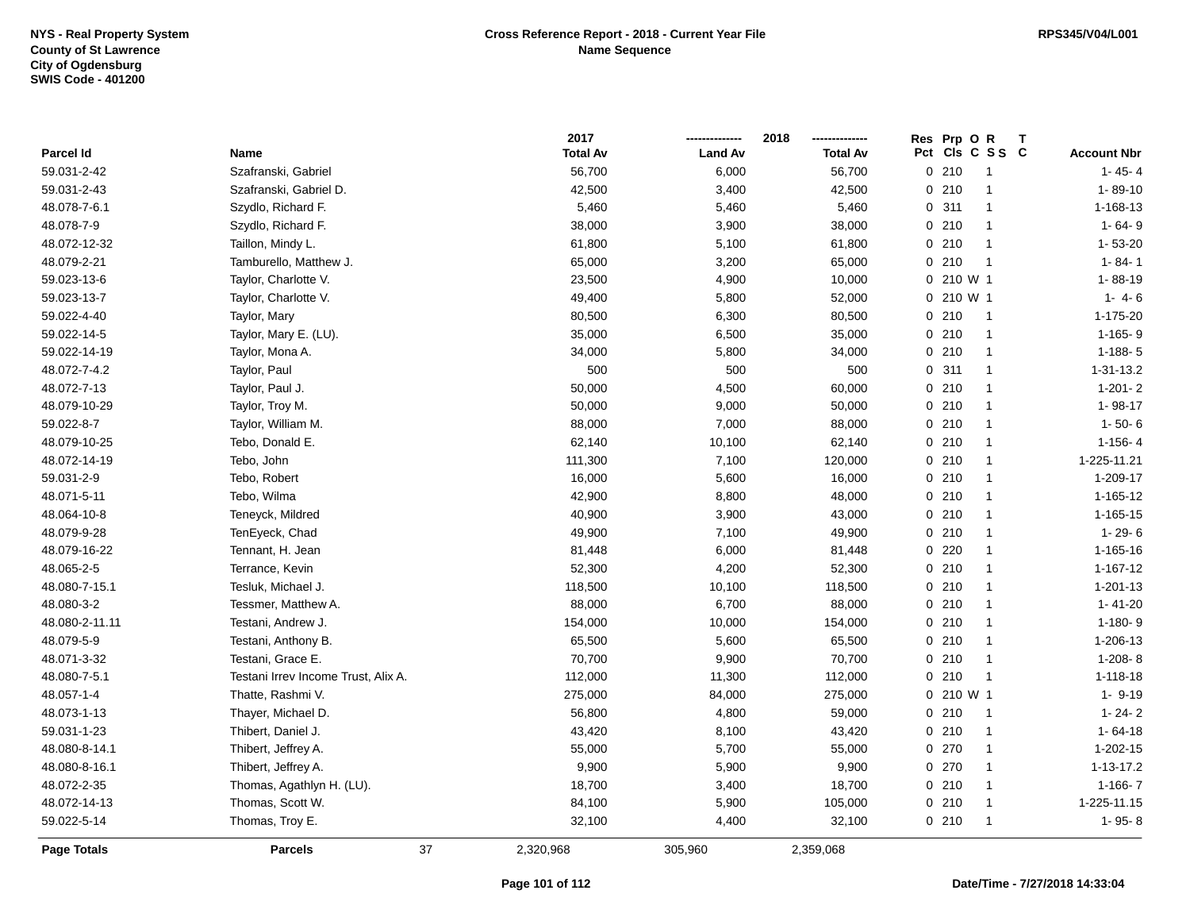NYS - Real Property System
County of St Lawrence
City of Ogdensburg
SWIS Code - 401200

**Cross Reference Report - 2018 - Current Year File**
**Name Sequence**

RPS345/V04/L001

| Parcel Id | Name | 2017 Total Av | 2018 Land Av | 2018 Total Av | Res Pct | Prp Cls | O C | R S S | T C | Account Nbr |
|---|---|---|---|---|---|---|---|---|---|---|
| 59.031-2-42 | Szafranski, Gabriel | 56,700 | 6,000 | 56,700 | 0 | 210 | | 1 | | 1- 45- 4 |
| 59.031-2-43 | Szafranski, Gabriel D. | 42,500 | 3,400 | 42,500 | 0 | 210 | | 1 | | 1- 89-10 |
| 48.078-7-6.1 | Szydlo, Richard F. | 5,460 | 5,460 | 5,460 | 0 | 311 | | 1 | | 1-168-13 |
| 48.078-7-9 | Szydlo, Richard F. | 38,000 | 3,900 | 38,000 | 0 | 210 | | 1 | | 1- 64- 9 |
| 48.072-12-32 | Taillon, Mindy L. | 61,800 | 5,100 | 61,800 | 0 | 210 | | 1 | | 1- 53-20 |
| 48.079-2-21 | Tamburello, Matthew J. | 65,000 | 3,200 | 65,000 | 0 | 210 | | 1 | | 1- 84- 1 |
| 59.023-13-6 | Taylor, Charlotte V. | 23,500 | 4,900 | 10,000 | 0 | 210 | W | 1 | | 1- 88-19 |
| 59.023-13-7 | Taylor, Charlotte V. | 49,400 | 5,800 | 52,000 | 0 | 210 | W | 1 | | 1- 4- 6 |
| 59.022-4-40 | Taylor, Mary | 80,500 | 6,300 | 80,500 | 0 | 210 | | 1 | | 1-175-20 |
| 59.022-14-5 | Taylor, Mary E. (LU). | 35,000 | 6,500 | 35,000 | 0 | 210 | | 1 | | 1-165- 9 |
| 59.022-14-19 | Taylor, Mona A. | 34,000 | 5,800 | 34,000 | 0 | 210 | | 1 | | 1-188- 5 |
| 48.072-7-4.2 | Taylor, Paul | 500 | 500 | 500 | 0 | 311 | | 1 | | 1-31-13.2 |
| 48.072-7-13 | Taylor, Paul J. | 50,000 | 4,500 | 60,000 | 0 | 210 | | 1 | | 1-201- 2 |
| 48.079-10-29 | Taylor, Troy M. | 50,000 | 9,000 | 50,000 | 0 | 210 | | 1 | | 1- 98-17 |
| 59.022-8-7 | Taylor, William M. | 88,000 | 7,000 | 88,000 | 0 | 210 | | 1 | | 1- 50- 6 |
| 48.079-10-25 | Tebo, Donald E. | 62,140 | 10,100 | 62,140 | 0 | 210 | | 1 | | 1-156- 4 |
| 48.072-14-19 | Tebo, John | 111,300 | 7,100 | 120,000 | 0 | 210 | | 1 | | 1-225-11.21 |
| 59.031-2-9 | Tebo, Robert | 16,000 | 5,600 | 16,000 | 0 | 210 | | 1 | | 1-209-17 |
| 48.071-5-11 | Tebo, Wilma | 42,900 | 8,800 | 48,000 | 0 | 210 | | 1 | | 1-165-12 |
| 48.064-10-8 | Teneyck, Mildred | 40,900 | 3,900 | 43,000 | 0 | 210 | | 1 | | 1-165-15 |
| 48.079-9-28 | TenEyeck, Chad | 49,900 | 7,100 | 49,900 | 0 | 210 | | 1 | | 1- 29- 6 |
| 48.079-16-22 | Tennant, H. Jean | 81,448 | 6,000 | 81,448 | 0 | 220 | | 1 | | 1-165-16 |
| 48.065-2-5 | Terrance, Kevin | 52,300 | 4,200 | 52,300 | 0 | 210 | | 1 | | 1-167-12 |
| 48.080-7-15.1 | Tesluk, Michael J. | 118,500 | 10,100 | 118,500 | 0 | 210 | | 1 | | 1-201-13 |
| 48.080-3-2 | Tessmer, Matthew A. | 88,000 | 6,700 | 88,000 | 0 | 210 | | 1 | | 1- 41-20 |
| 48.080-2-11.11 | Testani, Andrew J. | 154,000 | 10,000 | 154,000 | 0 | 210 | | 1 | | 1-180- 9 |
| 48.079-5-9 | Testani, Anthony B. | 65,500 | 5,600 | 65,500 | 0 | 210 | | 1 | | 1-206-13 |
| 48.071-3-32 | Testani, Grace E. | 70,700 | 9,900 | 70,700 | 0 | 210 | | 1 | | 1-208- 8 |
| 48.080-7-5.1 | Testani Irrev Income Trust, Alix A. | 112,000 | 11,300 | 112,000 | 0 | 210 | | 1 | | 1-118-18 |
| 48.057-1-4 | Thatte, Rashmi V. | 275,000 | 84,000 | 275,000 | 0 | 210 | W | 1 | | 1- 9-19 |
| 48.073-1-13 | Thayer, Michael D. | 56,800 | 4,800 | 59,000 | 0 | 210 | | 1 | | 1- 24- 2 |
| 59.031-1-23 | Thibert, Daniel J. | 43,420 | 8,100 | 43,420 | 0 | 210 | | 1 | | 1- 64-18 |
| 48.080-8-14.1 | Thibert, Jeffrey A. | 55,000 | 5,700 | 55,000 | 0 | 270 | | 1 | | 1-202-15 |
| 48.080-8-16.1 | Thibert, Jeffrey A. | 9,900 | 5,900 | 9,900 | 0 | 270 | | 1 | | 1-13-17.2 |
| 48.072-2-35 | Thomas, Agathlyn H. (LU). | 18,700 | 3,400 | 18,700 | 0 | 210 | | 1 | | 1-166- 7 |
| 48.072-14-13 | Thomas, Scott W. | 84,100 | 5,900 | 105,000 | 0 | 210 | | 1 | | 1-225-11.15 |
| 59.022-5-14 | Thomas, Troy E. | 32,100 | 4,400 | 32,100 | 0 | 210 | | 1 | | 1- 95- 8 |
| **Page Totals** | **Parcels** 37 | 2,320,968 | 305,960 | 2,359,068 | | | | | | |

Date/Time - 7/27/2018 14:33:04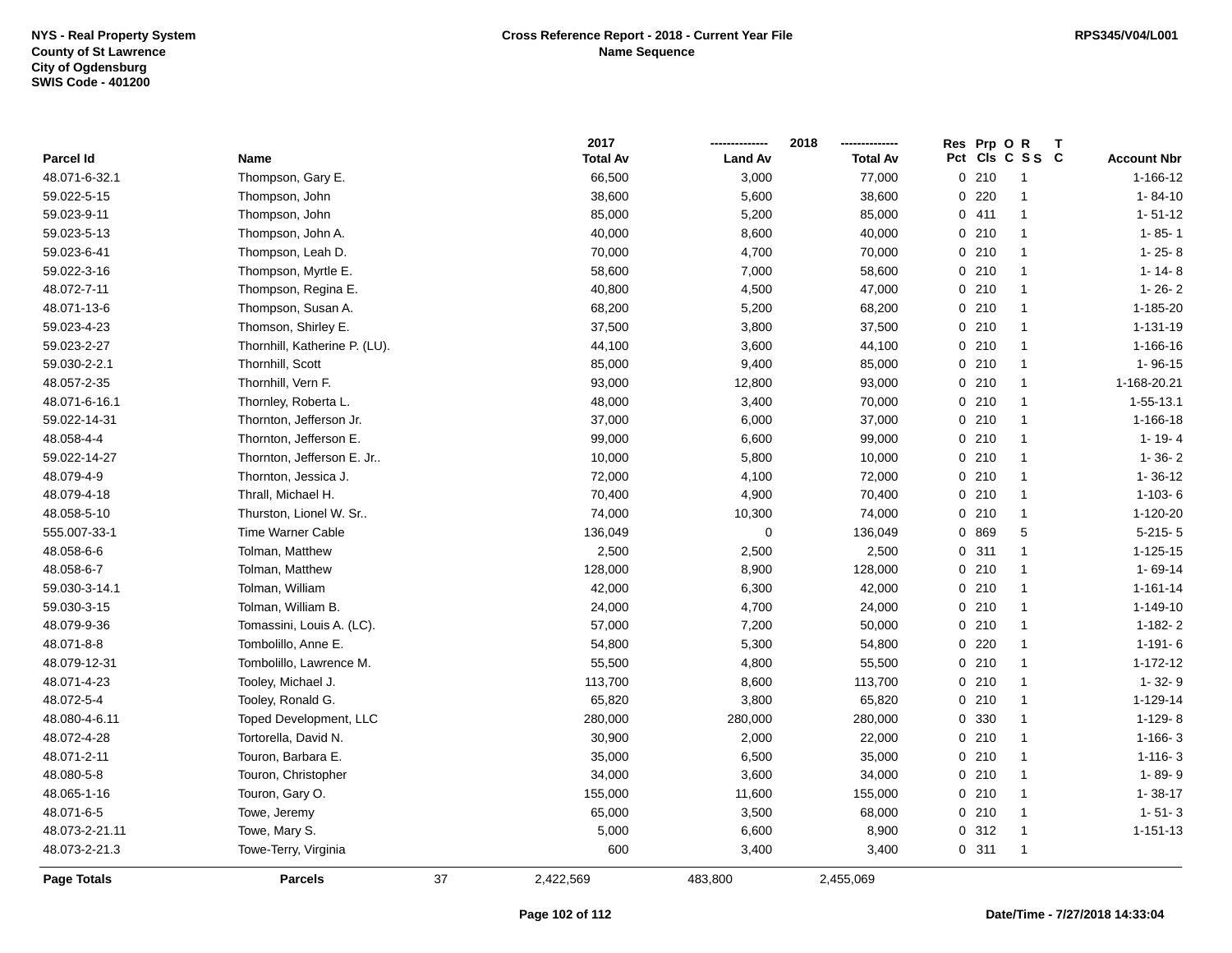NYS - Real Property System
County of St Lawrence
City of Ogdensburg
SWIS Code - 401200

**Cross Reference Report - 2018 - Current Year File**
**Name Sequence**

RPS345/V04/L001

| Parcel Id | Name | 2017 Total Av | 2018 Land Av | 2018 Total Av | Res Pct | Prp Cls | O C | R S S | T C | Account Nbr |
|---|---|---|---|---|---|---|---|---|---|---|
| 48.071-6-32.1 | Thompson, Gary E. | 66,500 | 3,000 | 77,000 | 0 | 210 | | 1 | | 1-166-12 |
| 59.022-5-15 | Thompson, John | 38,600 | 5,600 | 38,600 | 0 | 220 | | 1 | | 1- 84-10 |
| 59.023-9-11 | Thompson, John | 85,000 | 5,200 | 85,000 | 0 | 411 | | 1 | | 1- 51-12 |
| 59.023-5-13 | Thompson, John A. | 40,000 | 8,600 | 40,000 | 0 | 210 | | 1 | | 1- 85- 1 |
| 59.023-6-41 | Thompson, Leah D. | 70,000 | 4,700 | 70,000 | 0 | 210 | | 1 | | 1- 25- 8 |
| 59.022-3-16 | Thompson, Myrtle E. | 58,600 | 7,000 | 58,600 | 0 | 210 | | 1 | | 1- 14- 8 |
| 48.072-7-11 | Thompson, Regina E. | 40,800 | 4,500 | 47,000 | 0 | 210 | | 1 | | 1- 26- 2 |
| 48.071-13-6 | Thompson, Susan A. | 68,200 | 5,200 | 68,200 | 0 | 210 | | 1 | | 1-185-20 |
| 59.023-4-23 | Thomson, Shirley E. | 37,500 | 3,800 | 37,500 | 0 | 210 | | 1 | | 1-131-19 |
| 59.023-2-27 | Thornhill, Katherine P. (LU). | 44,100 | 3,600 | 44,100 | 0 | 210 | | 1 | | 1-166-16 |
| 59.030-2-2.1 | Thornhill, Scott | 85,000 | 9,400 | 85,000 | 0 | 210 | | 1 | | 1- 96-15 |
| 48.057-2-35 | Thornhill, Vern F. | 93,000 | 12,800 | 93,000 | 0 | 210 | | 1 | | 1-168-20.21 |
| 48.071-6-16.1 | Thornley, Roberta L. | 48,000 | 3,400 | 70,000 | 0 | 210 | | 1 | | 1-55-13.1 |
| 59.022-14-31 | Thornton, Jefferson Jr. | 37,000 | 6,000 | 37,000 | 0 | 210 | | 1 | | 1-166-18 |
| 48.058-4-4 | Thornton, Jefferson E. | 99,000 | 6,600 | 99,000 | 0 | 210 | | 1 | | 1- 19- 4 |
| 59.022-14-27 | Thornton, Jefferson E. Jr.. | 10,000 | 5,800 | 10,000 | 0 | 210 | | 1 | | 1- 36- 2 |
| 48.079-4-9 | Thornton, Jessica J. | 72,000 | 4,100 | 72,000 | 0 | 210 | | 1 | | 1- 36-12 |
| 48.079-4-18 | Thrall, Michael H. | 70,400 | 4,900 | 70,400 | 0 | 210 | | 1 | | 1-103- 6 |
| 48.058-5-10 | Thurston, Lionel W. Sr.. | 74,000 | 10,300 | 74,000 | 0 | 210 | | 1 | | 1-120-20 |
| 555.007-33-1 | Time Warner Cable | 136,049 | 0 | 136,049 | 0 | 869 | | 5 | | 5-215- 5 |
| 48.058-6-6 | Tolman, Matthew | 2,500 | 2,500 | 2,500 | 0 | 311 | | 1 | | 1-125-15 |
| 48.058-6-7 | Tolman, Matthew | 128,000 | 8,900 | 128,000 | 0 | 210 | | 1 | | 1- 69-14 |
| 59.030-3-14.1 | Tolman, William | 42,000 | 6,300 | 42,000 | 0 | 210 | | 1 | | 1-161-14 |
| 59.030-3-15 | Tolman, William B. | 24,000 | 4,700 | 24,000 | 0 | 210 | | 1 | | 1-149-10 |
| 48.079-9-36 | Tomassini, Louis A. (LC). | 57,000 | 7,200 | 50,000 | 0 | 210 | | 1 | | 1-182- 2 |
| 48.071-8-8 | Tombolillo, Anne E. | 54,800 | 5,300 | 54,800 | 0 | 220 | | 1 | | 1-191- 6 |
| 48.079-12-31 | Tombolillo, Lawrence M. | 55,500 | 4,800 | 55,500 | 0 | 210 | | 1 | | 1-172-12 |
| 48.071-4-23 | Tooley, Michael J. | 113,700 | 8,600 | 113,700 | 0 | 210 | | 1 | | 1- 32- 9 |
| 48.072-5-4 | Tooley, Ronald G. | 65,820 | 3,800 | 65,820 | 0 | 210 | | 1 | | 1-129-14 |
| 48.080-4-6.11 | Toped Development, LLC | 280,000 | 280,000 | 280,000 | 0 | 330 | | 1 | | 1-129- 8 |
| 48.072-4-28 | Tortorella, David N. | 30,900 | 2,000 | 22,000 | 0 | 210 | | 1 | | 1-166- 3 |
| 48.071-2-11 | Touron, Barbara E. | 35,000 | 6,500 | 35,000 | 0 | 210 | | 1 | | 1-116- 3 |
| 48.080-5-8 | Touron, Christopher | 34,000 | 3,600 | 34,000 | 0 | 210 | | 1 | | 1- 89- 9 |
| 48.065-1-16 | Touron, Gary O. | 155,000 | 11,600 | 155,000 | 0 | 210 | | 1 | | 1- 38-17 |
| 48.071-6-5 | Towe, Jeremy | 65,000 | 3,500 | 68,000 | 0 | 210 | | 1 | | 1- 51- 3 |
| 48.073-2-21.11 | Towe, Mary S. | 5,000 | 6,600 | 8,900 | 0 | 312 | | 1 | | 1-151-13 |
| 48.073-2-21.3 | Towe-Terry, Virginia | 600 | 3,400 | 3,400 | 0 | 311 | | 1 | | |
| **Page Totals** | **Parcels** 37 | 2,422,569 | 483,800 | 2,455,069 | | | | | | |

**Date/Time - 7/27/2018 14:33:04**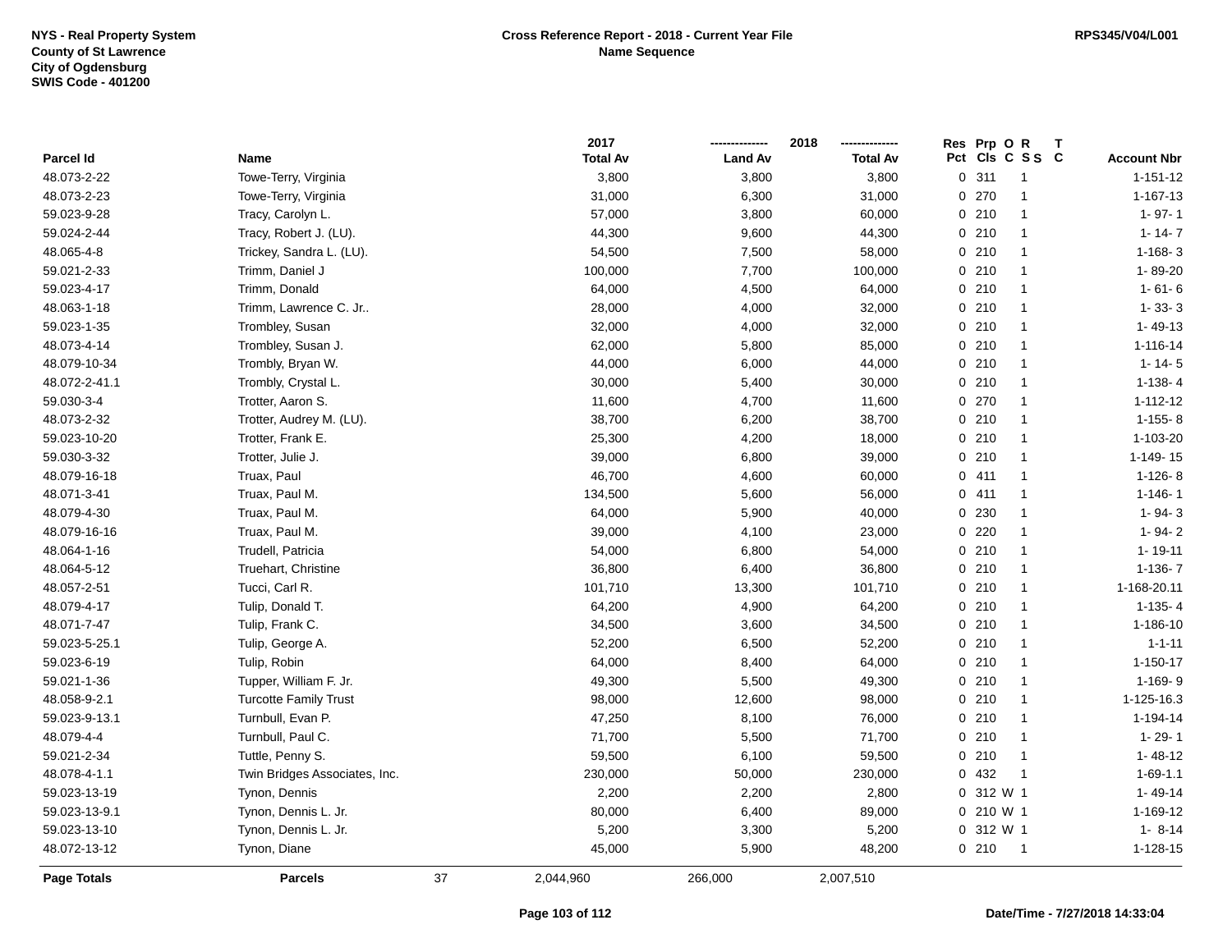NYS - Real Property System
County of St Lawrence
City of Ogdensburg
SWIS Code - 401200

**Cross Reference Report - 2018 - Current Year File**
**Name Sequence**

RPS345/V04/L001

| Parcel Id | Name | 2017 Total Av | 2018 Land Av | 2018 Total Av | Res Pct | Prp Cls | O C | R S S | T C | Account Nbr |
|---|---|---|---|---|---|---|---|---|---|---|
| 48.073-2-22 | Towe-Terry, Virginia | 3,800 | 3,800 | 3,800 | 0 | 311 | | 1 | | 1-151-12 |
| 48.073-2-23 | Towe-Terry, Virginia | 31,000 | 6,300 | 31,000 | 0 | 270 | | 1 | | 1-167-13 |
| 59.023-9-28 | Tracy, Carolyn L. | 57,000 | 3,800 | 60,000 | 0 | 210 | | 1 | | 1- 97- 1 |
| 59.024-2-44 | Tracy, Robert J. (LU). | 44,300 | 9,600 | 44,300 | 0 | 210 | | 1 | | 1- 14- 7 |
| 48.065-4-8 | Trickey, Sandra L. (LU). | 54,500 | 7,500 | 58,000 | 0 | 210 | | 1 | | 1-168- 3 |
| 59.021-2-33 | Trimm, Daniel J | 100,000 | 7,700 | 100,000 | 0 | 210 | | 1 | | 1- 89-20 |
| 59.023-4-17 | Trimm, Donald | 64,000 | 4,500 | 64,000 | 0 | 210 | | 1 | | 1- 61- 6 |
| 48.063-1-18 | Trimm, Lawrence C. Jr.. | 28,000 | 4,000 | 32,000 | 0 | 210 | | 1 | | 1- 33- 3 |
| 59.023-1-35 | Trombley, Susan | 32,000 | 4,000 | 32,000 | 0 | 210 | | 1 | | 1- 49-13 |
| 48.073-4-14 | Trombley, Susan J. | 62,000 | 5,800 | 85,000 | 0 | 210 | | 1 | | 1-116-14 |
| 48.079-10-34 | Trombly, Bryan W. | 44,000 | 6,000 | 44,000 | 0 | 210 | | 1 | | 1- 14- 5 |
| 48.072-2-41.1 | Trombly, Crystal L. | 30,000 | 5,400 | 30,000 | 0 | 210 | | 1 | | 1-138- 4 |
| 59.030-3-4 | Trotter, Aaron S. | 11,600 | 4,700 | 11,600 | 0 | 270 | | 1 | | 1-112-12 |
| 48.073-2-32 | Trotter, Audrey M. (LU). | 38,700 | 6,200 | 38,700 | 0 | 210 | | 1 | | 1-155- 8 |
| 59.023-10-20 | Trotter, Frank E. | 25,300 | 4,200 | 18,000 | 0 | 210 | | 1 | | 1-103-20 |
| 59.030-3-32 | Trotter, Julie J. | 39,000 | 6,800 | 39,000 | 0 | 210 | | 1 | | 1-149- 15 |
| 48.079-16-18 | Truax, Paul | 46,700 | 4,600 | 60,000 | 0 | 411 | | 1 | | 1-126- 8 |
| 48.071-3-41 | Truax, Paul M. | 134,500 | 5,600 | 56,000 | 0 | 411 | | 1 | | 1-146- 1 |
| 48.079-4-30 | Truax, Paul M. | 64,000 | 5,900 | 40,000 | 0 | 230 | | 1 | | 1- 94- 3 |
| 48.079-16-16 | Truax, Paul M. | 39,000 | 4,100 | 23,000 | 0 | 220 | | 1 | | 1- 94- 2 |
| 48.064-1-16 | Trudell, Patricia | 54,000 | 6,800 | 54,000 | 0 | 210 | | 1 | | 1- 19-11 |
| 48.064-5-12 | Truehart, Christine | 36,800 | 6,400 | 36,800 | 0 | 210 | | 1 | | 1-136- 7 |
| 48.057-2-51 | Tucci, Carl R. | 101,710 | 13,300 | 101,710 | 0 | 210 | | 1 | | 1-168-20.11 |
| 48.079-4-17 | Tulip, Donald T. | 64,200 | 4,900 | 64,200 | 0 | 210 | | 1 | | 1-135- 4 |
| 48.071-7-47 | Tulip, Frank C. | 34,500 | 3,600 | 34,500 | 0 | 210 | | 1 | | 1-186-10 |
| 59.023-5-25.1 | Tulip, George A. | 52,200 | 6,500 | 52,200 | 0 | 210 | | 1 | | 1-1-11 |
| 59.023-6-19 | Tulip, Robin | 64,000 | 8,400 | 64,000 | 0 | 210 | | 1 | | 1-150-17 |
| 59.021-1-36 | Tupper, William F. Jr. | 49,300 | 5,500 | 49,300 | 0 | 210 | | 1 | | 1-169- 9 |
| 48.058-9-2.1 | Turcotte Family Trust | 98,000 | 12,600 | 98,000 | 0 | 210 | | 1 | | 1-125-16.3 |
| 59.023-9-13.1 | Turnbull, Evan P. | 47,250 | 8,100 | 76,000 | 0 | 210 | | 1 | | 1-194-14 |
| 48.079-4-4 | Turnbull, Paul C. | 71,700 | 5,500 | 71,700 | 0 | 210 | | 1 | | 1- 29- 1 |
| 59.021-2-34 | Tuttle, Penny S. | 59,500 | 6,100 | 59,500 | 0 | 210 | | 1 | | 1- 48-12 |
| 48.078-4-1.1 | Twin Bridges Associates, Inc. | 230,000 | 50,000 | 230,000 | 0 | 432 | | 1 | | 1-69-1.1 |
| 59.023-13-19 | Tynon, Dennis | 2,200 | 2,200 | 2,800 | 0 | 312 | W | 1 | | 1- 49-14 |
| 59.023-13-9.1 | Tynon, Dennis L. Jr. | 80,000 | 6,400 | 89,000 | 0 | 210 | W | 1 | | 1-169-12 |
| 59.023-13-10 | Tynon, Dennis L. Jr. | 5,200 | 3,300 | 5,200 | 0 | 312 | W | 1 | | 1- 8-14 |
| 48.072-13-12 | Tynon, Diane | 45,000 | 5,900 | 48,200 | 0 | 210 | | 1 | | 1-128-15 |
| **Page Totals** | **Parcels** 37 | 2,044,960 | 266,000 | 2,007,510 | | | | | | |

Date/Time - 7/27/2018 14:33:04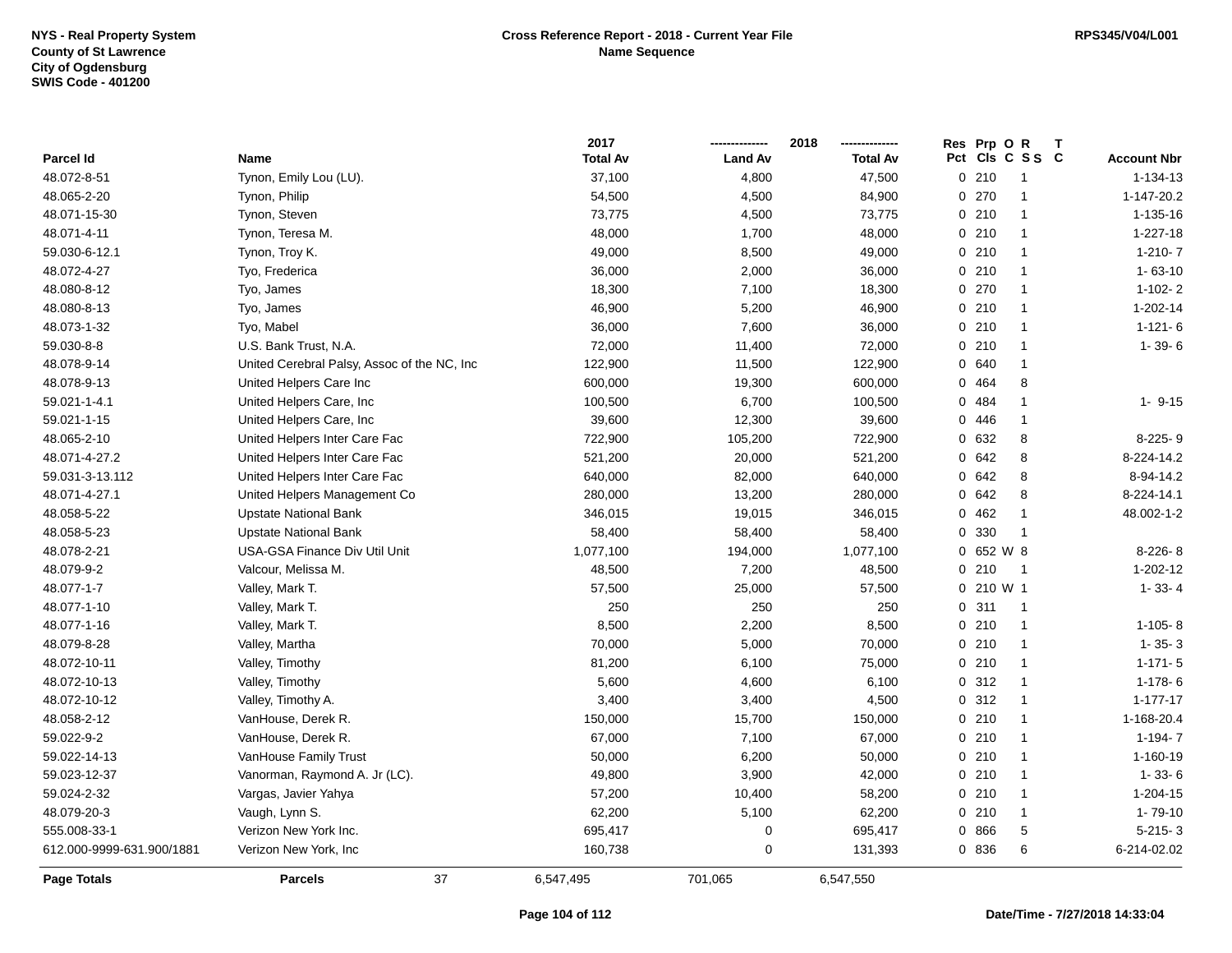NYS - Real Property System
County of St Lawrence
City of Ogdensburg
SWIS Code - 401200

**Cross Reference Report - 2018 - Current Year File**
**Name Sequence**

RPS345/V04/L001

| Parcel Id | Name | 2017 Total Av | 2018 Land Av | 2018 Total Av | Res Pct | Prp Cls | O C | R S S | T C | Account Nbr |
|---|---|---|---|---|---|---|---|---|---|---|
| 48.072-8-51 | Tynon, Emily Lou (LU). | 37,100 | 4,800 | 47,500 | 0 | 210 | | 1 | | 1-134-13 |
| 48.065-2-20 | Tynon, Philip | 54,500 | 4,500 | 84,900 | 0 | 270 | | 1 | | 1-147-20.2 |
| 48.071-15-30 | Tynon, Steven | 73,775 | 4,500 | 73,775 | 0 | 210 | | 1 | | 1-135-16 |
| 48.071-4-11 | Tynon, Teresa M. | 48,000 | 1,700 | 48,000 | 0 | 210 | | 1 | | 1-227-18 |
| 59.030-6-12.1 | Tynon, Troy K. | 49,000 | 8,500 | 49,000 | 0 | 210 | | 1 | | 1-210- 7 |
| 48.072-4-27 | Tyo, Frederica | 36,000 | 2,000 | 36,000 | 0 | 210 | | 1 | | 1- 63-10 |
| 48.080-8-12 | Tyo, James | 18,300 | 7,100 | 18,300 | 0 | 270 | | 1 | | 1-102- 2 |
| 48.080-8-13 | Tyo, James | 46,900 | 5,200 | 46,900 | 0 | 210 | | 1 | | 1-202-14 |
| 48.073-1-32 | Tyo, Mabel | 36,000 | 7,600 | 36,000 | 0 | 210 | | 1 | | 1-121- 6 |
| 59.030-8-8 | U.S. Bank Trust, N.A. | 72,000 | 11,400 | 72,000 | 0 | 210 | | 1 | | 1- 39- 6 |
| 48.078-9-14 | United Cerebral Palsy, Assoc of the NC, Inc | 122,900 | 11,500 | 122,900 | 0 | 640 | | 1 | | |
| 48.078-9-13 | United Helpers Care Inc | 600,000 | 19,300 | 600,000 | 0 | 464 | | 8 | | |
| 59.021-1-4.1 | United Helpers Care, Inc | 100,500 | 6,700 | 100,500 | 0 | 484 | | 1 | | 1- 9-15 |
| 59.021-1-15 | United Helpers Care, Inc | 39,600 | 12,300 | 39,600 | 0 | 446 | | 1 | | |
| 48.065-2-10 | United Helpers Inter Care Fac | 722,900 | 105,200 | 722,900 | 0 | 632 | | 8 | | 8-225- 9 |
| 48.071-4-27.2 | United Helpers Inter Care Fac | 521,200 | 20,000 | 521,200 | 0 | 642 | | 8 | | 8-224-14.2 |
| 59.031-3-13.112 | United Helpers Inter Care Fac | 640,000 | 82,000 | 640,000 | 0 | 642 | | 8 | | 8-94-14.2 |
| 48.071-4-27.1 | United Helpers Management Co | 280,000 | 13,200 | 280,000 | 0 | 642 | | 8 | | 8-224-14.1 |
| 48.058-5-22 | Upstate National Bank | 346,015 | 19,015 | 346,015 | 0 | 462 | | 1 | | 48.002-1-2 |
| 48.058-5-23 | Upstate National Bank | 58,400 | 58,400 | 58,400 | 0 | 330 | | 1 | | |
| 48.078-2-21 | USA-GSA Finance Div Util Unit | 1,077,100 | 194,000 | 1,077,100 | 0 | 652 | W | 8 | | 8-226- 8 |
| 48.079-9-2 | Valcour, Melissa M. | 48,500 | 7,200 | 48,500 | 0 | 210 | | 1 | | 1-202-12 |
| 48.077-1-7 | Valley, Mark T. | 57,500 | 25,000 | 57,500 | 0 | 210 | W | 1 | | 1- 33- 4 |
| 48.077-1-10 | Valley, Mark T. | 250 | 250 | 250 | 0 | 311 | | 1 | | |
| 48.077-1-16 | Valley, Mark T. | 8,500 | 2,200 | 8,500 | 0 | 210 | | 1 | | 1-105- 8 |
| 48.079-8-28 | Valley, Martha | 70,000 | 5,000 | 70,000 | 0 | 210 | | 1 | | 1- 35- 3 |
| 48.072-10-11 | Valley, Timothy | 81,200 | 6,100 | 75,000 | 0 | 210 | | 1 | | 1-171- 5 |
| 48.072-10-13 | Valley, Timothy | 5,600 | 4,600 | 6,100 | 0 | 312 | | 1 | | 1-178- 6 |
| 48.072-10-12 | Valley, Timothy A. | 3,400 | 3,400 | 4,500 | 0 | 312 | | 1 | | 1-177-17 |
| 48.058-2-12 | VanHouse, Derek R. | 150,000 | 15,700 | 150,000 | 0 | 210 | | 1 | | 1-168-20.4 |
| 59.022-9-2 | VanHouse, Derek R. | 67,000 | 7,100 | 67,000 | 0 | 210 | | 1 | | 1-194- 7 |
| 59.022-14-13 | VanHouse Family Trust | 50,000 | 6,200 | 50,000 | 0 | 210 | | 1 | | 1-160-19 |
| 59.023-12-37 | Vanorman, Raymond A. Jr (LC). | 49,800 | 3,900 | 42,000 | 0 | 210 | | 1 | | 1- 33- 6 |
| 59.024-2-32 | Vargas, Javier Yahya | 57,200 | 10,400 | 58,200 | 0 | 210 | | 1 | | 1-204-15 |
| 48.079-20-3 | Vaugh, Lynn S. | 62,200 | 5,100 | 62,200 | 0 | 210 | | 1 | | 1- 79-10 |
| 555.008-33-1 | Verizon New York Inc. | 695,417 | 0 | 695,417 | 0 | 866 | | 5 | | 5-215- 3 |
| 612.000-9999-631.900/1881 | Verizon New York, Inc | 160,738 | 0 | 131,393 | 0 | 836 | | 6 | | 6-214-02.02 |
| **Page Totals** | **Parcels** 37 | 6,547,495 | 701,065 | 6,547,550 | | | | | | |

**Date/Time - 7/27/2018 14:33:04**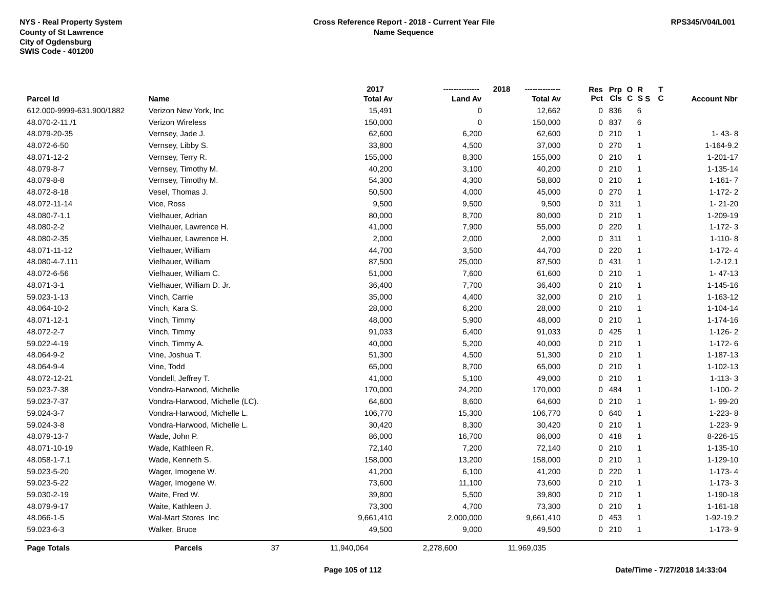NYS - Real Property System
County of St Lawrence
City of Ogdensburg
SWIS Code - 401200

**Cross Reference Report - 2018 - Current Year File**
**Name Sequence**

RPS345/V04/L001

| Parcel Id | Name | 2017 Total Av | 2018 Land Av | 2018 Total Av | Res Pct | Prp Cls | O C | R S S | T C | Account Nbr |
|---|---|---|---|---|---|---|---|---|---|---|
| 612.000-9999-631.900/1882 | Verizon New York, Inc | 15,491 | 0 | 12,662 | 0 | 836 | | 6 | | |
| 48.070-2-11./1 | Verizon Wireless | 150,000 | 0 | 150,000 | 0 | 837 | | 6 | | |
| 48.079-20-35 | Vernsey, Jade J. | 62,600 | 6,200 | 62,600 | 0 | 210 | | 1 | | 1- 43- 8 |
| 48.072-6-50 | Vernsey, Libby S. | 33,800 | 4,500 | 37,000 | 0 | 270 | | 1 | | 1-164-9.2 |
| 48.071-12-2 | Vernsey, Terry R. | 155,000 | 8,300 | 155,000 | 0 | 210 | | 1 | | 1-201-17 |
| 48.079-8-7 | Vernsey, Timothy M. | 40,200 | 3,100 | 40,200 | 0 | 210 | | 1 | | 1-135-14 |
| 48.079-8-8 | Vernsey, Timothy M. | 54,300 | 4,300 | 58,800 | 0 | 210 | | 1 | | 1-161- 7 |
| 48.072-8-18 | Vesel, Thomas J. | 50,500 | 4,000 | 45,000 | 0 | 270 | | 1 | | 1-172- 2 |
| 48.072-11-14 | Vice, Ross | 9,500 | 9,500 | 9,500 | 0 | 311 | | 1 | | 1- 21-20 |
| 48.080-7-1.1 | Vielhauer, Adrian | 80,000 | 8,700 | 80,000 | 0 | 210 | | 1 | | 1-209-19 |
| 48.080-2-2 | Vielhauer, Lawrence H. | 41,000 | 7,900 | 55,000 | 0 | 220 | | 1 | | 1-172- 3 |
| 48.080-2-35 | Vielhauer, Lawrence H. | 2,000 | 2,000 | 2,000 | 0 | 311 | | 1 | | 1-110- 8 |
| 48.071-11-12 | Vielhauer, William | 44,700 | 3,500 | 44,700 | 0 | 220 | | 1 | | 1-172- 4 |
| 48.080-4-7.111 | Vielhauer, William | 87,500 | 25,000 | 87,500 | 0 | 431 | | 1 | | 1-2-12.1 |
| 48.072-6-56 | Vielhauer, William C. | 51,000 | 7,600 | 61,600 | 0 | 210 | | 1 | | 1- 47-13 |
| 48.071-3-1 | Vielhauer, William D. Jr. | 36,400 | 7,700 | 36,400 | 0 | 210 | | 1 | | 1-145-16 |
| 59.023-1-13 | Vinch, Carrie | 35,000 | 4,400 | 32,000 | 0 | 210 | | 1 | | 1-163-12 |
| 48.064-10-2 | Vinch, Kara S. | 28,000 | 6,200 | 28,000 | 0 | 210 | | 1 | | 1-104-14 |
| 48.071-12-1 | Vinch, Timmy | 48,000 | 5,900 | 48,000 | 0 | 210 | | 1 | | 1-174-16 |
| 48.072-2-7 | Vinch, Timmy | 91,033 | 6,400 | 91,033 | 0 | 425 | | 1 | | 1-126- 2 |
| 59.022-4-19 | Vinch, Timmy A. | 40,000 | 5,200 | 40,000 | 0 | 210 | | 1 | | 1-172- 6 |
| 48.064-9-2 | Vine, Joshua T. | 51,300 | 4,500 | 51,300 | 0 | 210 | | 1 | | 1-187-13 |
| 48.064-9-4 | Vine, Todd | 65,000 | 8,700 | 65,000 | 0 | 210 | | 1 | | 1-102-13 |
| 48.072-12-21 | Vondell, Jeffrey T. | 41,000 | 5,100 | 49,000 | 0 | 210 | | 1 | | 1-113- 3 |
| 59.023-7-38 | Vondra-Harwood, Michelle | 170,000 | 24,200 | 170,000 | 0 | 484 | | 1 | | 1-100- 2 |
| 59.023-7-37 | Vondra-Harwood, Michelle (LC). | 64,600 | 8,600 | 64,600 | 0 | 210 | | 1 | | 1- 99-20 |
| 59.024-3-7 | Vondra-Harwood, Michelle L. | 106,770 | 15,300 | 106,770 | 0 | 640 | | 1 | | 1-223- 8 |
| 59.024-3-8 | Vondra-Harwood, Michelle L. | 30,420 | 8,300 | 30,420 | 0 | 210 | | 1 | | 1-223- 9 |
| 48.079-13-7 | Wade, John P. | 86,000 | 16,700 | 86,000 | 0 | 418 | | 1 | | 8-226-15 |
| 48.071-10-19 | Wade, Kathleen R. | 72,140 | 7,200 | 72,140 | 0 | 210 | | 1 | | 1-135-10 |
| 48.058-1-7.1 | Wade, Kenneth S. | 158,000 | 13,200 | 158,000 | 0 | 210 | | 1 | | 1-129-10 |
| 59.023-5-20 | Wager, Imogene W. | 41,200 | 6,100 | 41,200 | 0 | 220 | | 1 | | 1-173- 4 |
| 59.023-5-22 | Wager, Imogene W. | 73,600 | 11,100 | 73,600 | 0 | 210 | | 1 | | 1-173- 3 |
| 59.030-2-19 | Waite, Fred W. | 39,800 | 5,500 | 39,800 | 0 | 210 | | 1 | | 1-190-18 |
| 48.079-9-17 | Waite, Kathleen J. | 73,300 | 4,700 | 73,300 | 0 | 210 | | 1 | | 1-161-18 |
| 48.066-1-5 | Wal-Mart Stores Inc | 9,661,410 | 2,000,000 | 9,661,410 | 0 | 453 | | 1 | | 1-92-19.2 |
| 59.023-6-3 | Walker, Bruce | 49,500 | 9,000 | 49,500 | 0 | 210 | | 1 | | 1-173- 9 |
| **Page Totals** | **Parcels** 37 | 11,940,064 | 2,278,600 | 11,969,035 | | | | | | |

**Date/Time - 7/27/2018 14:33:04**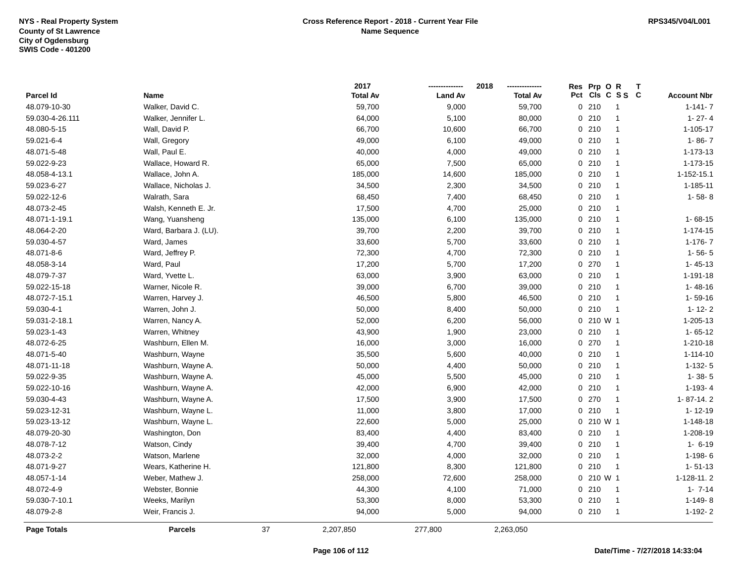NYS - Real Property System
County of St Lawrence
City of Ogdensburg
SWIS Code - 401200

**Cross Reference Report - 2018 - Current Year File**
**Name Sequence**

RPS345/V04/L001

| Parcel Id | Name | 2017 Total Av | 2018 Land Av | 2018 Total Av | Res Pct | Prp Cls | O C | R S S | T C | Account Nbr |
|---|---|---|---|---|---|---|---|---|---|---|
| 48.079-10-30 | Walker, David C. | 59,700 | 9,000 | 59,700 | 0 | 210 | | 1 | | 1-141- 7 |
| 59.030-4-26.111 | Walker, Jennifer L. | 64,000 | 5,100 | 80,000 | 0 | 210 | | 1 | | 1- 27- 4 |
| 48.080-5-15 | Wall, David P. | 66,700 | 10,600 | 66,700 | 0 | 210 | | 1 | | 1-105-17 |
| 59.021-6-4 | Wall, Gregory | 49,000 | 6,100 | 49,000 | 0 | 210 | | 1 | | 1- 86- 7 |
| 48.071-5-48 | Wall, Paul E. | 40,000 | 4,000 | 49,000 | 0 | 210 | | 1 | | 1-173-13 |
| 59.022-9-23 | Wallace, Howard R. | 65,000 | 7,500 | 65,000 | 0 | 210 | | 1 | | 1-173-15 |
| 48.058-4-13.1 | Wallace, John A. | 185,000 | 14,600 | 185,000 | 0 | 210 | | 1 | | 1-152-15.1 |
| 59.023-6-27 | Wallace, Nicholas J. | 34,500 | 2,300 | 34,500 | 0 | 210 | | 1 | | 1-185-11 |
| 59.022-12-6 | Walrath, Sara | 68,450 | 7,400 | 68,450 | 0 | 210 | | 1 | | 1- 58- 8 |
| 48.073-2-45 | Walsh, Kenneth E. Jr. | 17,500 | 4,700 | 25,000 | 0 | 210 | | 1 | | |
| 48.071-1-19.1 | Wang, Yuansheng | 135,000 | 6,100 | 135,000 | 0 | 210 | | 1 | | 1- 68-15 |
| 48.064-2-20 | Ward, Barbara J. (LU). | 39,700 | 2,200 | 39,700 | 0 | 210 | | 1 | | 1-174-15 |
| 59.030-4-57 | Ward, James | 33,600 | 5,700 | 33,600 | 0 | 210 | | 1 | | 1-176- 7 |
| 48.071-8-6 | Ward, Jeffrey P. | 72,300 | 4,700 | 72,300 | 0 | 210 | | 1 | | 1- 56- 5 |
| 48.058-3-14 | Ward, Paul | 17,200 | 5,700 | 17,200 | 0 | 270 | | 1 | | 1- 45-13 |
| 48.079-7-37 | Ward, Yvette L. | 63,000 | 3,900 | 63,000 | 0 | 210 | | 1 | | 1-191-18 |
| 59.022-15-18 | Warner, Nicole R. | 39,000 | 6,700 | 39,000 | 0 | 210 | | 1 | | 1- 48-16 |
| 48.072-7-15.1 | Warren, Harvey J. | 46,500 | 5,800 | 46,500 | 0 | 210 | | 1 | | 1- 59-16 |
| 59.030-4-1 | Warren, John J. | 50,000 | 8,400 | 50,000 | 0 | 210 | | 1 | | 1- 12- 2 |
| 59.031-2-18.1 | Warren, Nancy A. | 52,000 | 6,200 | 56,000 | 0 | 210 | W | 1 | | 1-205-13 |
| 59.023-1-43 | Warren, Whitney | 43,900 | 1,900 | 23,000 | 0 | 210 | | 1 | | 1- 65-12 |
| 48.072-6-25 | Washburn, Ellen M. | 16,000 | 3,000 | 16,000 | 0 | 270 | | 1 | | 1-210-18 |
| 48.071-5-40 | Washburn, Wayne | 35,500 | 5,600 | 40,000 | 0 | 210 | | 1 | | 1-114-10 |
| 48.071-11-18 | Washburn, Wayne A. | 50,000 | 4,400 | 50,000 | 0 | 210 | | 1 | | 1-132- 5 |
| 59.022-9-35 | Washburn, Wayne A. | 45,000 | 5,500 | 45,000 | 0 | 210 | | 1 | | 1- 38- 5 |
| 59.022-10-16 | Washburn, Wayne A. | 42,000 | 6,900 | 42,000 | 0 | 210 | | 1 | | 1-193- 4 |
| 59.030-4-43 | Washburn, Wayne A. | 17,500 | 3,900 | 17,500 | 0 | 270 | | 1 | | 1- 87-14. 2 |
| 59.023-12-31 | Washburn, Wayne L. | 11,000 | 3,800 | 17,000 | 0 | 210 | | 1 | | 1- 12-19 |
| 59.023-13-12 | Washburn, Wayne L. | 22,600 | 5,000 | 25,000 | 0 | 210 | W | 1 | | 1-148-18 |
| 48.079-20-30 | Washington, Don | 83,400 | 4,400 | 83,400 | 0 | 210 | | 1 | | 1-208-19 |
| 48.078-7-12 | Watson, Cindy | 39,400 | 4,700 | 39,400 | 0 | 210 | | 1 | | 1- 6-19 |
| 48.073-2-2 | Watson, Marlene | 32,000 | 4,000 | 32,000 | 0 | 210 | | 1 | | 1-198- 6 |
| 48.071-9-27 | Wears, Katherine H. | 121,800 | 8,300 | 121,800 | 0 | 210 | | 1 | | 1- 51-13 |
| 48.057-1-14 | Weber, Mathew J. | 258,000 | 72,600 | 258,000 | 0 | 210 | W | 1 | | 1-128-11. 2 |
| 48.072-4-9 | Webster, Bonnie | 44,300 | 4,100 | 71,000 | 0 | 210 | | 1 | | 1- 7-14 |
| 59.030-7-10.1 | Weeks, Marilyn | 53,300 | 8,000 | 53,300 | 0 | 210 | | 1 | | 1-149- 8 |
| 48.079-2-8 | Weir, Francis J. | 94,000 | 5,000 | 94,000 | 0 | 210 | | 1 | | 1-192- 2 |
| **Page Totals** | **Parcels** 37 | 2,207,850 | 277,800 | 2,263,050 | | | | | | |

Date/Time - 7/27/2018 14:33:04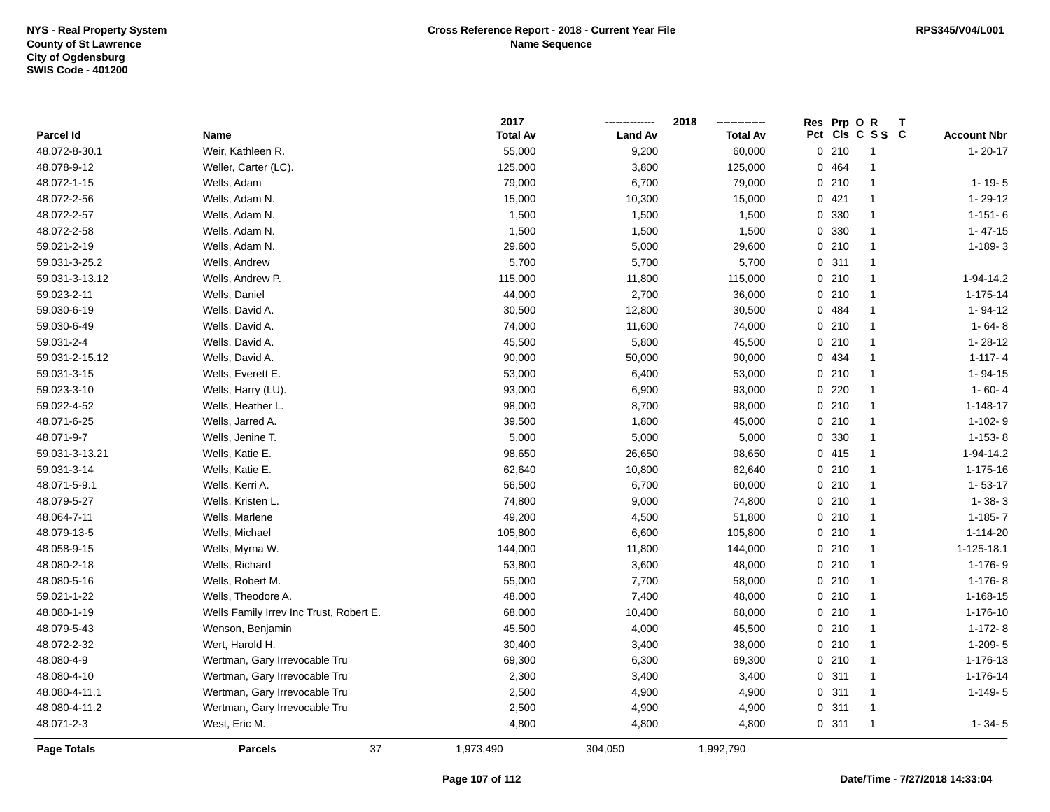NYS - Real Property System
County of St Lawrence
City of Ogdensburg
SWIS Code - 401200

**Cross Reference Report - 2018 - Current Year File**
**Name Sequence**

RPS345/V04/L001

| Parcel Id | Name | 2017 Total Av | 2018 Land Av | 2018 Total Av | Res Pct | Prp Cls | O C | R S S | T C | Account Nbr |
|---|---|---|---|---|---|---|---|---|---|---|
| 48.072-8-30.1 | Weir, Kathleen R. | 55,000 | 9,200 | 60,000 | 0 | 210 | | 1 | | 1- 20-17 |
| 48.078-9-12 | Weller, Carter (LC). | 125,000 | 3,800 | 125,000 | 0 | 464 | | 1 | | |
| 48.072-1-15 | Wells, Adam | 79,000 | 6,700 | 79,000 | 0 | 210 | | 1 | | 1- 19- 5 |
| 48.072-2-56 | Wells, Adam N. | 15,000 | 10,300 | 15,000 | 0 | 421 | | 1 | | 1- 29-12 |
| 48.072-2-57 | Wells, Adam N. | 1,500 | 1,500 | 1,500 | 0 | 330 | | 1 | | 1-151- 6 |
| 48.072-2-58 | Wells, Adam N. | 1,500 | 1,500 | 1,500 | 0 | 330 | | 1 | | 1- 47-15 |
| 59.021-2-19 | Wells, Adam N. | 29,600 | 5,000 | 29,600 | 0 | 210 | | 1 | | 1-189- 3 |
| 59.031-3-25.2 | Wells, Andrew | 5,700 | 5,700 | 5,700 | 0 | 311 | | 1 | | |
| 59.031-3-13.12 | Wells, Andrew P. | 115,000 | 11,800 | 115,000 | 0 | 210 | | 1 | | 1-94-14.2 |
| 59.023-2-11 | Wells, Daniel | 44,000 | 2,700 | 36,000 | 0 | 210 | | 1 | | 1-175-14 |
| 59.030-6-19 | Wells, David A. | 30,500 | 12,800 | 30,500 | 0 | 484 | | 1 | | 1- 94-12 |
| 59.030-6-49 | Wells, David A. | 74,000 | 11,600 | 74,000 | 0 | 210 | | 1 | | 1- 64- 8 |
| 59.031-2-4 | Wells, David A. | 45,500 | 5,800 | 45,500 | 0 | 210 | | 1 | | 1- 28-12 |
| 59.031-2-15.12 | Wells, David A. | 90,000 | 50,000 | 90,000 | 0 | 434 | | 1 | | 1-117- 4 |
| 59.031-3-15 | Wells, Everett E. | 53,000 | 6,400 | 53,000 | 0 | 210 | | 1 | | 1- 94-15 |
| 59.023-3-10 | Wells, Harry (LU). | 93,000 | 6,900 | 93,000 | 0 | 220 | | 1 | | 1- 60- 4 |
| 59.022-4-52 | Wells, Heather L. | 98,000 | 8,700 | 98,000 | 0 | 210 | | 1 | | 1-148-17 |
| 48.071-6-25 | Wells, Jarred A. | 39,500 | 1,800 | 45,000 | 0 | 210 | | 1 | | 1-102- 9 |
| 48.071-9-7 | Wells, Jenine T. | 5,000 | 5,000 | 5,000 | 0 | 330 | | 1 | | 1-153- 8 |
| 59.031-3-13.21 | Wells, Katie E. | 98,650 | 26,650 | 98,650 | 0 | 415 | | 1 | | 1-94-14.2 |
| 59.031-3-14 | Wells, Katie E. | 62,640 | 10,800 | 62,640 | 0 | 210 | | 1 | | 1-175-16 |
| 48.071-5-9.1 | Wells, Kerri A. | 56,500 | 6,700 | 60,000 | 0 | 210 | | 1 | | 1- 53-17 |
| 48.079-5-27 | Wells, Kristen L. | 74,800 | 9,000 | 74,800 | 0 | 210 | | 1 | | 1- 38- 3 |
| 48.064-7-11 | Wells, Marlene | 49,200 | 4,500 | 51,800 | 0 | 210 | | 1 | | 1-185- 7 |
| 48.079-13-5 | Wells, Michael | 105,800 | 6,600 | 105,800 | 0 | 210 | | 1 | | 1-114-20 |
| 48.058-9-15 | Wells, Myrna W. | 144,000 | 11,800 | 144,000 | 0 | 210 | | 1 | | 1-125-18.1 |
| 48.080-2-18 | Wells, Richard | 53,800 | 3,600 | 48,000 | 0 | 210 | | 1 | | 1-176- 9 |
| 48.080-5-16 | Wells, Robert M. | 55,000 | 7,700 | 58,000 | 0 | 210 | | 1 | | 1-176- 8 |
| 59.021-1-22 | Wells, Theodore A. | 48,000 | 7,400 | 48,000 | 0 | 210 | | 1 | | 1-168-15 |
| 48.080-1-19 | Wells Family Irrev Inc Trust, Robert E. | 68,000 | 10,400 | 68,000 | 0 | 210 | | 1 | | 1-176-10 |
| 48.079-5-43 | Wenson, Benjamin | 45,500 | 4,000 | 45,500 | 0 | 210 | | 1 | | 1-172- 8 |
| 48.072-2-32 | Wert, Harold H. | 30,400 | 3,400 | 38,000 | 0 | 210 | | 1 | | 1-209- 5 |
| 48.080-4-9 | Wertman, Gary Irrevocable Tru | 69,300 | 6,300 | 69,300 | 0 | 210 | | 1 | | 1-176-13 |
| 48.080-4-10 | Wertman, Gary Irrevocable Tru | 2,300 | 3,400 | 3,400 | 0 | 311 | | 1 | | 1-176-14 |
| 48.080-4-11.1 | Wertman, Gary Irrevocable Tru | 2,500 | 4,900 | 4,900 | 0 | 311 | | 1 | | 1-149- 5 |
| 48.080-4-11.2 | Wertman, Gary Irrevocable Tru | 2,500 | 4,900 | 4,900 | 0 | 311 | | 1 | | |
| 48.071-2-3 | West, Eric M. | 4,800 | 4,800 | 4,800 | 0 | 311 | | 1 | | 1- 34- 5 |
| **Page Totals** | **Parcels** 37 | 1,973,490 | 304,050 | 1,992,790 | | | | | | |

**Date/Time - 7/27/2018 14:33:04**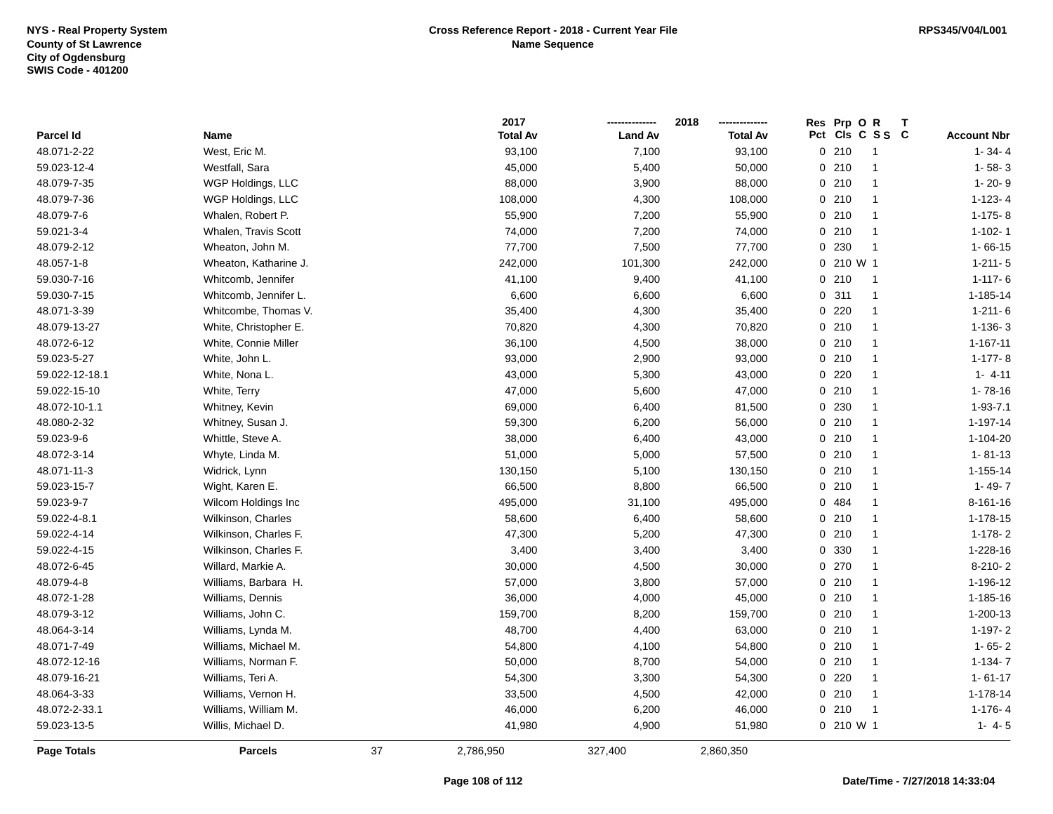NYS - Real Property System
County of St Lawrence
City of Ogdensburg
SWIS Code - 401200

**Cross Reference Report - 2018 - Current Year File**
**Name Sequence**

RPS345/V04/L001

| Parcel Id | Name | 2017 Total Av | 2018 Land Av | 2018 Total Av | Res Pct | Prp Cls | O C | R S S | T C | Account Nbr |
|---|---|---|---|---|---|---|---|---|---|---|
| 48.071-2-22 | West, Eric M. | 93,100 | 7,100 | 93,100 | 0 | 210 | | 1 | | 1- 34- 4 |
| 59.023-12-4 | Westfall, Sara | 45,000 | 5,400 | 50,000 | 0 | 210 | | 1 | | 1- 58- 3 |
| 48.079-7-35 | WGP Holdings, LLC | 88,000 | 3,900 | 88,000 | 0 | 210 | | 1 | | 1- 20- 9 |
| 48.079-7-36 | WGP Holdings, LLC | 108,000 | 4,300 | 108,000 | 0 | 210 | | 1 | | 1-123- 4 |
| 48.079-7-6 | Whalen, Robert P. | 55,900 | 7,200 | 55,900 | 0 | 210 | | 1 | | 1-175- 8 |
| 59.021-3-4 | Whalen, Travis Scott | 74,000 | 7,200 | 74,000 | 0 | 210 | | 1 | | 1-102- 1 |
| 48.079-2-12 | Wheaton, John M. | 77,700 | 7,500 | 77,700 | 0 | 230 | | 1 | | 1- 66-15 |
| 48.057-1-8 | Wheaton, Katharine J. | 242,000 | 101,300 | 242,000 | 0 | 210 | W | 1 | | 1-211- 5 |
| 59.030-7-16 | Whitcomb, Jennifer | 41,100 | 9,400 | 41,100 | 0 | 210 | | 1 | | 1-117- 6 |
| 59.030-7-15 | Whitcomb, Jennifer L. | 6,600 | 6,600 | 6,600 | 0 | 311 | | 1 | | 1-185-14 |
| 48.071-3-39 | Whitcombe, Thomas V. | 35,400 | 4,300 | 35,400 | 0 | 220 | | 1 | | 1-211- 6 |
| 48.079-13-27 | White, Christopher E. | 70,820 | 4,300 | 70,820 | 0 | 210 | | 1 | | 1-136- 3 |
| 48.072-6-12 | White, Connie Miller | 36,100 | 4,500 | 38,000 | 0 | 210 | | 1 | | 1-167-11 |
| 59.023-5-27 | White, John L. | 93,000 | 2,900 | 93,000 | 0 | 210 | | 1 | | 1-177- 8 |
| 59.022-12-18.1 | White, Nona L. | 43,000 | 5,300 | 43,000 | 0 | 220 | | 1 | | 1- 4-11 |
| 59.022-15-10 | White, Terry | 47,000 | 5,600 | 47,000 | 0 | 210 | | 1 | | 1- 78-16 |
| 48.072-10-1.1 | Whitney, Kevin | 69,000 | 6,400 | 81,500 | 0 | 230 | | 1 | | 1-93-7.1 |
| 48.080-2-32 | Whitney, Susan J. | 59,300 | 6,200 | 56,000 | 0 | 210 | | 1 | | 1-197-14 |
| 59.023-9-6 | Whittle, Steve A. | 38,000 | 6,400 | 43,000 | 0 | 210 | | 1 | | 1-104-20 |
| 48.072-3-14 | Whyte, Linda M. | 51,000 | 5,000 | 57,500 | 0 | 210 | | 1 | | 1- 81-13 |
| 48.071-11-3 | Widrick, Lynn | 130,150 | 5,100 | 130,150 | 0 | 210 | | 1 | | 1-155-14 |
| 59.023-15-7 | Wight, Karen E. | 66,500 | 8,800 | 66,500 | 0 | 210 | | 1 | | 1- 49- 7 |
| 59.023-9-7 | Wilcom Holdings Inc | 495,000 | 31,100 | 495,000 | 0 | 484 | | 1 | | 8-161-16 |
| 59.022-4-8.1 | Wilkinson, Charles | 58,600 | 6,400 | 58,600 | 0 | 210 | | 1 | | 1-178-15 |
| 59.022-4-14 | Wilkinson, Charles F. | 47,300 | 5,200 | 47,300 | 0 | 210 | | 1 | | 1-178- 2 |
| 59.022-4-15 | Wilkinson, Charles F. | 3,400 | 3,400 | 3,400 | 0 | 330 | | 1 | | 1-228-16 |
| 48.072-6-45 | Willard, Markie A. | 30,000 | 4,500 | 30,000 | 0 | 270 | | 1 | | 8-210- 2 |
| 48.079-4-8 | Williams, Barbara H. | 57,000 | 3,800 | 57,000 | 0 | 210 | | 1 | | 1-196-12 |
| 48.072-1-28 | Williams, Dennis | 36,000 | 4,000 | 45,000 | 0 | 210 | | 1 | | 1-185-16 |
| 48.079-3-12 | Williams, John C. | 159,700 | 8,200 | 159,700 | 0 | 210 | | 1 | | 1-200-13 |
| 48.064-3-14 | Williams, Lynda M. | 48,700 | 4,400 | 63,000 | 0 | 210 | | 1 | | 1-197- 2 |
| 48.071-7-49 | Williams, Michael M. | 54,800 | 4,100 | 54,800 | 0 | 210 | | 1 | | 1- 65- 2 |
| 48.072-12-16 | Williams, Norman F. | 50,000 | 8,700 | 54,000 | 0 | 210 | | 1 | | 1-134- 7 |
| 48.079-16-21 | Williams, Teri A. | 54,300 | 3,300 | 54,300 | 0 | 220 | | 1 | | 1- 61-17 |
| 48.064-3-33 | Williams, Vernon H. | 33,500 | 4,500 | 42,000 | 0 | 210 | | 1 | | 1-178-14 |
| 48.072-2-33.1 | Williams, William M. | 46,000 | 6,200 | 46,000 | 0 | 210 | | 1 | | 1-176- 4 |
| 59.023-13-5 | Willis, Michael D. | 41,980 | 4,900 | 51,980 | 0 | 210 | W | 1 | | 1- 4- 5 |
| **Page Totals** | **Parcels** 37 | 2,786,950 | 327,400 | 2,860,350 | | | | | | |

Date/Time - 7/27/2018 14:33:04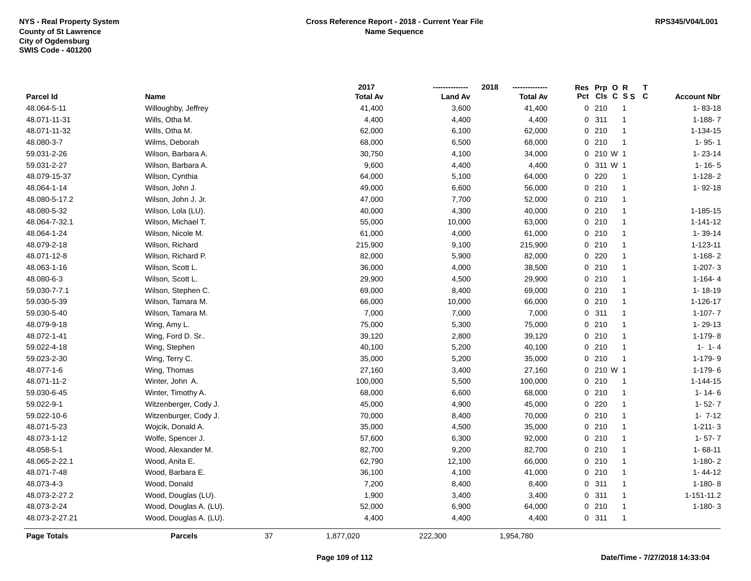NYS - Real Property System
County of St Lawrence
City of Ogdensburg
SWIS Code - 401200

**Cross Reference Report - 2018 - Current Year File**
**Name Sequence**

RPS345/V04/L001

| Parcel Id | Name | 2017 Total Av | 2018 Land Av | 2018 Total Av | Res Pct | Prp Cls | O C | R S S | T C | Account Nbr |
|---|---|---|---|---|---|---|---|---|---|---|
| 48.064-5-11 | Willoughby, Jeffrey | 41,400 | 3,600 | 41,400 | 0 | 210 | | 1 | | 1- 83-18 |
| 48.071-11-31 | Wills, Otha M. | 4,400 | 4,400 | 4,400 | 0 | 311 | | 1 | | 1-188- 7 |
| 48.071-11-32 | Wills, Otha M. | 62,000 | 6,100 | 62,000 | 0 | 210 | | 1 | | 1-134-15 |
| 48.080-3-7 | Wilms, Deborah | 68,000 | 6,500 | 68,000 | 0 | 210 | | 1 | | 1- 95- 1 |
| 59.031-2-26 | Wilson, Barbara A. | 30,750 | 4,100 | 34,000 | 0 | 210 | W | 1 | | 1- 23-14 |
| 59.031-2-27 | Wilson, Barbara A. | 9,600 | 4,400 | 4,400 | 0 | 311 | W | 1 | | 1- 16- 5 |
| 48.079-15-37 | Wilson, Cynthia | 64,000 | 5,100 | 64,000 | 0 | 220 | | 1 | | 1-128- 2 |
| 48.064-1-14 | Wilson, John J. | 49,000 | 6,600 | 56,000 | 0 | 210 | | 1 | | 1- 92-18 |
| 48.080-5-17.2 | Wilson, John J. Jr. | 47,000 | 7,700 | 52,000 | 0 | 210 | | 1 | | |
| 48.080-5-32 | Wilson, Lola (LU). | 40,000 | 4,300 | 40,000 | 0 | 210 | | 1 | | 1-185-15 |
| 48.064-7-32.1 | Wilson, Michael T. | 55,000 | 10,000 | 63,000 | 0 | 210 | | 1 | | 1-141-12 |
| 48.064-1-24 | Wilson, Nicole M. | 61,000 | 4,000 | 61,000 | 0 | 210 | | 1 | | 1- 39-14 |
| 48.079-2-18 | Wilson, Richard | 215,900 | 9,100 | 215,900 | 0 | 210 | | 1 | | 1-123-11 |
| 48.071-12-8 | Wilson, Richard P. | 82,000 | 5,900 | 82,000 | 0 | 220 | | 1 | | 1-168- 2 |
| 48.063-1-16 | Wilson, Scott L. | 36,000 | 4,000 | 38,500 | 0 | 210 | | 1 | | 1-207- 3 |
| 48.080-6-3 | Wilson, Scott L. | 29,900 | 4,500 | 29,900 | 0 | 210 | | 1 | | 1-164- 4 |
| 59.030-7-7.1 | Wilson, Stephen C. | 69,000 | 8,400 | 69,000 | 0 | 210 | | 1 | | 1- 18-19 |
| 59.030-5-39 | Wilson, Tamara M. | 66,000 | 10,000 | 66,000 | 0 | 210 | | 1 | | 1-126-17 |
| 59.030-5-40 | Wilson, Tamara M. | 7,000 | 7,000 | 7,000 | 0 | 311 | | 1 | | 1-107- 7 |
| 48.079-9-18 | Wing, Amy L. | 75,000 | 5,300 | 75,000 | 0 | 210 | | 1 | | 1- 29-13 |
| 48.072-1-41 | Wing, Ford D. Sr.. | 39,120 | 2,800 | 39,120 | 0 | 210 | | 1 | | 1-179- 8 |
| 59.022-4-18 | Wing, Stephen | 40,100 | 5,200 | 40,100 | 0 | 210 | | 1 | | 1- 1- 4 |
| 59.023-2-30 | Wing, Terry C. | 35,000 | 5,200 | 35,000 | 0 | 210 | | 1 | | 1-179- 9 |
| 48.077-1-6 | Wing, Thomas | 27,160 | 3,400 | 27,160 | 0 | 210 | W | 1 | | 1-179- 6 |
| 48.071-11-2 | Winter, John A. | 100,000 | 5,500 | 100,000 | 0 | 210 | | 1 | | 1-144-15 |
| 59.030-6-45 | Winter, Timothy A. | 68,000 | 6,600 | 68,000 | 0 | 210 | | 1 | | 1- 14- 6 |
| 59.022-9-1 | Witzenberger, Cody J. | 45,000 | 4,900 | 45,000 | 0 | 220 | | 1 | | 1- 52- 7 |
| 59.022-10-6 | Witzenburger, Cody J. | 70,000 | 8,400 | 70,000 | 0 | 210 | | 1 | | 1- 7-12 |
| 48.071-5-23 | Wojcik, Donald A. | 35,000 | 4,500 | 35,000 | 0 | 210 | | 1 | | 1-211- 3 |
| 48.073-1-12 | Wolfe, Spencer J. | 57,600 | 6,300 | 92,000 | 0 | 210 | | 1 | | 1- 57- 7 |
| 48.058-5-1 | Wood, Alexander M. | 82,700 | 9,200 | 82,700 | 0 | 210 | | 1 | | 1- 68-11 |
| 48.065-2-22.1 | Wood, Anita E. | 62,790 | 12,100 | 66,000 | 0 | 210 | | 1 | | 1-180- 2 |
| 48.071-7-48 | Wood, Barbara E. | 36,100 | 4,100 | 41,000 | 0 | 210 | | 1 | | 1- 44-12 |
| 48.073-4-3 | Wood, Donald | 7,200 | 8,400 | 8,400 | 0 | 311 | | 1 | | 1-180- 8 |
| 48.073-2-27.2 | Wood, Douglas (LU). | 1,900 | 3,400 | 3,400 | 0 | 311 | | 1 | | 1-151-11.2 |
| 48.073-2-24 | Wood, Douglas A. (LU). | 52,000 | 6,900 | 64,000 | 0 | 210 | | 1 | | 1-180- 3 |
| 48.073-2-27.21 | Wood, Douglas A. (LU). | 4,400 | 4,400 | 4,400 | 0 | 311 | | 1 | | |

| Page Totals | Parcels | 37 | 1,877,020 | 222,300 | 1,954,780 |
|---|---|---|---|---|---|

Date/Time - 7/27/2018 14:33:04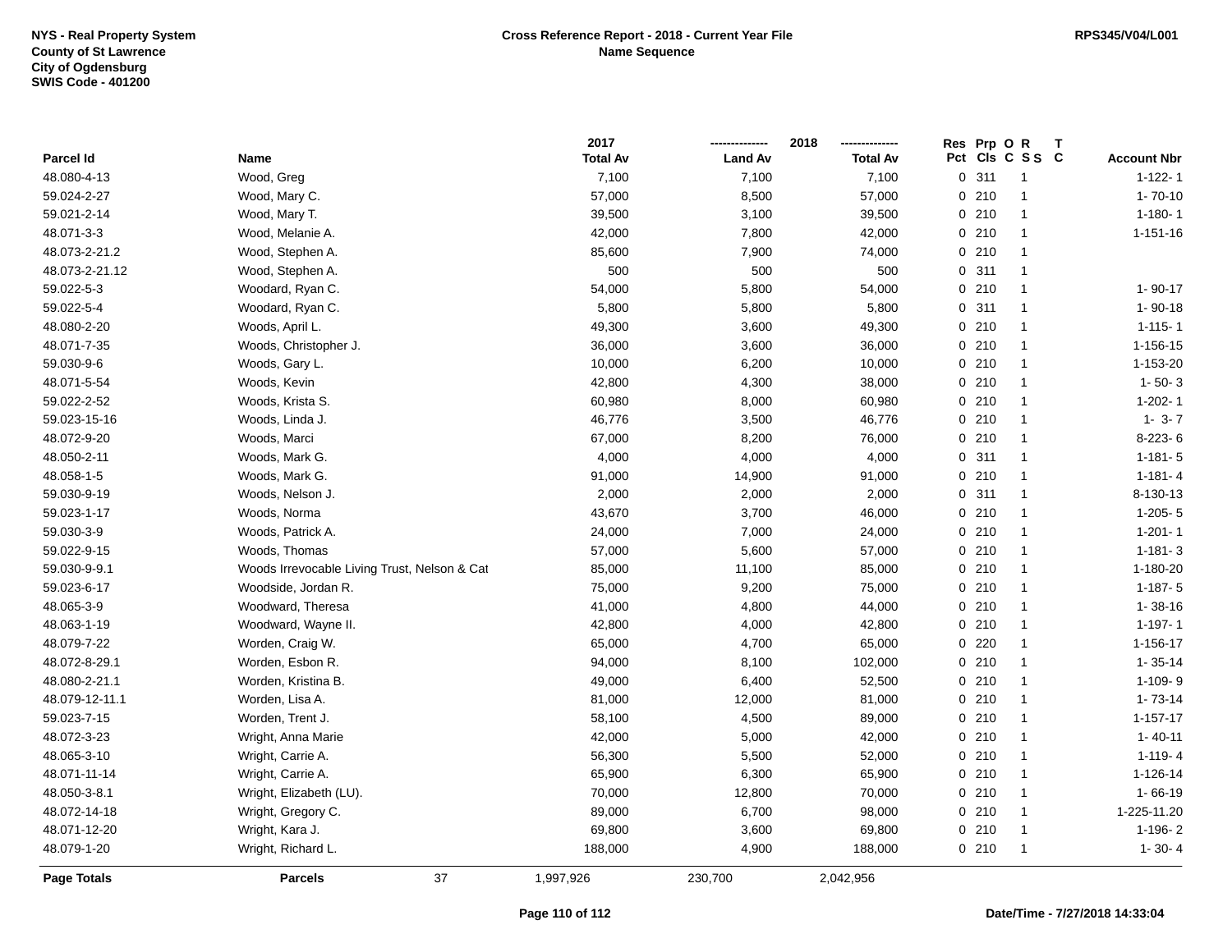**NYS - Real Property System**
**County of St Lawrence**
**City of Ogdensburg**
**SWIS Code - 401200**

**Cross Reference Report - 2018 - Current Year File**
**Name Sequence**

**RPS345/V04/L001**

| Parcel Id | Name | 2017 Total Av | 2018 Land Av | 2018 Total Av | Res Pct | Prp Cls | O C | R S S | T C | Account Nbr |
|---|---|---|---|---|---|---|---|---|---|---|
| 48.080-4-13 | Wood, Greg | 7,100 | 7,100 | 7,100 | 0 | 311 | | 1 | | 1-122- 1 |
| 59.024-2-27 | Wood, Mary C. | 57,000 | 8,500 | 57,000 | 0 | 210 | | 1 | | 1- 70-10 |
| 59.021-2-14 | Wood, Mary T. | 39,500 | 3,100 | 39,500 | 0 | 210 | | 1 | | 1-180- 1 |
| 48.071-3-3 | Wood, Melanie A. | 42,000 | 7,800 | 42,000 | 0 | 210 | | 1 | | 1-151-16 |
| 48.073-2-21.2 | Wood, Stephen A. | 85,600 | 7,900 | 74,000 | 0 | 210 | | 1 | | |
| 48.073-2-21.12 | Wood, Stephen A. | 500 | 500 | 500 | 0 | 311 | | 1 | | |
| 59.022-5-3 | Woodard, Ryan C. | 54,000 | 5,800 | 54,000 | 0 | 210 | | 1 | | 1- 90-17 |
| 59.022-5-4 | Woodard, Ryan C. | 5,800 | 5,800 | 5,800 | 0 | 311 | | 1 | | 1- 90-18 |
| 48.080-2-20 | Woods, April L. | 49,300 | 3,600 | 49,300 | 0 | 210 | | 1 | | 1-115- 1 |
| 48.071-7-35 | Woods, Christopher J. | 36,000 | 3,600 | 36,000 | 0 | 210 | | 1 | | 1-156-15 |
| 59.030-9-6 | Woods, Gary L. | 10,000 | 6,200 | 10,000 | 0 | 210 | | 1 | | 1-153-20 |
| 48.071-5-54 | Woods, Kevin | 42,800 | 4,300 | 38,000 | 0 | 210 | | 1 | | 1- 50- 3 |
| 59.022-2-52 | Woods, Krista S. | 60,980 | 8,000 | 60,980 | 0 | 210 | | 1 | | 1-202- 1 |
| 59.023-15-16 | Woods, Linda J. | 46,776 | 3,500 | 46,776 | 0 | 210 | | 1 | | 1- 3- 7 |
| 48.072-9-20 | Woods, Marci | 67,000 | 8,200 | 76,000 | 0 | 210 | | 1 | | 8-223- 6 |
| 48.050-2-11 | Woods, Mark G. | 4,000 | 4,000 | 4,000 | 0 | 311 | | 1 | | 1-181- 5 |
| 48.058-1-5 | Woods, Mark G. | 91,000 | 14,900 | 91,000 | 0 | 210 | | 1 | | 1-181- 4 |
| 59.030-9-19 | Woods, Nelson J. | 2,000 | 2,000 | 2,000 | 0 | 311 | | 1 | | 8-130-13 |
| 59.023-1-17 | Woods, Norma | 43,670 | 3,700 | 46,000 | 0 | 210 | | 1 | | 1-205- 5 |
| 59.030-3-9 | Woods, Patrick A. | 24,000 | 7,000 | 24,000 | 0 | 210 | | 1 | | 1-201- 1 |
| 59.022-9-15 | Woods, Thomas | 57,000 | 5,600 | 57,000 | 0 | 210 | | 1 | | 1-181- 3 |
| 59.030-9-9.1 | Woods Irrevocable Living Trust, Nelson & Cat | 85,000 | 11,100 | 85,000 | 0 | 210 | | 1 | | 1-180-20 |
| 59.023-6-17 | Woodside, Jordan R. | 75,000 | 9,200 | 75,000 | 0 | 210 | | 1 | | 1-187- 5 |
| 48.065-3-9 | Woodward, Theresa | 41,000 | 4,800 | 44,000 | 0 | 210 | | 1 | | 1- 38-16 |
| 48.063-1-19 | Woodward, Wayne II. | 42,800 | 4,000 | 42,800 | 0 | 210 | | 1 | | 1-197- 1 |
| 48.079-7-22 | Worden, Craig W. | 65,000 | 4,700 | 65,000 | 0 | 220 | | 1 | | 1-156-17 |
| 48.072-8-29.1 | Worden, Esbon R. | 94,000 | 8,100 | 102,000 | 0 | 210 | | 1 | | 1- 35-14 |
| 48.080-2-21.1 | Worden, Kristina B. | 49,000 | 6,400 | 52,500 | 0 | 210 | | 1 | | 1-109- 9 |
| 48.079-12-11.1 | Worden, Lisa A. | 81,000 | 12,000 | 81,000 | 0 | 210 | | 1 | | 1- 73-14 |
| 59.023-7-15 | Worden, Trent J. | 58,100 | 4,500 | 89,000 | 0 | 210 | | 1 | | 1-157-17 |
| 48.072-3-23 | Wright, Anna Marie | 42,000 | 5,000 | 42,000 | 0 | 210 | | 1 | | 1- 40-11 |
| 48.065-3-10 | Wright, Carrie A. | 56,300 | 5,500 | 52,000 | 0 | 210 | | 1 | | 1-119- 4 |
| 48.071-11-14 | Wright, Carrie A. | 65,900 | 6,300 | 65,900 | 0 | 210 | | 1 | | 1-126-14 |
| 48.050-3-8.1 | Wright, Elizabeth (LU). | 70,000 | 12,800 | 70,000 | 0 | 210 | | 1 | | 1- 66-19 |
| 48.072-14-18 | Wright, Gregory C. | 89,000 | 6,700 | 98,000 | 0 | 210 | | 1 | | 1-225-11.20 |
| 48.071-12-20 | Wright, Kara J. | 69,800 | 3,600 | 69,800 | 0 | 210 | | 1 | | 1-196- 2 |
| 48.079-1-20 | Wright, Richard L. | 188,000 | 4,900 | 188,000 | 0 | 210 | | 1 | | 1- 30- 4 |
| **Page Totals** | **Parcels** 37 | 1,997,926 | 230,700 | 2,042,956 | | | | | | |

**Date/Time - 7/27/2018 14:33:04**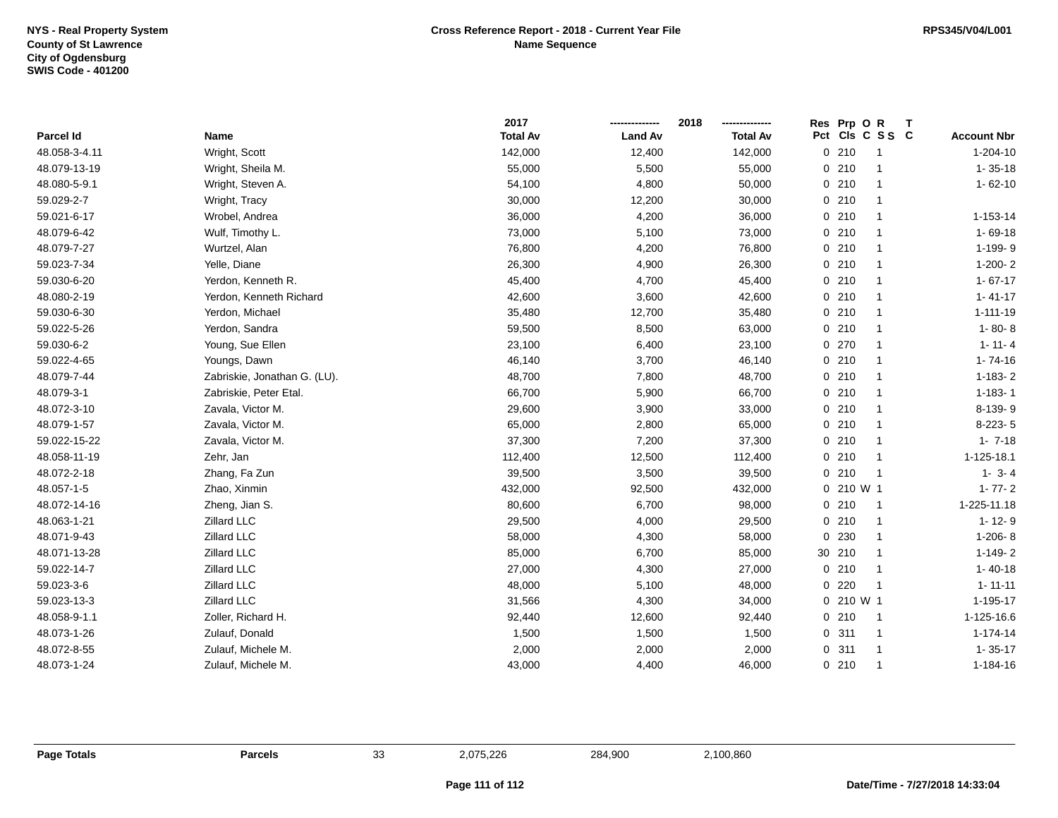NYS - Real Property System
County of St Lawrence
City of Ogdensburg
SWIS Code - 401200

**Cross Reference Report - 2018 - Current Year File**
**Name Sequence**

RPS345/V04/L001

| Parcel Id | Name | 2017 Total Av | 2018 Land Av | 2018 Total Av | Res Pct | Prp Cls | O C | R S S | T C | Account Nbr |
|---|---|---|---|---|---|---|---|---|---|---|
| 48.058-3-4.11 | Wright, Scott | 142,000 | 12,400 | 142,000 | 0 | 210 | | 1 | | 1-204-10 |
| 48.079-13-19 | Wright, Sheila M. | 55,000 | 5,500 | 55,000 | 0 | 210 | | 1 | | 1- 35-18 |
| 48.080-5-9.1 | Wright, Steven A. | 54,100 | 4,800 | 50,000 | 0 | 210 | | 1 | | 1- 62-10 |
| 59.029-2-7 | Wright, Tracy | 30,000 | 12,200 | 30,000 | 0 | 210 | | 1 | | |
| 59.021-6-17 | Wrobel, Andrea | 36,000 | 4,200 | 36,000 | 0 | 210 | | 1 | | 1-153-14 |
| 48.079-6-42 | Wulf, Timothy L. | 73,000 | 5,100 | 73,000 | 0 | 210 | | 1 | | 1- 69-18 |
| 48.079-7-27 | Wurtzel, Alan | 76,800 | 4,200 | 76,800 | 0 | 210 | | 1 | | 1-199- 9 |
| 59.023-7-34 | Yelle, Diane | 26,300 | 4,900 | 26,300 | 0 | 210 | | 1 | | 1-200- 2 |
| 59.030-6-20 | Yerdon, Kenneth R. | 45,400 | 4,700 | 45,400 | 0 | 210 | | 1 | | 1- 67-17 |
| 48.080-2-19 | Yerdon, Kenneth Richard | 42,600 | 3,600 | 42,600 | 0 | 210 | | 1 | | 1- 41-17 |
| 59.030-6-30 | Yerdon, Michael | 35,480 | 12,700 | 35,480 | 0 | 210 | | 1 | | 1-111-19 |
| 59.022-5-26 | Yerdon, Sandra | 59,500 | 8,500 | 63,000 | 0 | 210 | | 1 | | 1- 80- 8 |
| 59.030-6-2 | Young, Sue Ellen | 23,100 | 6,400 | 23,100 | 0 | 270 | | 1 | | 1- 11- 4 |
| 59.022-4-65 | Youngs, Dawn | 46,140 | 3,700 | 46,140 | 0 | 210 | | 1 | | 1- 74-16 |
| 48.079-7-44 | Zabriskie, Jonathan G. (LU). | 48,700 | 7,800 | 48,700 | 0 | 210 | | 1 | | 1-183- 2 |
| 48.079-3-1 | Zabriskie, Peter Etal. | 66,700 | 5,900 | 66,700 | 0 | 210 | | 1 | | 1-183- 1 |
| 48.072-3-10 | Zavala, Victor M. | 29,600 | 3,900 | 33,000 | 0 | 210 | | 1 | | 8-139- 9 |
| 48.079-1-57 | Zavala, Victor M. | 65,000 | 2,800 | 65,000 | 0 | 210 | | 1 | | 8-223- 5 |
| 59.022-15-22 | Zavala, Victor M. | 37,300 | 7,200 | 37,300 | 0 | 210 | | 1 | | 1- 7-18 |
| 48.058-11-19 | Zehr, Jan | 112,400 | 12,500 | 112,400 | 0 | 210 | | 1 | | 1-125-18.1 |
| 48.072-2-18 | Zhang, Fa Zun | 39,500 | 3,500 | 39,500 | 0 | 210 | | 1 | | 1- 3- 4 |
| 48.057-1-5 | Zhao, Xinmin | 432,000 | 92,500 | 432,000 | 0 | 210 | W | 1 | | 1- 77- 2 |
| 48.072-14-16 | Zheng, Jian S. | 80,600 | 6,700 | 98,000 | 0 | 210 | | 1 | | 1-225-11.18 |
| 48.063-1-21 | Zillard LLC | 29,500 | 4,000 | 29,500 | 0 | 210 | | 1 | | 1- 12- 9 |
| 48.071-9-43 | Zillard LLC | 58,000 | 4,300 | 58,000 | 0 | 230 | | 1 | | 1-206- 8 |
| 48.071-13-28 | Zillard LLC | 85,000 | 6,700 | 85,000 | 30 | 210 | | 1 | | 1-149- 2 |
| 59.022-14-7 | Zillard LLC | 27,000 | 4,300 | 27,000 | 0 | 210 | | 1 | | 1- 40-18 |
| 59.023-3-6 | Zillard LLC | 48,000 | 5,100 | 48,000 | 0 | 220 | | 1 | | 1- 11-11 |
| 59.023-13-3 | Zillard LLC | 31,566 | 4,300 | 34,000 | 0 | 210 | W | 1 | | 1-195-17 |
| 48.058-9-1.1 | Zoller, Richard H. | 92,440 | 12,600 | 92,440 | 0 | 210 | | 1 | | 1-125-16.6 |
| 48.073-1-26 | Zulauf, Donald | 1,500 | 1,500 | 1,500 | 0 | 311 | | 1 | | 1-174-14 |
| 48.072-8-55 | Zulauf, Michele M. | 2,000 | 2,000 | 2,000 | 0 | 311 | | 1 | | 1- 35-17 |
| 48.073-1-24 | Zulauf, Michele M. | 43,000 | 4,400 | 46,000 | 0 | 210 | | 1 | | 1-184-16 |

| Page Totals | Parcels | 33 | 2,075,226 | 284,900 | 2,100,860 |
|---|---|---|---|---|---|

Date/Time - 7/27/2018 14:33:04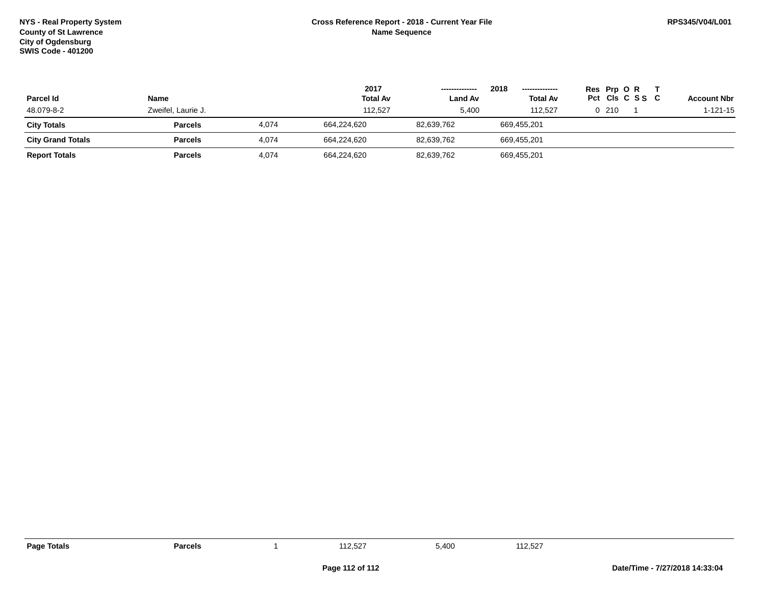NYS - Real Property System
County of St Lawrence
City of Ogdensburg
SWIS Code - 401200

**Cross Reference Report - 2018 - Current Year File**
**Name Sequence**

RPS345/V04/L001

| Parcel Id | Name | | 2017 Total Av | 2018 Land Av | 2018 Total Av | Res Pct | Prp Cls | O C | R S S | T C | Account Nbr |
|---|---|---|---|---|---|---|---|---|---|---|---|
| 48.079-8-2 | Zweifel, Laurie J. | | 112,527 | 5,400 | 112,527 | 0 | 210 | | 1 | | 1-121-15 |
| **City Totals** | **Parcels** | 4,074 | 664,224,620 | 82,639,762 | 669,455,201 | | | | | | |
| **City Grand Totals** | **Parcels** | 4,074 | 664,224,620 | 82,639,762 | 669,455,201 | | | | | | |
| **Report Totals** | **Parcels** | 4,074 | 664,224,620 | 82,639,762 | 669,455,201 | | | | | | |

| | | | | | |
|---|---|---|---|---|---|
| **Page Totals** | **Parcels** | 1 | 112,527 | 5,400 | 112,527 |

Date/Time - 7/27/2018 14:33:04